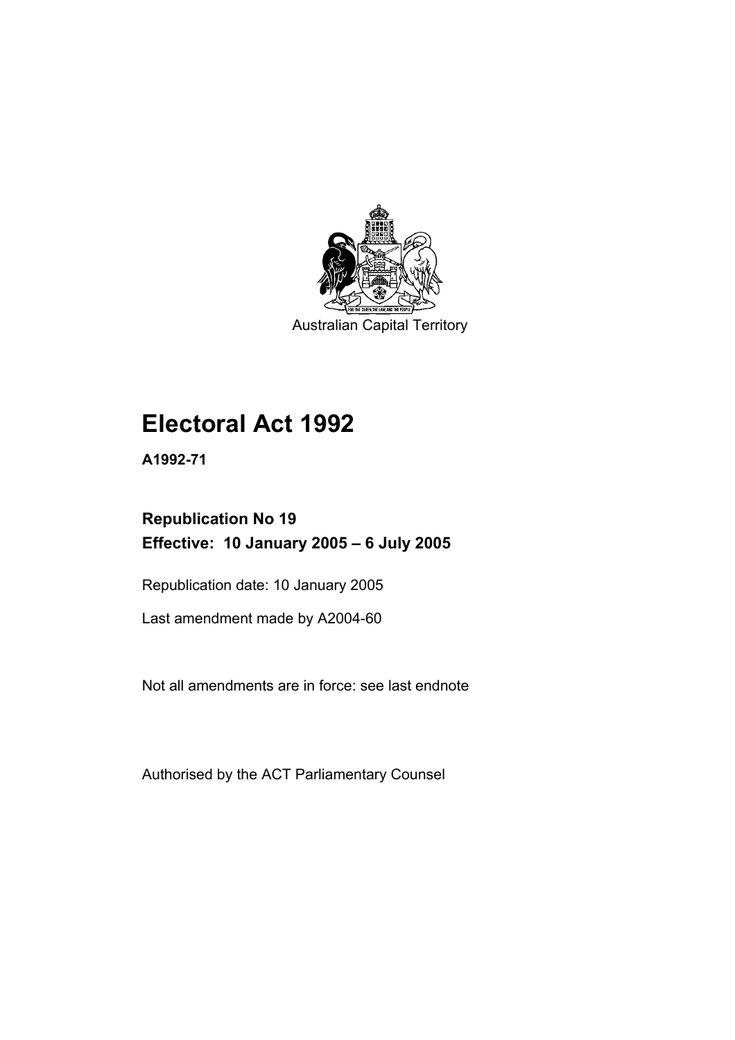Australian Capital Territory

# Electoral Act 1992

**A1992-71**

## Republication No 19
## Effective: 10 January 2005 – 6 July 2005

Republication date: 10 January 2005

Last amendment made by A2004-60

Not all amendments are in force: see last endnote

Authorised by the ACT Parliamentary Counsel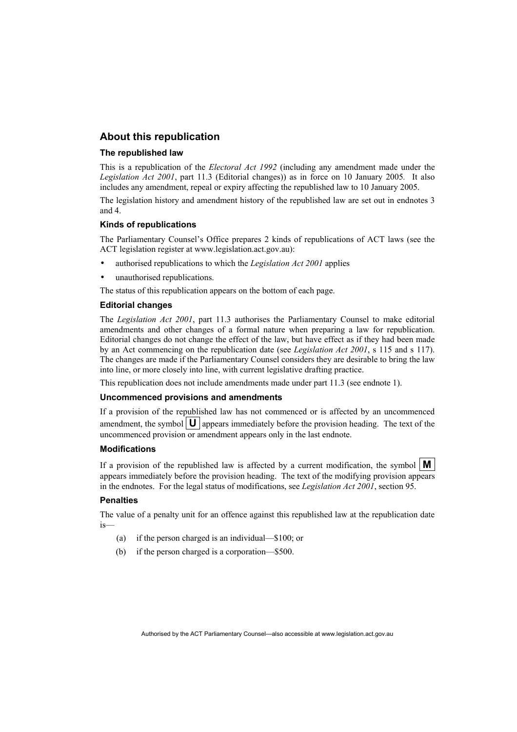## About this republication

### The republished law

This is a republication of the *Electoral Act 1992* (including any amendment made under the *Legislation Act 2001*, part 11.3 (Editorial changes)) as in force on 10 January 2005*.* It also includes any amendment, repeal or expiry affecting the republished law to 10 January 2005.

The legislation history and amendment history of the republished law are set out in endnotes 3 and 4.

### Kinds of republications

The Parliamentary Counsel's Office prepares 2 kinds of republications of ACT laws (see the ACT legislation register at www.legislation.act.gov.au):

- authorised republications to which the *Legislation Act 2001* applies
- unauthorised republications.

The status of this republication appears on the bottom of each page.

### Editorial changes

The *Legislation Act 2001*, part 11.3 authorises the Parliamentary Counsel to make editorial amendments and other changes of a formal nature when preparing a law for republication. Editorial changes do not change the effect of the law, but have effect as if they had been made by an Act commencing on the republication date (see *Legislation Act 2001*, s 115 and s 117). The changes are made if the Parliamentary Counsel considers they are desirable to bring the law into line, or more closely into line, with current legislative drafting practice.

This republication does not include amendments made under part 11.3 (see endnote 1).

### Uncommenced provisions and amendments

If a provision of the republished law has not commenced or is affected by an uncommenced amendment, the symbol **U** appears immediately before the provision heading. The text of the uncommenced provision or amendment appears only in the last endnote.

### Modifications

If a provision of the republished law is affected by a current modification, the symbol **M** appears immediately before the provision heading. The text of the modifying provision appears in the endnotes. For the legal status of modifications, see *Legislation Act 2001*, section 95.

### Penalties

The value of a penalty unit for an offence against this republished law at the republication date is—

(a) if the person charged is an individual—$100; or

(b) if the person charged is a corporation—$500.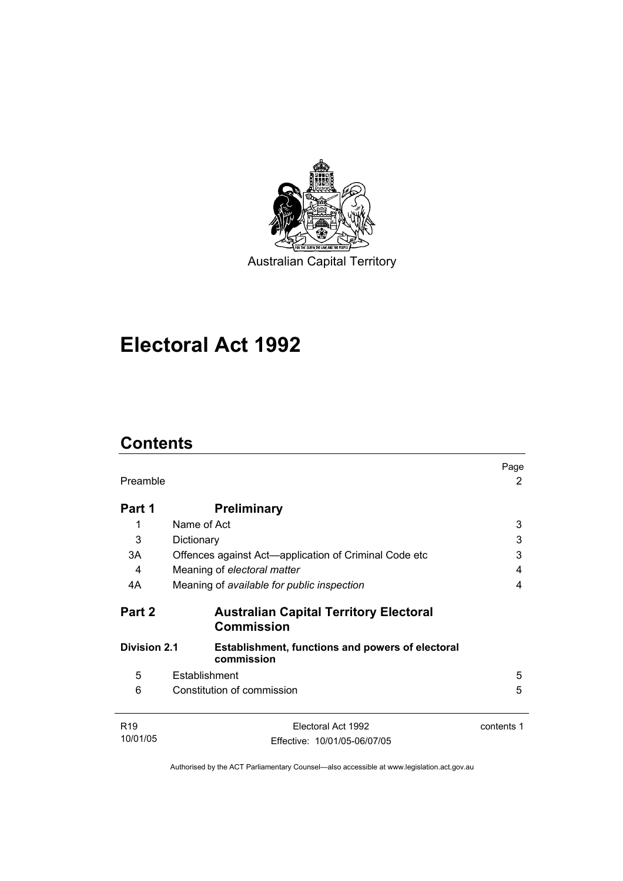Australian Capital Territory

# Electoral Act 1992

## Contents

| | | Page |
|---|---|---|
| Preamble | | 2 |
| **Part 1** | **Preliminary** | |
| 1 | Name of Act | 3 |
| 3 | Dictionary | 3 |
| 3A | Offences against Act—application of Criminal Code etc | 3 |
| 4 | Meaning of *electoral matter* | 4 |
| 4A | Meaning of *available for public inspection* | 4 |
| **Part 2** | **Australian Capital Territory Electoral Commission** | |
| **Division 2.1** | **Establishment, functions and powers of electoral commission** | |
| 5 | Establishment | 5 |
| 6 | Constitution of commission | 5 |

Authorised by the ACT Parliamentary Counsel—also accessible at www.legislation.act.gov.au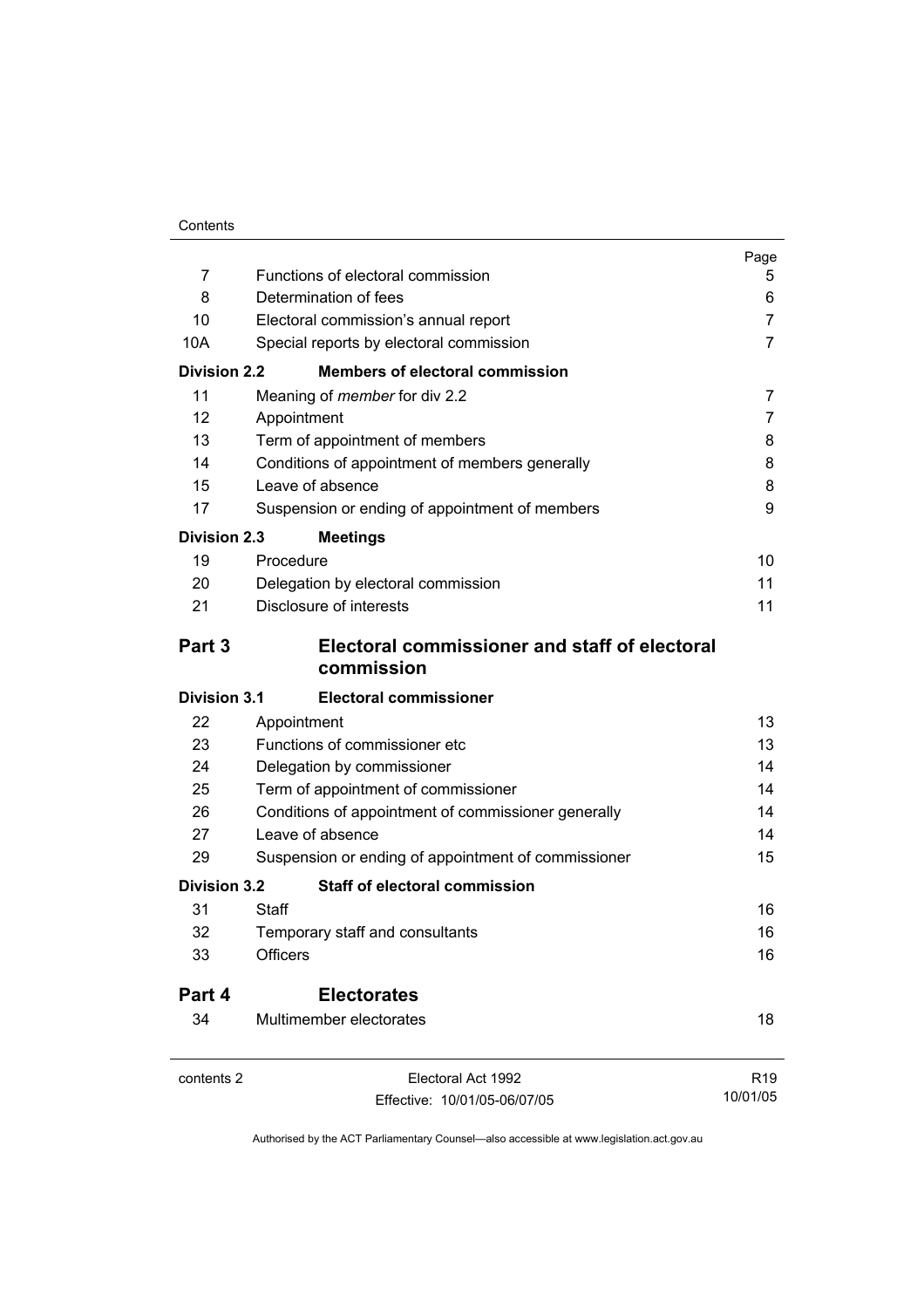| | | Page |
|---|---|---|
| 7 | Functions of electoral commission | 5 |
| 8 | Determination of fees | 6 |
| 10 | Electoral commission's annual report | 7 |
| 10A | Special reports by electoral commission | 7 |
| **Division 2.2** | **Members of electoral commission** | |
| 11 | Meaning of *member* for div 2.2 | 7 |
| 12 | Appointment | 7 |
| 13 | Term of appointment of members | 8 |
| 14 | Conditions of appointment of members generally | 8 |
| 15 | Leave of absence | 8 |
| 17 | Suspension or ending of appointment of members | 9 |
| **Division 2.3** | **Meetings** | |
| 19 | Procedure | 10 |
| 20 | Delegation by electoral commission | 11 |
| 21 | Disclosure of interests | 11 |
| **Part 3** | **Electoral commissioner and staff of electoral commission** | |
| **Division 3.1** | **Electoral commissioner** | |
| 22 | Appointment | 13 |
| 23 | Functions of commissioner etc | 13 |
| 24 | Delegation by commissioner | 14 |
| 25 | Term of appointment of commissioner | 14 |
| 26 | Conditions of appointment of commissioner generally | 14 |
| 27 | Leave of absence | 14 |
| 29 | Suspension or ending of appointment of commissioner | 15 |
| **Division 3.2** | **Staff of electoral commission** | |
| 31 | Staff | 16 |
| 32 | Temporary staff and consultants | 16 |
| 33 | Officers | 16 |
| **Part 4** | **Electorates** | |
| 34 | Multimember electorates | 18 |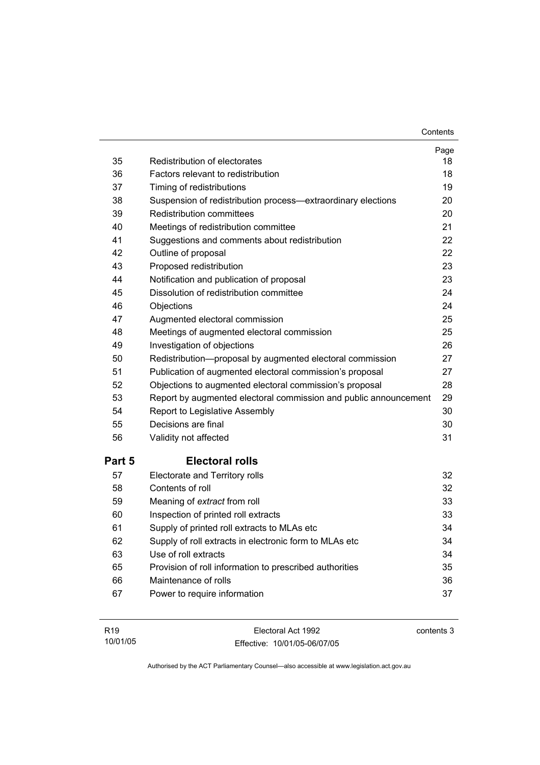| | | Page |
|---|---|---|
| 35 | Redistribution of electorates | 18 |
| 36 | Factors relevant to redistribution | 18 |
| 37 | Timing of redistributions | 19 |
| 38 | Suspension of redistribution process—extraordinary elections | 20 |
| 39 | Redistribution committees | 20 |
| 40 | Meetings of redistribution committee | 21 |
| 41 | Suggestions and comments about redistribution | 22 |
| 42 | Outline of proposal | 22 |
| 43 | Proposed redistribution | 23 |
| 44 | Notification and publication of proposal | 23 |
| 45 | Dissolution of redistribution committee | 24 |
| 46 | Objections | 24 |
| 47 | Augmented electoral commission | 25 |
| 48 | Meetings of augmented electoral commission | 25 |
| 49 | Investigation of objections | 26 |
| 50 | Redistribution—proposal by augmented electoral commission | 27 |
| 51 | Publication of augmented electoral commission's proposal | 27 |
| 52 | Objections to augmented electoral commission's proposal | 28 |
| 53 | Report by augmented electoral commission and public announcement | 29 |
| 54 | Report to Legislative Assembly | 30 |
| 55 | Decisions are final | 30 |
| 56 | Validity not affected | 31 |

## Part 5 Electoral rolls

| | | |
|---|---|---|
| 57 | Electorate and Territory rolls | 32 |
| 58 | Contents of roll | 32 |
| 59 | Meaning of *extract* from roll | 33 |
| 60 | Inspection of printed roll extracts | 33 |
| 61 | Supply of printed roll extracts to MLAs etc | 34 |
| 62 | Supply of roll extracts in electronic form to MLAs etc | 34 |
| 63 | Use of roll extracts | 34 |
| 65 | Provision of roll information to prescribed authorities | 35 |
| 66 | Maintenance of rolls | 36 |
| 67 | Power to require information | 37 |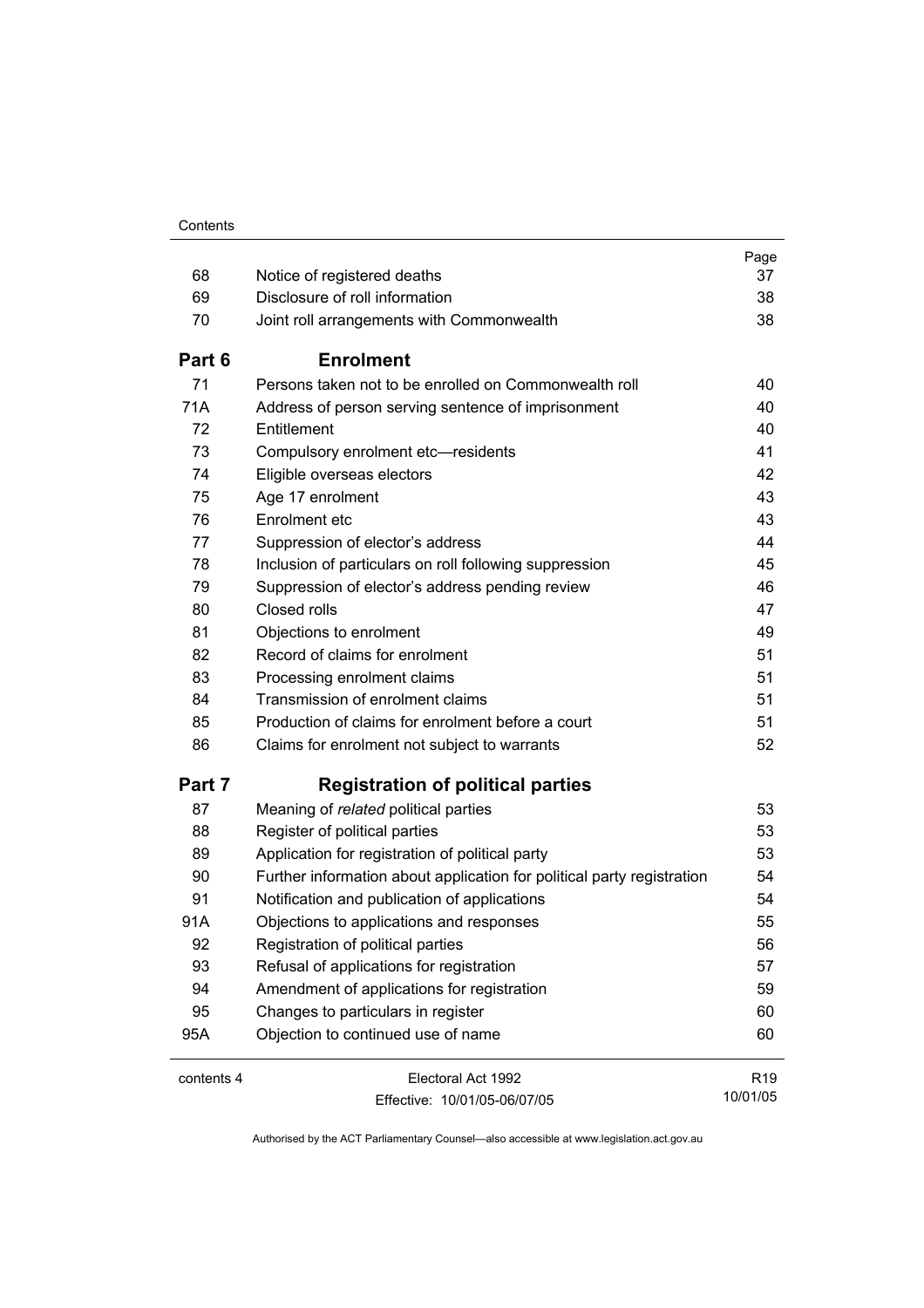| | | Page |
|---|---|---|
| 68 | Notice of registered deaths | 37 |
| 69 | Disclosure of roll information | 38 |
| 70 | Joint roll arrangements with Commonwealth | 38 |
| **Part 6** | **Enrolment** | |
| 71 | Persons taken not to be enrolled on Commonwealth roll | 40 |
| 71A | Address of person serving sentence of imprisonment | 40 |
| 72 | Entitlement | 40 |
| 73 | Compulsory enrolment etc—residents | 41 |
| 74 | Eligible overseas electors | 42 |
| 75 | Age 17 enrolment | 43 |
| 76 | Enrolment etc | 43 |
| 77 | Suppression of elector's address | 44 |
| 78 | Inclusion of particulars on roll following suppression | 45 |
| 79 | Suppression of elector's address pending review | 46 |
| 80 | Closed rolls | 47 |
| 81 | Objections to enrolment | 49 |
| 82 | Record of claims for enrolment | 51 |
| 83 | Processing enrolment claims | 51 |
| 84 | Transmission of enrolment claims | 51 |
| 85 | Production of claims for enrolment before a court | 51 |
| 86 | Claims for enrolment not subject to warrants | 52 |
| **Part 7** | **Registration of political parties** | |
| 87 | Meaning of *related* political parties | 53 |
| 88 | Register of political parties | 53 |
| 89 | Application for registration of political party | 53 |
| 90 | Further information about application for political party registration | 54 |
| 91 | Notification and publication of applications | 54 |
| 91A | Objections to applications and responses | 55 |
| 92 | Registration of political parties | 56 |
| 93 | Refusal of applications for registration | 57 |
| 94 | Amendment of applications for registration | 59 |
| 95 | Changes to particulars in register | 60 |
| 95A | Objection to continued use of name | 60 |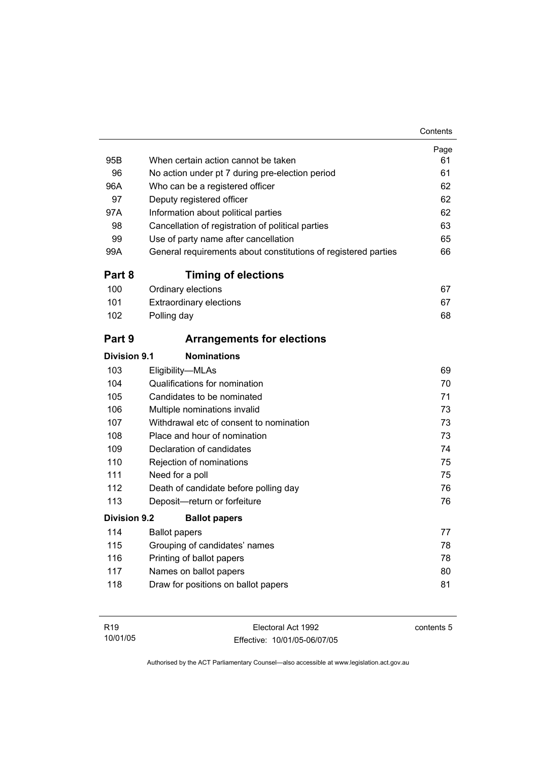| | | Page |
|---|---|---|
| 95B | When certain action cannot be taken | 61 |
| 96 | No action under pt 7 during pre-election period | 61 |
| 96A | Who can be a registered officer | 62 |
| 97 | Deputy registered officer | 62 |
| 97A | Information about political parties | 62 |
| 98 | Cancellation of registration of political parties | 63 |
| 99 | Use of party name after cancellation | 65 |
| 99A | General requirements about constitutions of registered parties | 66 |

## Part 8 Timing of elections

| | | |
|---|---|---|
| 100 | Ordinary elections | 67 |
| 101 | Extraordinary elections | 67 |
| 102 | Polling day | 68 |

## Part 9 Arrangements for elections

### Division 9.1 Nominations

| | | |
|---|---|---|
| 103 | Eligibility—MLAs | 69 |
| 104 | Qualifications for nomination | 70 |
| 105 | Candidates to be nominated | 71 |
| 106 | Multiple nominations invalid | 73 |
| 107 | Withdrawal etc of consent to nomination | 73 |
| 108 | Place and hour of nomination | 73 |
| 109 | Declaration of candidates | 74 |
| 110 | Rejection of nominations | 75 |
| 111 | Need for a poll | 75 |
| 112 | Death of candidate before polling day | 76 |
| 113 | Deposit—return or forfeiture | 76 |

### Division 9.2 Ballot papers

| | | |
|---|---|---|
| 114 | Ballot papers | 77 |
| 115 | Grouping of candidates' names | 78 |
| 116 | Printing of ballot papers | 78 |
| 117 | Names on ballot papers | 80 |
| 118 | Draw for positions on ballot papers | 81 |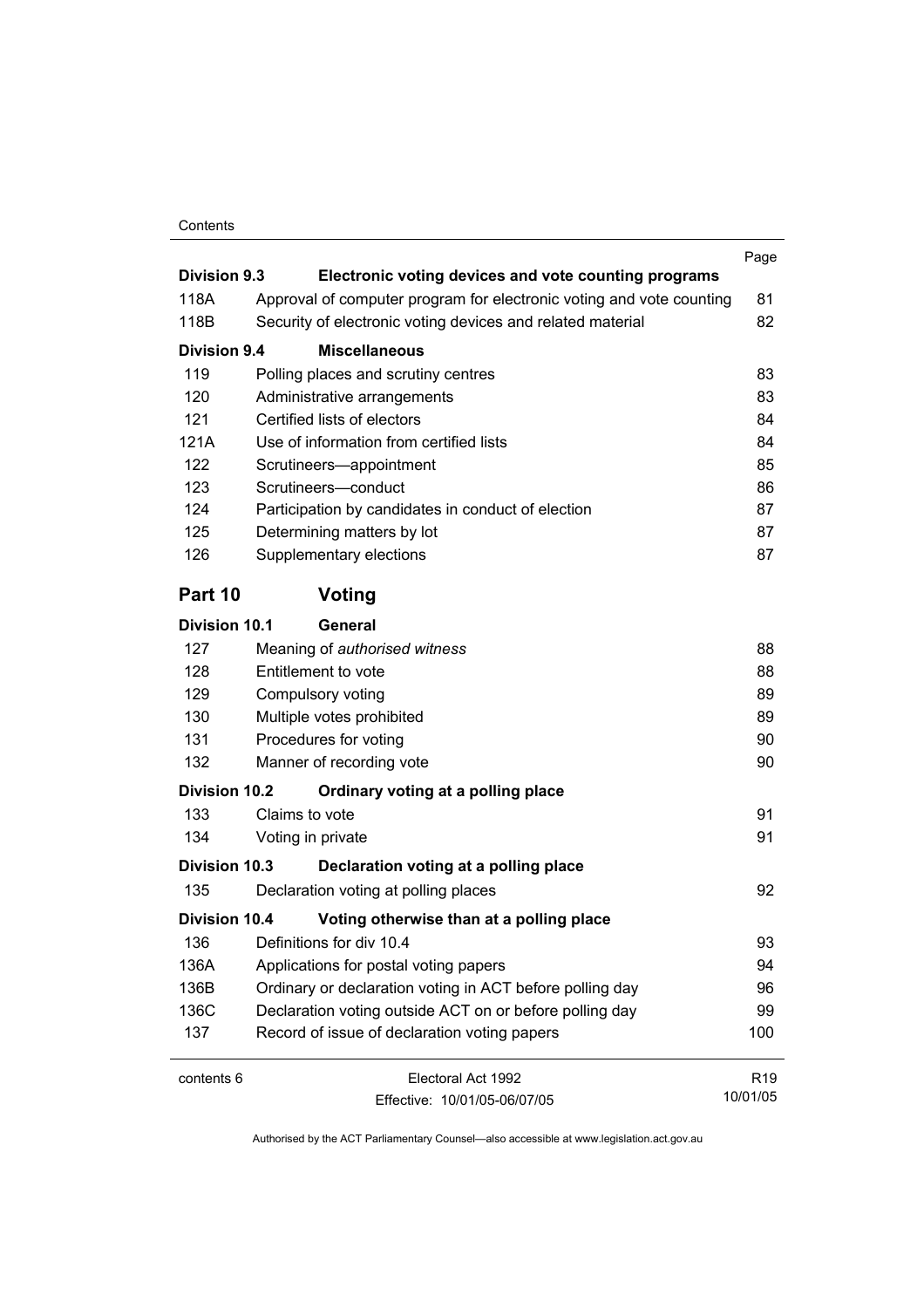| | | Page |
|---|---|---|
| **Division 9.3** | **Electronic voting devices and vote counting programs** | |
| 118A | Approval of computer program for electronic voting and vote counting | 81 |
| 118B | Security of electronic voting devices and related material | 82 |
| **Division 9.4** | **Miscellaneous** | |
| 119 | Polling places and scrutiny centres | 83 |
| 120 | Administrative arrangements | 83 |
| 121 | Certified lists of electors | 84 |
| 121A | Use of information from certified lists | 84 |
| 122 | Scrutineers—appointment | 85 |
| 123 | Scrutineers—conduct | 86 |
| 124 | Participation by candidates in conduct of election | 87 |
| 125 | Determining matters by lot | 87 |
| 126 | Supplementary elections | 87 |

## Part 10 Voting

| | | |
|---|---|---|
| **Division 10.1** | **General** | |
| 127 | Meaning of *authorised witness* | 88 |
| 128 | Entitlement to vote | 88 |
| 129 | Compulsory voting | 89 |
| 130 | Multiple votes prohibited | 89 |
| 131 | Procedures for voting | 90 |
| 132 | Manner of recording vote | 90 |
| **Division 10.2** | **Ordinary voting at a polling place** | |
| 133 | Claims to vote | 91 |
| 134 | Voting in private | 91 |
| **Division 10.3** | **Declaration voting at a polling place** | |
| 135 | Declaration voting at polling places | 92 |
| **Division 10.4** | **Voting otherwise than at a polling place** | |
| 136 | Definitions for div 10.4 | 93 |
| 136A | Applications for postal voting papers | 94 |
| 136B | Ordinary or declaration voting in ACT before polling day | 96 |
| 136C | Declaration voting outside ACT on or before polling day | 99 |
| 137 | Record of issue of declaration voting papers | 100 |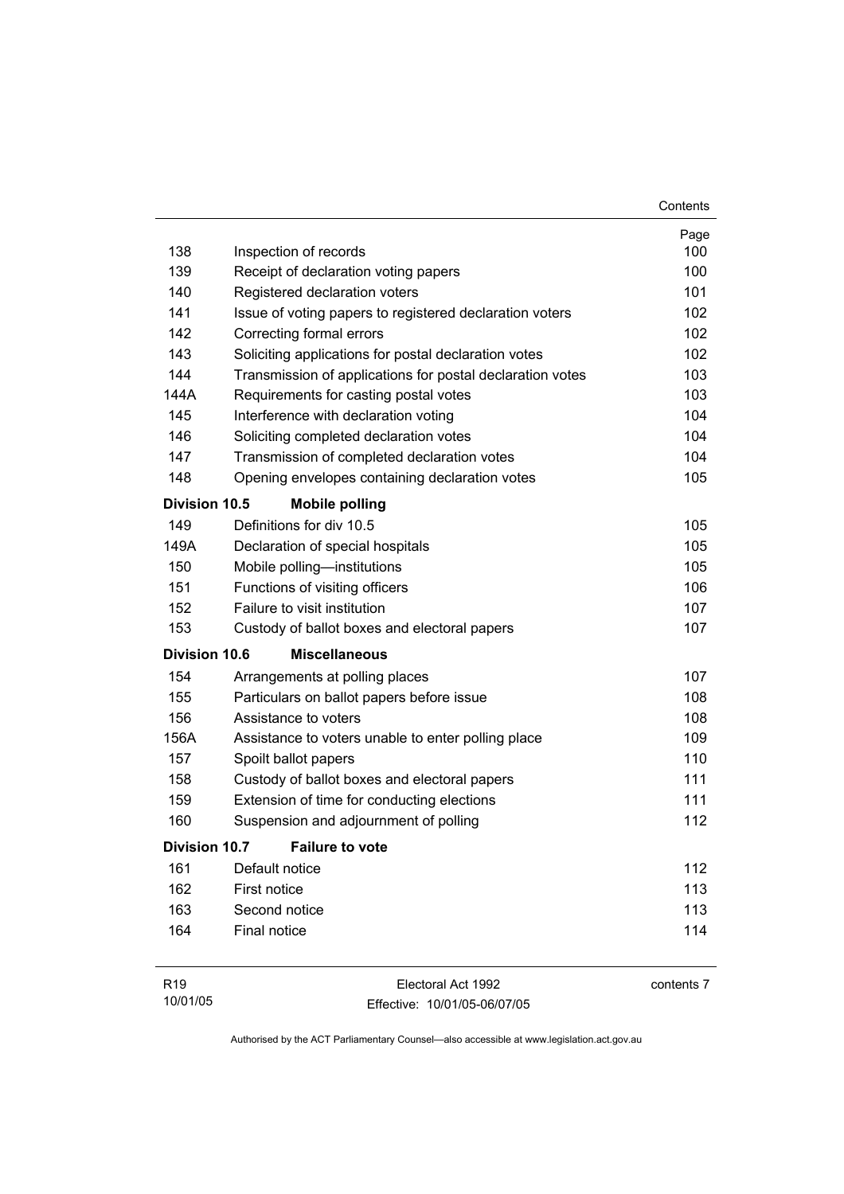| | | Page |
|---|---|---|
| 138 | Inspection of records | 100 |
| 139 | Receipt of declaration voting papers | 100 |
| 140 | Registered declaration voters | 101 |
| 141 | Issue of voting papers to registered declaration voters | 102 |
| 142 | Correcting formal errors | 102 |
| 143 | Soliciting applications for postal declaration votes | 102 |
| 144 | Transmission of applications for postal declaration votes | 103 |
| 144A | Requirements for casting postal votes | 103 |
| 145 | Interference with declaration voting | 104 |
| 146 | Soliciting completed declaration votes | 104 |
| 147 | Transmission of completed declaration votes | 104 |
| 148 | Opening envelopes containing declaration votes | 105 |
| **Division 10.5** | **Mobile polling** | |
| 149 | Definitions for div 10.5 | 105 |
| 149A | Declaration of special hospitals | 105 |
| 150 | Mobile polling—institutions | 105 |
| 151 | Functions of visiting officers | 106 |
| 152 | Failure to visit institution | 107 |
| 153 | Custody of ballot boxes and electoral papers | 107 |
| **Division 10.6** | **Miscellaneous** | |
| 154 | Arrangements at polling places | 107 |
| 155 | Particulars on ballot papers before issue | 108 |
| 156 | Assistance to voters | 108 |
| 156A | Assistance to voters unable to enter polling place | 109 |
| 157 | Spoilt ballot papers | 110 |
| 158 | Custody of ballot boxes and electoral papers | 111 |
| 159 | Extension of time for conducting elections | 111 |
| 160 | Suspension and adjournment of polling | 112 |
| **Division 10.7** | **Failure to vote** | |
| 161 | Default notice | 112 |
| 162 | First notice | 113 |
| 163 | Second notice | 113 |
| 164 | Final notice | 114 |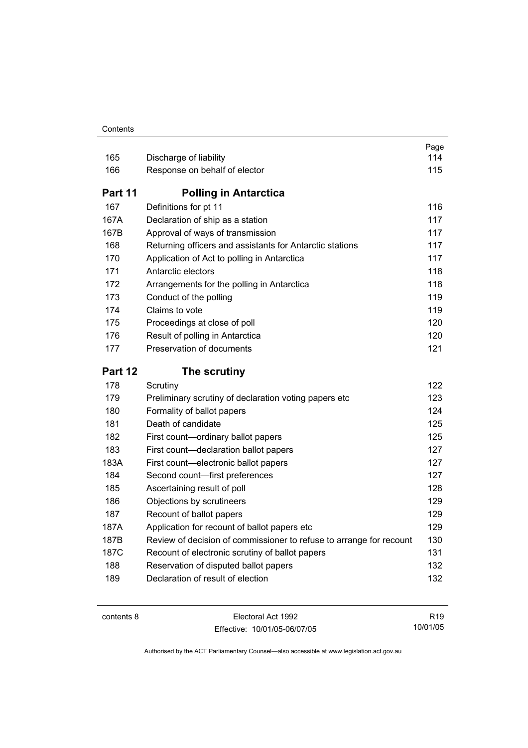| | | Page |
|---|---|---|
| 165 | Discharge of liability | 114 |
| 166 | Response on behalf of elector | 115 |

## Part 11 Polling in Antarctica

| | | |
|---|---|---|
| 167 | Definitions for pt 11 | 116 |
| 167A | Declaration of ship as a station | 117 |
| 167B | Approval of ways of transmission | 117 |
| 168 | Returning officers and assistants for Antarctic stations | 117 |
| 170 | Application of Act to polling in Antarctica | 117 |
| 171 | Antarctic electors | 118 |
| 172 | Arrangements for the polling in Antarctica | 118 |
| 173 | Conduct of the polling | 119 |
| 174 | Claims to vote | 119 |
| 175 | Proceedings at close of poll | 120 |
| 176 | Result of polling in Antarctica | 120 |
| 177 | Preservation of documents | 121 |

## Part 12 The scrutiny

| | | |
|---|---|---|
| 178 | Scrutiny | 122 |
| 179 | Preliminary scrutiny of declaration voting papers etc | 123 |
| 180 | Formality of ballot papers | 124 |
| 181 | Death of candidate | 125 |
| 182 | First count—ordinary ballot papers | 125 |
| 183 | First count—declaration ballot papers | 127 |
| 183A | First count—electronic ballot papers | 127 |
| 184 | Second count—first preferences | 127 |
| 185 | Ascertaining result of poll | 128 |
| 186 | Objections by scrutineers | 129 |
| 187 | Recount of ballot papers | 129 |
| 187A | Application for recount of ballot papers etc | 129 |
| 187B | Review of decision of commissioner to refuse to arrange for recount | 130 |
| 187C | Recount of electronic scrutiny of ballot papers | 131 |
| 188 | Reservation of disputed ballot papers | 132 |
| 189 | Declaration of result of election | 132 |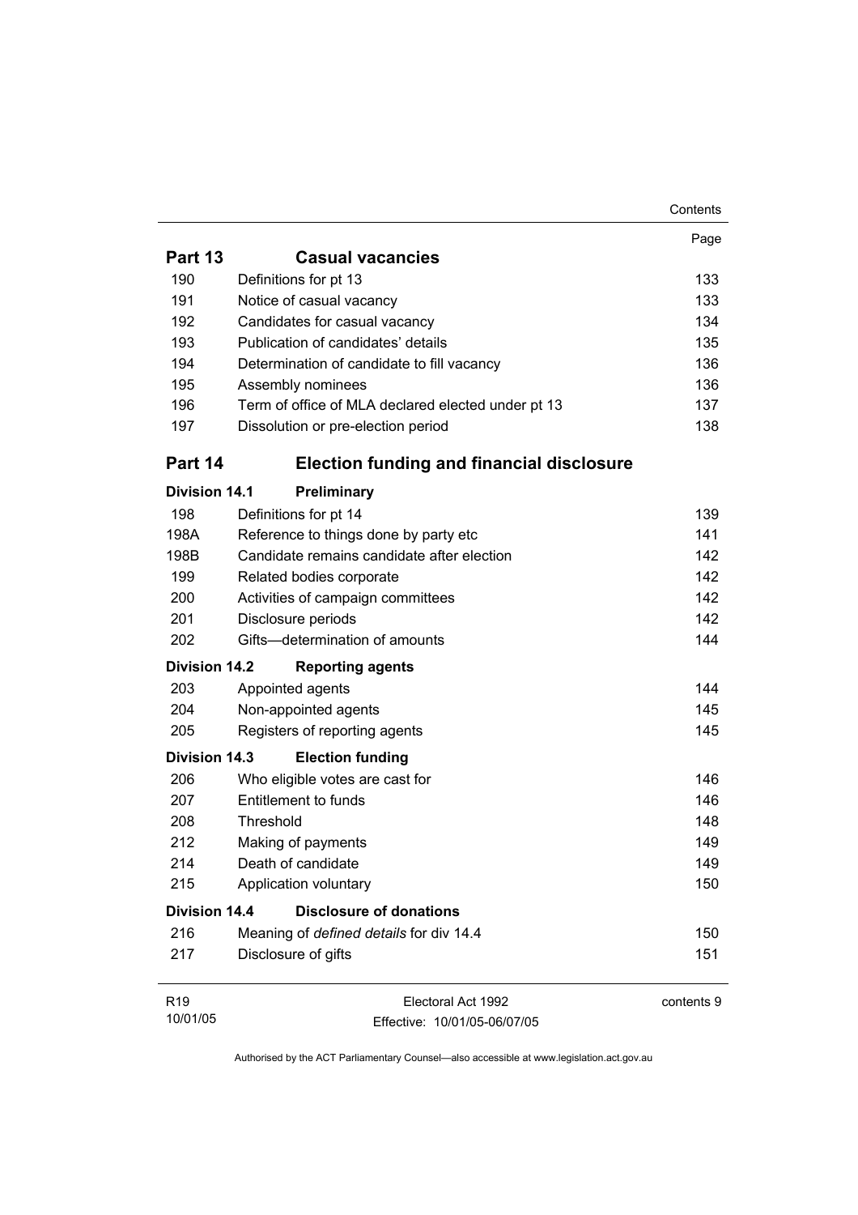| | | Page |
|---|---|---|
| **Part 13** | **Casual vacancies** | |
| 190 | Definitions for pt 13 | 133 |
| 191 | Notice of casual vacancy | 133 |
| 192 | Candidates for casual vacancy | 134 |
| 193 | Publication of candidates' details | 135 |
| 194 | Determination of candidate to fill vacancy | 136 |
| 195 | Assembly nominees | 136 |
| 196 | Term of office of MLA declared elected under pt 13 | 137 |
| 197 | Dissolution or pre-election period | 138 |
| **Part 14** | **Election funding and financial disclosure** | |
| **Division 14.1** | **Preliminary** | |
| 198 | Definitions for pt 14 | 139 |
| 198A | Reference to things done by party etc | 141 |
| 198B | Candidate remains candidate after election | 142 |
| 199 | Related bodies corporate | 142 |
| 200 | Activities of campaign committees | 142 |
| 201 | Disclosure periods | 142 |
| 202 | Gifts—determination of amounts | 144 |
| **Division 14.2** | **Reporting agents** | |
| 203 | Appointed agents | 144 |
| 204 | Non-appointed agents | 145 |
| 205 | Registers of reporting agents | 145 |
| **Division 14.3** | **Election funding** | |
| 206 | Who eligible votes are cast for | 146 |
| 207 | Entitlement to funds | 146 |
| 208 | Threshold | 148 |
| 212 | Making of payments | 149 |
| 214 | Death of candidate | 149 |
| 215 | Application voluntary | 150 |
| **Division 14.4** | **Disclosure of donations** | |
| 216 | Meaning of *defined details* for div 14.4 | 150 |
| 217 | Disclosure of gifts | 151 |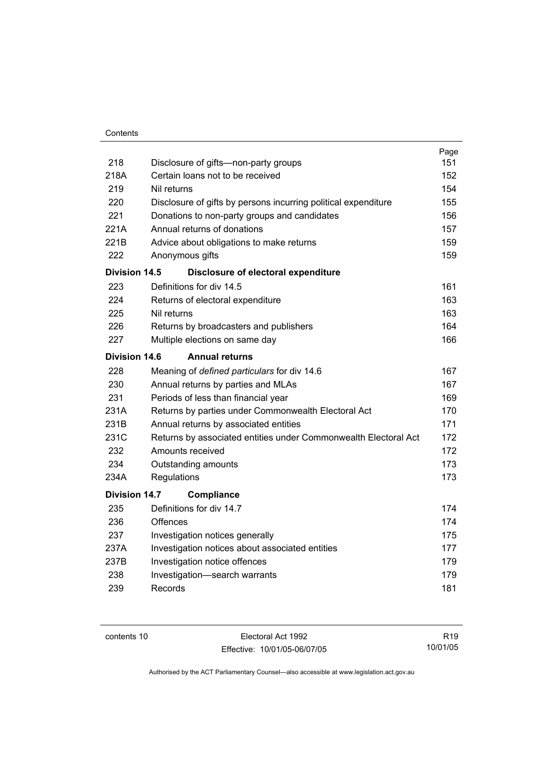| | | Page |
|---|---|---|
| 218 | Disclosure of gifts—non-party groups | 151 |
| 218A | Certain loans not to be received | 152 |
| 219 | Nil returns | 154 |
| 220 | Disclosure of gifts by persons incurring political expenditure | 155 |
| 221 | Donations to non-party groups and candidates | 156 |
| 221A | Annual returns of donations | 157 |
| 221B | Advice about obligations to make returns | 159 |
| 222 | Anonymous gifts | 159 |
| **Division 14.5** | **Disclosure of electoral expenditure** | |
| 223 | Definitions for div 14.5 | 161 |
| 224 | Returns of electoral expenditure | 163 |
| 225 | Nil returns | 163 |
| 226 | Returns by broadcasters and publishers | 164 |
| 227 | Multiple elections on same day | 166 |
| **Division 14.6** | **Annual returns** | |
| 228 | Meaning of *defined particulars* for div 14.6 | 167 |
| 230 | Annual returns by parties and MLAs | 167 |
| 231 | Periods of less than financial year | 169 |
| 231A | Returns by parties under Commonwealth Electoral Act | 170 |
| 231B | Annual returns by associated entities | 171 |
| 231C | Returns by associated entities under Commonwealth Electoral Act | 172 |
| 232 | Amounts received | 172 |
| 234 | Outstanding amounts | 173 |
| 234A | Regulations | 173 |
| **Division 14.7** | **Compliance** | |
| 235 | Definitions for div 14.7 | 174 |
| 236 | Offences | 174 |
| 237 | Investigation notices generally | 175 |
| 237A | Investigation notices about associated entities | 177 |
| 237B | Investigation notice offences | 179 |
| 238 | Investigation—search warrants | 179 |
| 239 | Records | 181 |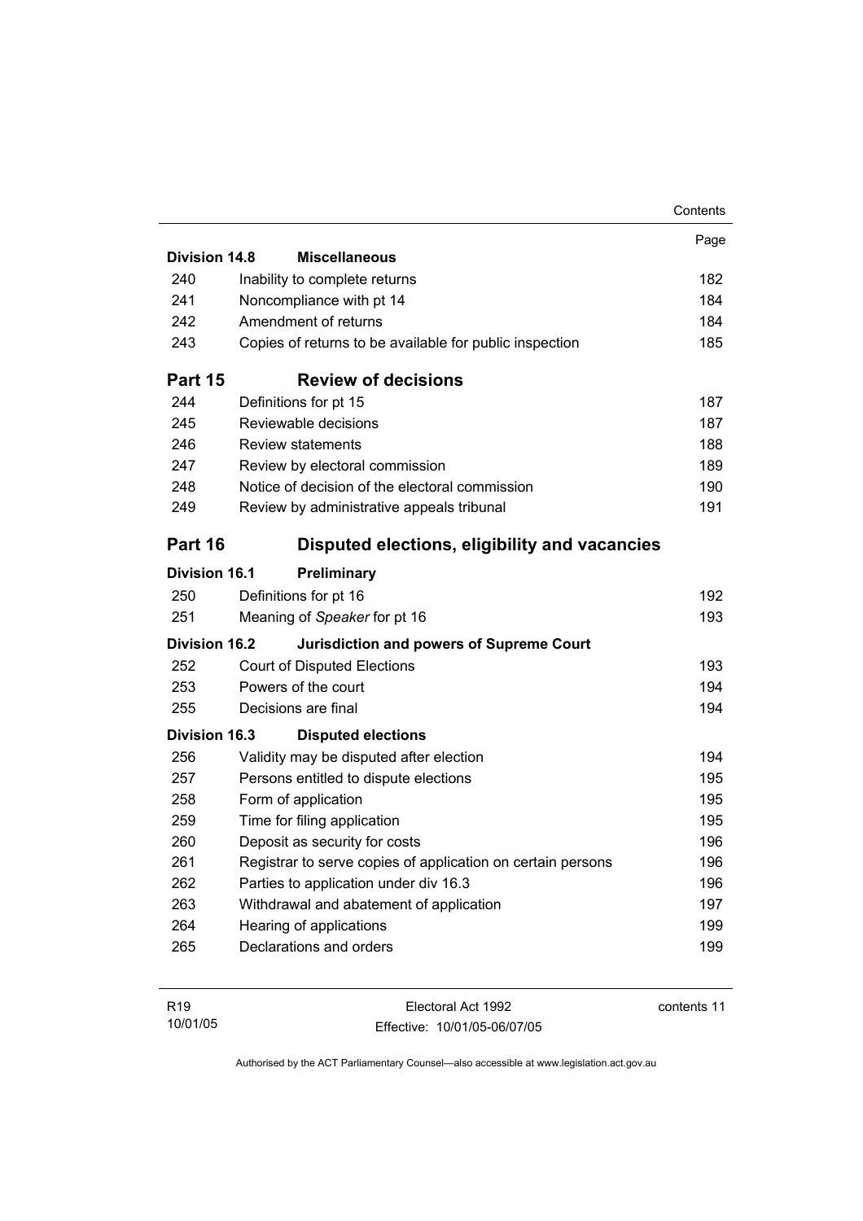| | | Page |
|---|---|---|
| **Division 14.8** | **Miscellaneous** | |
| 240 | Inability to complete returns | 182 |
| 241 | Noncompliance with pt 14 | 184 |
| 242 | Amendment of returns | 184 |
| 243 | Copies of returns to be available for public inspection | 185 |
| **Part 15** | **Review of decisions** | |
| 244 | Definitions for pt 15 | 187 |
| 245 | Reviewable decisions | 187 |
| 246 | Review statements | 188 |
| 247 | Review by electoral commission | 189 |
| 248 | Notice of decision of the electoral commission | 190 |
| 249 | Review by administrative appeals tribunal | 191 |
| **Part 16** | **Disputed elections, eligibility and vacancies** | |
| **Division 16.1** | **Preliminary** | |
| 250 | Definitions for pt 16 | 192 |
| 251 | Meaning of *Speaker* for pt 16 | 193 |
| **Division 16.2** | **Jurisdiction and powers of Supreme Court** | |
| 252 | Court of Disputed Elections | 193 |
| 253 | Powers of the court | 194 |
| 255 | Decisions are final | 194 |
| **Division 16.3** | **Disputed elections** | |
| 256 | Validity may be disputed after election | 194 |
| 257 | Persons entitled to dispute elections | 195 |
| 258 | Form of application | 195 |
| 259 | Time for filing application | 195 |
| 260 | Deposit as security for costs | 196 |
| 261 | Registrar to serve copies of application on certain persons | 196 |
| 262 | Parties to application under div 16.3 | 196 |
| 263 | Withdrawal and abatement of application | 197 |
| 264 | Hearing of applications | 199 |
| 265 | Declarations and orders | 199 |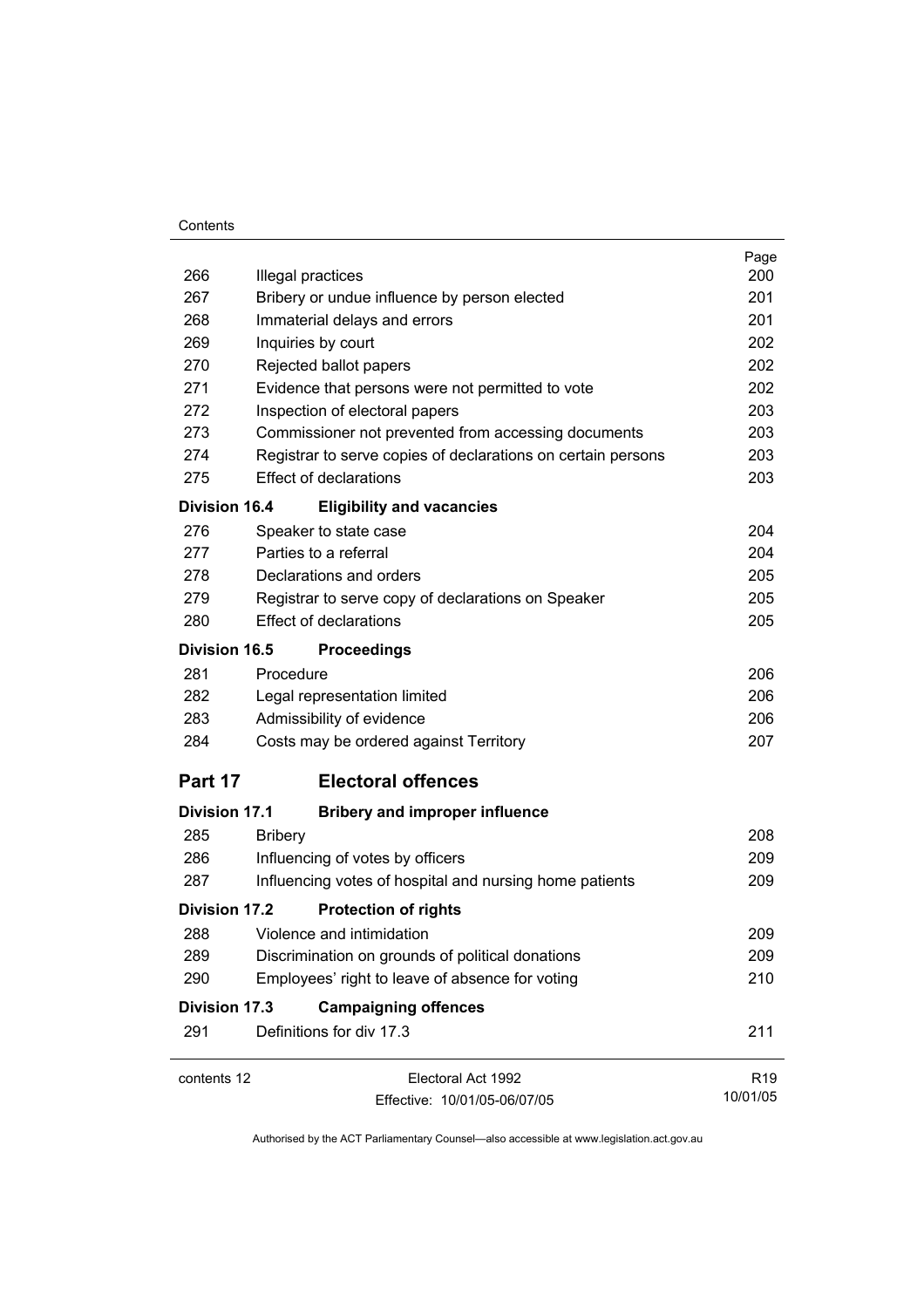| | | Page |
|---|---|---|
| 266 | Illegal practices | 200 |
| 267 | Bribery or undue influence by person elected | 201 |
| 268 | Immaterial delays and errors | 201 |
| 269 | Inquiries by court | 202 |
| 270 | Rejected ballot papers | 202 |
| 271 | Evidence that persons were not permitted to vote | 202 |
| 272 | Inspection of electoral papers | 203 |
| 273 | Commissioner not prevented from accessing documents | 203 |
| 274 | Registrar to serve copies of declarations on certain persons | 203 |
| 275 | Effect of declarations | 203 |
| **Division 16.4** | **Eligibility and vacancies** | |
| 276 | Speaker to state case | 204 |
| 277 | Parties to a referral | 204 |
| 278 | Declarations and orders | 205 |
| 279 | Registrar to serve copy of declarations on Speaker | 205 |
| 280 | Effect of declarations | 205 |
| **Division 16.5** | **Proceedings** | |
| 281 | Procedure | 206 |
| 282 | Legal representation limited | 206 |
| 283 | Admissibility of evidence | 206 |
| 284 | Costs may be ordered against Territory | 207 |
| **Part 17** | **Electoral offences** | |
| **Division 17.1** | **Bribery and improper influence** | |
| 285 | Bribery | 208 |
| 286 | Influencing of votes by officers | 209 |
| 287 | Influencing votes of hospital and nursing home patients | 209 |
| **Division 17.2** | **Protection of rights** | |
| 288 | Violence and intimidation | 209 |
| 289 | Discrimination on grounds of political donations | 209 |
| 290 | Employees' right to leave of absence for voting | 210 |
| **Division 17.3** | **Campaigning offences** | |
| 291 | Definitions for div 17.3 | 211 |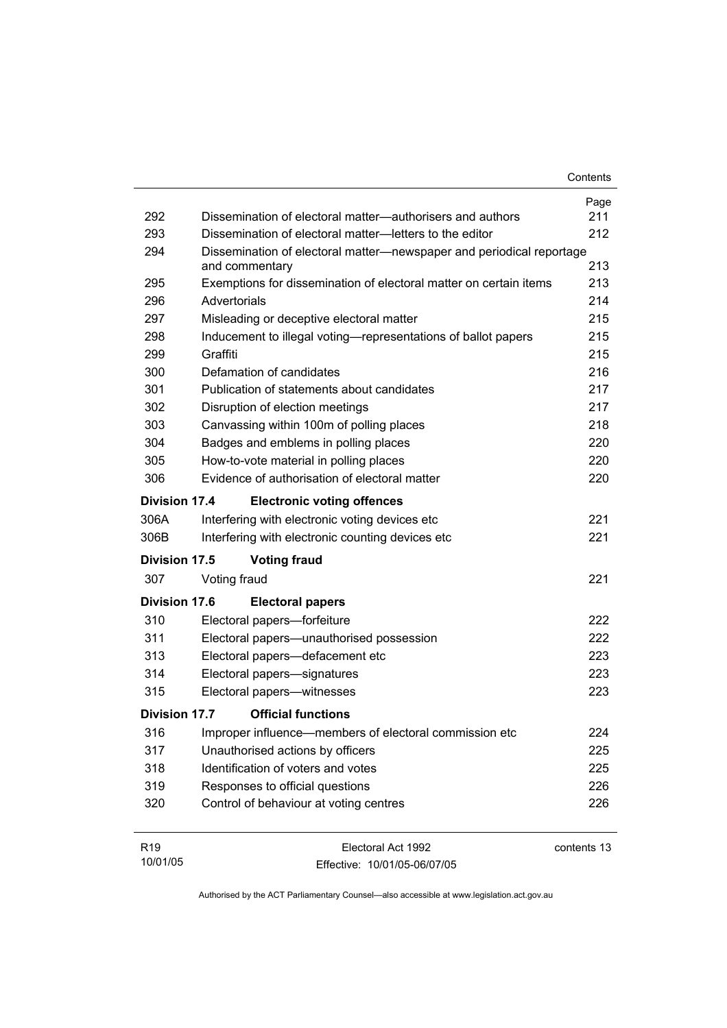| | | Page |
|---|---|---|
| 292 | Dissemination of electoral matter—authorisers and authors | 211 |
| 293 | Dissemination of electoral matter—letters to the editor | 212 |
| 294 | Dissemination of electoral matter—newspaper and periodical reportage and commentary | 213 |
| 295 | Exemptions for dissemination of electoral matter on certain items | 213 |
| 296 | Advertorials | 214 |
| 297 | Misleading or deceptive electoral matter | 215 |
| 298 | Inducement to illegal voting—representations of ballot papers | 215 |
| 299 | Graffiti | 215 |
| 300 | Defamation of candidates | 216 |
| 301 | Publication of statements about candidates | 217 |
| 302 | Disruption of election meetings | 217 |
| 303 | Canvassing within 100m of polling places | 218 |
| 304 | Badges and emblems in polling places | 220 |
| 305 | How-to-vote material in polling places | 220 |
| 306 | Evidence of authorisation of electoral matter | 220 |
| **Division 17.4** | **Electronic voting offences** | |
| 306A | Interfering with electronic voting devices etc | 221 |
| 306B | Interfering with electronic counting devices etc | 221 |
| **Division 17.5** | **Voting fraud** | |
| 307 | Voting fraud | 221 |
| **Division 17.6** | **Electoral papers** | |
| 310 | Electoral papers—forfeiture | 222 |
| 311 | Electoral papers—unauthorised possession | 222 |
| 313 | Electoral papers—defacement etc | 223 |
| 314 | Electoral papers—signatures | 223 |
| 315 | Electoral papers—witnesses | 223 |
| **Division 17.7** | **Official functions** | |
| 316 | Improper influence—members of electoral commission etc | 224 |
| 317 | Unauthorised actions by officers | 225 |
| 318 | Identification of voters and votes | 225 |
| 319 | Responses to official questions | 226 |
| 320 | Control of behaviour at voting centres | 226 |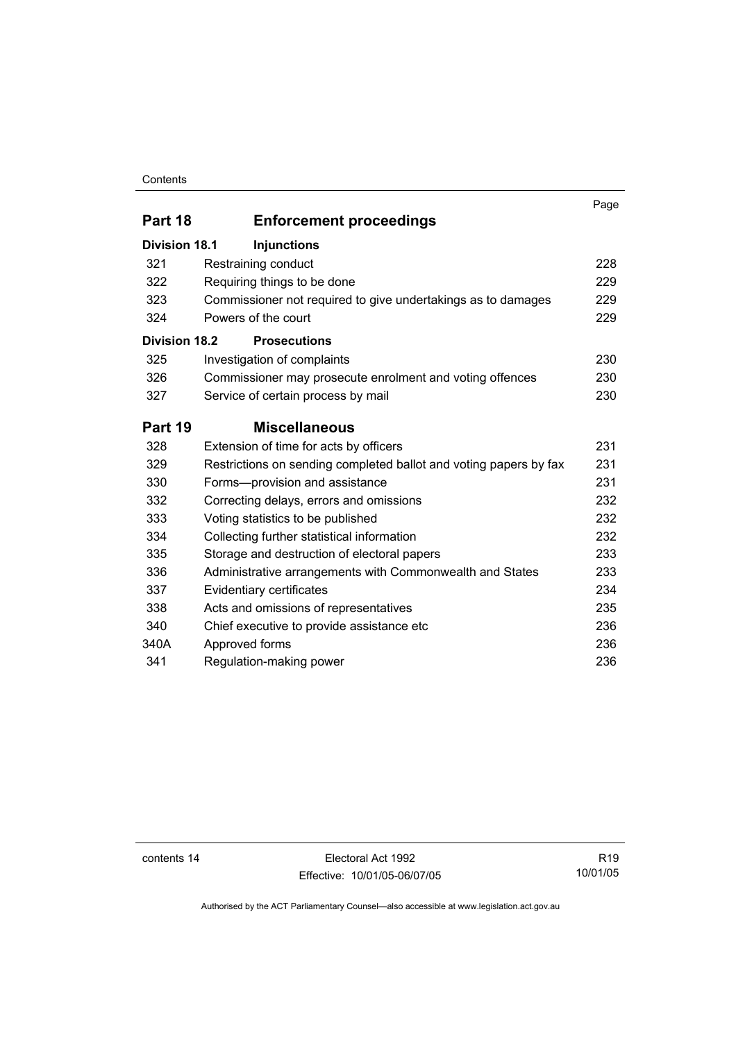| | | Page |
|---|---|---|
| **Part 18** | **Enforcement proceedings** | |
| **Division 18.1** | **Injunctions** | |
| 321 | Restraining conduct | 228 |
| 322 | Requiring things to be done | 229 |
| 323 | Commissioner not required to give undertakings as to damages | 229 |
| 324 | Powers of the court | 229 |
| **Division 18.2** | **Prosecutions** | |
| 325 | Investigation of complaints | 230 |
| 326 | Commissioner may prosecute enrolment and voting offences | 230 |
| 327 | Service of certain process by mail | 230 |
| **Part 19** | **Miscellaneous** | |
| 328 | Extension of time for acts by officers | 231 |
| 329 | Restrictions on sending completed ballot and voting papers by fax | 231 |
| 330 | Forms—provision and assistance | 231 |
| 332 | Correcting delays, errors and omissions | 232 |
| 333 | Voting statistics to be published | 232 |
| 334 | Collecting further statistical information | 232 |
| 335 | Storage and destruction of electoral papers | 233 |
| 336 | Administrative arrangements with Commonwealth and States | 233 |
| 337 | Evidentiary certificates | 234 |
| 338 | Acts and omissions of representatives | 235 |
| 340 | Chief executive to provide assistance etc | 236 |
| 340A | Approved forms | 236 |
| 341 | Regulation-making power | 236 |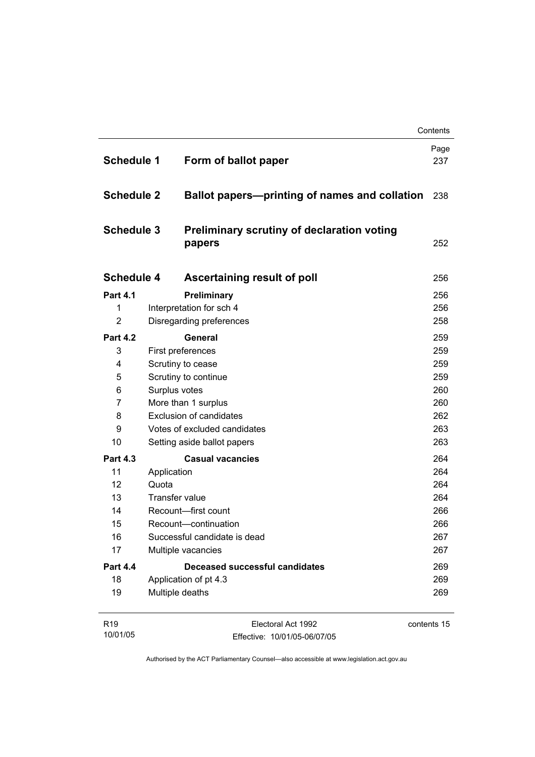| | | Page |
|---|---|---|
| **Schedule 1** | **Form of ballot paper** | 237 |
| **Schedule 2** | **Ballot papers—printing of names and collation** | 238 |
| **Schedule 3** | **Preliminary scrutiny of declaration voting papers** | 252 |
| **Schedule 4** | **Ascertaining result of poll** | 256 |
| **Part 4.1** | **Preliminary** | 256 |
| 1 | Interpretation for sch 4 | 256 |
| 2 | Disregarding preferences | 258 |
| **Part 4.2** | **General** | 259 |
| 3 | First preferences | 259 |
| 4 | Scrutiny to cease | 259 |
| 5 | Scrutiny to continue | 259 |
| 6 | Surplus votes | 260 |
| 7 | More than 1 surplus | 260 |
| 8 | Exclusion of candidates | 262 |
| 9 | Votes of excluded candidates | 263 |
| 10 | Setting aside ballot papers | 263 |
| **Part 4.3** | **Casual vacancies** | 264 |
| 11 | Application | 264 |
| 12 | Quota | 264 |
| 13 | Transfer value | 264 |
| 14 | Recount—first count | 266 |
| 15 | Recount—continuation | 266 |
| 16 | Successful candidate is dead | 267 |
| 17 | Multiple vacancies | 267 |
| **Part 4.4** | **Deceased successful candidates** | 269 |
| 18 | Application of pt 4.3 | 269 |
| 19 | Multiple deaths | 269 |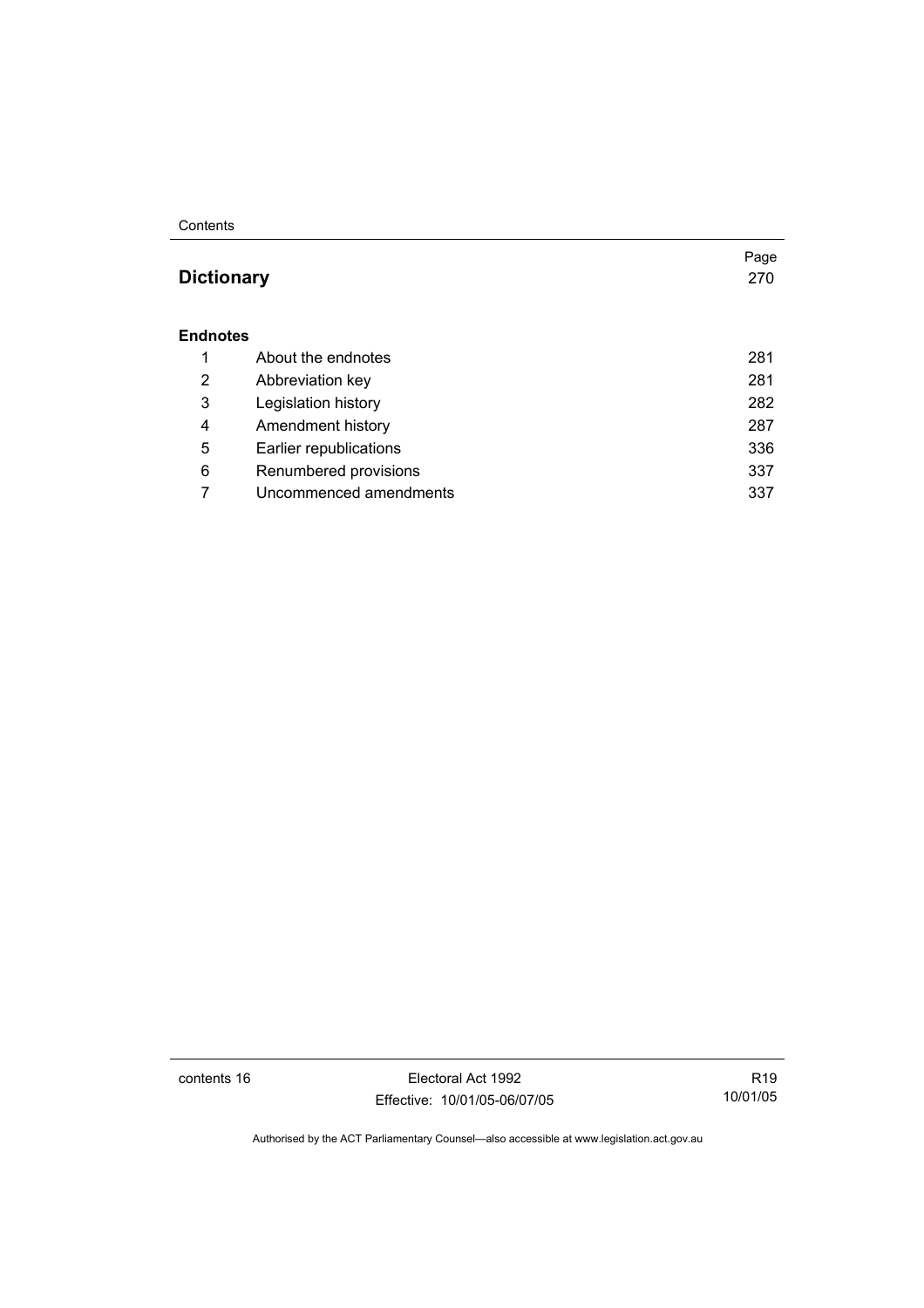| | | Page |
|---|---|---|
| **Dictionary** | | 270 |
| **Endnotes** | | |
| 1 | About the endnotes | 281 |
| 2 | Abbreviation key | 281 |
| 3 | Legislation history | 282 |
| 4 | Amendment history | 287 |
| 5 | Earlier republications | 336 |
| 6 | Renumbered provisions | 337 |
| 7 | Uncommenced amendments | 337 |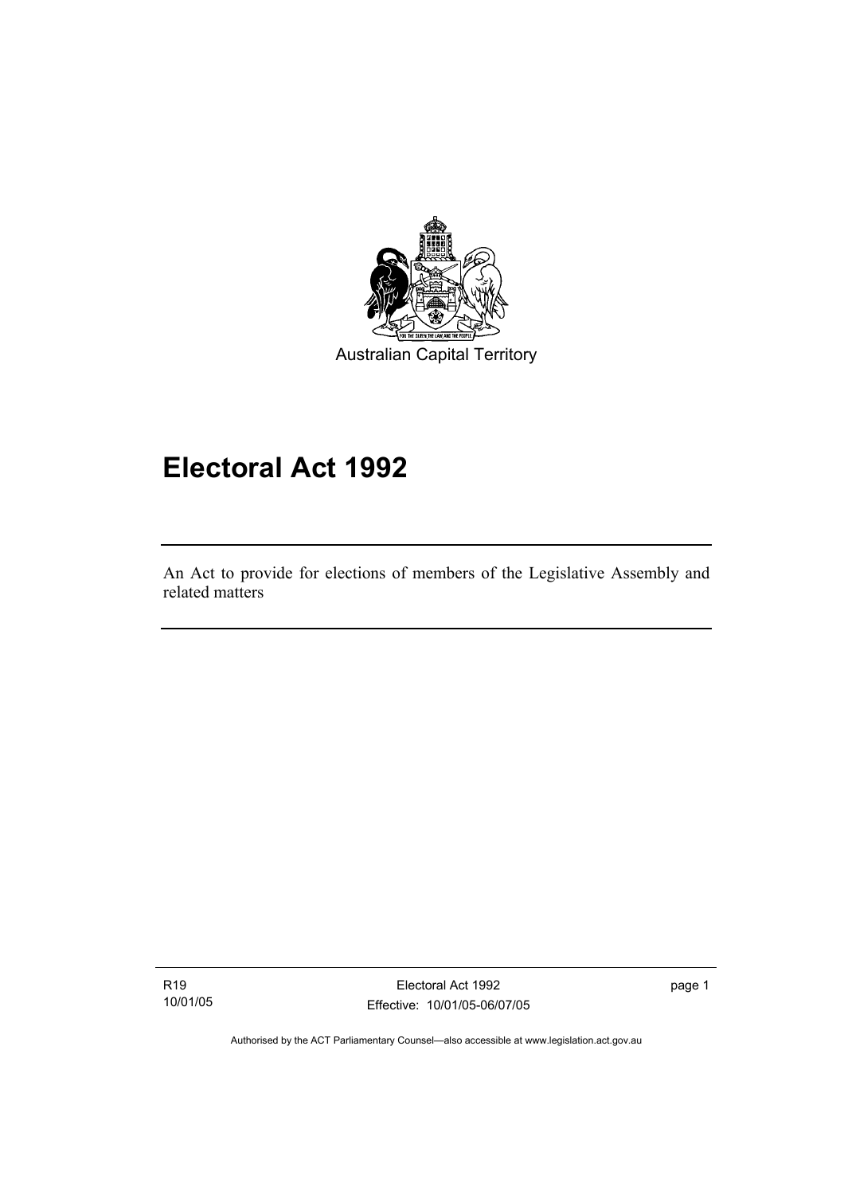Australian Capital Territory

# Electoral Act 1992

An Act to provide for elections of members of the Legislative Assembly and related matters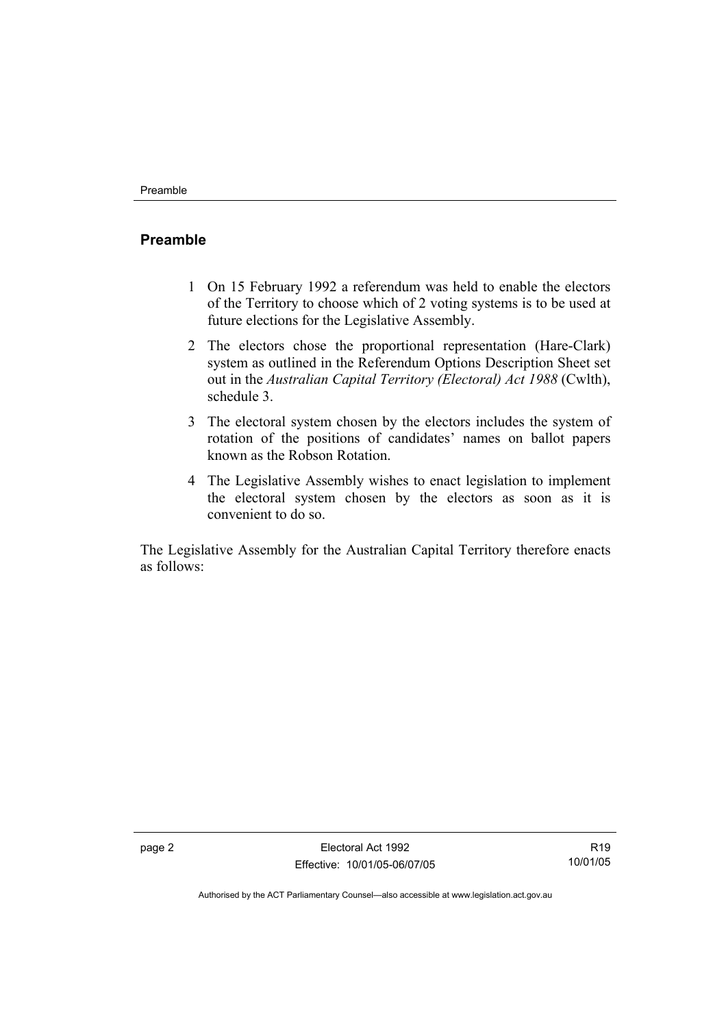## Preamble

1 On 15 February 1992 a referendum was held to enable the electors of the Territory to choose which of 2 voting systems is to be used at future elections for the Legislative Assembly.

2 The electors chose the proportional representation (Hare-Clark) system as outlined in the Referendum Options Description Sheet set out in the *Australian Capital Territory (Electoral) Act 1988* (Cwlth), schedule 3.

3 The electoral system chosen by the electors includes the system of rotation of the positions of candidates' names on ballot papers known as the Robson Rotation.

4 The Legislative Assembly wishes to enact legislation to implement the electoral system chosen by the electors as soon as it is convenient to do so.

The Legislative Assembly for the Australian Capital Territory therefore enacts as follows: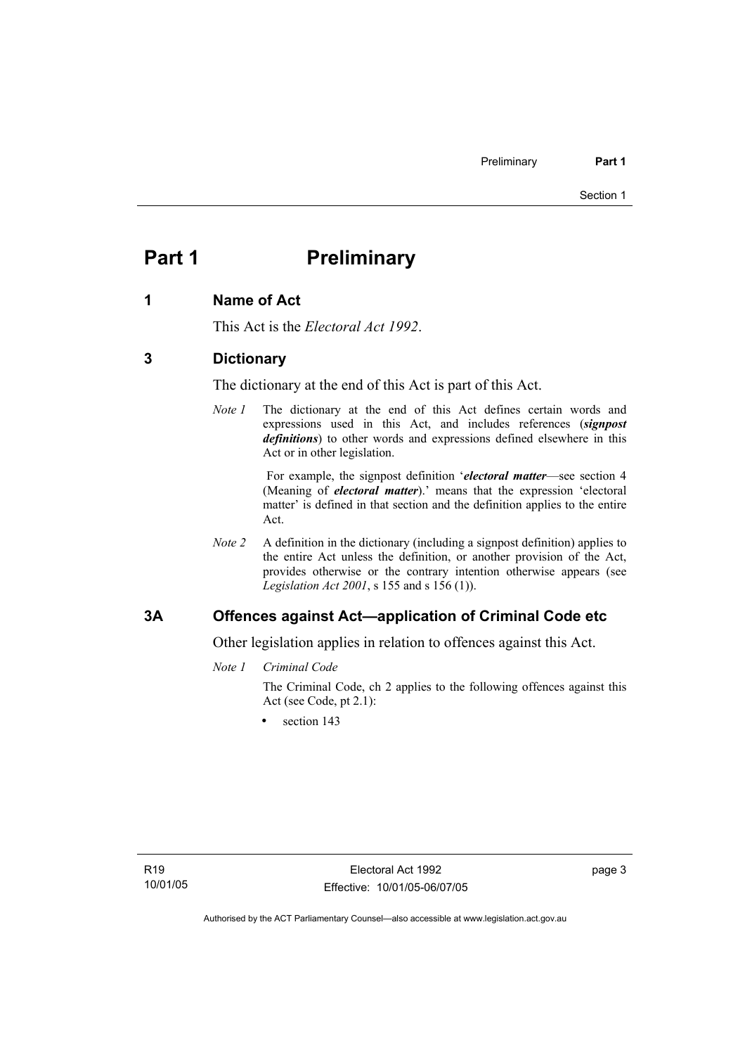# Part 1 Preliminary

## 1 Name of Act

This Act is the *Electoral Act 1992*.

## 3 Dictionary

The dictionary at the end of this Act is part of this Act.

*Note 1* The dictionary at the end of this Act defines certain words and expressions used in this Act, and includes references (***signpost definitions***) to other words and expressions defined elsewhere in this Act or in other legislation.

For example, the signpost definition '***electoral matter***—see section 4 (Meaning of ***electoral matter***).' means that the expression 'electoral matter' is defined in that section and the definition applies to the entire Act.

*Note 2* A definition in the dictionary (including a signpost definition) applies to the entire Act unless the definition, or another provision of the Act, provides otherwise or the contrary intention otherwise appears (see *Legislation Act 2001*, s 155 and s 156 (1)).

## 3A Offences against Act—application of Criminal Code etc

Other legislation applies in relation to offences against this Act.

*Note 1* *Criminal Code*

The Criminal Code, ch 2 applies to the following offences against this Act (see Code, pt 2.1):

- section 143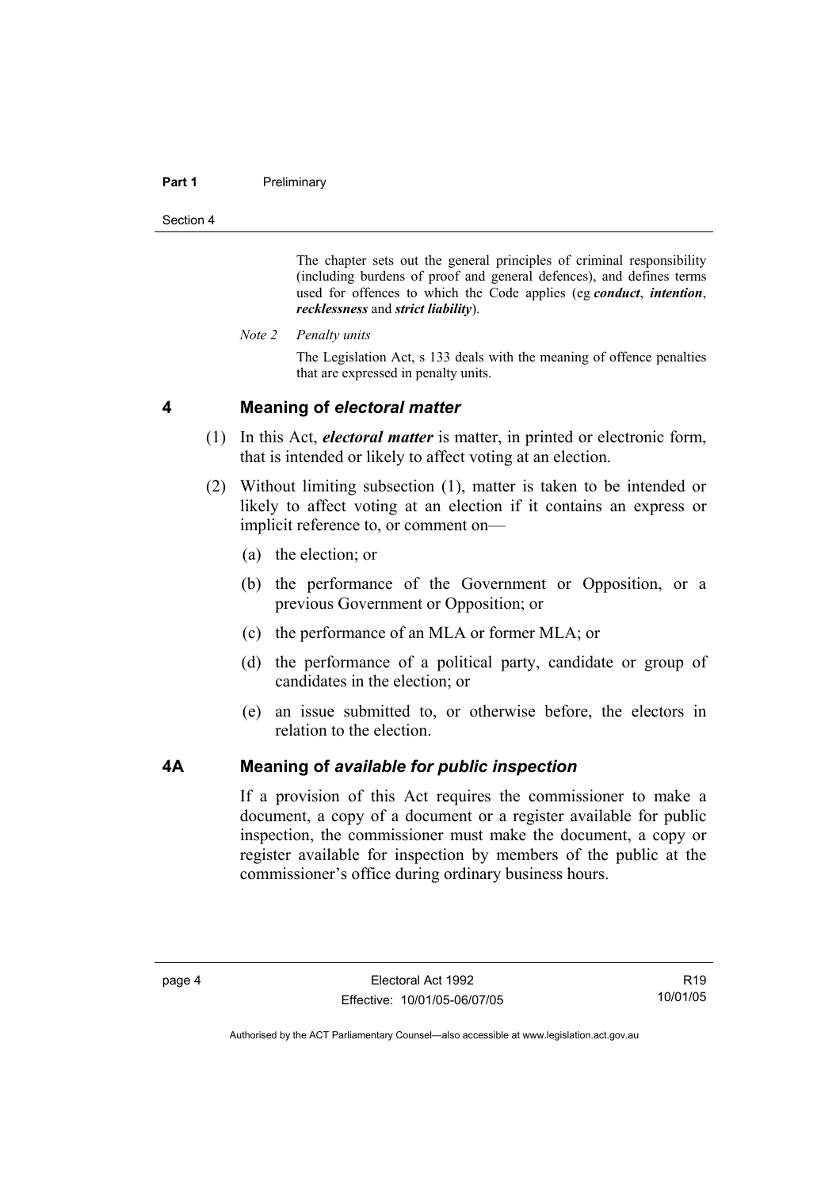The chapter sets out the general principles of criminal responsibility (including burdens of proof and general defences), and defines terms used for offences to which the Code applies (eg ***conduct***, ***intention***, ***recklessness*** and ***strict liability***).

*Note 2 Penalty units*

The Legislation Act, s 133 deals with the meaning of offence penalties that are expressed in penalty units.

## 4 Meaning of *electoral matter*

(1) In this Act, ***electoral matter*** is matter, in printed or electronic form, that is intended or likely to affect voting at an election.

(2) Without limiting subsection (1), matter is taken to be intended or likely to affect voting at an election if it contains an express or implicit reference to, or comment on—

(a) the election; or

(b) the performance of the Government or Opposition, or a previous Government or Opposition; or

(c) the performance of an MLA or former MLA; or

(d) the performance of a political party, candidate or group of candidates in the election; or

(e) an issue submitted to, or otherwise before, the electors in relation to the election.

## 4A Meaning of *available for public inspection*

If a provision of this Act requires the commissioner to make a document, a copy of a document or a register available for public inspection, the commissioner must make the document, a copy or register available for inspection by members of the public at the commissioner's office during ordinary business hours.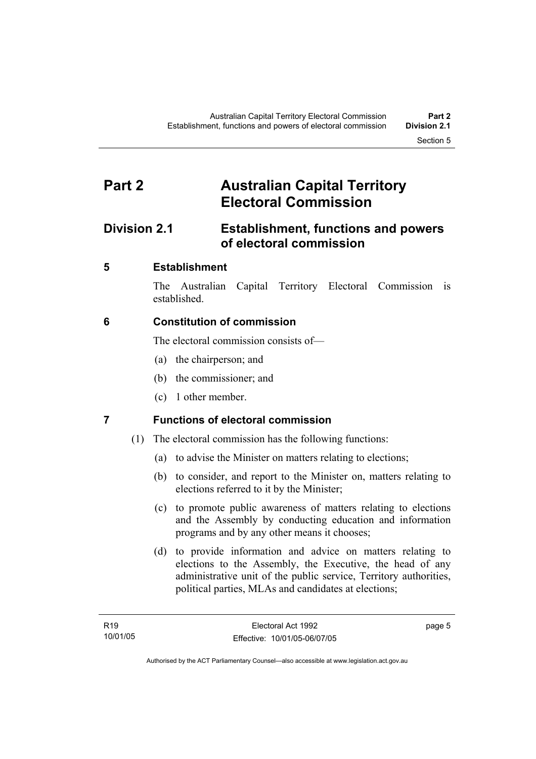# Part 2 Australian Capital Territory Electoral Commission

## Division 2.1 Establishment, functions and powers of electoral commission

### 5 Establishment

The Australian Capital Territory Electoral Commission is established.

### 6 Constitution of commission

The electoral commission consists of—

(a) the chairperson; and

(b) the commissioner; and

(c) 1 other member.

### 7 Functions of electoral commission

(1) The electoral commission has the following functions:

(a) to advise the Minister on matters relating to elections;

(b) to consider, and report to the Minister on, matters relating to elections referred to it by the Minister;

(c) to promote public awareness of matters relating to elections and the Assembly by conducting education and information programs and by any other means it chooses;

(d) to provide information and advice on matters relating to elections to the Assembly, the Executive, the head of any administrative unit of the public service, Territory authorities, political parties, MLAs and candidates at elections;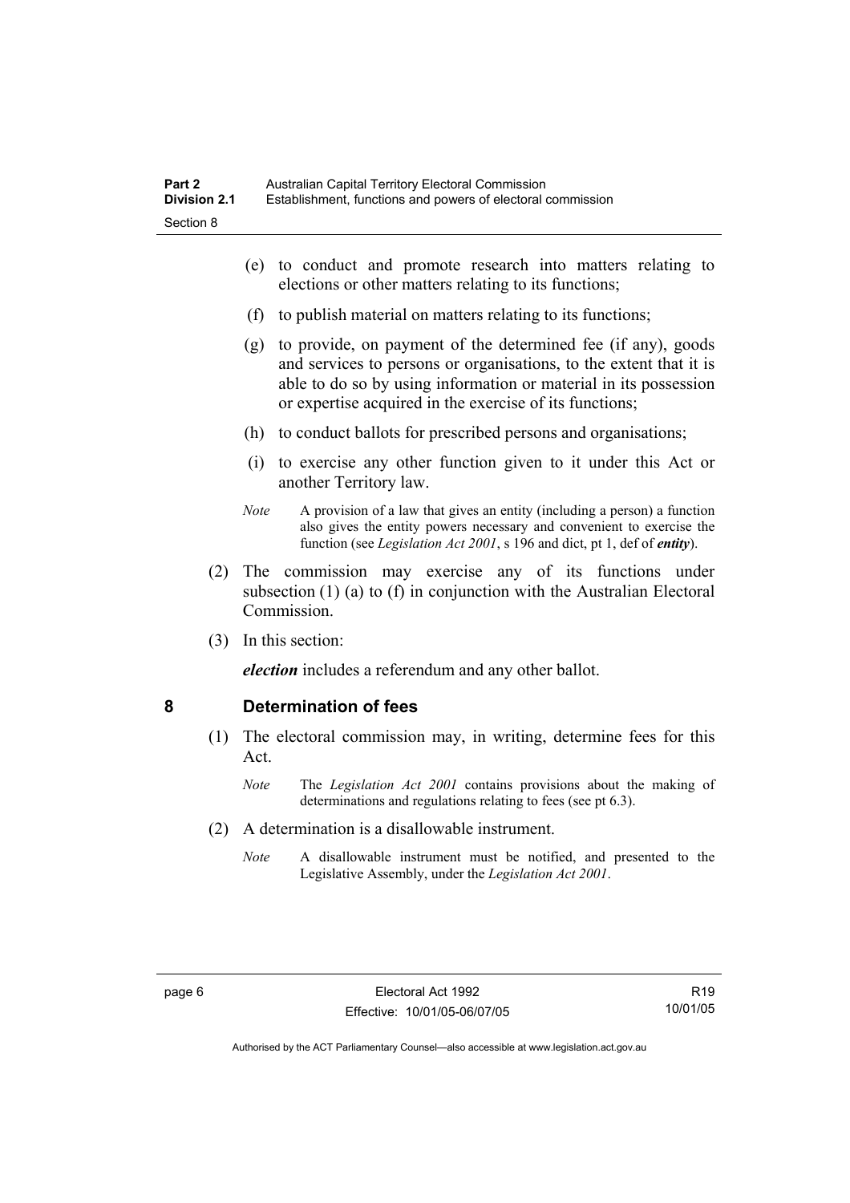(e) to conduct and promote research into matters relating to elections or other matters relating to its functions;

(f) to publish material on matters relating to its functions;

(g) to provide, on payment of the determined fee (if any), goods and services to persons or organisations, to the extent that it is able to do so by using information or material in its possession or expertise acquired in the exercise of its functions;

(h) to conduct ballots for prescribed persons and organisations;

(i) to exercise any other function given to it under this Act or another Territory law.

*Note* A provision of a law that gives an entity (including a person) a function also gives the entity powers necessary and convenient to exercise the function (see *Legislation Act 2001*, s 196 and dict, pt 1, def of ***entity***).

(2) The commission may exercise any of its functions under subsection (1) (a) to (f) in conjunction with the Australian Electoral Commission.

(3) In this section:

***election*** includes a referendum and any other ballot.

## 8 Determination of fees

(1) The electoral commission may, in writing, determine fees for this Act.

*Note* The *Legislation Act 2001* contains provisions about the making of determinations and regulations relating to fees (see pt 6.3).

(2) A determination is a disallowable instrument.

*Note* A disallowable instrument must be notified, and presented to the Legislative Assembly, under the *Legislation Act 2001*.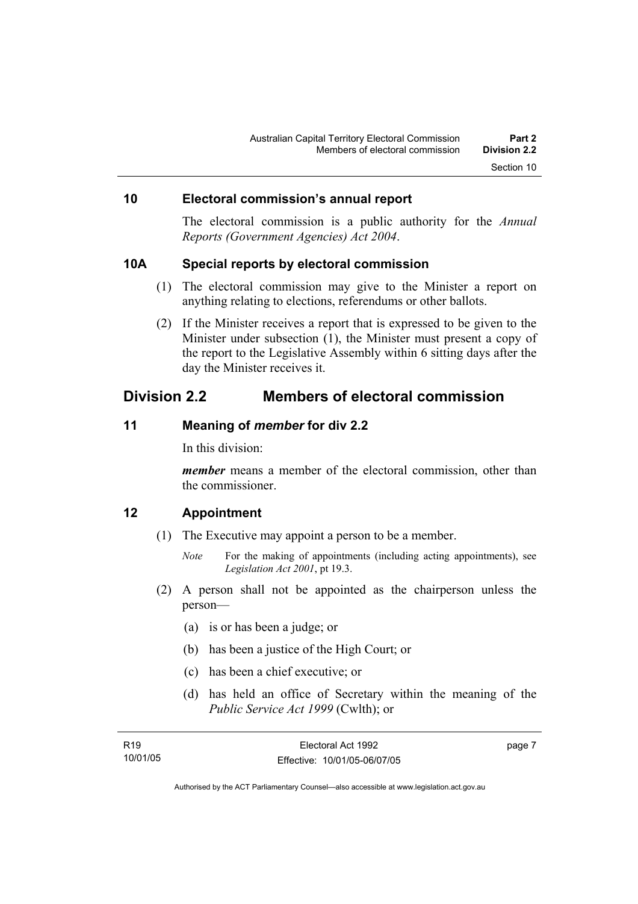### 10 Electoral commission's annual report

The electoral commission is a public authority for the *Annual Reports (Government Agencies) Act 2004*.

### 10A Special reports by electoral commission

(1) The electoral commission may give to the Minister a report on anything relating to elections, referendums or other ballots.

(2) If the Minister receives a report that is expressed to be given to the Minister under subsection (1), the Minister must present a copy of the report to the Legislative Assembly within 6 sitting days after the day the Minister receives it.

## Division 2.2 Members of electoral commission

### 11 Meaning of *member* for div 2.2

In this division:

***member*** means a member of the electoral commission, other than the commissioner.

### 12 Appointment

(1) The Executive may appoint a person to be a member.

*Note* For the making of appointments (including acting appointments), see *Legislation Act 2001*, pt 19.3.

(2) A person shall not be appointed as the chairperson unless the person—

(a) is or has been a judge; or

(b) has been a justice of the High Court; or

(c) has been a chief executive; or

(d) has held an office of Secretary within the meaning of the *Public Service Act 1999* (Cwlth); or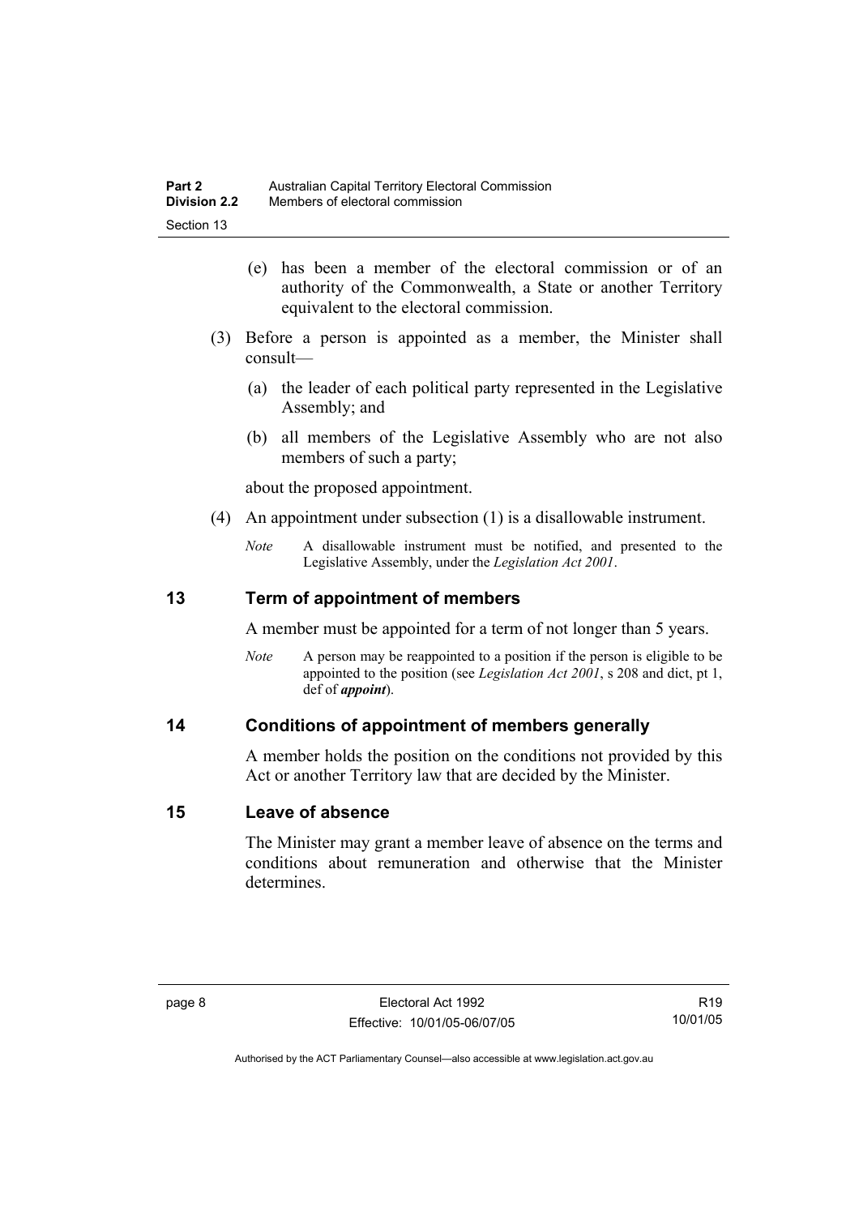(e) has been a member of the electoral commission or of an authority of the Commonwealth, a State or another Territory equivalent to the electoral commission.

(3) Before a person is appointed as a member, the Minister shall consult—

(a) the leader of each political party represented in the Legislative Assembly; and

(b) all members of the Legislative Assembly who are not also members of such a party;

about the proposed appointment.

(4) An appointment under subsection (1) is a disallowable instrument.

*Note* A disallowable instrument must be notified, and presented to the Legislative Assembly, under the *Legislation Act 2001*.

## 13 Term of appointment of members

A member must be appointed for a term of not longer than 5 years.

*Note* A person may be reappointed to a position if the person is eligible to be appointed to the position (see *Legislation Act 2001*, s 208 and dict, pt 1, def of ***appoint***).

## 14 Conditions of appointment of members generally

A member holds the position on the conditions not provided by this Act or another Territory law that are decided by the Minister.

## 15 Leave of absence

The Minister may grant a member leave of absence on the terms and conditions about remuneration and otherwise that the Minister determines.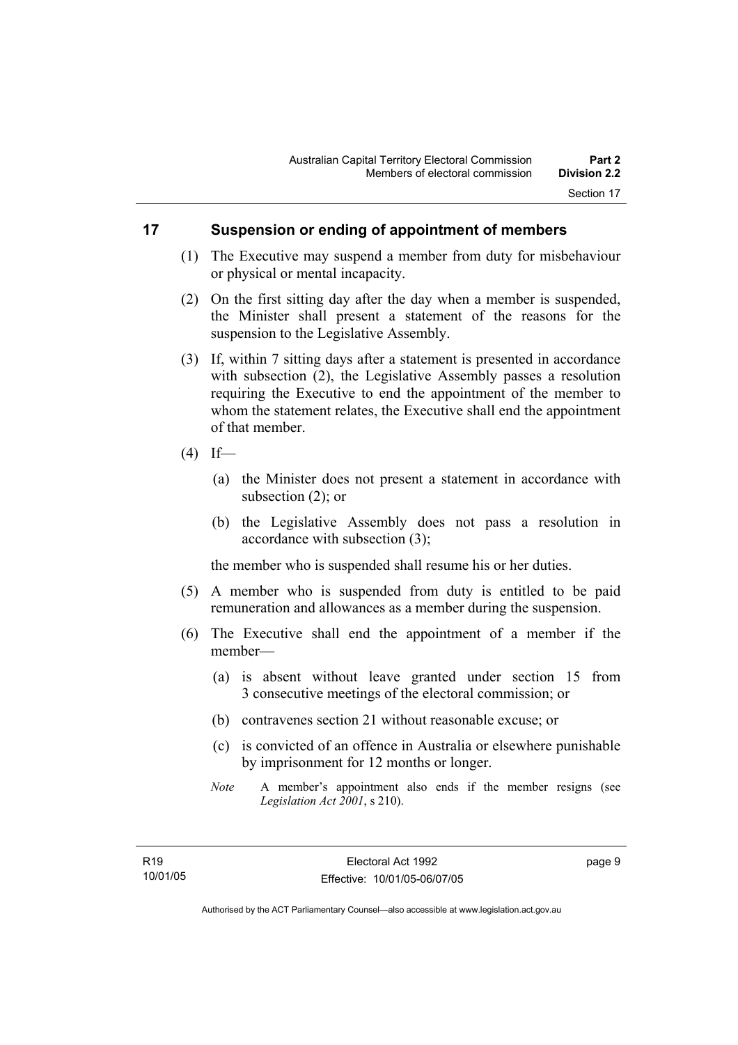## 17 Suspension or ending of appointment of members

(1) The Executive may suspend a member from duty for misbehaviour or physical or mental incapacity.

(2) On the first sitting day after the day when a member is suspended, the Minister shall present a statement of the reasons for the suspension to the Legislative Assembly.

(3) If, within 7 sitting days after a statement is presented in accordance with subsection (2), the Legislative Assembly passes a resolution requiring the Executive to end the appointment of the member to whom the statement relates, the Executive shall end the appointment of that member.

(4) If—

(a) the Minister does not present a statement in accordance with subsection (2); or

(b) the Legislative Assembly does not pass a resolution in accordance with subsection (3);

the member who is suspended shall resume his or her duties.

(5) A member who is suspended from duty is entitled to be paid remuneration and allowances as a member during the suspension.

(6) The Executive shall end the appointment of a member if the member—

(a) is absent without leave granted under section 15 from 3 consecutive meetings of the electoral commission; or

(b) contravenes section 21 without reasonable excuse; or

(c) is convicted of an offence in Australia or elsewhere punishable by imprisonment for 12 months or longer.

*Note* A member's appointment also ends if the member resigns (see *Legislation Act 2001*, s 210).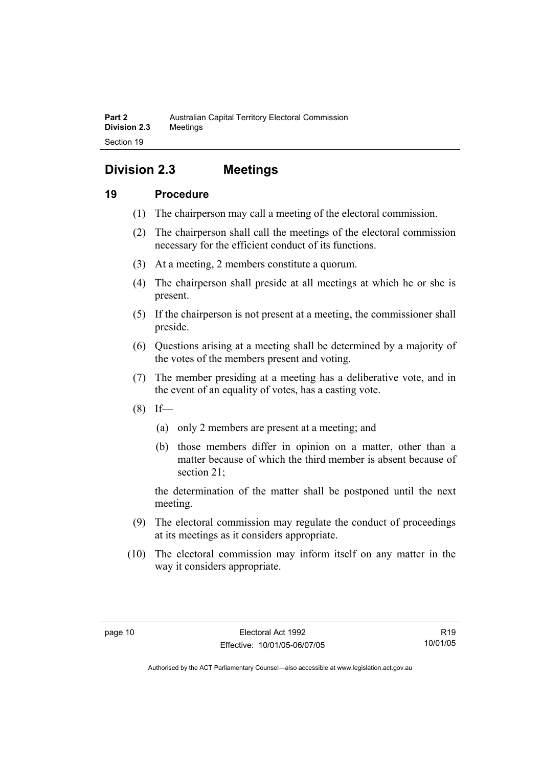## Division 2.3 Meetings

### 19 Procedure

(1) The chairperson may call a meeting of the electoral commission.

(2) The chairperson shall call the meetings of the electoral commission necessary for the efficient conduct of its functions.

(3) At a meeting, 2 members constitute a quorum.

(4) The chairperson shall preside at all meetings at which he or she is present.

(5) If the chairperson is not present at a meeting, the commissioner shall preside.

(6) Questions arising at a meeting shall be determined by a majority of the votes of the members present and voting.

(7) The member presiding at a meeting has a deliberative vote, and in the event of an equality of votes, has a casting vote.

(8) If—

(a) only 2 members are present at a meeting; and

(b) those members differ in opinion on a matter, other than a matter because of which the third member is absent because of section 21;

the determination of the matter shall be postponed until the next meeting.

(9) The electoral commission may regulate the conduct of proceedings at its meetings as it considers appropriate.

(10) The electoral commission may inform itself on any matter in the way it considers appropriate.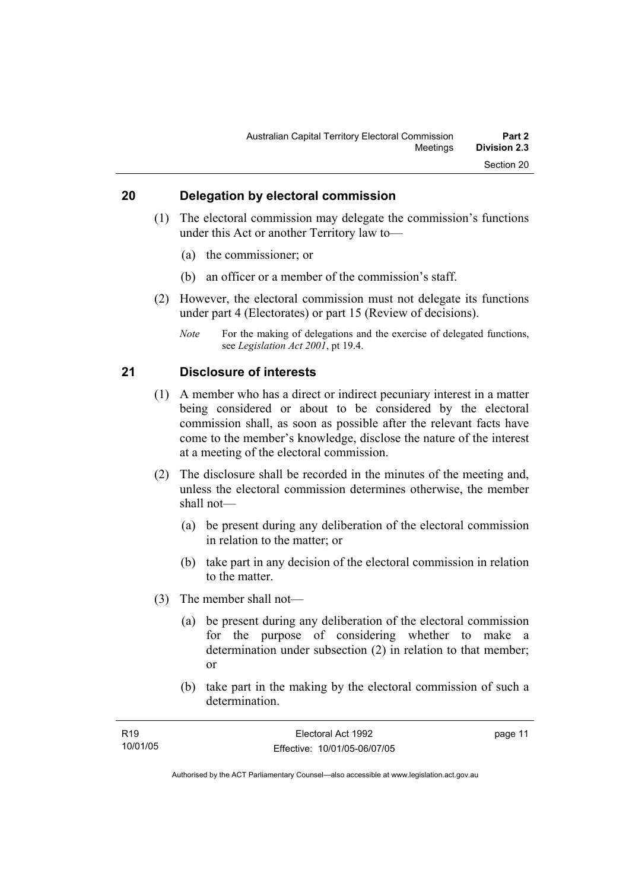## 20 Delegation by electoral commission

(1) The electoral commission may delegate the commission's functions under this Act or another Territory law to—

(a) the commissioner; or

(b) an officer or a member of the commission's staff.

(2) However, the electoral commission must not delegate its functions under part 4 (Electorates) or part 15 (Review of decisions).

*Note* For the making of delegations and the exercise of delegated functions, see *Legislation Act 2001*, pt 19.4.

## 21 Disclosure of interests

(1) A member who has a direct or indirect pecuniary interest in a matter being considered or about to be considered by the electoral commission shall, as soon as possible after the relevant facts have come to the member's knowledge, disclose the nature of the interest at a meeting of the electoral commission.

(2) The disclosure shall be recorded in the minutes of the meeting and, unless the electoral commission determines otherwise, the member shall not—

(a) be present during any deliberation of the electoral commission in relation to the matter; or

(b) take part in any decision of the electoral commission in relation to the matter.

(3) The member shall not—

(a) be present during any deliberation of the electoral commission for the purpose of considering whether to make a determination under subsection (2) in relation to that member; or

(b) take part in the making by the electoral commission of such a determination.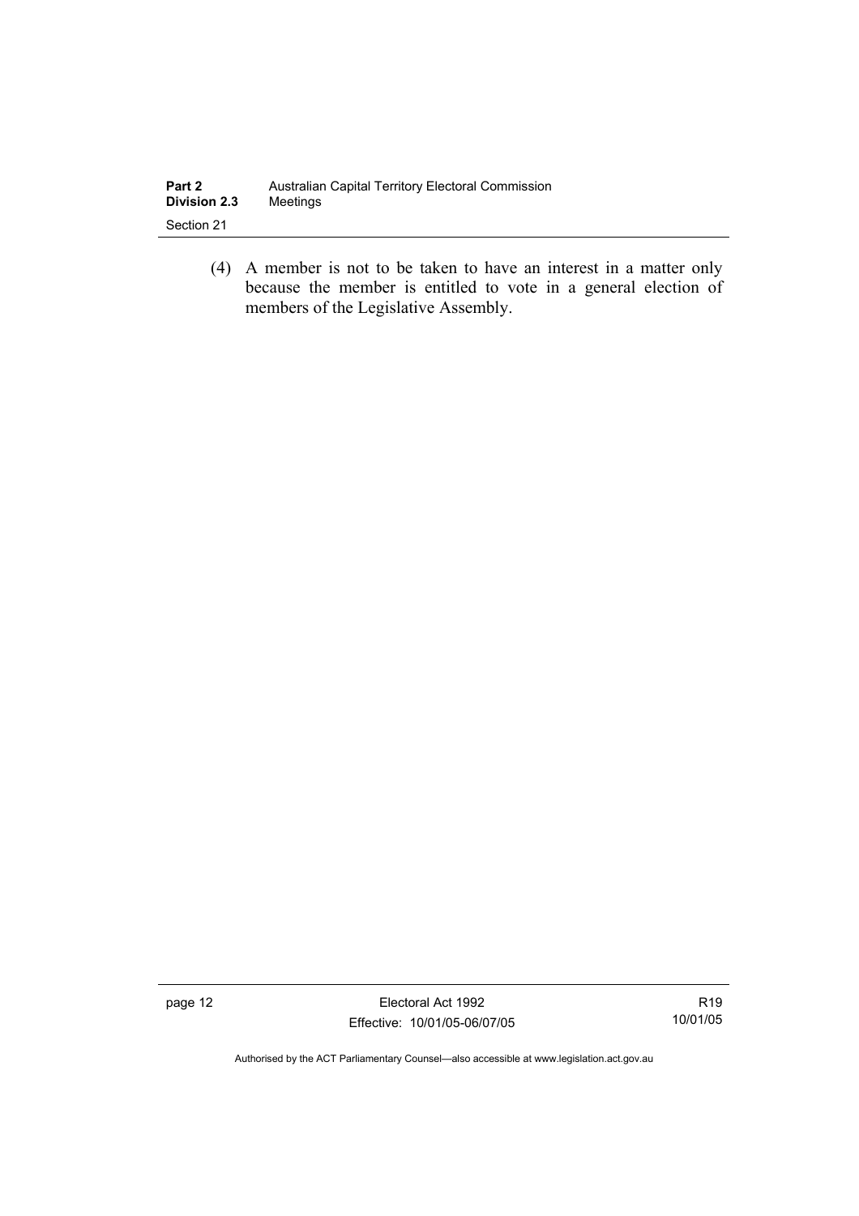(4) A member is not to be taken to have an interest in a matter only because the member is entitled to vote in a general election of members of the Legislative Assembly.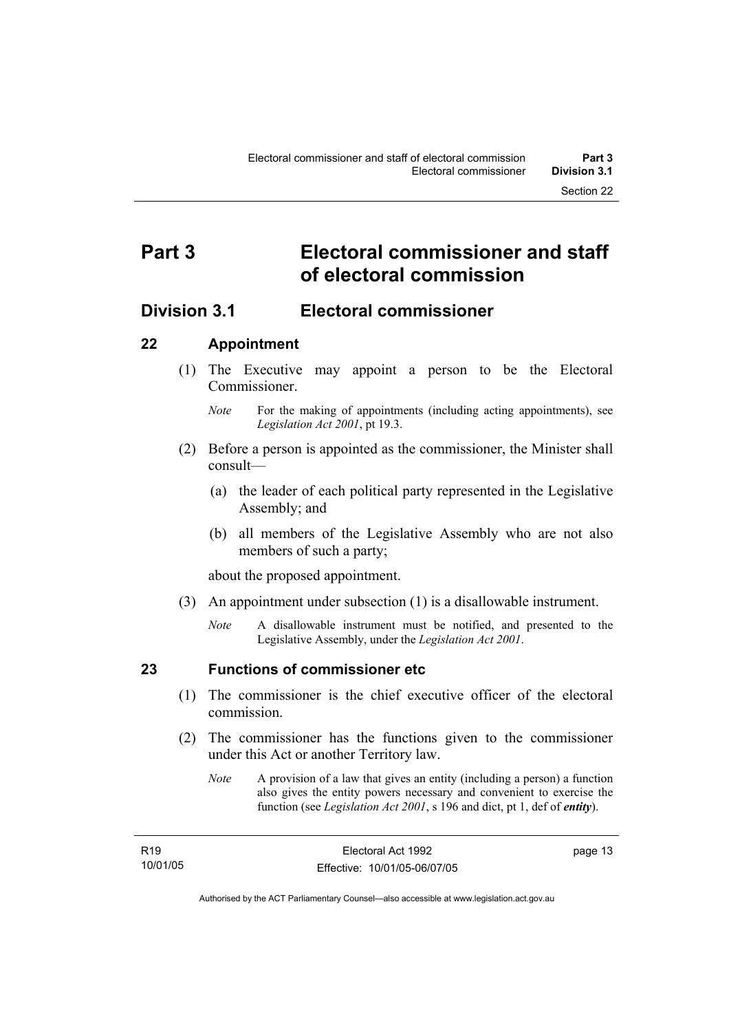# Part 3 Electoral commissioner and staff of electoral commission

## Division 3.1 Electoral commissioner

### 22 Appointment

(1) The Executive may appoint a person to be the Electoral Commissioner.

*Note* For the making of appointments (including acting appointments), see *Legislation Act 2001*, pt 19.3.

(2) Before a person is appointed as the commissioner, the Minister shall consult—

(a) the leader of each political party represented in the Legislative Assembly; and

(b) all members of the Legislative Assembly who are not also members of such a party;

about the proposed appointment.

(3) An appointment under subsection (1) is a disallowable instrument.

*Note* A disallowable instrument must be notified, and presented to the Legislative Assembly, under the *Legislation Act 2001*.

### 23 Functions of commissioner etc

(1) The commissioner is the chief executive officer of the electoral commission.

(2) The commissioner has the functions given to the commissioner under this Act or another Territory law.

*Note* A provision of a law that gives an entity (including a person) a function also gives the entity powers necessary and convenient to exercise the function (see *Legislation Act 2001*, s 196 and dict, pt 1, def of ***entity***).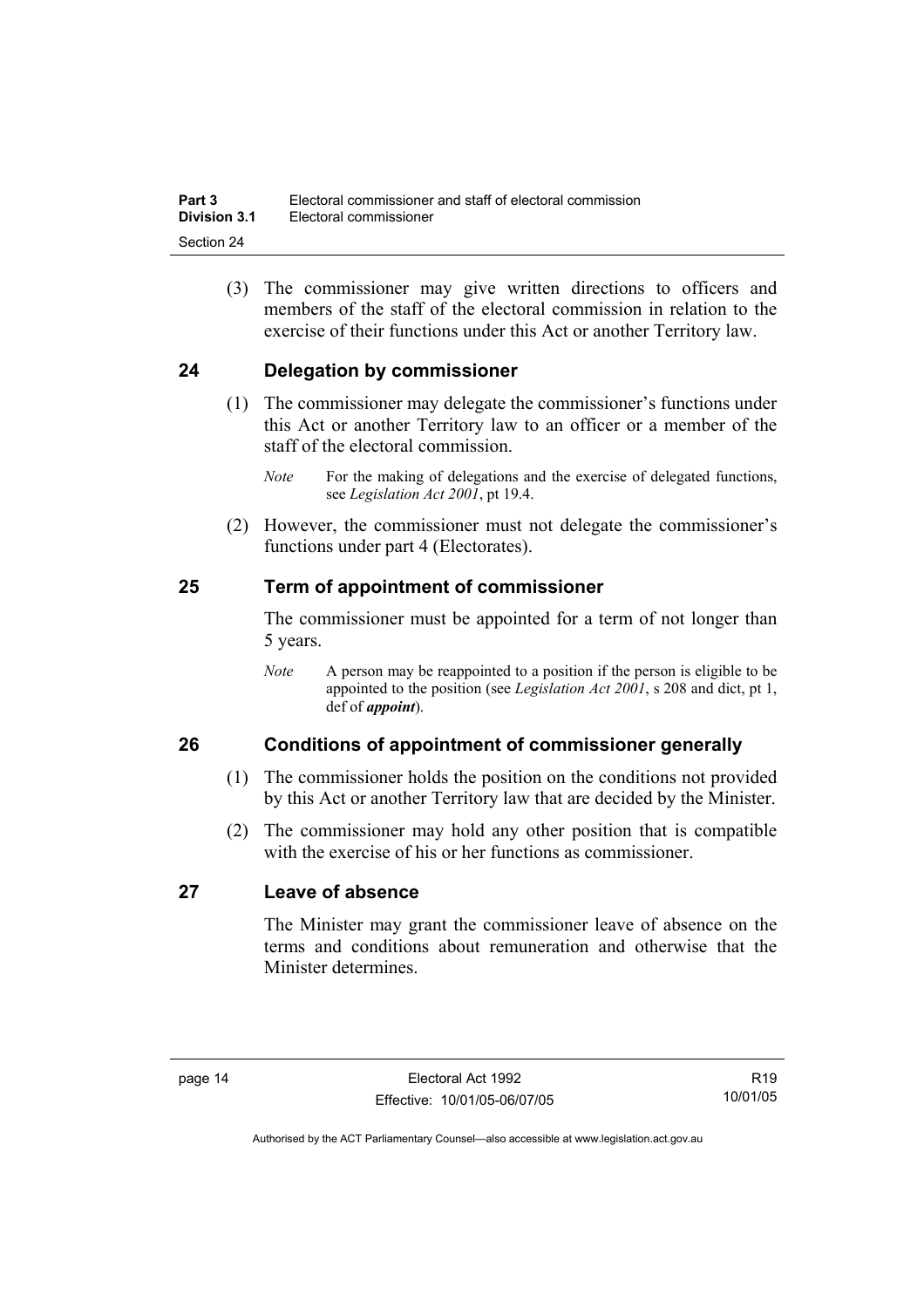(3) The commissioner may give written directions to officers and members of the staff of the electoral commission in relation to the exercise of their functions under this Act or another Territory law.

## 24 Delegation by commissioner

(1) The commissioner may delegate the commissioner's functions under this Act or another Territory law to an officer or a member of the staff of the electoral commission.

*Note* For the making of delegations and the exercise of delegated functions, see *Legislation Act 2001*, pt 19.4.

(2) However, the commissioner must not delegate the commissioner's functions under part 4 (Electorates).

## 25 Term of appointment of commissioner

The commissioner must be appointed for a term of not longer than 5 years.

*Note* A person may be reappointed to a position if the person is eligible to be appointed to the position (see *Legislation Act 2001*, s 208 and dict, pt 1, def of ***appoint***).

## 26 Conditions of appointment of commissioner generally

(1) The commissioner holds the position on the conditions not provided by this Act or another Territory law that are decided by the Minister.

(2) The commissioner may hold any other position that is compatible with the exercise of his or her functions as commissioner.

## 27 Leave of absence

The Minister may grant the commissioner leave of absence on the terms and conditions about remuneration and otherwise that the Minister determines.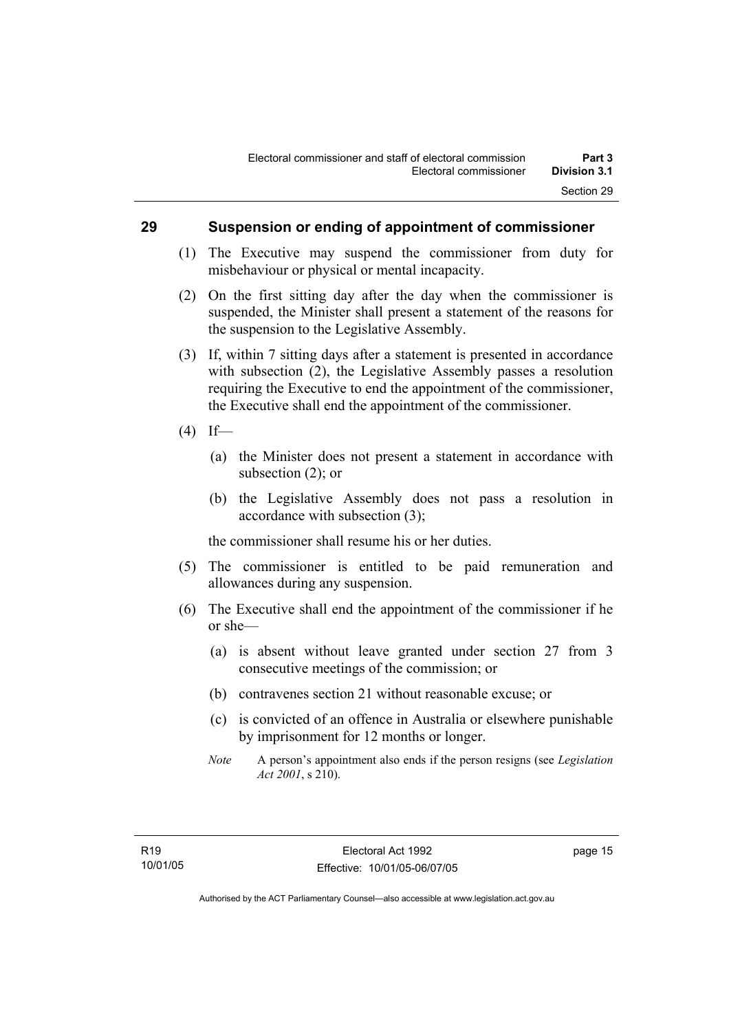## 29 Suspension or ending of appointment of commissioner

(1) The Executive may suspend the commissioner from duty for misbehaviour or physical or mental incapacity.

(2) On the first sitting day after the day when the commissioner is suspended, the Minister shall present a statement of the reasons for the suspension to the Legislative Assembly.

(3) If, within 7 sitting days after a statement is presented in accordance with subsection (2), the Legislative Assembly passes a resolution requiring the Executive to end the appointment of the commissioner, the Executive shall end the appointment of the commissioner.

(4) If—

- (a) the Minister does not present a statement in accordance with subsection (2); or
- (b) the Legislative Assembly does not pass a resolution in accordance with subsection (3);

the commissioner shall resume his or her duties.

(5) The commissioner is entitled to be paid remuneration and allowances during any suspension.

(6) The Executive shall end the appointment of the commissioner if he or she—

- (a) is absent without leave granted under section 27 from 3 consecutive meetings of the commission; or
- (b) contravenes section 21 without reasonable excuse; or
- (c) is convicted of an offence in Australia or elsewhere punishable by imprisonment for 12 months or longer.

*Note* A person's appointment also ends if the person resigns (see *Legislation Act 2001*, s 210).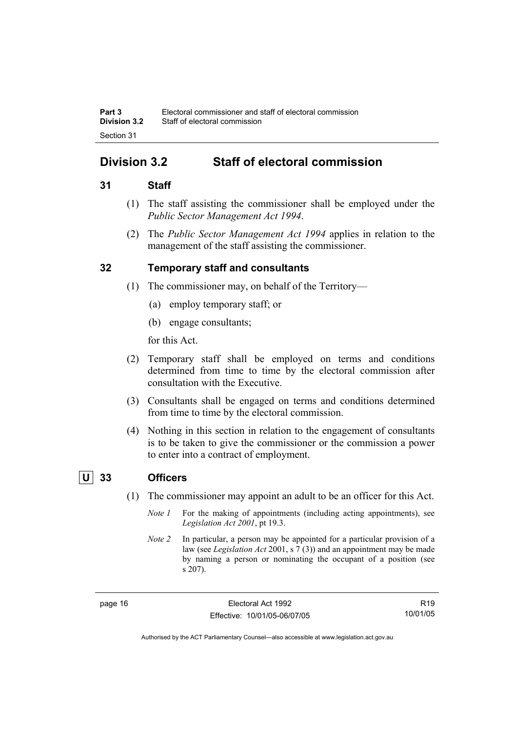## Division 3.2 Staff of electoral commission

### 31 Staff

(1) The staff assisting the commissioner shall be employed under the *Public Sector Management Act 1994*.

(2) The *Public Sector Management Act 1994* applies in relation to the management of the staff assisting the commissioner.

### 32 Temporary staff and consultants

(1) The commissioner may, on behalf of the Territory—

(a) employ temporary staff; or

(b) engage consultants;

for this Act.

(2) Temporary staff shall be employed on terms and conditions determined from time to time by the electoral commission after consultation with the Executive.

(3) Consultants shall be engaged on terms and conditions determined from time to time by the electoral commission.

(4) Nothing in this section in relation to the engagement of consultants is to be taken to give the commissioner or the commission a power to enter into a contract of employment.

### U 33 Officers

(1) The commissioner may appoint an adult to be an officer for this Act.

*Note 1* For the making of appointments (including acting appointments), see *Legislation Act 2001*, pt 19.3.

*Note 2* In particular, a person may be appointed for a particular provision of a law (see *Legislation Act* 2001, s 7 (3)) and an appointment may be made by naming a person or nominating the occupant of a position (see s 207).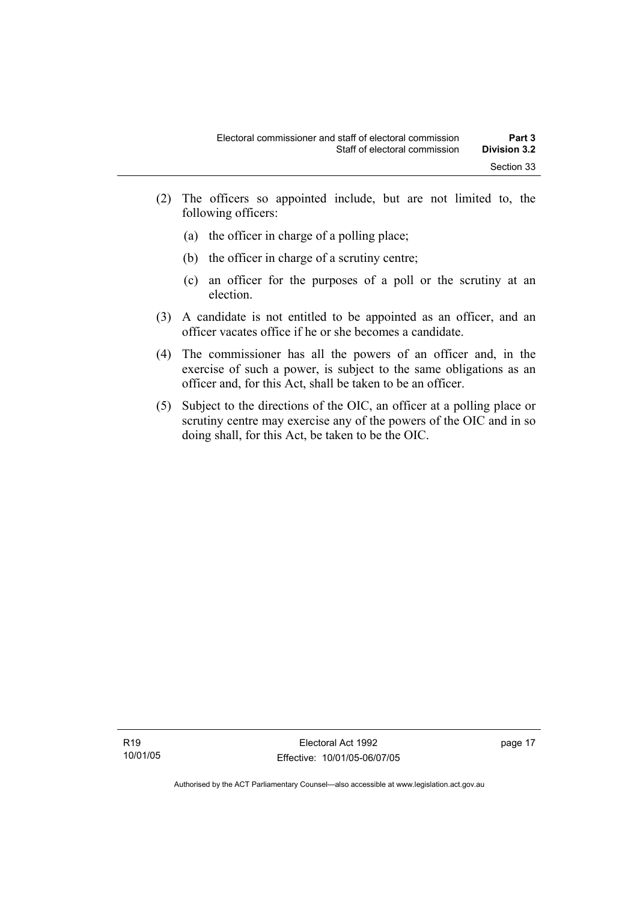(2) The officers so appointed include, but are not limited to, the following officers:

   (a) the officer in charge of a polling place;

   (b) the officer in charge of a scrutiny centre;

   (c) an officer for the purposes of a poll or the scrutiny at an election.

(3) A candidate is not entitled to be appointed as an officer, and an officer vacates office if he or she becomes a candidate.

(4) The commissioner has all the powers of an officer and, in the exercise of such a power, is subject to the same obligations as an officer and, for this Act, shall be taken to be an officer.

(5) Subject to the directions of the OIC, an officer at a polling place or scrutiny centre may exercise any of the powers of the OIC and in so doing shall, for this Act, be taken to be the OIC.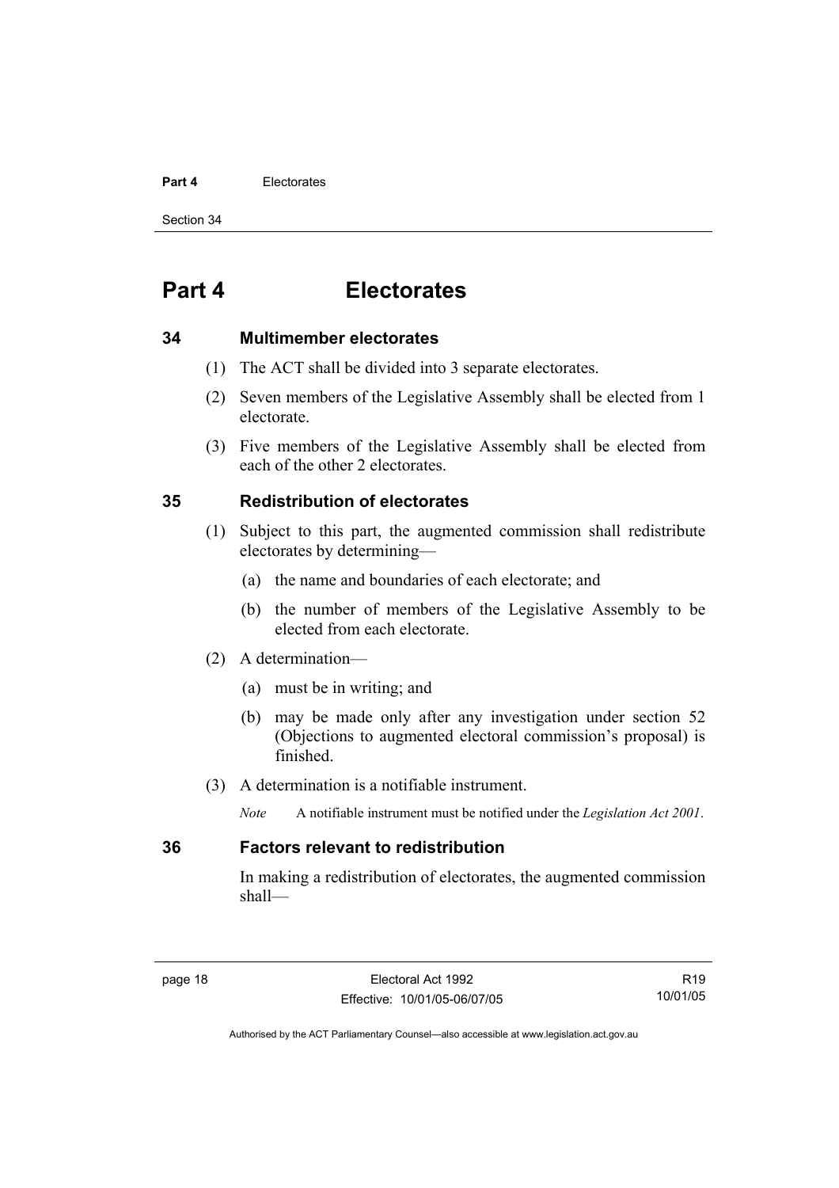# Part 4 Electorates

## 34 Multimember electorates

(1) The ACT shall be divided into 3 separate electorates.

(2) Seven members of the Legislative Assembly shall be elected from 1 electorate.

(3) Five members of the Legislative Assembly shall be elected from each of the other 2 electorates.

## 35 Redistribution of electorates

(1) Subject to this part, the augmented commission shall redistribute electorates by determining—

(a) the name and boundaries of each electorate; and

(b) the number of members of the Legislative Assembly to be elected from each electorate.

(2) A determination—

(a) must be in writing; and

(b) may be made only after any investigation under section 52 (Objections to augmented electoral commission's proposal) is finished.

(3) A determination is a notifiable instrument.

*Note* A notifiable instrument must be notified under the *Legislation Act 2001*.

## 36 Factors relevant to redistribution

In making a redistribution of electorates, the augmented commission shall—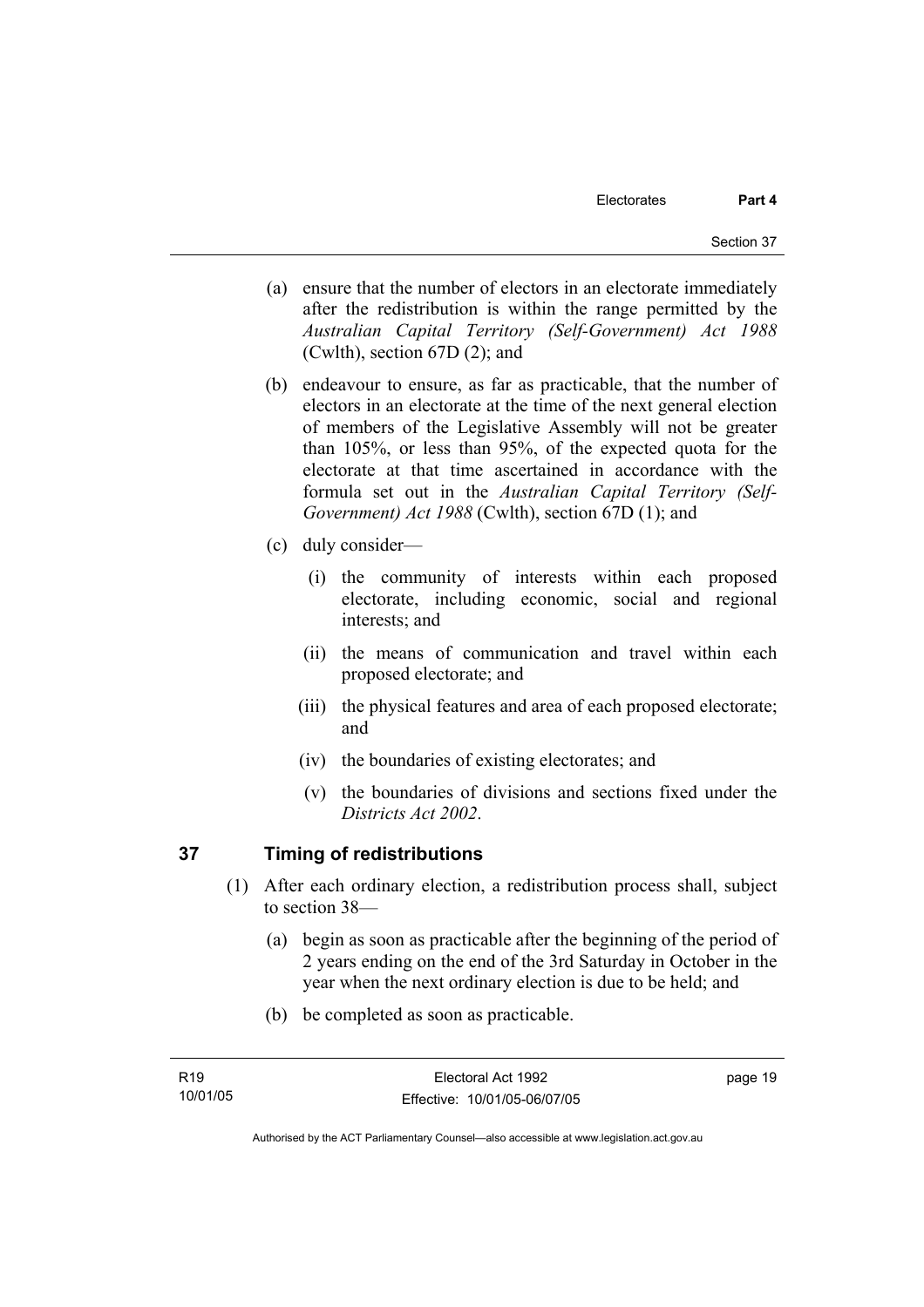(a) ensure that the number of electors in an electorate immediately after the redistribution is within the range permitted by the *Australian Capital Territory (Self-Government) Act 1988* (Cwlth), section 67D (2); and

(b) endeavour to ensure, as far as practicable, that the number of electors in an electorate at the time of the next general election of members of the Legislative Assembly will not be greater than 105%, or less than 95%, of the expected quota for the electorate at that time ascertained in accordance with the formula set out in the *Australian Capital Territory (Self-Government) Act 1988* (Cwlth), section 67D (1); and

(c) duly consider—

(i) the community of interests within each proposed electorate, including economic, social and regional interests; and

(ii) the means of communication and travel within each proposed electorate; and

(iii) the physical features and area of each proposed electorate; and

(iv) the boundaries of existing electorates; and

(v) the boundaries of divisions and sections fixed under the *Districts Act 2002*.

## 37 Timing of redistributions

(1) After each ordinary election, a redistribution process shall, subject to section 38—

(a) begin as soon as practicable after the beginning of the period of 2 years ending on the end of the 3rd Saturday in October in the year when the next ordinary election is due to be held; and

(b) be completed as soon as practicable.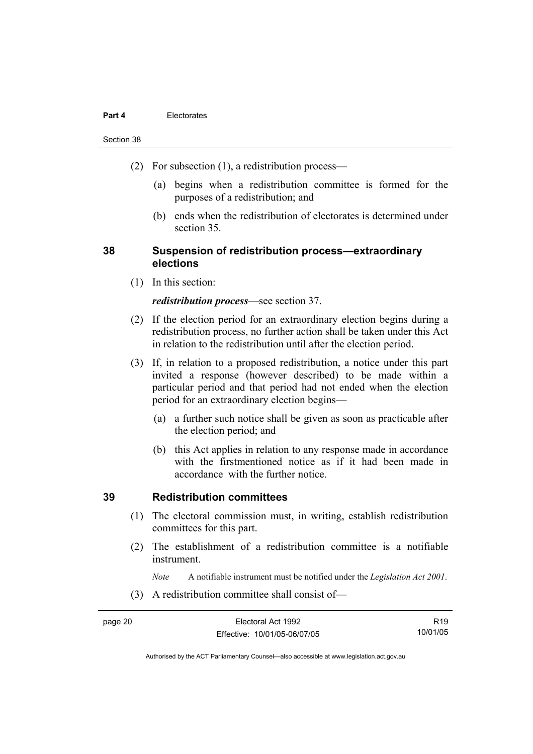(2) For subsection (1), a redistribution process—

(a) begins when a redistribution committee is formed for the purposes of a redistribution; and

(b) ends when the redistribution of electorates is determined under section 35.

## 38 Suspension of redistribution process—extraordinary elections

(1) In this section:

***redistribution process***—see section 37.

(2) If the election period for an extraordinary election begins during a redistribution process, no further action shall be taken under this Act in relation to the redistribution until after the election period.

(3) If, in relation to a proposed redistribution, a notice under this part invited a response (however described) to be made within a particular period and that period had not ended when the election period for an extraordinary election begins—

(a) a further such notice shall be given as soon as practicable after the election period; and

(b) this Act applies in relation to any response made in accordance with the firstmentioned notice as if it had been made in accordance with the further notice.

## 39 Redistribution committees

(1) The electoral commission must, in writing, establish redistribution committees for this part.

(2) The establishment of a redistribution committee is a notifiable instrument.

*Note* A notifiable instrument must be notified under the *Legislation Act 2001*.

(3) A redistribution committee shall consist of—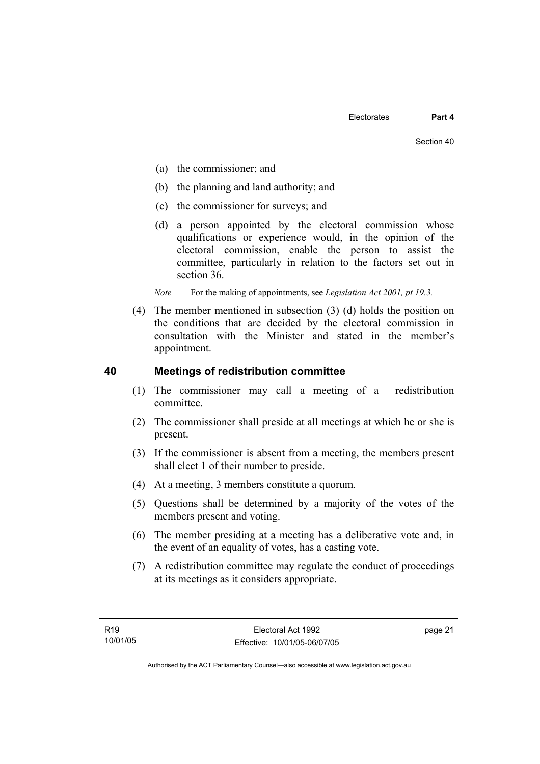(a) the commissioner; and

(b) the planning and land authority; and

(c) the commissioner for surveys; and

(d) a person appointed by the electoral commission whose qualifications or experience would, in the opinion of the electoral commission, enable the person to assist the committee, particularly in relation to the factors set out in section 36.

*Note* For the making of appointments, see *Legislation Act 2001, pt 19.3.*

(4) The member mentioned in subsection (3) (d) holds the position on the conditions that are decided by the electoral commission in consultation with the Minister and stated in the member's appointment.

## 40 Meetings of redistribution committee

(1) The commissioner may call a meeting of a redistribution committee.

(2) The commissioner shall preside at all meetings at which he or she is present.

(3) If the commissioner is absent from a meeting, the members present shall elect 1 of their number to preside.

(4) At a meeting, 3 members constitute a quorum.

(5) Questions shall be determined by a majority of the votes of the members present and voting.

(6) The member presiding at a meeting has a deliberative vote and, in the event of an equality of votes, has a casting vote.

(7) A redistribution committee may regulate the conduct of proceedings at its meetings as it considers appropriate.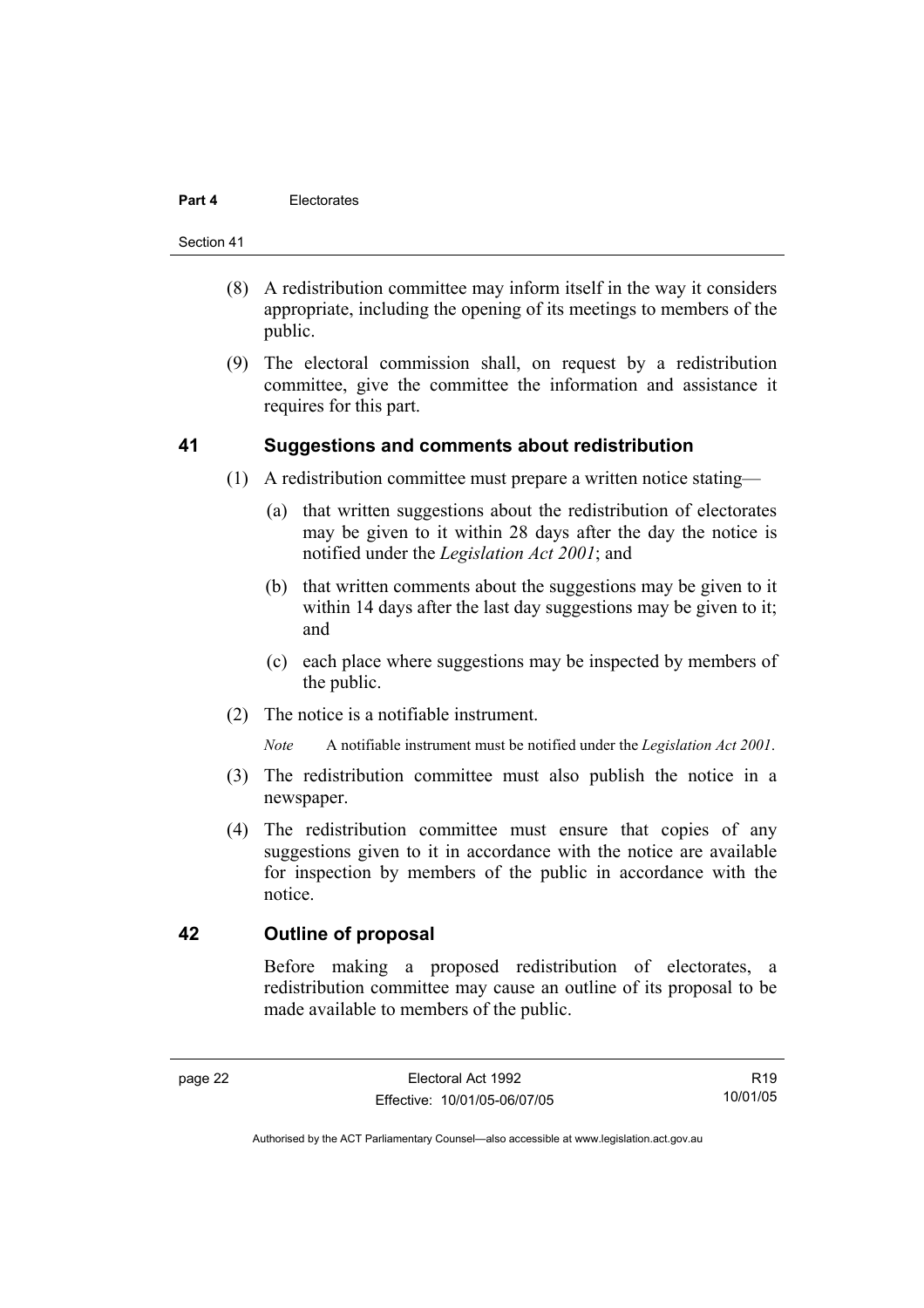(8) A redistribution committee may inform itself in the way it considers appropriate, including the opening of its meetings to members of the public.

(9) The electoral commission shall, on request by a redistribution committee, give the committee the information and assistance it requires for this part.

## 41 Suggestions and comments about redistribution

(1) A redistribution committee must prepare a written notice stating—

(a) that written suggestions about the redistribution of electorates may be given to it within 28 days after the day the notice is notified under the *Legislation Act 2001*; and

(b) that written comments about the suggestions may be given to it within 14 days after the last day suggestions may be given to it; and

(c) each place where suggestions may be inspected by members of the public.

(2) The notice is a notifiable instrument.

*Note* A notifiable instrument must be notified under the *Legislation Act 2001*.

(3) The redistribution committee must also publish the notice in a newspaper.

(4) The redistribution committee must ensure that copies of any suggestions given to it in accordance with the notice are available for inspection by members of the public in accordance with the notice.

## 42 Outline of proposal

Before making a proposed redistribution of electorates, a redistribution committee may cause an outline of its proposal to be made available to members of the public.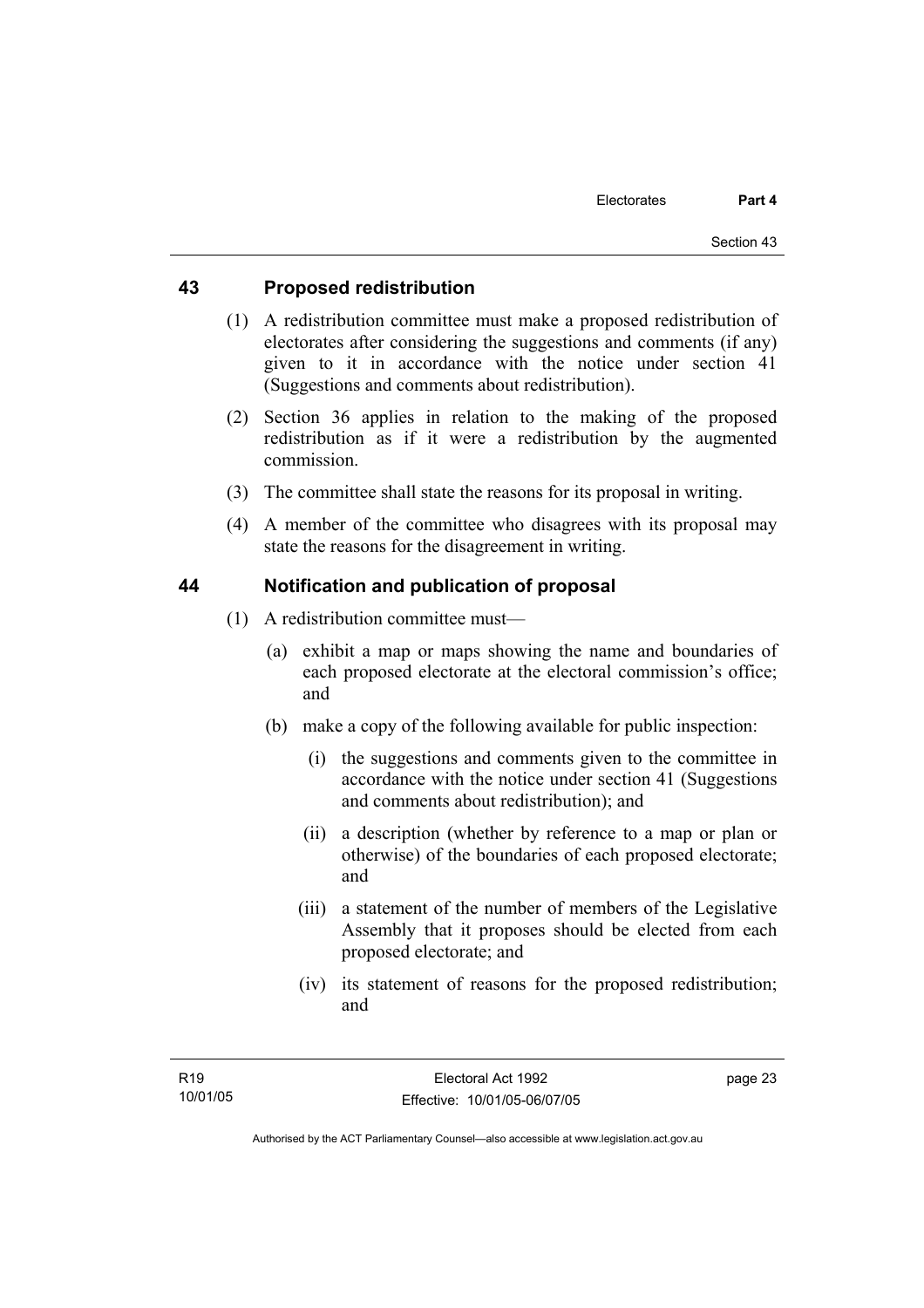## 43 Proposed redistribution

(1) A redistribution committee must make a proposed redistribution of electorates after considering the suggestions and comments (if any) given to it in accordance with the notice under section 41 (Suggestions and comments about redistribution).

(2) Section 36 applies in relation to the making of the proposed redistribution as if it were a redistribution by the augmented commission.

(3) The committee shall state the reasons for its proposal in writing.

(4) A member of the committee who disagrees with its proposal may state the reasons for the disagreement in writing.

## 44 Notification and publication of proposal

(1) A redistribution committee must—

(a) exhibit a map or maps showing the name and boundaries of each proposed electorate at the electoral commission's office; and

(b) make a copy of the following available for public inspection:

(i) the suggestions and comments given to the committee in accordance with the notice under section 41 (Suggestions and comments about redistribution); and

(ii) a description (whether by reference to a map or plan or otherwise) of the boundaries of each proposed electorate; and

(iii) a statement of the number of members of the Legislative Assembly that it proposes should be elected from each proposed electorate; and

(iv) its statement of reasons for the proposed redistribution; and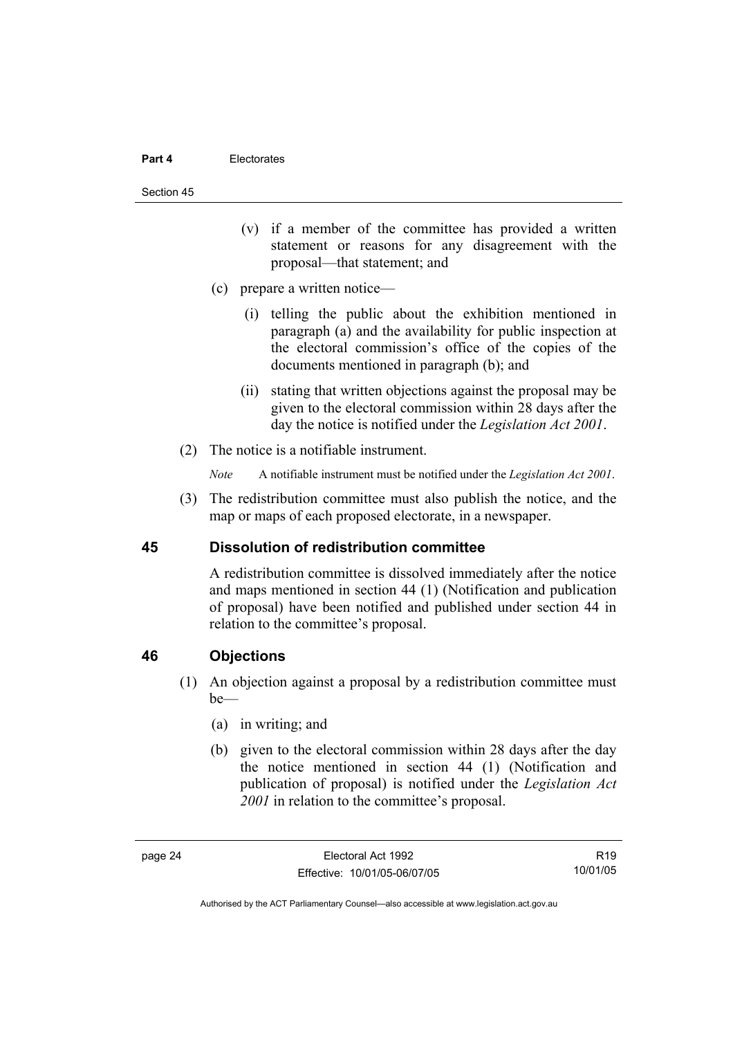(v) if a member of the committee has provided a written statement or reasons for any disagreement with the proposal—that statement; and

(c) prepare a written notice—

(i) telling the public about the exhibition mentioned in paragraph (a) and the availability for public inspection at the electoral commission's office of the copies of the documents mentioned in paragraph (b); and

(ii) stating that written objections against the proposal may be given to the electoral commission within 28 days after the day the notice is notified under the *Legislation Act 2001*.

(2) The notice is a notifiable instrument.

*Note* A notifiable instrument must be notified under the *Legislation Act 2001*.

(3) The redistribution committee must also publish the notice, and the map or maps of each proposed electorate, in a newspaper.

## 45 Dissolution of redistribution committee

A redistribution committee is dissolved immediately after the notice and maps mentioned in section 44 (1) (Notification and publication of proposal) have been notified and published under section 44 in relation to the committee's proposal.

## 46 Objections

(1) An objection against a proposal by a redistribution committee must be—

(a) in writing; and

(b) given to the electoral commission within 28 days after the day the notice mentioned in section 44 (1) (Notification and publication of proposal) is notified under the *Legislation Act 2001* in relation to the committee's proposal.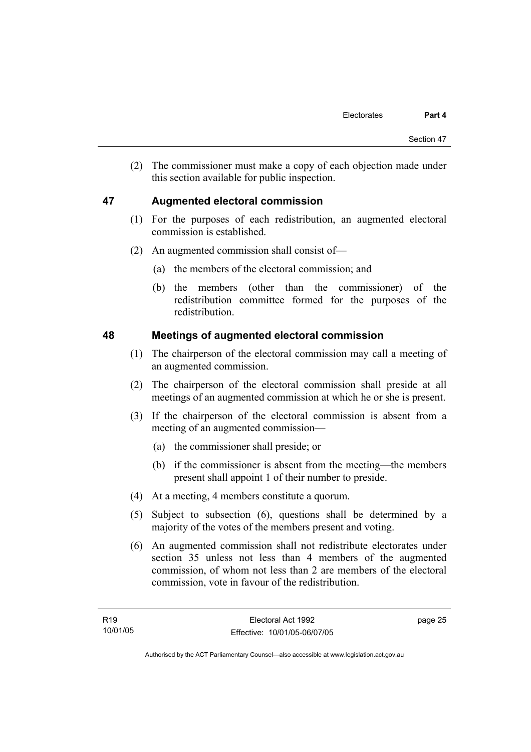(2) The commissioner must make a copy of each objection made under this section available for public inspection.

## 47 Augmented electoral commission

(1) For the purposes of each redistribution, an augmented electoral commission is established.

(2) An augmented commission shall consist of—

(a) the members of the electoral commission; and

(b) the members (other than the commissioner) of the redistribution committee formed for the purposes of the redistribution.

## 48 Meetings of augmented electoral commission

(1) The chairperson of the electoral commission may call a meeting of an augmented commission.

(2) The chairperson of the electoral commission shall preside at all meetings of an augmented commission at which he or she is present.

(3) If the chairperson of the electoral commission is absent from a meeting of an augmented commission—

(a) the commissioner shall preside; or

(b) if the commissioner is absent from the meeting—the members present shall appoint 1 of their number to preside.

(4) At a meeting, 4 members constitute a quorum.

(5) Subject to subsection (6), questions shall be determined by a majority of the votes of the members present and voting.

(6) An augmented commission shall not redistribute electorates under section 35 unless not less than 4 members of the augmented commission, of whom not less than 2 are members of the electoral commission, vote in favour of the redistribution.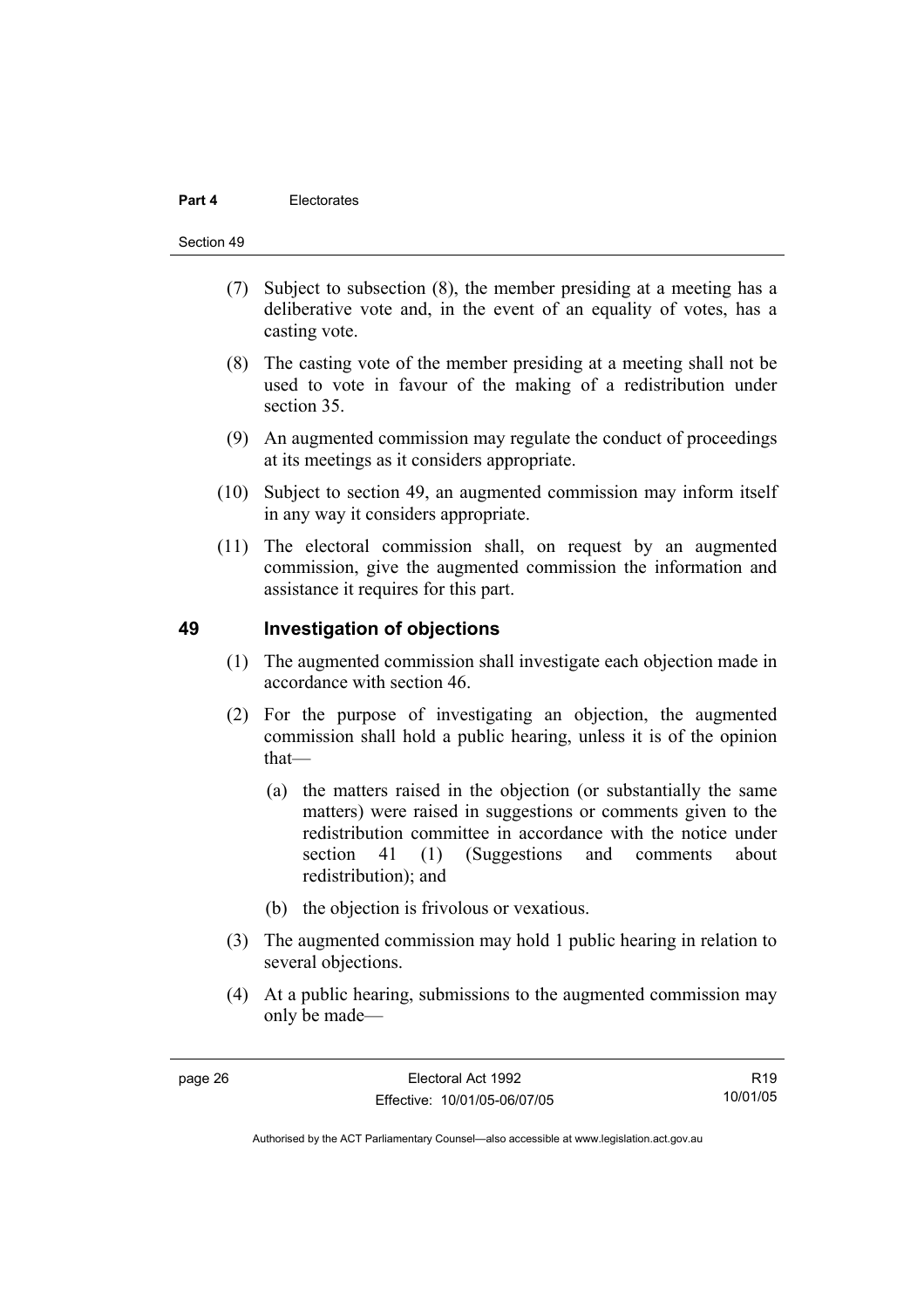(7) Subject to subsection (8), the member presiding at a meeting has a deliberative vote and, in the event of an equality of votes, has a casting vote.

(8) The casting vote of the member presiding at a meeting shall not be used to vote in favour of the making of a redistribution under section 35.

(9) An augmented commission may regulate the conduct of proceedings at its meetings as it considers appropriate.

(10) Subject to section 49, an augmented commission may inform itself in any way it considers appropriate.

(11) The electoral commission shall, on request by an augmented commission, give the augmented commission the information and assistance it requires for this part.

## 49 Investigation of objections

(1) The augmented commission shall investigate each objection made in accordance with section 46.

(2) For the purpose of investigating an objection, the augmented commission shall hold a public hearing, unless it is of the opinion that—

(a) the matters raised in the objection (or substantially the same matters) were raised in suggestions or comments given to the redistribution committee in accordance with the notice under section 41 (1) (Suggestions and comments about redistribution); and

(b) the objection is frivolous or vexatious.

(3) The augmented commission may hold 1 public hearing in relation to several objections.

(4) At a public hearing, submissions to the augmented commission may only be made—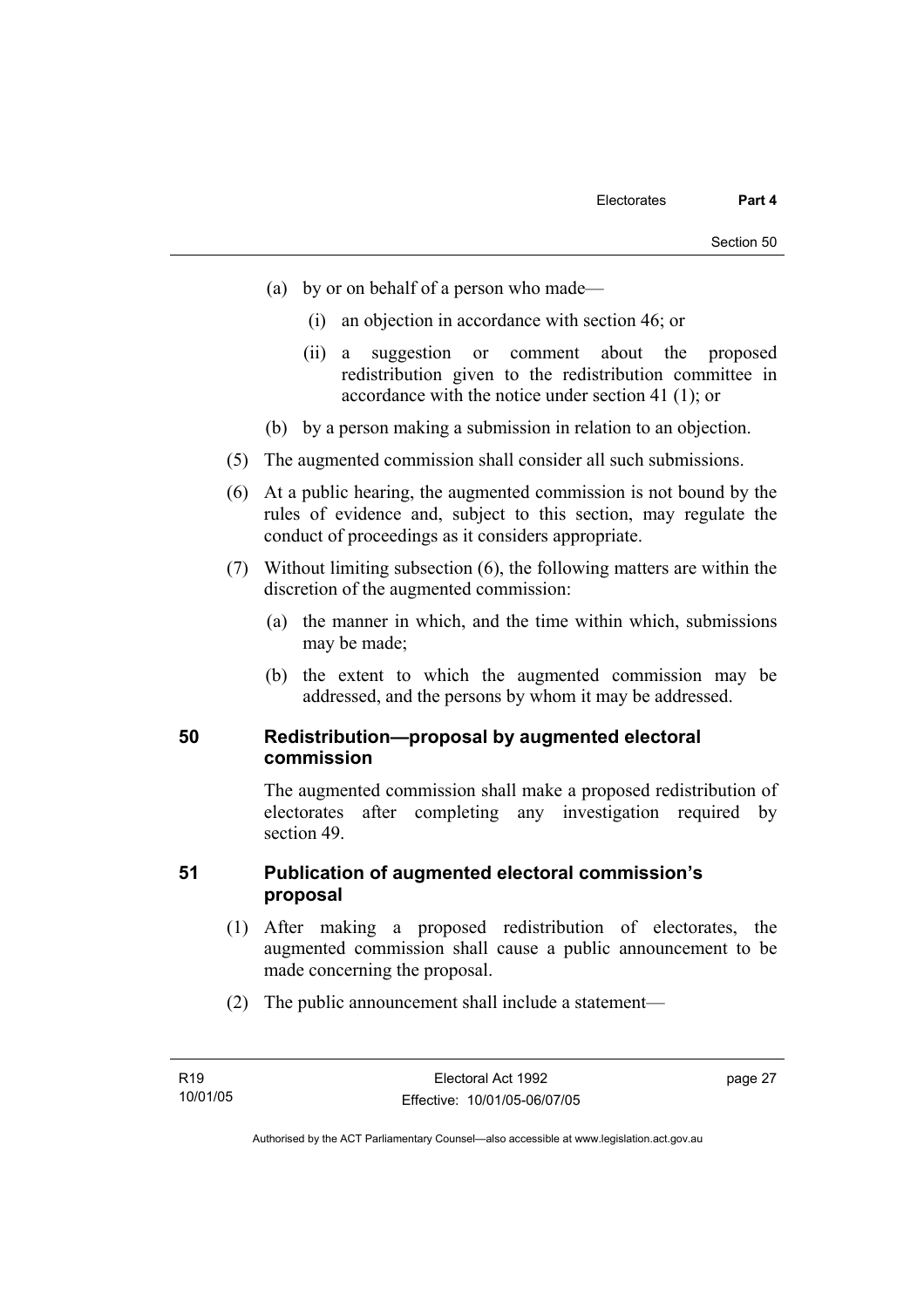(a) by or on behalf of a person who made—

   (i) an objection in accordance with section 46; or

   (ii) a suggestion or comment about the proposed redistribution given to the redistribution committee in accordance with the notice under section 41 (1); or

(b) by a person making a submission in relation to an objection.

(5) The augmented commission shall consider all such submissions.

(6) At a public hearing, the augmented commission is not bound by the rules of evidence and, subject to this section, may regulate the conduct of proceedings as it considers appropriate.

(7) Without limiting subsection (6), the following matters are within the discretion of the augmented commission:

   (a) the manner in which, and the time within which, submissions may be made;

   (b) the extent to which the augmented commission may be addressed, and the persons by whom it may be addressed.

## 50 Redistribution—proposal by augmented electoral commission

The augmented commission shall make a proposed redistribution of electorates after completing any investigation required by section 49.

## 51 Publication of augmented electoral commission's proposal

(1) After making a proposed redistribution of electorates, the augmented commission shall cause a public announcement to be made concerning the proposal.

(2) The public announcement shall include a statement—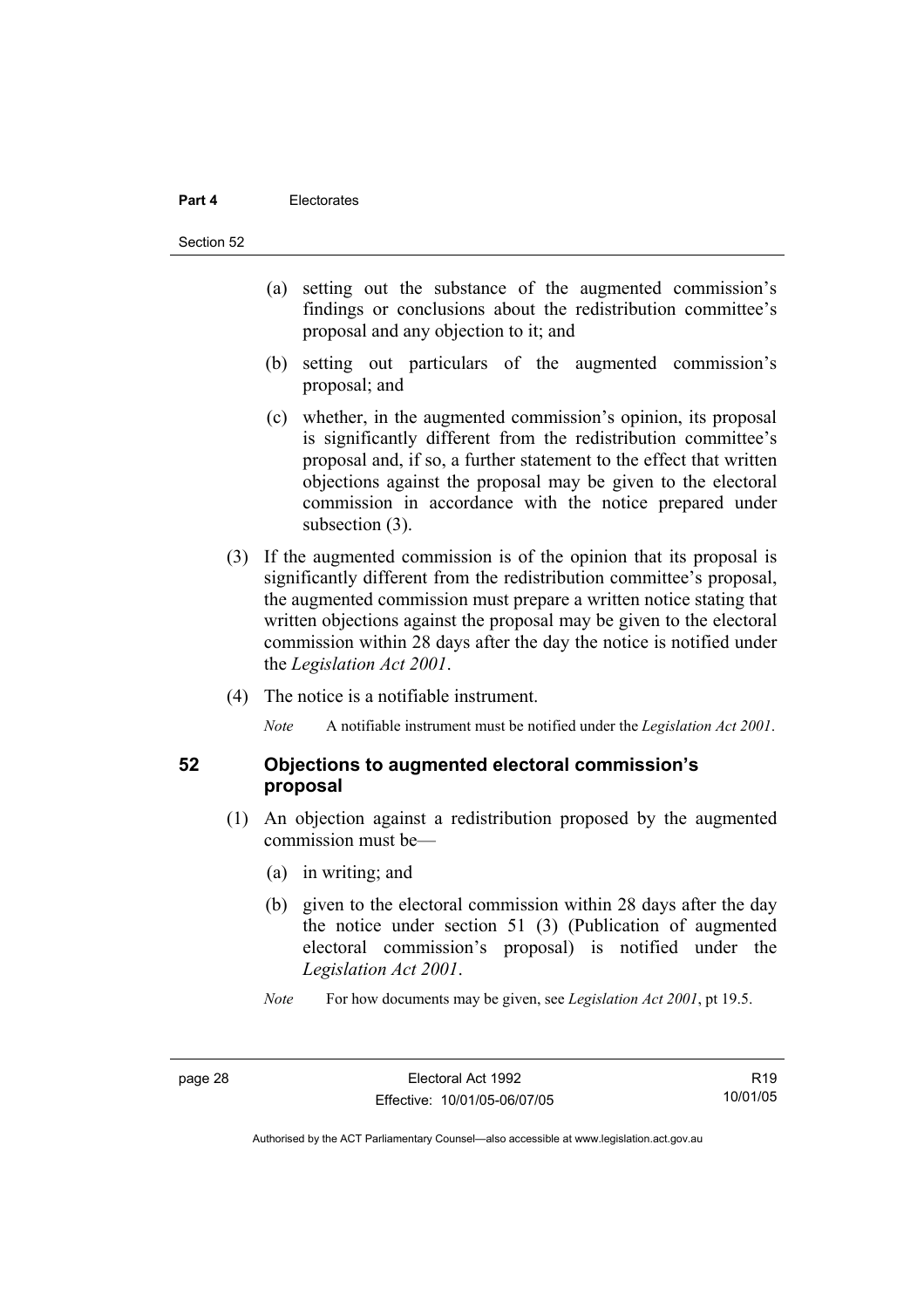(a) setting out the substance of the augmented commission's findings or conclusions about the redistribution committee's proposal and any objection to it; and

(b) setting out particulars of the augmented commission's proposal; and

(c) whether, in the augmented commission's opinion, its proposal is significantly different from the redistribution committee's proposal and, if so, a further statement to the effect that written objections against the proposal may be given to the electoral commission in accordance with the notice prepared under subsection (3).

(3) If the augmented commission is of the opinion that its proposal is significantly different from the redistribution committee's proposal, the augmented commission must prepare a written notice stating that written objections against the proposal may be given to the electoral commission within 28 days after the day the notice is notified under the *Legislation Act 2001*.

(4) The notice is a notifiable instrument.

*Note* A notifiable instrument must be notified under the *Legislation Act 2001*.

## 52 Objections to augmented electoral commission's proposal

(1) An objection against a redistribution proposed by the augmented commission must be—

(a) in writing; and

(b) given to the electoral commission within 28 days after the day the notice under section 51 (3) (Publication of augmented electoral commission's proposal) is notified under the *Legislation Act 2001*.

*Note* For how documents may be given, see *Legislation Act 2001*, pt 19.5.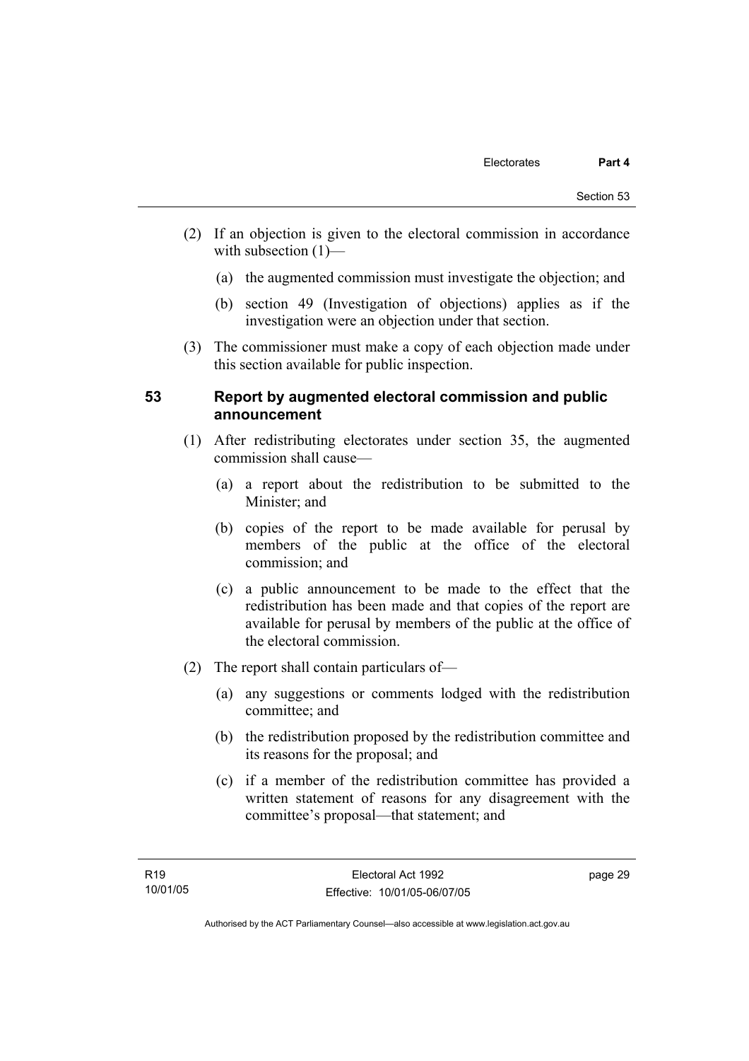(2) If an objection is given to the electoral commission in accordance with subsection (1)—

(a) the augmented commission must investigate the objection; and

(b) section 49 (Investigation of objections) applies as if the investigation were an objection under that section.

(3) The commissioner must make a copy of each objection made under this section available for public inspection.

## 53 Report by augmented electoral commission and public announcement

(1) After redistributing electorates under section 35, the augmented commission shall cause—

(a) a report about the redistribution to be submitted to the Minister; and

(b) copies of the report to be made available for perusal by members of the public at the office of the electoral commission; and

(c) a public announcement to be made to the effect that the redistribution has been made and that copies of the report are available for perusal by members of the public at the office of the electoral commission.

(2) The report shall contain particulars of—

(a) any suggestions or comments lodged with the redistribution committee; and

(b) the redistribution proposed by the redistribution committee and its reasons for the proposal; and

(c) if a member of the redistribution committee has provided a written statement of reasons for any disagreement with the committee's proposal—that statement; and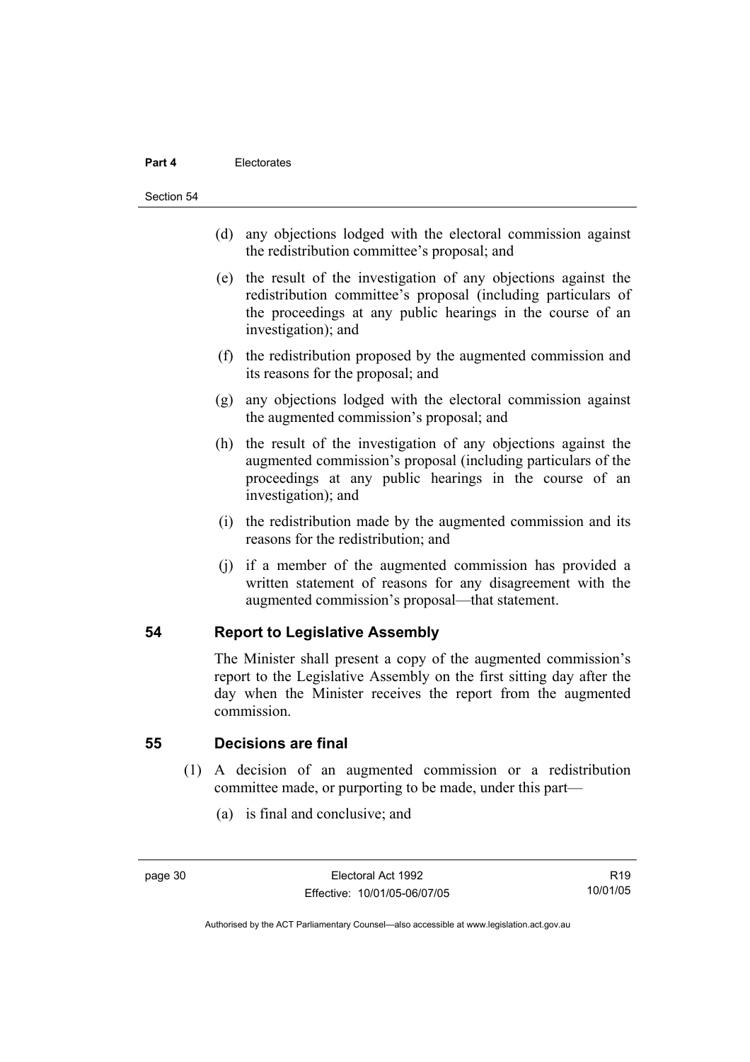(d) any objections lodged with the electoral commission against the redistribution committee's proposal; and

(e) the result of the investigation of any objections against the redistribution committee's proposal (including particulars of the proceedings at any public hearings in the course of an investigation); and

(f) the redistribution proposed by the augmented commission and its reasons for the proposal; and

(g) any objections lodged with the electoral commission against the augmented commission's proposal; and

(h) the result of the investigation of any objections against the augmented commission's proposal (including particulars of the proceedings at any public hearings in the course of an investigation); and

(i) the redistribution made by the augmented commission and its reasons for the redistribution; and

(j) if a member of the augmented commission has provided a written statement of reasons for any disagreement with the augmented commission's proposal—that statement.

## 54 Report to Legislative Assembly

The Minister shall present a copy of the augmented commission's report to the Legislative Assembly on the first sitting day after the day when the Minister receives the report from the augmented commission.

## 55 Decisions are final

(1) A decision of an augmented commission or a redistribution committee made, or purporting to be made, under this part—

(a) is final and conclusive; and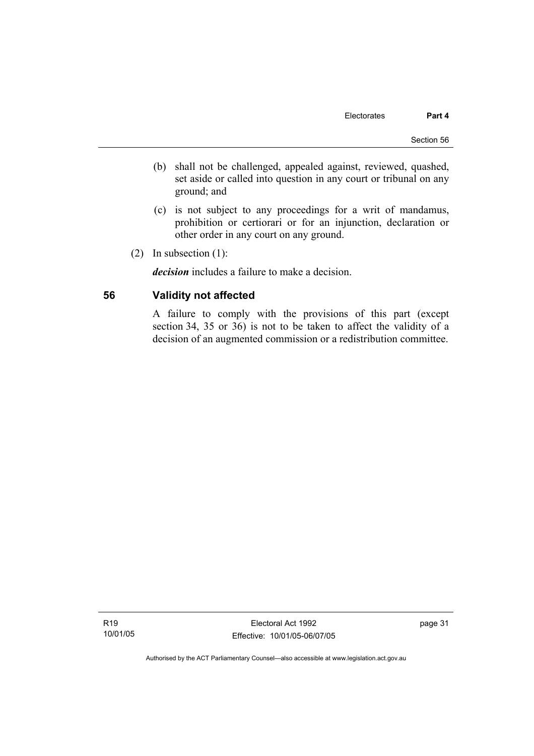(b) shall not be challenged, appealed against, reviewed, quashed, set aside or called into question in any court or tribunal on any ground; and

(c) is not subject to any proceedings for a writ of mandamus, prohibition or certiorari or for an injunction, declaration or other order in any court on any ground.

(2) In subsection (1):

***decision*** includes a failure to make a decision.

## 56 Validity not affected

A failure to comply with the provisions of this part (except section 34, 35 or 36) is not to be taken to affect the validity of a decision of an augmented commission or a redistribution committee.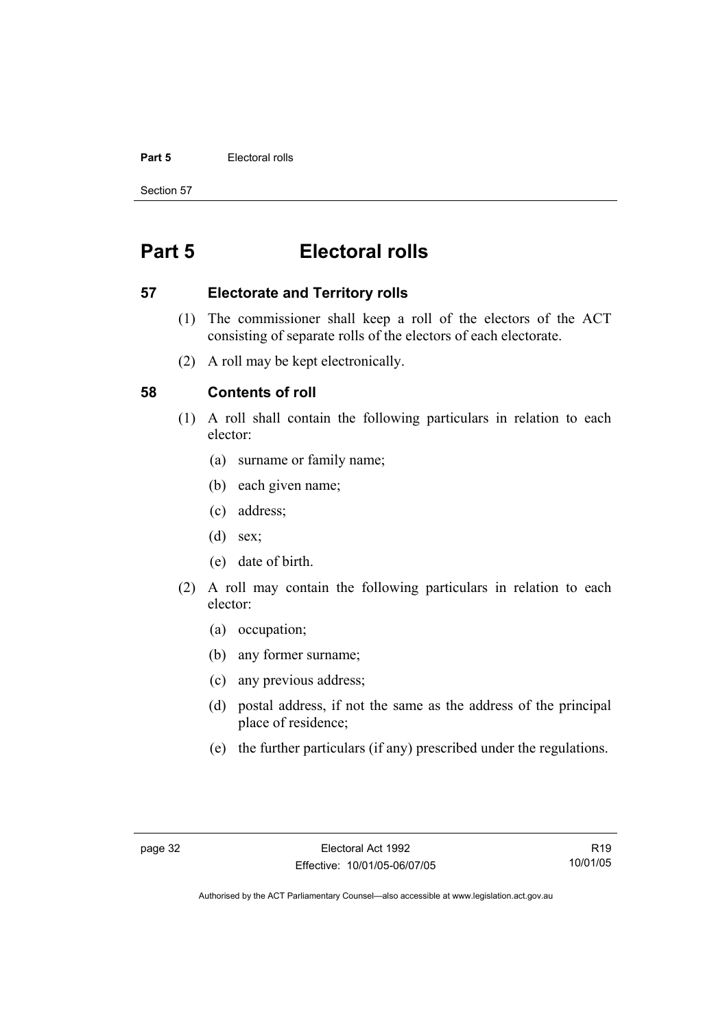# Part 5 Electoral rolls

## 57 Electorate and Territory rolls

(1) The commissioner shall keep a roll of the electors of the ACT consisting of separate rolls of the electors of each electorate.

(2) A roll may be kept electronically.

## 58 Contents of roll

(1) A roll shall contain the following particulars in relation to each elector:

(a) surname or family name;

(b) each given name;

(c) address;

(d) sex;

(e) date of birth.

(2) A roll may contain the following particulars in relation to each elector:

(a) occupation;

(b) any former surname;

(c) any previous address;

(d) postal address, if not the same as the address of the principal place of residence;

(e) the further particulars (if any) prescribed under the regulations.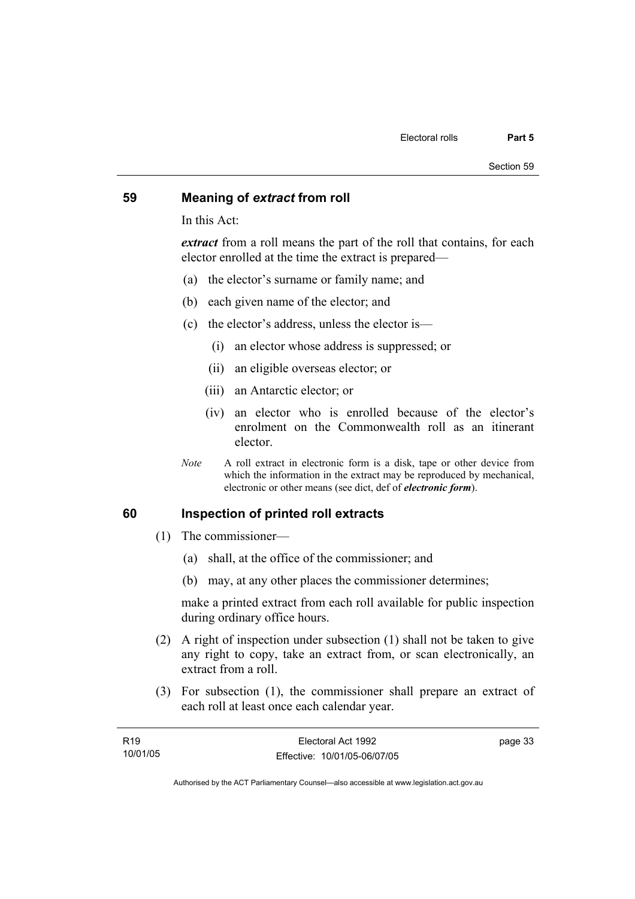## 59 Meaning of *extract* from roll

In this Act:

***extract*** from a roll means the part of the roll that contains, for each elector enrolled at the time the extract is prepared—

(a) the elector's surname or family name; and

(b) each given name of the elector; and

(c) the elector's address, unless the elector is—

  (i) an elector whose address is suppressed; or

  (ii) an eligible overseas elector; or

  (iii) an Antarctic elector; or

  (iv) an elector who is enrolled because of the elector's enrolment on the Commonwealth roll as an itinerant elector.

*Note* A roll extract in electronic form is a disk, tape or other device from which the information in the extract may be reproduced by mechanical, electronic or other means (see dict, def of ***electronic form***).

## 60 Inspection of printed roll extracts

(1) The commissioner—

  (a) shall, at the office of the commissioner; and

  (b) may, at any other places the commissioner determines;

make a printed extract from each roll available for public inspection during ordinary office hours.

(2) A right of inspection under subsection (1) shall not be taken to give any right to copy, take an extract from, or scan electronically, an extract from a roll.

(3) For subsection (1), the commissioner shall prepare an extract of each roll at least once each calendar year.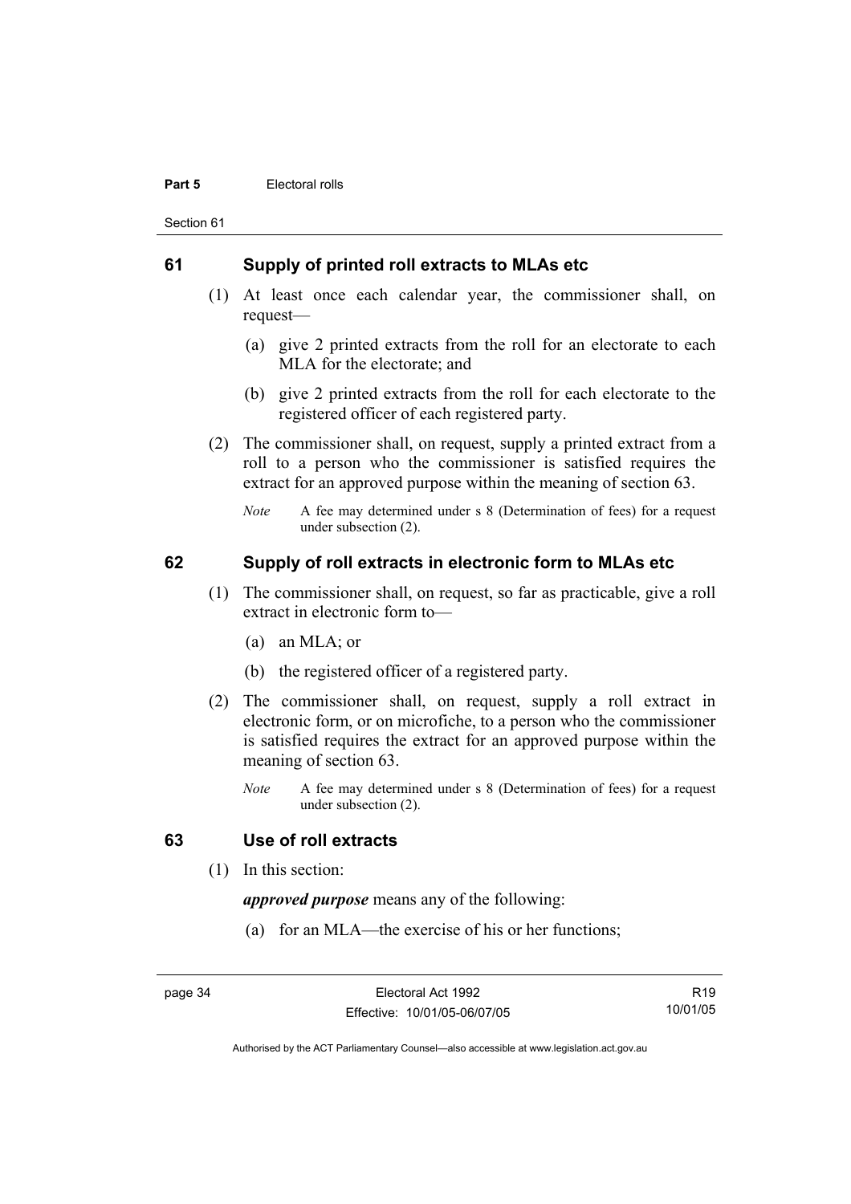## 61 Supply of printed roll extracts to MLAs etc

(1) At least once each calendar year, the commissioner shall, on request—

(a) give 2 printed extracts from the roll for an electorate to each MLA for the electorate; and

(b) give 2 printed extracts from the roll for each electorate to the registered officer of each registered party.

(2) The commissioner shall, on request, supply a printed extract from a roll to a person who the commissioner is satisfied requires the extract for an approved purpose within the meaning of section 63.

*Note* A fee may determined under s 8 (Determination of fees) for a request under subsection (2).

## 62 Supply of roll extracts in electronic form to MLAs etc

(1) The commissioner shall, on request, so far as practicable, give a roll extract in electronic form to—

(a) an MLA; or

(b) the registered officer of a registered party.

(2) The commissioner shall, on request, supply a roll extract in electronic form, or on microfiche, to a person who the commissioner is satisfied requires the extract for an approved purpose within the meaning of section 63.

*Note* A fee may determined under s 8 (Determination of fees) for a request under subsection (2).

## 63 Use of roll extracts

(1) In this section:

***approved purpose*** means any of the following:

(a) for an MLA—the exercise of his or her functions;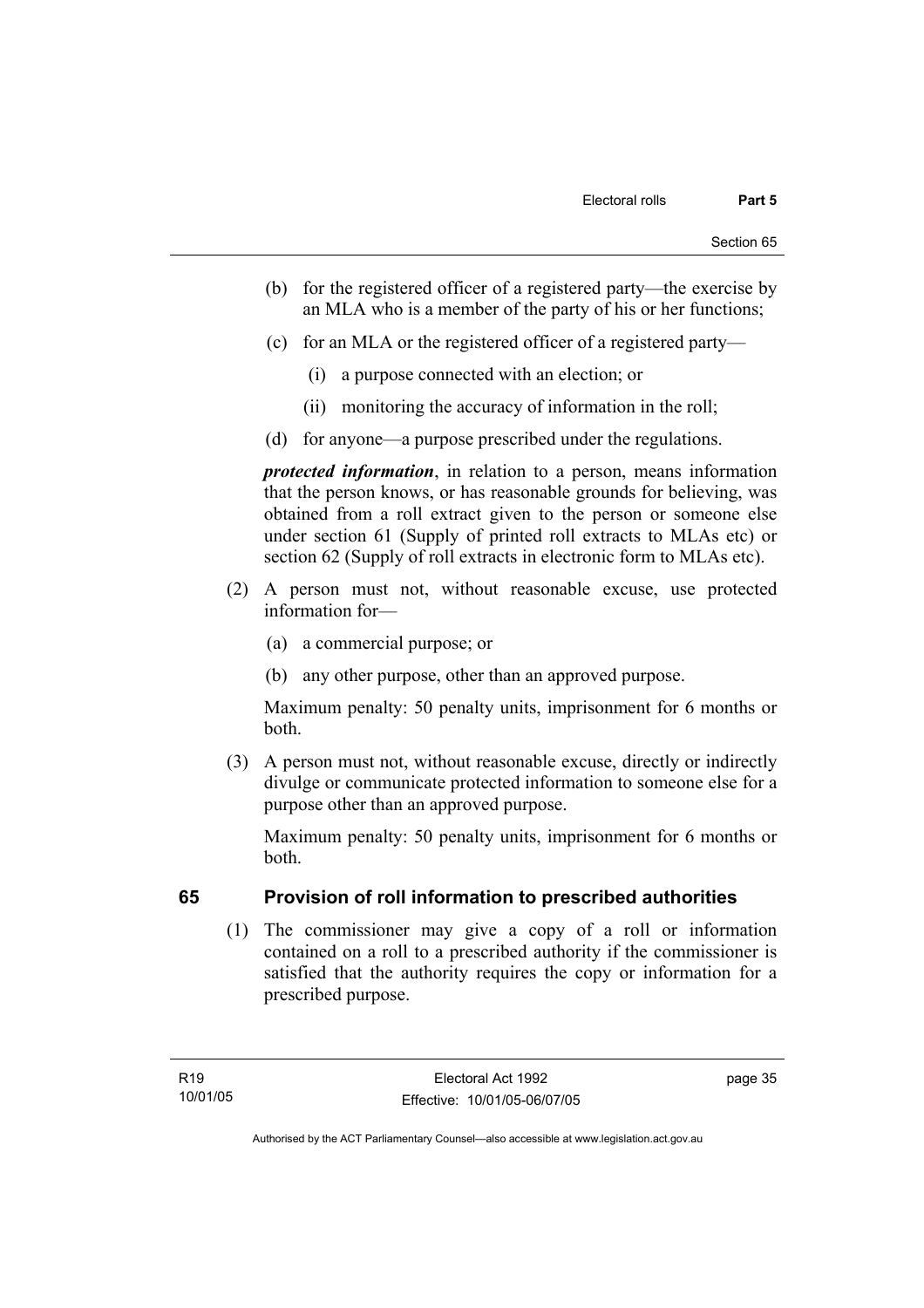(b) for the registered officer of a registered party—the exercise by an MLA who is a member of the party of his or her functions;

(c) for an MLA or the registered officer of a registered party—

(i) a purpose connected with an election; or

(ii) monitoring the accuracy of information in the roll;

(d) for anyone—a purpose prescribed under the regulations.

***protected information***, in relation to a person, means information that the person knows, or has reasonable grounds for believing, was obtained from a roll extract given to the person or someone else under section 61 (Supply of printed roll extracts to MLAs etc) or section 62 (Supply of roll extracts in electronic form to MLAs etc).

(2) A person must not, without reasonable excuse, use protected information for—

(a) a commercial purpose; or

(b) any other purpose, other than an approved purpose.

Maximum penalty: 50 penalty units, imprisonment for 6 months or both.

(3) A person must not, without reasonable excuse, directly or indirectly divulge or communicate protected information to someone else for a purpose other than an approved purpose.

Maximum penalty: 50 penalty units, imprisonment for 6 months or both.

## 65 Provision of roll information to prescribed authorities

(1) The commissioner may give a copy of a roll or information contained on a roll to a prescribed authority if the commissioner is satisfied that the authority requires the copy or information for a prescribed purpose.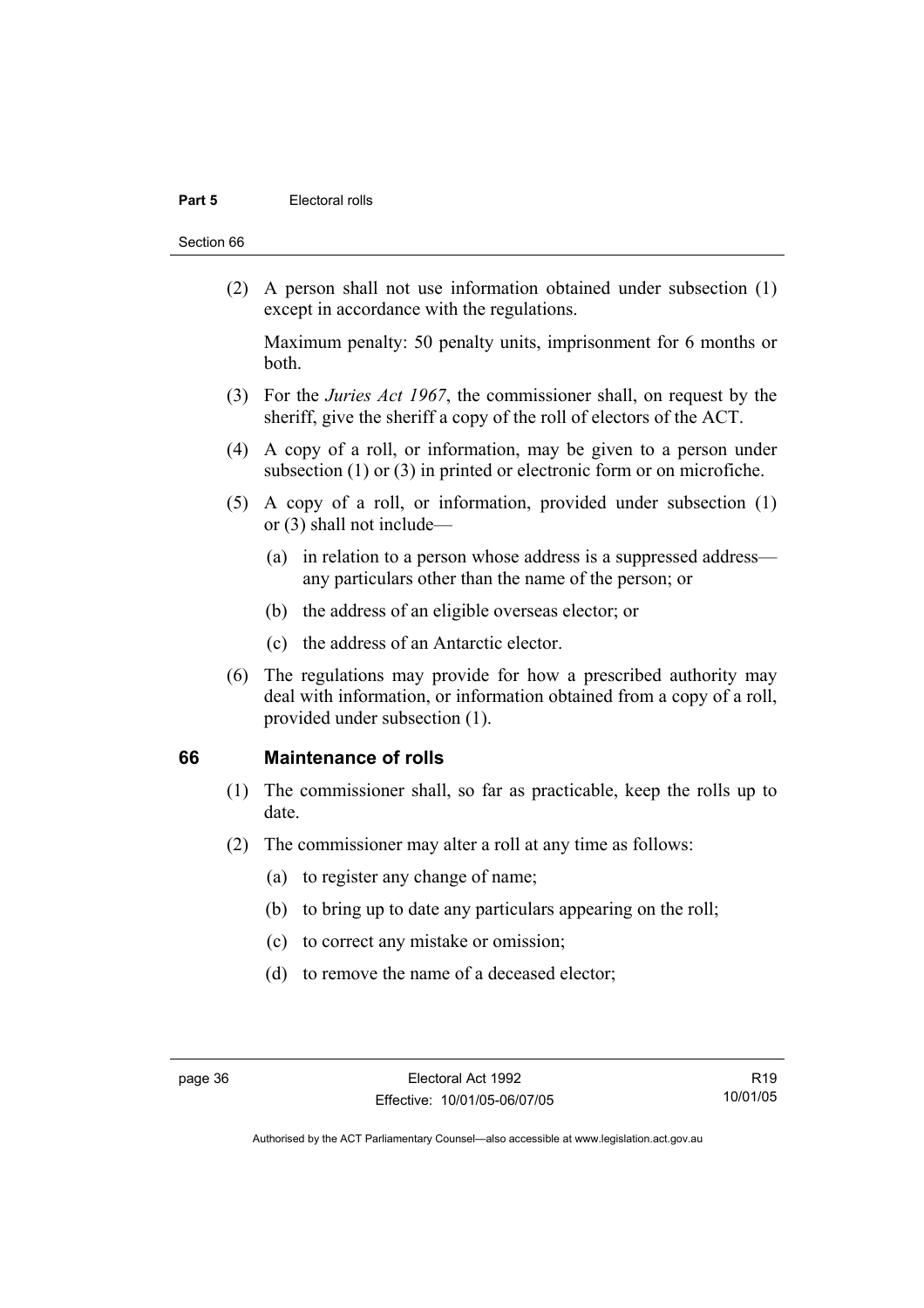(2) A person shall not use information obtained under subsection (1) except in accordance with the regulations.

Maximum penalty: 50 penalty units, imprisonment for 6 months or both.

(3) For the *Juries Act 1967*, the commissioner shall, on request by the sheriff, give the sheriff a copy of the roll of electors of the ACT.

(4) A copy of a roll, or information, may be given to a person under subsection (1) or (3) in printed or electronic form or on microfiche.

(5) A copy of a roll, or information, provided under subsection (1) or (3) shall not include—

(a) in relation to a person whose address is a suppressed address—any particulars other than the name of the person; or

(b) the address of an eligible overseas elector; or

(c) the address of an Antarctic elector.

(6) The regulations may provide for how a prescribed authority may deal with information, or information obtained from a copy of a roll, provided under subsection (1).

## 66 Maintenance of rolls

(1) The commissioner shall, so far as practicable, keep the rolls up to date.

(2) The commissioner may alter a roll at any time as follows:

(a) to register any change of name;

(b) to bring up to date any particulars appearing on the roll;

(c) to correct any mistake or omission;

(d) to remove the name of a deceased elector;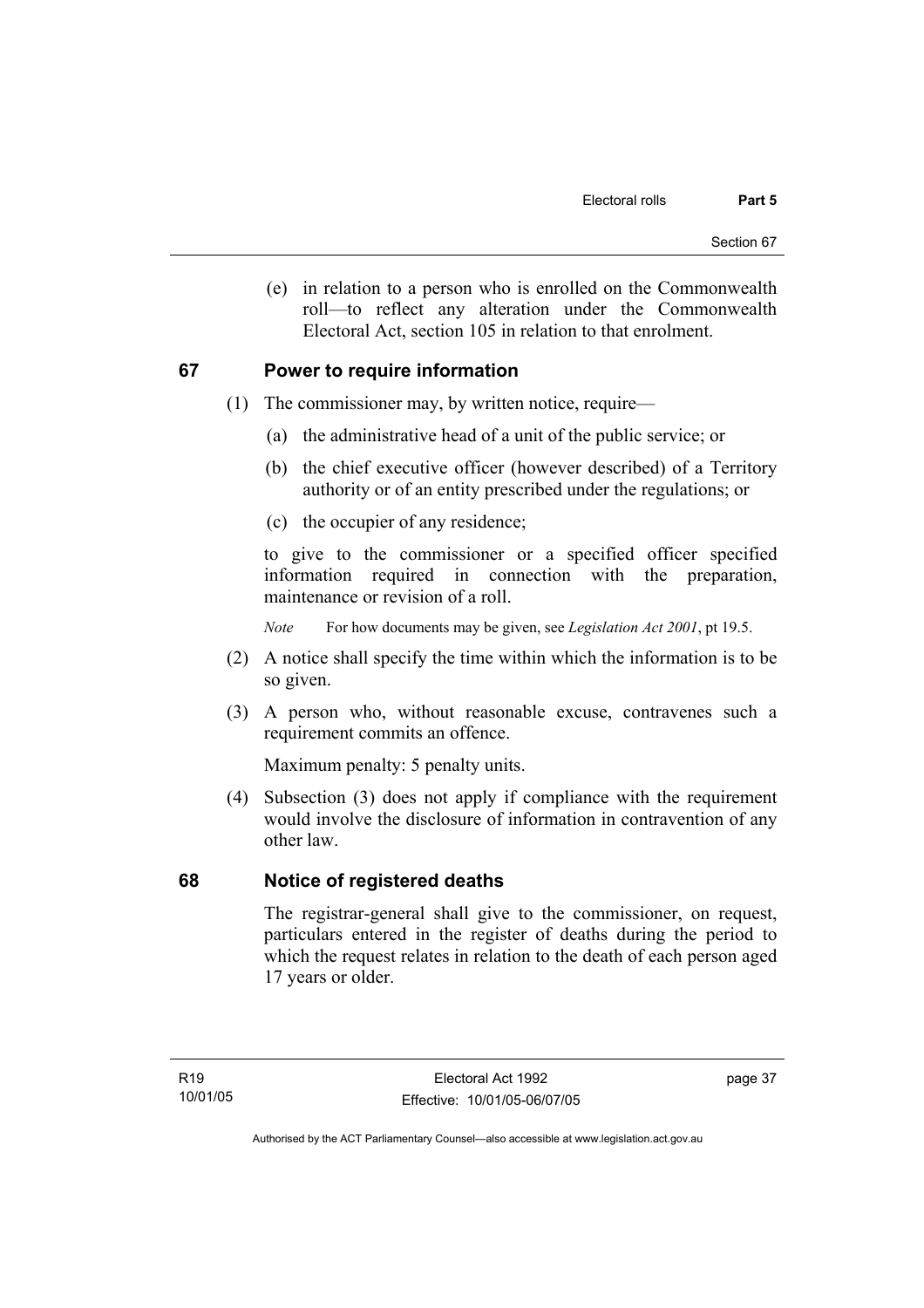(e) in relation to a person who is enrolled on the Commonwealth roll—to reflect any alteration under the Commonwealth Electoral Act, section 105 in relation to that enrolment.

## 67 Power to require information

(1) The commissioner may, by written notice, require—

(a) the administrative head of a unit of the public service; or

(b) the chief executive officer (however described) of a Territory authority or of an entity prescribed under the regulations; or

(c) the occupier of any residence;

to give to the commissioner or a specified officer specified information required in connection with the preparation, maintenance or revision of a roll.

*Note* For how documents may be given, see *Legislation Act 2001*, pt 19.5.

(2) A notice shall specify the time within which the information is to be so given.

(3) A person who, without reasonable excuse, contravenes such a requirement commits an offence.

Maximum penalty: 5 penalty units.

(4) Subsection (3) does not apply if compliance with the requirement would involve the disclosure of information in contravention of any other law.

## 68 Notice of registered deaths

The registrar-general shall give to the commissioner, on request, particulars entered in the register of deaths during the period to which the request relates in relation to the death of each person aged 17 years or older.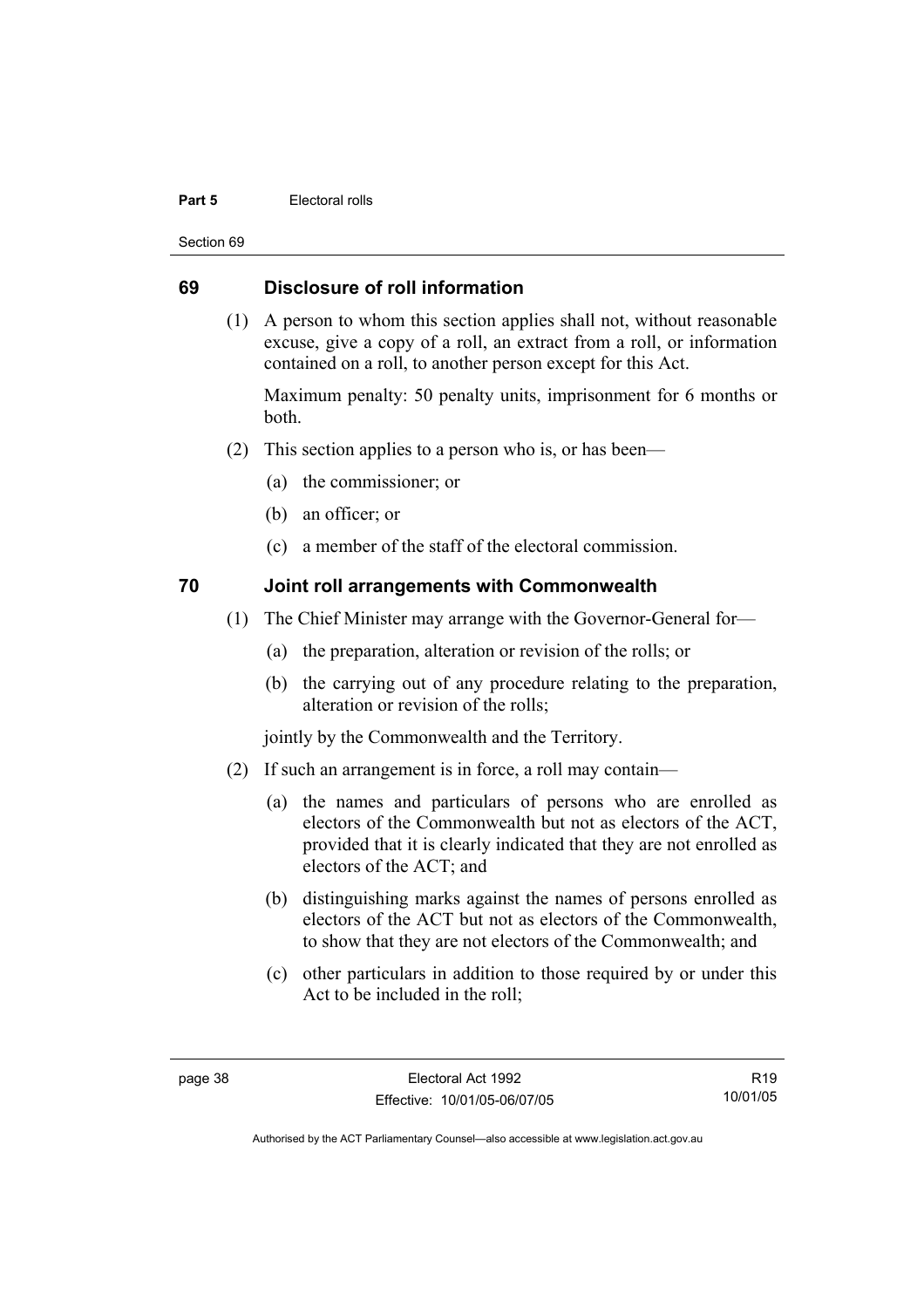## 69 Disclosure of roll information

(1) A person to whom this section applies shall not, without reasonable excuse, give a copy of a roll, an extract from a roll, or information contained on a roll, to another person except for this Act.

Maximum penalty: 50 penalty units, imprisonment for 6 months or both.

(2) This section applies to a person who is, or has been—

(a) the commissioner; or

(b) an officer; or

(c) a member of the staff of the electoral commission.

## 70 Joint roll arrangements with Commonwealth

(1) The Chief Minister may arrange with the Governor-General for—

(a) the preparation, alteration or revision of the rolls; or

(b) the carrying out of any procedure relating to the preparation, alteration or revision of the rolls;

jointly by the Commonwealth and the Territory.

(2) If such an arrangement is in force, a roll may contain—

(a) the names and particulars of persons who are enrolled as electors of the Commonwealth but not as electors of the ACT, provided that it is clearly indicated that they are not enrolled as electors of the ACT; and

(b) distinguishing marks against the names of persons enrolled as electors of the ACT but not as electors of the Commonwealth, to show that they are not electors of the Commonwealth; and

(c) other particulars in addition to those required by or under this Act to be included in the roll;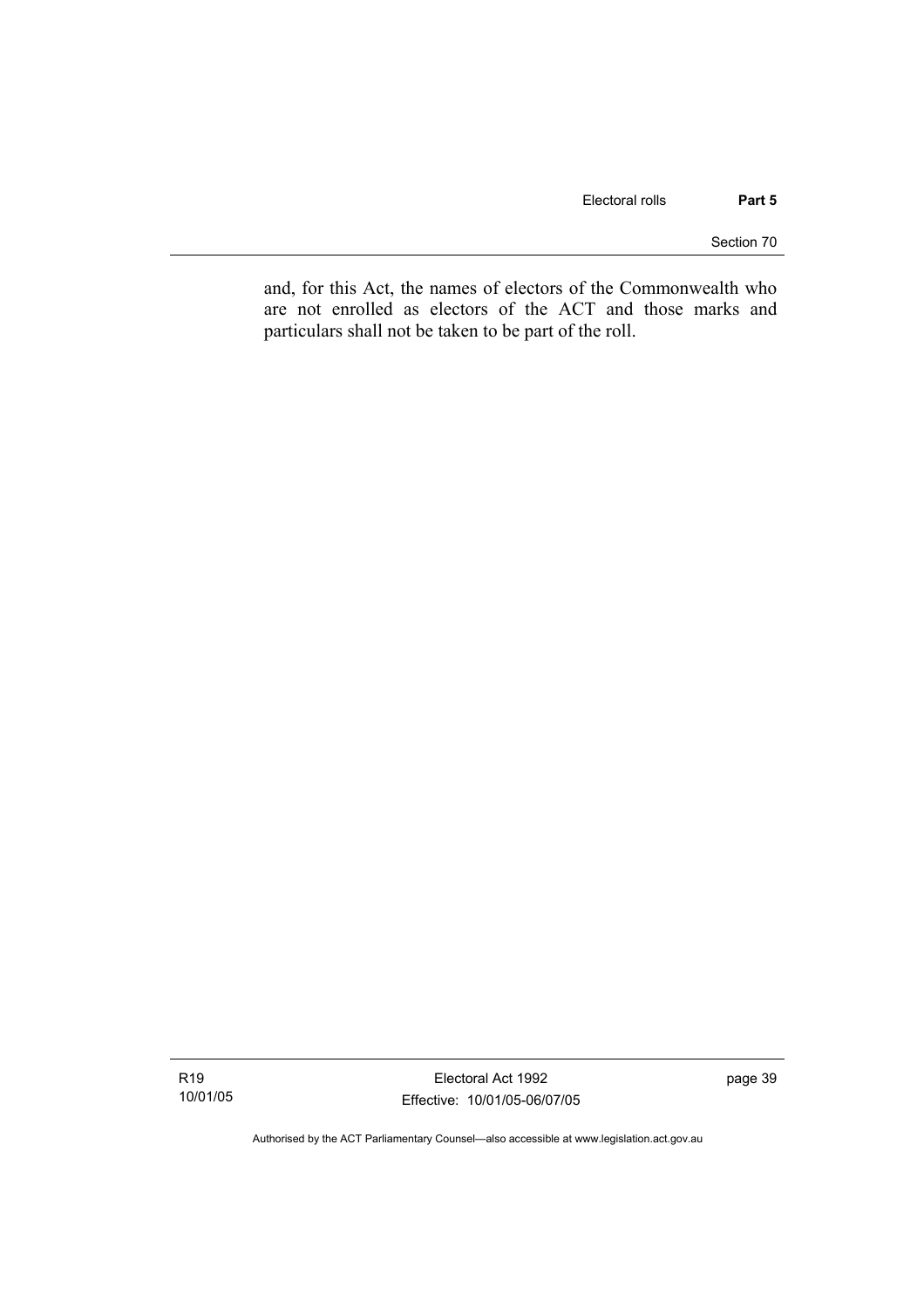and, for this Act, the names of electors of the Commonwealth who are not enrolled as electors of the ACT and those marks and particulars shall not be taken to be part of the roll.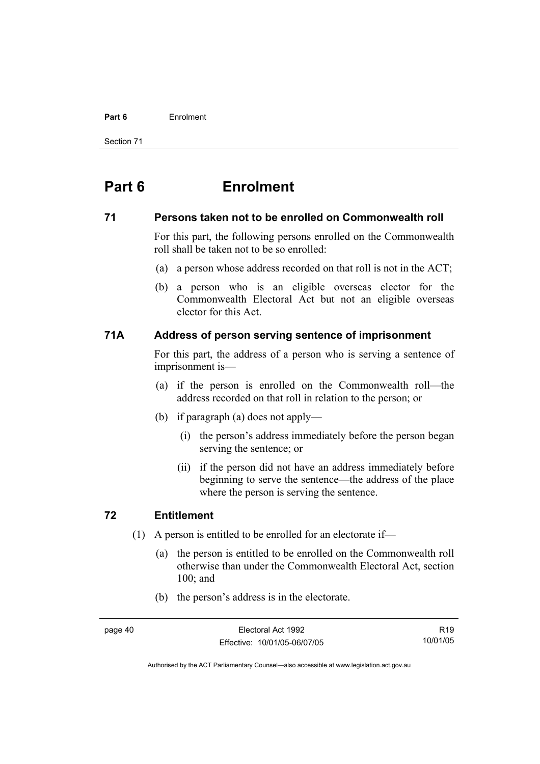# Part 6 Enrolment

## 71 Persons taken not to be enrolled on Commonwealth roll

For this part, the following persons enrolled on the Commonwealth roll shall be taken not to be so enrolled:

(a) a person whose address recorded on that roll is not in the ACT;

(b) a person who is an eligible overseas elector for the Commonwealth Electoral Act but not an eligible overseas elector for this Act.

## 71A Address of person serving sentence of imprisonment

For this part, the address of a person who is serving a sentence of imprisonment is—

(a) if the person is enrolled on the Commonwealth roll—the address recorded on that roll in relation to the person; or

(b) if paragraph (a) does not apply—

(i) the person's address immediately before the person began serving the sentence; or

(ii) if the person did not have an address immediately before beginning to serve the sentence—the address of the place where the person is serving the sentence.

## 72 Entitlement

(1) A person is entitled to be enrolled for an electorate if—

(a) the person is entitled to be enrolled on the Commonwealth roll otherwise than under the Commonwealth Electoral Act, section 100; and

(b) the person's address is in the electorate.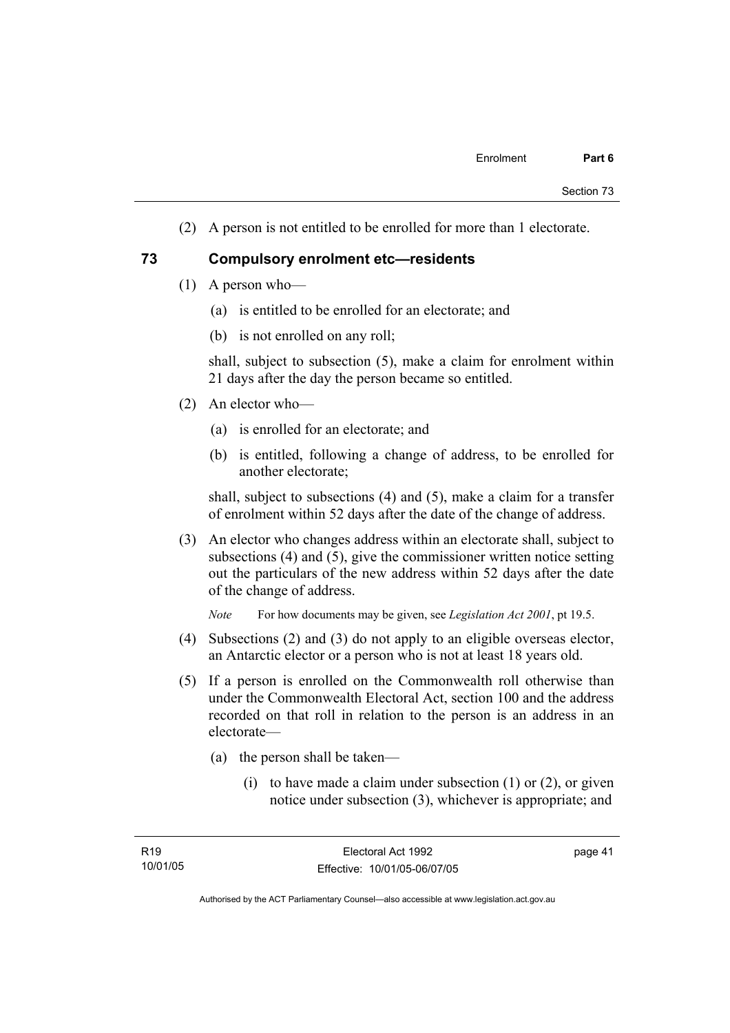(2) A person is not entitled to be enrolled for more than 1 electorate.

## 73 Compulsory enrolment etc—residents

(1) A person who—

(a) is entitled to be enrolled for an electorate; and

(b) is not enrolled on any roll;

shall, subject to subsection (5), make a claim for enrolment within 21 days after the day the person became so entitled.

(2) An elector who—

(a) is enrolled for an electorate; and

(b) is entitled, following a change of address, to be enrolled for another electorate;

shall, subject to subsections (4) and (5), make a claim for a transfer of enrolment within 52 days after the date of the change of address.

(3) An elector who changes address within an electorate shall, subject to subsections (4) and (5), give the commissioner written notice setting out the particulars of the new address within 52 days after the date of the change of address.

*Note* For how documents may be given, see *Legislation Act 2001*, pt 19.5.

(4) Subsections (2) and (3) do not apply to an eligible overseas elector, an Antarctic elector or a person who is not at least 18 years old.

(5) If a person is enrolled on the Commonwealth roll otherwise than under the Commonwealth Electoral Act, section 100 and the address recorded on that roll in relation to the person is an address in an electorate—

(a) the person shall be taken—

(i) to have made a claim under subsection (1) or (2), or given notice under subsection (3), whichever is appropriate; and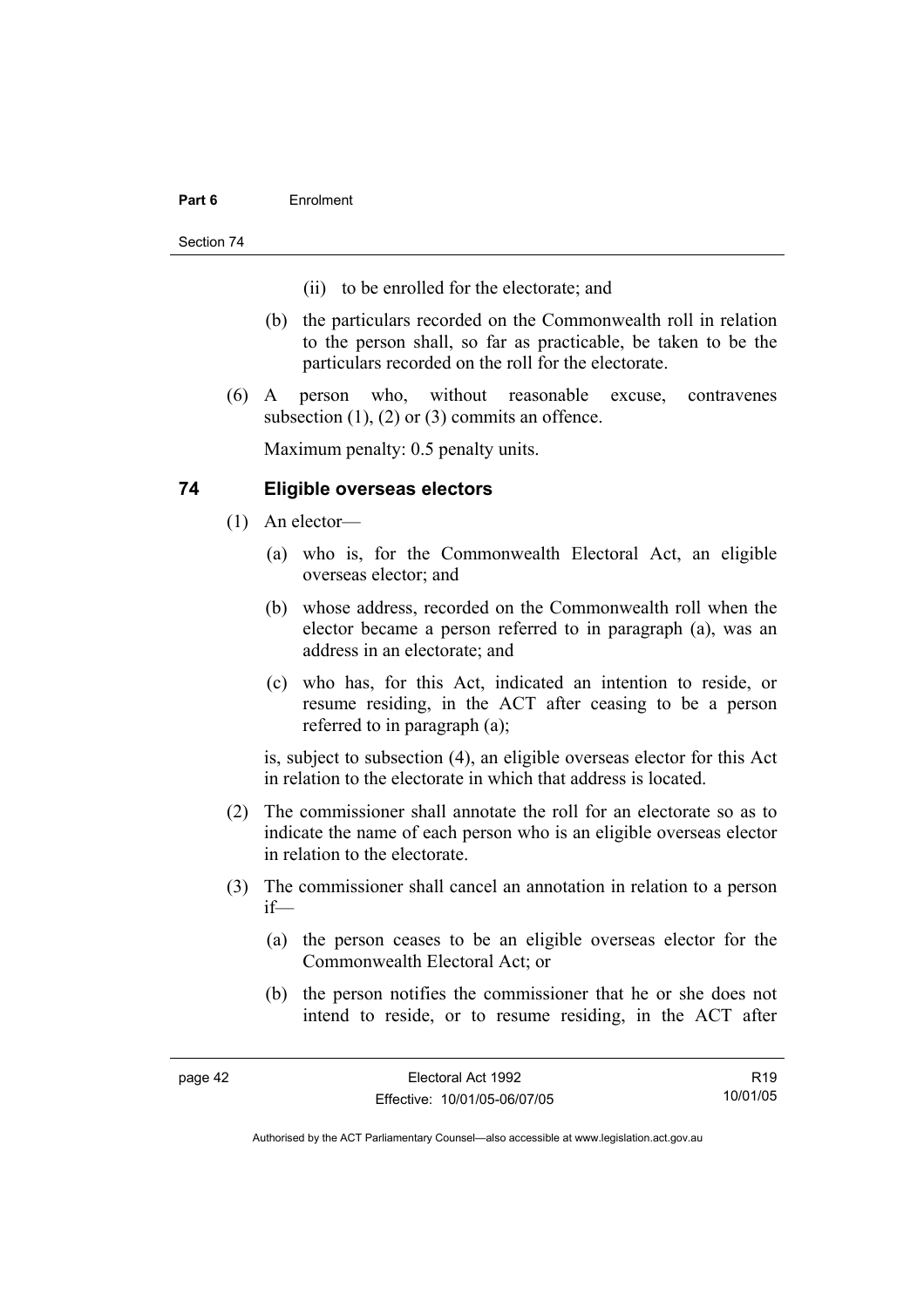(ii) to be enrolled for the electorate; and

(b) the particulars recorded on the Commonwealth roll in relation to the person shall, so far as practicable, be taken to be the particulars recorded on the roll for the electorate.

(6) A person who, without reasonable excuse, contravenes subsection (1), (2) or (3) commits an offence.

Maximum penalty: 0.5 penalty units.

## 74 Eligible overseas electors

(1) An elector—

(a) who is, for the Commonwealth Electoral Act, an eligible overseas elector; and

(b) whose address, recorded on the Commonwealth roll when the elector became a person referred to in paragraph (a), was an address in an electorate; and

(c) who has, for this Act, indicated an intention to reside, or resume residing, in the ACT after ceasing to be a person referred to in paragraph (a);

is, subject to subsection (4), an eligible overseas elector for this Act in relation to the electorate in which that address is located.

(2) The commissioner shall annotate the roll for an electorate so as to indicate the name of each person who is an eligible overseas elector in relation to the electorate.

(3) The commissioner shall cancel an annotation in relation to a person if—

(a) the person ceases to be an eligible overseas elector for the Commonwealth Electoral Act; or

(b) the person notifies the commissioner that he or she does not intend to reside, or to resume residing, in the ACT after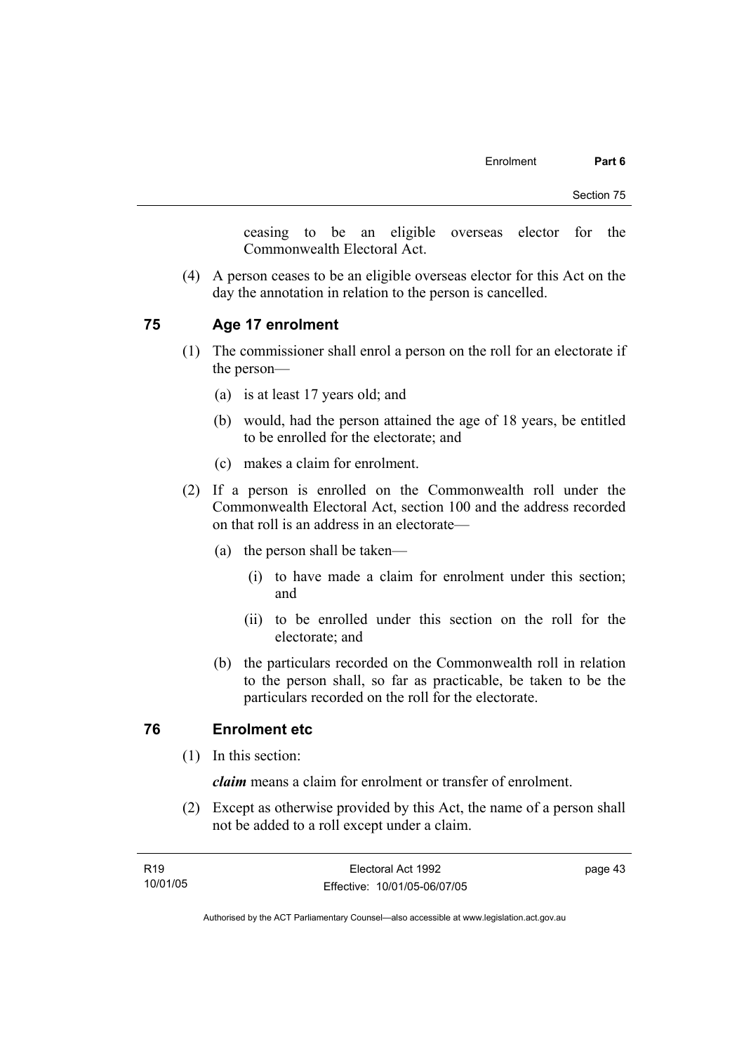ceasing to be an eligible overseas elector for the Commonwealth Electoral Act.

(4) A person ceases to be an eligible overseas elector for this Act on the day the annotation in relation to the person is cancelled.

## 75 Age 17 enrolment

(1) The commissioner shall enrol a person on the roll for an electorate if the person—

(a) is at least 17 years old; and

(b) would, had the person attained the age of 18 years, be entitled to be enrolled for the electorate; and

(c) makes a claim for enrolment.

(2) If a person is enrolled on the Commonwealth roll under the Commonwealth Electoral Act, section 100 and the address recorded on that roll is an address in an electorate—

(a) the person shall be taken—

(i) to have made a claim for enrolment under this section; and

(ii) to be enrolled under this section on the roll for the electorate; and

(b) the particulars recorded on the Commonwealth roll in relation to the person shall, so far as practicable, be taken to be the particulars recorded on the roll for the electorate.

## 76 Enrolment etc

(1) In this section:

***claim*** means a claim for enrolment or transfer of enrolment.

(2) Except as otherwise provided by this Act, the name of a person shall not be added to a roll except under a claim.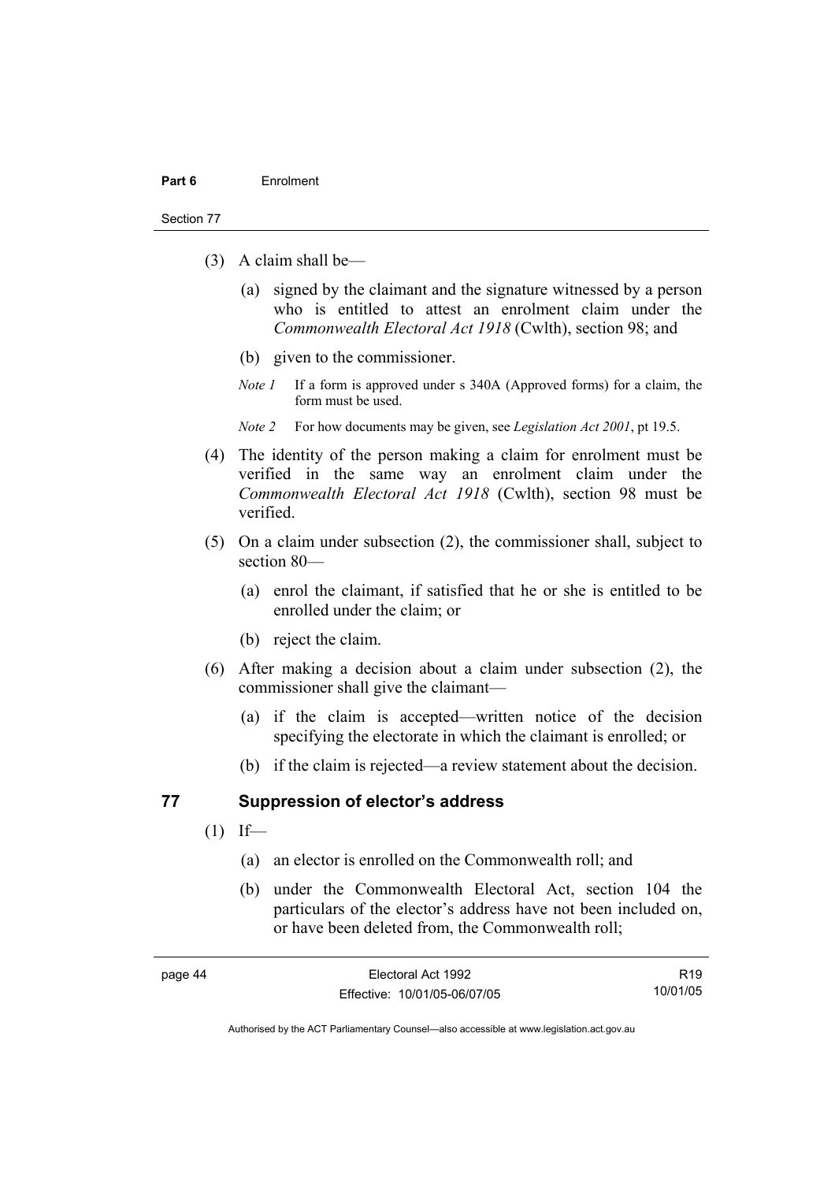(3) A claim shall be—

(a) signed by the claimant and the signature witnessed by a person who is entitled to attest an enrolment claim under the *Commonwealth Electoral Act 1918* (Cwlth), section 98; and

(b) given to the commissioner.

*Note 1* If a form is approved under s 340A (Approved forms) for a claim, the form must be used.

*Note 2* For how documents may be given, see *Legislation Act 2001*, pt 19.5.

(4) The identity of the person making a claim for enrolment must be verified in the same way an enrolment claim under the *Commonwealth Electoral Act 1918* (Cwlth), section 98 must be verified.

(5) On a claim under subsection (2), the commissioner shall, subject to section 80—

(a) enrol the claimant, if satisfied that he or she is entitled to be enrolled under the claim; or

(b) reject the claim.

(6) After making a decision about a claim under subsection (2), the commissioner shall give the claimant—

(a) if the claim is accepted—written notice of the decision specifying the electorate in which the claimant is enrolled; or

(b) if the claim is rejected—a review statement about the decision.

## 77 Suppression of elector's address

(1) If—

(a) an elector is enrolled on the Commonwealth roll; and

(b) under the Commonwealth Electoral Act, section 104 the particulars of the elector's address have not been included on, or have been deleted from, the Commonwealth roll;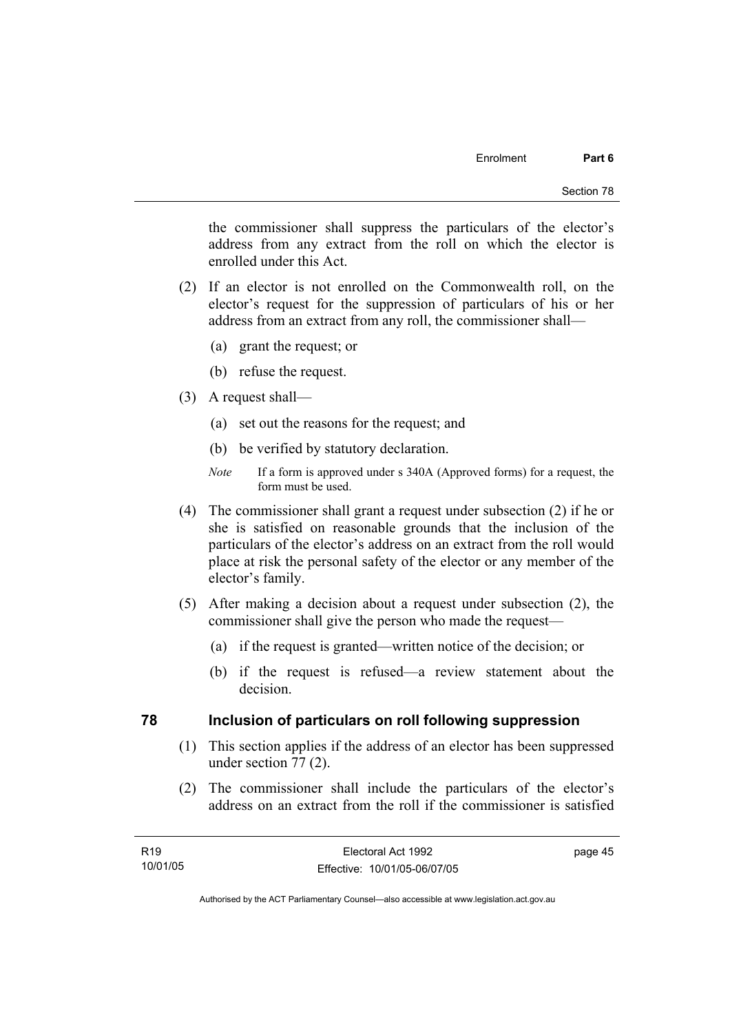the commissioner shall suppress the particulars of the elector's address from any extract from the roll on which the elector is enrolled under this Act.

(2) If an elector is not enrolled on the Commonwealth roll, on the elector's request for the suppression of particulars of his or her address from an extract from any roll, the commissioner shall—

(a) grant the request; or

(b) refuse the request.

(3) A request shall—

(a) set out the reasons for the request; and

(b) be verified by statutory declaration.

*Note* If a form is approved under s 340A (Approved forms) for a request, the form must be used.

(4) The commissioner shall grant a request under subsection (2) if he or she is satisfied on reasonable grounds that the inclusion of the particulars of the elector's address on an extract from the roll would place at risk the personal safety of the elector or any member of the elector's family.

(5) After making a decision about a request under subsection (2), the commissioner shall give the person who made the request—

(a) if the request is granted—written notice of the decision; or

(b) if the request is refused—a review statement about the decision.

## 78 Inclusion of particulars on roll following suppression

(1) This section applies if the address of an elector has been suppressed under section 77 (2).

(2) The commissioner shall include the particulars of the elector's address on an extract from the roll if the commissioner is satisfied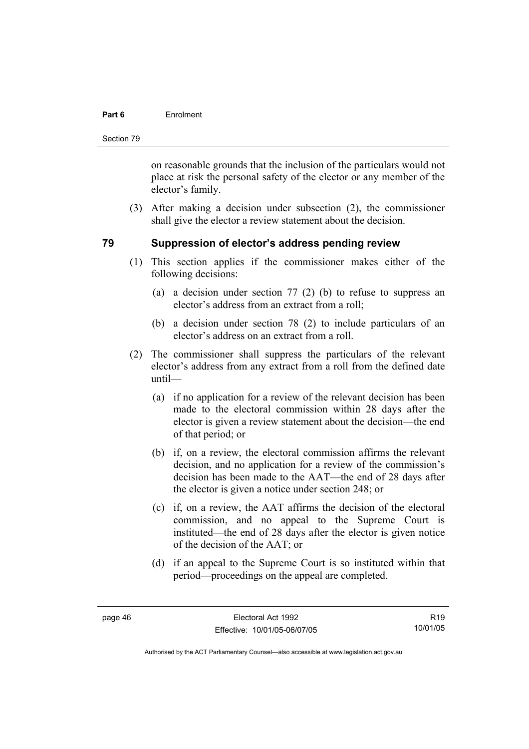on reasonable grounds that the inclusion of the particulars would not place at risk the personal safety of the elector or any member of the elector's family.

(3) After making a decision under subsection (2), the commissioner shall give the elector a review statement about the decision.

## 79 Suppression of elector's address pending review

(1) This section applies if the commissioner makes either of the following decisions:

(a) a decision under section 77 (2) (b) to refuse to suppress an elector's address from an extract from a roll;

(b) a decision under section 78 (2) to include particulars of an elector's address on an extract from a roll.

(2) The commissioner shall suppress the particulars of the relevant elector's address from any extract from a roll from the defined date until—

(a) if no application for a review of the relevant decision has been made to the electoral commission within 28 days after the elector is given a review statement about the decision—the end of that period; or

(b) if, on a review, the electoral commission affirms the relevant decision, and no application for a review of the commission's decision has been made to the AAT—the end of 28 days after the elector is given a notice under section 248; or

(c) if, on a review, the AAT affirms the decision of the electoral commission, and no appeal to the Supreme Court is instituted—the end of 28 days after the elector is given notice of the decision of the AAT; or

(d) if an appeal to the Supreme Court is so instituted within that period—proceedings on the appeal are completed.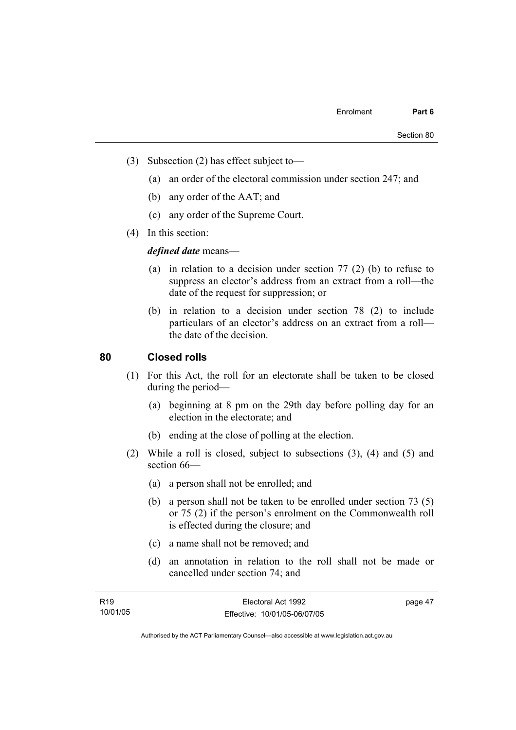(3) Subsection (2) has effect subject to—

(a) an order of the electoral commission under section 247; and

(b) any order of the AAT; and

(c) any order of the Supreme Court.

(4) In this section:

***defined date*** means—

(a) in relation to a decision under section 77 (2) (b) to refuse to suppress an elector's address from an extract from a roll—the date of the request for suppression; or

(b) in relation to a decision under section 78 (2) to include particulars of an elector's address on an extract from a roll—the date of the decision.

## 80 Closed rolls

(1) For this Act, the roll for an electorate shall be taken to be closed during the period—

(a) beginning at 8 pm on the 29th day before polling day for an election in the electorate; and

(b) ending at the close of polling at the election.

(2) While a roll is closed, subject to subsections (3), (4) and (5) and section 66—

(a) a person shall not be enrolled; and

(b) a person shall not be taken to be enrolled under section 73 (5) or 75 (2) if the person's enrolment on the Commonwealth roll is effected during the closure; and

(c) a name shall not be removed; and

(d) an annotation in relation to the roll shall not be made or cancelled under section 74; and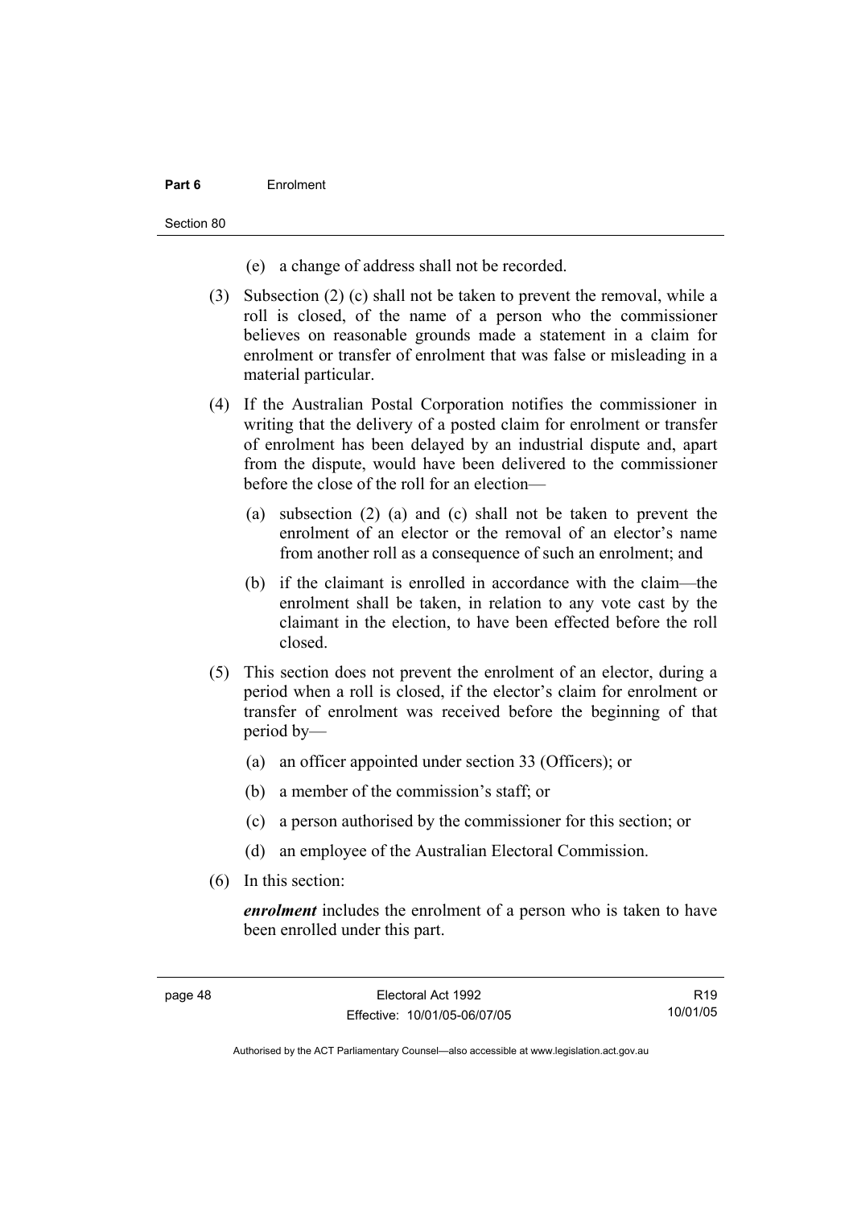(e) a change of address shall not be recorded.

(3) Subsection (2) (c) shall not be taken to prevent the removal, while a roll is closed, of the name of a person who the commissioner believes on reasonable grounds made a statement in a claim for enrolment or transfer of enrolment that was false or misleading in a material particular.

(4) If the Australian Postal Corporation notifies the commissioner in writing that the delivery of a posted claim for enrolment or transfer of enrolment has been delayed by an industrial dispute and, apart from the dispute, would have been delivered to the commissioner before the close of the roll for an election—

(a) subsection (2) (a) and (c) shall not be taken to prevent the enrolment of an elector or the removal of an elector's name from another roll as a consequence of such an enrolment; and

(b) if the claimant is enrolled in accordance with the claim—the enrolment shall be taken, in relation to any vote cast by the claimant in the election, to have been effected before the roll closed.

(5) This section does not prevent the enrolment of an elector, during a period when a roll is closed, if the elector's claim for enrolment or transfer of enrolment was received before the beginning of that period by—

(a) an officer appointed under section 33 (Officers); or

(b) a member of the commission's staff; or

(c) a person authorised by the commissioner for this section; or

(d) an employee of the Australian Electoral Commission.

(6) In this section:

***enrolment*** includes the enrolment of a person who is taken to have been enrolled under this part.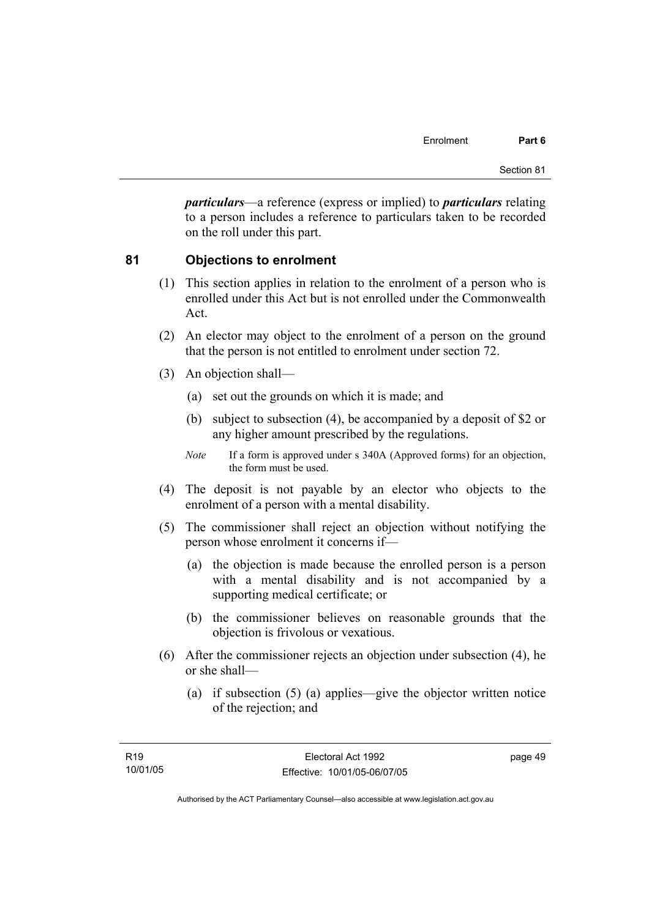***particulars***—a reference (express or implied) to ***particulars*** relating to a person includes a reference to particulars taken to be recorded on the roll under this part.

## 81 Objections to enrolment

(1) This section applies in relation to the enrolment of a person who is enrolled under this Act but is not enrolled under the Commonwealth Act.

(2) An elector may object to the enrolment of a person on the ground that the person is not entitled to enrolment under section 72.

(3) An objection shall—

(a) set out the grounds on which it is made; and

(b) subject to subsection (4), be accompanied by a deposit of $2 or any higher amount prescribed by the regulations.

*Note* If a form is approved under s 340A (Approved forms) for an objection, the form must be used.

(4) The deposit is not payable by an elector who objects to the enrolment of a person with a mental disability.

(5) The commissioner shall reject an objection without notifying the person whose enrolment it concerns if—

(a) the objection is made because the enrolled person is a person with a mental disability and is not accompanied by a supporting medical certificate; or

(b) the commissioner believes on reasonable grounds that the objection is frivolous or vexatious.

(6) After the commissioner rejects an objection under subsection (4), he or she shall—

(a) if subsection (5) (a) applies—give the objector written notice of the rejection; and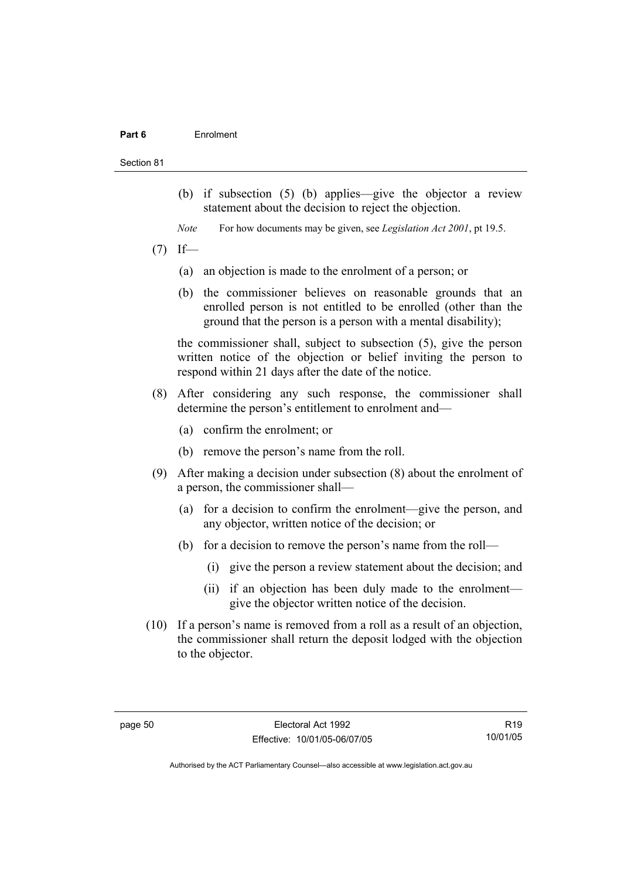(b) if subsection (5) (b) applies—give the objector a review statement about the decision to reject the objection.

*Note* For how documents may be given, see *Legislation Act 2001*, pt 19.5.

(7) If—

(a) an objection is made to the enrolment of a person; or

(b) the commissioner believes on reasonable grounds that an enrolled person is not entitled to be enrolled (other than the ground that the person is a person with a mental disability);

the commissioner shall, subject to subsection (5), give the person written notice of the objection or belief inviting the person to respond within 21 days after the date of the notice.

(8) After considering any such response, the commissioner shall determine the person's entitlement to enrolment and—

(a) confirm the enrolment; or

(b) remove the person's name from the roll.

(9) After making a decision under subsection (8) about the enrolment of a person, the commissioner shall—

(a) for a decision to confirm the enrolment—give the person, and any objector, written notice of the decision; or

(b) for a decision to remove the person's name from the roll—

(i) give the person a review statement about the decision; and

(ii) if an objection has been duly made to the enrolment—give the objector written notice of the decision.

(10) If a person's name is removed from a roll as a result of an objection, the commissioner shall return the deposit lodged with the objection to the objector.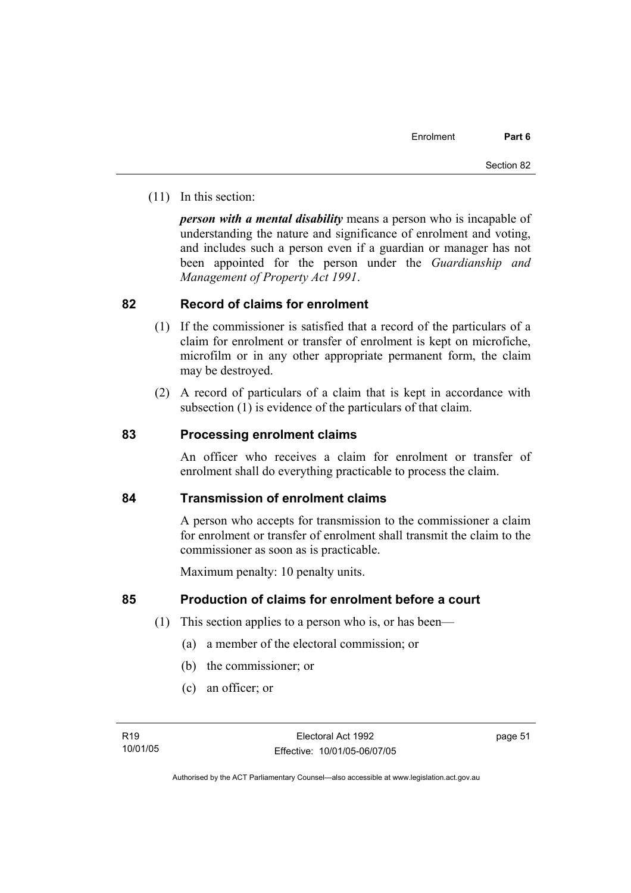(11) In this section:

***person with a mental disability*** means a person who is incapable of understanding the nature and significance of enrolment and voting, and includes such a person even if a guardian or manager has not been appointed for the person under the *Guardianship and Management of Property Act 1991*.

## 82 Record of claims for enrolment

(1) If the commissioner is satisfied that a record of the particulars of a claim for enrolment or transfer of enrolment is kept on microfiche, microfilm or in any other appropriate permanent form, the claim may be destroyed.

(2) A record of particulars of a claim that is kept in accordance with subsection (1) is evidence of the particulars of that claim.

## 83 Processing enrolment claims

An officer who receives a claim for enrolment or transfer of enrolment shall do everything practicable to process the claim.

## 84 Transmission of enrolment claims

A person who accepts for transmission to the commissioner a claim for enrolment or transfer of enrolment shall transmit the claim to the commissioner as soon as is practicable.

Maximum penalty: 10 penalty units.

## 85 Production of claims for enrolment before a court

(1) This section applies to a person who is, or has been—

(a) a member of the electoral commission; or

(b) the commissioner; or

(c) an officer; or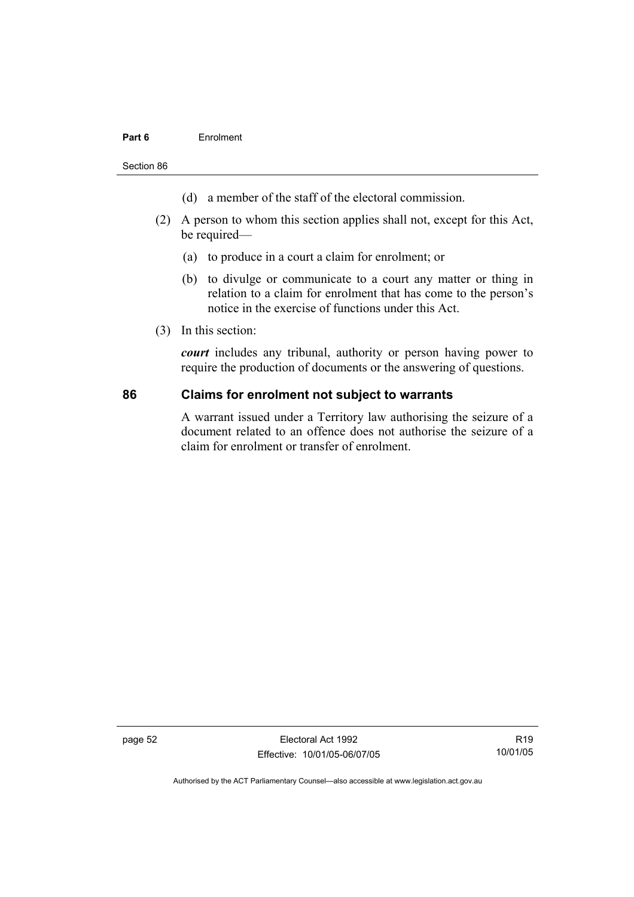(d) a member of the staff of the electoral commission.

(2) A person to whom this section applies shall not, except for this Act, be required—

(a) to produce in a court a claim for enrolment; or

(b) to divulge or communicate to a court any matter or thing in relation to a claim for enrolment that has come to the person's notice in the exercise of functions under this Act.

(3) In this section:

***court*** includes any tribunal, authority or person having power to require the production of documents or the answering of questions.

## 86 Claims for enrolment not subject to warrants

A warrant issued under a Territory law authorising the seizure of a document related to an offence does not authorise the seizure of a claim for enrolment or transfer of enrolment.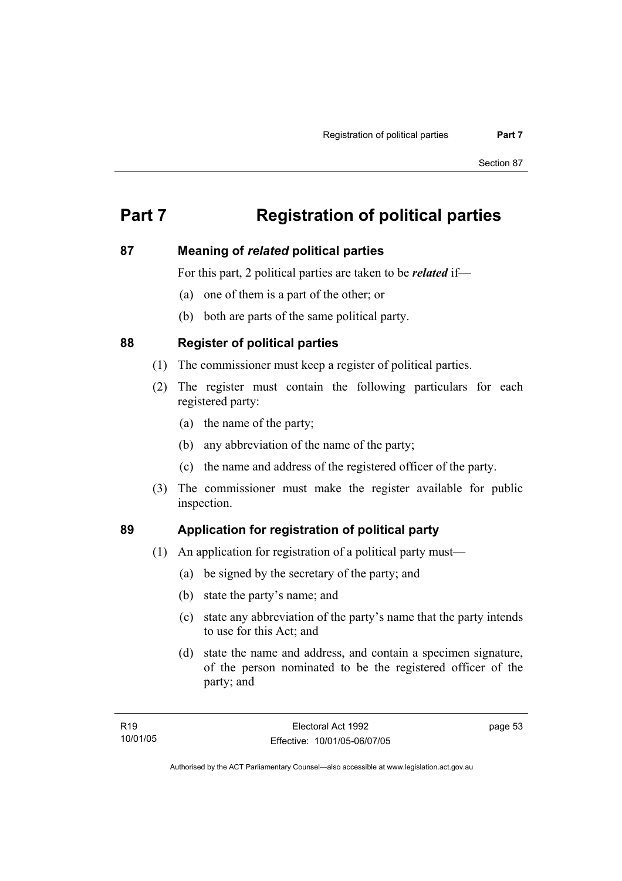# Part 7 Registration of political parties

## 87 Meaning of *related* political parties

For this part, 2 political parties are taken to be ***related*** if—

(a) one of them is a part of the other; or

(b) both are parts of the same political party.

## 88 Register of political parties

(1) The commissioner must keep a register of political parties.

(2) The register must contain the following particulars for each registered party:

(a) the name of the party;

(b) any abbreviation of the name of the party;

(c) the name and address of the registered officer of the party.

(3) The commissioner must make the register available for public inspection.

## 89 Application for registration of political party

(1) An application for registration of a political party must—

(a) be signed by the secretary of the party; and

(b) state the party's name; and

(c) state any abbreviation of the party's name that the party intends to use for this Act; and

(d) state the name and address, and contain a specimen signature, of the person nominated to be the registered officer of the party; and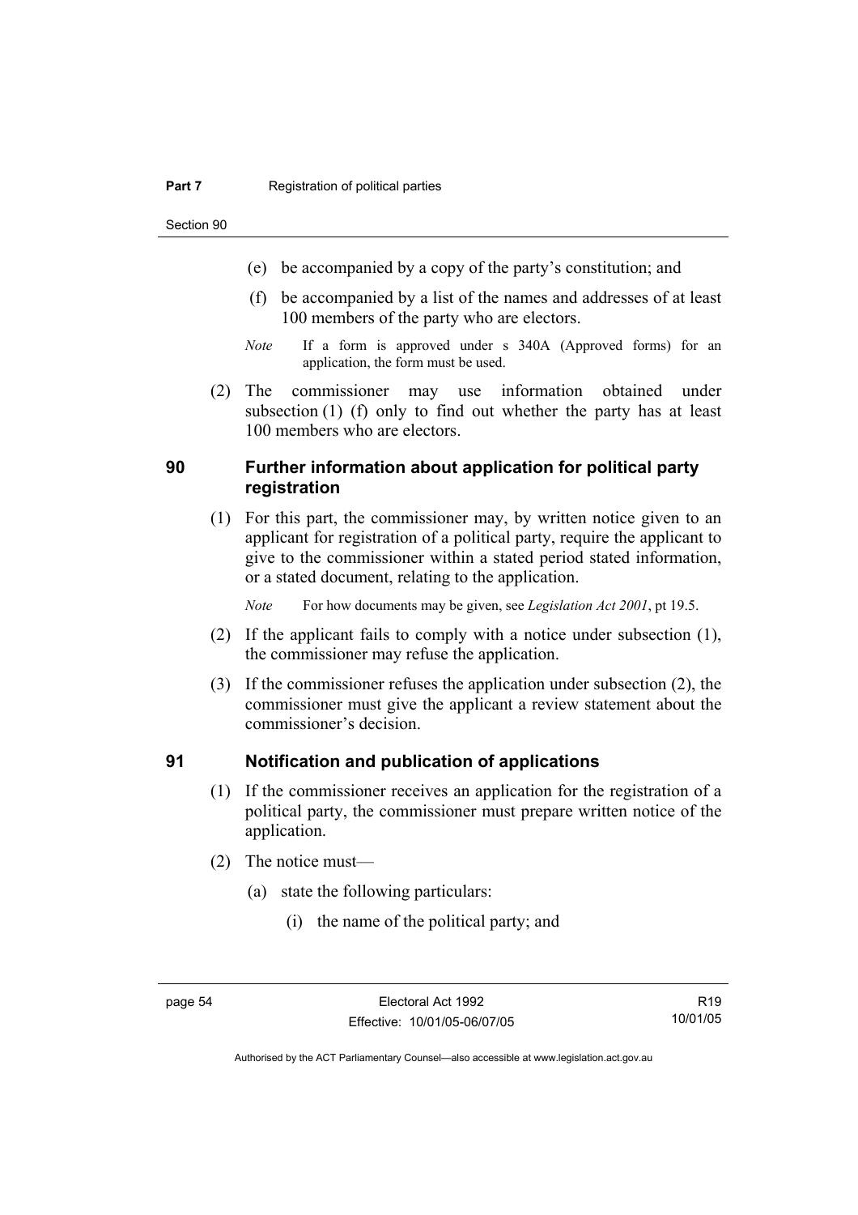(e) be accompanied by a copy of the party's constitution; and

(f) be accompanied by a list of the names and addresses of at least 100 members of the party who are electors.

*Note* If a form is approved under s 340A (Approved forms) for an application, the form must be used.

(2) The commissioner may use information obtained under subsection (1) (f) only to find out whether the party has at least 100 members who are electors.

## 90 Further information about application for political party registration

(1) For this part, the commissioner may, by written notice given to an applicant for registration of a political party, require the applicant to give to the commissioner within a stated period stated information, or a stated document, relating to the application.

*Note* For how documents may be given, see *Legislation Act 2001*, pt 19.5.

(2) If the applicant fails to comply with a notice under subsection (1), the commissioner may refuse the application.

(3) If the commissioner refuses the application under subsection (2), the commissioner must give the applicant a review statement about the commissioner's decision.

## 91 Notification and publication of applications

(1) If the commissioner receives an application for the registration of a political party, the commissioner must prepare written notice of the application.

(2) The notice must—

(a) state the following particulars:

(i) the name of the political party; and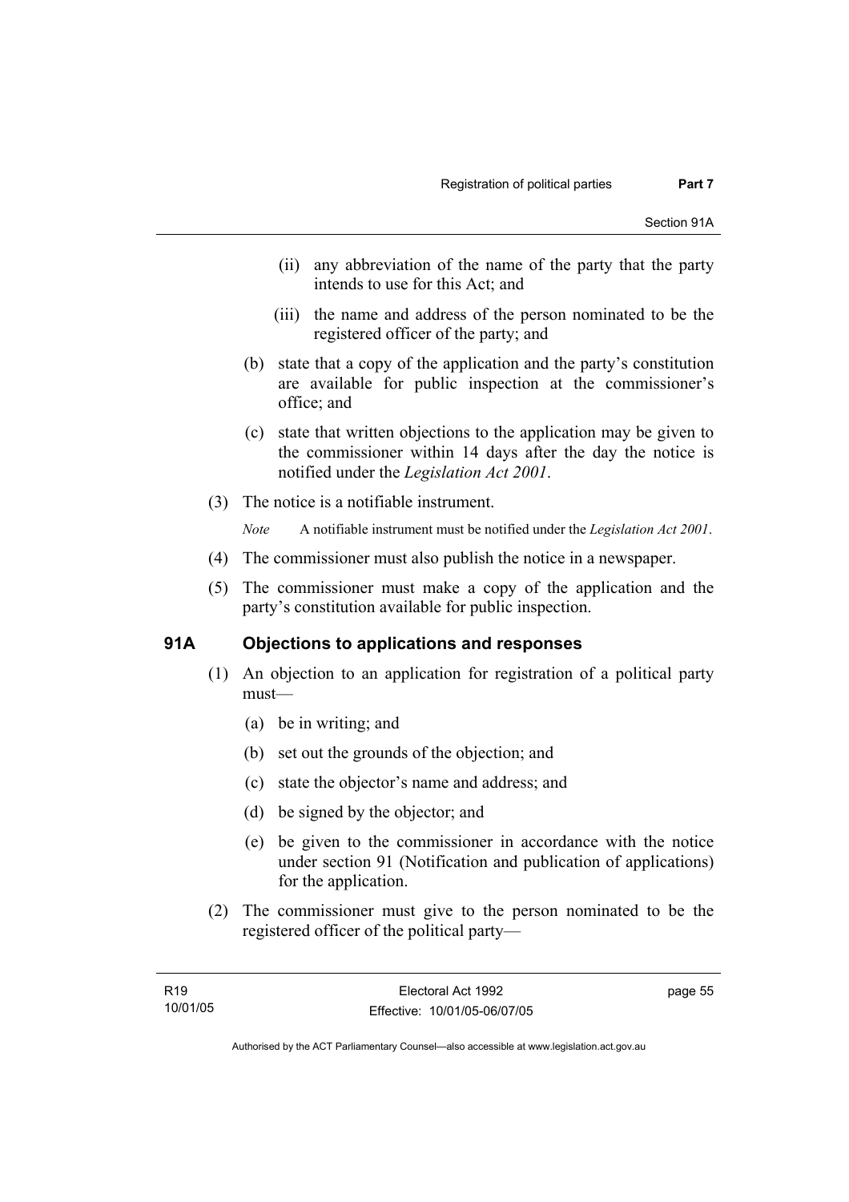(ii) any abbreviation of the name of the party that the party intends to use for this Act; and

(iii) the name and address of the person nominated to be the registered officer of the party; and

(b) state that a copy of the application and the party's constitution are available for public inspection at the commissioner's office; and

(c) state that written objections to the application may be given to the commissioner within 14 days after the day the notice is notified under the *Legislation Act 2001*.

(3) The notice is a notifiable instrument.

*Note* A notifiable instrument must be notified under the *Legislation Act 2001*.

(4) The commissioner must also publish the notice in a newspaper.

(5) The commissioner must make a copy of the application and the party's constitution available for public inspection.

## 91A Objections to applications and responses

(1) An objection to an application for registration of a political party must—

(a) be in writing; and

(b) set out the grounds of the objection; and

(c) state the objector's name and address; and

(d) be signed by the objector; and

(e) be given to the commissioner in accordance with the notice under section 91 (Notification and publication of applications) for the application.

(2) The commissioner must give to the person nominated to be the registered officer of the political party—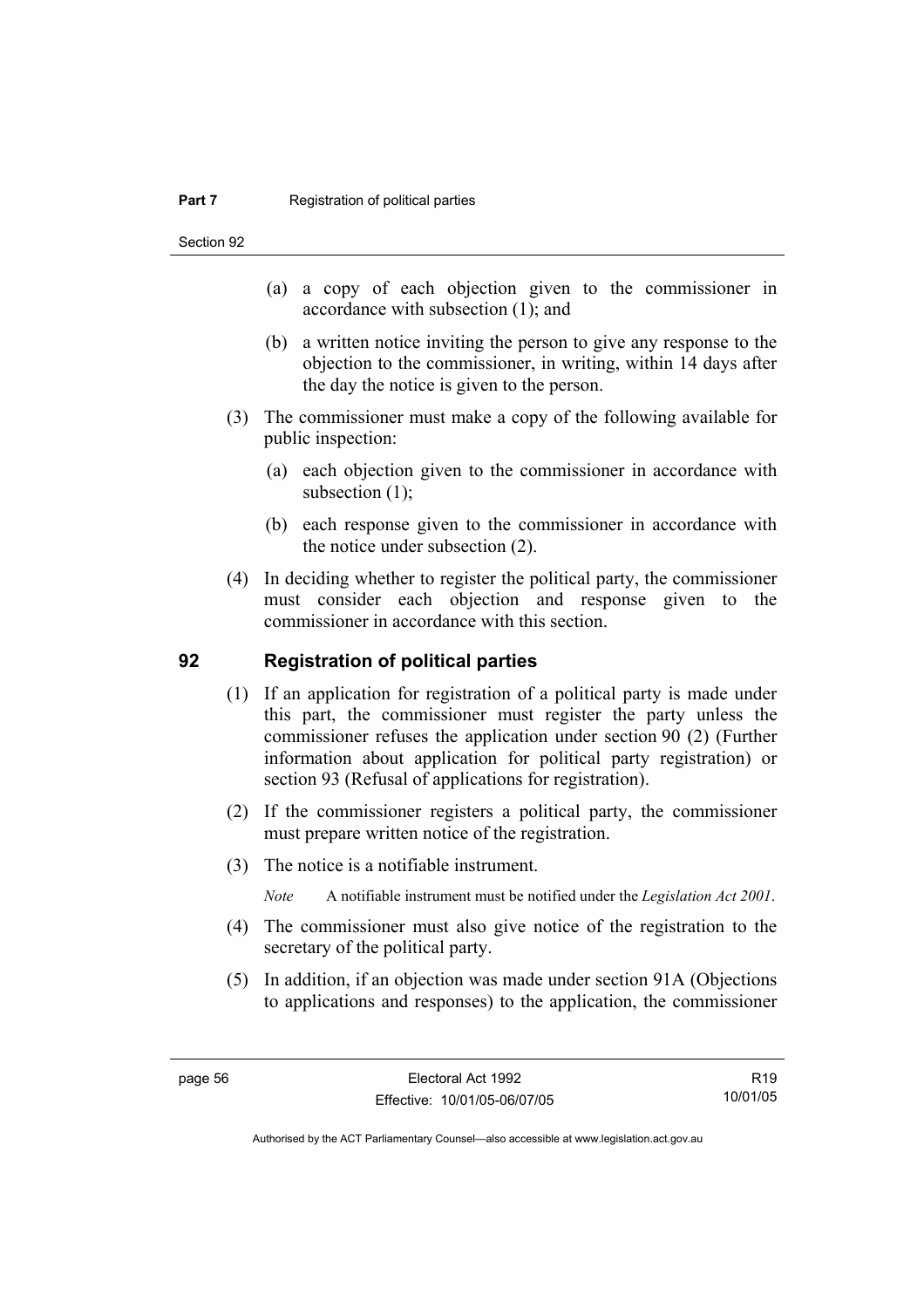(a) a copy of each objection given to the commissioner in accordance with subsection (1); and

(b) a written notice inviting the person to give any response to the objection to the commissioner, in writing, within 14 days after the day the notice is given to the person.

(3) The commissioner must make a copy of the following available for public inspection:

(a) each objection given to the commissioner in accordance with subsection (1);

(b) each response given to the commissioner in accordance with the notice under subsection (2).

(4) In deciding whether to register the political party, the commissioner must consider each objection and response given to the commissioner in accordance with this section.

## 92 Registration of political parties

(1) If an application for registration of a political party is made under this part, the commissioner must register the party unless the commissioner refuses the application under section 90 (2) (Further information about application for political party registration) or section 93 (Refusal of applications for registration).

(2) If the commissioner registers a political party, the commissioner must prepare written notice of the registration.

(3) The notice is a notifiable instrument.

*Note* A notifiable instrument must be notified under the *Legislation Act 2001*.

(4) The commissioner must also give notice of the registration to the secretary of the political party.

(5) In addition, if an objection was made under section 91A (Objections to applications and responses) to the application, the commissioner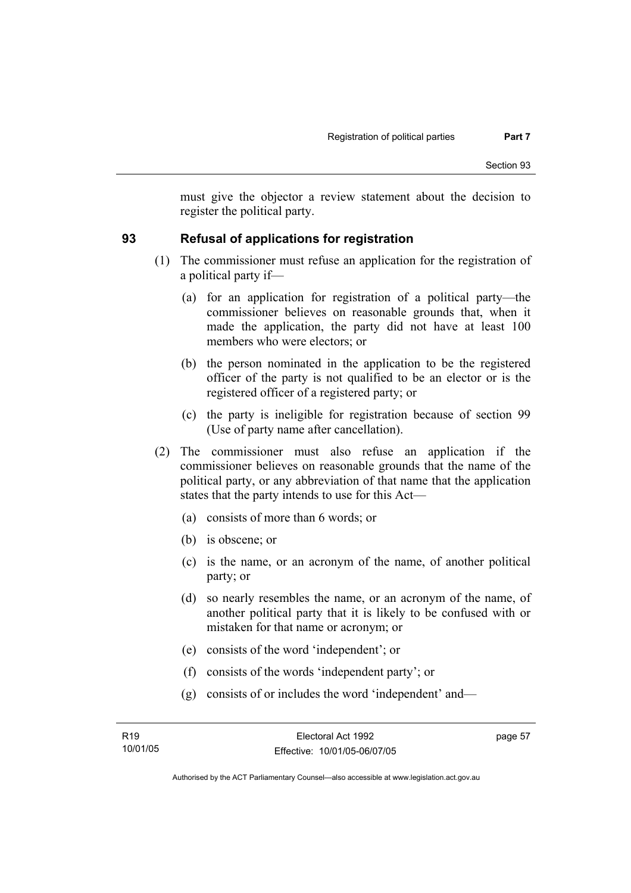must give the objector a review statement about the decision to register the political party.

## 93 Refusal of applications for registration

(1) The commissioner must refuse an application for the registration of a political party if—

(a) for an application for registration of a political party—the commissioner believes on reasonable grounds that, when it made the application, the party did not have at least 100 members who were electors; or

(b) the person nominated in the application to be the registered officer of the party is not qualified to be an elector or is the registered officer of a registered party; or

(c) the party is ineligible for registration because of section 99 (Use of party name after cancellation).

(2) The commissioner must also refuse an application if the commissioner believes on reasonable grounds that the name of the political party, or any abbreviation of that name that the application states that the party intends to use for this Act—

(a) consists of more than 6 words; or

(b) is obscene; or

(c) is the name, or an acronym of the name, of another political party; or

(d) so nearly resembles the name, or an acronym of the name, of another political party that it is likely to be confused with or mistaken for that name or acronym; or

(e) consists of the word 'independent'; or

(f) consists of the words 'independent party'; or

(g) consists of or includes the word 'independent' and—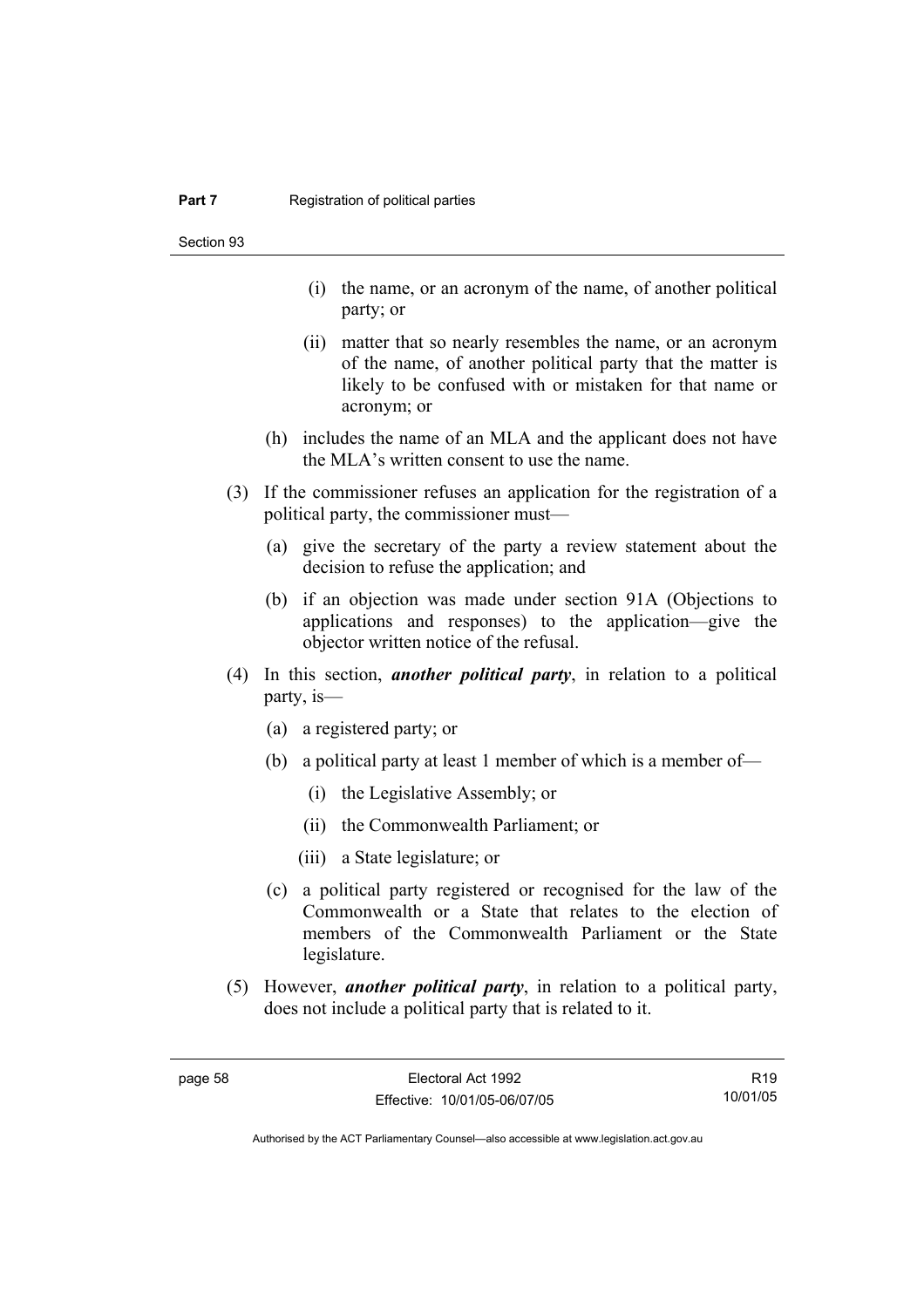(i) the name, or an acronym of the name, of another political party; or

(ii) matter that so nearly resembles the name, or an acronym of the name, of another political party that the matter is likely to be confused with or mistaken for that name or acronym; or

(h) includes the name of an MLA and the applicant does not have the MLA's written consent to use the name.

(3) If the commissioner refuses an application for the registration of a political party, the commissioner must—

(a) give the secretary of the party a review statement about the decision to refuse the application; and

(b) if an objection was made under section 91A (Objections to applications and responses) to the application—give the objector written notice of the refusal.

(4) In this section, ***another political party***, in relation to a political party, is—

(a) a registered party; or

(b) a political party at least 1 member of which is a member of—

(i) the Legislative Assembly; or

(ii) the Commonwealth Parliament; or

(iii) a State legislature; or

(c) a political party registered or recognised for the law of the Commonwealth or a State that relates to the election of members of the Commonwealth Parliament or the State legislature.

(5) However, ***another political party***, in relation to a political party, does not include a political party that is related to it.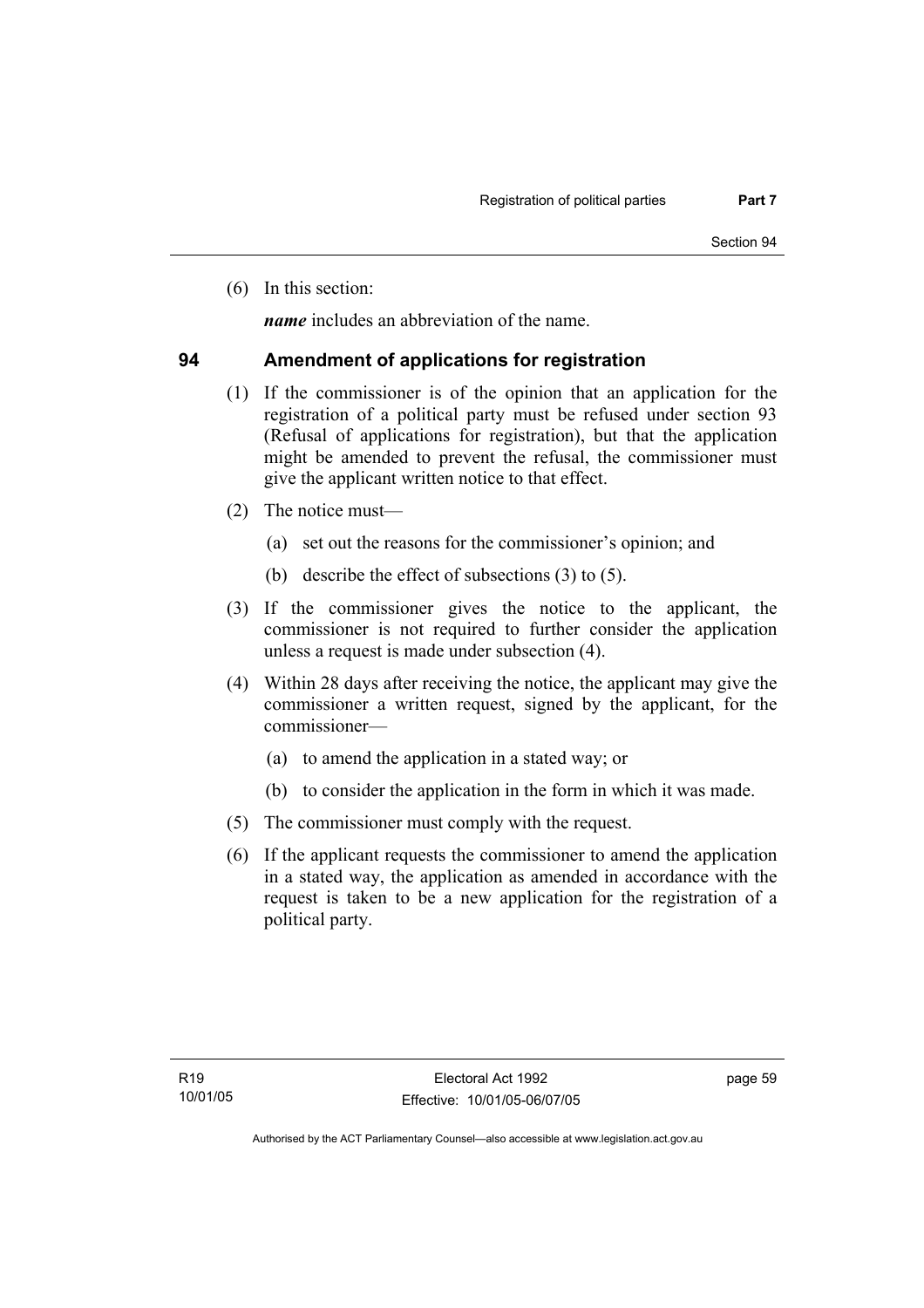(6) In this section:

***name*** includes an abbreviation of the name.

## 94 Amendment of applications for registration

(1) If the commissioner is of the opinion that an application for the registration of a political party must be refused under section 93 (Refusal of applications for registration), but that the application might be amended to prevent the refusal, the commissioner must give the applicant written notice to that effect.

(2) The notice must—

(a) set out the reasons for the commissioner's opinion; and

(b) describe the effect of subsections (3) to (5).

(3) If the commissioner gives the notice to the applicant, the commissioner is not required to further consider the application unless a request is made under subsection (4).

(4) Within 28 days after receiving the notice, the applicant may give the commissioner a written request, signed by the applicant, for the commissioner—

(a) to amend the application in a stated way; or

(b) to consider the application in the form in which it was made.

(5) The commissioner must comply with the request.

(6) If the applicant requests the commissioner to amend the application in a stated way, the application as amended in accordance with the request is taken to be a new application for the registration of a political party.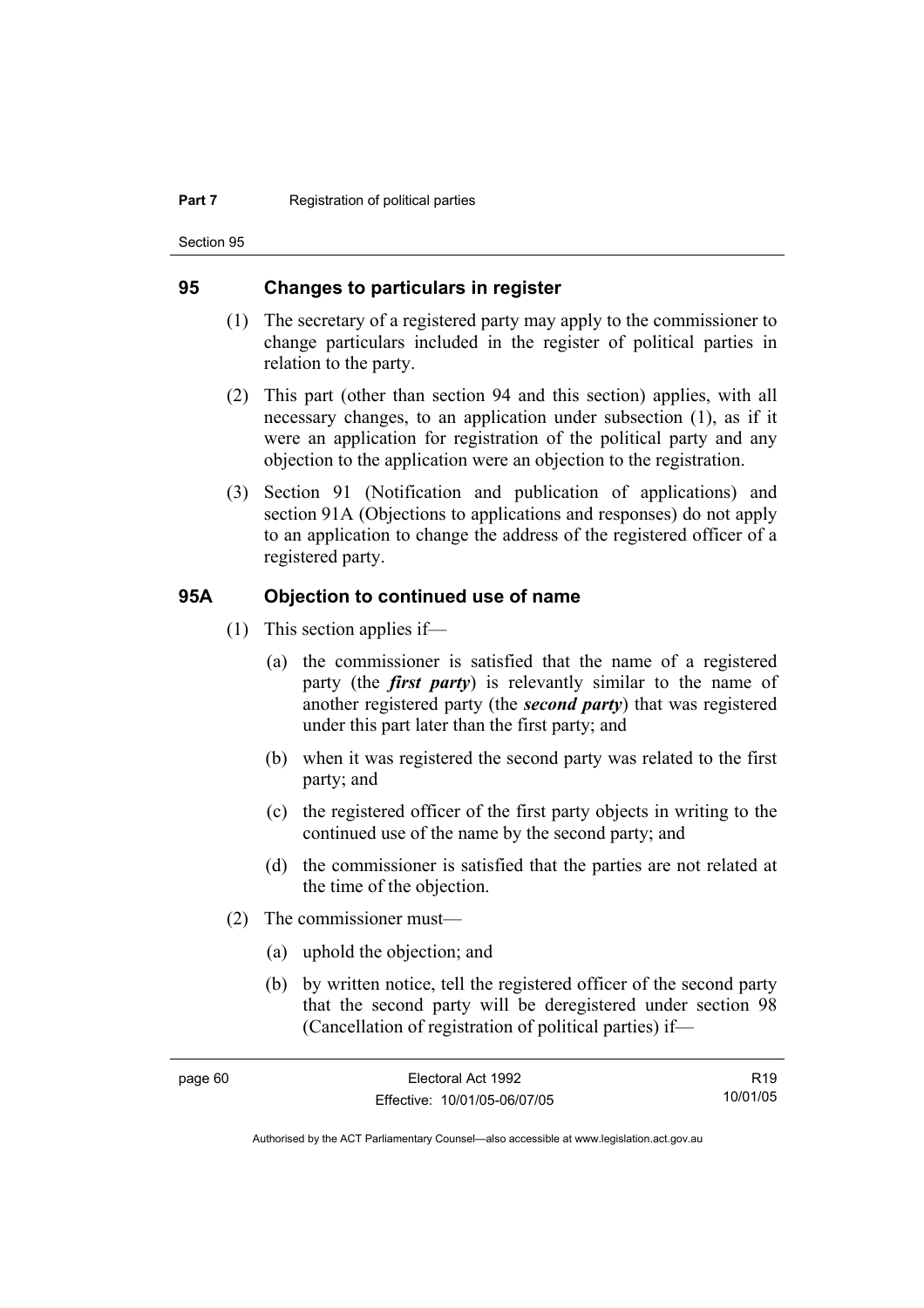## 95 Changes to particulars in register

(1) The secretary of a registered party may apply to the commissioner to change particulars included in the register of political parties in relation to the party.

(2) This part (other than section 94 and this section) applies, with all necessary changes, to an application under subsection (1), as if it were an application for registration of the political party and any objection to the application were an objection to the registration.

(3) Section 91 (Notification and publication of applications) and section 91A (Objections to applications and responses) do not apply to an application to change the address of the registered officer of a registered party.

## 95A Objection to continued use of name

(1) This section applies if—

(a) the commissioner is satisfied that the name of a registered party (the ***first party***) is relevantly similar to the name of another registered party (the ***second party***) that was registered under this part later than the first party; and

(b) when it was registered the second party was related to the first party; and

(c) the registered officer of the first party objects in writing to the continued use of the name by the second party; and

(d) the commissioner is satisfied that the parties are not related at the time of the objection.

(2) The commissioner must—

(a) uphold the objection; and

(b) by written notice, tell the registered officer of the second party that the second party will be deregistered under section 98 (Cancellation of registration of political parties) if—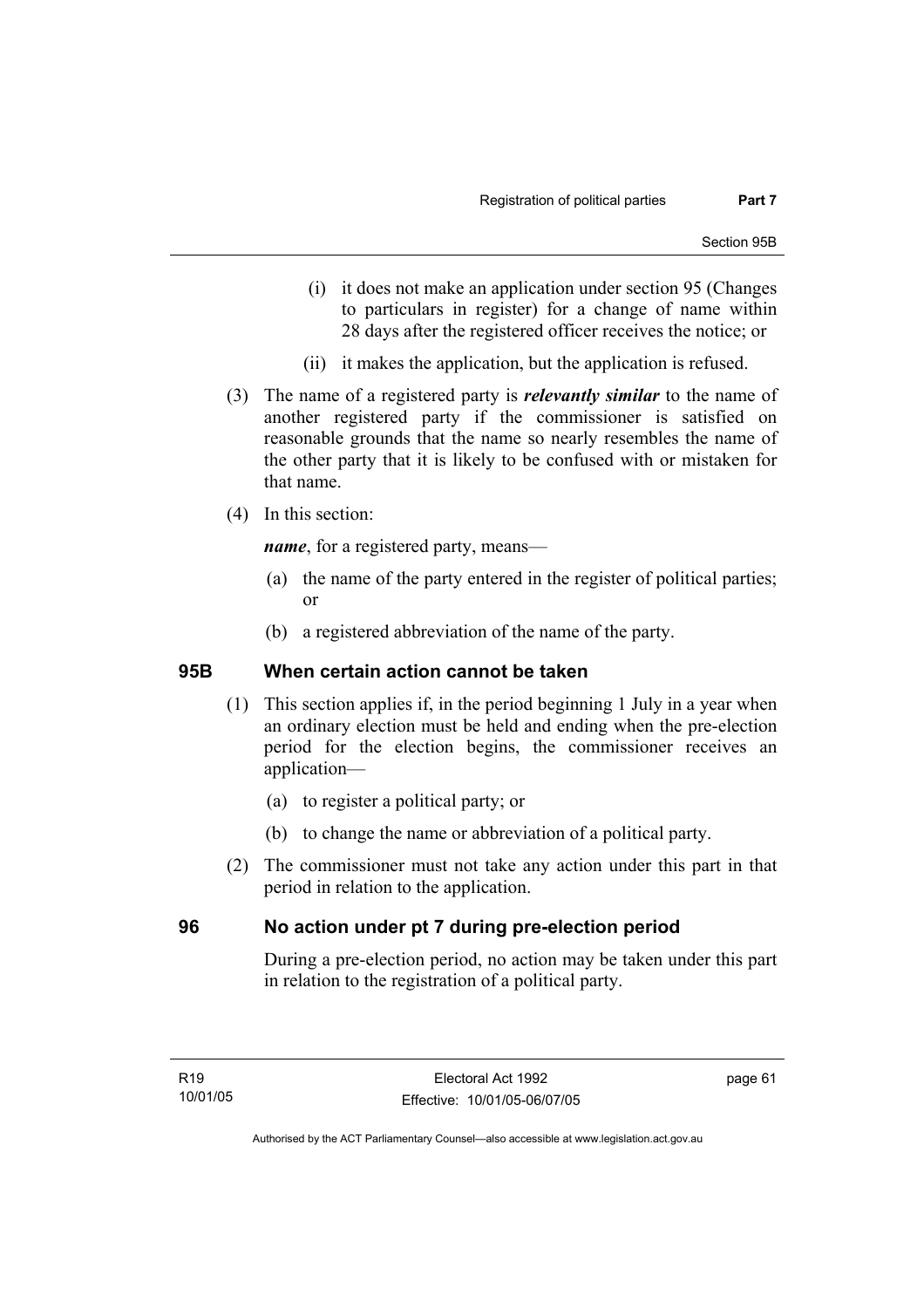(i) it does not make an application under section 95 (Changes to particulars in register) for a change of name within 28 days after the registered officer receives the notice; or

(ii) it makes the application, but the application is refused.

(3) The name of a registered party is ***relevantly similar*** to the name of another registered party if the commissioner is satisfied on reasonable grounds that the name so nearly resembles the name of the other party that it is likely to be confused with or mistaken for that name.

(4) In this section:

***name***, for a registered party, means—

(a) the name of the party entered in the register of political parties; or

(b) a registered abbreviation of the name of the party.

## 95B When certain action cannot be taken

(1) This section applies if, in the period beginning 1 July in a year when an ordinary election must be held and ending when the pre-election period for the election begins, the commissioner receives an application—

(a) to register a political party; or

(b) to change the name or abbreviation of a political party.

(2) The commissioner must not take any action under this part in that period in relation to the application.

## 96 No action under pt 7 during pre-election period

During a pre-election period, no action may be taken under this part in relation to the registration of a political party.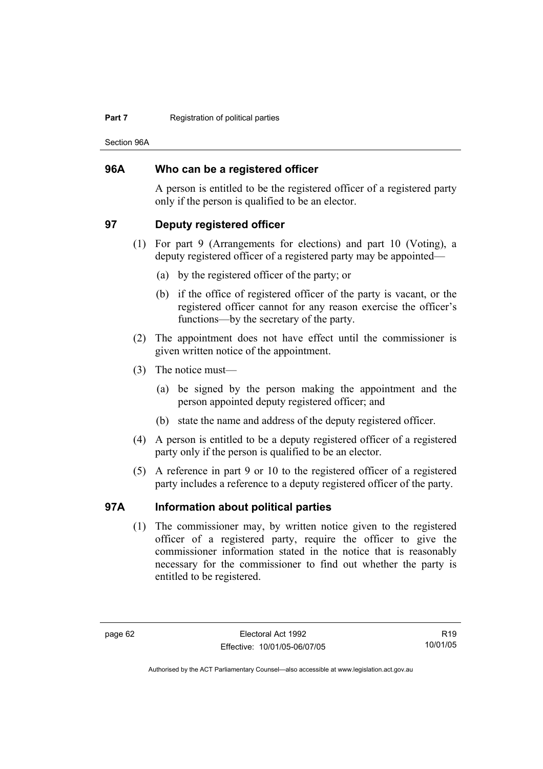## 96A Who can be a registered officer

A person is entitled to be the registered officer of a registered party only if the person is qualified to be an elector.

## 97 Deputy registered officer

(1) For part 9 (Arrangements for elections) and part 10 (Voting), a deputy registered officer of a registered party may be appointed—

(a) by the registered officer of the party; or

(b) if the office of registered officer of the party is vacant, or the registered officer cannot for any reason exercise the officer's functions—by the secretary of the party.

(2) The appointment does not have effect until the commissioner is given written notice of the appointment.

(3) The notice must—

(a) be signed by the person making the appointment and the person appointed deputy registered officer; and

(b) state the name and address of the deputy registered officer.

(4) A person is entitled to be a deputy registered officer of a registered party only if the person is qualified to be an elector.

(5) A reference in part 9 or 10 to the registered officer of a registered party includes a reference to a deputy registered officer of the party.

## 97A Information about political parties

(1) The commissioner may, by written notice given to the registered officer of a registered party, require the officer to give the commissioner information stated in the notice that is reasonably necessary for the commissioner to find out whether the party is entitled to be registered.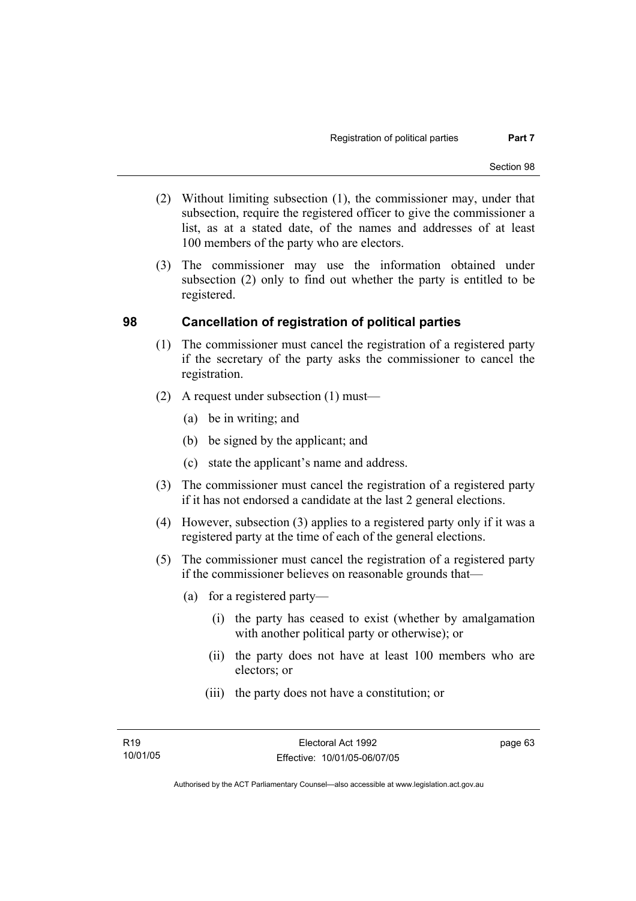(2) Without limiting subsection (1), the commissioner may, under that subsection, require the registered officer to give the commissioner a list, as at a stated date, of the names and addresses of at least 100 members of the party who are electors.

(3) The commissioner may use the information obtained under subsection (2) only to find out whether the party is entitled to be registered.

## 98 Cancellation of registration of political parties

(1) The commissioner must cancel the registration of a registered party if the secretary of the party asks the commissioner to cancel the registration.

(2) A request under subsection (1) must—

(a) be in writing; and

(b) be signed by the applicant; and

(c) state the applicant's name and address.

(3) The commissioner must cancel the registration of a registered party if it has not endorsed a candidate at the last 2 general elections.

(4) However, subsection (3) applies to a registered party only if it was a registered party at the time of each of the general elections.

(5) The commissioner must cancel the registration of a registered party if the commissioner believes on reasonable grounds that—

(a) for a registered party—

(i) the party has ceased to exist (whether by amalgamation with another political party or otherwise); or

(ii) the party does not have at least 100 members who are electors; or

(iii) the party does not have a constitution; or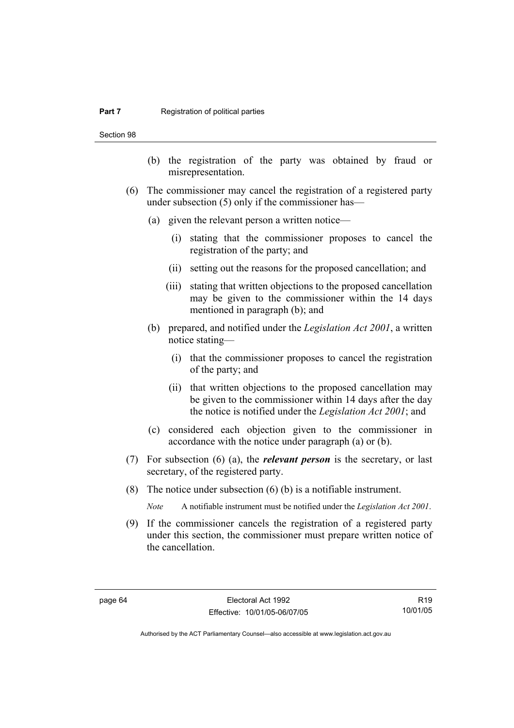(b) the registration of the party was obtained by fraud or misrepresentation.

(6) The commissioner may cancel the registration of a registered party under subsection (5) only if the commissioner has—

(a) given the relevant person a written notice—

(i) stating that the commissioner proposes to cancel the registration of the party; and

(ii) setting out the reasons for the proposed cancellation; and

(iii) stating that written objections to the proposed cancellation may be given to the commissioner within the 14 days mentioned in paragraph (b); and

(b) prepared, and notified under the *Legislation Act 2001*, a written notice stating—

(i) that the commissioner proposes to cancel the registration of the party; and

(ii) that written objections to the proposed cancellation may be given to the commissioner within 14 days after the day the notice is notified under the *Legislation Act 2001*; and

(c) considered each objection given to the commissioner in accordance with the notice under paragraph (a) or (b).

(7) For subsection (6) (a), the ***relevant person*** is the secretary, or last secretary, of the registered party.

(8) The notice under subsection (6) (b) is a notifiable instrument.

*Note* A notifiable instrument must be notified under the *Legislation Act 2001*.

(9) If the commissioner cancels the registration of a registered party under this section, the commissioner must prepare written notice of the cancellation.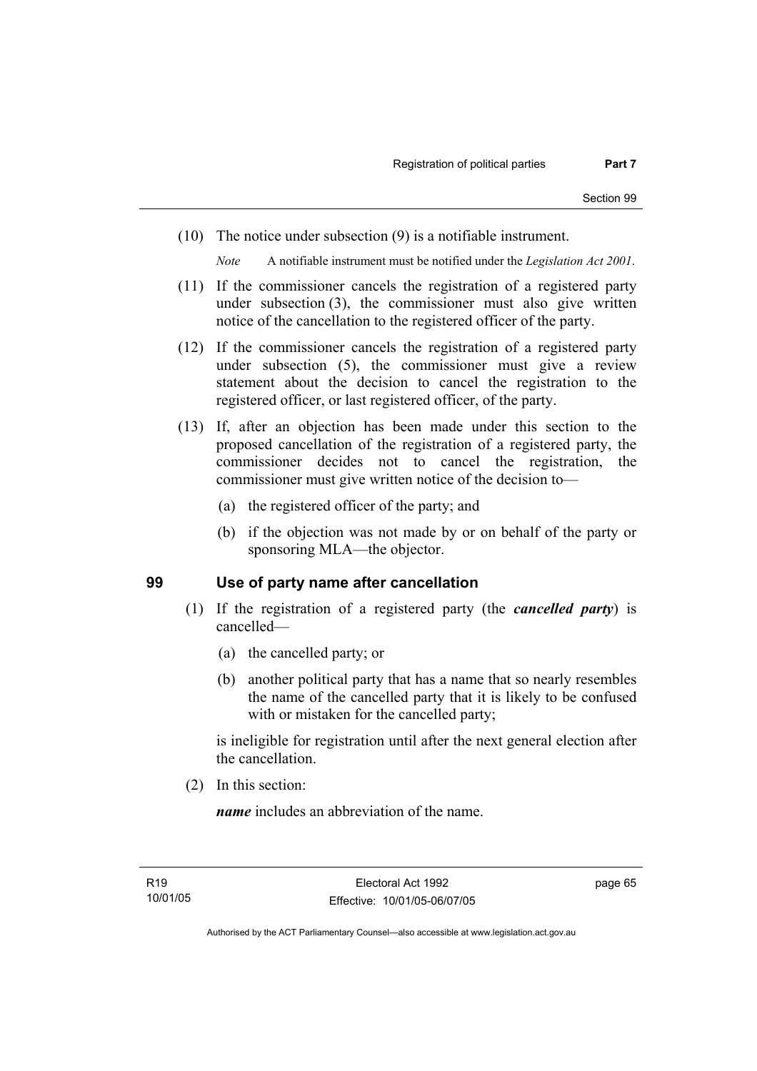(10) The notice under subsection (9) is a notifiable instrument.

*Note* A notifiable instrument must be notified under the *Legislation Act 2001*.

(11) If the commissioner cancels the registration of a registered party under subsection (3), the commissioner must also give written notice of the cancellation to the registered officer of the party.

(12) If the commissioner cancels the registration of a registered party under subsection (5), the commissioner must give a review statement about the decision to cancel the registration to the registered officer, or last registered officer, of the party.

(13) If, after an objection has been made under this section to the proposed cancellation of the registration of a registered party, the commissioner decides not to cancel the registration, the commissioner must give written notice of the decision to—

(a) the registered officer of the party; and

(b) if the objection was not made by or on behalf of the party or sponsoring MLA—the objector.

## 99 Use of party name after cancellation

(1) If the registration of a registered party (the ***cancelled party***) is cancelled—

(a) the cancelled party; or

(b) another political party that has a name that so nearly resembles the name of the cancelled party that it is likely to be confused with or mistaken for the cancelled party;

is ineligible for registration until after the next general election after the cancellation.

(2) In this section:

***name*** includes an abbreviation of the name.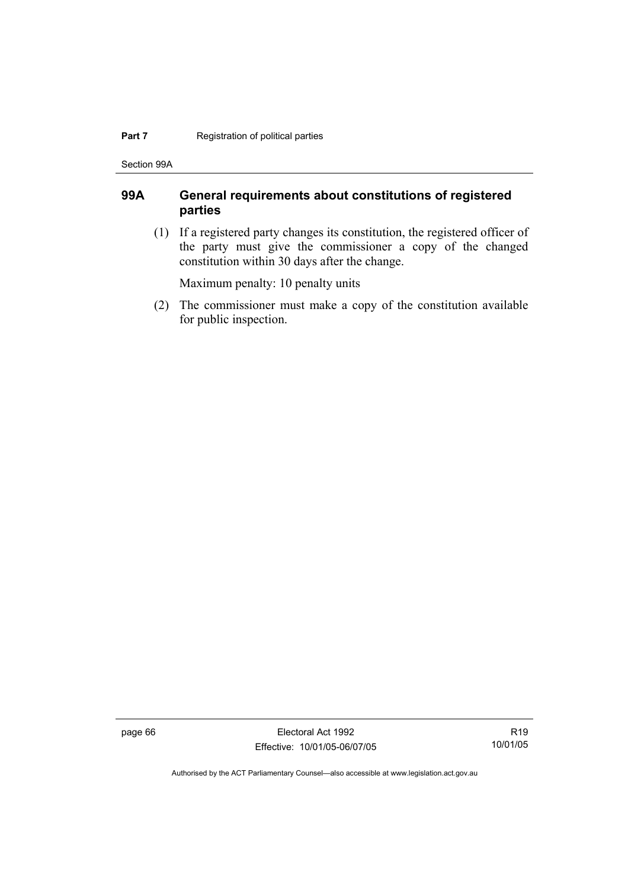## 99A General requirements about constitutions of registered parties

(1) If a registered party changes its constitution, the registered officer of the party must give the commissioner a copy of the changed constitution within 30 days after the change.

Maximum penalty: 10 penalty units

(2) The commissioner must make a copy of the constitution available for public inspection.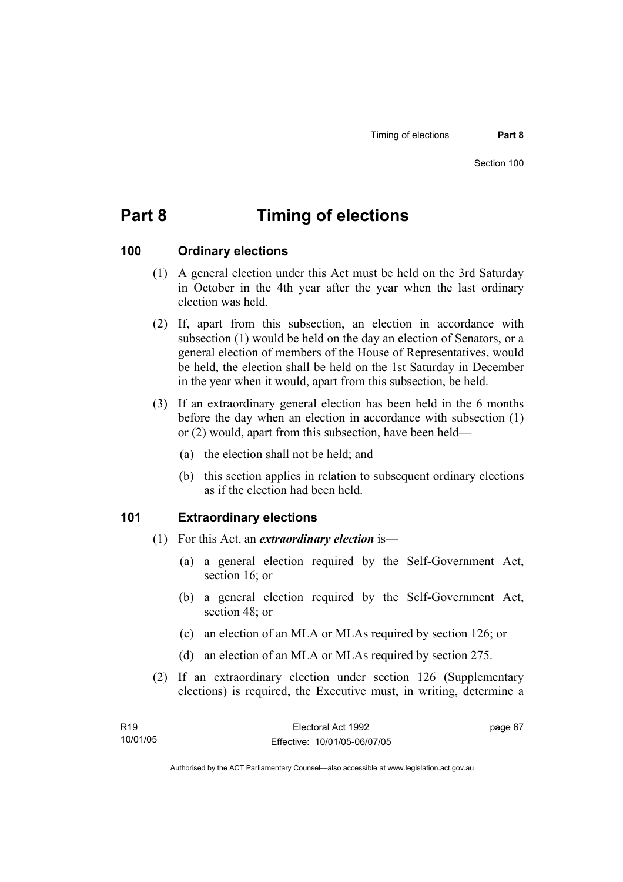# Part 8 Timing of elections

## 100 Ordinary elections

(1) A general election under this Act must be held on the 3rd Saturday in October in the 4th year after the year when the last ordinary election was held.

(2) If, apart from this subsection, an election in accordance with subsection (1) would be held on the day an election of Senators, or a general election of members of the House of Representatives, would be held, the election shall be held on the 1st Saturday in December in the year when it would, apart from this subsection, be held.

(3) If an extraordinary general election has been held in the 6 months before the day when an election in accordance with subsection (1) or (2) would, apart from this subsection, have been held—

(a) the election shall not be held; and

(b) this section applies in relation to subsequent ordinary elections as if the election had been held.

## 101 Extraordinary elections

(1) For this Act, an ***extraordinary election*** is—

(a) a general election required by the Self-Government Act, section 16; or

(b) a general election required by the Self-Government Act, section 48; or

(c) an election of an MLA or MLAs required by section 126; or

(d) an election of an MLA or MLAs required by section 275.

(2) If an extraordinary election under section 126 (Supplementary elections) is required, the Executive must, in writing, determine a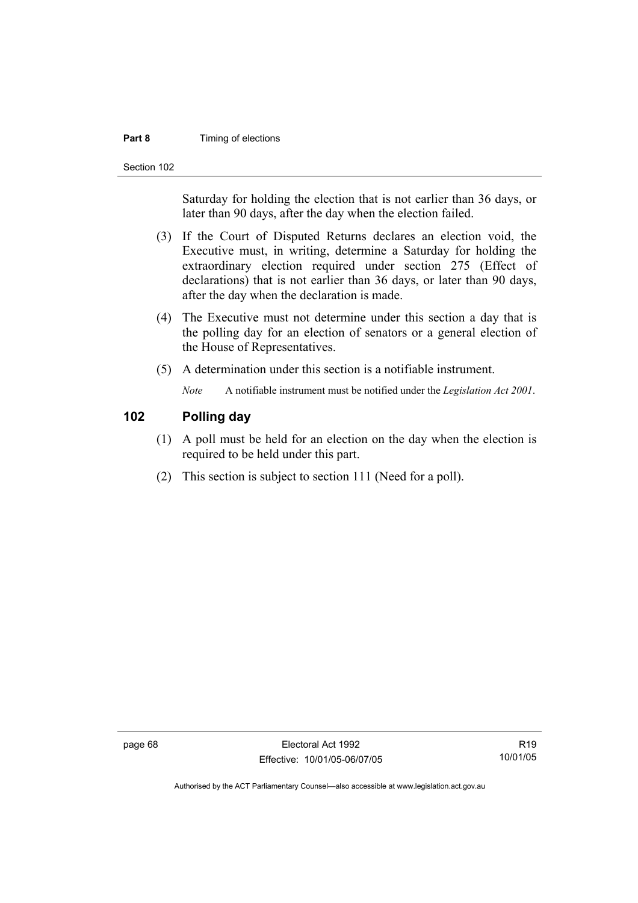Saturday for holding the election that is not earlier than 36 days, or later than 90 days, after the day when the election failed.

(3) If the Court of Disputed Returns declares an election void, the Executive must, in writing, determine a Saturday for holding the extraordinary election required under section 275 (Effect of declarations) that is not earlier than 36 days, or later than 90 days, after the day when the declaration is made.

(4) The Executive must not determine under this section a day that is the polling day for an election of senators or a general election of the House of Representatives.

(5) A determination under this section is a notifiable instrument.

*Note* A notifiable instrument must be notified under the *Legislation Act 2001*.

## 102 Polling day

(1) A poll must be held for an election on the day when the election is required to be held under this part.

(2) This section is subject to section 111 (Need for a poll).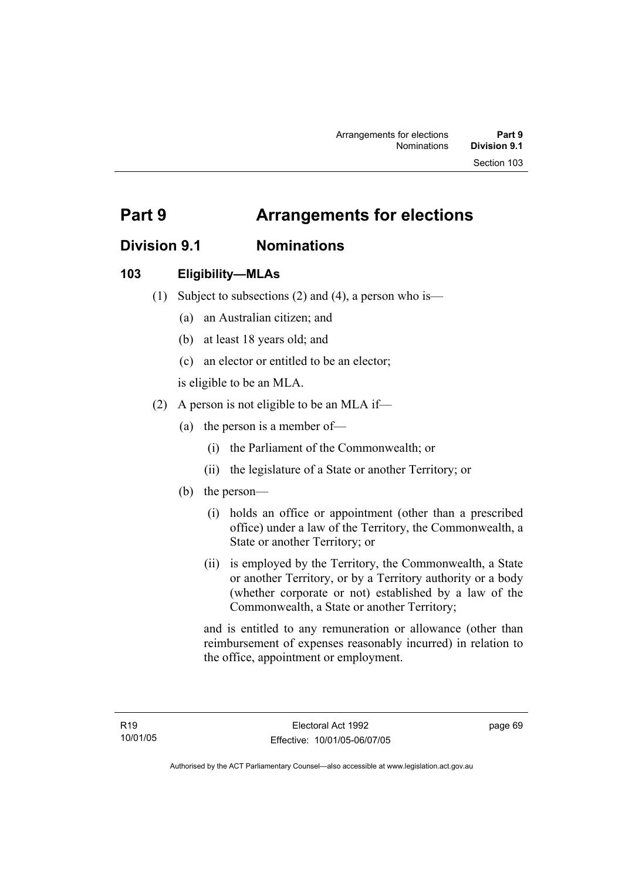# Part 9 Arrangements for elections

## Division 9.1 Nominations

### 103 Eligibility—MLAs

(1) Subject to subsections (2) and (4), a person who is—

(a) an Australian citizen; and

(b) at least 18 years old; and

(c) an elector or entitled to be an elector;

is eligible to be an MLA.

(2) A person is not eligible to be an MLA if—

(a) the person is a member of—

(i) the Parliament of the Commonwealth; or

(ii) the legislature of a State or another Territory; or

(b) the person—

(i) holds an office or appointment (other than a prescribed office) under a law of the Territory, the Commonwealth, a State or another Territory; or

(ii) is employed by the Territory, the Commonwealth, a State or another Territory, or by a Territory authority or a body (whether corporate or not) established by a law of the Commonwealth, a State or another Territory;

and is entitled to any remuneration or allowance (other than reimbursement of expenses reasonably incurred) in relation to the office, appointment or employment.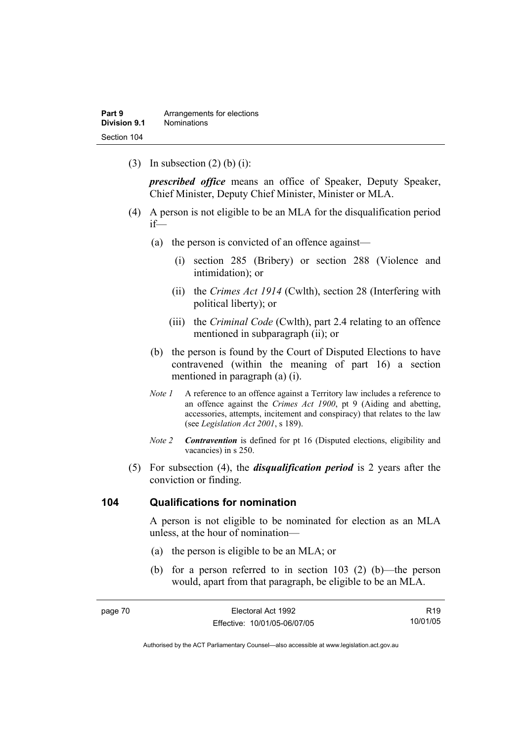(3) In subsection (2) (b) (i):

***prescribed office*** means an office of Speaker, Deputy Speaker, Chief Minister, Deputy Chief Minister, Minister or MLA.

(4) A person is not eligible to be an MLA for the disqualification period if—

(a) the person is convicted of an offence against—

(i) section 285 (Bribery) or section 288 (Violence and intimidation); or

(ii) the *Crimes Act 1914* (Cwlth), section 28 (Interfering with political liberty); or

(iii) the *Criminal Code* (Cwlth), part 2.4 relating to an offence mentioned in subparagraph (ii); or

(b) the person is found by the Court of Disputed Elections to have contravened (within the meaning of part 16) a section mentioned in paragraph (a) (i).

*Note 1* A reference to an offence against a Territory law includes a reference to an offence against the *Crimes Act 1900*, pt 9 (Aiding and abetting, accessories, attempts, incitement and conspiracy) that relates to the law (see *Legislation Act 2001*, s 189).

*Note 2* ***Contravention*** is defined for pt 16 (Disputed elections, eligibility and vacancies) in s 250.

(5) For subsection (4), the ***disqualification period*** is 2 years after the conviction or finding.

## 104 Qualifications for nomination

A person is not eligible to be nominated for election as an MLA unless, at the hour of nomination—

(a) the person is eligible to be an MLA; or

(b) for a person referred to in section 103 (2) (b)—the person would, apart from that paragraph, be eligible to be an MLA.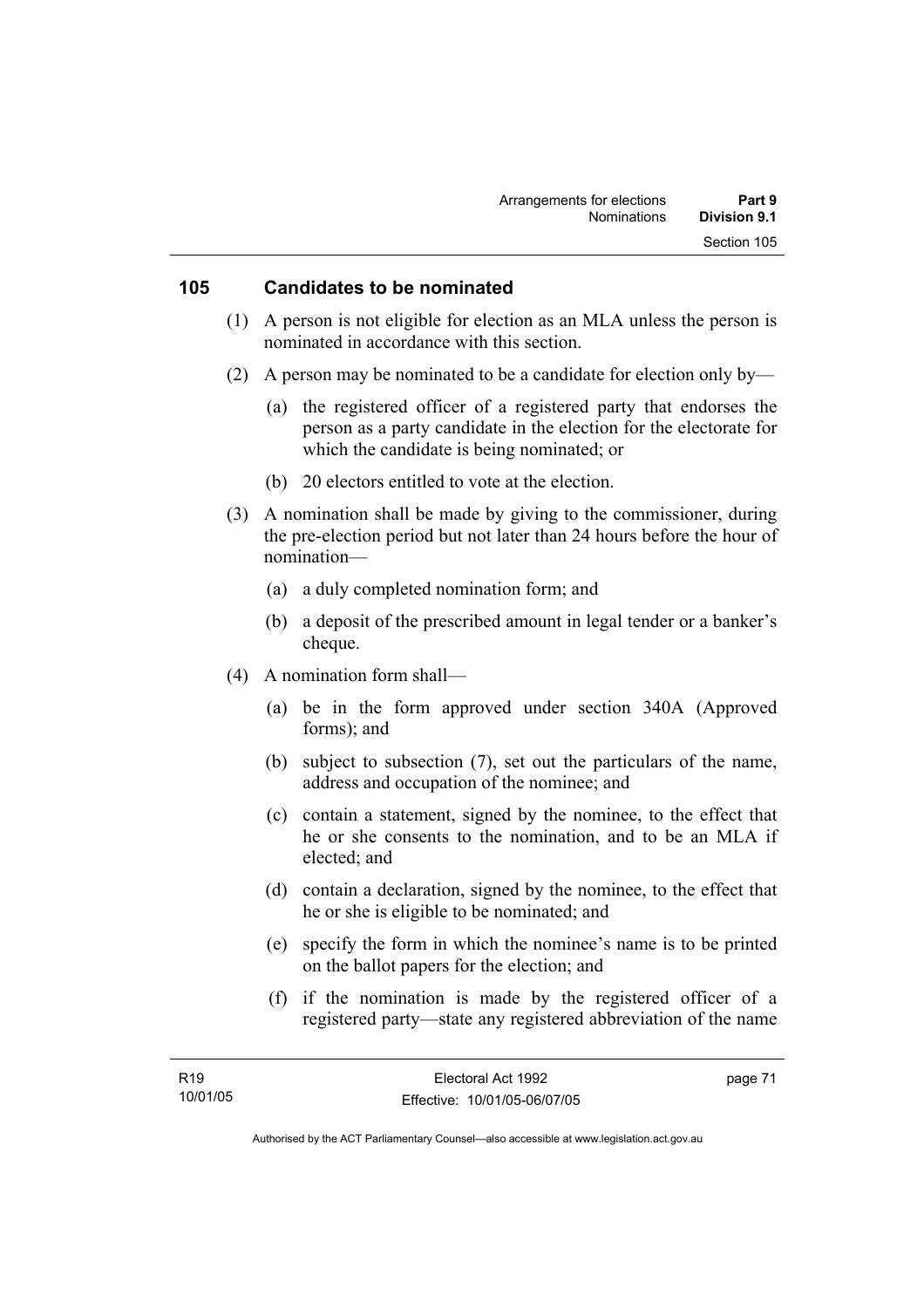## 105 Candidates to be nominated

(1) A person is not eligible for election as an MLA unless the person is nominated in accordance with this section.

(2) A person may be nominated to be a candidate for election only by—

(a) the registered officer of a registered party that endorses the person as a party candidate in the election for the electorate for which the candidate is being nominated; or

(b) 20 electors entitled to vote at the election.

(3) A nomination shall be made by giving to the commissioner, during the pre-election period but not later than 24 hours before the hour of nomination—

(a) a duly completed nomination form; and

(b) a deposit of the prescribed amount in legal tender or a banker's cheque.

(4) A nomination form shall—

(a) be in the form approved under section 340A (Approved forms); and

(b) subject to subsection (7), set out the particulars of the name, address and occupation of the nominee; and

(c) contain a statement, signed by the nominee, to the effect that he or she consents to the nomination, and to be an MLA if elected; and

(d) contain a declaration, signed by the nominee, to the effect that he or she is eligible to be nominated; and

(e) specify the form in which the nominee's name is to be printed on the ballot papers for the election; and

(f) if the nomination is made by the registered officer of a registered party—state any registered abbreviation of the name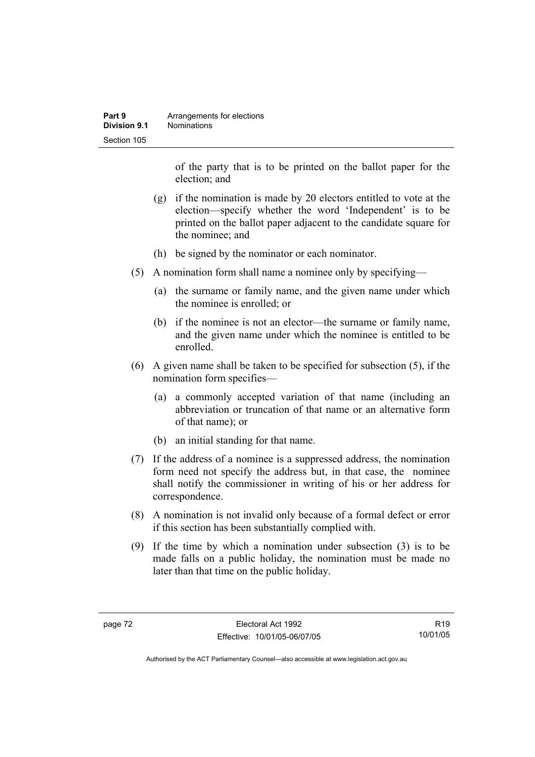of the party that is to be printed on the ballot paper for the election; and

(g) if the nomination is made by 20 electors entitled to vote at the election—specify whether the word 'Independent' is to be printed on the ballot paper adjacent to the candidate square for the nominee; and

(h) be signed by the nominator or each nominator.

(5) A nomination form shall name a nominee only by specifying—

(a) the surname or family name, and the given name under which the nominee is enrolled; or

(b) if the nominee is not an elector—the surname or family name, and the given name under which the nominee is entitled to be enrolled.

(6) A given name shall be taken to be specified for subsection (5), if the nomination form specifies—

(a) a commonly accepted variation of that name (including an abbreviation or truncation of that name or an alternative form of that name); or

(b) an initial standing for that name.

(7) If the address of a nominee is a suppressed address, the nomination form need not specify the address but, in that case, the nominee shall notify the commissioner in writing of his or her address for correspondence.

(8) A nomination is not invalid only because of a formal defect or error if this section has been substantially complied with.

(9) If the time by which a nomination under subsection (3) is to be made falls on a public holiday, the nomination must be made no later than that time on the public holiday.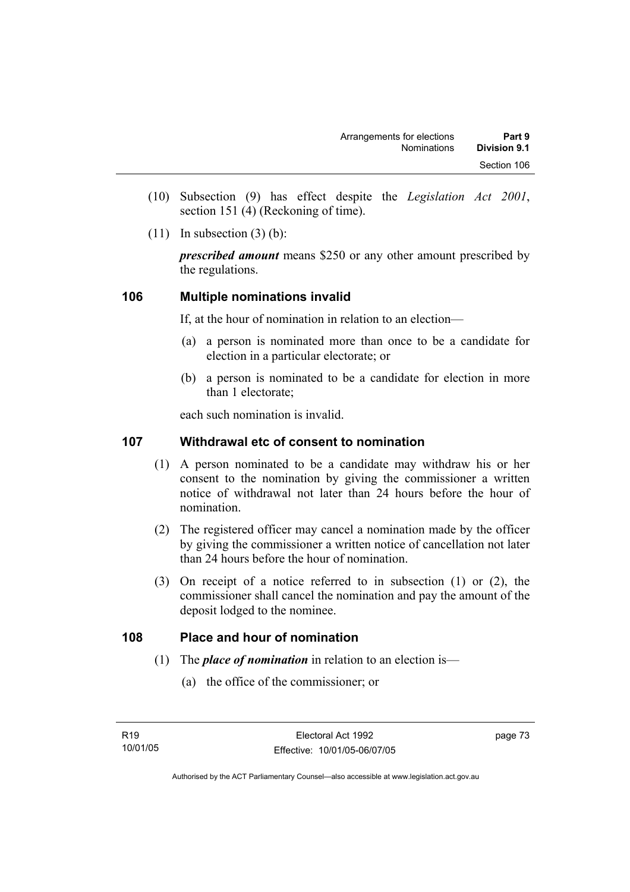(10) Subsection (9) has effect despite the *Legislation Act 2001*, section 151 (4) (Reckoning of time).

(11) In subsection (3) (b):

***prescribed amount*** means $250 or any other amount prescribed by the regulations.

## 106 Multiple nominations invalid

If, at the hour of nomination in relation to an election—

(a) a person is nominated more than once to be a candidate for election in a particular electorate; or

(b) a person is nominated to be a candidate for election in more than 1 electorate;

each such nomination is invalid.

## 107 Withdrawal etc of consent to nomination

(1) A person nominated to be a candidate may withdraw his or her consent to the nomination by giving the commissioner a written notice of withdrawal not later than 24 hours before the hour of nomination.

(2) The registered officer may cancel a nomination made by the officer by giving the commissioner a written notice of cancellation not later than 24 hours before the hour of nomination.

(3) On receipt of a notice referred to in subsection (1) or (2), the commissioner shall cancel the nomination and pay the amount of the deposit lodged to the nominee.

## 108 Place and hour of nomination

(1) The ***place of nomination*** in relation to an election is—

(a) the office of the commissioner; or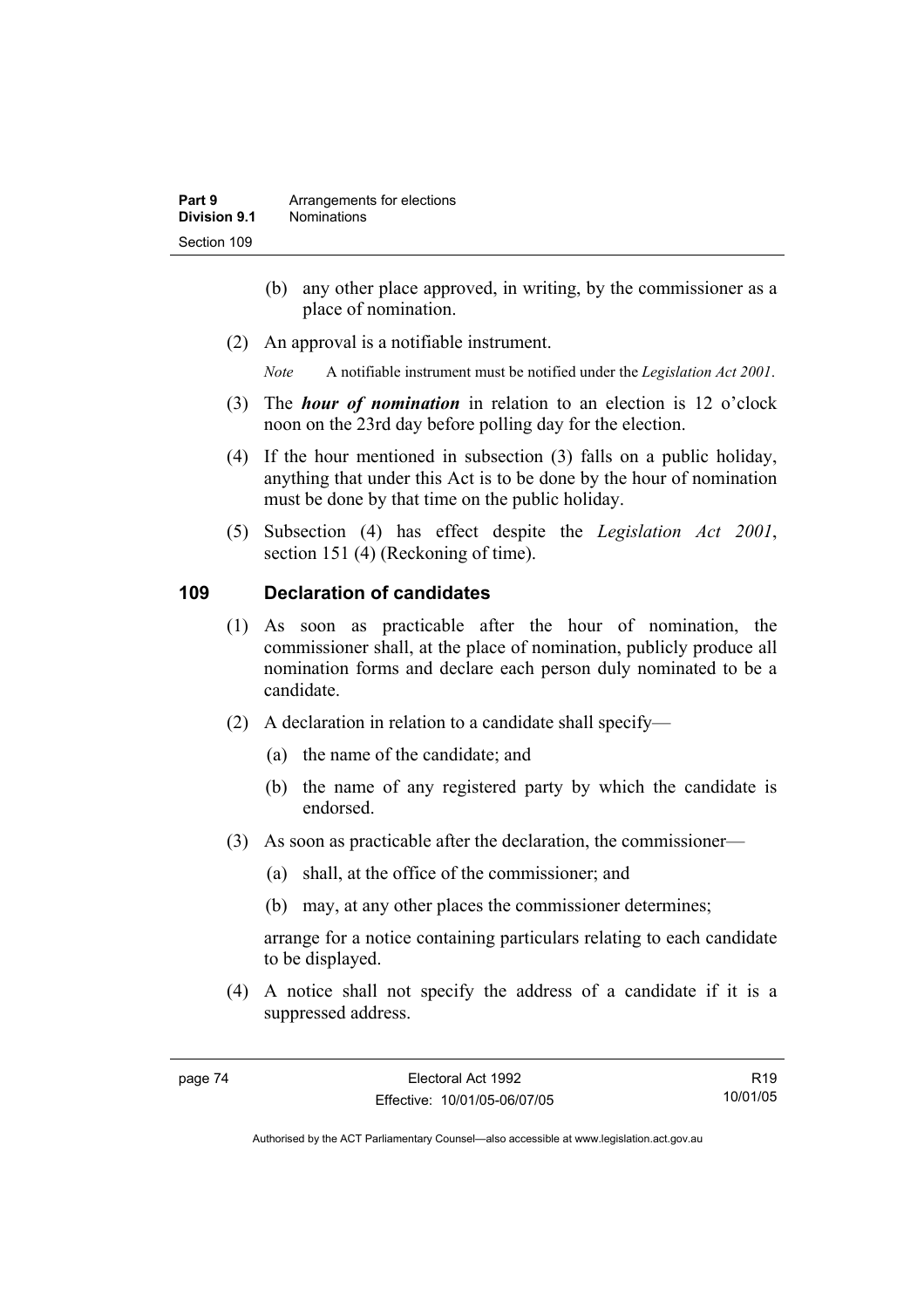(b) any other place approved, in writing, by the commissioner as a place of nomination.

(2) An approval is a notifiable instrument.

*Note* A notifiable instrument must be notified under the *Legislation Act 2001*.

(3) The ***hour of nomination*** in relation to an election is 12 o'clock noon on the 23rd day before polling day for the election.

(4) If the hour mentioned in subsection (3) falls on a public holiday, anything that under this Act is to be done by the hour of nomination must be done by that time on the public holiday.

(5) Subsection (4) has effect despite the *Legislation Act 2001*, section 151 (4) (Reckoning of time).

## 109 Declaration of candidates

(1) As soon as practicable after the hour of nomination, the commissioner shall, at the place of nomination, publicly produce all nomination forms and declare each person duly nominated to be a candidate.

(2) A declaration in relation to a candidate shall specify—

(a) the name of the candidate; and

(b) the name of any registered party by which the candidate is endorsed.

(3) As soon as practicable after the declaration, the commissioner—

(a) shall, at the office of the commissioner; and

(b) may, at any other places the commissioner determines;

arrange for a notice containing particulars relating to each candidate to be displayed.

(4) A notice shall not specify the address of a candidate if it is a suppressed address.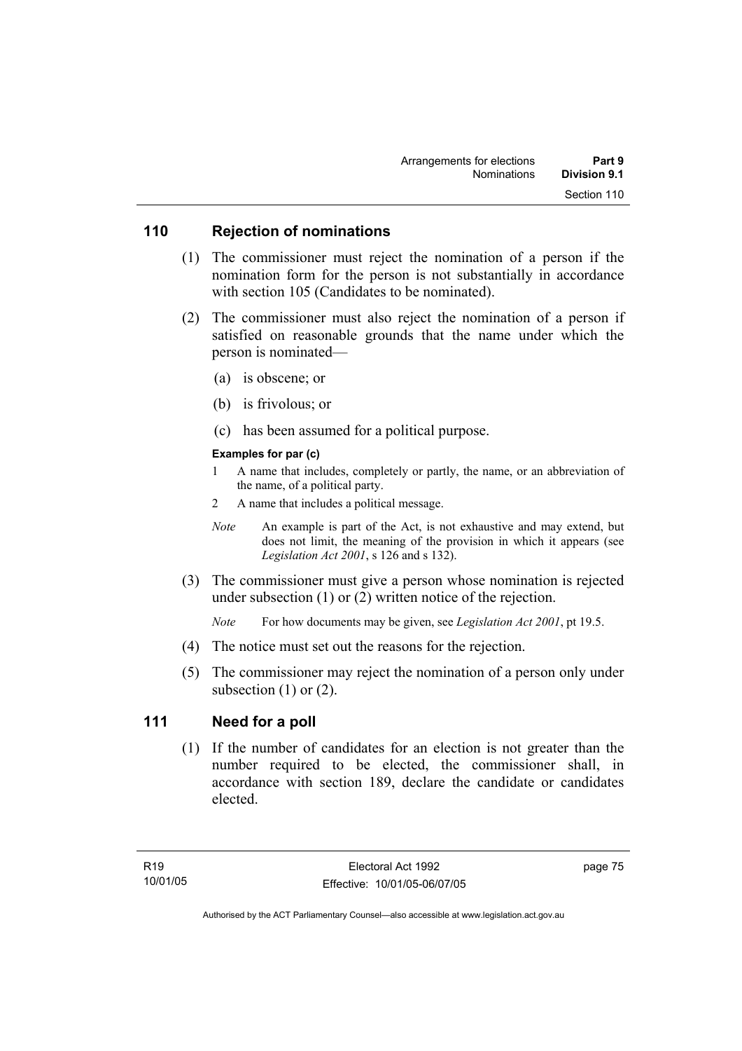## 110 Rejection of nominations

(1) The commissioner must reject the nomination of a person if the nomination form for the person is not substantially in accordance with section 105 (Candidates to be nominated).

(2) The commissioner must also reject the nomination of a person if satisfied on reasonable grounds that the name under which the person is nominated—

(a) is obscene; or

(b) is frivolous; or

(c) has been assumed for a political purpose.

**Examples for par (c)**

1 A name that includes, completely or partly, the name, or an abbreviation of the name, of a political party.

2 A name that includes a political message.

*Note* An example is part of the Act, is not exhaustive and may extend, but does not limit, the meaning of the provision in which it appears (see *Legislation Act 2001*, s 126 and s 132).

(3) The commissioner must give a person whose nomination is rejected under subsection (1) or (2) written notice of the rejection.

*Note* For how documents may be given, see *Legislation Act 2001*, pt 19.5.

(4) The notice must set out the reasons for the rejection.

(5) The commissioner may reject the nomination of a person only under subsection (1) or (2).

## 111 Need for a poll

(1) If the number of candidates for an election is not greater than the number required to be elected, the commissioner shall, in accordance with section 189, declare the candidate or candidates elected.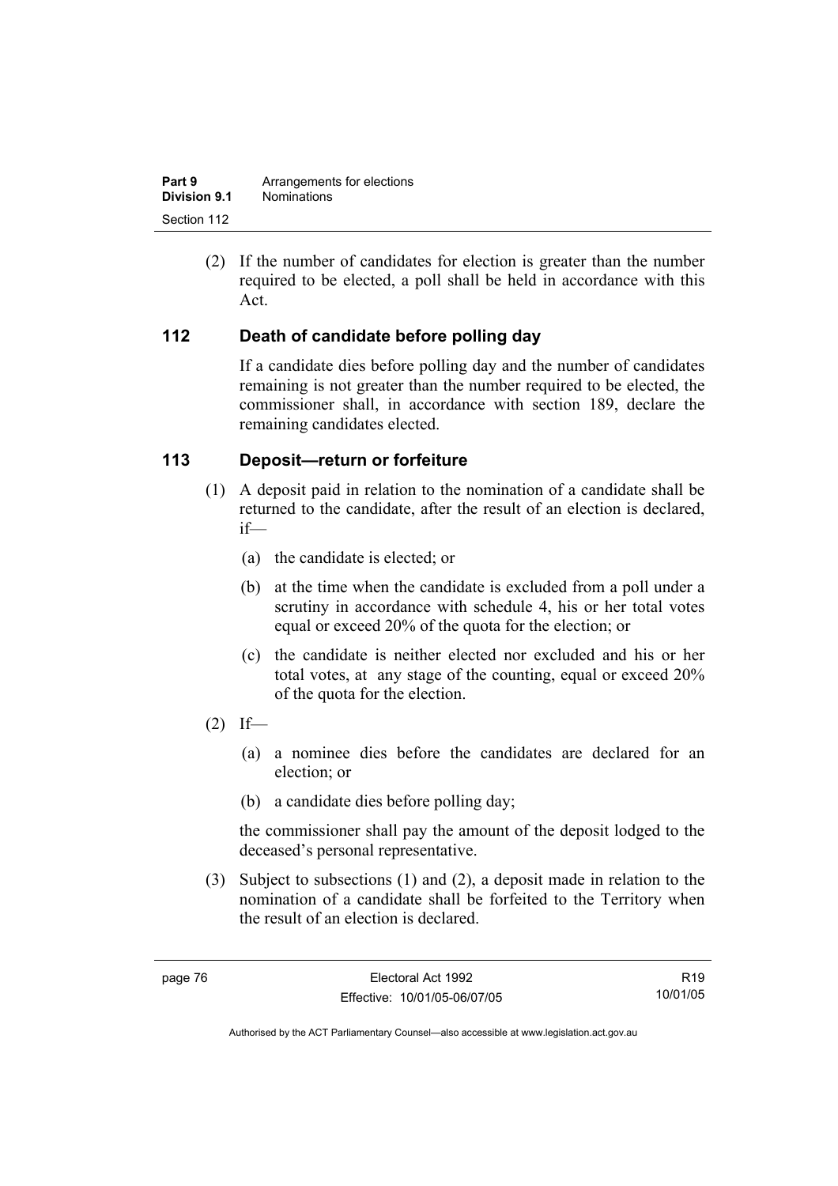(2) If the number of candidates for election is greater than the number required to be elected, a poll shall be held in accordance with this Act.

## 112 Death of candidate before polling day

If a candidate dies before polling day and the number of candidates remaining is not greater than the number required to be elected, the commissioner shall, in accordance with section 189, declare the remaining candidates elected.

## 113 Deposit—return or forfeiture

(1) A deposit paid in relation to the nomination of a candidate shall be returned to the candidate, after the result of an election is declared, if—

(a) the candidate is elected; or

(b) at the time when the candidate is excluded from a poll under a scrutiny in accordance with schedule 4, his or her total votes equal or exceed 20% of the quota for the election; or

(c) the candidate is neither elected nor excluded and his or her total votes, at any stage of the counting, equal or exceed 20% of the quota for the election.

(2) If—

(a) a nominee dies before the candidates are declared for an election; or

(b) a candidate dies before polling day;

the commissioner shall pay the amount of the deposit lodged to the deceased's personal representative.

(3) Subject to subsections (1) and (2), a deposit made in relation to the nomination of a candidate shall be forfeited to the Territory when the result of an election is declared.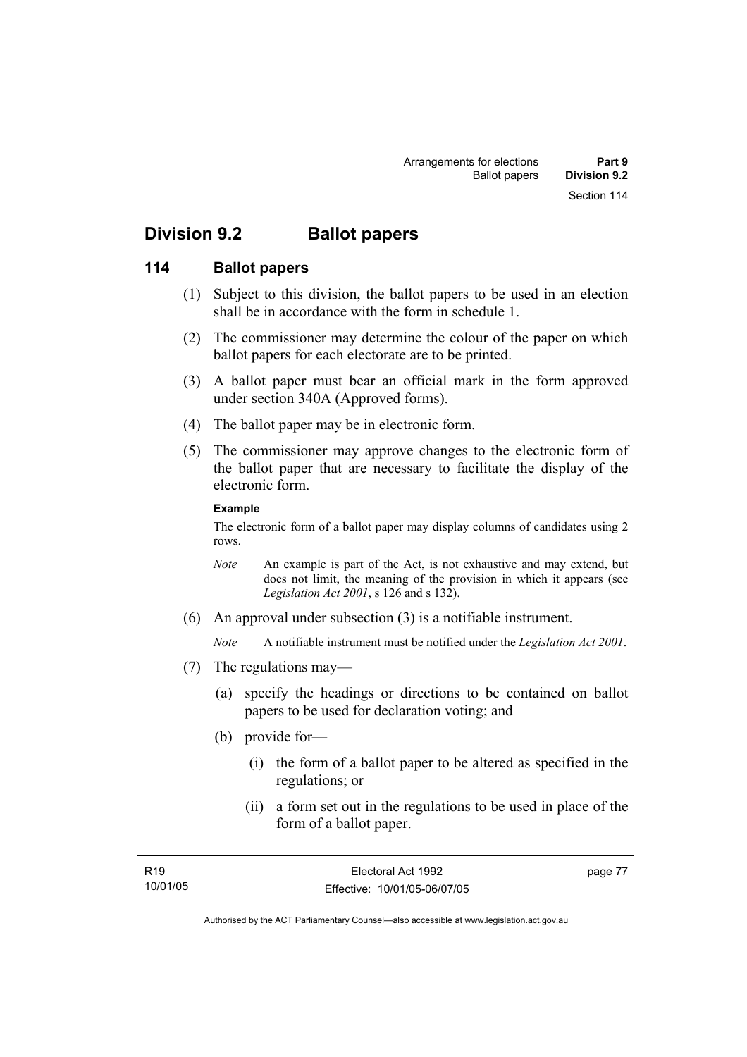## Division 9.2 Ballot papers

### 114 Ballot papers

(1) Subject to this division, the ballot papers to be used in an election shall be in accordance with the form in schedule 1.

(2) The commissioner may determine the colour of the paper on which ballot papers for each electorate are to be printed.

(3) A ballot paper must bear an official mark in the form approved under section 340A (Approved forms).

(4) The ballot paper may be in electronic form.

(5) The commissioner may approve changes to the electronic form of the ballot paper that are necessary to facilitate the display of the electronic form.

**Example**

The electronic form of a ballot paper may display columns of candidates using 2 rows.

*Note* An example is part of the Act, is not exhaustive and may extend, but does not limit, the meaning of the provision in which it appears (see *Legislation Act 2001*, s 126 and s 132).

(6) An approval under subsection (3) is a notifiable instrument.

*Note* A notifiable instrument must be notified under the *Legislation Act 2001*.

(7) The regulations may—

(a) specify the headings or directions to be contained on ballot papers to be used for declaration voting; and

(b) provide for—

(i) the form of a ballot paper to be altered as specified in the regulations; or

(ii) a form set out in the regulations to be used in place of the form of a ballot paper.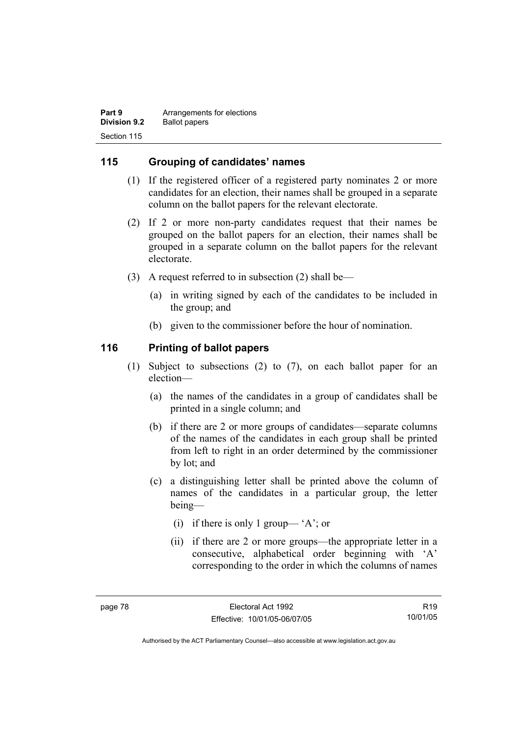## 115 Grouping of candidates' names

(1) If the registered officer of a registered party nominates 2 or more candidates for an election, their names shall be grouped in a separate column on the ballot papers for the relevant electorate.

(2) If 2 or more non-party candidates request that their names be grouped on the ballot papers for an election, their names shall be grouped in a separate column on the ballot papers for the relevant electorate.

(3) A request referred to in subsection (2) shall be—

(a) in writing signed by each of the candidates to be included in the group; and

(b) given to the commissioner before the hour of nomination.

## 116 Printing of ballot papers

(1) Subject to subsections (2) to (7), on each ballot paper for an election—

(a) the names of the candidates in a group of candidates shall be printed in a single column; and

(b) if there are 2 or more groups of candidates—separate columns of the names of the candidates in each group shall be printed from left to right in an order determined by the commissioner by lot; and

(c) a distinguishing letter shall be printed above the column of names of the candidates in a particular group, the letter being—

(i) if there is only 1 group— 'A'; or

(ii) if there are 2 or more groups—the appropriate letter in a consecutive, alphabetical order beginning with 'A' corresponding to the order in which the columns of names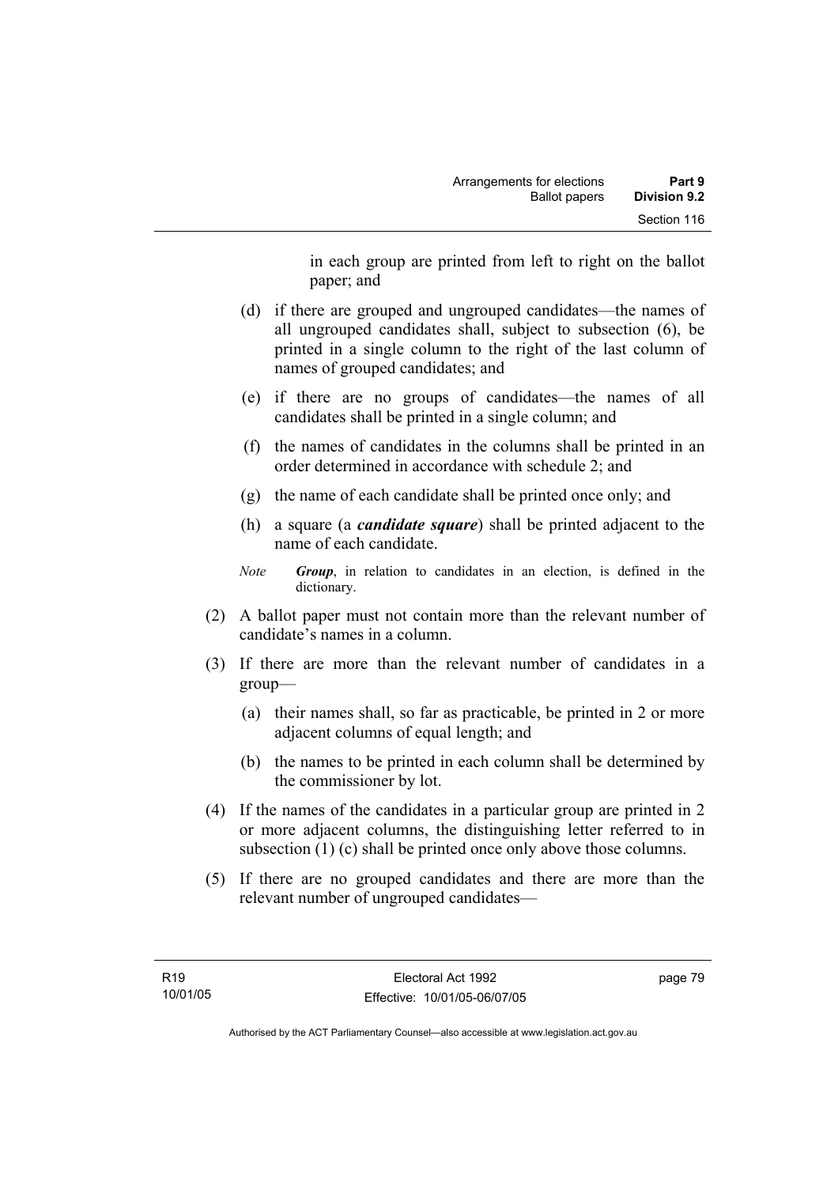in each group are printed from left to right on the ballot paper; and

(d) if there are grouped and ungrouped candidates—the names of all ungrouped candidates shall, subject to subsection (6), be printed in a single column to the right of the last column of names of grouped candidates; and

(e) if there are no groups of candidates—the names of all candidates shall be printed in a single column; and

(f) the names of candidates in the columns shall be printed in an order determined in accordance with schedule 2; and

(g) the name of each candidate shall be printed once only; and

(h) a square (a ***candidate square***) shall be printed adjacent to the name of each candidate.

*Note* ***Group***, in relation to candidates in an election, is defined in the dictionary.

(2) A ballot paper must not contain more than the relevant number of candidate's names in a column.

(3) If there are more than the relevant number of candidates in a group—

(a) their names shall, so far as practicable, be printed in 2 or more adjacent columns of equal length; and

(b) the names to be printed in each column shall be determined by the commissioner by lot.

(4) If the names of the candidates in a particular group are printed in 2 or more adjacent columns, the distinguishing letter referred to in subsection (1) (c) shall be printed once only above those columns.

(5) If there are no grouped candidates and there are more than the relevant number of ungrouped candidates—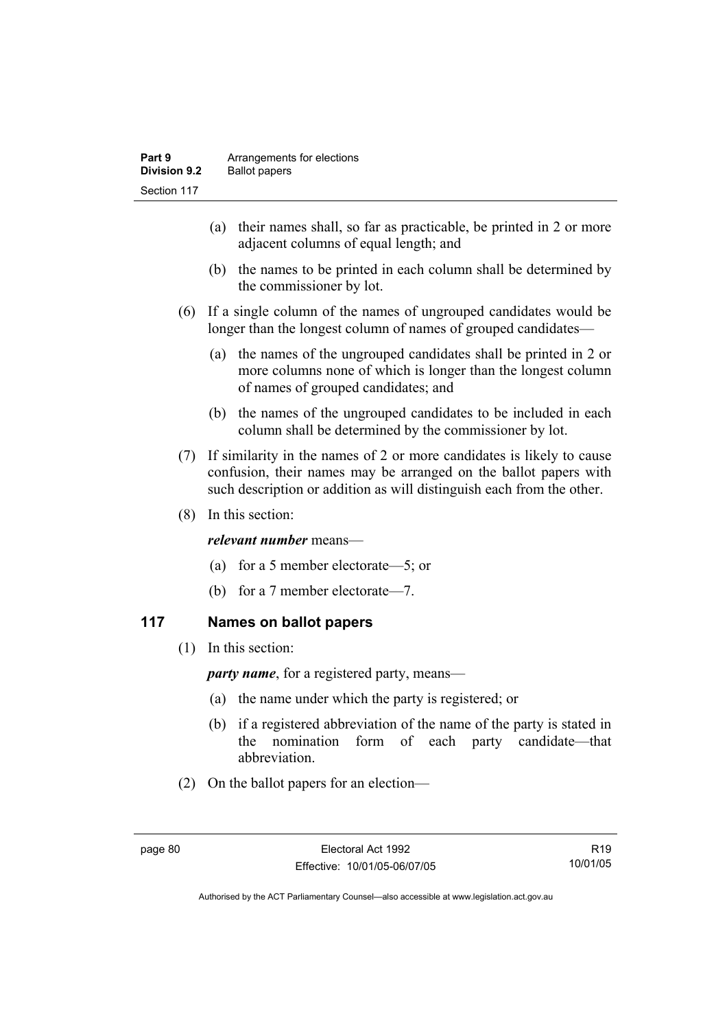(a) their names shall, so far as practicable, be printed in 2 or more adjacent columns of equal length; and

(b) the names to be printed in each column shall be determined by the commissioner by lot.

(6) If a single column of the names of ungrouped candidates would be longer than the longest column of names of grouped candidates—

(a) the names of the ungrouped candidates shall be printed in 2 or more columns none of which is longer than the longest column of names of grouped candidates; and

(b) the names of the ungrouped candidates to be included in each column shall be determined by the commissioner by lot.

(7) If similarity in the names of 2 or more candidates is likely to cause confusion, their names may be arranged on the ballot papers with such description or addition as will distinguish each from the other.

(8) In this section:

***relevant number*** means—

(a) for a 5 member electorate—5; or

(b) for a 7 member electorate—7.

## 117 Names on ballot papers

(1) In this section:

***party name***, for a registered party, means—

(a) the name under which the party is registered; or

(b) if a registered abbreviation of the name of the party is stated in the nomination form of each party candidate—that abbreviation.

(2) On the ballot papers for an election—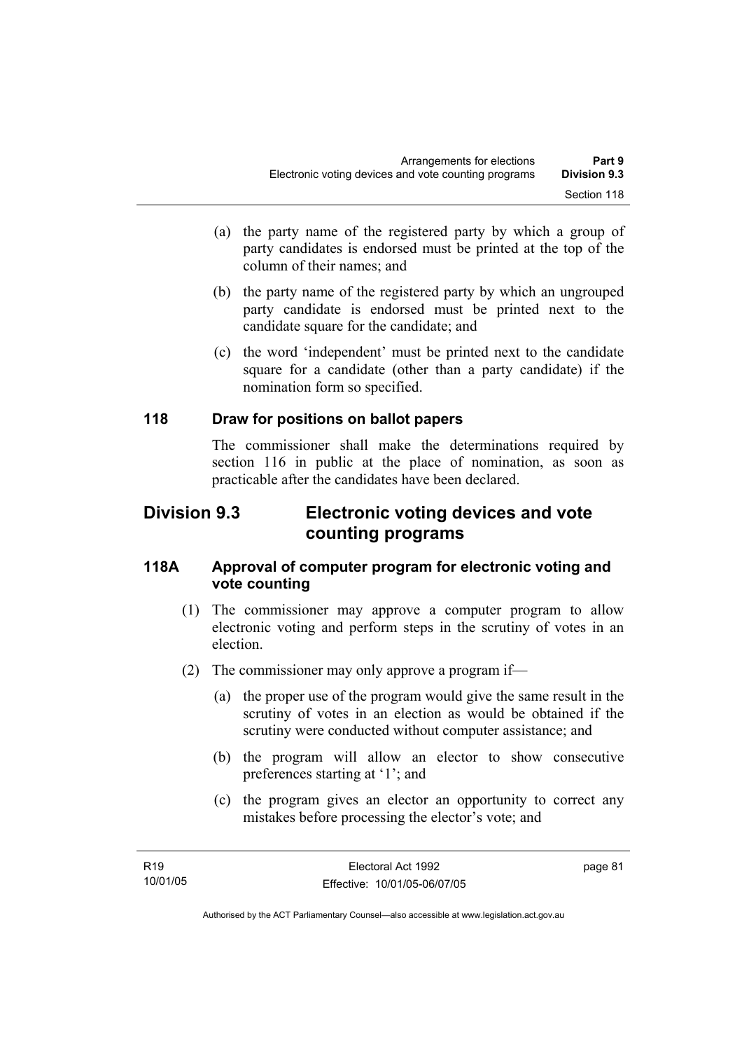(a) the party name of the registered party by which a group of party candidates is endorsed must be printed at the top of the column of their names; and

(b) the party name of the registered party by which an ungrouped party candidate is endorsed must be printed next to the candidate square for the candidate; and

(c) the word 'independent' must be printed next to the candidate square for a candidate (other than a party candidate) if the nomination form so specified.

### 118 Draw for positions on ballot papers

The commissioner shall make the determinations required by section 116 in public at the place of nomination, as soon as practicable after the candidates have been declared.

## Division 9.3 Electronic voting devices and vote counting programs

### 118A Approval of computer program for electronic voting and vote counting

(1) The commissioner may approve a computer program to allow electronic voting and perform steps in the scrutiny of votes in an election.

(2) The commissioner may only approve a program if—

(a) the proper use of the program would give the same result in the scrutiny of votes in an election as would be obtained if the scrutiny were conducted without computer assistance; and

(b) the program will allow an elector to show consecutive preferences starting at '1'; and

(c) the program gives an elector an opportunity to correct any mistakes before processing the elector's vote; and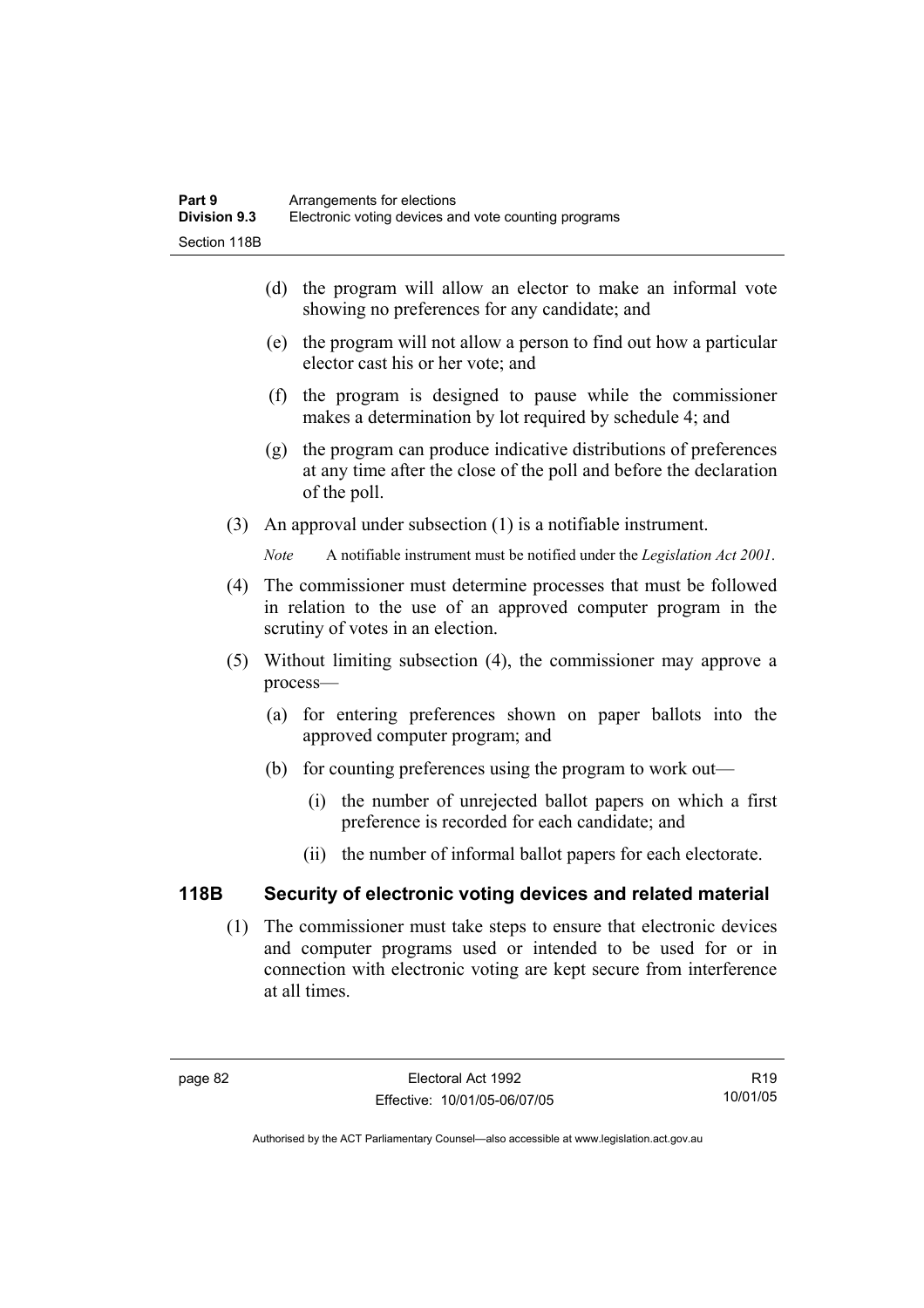(d) the program will allow an elector to make an informal vote showing no preferences for any candidate; and

(e) the program will not allow a person to find out how a particular elector cast his or her vote; and

(f) the program is designed to pause while the commissioner makes a determination by lot required by schedule 4; and

(g) the program can produce indicative distributions of preferences at any time after the close of the poll and before the declaration of the poll.

(3) An approval under subsection (1) is a notifiable instrument.

*Note* A notifiable instrument must be notified under the *Legislation Act 2001*.

(4) The commissioner must determine processes that must be followed in relation to the use of an approved computer program in the scrutiny of votes in an election.

(5) Without limiting subsection (4), the commissioner may approve a process—

(a) for entering preferences shown on paper ballots into the approved computer program; and

(b) for counting preferences using the program to work out—

(i) the number of unrejected ballot papers on which a first preference is recorded for each candidate; and

(ii) the number of informal ballot papers for each electorate.

## 118B Security of electronic voting devices and related material

(1) The commissioner must take steps to ensure that electronic devices and computer programs used or intended to be used for or in connection with electronic voting are kept secure from interference at all times.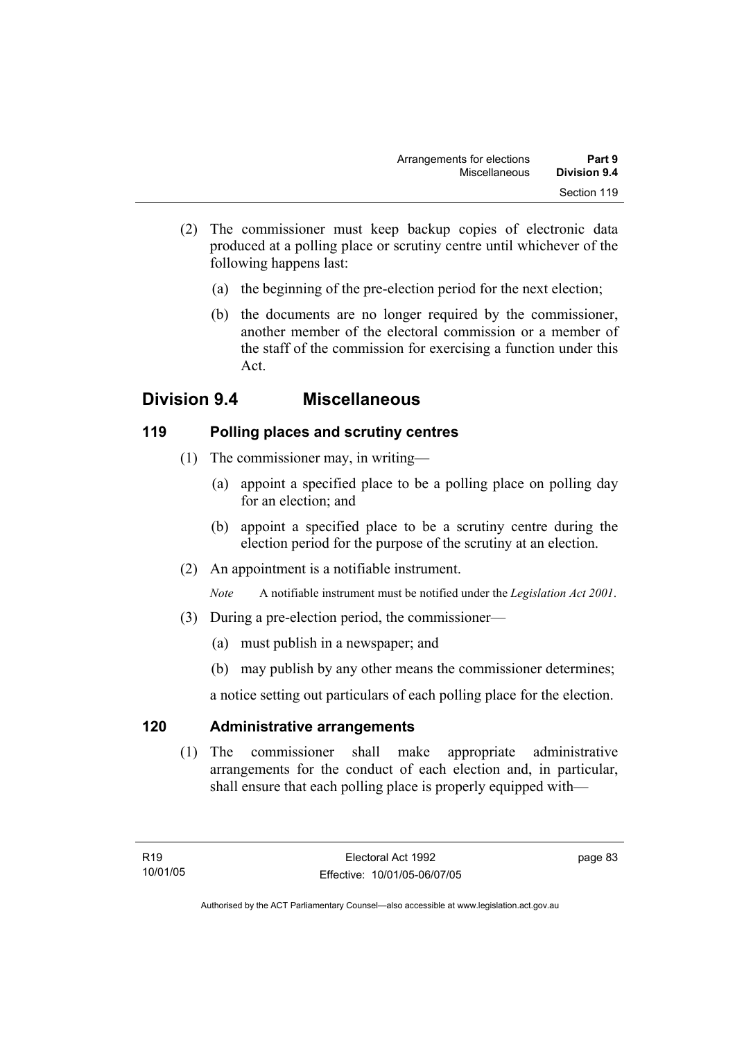(2) The commissioner must keep backup copies of electronic data produced at a polling place or scrutiny centre until whichever of the following happens last:

(a) the beginning of the pre-election period for the next election;

(b) the documents are no longer required by the commissioner, another member of the electoral commission or a member of the staff of the commission for exercising a function under this Act.

## Division 9.4 Miscellaneous

### 119 Polling places and scrutiny centres

(1) The commissioner may, in writing—

(a) appoint a specified place to be a polling place on polling day for an election; and

(b) appoint a specified place to be a scrutiny centre during the election period for the purpose of the scrutiny at an election.

(2) An appointment is a notifiable instrument.

*Note* A notifiable instrument must be notified under the *Legislation Act 2001*.

(3) During a pre-election period, the commissioner—

(a) must publish in a newspaper; and

(b) may publish by any other means the commissioner determines;

a notice setting out particulars of each polling place for the election.

### 120 Administrative arrangements

(1) The commissioner shall make appropriate administrative arrangements for the conduct of each election and, in particular, shall ensure that each polling place is properly equipped with—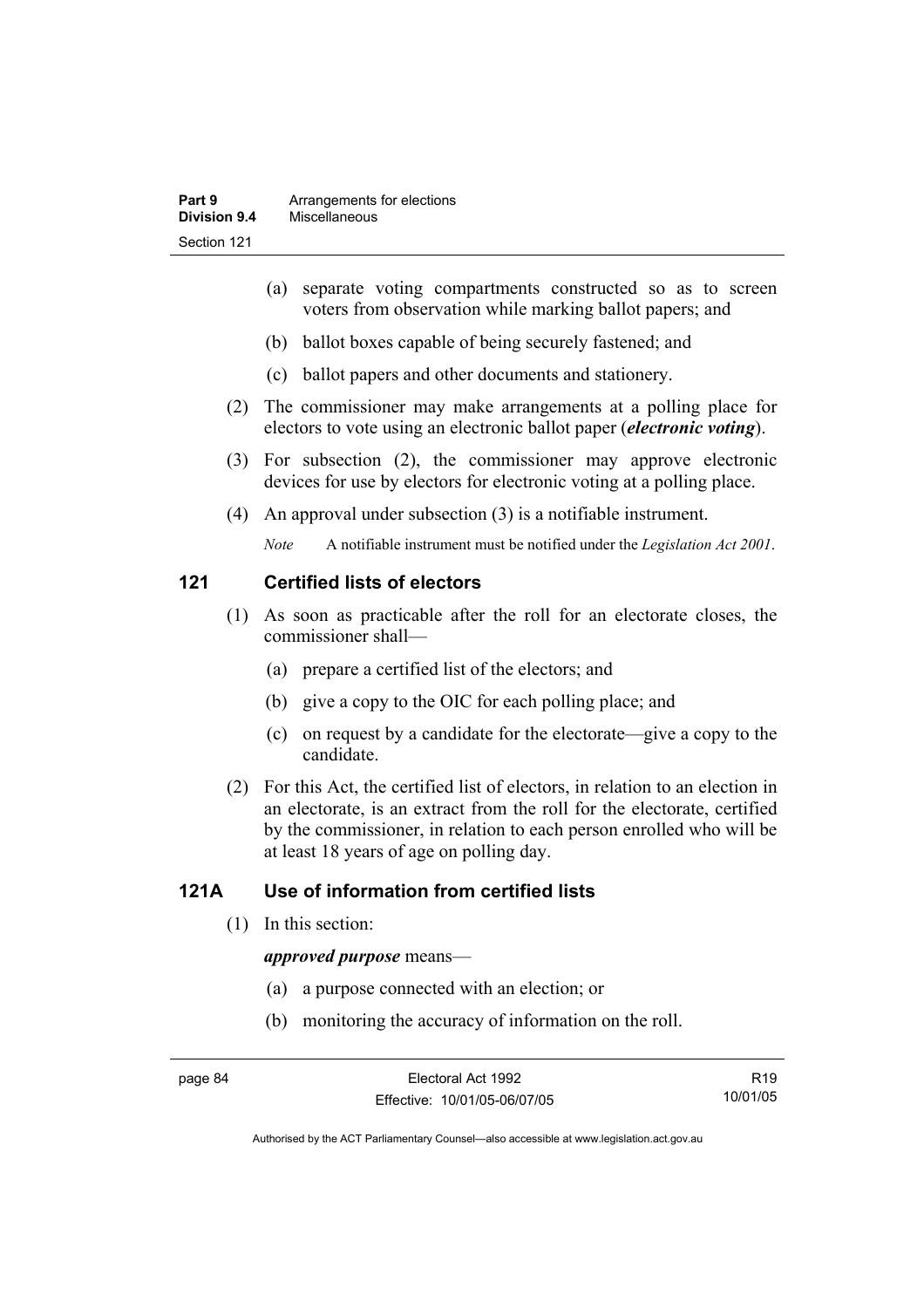(a) separate voting compartments constructed so as to screen voters from observation while marking ballot papers; and

(b) ballot boxes capable of being securely fastened; and

(c) ballot papers and other documents and stationery.

(2) The commissioner may make arrangements at a polling place for electors to vote using an electronic ballot paper (***electronic voting***).

(3) For subsection (2), the commissioner may approve electronic devices for use by electors for electronic voting at a polling place.

(4) An approval under subsection (3) is a notifiable instrument.

*Note* A notifiable instrument must be notified under the *Legislation Act 2001*.

### 121 Certified lists of electors

(1) As soon as practicable after the roll for an electorate closes, the commissioner shall—

(a) prepare a certified list of the electors; and

(b) give a copy to the OIC for each polling place; and

(c) on request by a candidate for the electorate—give a copy to the candidate.

(2) For this Act, the certified list of electors, in relation to an election in an electorate, is an extract from the roll for the electorate, certified by the commissioner, in relation to each person enrolled who will be at least 18 years of age on polling day.

### 121A Use of information from certified lists

(1) In this section:

***approved purpose*** means—

(a) a purpose connected with an election; or

(b) monitoring the accuracy of information on the roll.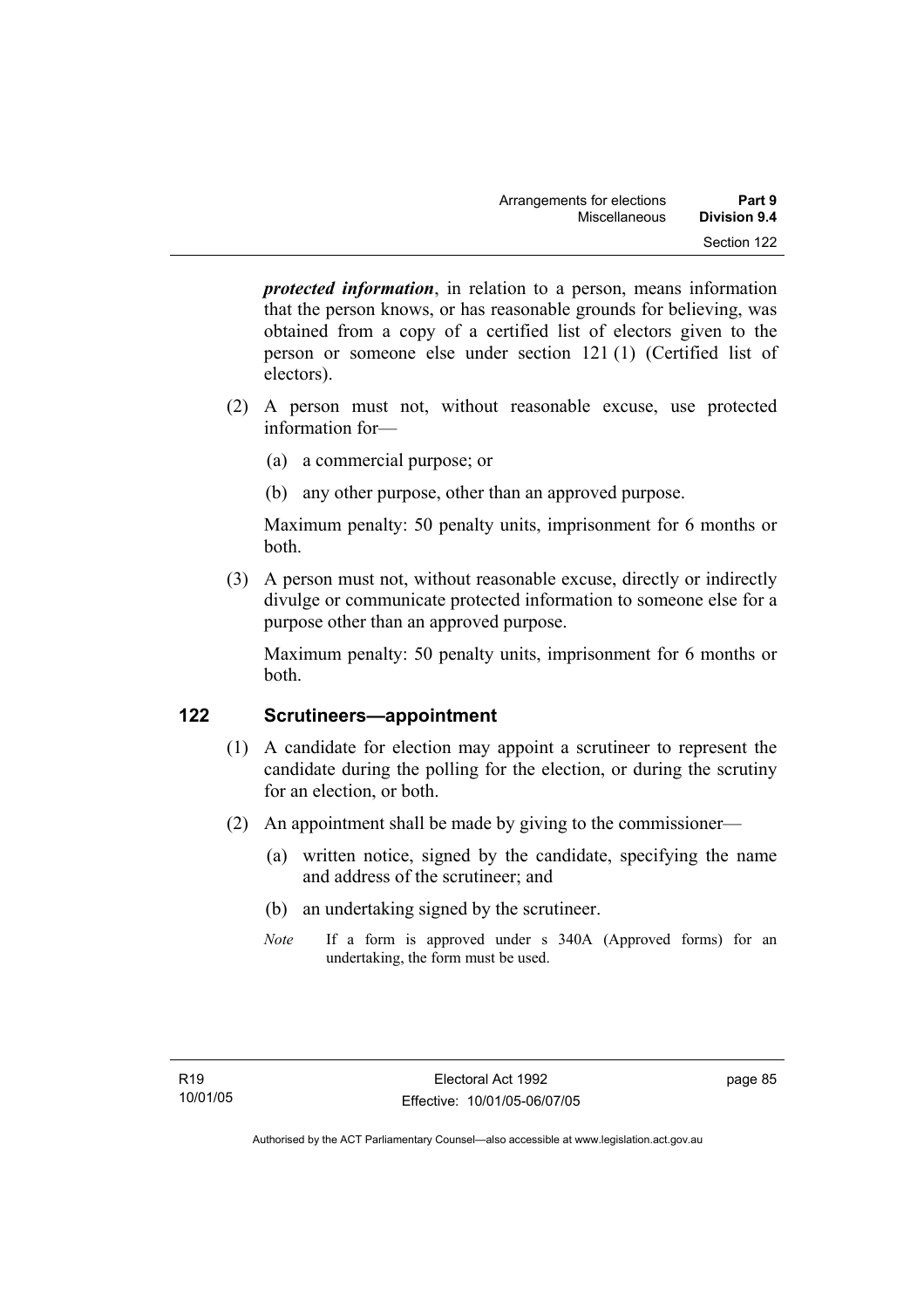***protected information***, in relation to a person, means information that the person knows, or has reasonable grounds for believing, was obtained from a copy of a certified list of electors given to the person or someone else under section 121 (1) (Certified list of electors).

(2) A person must not, without reasonable excuse, use protected information for—

(a) a commercial purpose; or

(b) any other purpose, other than an approved purpose.

Maximum penalty: 50 penalty units, imprisonment for 6 months or both.

(3) A person must not, without reasonable excuse, directly or indirectly divulge or communicate protected information to someone else for a purpose other than an approved purpose.

Maximum penalty: 50 penalty units, imprisonment for 6 months or both.

## 122 Scrutineers—appointment

(1) A candidate for election may appoint a scrutineer to represent the candidate during the polling for the election, or during the scrutiny for an election, or both.

(2) An appointment shall be made by giving to the commissioner—

(a) written notice, signed by the candidate, specifying the name and address of the scrutineer; and

(b) an undertaking signed by the scrutineer.

*Note* If a form is approved under s 340A (Approved forms) for an undertaking, the form must be used.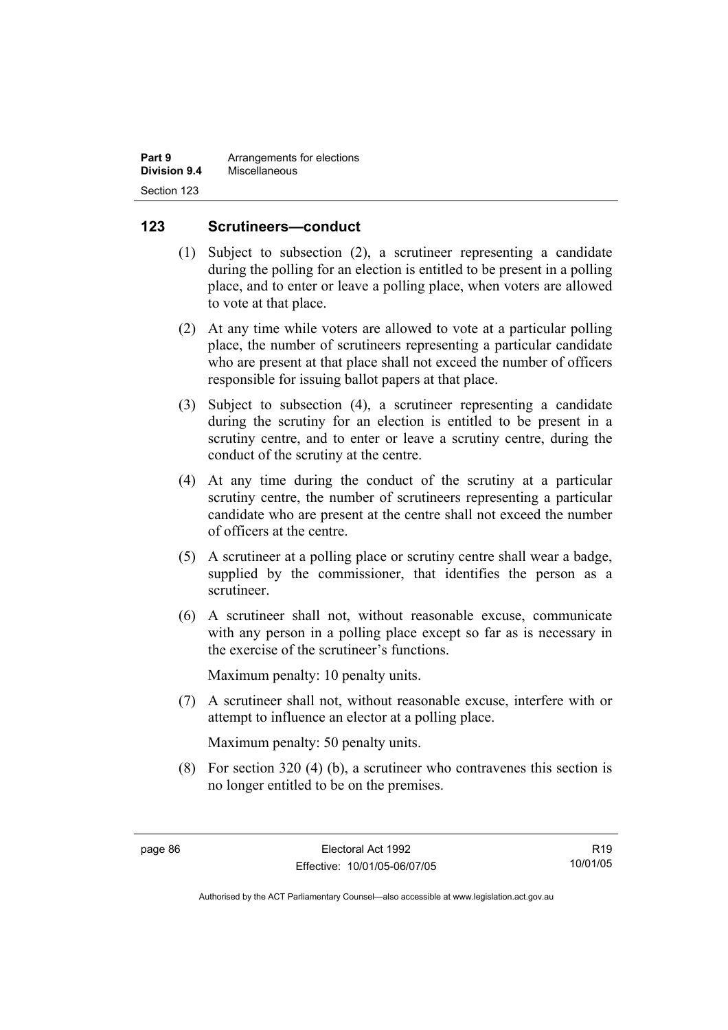## 123 Scrutineers—conduct

(1) Subject to subsection (2), a scrutineer representing a candidate during the polling for an election is entitled to be present in a polling place, and to enter or leave a polling place, when voters are allowed to vote at that place.

(2) At any time while voters are allowed to vote at a particular polling place, the number of scrutineers representing a particular candidate who are present at that place shall not exceed the number of officers responsible for issuing ballot papers at that place.

(3) Subject to subsection (4), a scrutineer representing a candidate during the scrutiny for an election is entitled to be present in a scrutiny centre, and to enter or leave a scrutiny centre, during the conduct of the scrutiny at the centre.

(4) At any time during the conduct of the scrutiny at a particular scrutiny centre, the number of scrutineers representing a particular candidate who are present at the centre shall not exceed the number of officers at the centre.

(5) A scrutineer at a polling place or scrutiny centre shall wear a badge, supplied by the commissioner, that identifies the person as a scrutineer.

(6) A scrutineer shall not, without reasonable excuse, communicate with any person in a polling place except so far as is necessary in the exercise of the scrutineer's functions.

Maximum penalty: 10 penalty units.

(7) A scrutineer shall not, without reasonable excuse, interfere with or attempt to influence an elector at a polling place.

Maximum penalty: 50 penalty units.

(8) For section 320 (4) (b), a scrutineer who contravenes this section is no longer entitled to be on the premises.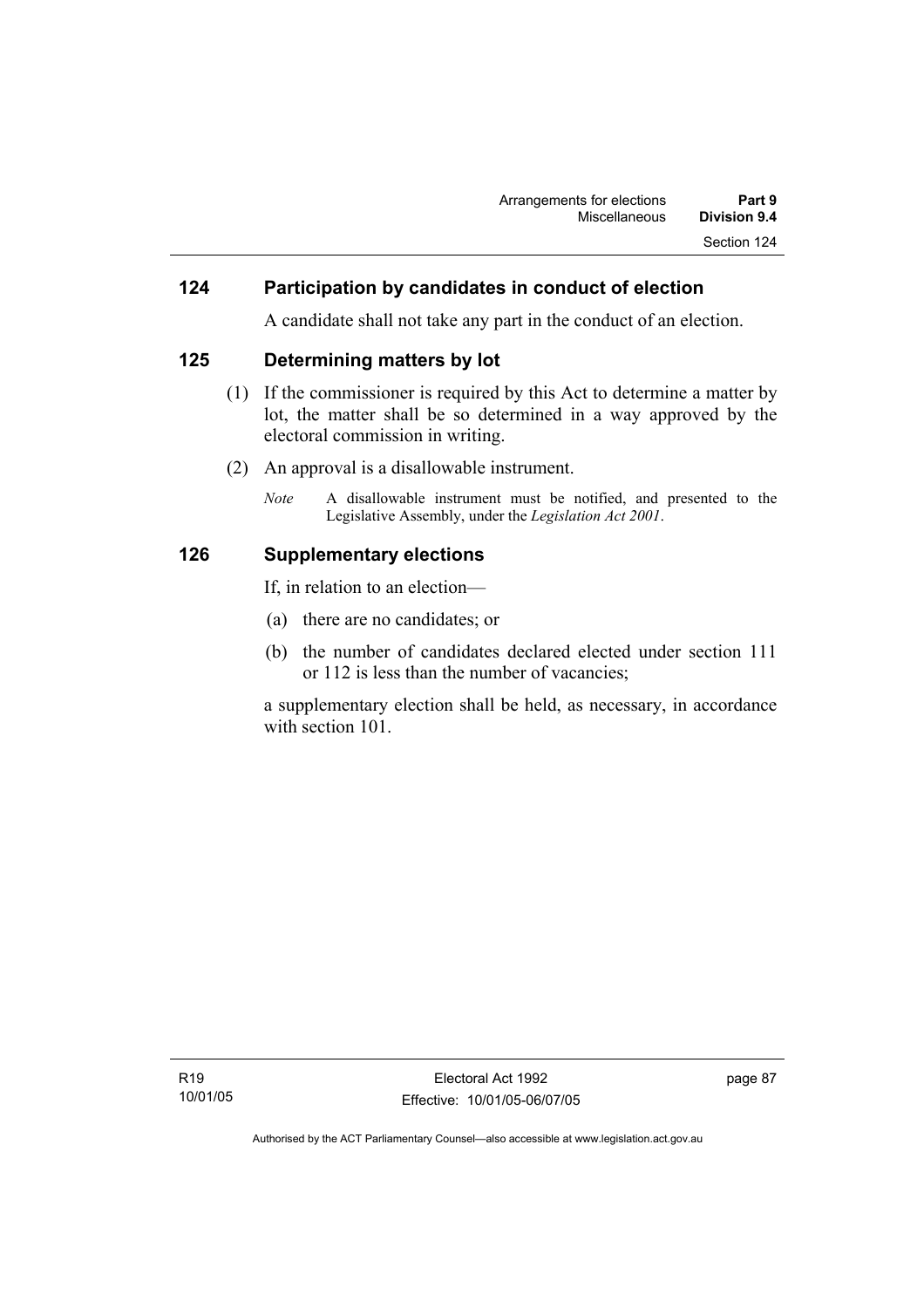## 124 Participation by candidates in conduct of election

A candidate shall not take any part in the conduct of an election.

## 125 Determining matters by lot

(1) If the commissioner is required by this Act to determine a matter by lot, the matter shall be so determined in a way approved by the electoral commission in writing.

(2) An approval is a disallowable instrument.

*Note* A disallowable instrument must be notified, and presented to the Legislative Assembly, under the *Legislation Act 2001*.

## 126 Supplementary elections

If, in relation to an election—

(a) there are no candidates; or

(b) the number of candidates declared elected under section 111 or 112 is less than the number of vacancies;

a supplementary election shall be held, as necessary, in accordance with section 101.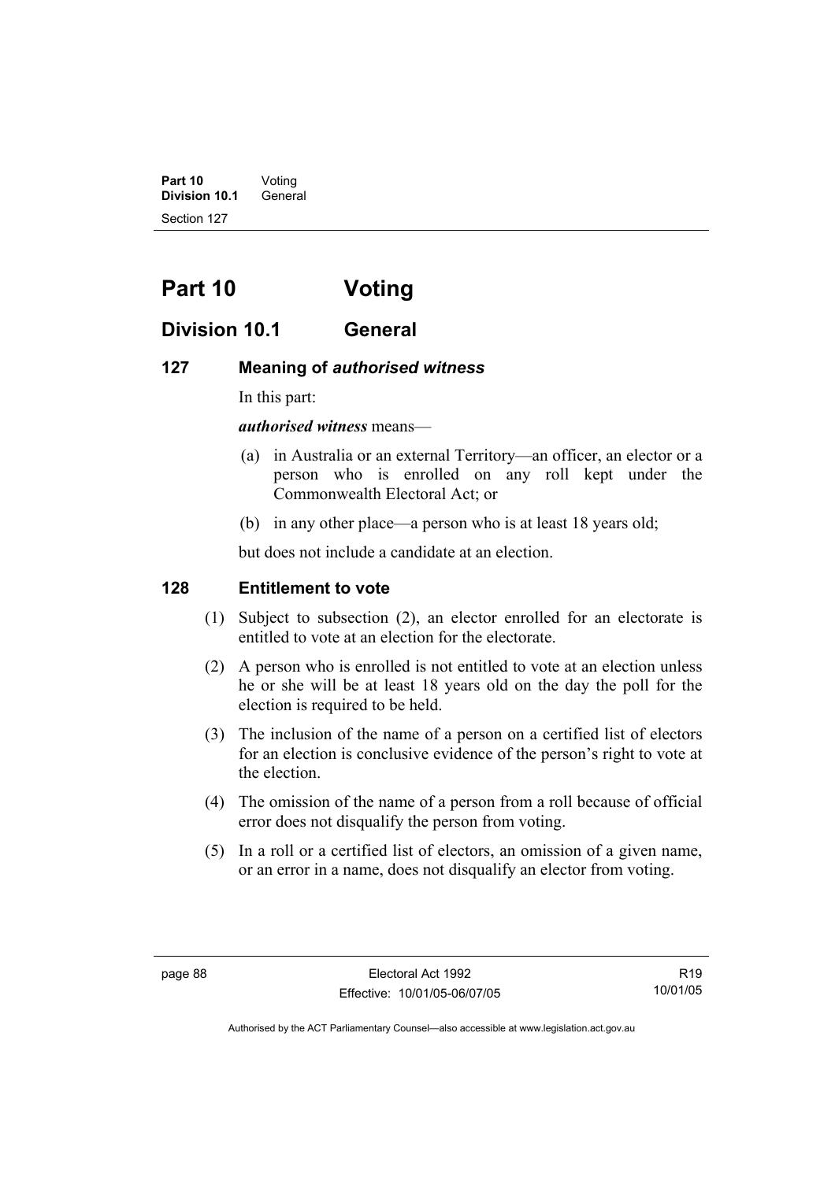# Part 10 Voting

## Division 10.1 General

### 127 Meaning of *authorised witness*

In this part:

***authorised witness*** means—

(a) in Australia or an external Territory—an officer, an elector or a person who is enrolled on any roll kept under the Commonwealth Electoral Act; or

(b) in any other place—a person who is at least 18 years old;

but does not include a candidate at an election.

### 128 Entitlement to vote

(1) Subject to subsection (2), an elector enrolled for an electorate is entitled to vote at an election for the electorate.

(2) A person who is enrolled is not entitled to vote at an election unless he or she will be at least 18 years old on the day the poll for the election is required to be held.

(3) The inclusion of the name of a person on a certified list of electors for an election is conclusive evidence of the person's right to vote at the election.

(4) The omission of the name of a person from a roll because of official error does not disqualify the person from voting.

(5) In a roll or a certified list of electors, an omission of a given name, or an error in a name, does not disqualify an elector from voting.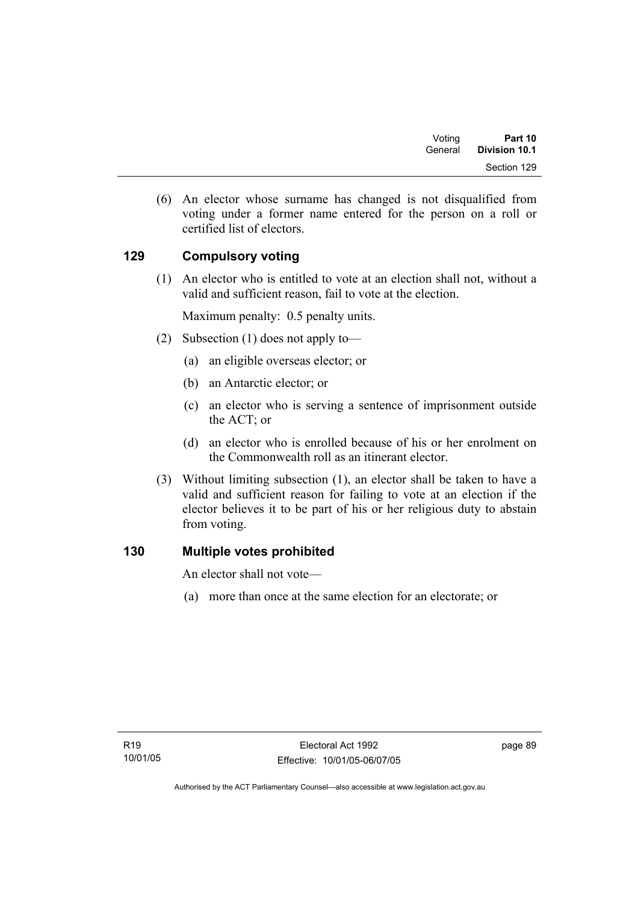(6) An elector whose surname has changed is not disqualified from voting under a former name entered for the person on a roll or certified list of electors.

## 129 Compulsory voting

(1) An elector who is entitled to vote at an election shall not, without a valid and sufficient reason, fail to vote at the election.

Maximum penalty: 0.5 penalty units.

(2) Subsection (1) does not apply to—

(a) an eligible overseas elector; or

(b) an Antarctic elector; or

(c) an elector who is serving a sentence of imprisonment outside the ACT; or

(d) an elector who is enrolled because of his or her enrolment on the Commonwealth roll as an itinerant elector.

(3) Without limiting subsection (1), an elector shall be taken to have a valid and sufficient reason for failing to vote at an election if the elector believes it to be part of his or her religious duty to abstain from voting.

## 130 Multiple votes prohibited

An elector shall not vote—

(a) more than once at the same election for an electorate; or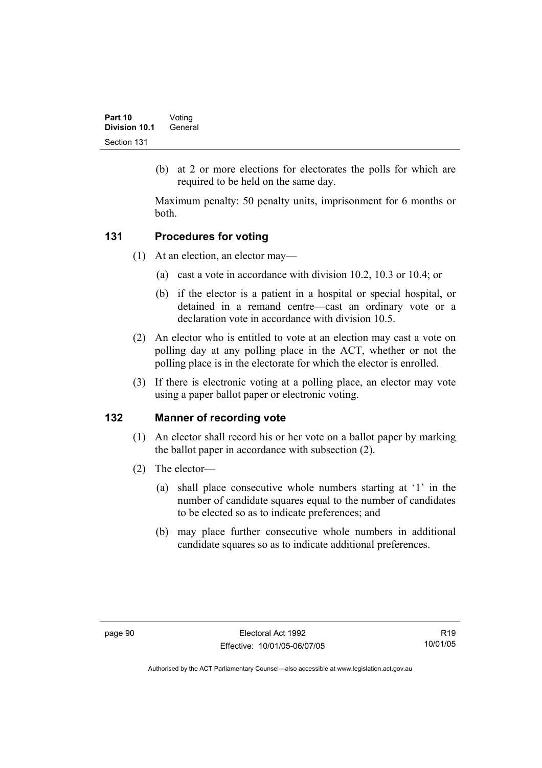(b) at 2 or more elections for electorates the polls for which are required to be held on the same day.

Maximum penalty: 50 penalty units, imprisonment for 6 months or both.

## 131 Procedures for voting

(1) At an election, an elector may—

(a) cast a vote in accordance with division 10.2, 10.3 or 10.4; or

(b) if the elector is a patient in a hospital or special hospital, or detained in a remand centre—cast an ordinary vote or a declaration vote in accordance with division 10.5.

(2) An elector who is entitled to vote at an election may cast a vote on polling day at any polling place in the ACT, whether or not the polling place is in the electorate for which the elector is enrolled.

(3) If there is electronic voting at a polling place, an elector may vote using a paper ballot paper or electronic voting.

## 132 Manner of recording vote

(1) An elector shall record his or her vote on a ballot paper by marking the ballot paper in accordance with subsection (2).

(2) The elector—

(a) shall place consecutive whole numbers starting at '1' in the number of candidate squares equal to the number of candidates to be elected so as to indicate preferences; and

(b) may place further consecutive whole numbers in additional candidate squares so as to indicate additional preferences.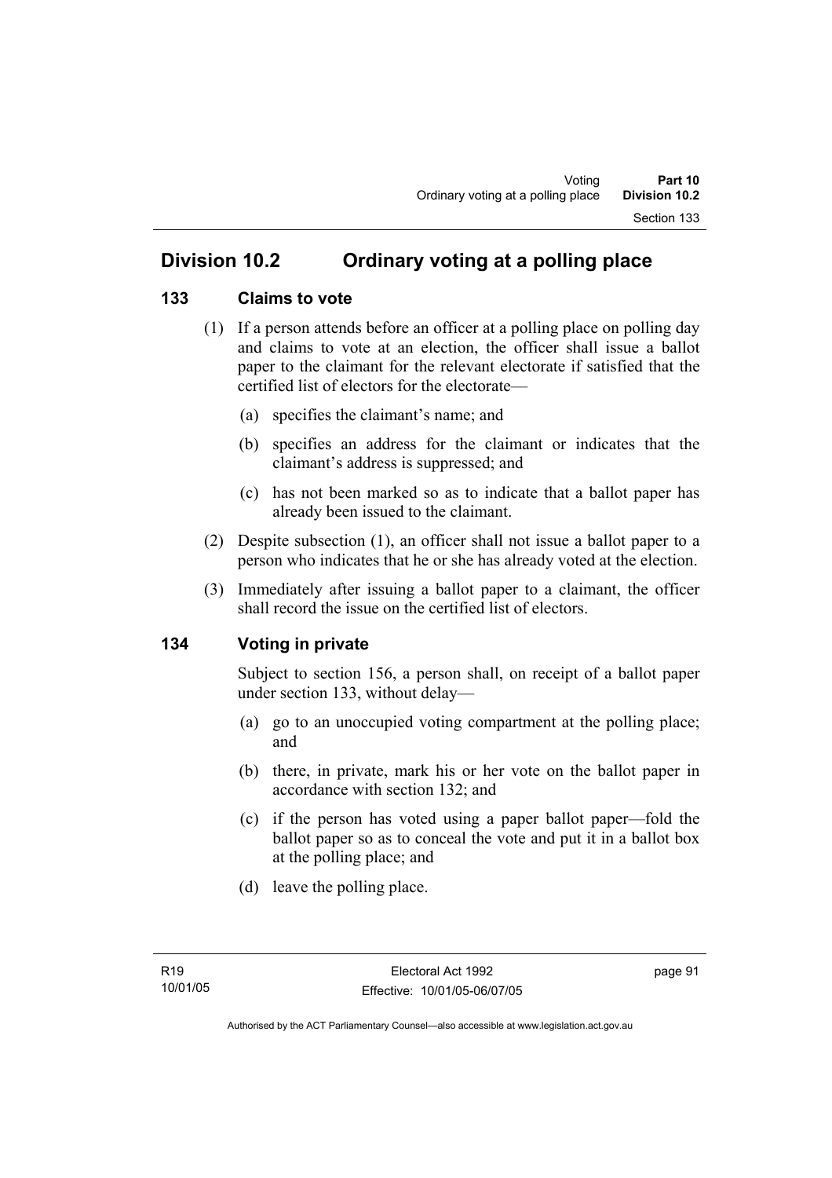## Division 10.2 Ordinary voting at a polling place

### 133 Claims to vote

(1) If a person attends before an officer at a polling place on polling day and claims to vote at an election, the officer shall issue a ballot paper to the claimant for the relevant electorate if satisfied that the certified list of electors for the electorate—

   (a) specifies the claimant's name; and

   (b) specifies an address for the claimant or indicates that the claimant's address is suppressed; and

   (c) has not been marked so as to indicate that a ballot paper has already been issued to the claimant.

(2) Despite subsection (1), an officer shall not issue a ballot paper to a person who indicates that he or she has already voted at the election.

(3) Immediately after issuing a ballot paper to a claimant, the officer shall record the issue on the certified list of electors.

### 134 Voting in private

Subject to section 156, a person shall, on receipt of a ballot paper under section 133, without delay—

   (a) go to an unoccupied voting compartment at the polling place; and

   (b) there, in private, mark his or her vote on the ballot paper in accordance with section 132; and

   (c) if the person has voted using a paper ballot paper—fold the ballot paper so as to conceal the vote and put it in a ballot box at the polling place; and

   (d) leave the polling place.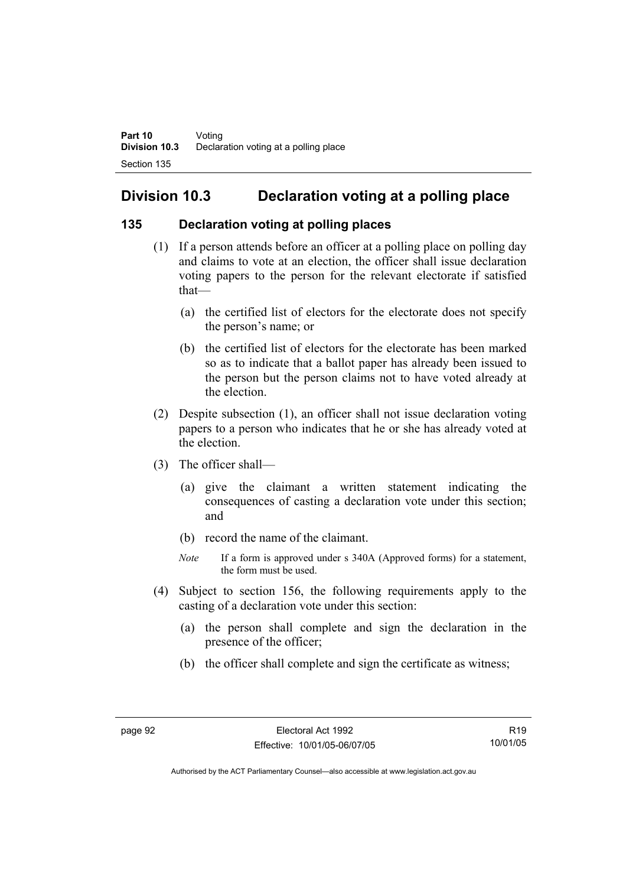# Division 10.3 Declaration voting at a polling place

## 135 Declaration voting at polling places

(1) If a person attends before an officer at a polling place on polling day and claims to vote at an election, the officer shall issue declaration voting papers to the person for the relevant electorate if satisfied that—

(a) the certified list of electors for the electorate does not specify the person's name; or

(b) the certified list of electors for the electorate has been marked so as to indicate that a ballot paper has already been issued to the person but the person claims not to have voted already at the election.

(2) Despite subsection (1), an officer shall not issue declaration voting papers to a person who indicates that he or she has already voted at the election.

(3) The officer shall—

(a) give the claimant a written statement indicating the consequences of casting a declaration vote under this section; and

(b) record the name of the claimant.

*Note* If a form is approved under s 340A (Approved forms) for a statement, the form must be used.

(4) Subject to section 156, the following requirements apply to the casting of a declaration vote under this section:

(a) the person shall complete and sign the declaration in the presence of the officer;

(b) the officer shall complete and sign the certificate as witness;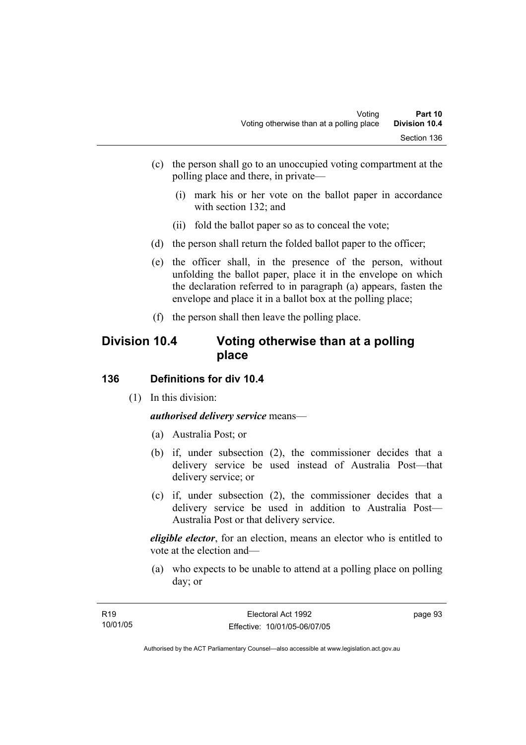(c) the person shall go to an unoccupied voting compartment at the polling place and there, in private—

(i) mark his or her vote on the ballot paper in accordance with section 132; and

(ii) fold the ballot paper so as to conceal the vote;

(d) the person shall return the folded ballot paper to the officer;

(e) the officer shall, in the presence of the person, without unfolding the ballot paper, place it in the envelope on which the declaration referred to in paragraph (a) appears, fasten the envelope and place it in a ballot box at the polling place;

(f) the person shall then leave the polling place.

## Division 10.4 Voting otherwise than at a polling place

### 136 Definitions for div 10.4

(1) In this division:

***authorised delivery service*** means—

(a) Australia Post; or

(b) if, under subsection (2), the commissioner decides that a delivery service be used instead of Australia Post—that delivery service; or

(c) if, under subsection (2), the commissioner decides that a delivery service be used in addition to Australia Post—Australia Post or that delivery service.

***eligible elector***, for an election, means an elector who is entitled to vote at the election and—

(a) who expects to be unable to attend at a polling place on polling day; or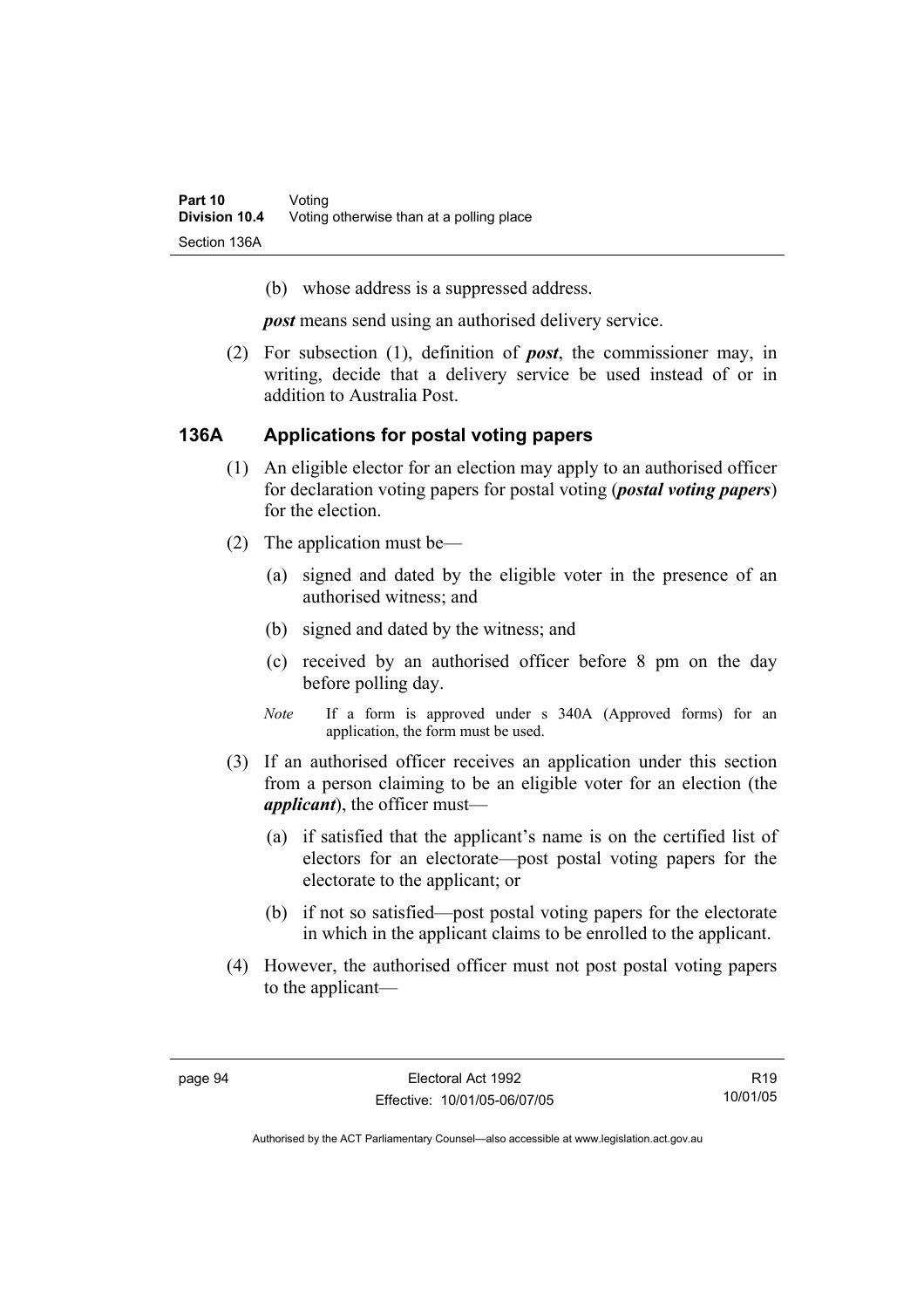(b) whose address is a suppressed address.

***post*** means send using an authorised delivery service.

(2) For subsection (1), definition of ***post***, the commissioner may, in writing, decide that a delivery service be used instead of or in addition to Australia Post.

### 136A Applications for postal voting papers

(1) An eligible elector for an election may apply to an authorised officer for declaration voting papers for postal voting (***postal voting papers***) for the election.

(2) The application must be—

(a) signed and dated by the eligible voter in the presence of an authorised witness; and

(b) signed and dated by the witness; and

(c) received by an authorised officer before 8 pm on the day before polling day.

*Note* If a form is approved under s 340A (Approved forms) for an application, the form must be used.

(3) If an authorised officer receives an application under this section from a person claiming to be an eligible voter for an election (the ***applicant***), the officer must—

(a) if satisfied that the applicant's name is on the certified list of electors for an electorate—post postal voting papers for the electorate to the applicant; or

(b) if not so satisfied—post postal voting papers for the electorate in which in the applicant claims to be enrolled to the applicant.

(4) However, the authorised officer must not post postal voting papers to the applicant—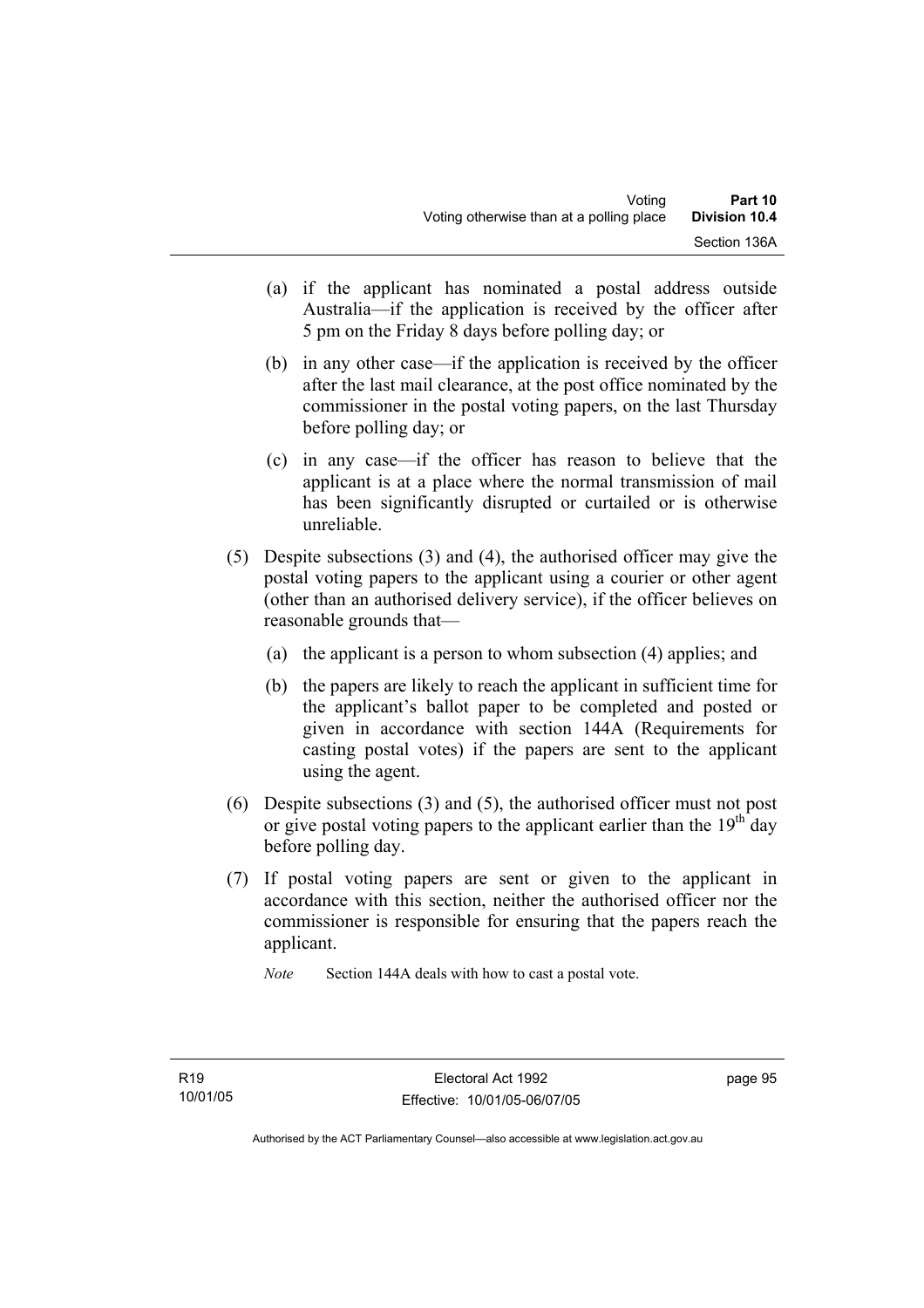(a) if the applicant has nominated a postal address outside Australia—if the application is received by the officer after 5 pm on the Friday 8 days before polling day; or

(b) in any other case—if the application is received by the officer after the last mail clearance, at the post office nominated by the commissioner in the postal voting papers, on the last Thursday before polling day; or

(c) in any case—if the officer has reason to believe that the applicant is at a place where the normal transmission of mail has been significantly disrupted or curtailed or is otherwise unreliable.

(5) Despite subsections (3) and (4), the authorised officer may give the postal voting papers to the applicant using a courier or other agent (other than an authorised delivery service), if the officer believes on reasonable grounds that—

(a) the applicant is a person to whom subsection (4) applies; and

(b) the papers are likely to reach the applicant in sufficient time for the applicant's ballot paper to be completed and posted or given in accordance with section 144A (Requirements for casting postal votes) if the papers are sent to the applicant using the agent.

(6) Despite subsections (3) and (5), the authorised officer must not post or give postal voting papers to the applicant earlier than the 19th day before polling day.

(7) If postal voting papers are sent or given to the applicant in accordance with this section, neither the authorised officer nor the commissioner is responsible for ensuring that the papers reach the applicant.

*Note* Section 144A deals with how to cast a postal vote.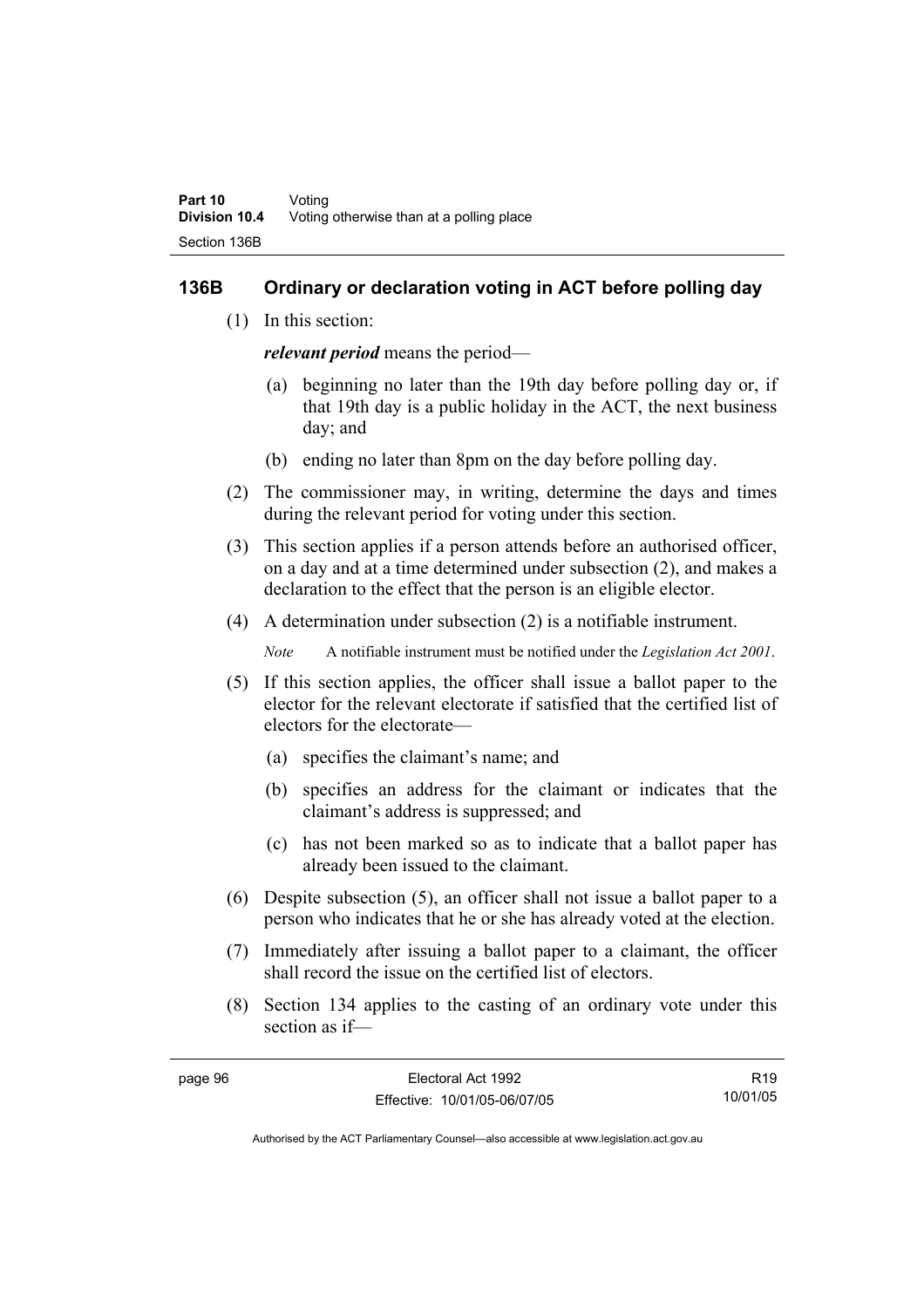## 136B Ordinary or declaration voting in ACT before polling day

(1) In this section:

***relevant period*** means the period—

(a) beginning no later than the 19th day before polling day or, if that 19th day is a public holiday in the ACT, the next business day; and

(b) ending no later than 8pm on the day before polling day.

(2) The commissioner may, in writing, determine the days and times during the relevant period for voting under this section.

(3) This section applies if a person attends before an authorised officer, on a day and at a time determined under subsection (2), and makes a declaration to the effect that the person is an eligible elector.

(4) A determination under subsection (2) is a notifiable instrument.

*Note* A notifiable instrument must be notified under the *Legislation Act 2001*.

(5) If this section applies, the officer shall issue a ballot paper to the elector for the relevant electorate if satisfied that the certified list of electors for the electorate—

(a) specifies the claimant's name; and

(b) specifies an address for the claimant or indicates that the claimant's address is suppressed; and

(c) has not been marked so as to indicate that a ballot paper has already been issued to the claimant.

(6) Despite subsection (5), an officer shall not issue a ballot paper to a person who indicates that he or she has already voted at the election.

(7) Immediately after issuing a ballot paper to a claimant, the officer shall record the issue on the certified list of electors.

(8) Section 134 applies to the casting of an ordinary vote under this section as if—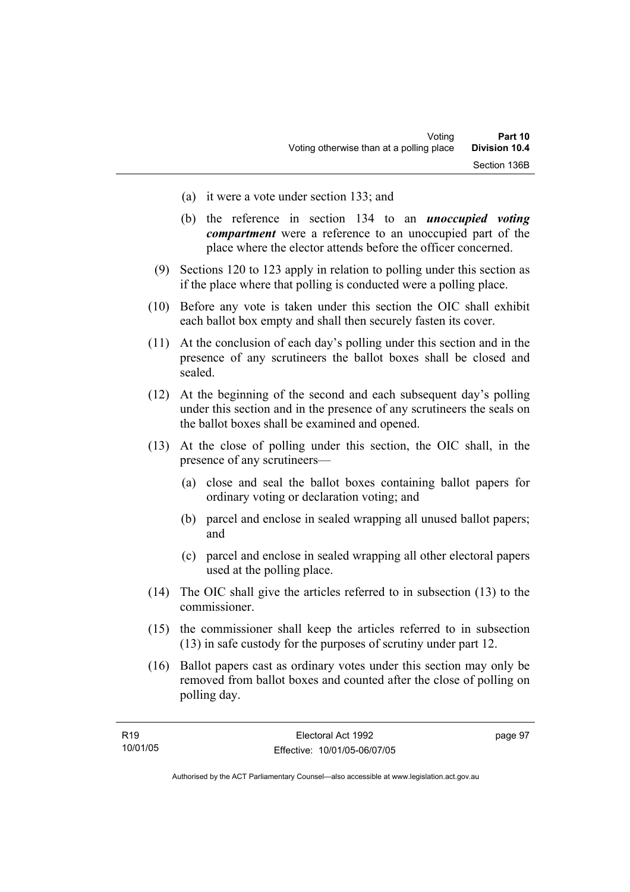(a) it were a vote under section 133; and

(b) the reference in section 134 to an ***unoccupied voting compartment*** were a reference to an unoccupied part of the place where the elector attends before the officer concerned.

(9) Sections 120 to 123 apply in relation to polling under this section as if the place where that polling is conducted were a polling place.

(10) Before any vote is taken under this section the OIC shall exhibit each ballot box empty and shall then securely fasten its cover.

(11) At the conclusion of each day's polling under this section and in the presence of any scrutineers the ballot boxes shall be closed and sealed.

(12) At the beginning of the second and each subsequent day's polling under this section and in the presence of any scrutineers the seals on the ballot boxes shall be examined and opened.

(13) At the close of polling under this section, the OIC shall, in the presence of any scrutineers—

(a) close and seal the ballot boxes containing ballot papers for ordinary voting or declaration voting; and

(b) parcel and enclose in sealed wrapping all unused ballot papers; and

(c) parcel and enclose in sealed wrapping all other electoral papers used at the polling place.

(14) The OIC shall give the articles referred to in subsection (13) to the commissioner.

(15) the commissioner shall keep the articles referred to in subsection (13) in safe custody for the purposes of scrutiny under part 12.

(16) Ballot papers cast as ordinary votes under this section may only be removed from ballot boxes and counted after the close of polling on polling day.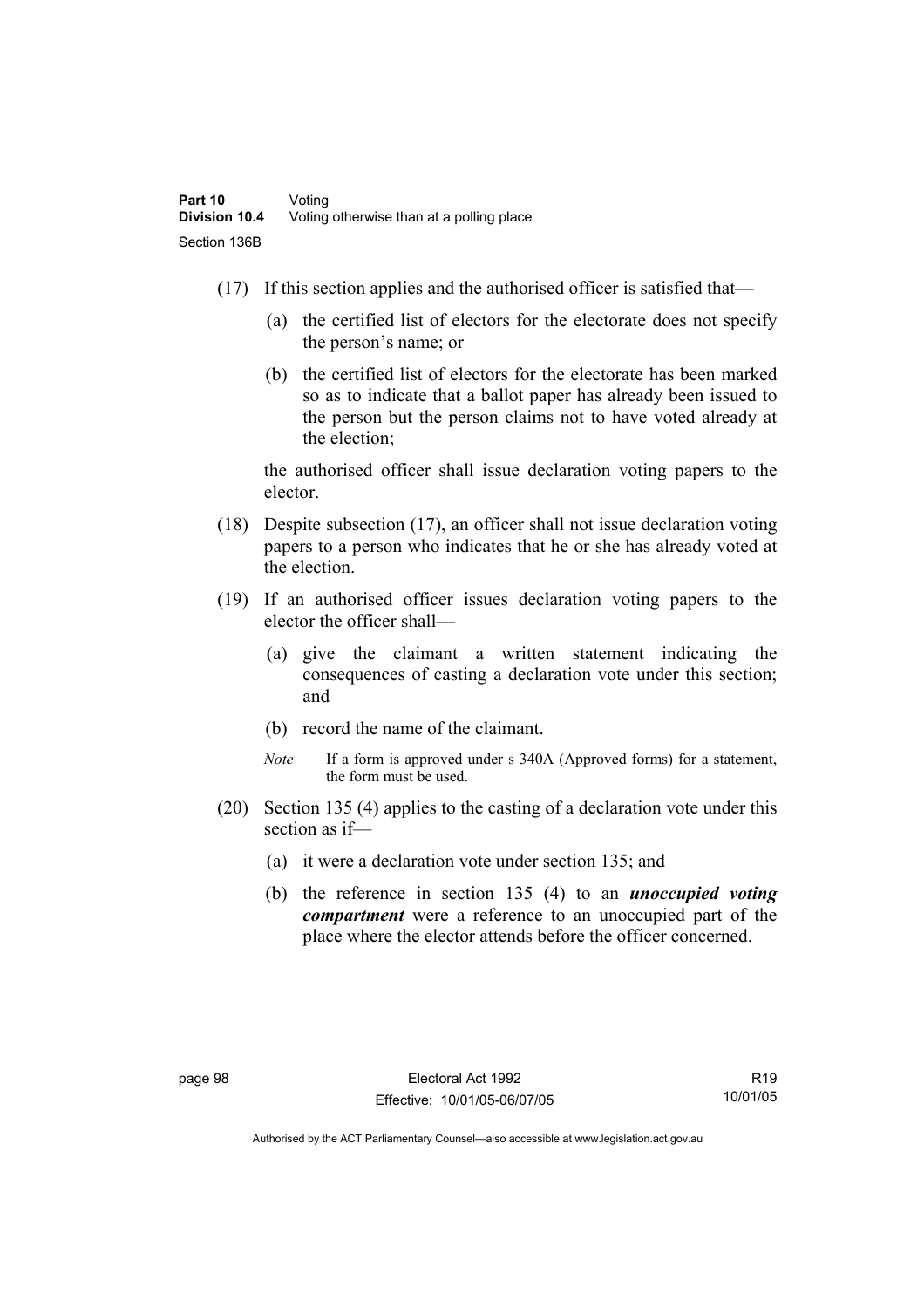(17) If this section applies and the authorised officer is satisfied that—

(a) the certified list of electors for the electorate does not specify the person's name; or

(b) the certified list of electors for the electorate has been marked so as to indicate that a ballot paper has already been issued to the person but the person claims not to have voted already at the election;

the authorised officer shall issue declaration voting papers to the elector.

(18) Despite subsection (17), an officer shall not issue declaration voting papers to a person who indicates that he or she has already voted at the election.

(19) If an authorised officer issues declaration voting papers to the elector the officer shall—

(a) give the claimant a written statement indicating the consequences of casting a declaration vote under this section; and

(b) record the name of the claimant.

*Note* If a form is approved under s 340A (Approved forms) for a statement, the form must be used.

(20) Section 135 (4) applies to the casting of a declaration vote under this section as if—

(a) it were a declaration vote under section 135; and

(b) the reference in section 135 (4) to an ***unoccupied voting compartment*** were a reference to an unoccupied part of the place where the elector attends before the officer concerned.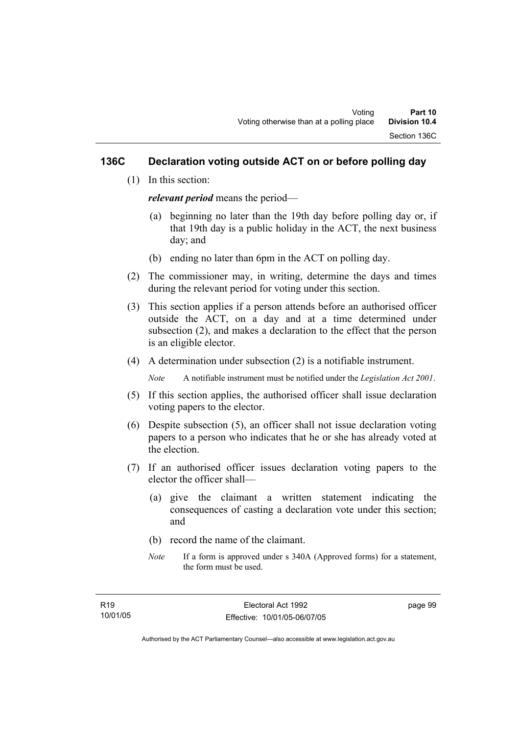## 136C Declaration voting outside ACT on or before polling day

(1) In this section:

***relevant period*** means the period—

(a) beginning no later than the 19th day before polling day or, if that 19th day is a public holiday in the ACT, the next business day; and

(b) ending no later than 6pm in the ACT on polling day.

(2) The commissioner may, in writing, determine the days and times during the relevant period for voting under this section.

(3) This section applies if a person attends before an authorised officer outside the ACT, on a day and at a time determined under subsection (2), and makes a declaration to the effect that the person is an eligible elector.

(4) A determination under subsection (2) is a notifiable instrument.

*Note* A notifiable instrument must be notified under the *Legislation Act 2001*.

(5) If this section applies, the authorised officer shall issue declaration voting papers to the elector.

(6) Despite subsection (5), an officer shall not issue declaration voting papers to a person who indicates that he or she has already voted at the election.

(7) If an authorised officer issues declaration voting papers to the elector the officer shall—

(a) give the claimant a written statement indicating the consequences of casting a declaration vote under this section; and

(b) record the name of the claimant.

*Note* If a form is approved under s 340A (Approved forms) for a statement, the form must be used.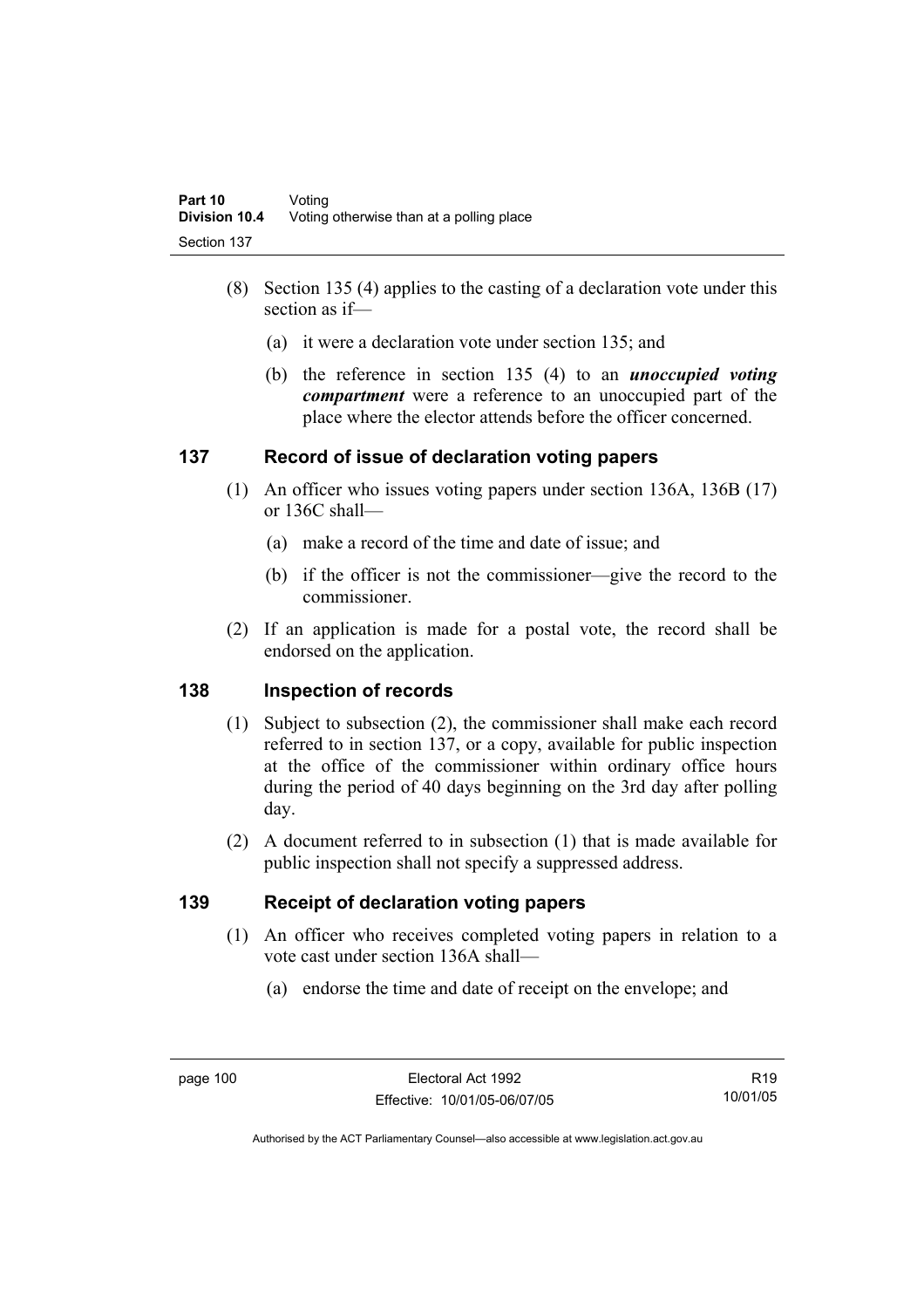(8) Section 135 (4) applies to the casting of a declaration vote under this section as if—

   (a) it were a declaration vote under section 135; and

   (b) the reference in section 135 (4) to an ***unoccupied voting compartment*** were a reference to an unoccupied part of the place where the elector attends before the officer concerned.

## 137 Record of issue of declaration voting papers

(1) An officer who issues voting papers under section 136A, 136B (17) or 136C shall—

   (a) make a record of the time and date of issue; and

   (b) if the officer is not the commissioner—give the record to the commissioner.

(2) If an application is made for a postal vote, the record shall be endorsed on the application.

## 138 Inspection of records

(1) Subject to subsection (2), the commissioner shall make each record referred to in section 137, or a copy, available for public inspection at the office of the commissioner within ordinary office hours during the period of 40 days beginning on the 3rd day after polling day.

(2) A document referred to in subsection (1) that is made available for public inspection shall not specify a suppressed address.

## 139 Receipt of declaration voting papers

(1) An officer who receives completed voting papers in relation to a vote cast under section 136A shall—

   (a) endorse the time and date of receipt on the envelope; and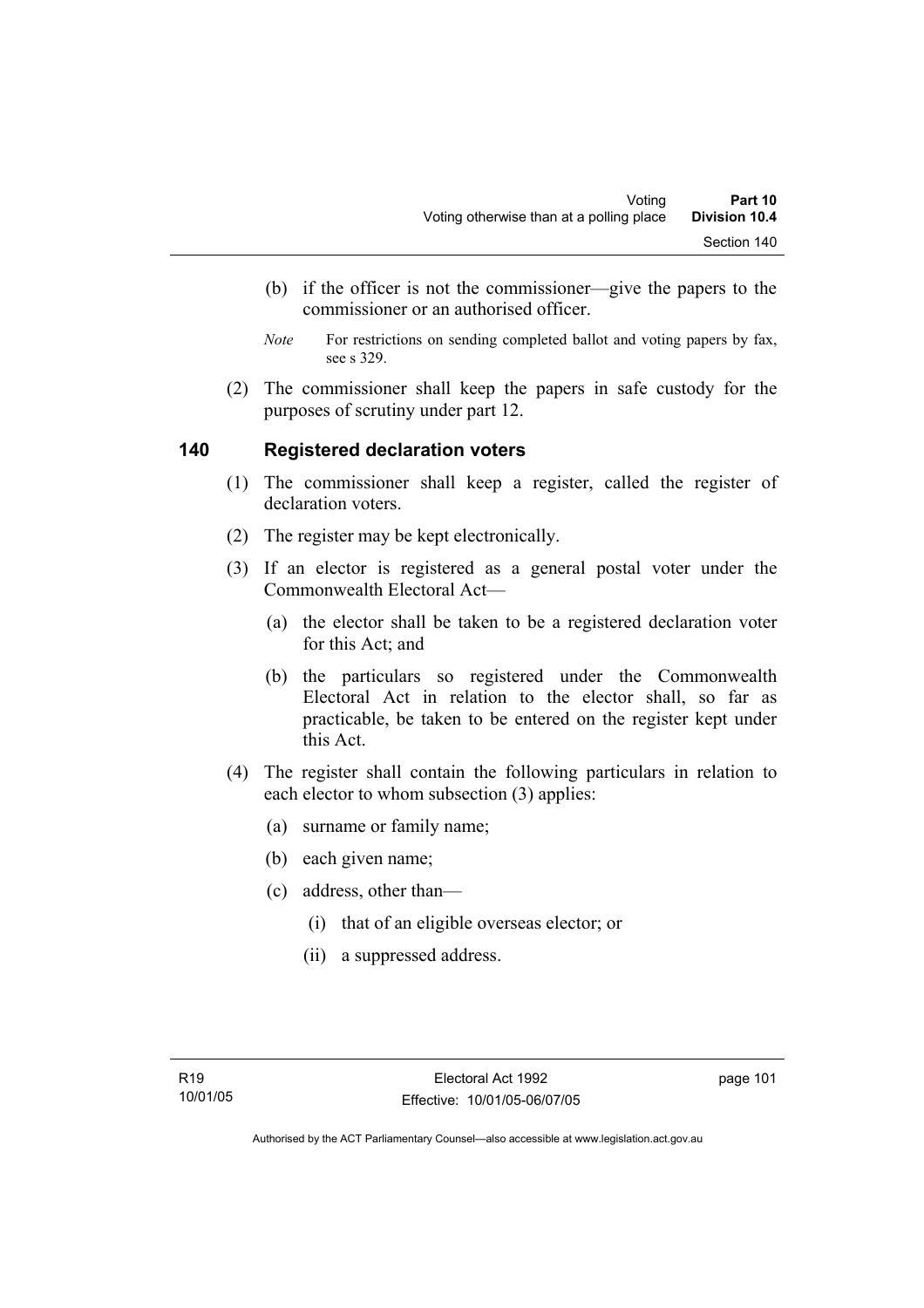(b) if the officer is not the commissioner—give the papers to the commissioner or an authorised officer.

*Note* For restrictions on sending completed ballot and voting papers by fax, see s 329.

(2) The commissioner shall keep the papers in safe custody for the purposes of scrutiny under part 12.

## 140 Registered declaration voters

(1) The commissioner shall keep a register, called the register of declaration voters.

(2) The register may be kept electronically.

(3) If an elector is registered as a general postal voter under the Commonwealth Electoral Act—

(a) the elector shall be taken to be a registered declaration voter for this Act; and

(b) the particulars so registered under the Commonwealth Electoral Act in relation to the elector shall, so far as practicable, be taken to be entered on the register kept under this Act.

(4) The register shall contain the following particulars in relation to each elector to whom subsection (3) applies:

(a) surname or family name;

(b) each given name;

(c) address, other than—

(i) that of an eligible overseas elector; or

(ii) a suppressed address.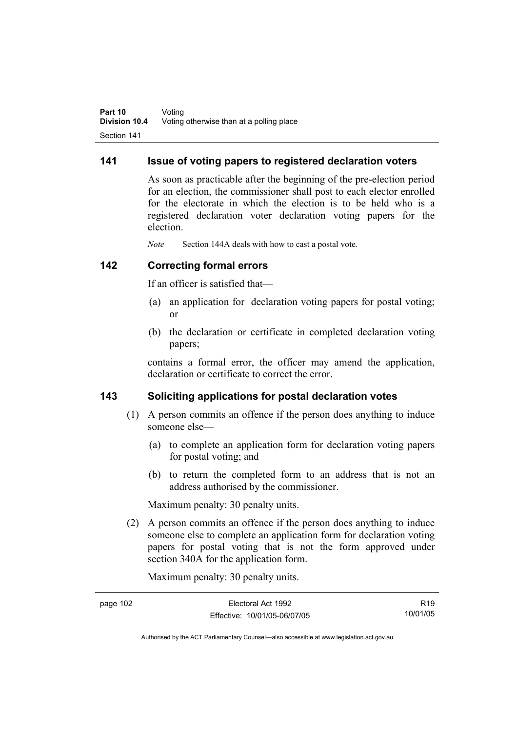## 141 Issue of voting papers to registered declaration voters

As soon as practicable after the beginning of the pre-election period for an election, the commissioner shall post to each elector enrolled for the electorate in which the election is to be held who is a registered declaration voter declaration voting papers for the election.

*Note* Section 144A deals with how to cast a postal vote.

## 142 Correcting formal errors

If an officer is satisfied that—

(a) an application for declaration voting papers for postal voting; or

(b) the declaration or certificate in completed declaration voting papers;

contains a formal error, the officer may amend the application, declaration or certificate to correct the error.

## 143 Soliciting applications for postal declaration votes

(1) A person commits an offence if the person does anything to induce someone else—

(a) to complete an application form for declaration voting papers for postal voting; and

(b) to return the completed form to an address that is not an address authorised by the commissioner.

Maximum penalty: 30 penalty units.

(2) A person commits an offence if the person does anything to induce someone else to complete an application form for declaration voting papers for postal voting that is not the form approved under section 340A for the application form.

Maximum penalty: 30 penalty units.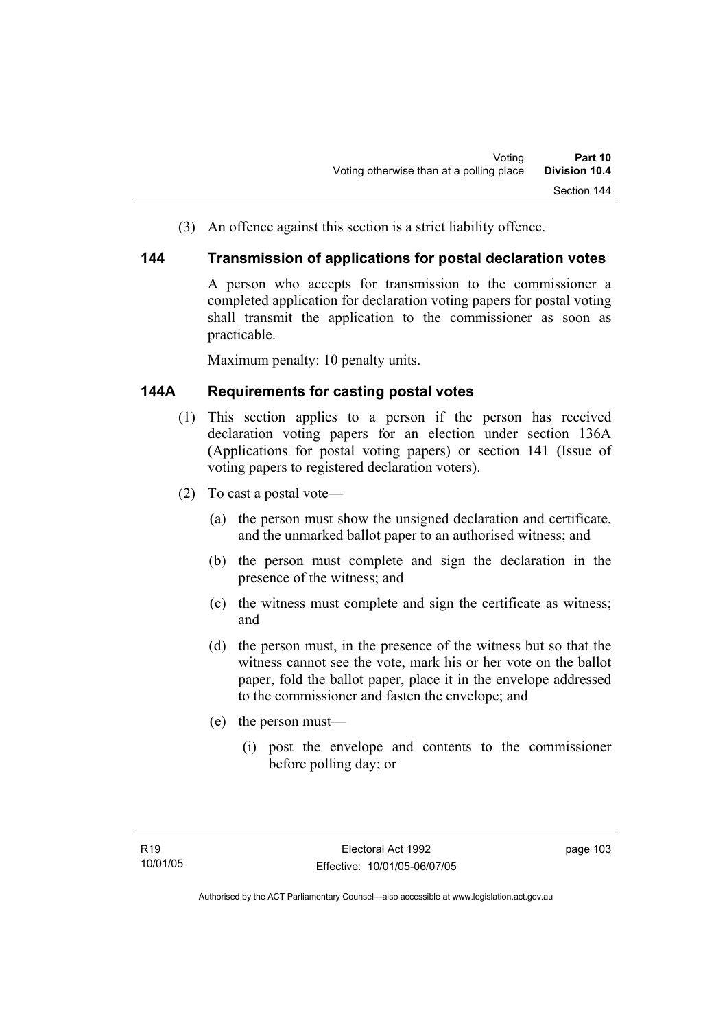(3) An offence against this section is a strict liability offence.

## 144 Transmission of applications for postal declaration votes

A person who accepts for transmission to the commissioner a completed application for declaration voting papers for postal voting shall transmit the application to the commissioner as soon as practicable.

Maximum penalty: 10 penalty units.

## 144A Requirements for casting postal votes

(1) This section applies to a person if the person has received declaration voting papers for an election under section 136A (Applications for postal voting papers) or section 141 (Issue of voting papers to registered declaration voters).

(2) To cast a postal vote—

(a) the person must show the unsigned declaration and certificate, and the unmarked ballot paper to an authorised witness; and

(b) the person must complete and sign the declaration in the presence of the witness; and

(c) the witness must complete and sign the certificate as witness; and

(d) the person must, in the presence of the witness but so that the witness cannot see the vote, mark his or her vote on the ballot paper, fold the ballot paper, place it in the envelope addressed to the commissioner and fasten the envelope; and

(e) the person must—

(i) post the envelope and contents to the commissioner before polling day; or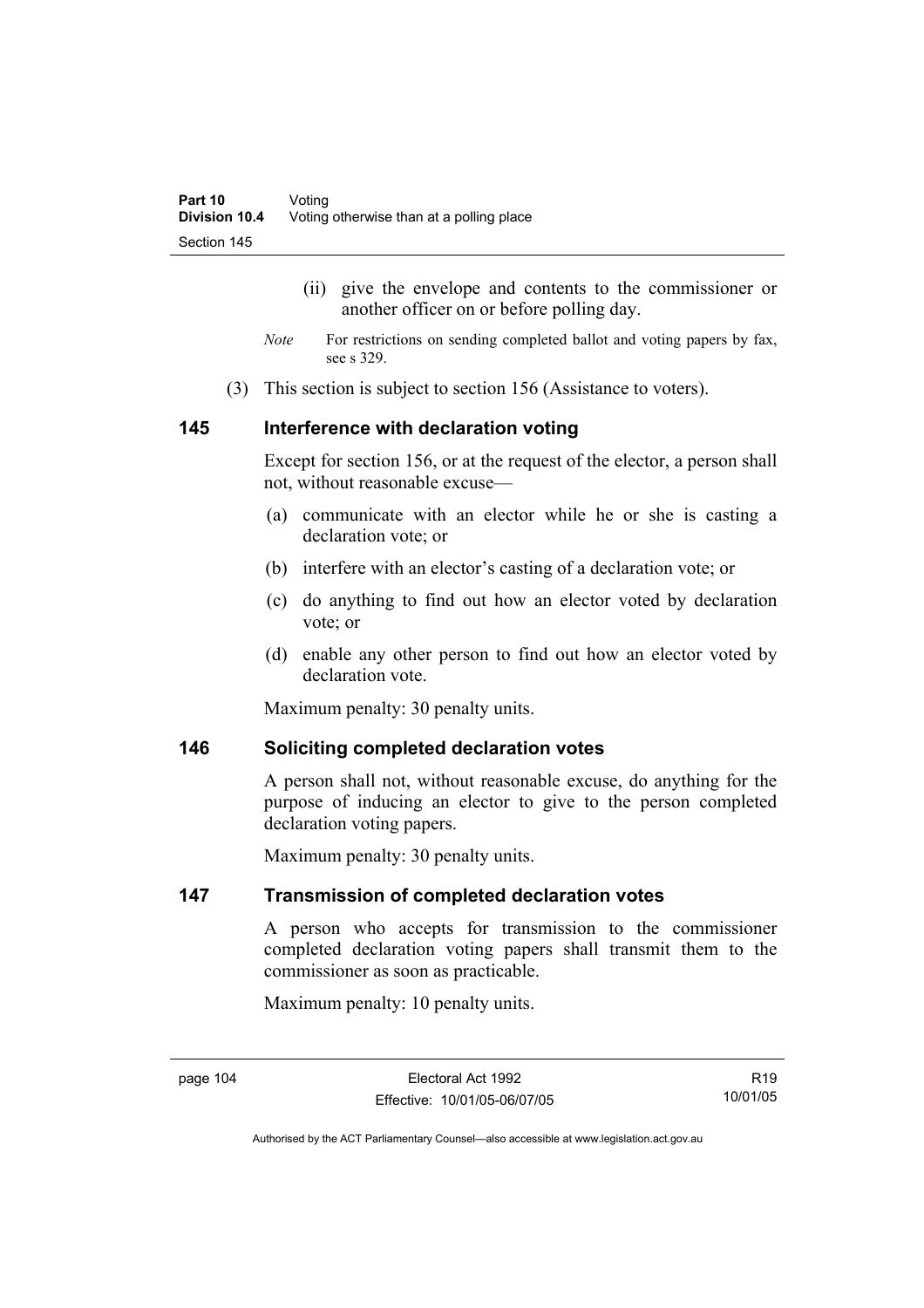(ii) give the envelope and contents to the commissioner or another officer on or before polling day.

*Note* For restrictions on sending completed ballot and voting papers by fax, see s 329.

(3) This section is subject to section 156 (Assistance to voters).

## 145 Interference with declaration voting

Except for section 156, or at the request of the elector, a person shall not, without reasonable excuse—

(a) communicate with an elector while he or she is casting a declaration vote; or

(b) interfere with an elector's casting of a declaration vote; or

(c) do anything to find out how an elector voted by declaration vote; or

(d) enable any other person to find out how an elector voted by declaration vote.

Maximum penalty: 30 penalty units.

## 146 Soliciting completed declaration votes

A person shall not, without reasonable excuse, do anything for the purpose of inducing an elector to give to the person completed declaration voting papers.

Maximum penalty: 30 penalty units.

## 147 Transmission of completed declaration votes

A person who accepts for transmission to the commissioner completed declaration voting papers shall transmit them to the commissioner as soon as practicable.

Maximum penalty: 10 penalty units.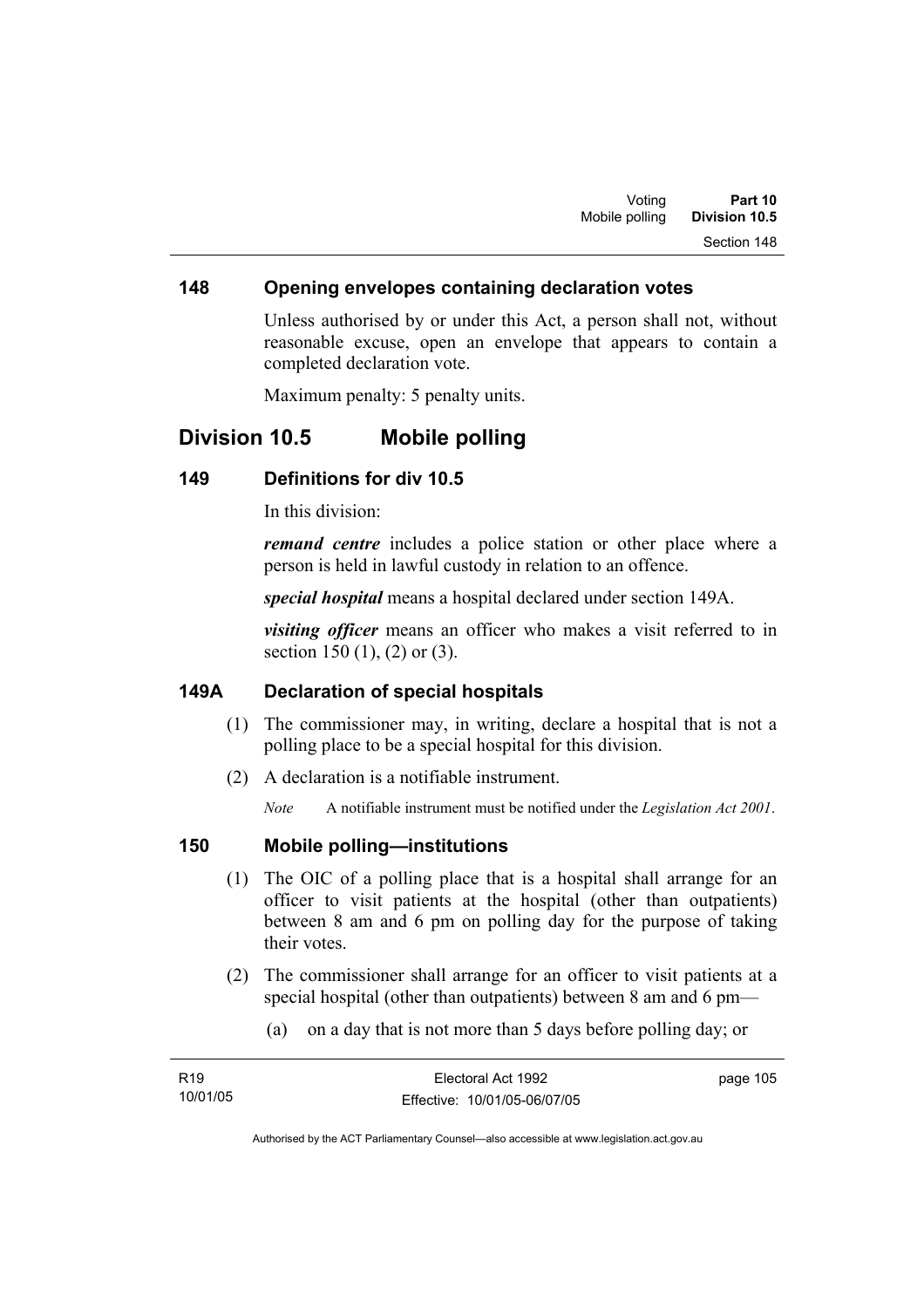### 148 Opening envelopes containing declaration votes

Unless authorised by or under this Act, a person shall not, without reasonable excuse, open an envelope that appears to contain a completed declaration vote.

Maximum penalty: 5 penalty units.

## Division 10.5 Mobile polling

### 149 Definitions for div 10.5

In this division:

***remand centre*** includes a police station or other place where a person is held in lawful custody in relation to an offence.

***special hospital*** means a hospital declared under section 149A.

***visiting officer*** means an officer who makes a visit referred to in section 150 (1), (2) or (3).

### 149A Declaration of special hospitals

(1) The commissioner may, in writing, declare a hospital that is not a polling place to be a special hospital for this division.

(2) A declaration is a notifiable instrument.

*Note* A notifiable instrument must be notified under the *Legislation Act 2001*.

### 150 Mobile polling—institutions

(1) The OIC of a polling place that is a hospital shall arrange for an officer to visit patients at the hospital (other than outpatients) between 8 am and 6 pm on polling day for the purpose of taking their votes.

(2) The commissioner shall arrange for an officer to visit patients at a special hospital (other than outpatients) between 8 am and 6 pm—

(a) on a day that is not more than 5 days before polling day; or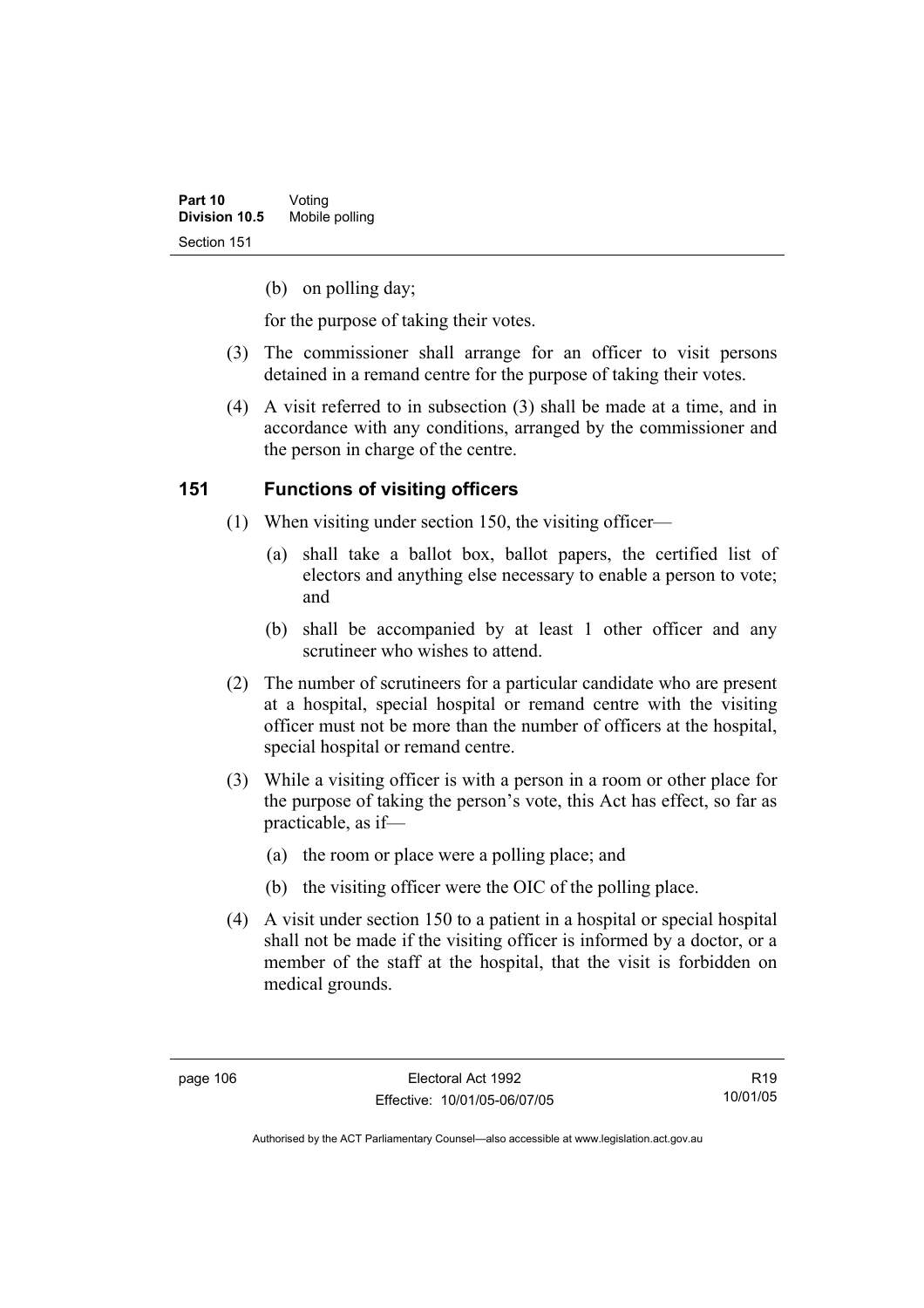(b) on polling day;

for the purpose of taking their votes.

(3) The commissioner shall arrange for an officer to visit persons detained in a remand centre for the purpose of taking their votes.

(4) A visit referred to in subsection (3) shall be made at a time, and in accordance with any conditions, arranged by the commissioner and the person in charge of the centre.

## 151 Functions of visiting officers

(1) When visiting under section 150, the visiting officer—

(a) shall take a ballot box, ballot papers, the certified list of electors and anything else necessary to enable a person to vote; and

(b) shall be accompanied by at least 1 other officer and any scrutineer who wishes to attend.

(2) The number of scrutineers for a particular candidate who are present at a hospital, special hospital or remand centre with the visiting officer must not be more than the number of officers at the hospital, special hospital or remand centre.

(3) While a visiting officer is with a person in a room or other place for the purpose of taking the person's vote, this Act has effect, so far as practicable, as if—

(a) the room or place were a polling place; and

(b) the visiting officer were the OIC of the polling place.

(4) A visit under section 150 to a patient in a hospital or special hospital shall not be made if the visiting officer is informed by a doctor, or a member of the staff at the hospital, that the visit is forbidden on medical grounds.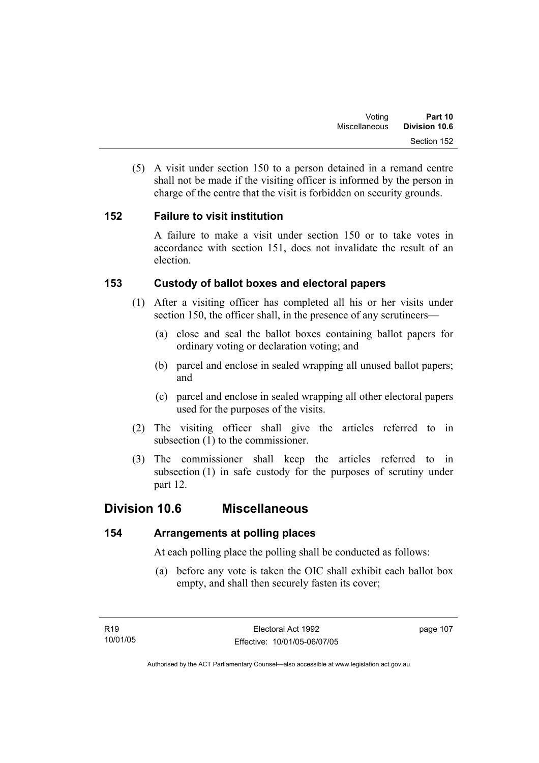(5) A visit under section 150 to a person detained in a remand centre shall not be made if the visiting officer is informed by the person in charge of the centre that the visit is forbidden on security grounds.

### 152 Failure to visit institution

A failure to make a visit under section 150 or to take votes in accordance with section 151, does not invalidate the result of an election.

### 153 Custody of ballot boxes and electoral papers

(1) After a visiting officer has completed all his or her visits under section 150, the officer shall, in the presence of any scrutineers—

(a) close and seal the ballot boxes containing ballot papers for ordinary voting or declaration voting; and

(b) parcel and enclose in sealed wrapping all unused ballot papers; and

(c) parcel and enclose in sealed wrapping all other electoral papers used for the purposes of the visits.

(2) The visiting officer shall give the articles referred to in subsection (1) to the commissioner.

(3) The commissioner shall keep the articles referred to in subsection (1) in safe custody for the purposes of scrutiny under part 12.

## Division 10.6 Miscellaneous

### 154 Arrangements at polling places

At each polling place the polling shall be conducted as follows:

(a) before any vote is taken the OIC shall exhibit each ballot box empty, and shall then securely fasten its cover;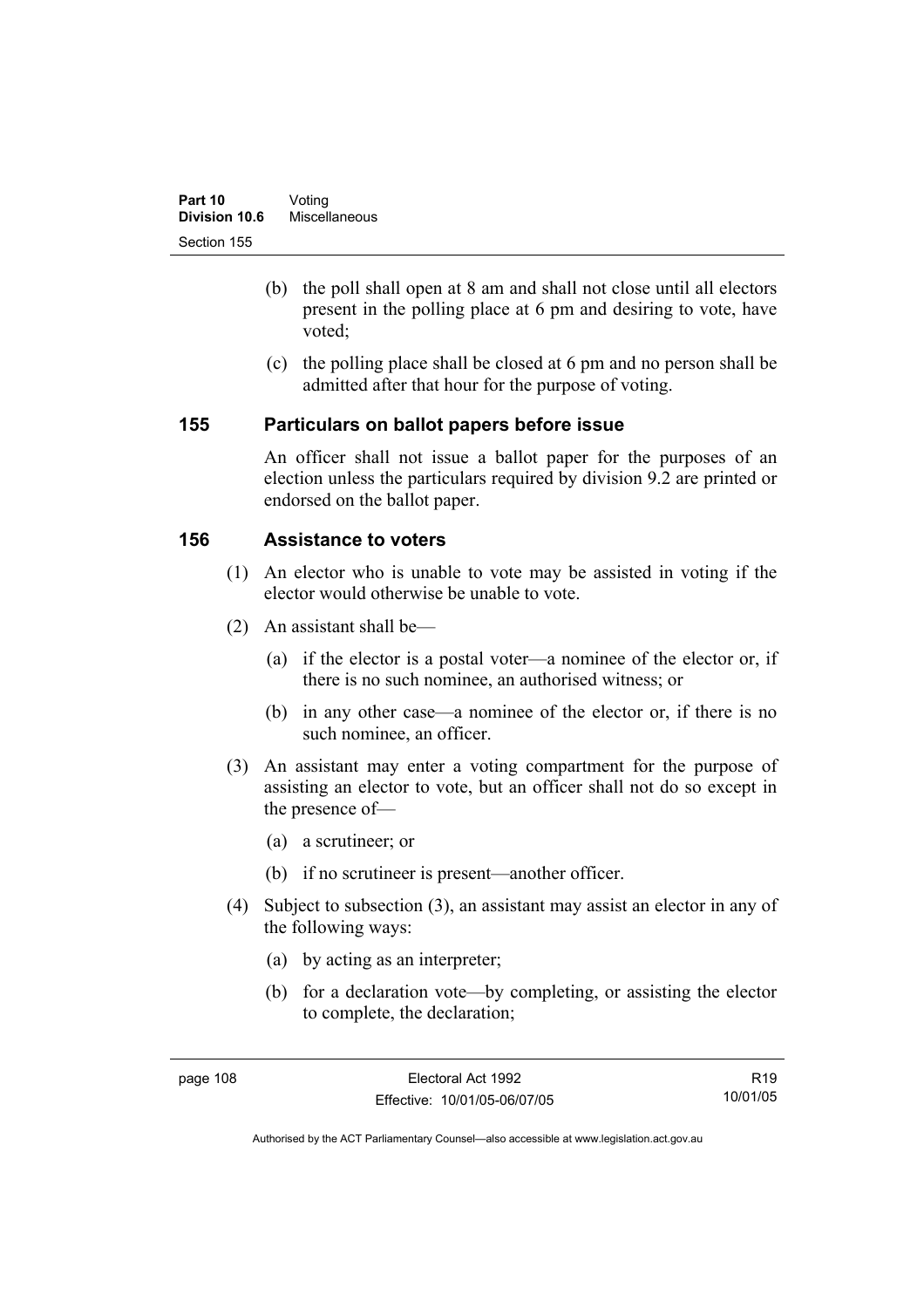(b) the poll shall open at 8 am and shall not close until all electors present in the polling place at 6 pm and desiring to vote, have voted;

(c) the polling place shall be closed at 6 pm and no person shall be admitted after that hour for the purpose of voting.

## 155 Particulars on ballot papers before issue

An officer shall not issue a ballot paper for the purposes of an election unless the particulars required by division 9.2 are printed or endorsed on the ballot paper.

## 156 Assistance to voters

(1) An elector who is unable to vote may be assisted in voting if the elector would otherwise be unable to vote.

(2) An assistant shall be—

(a) if the elector is a postal voter—a nominee of the elector or, if there is no such nominee, an authorised witness; or

(b) in any other case—a nominee of the elector or, if there is no such nominee, an officer.

(3) An assistant may enter a voting compartment for the purpose of assisting an elector to vote, but an officer shall not do so except in the presence of—

(a) a scrutineer; or

(b) if no scrutineer is present—another officer.

(4) Subject to subsection (3), an assistant may assist an elector in any of the following ways:

(a) by acting as an interpreter;

(b) for a declaration vote—by completing, or assisting the elector to complete, the declaration;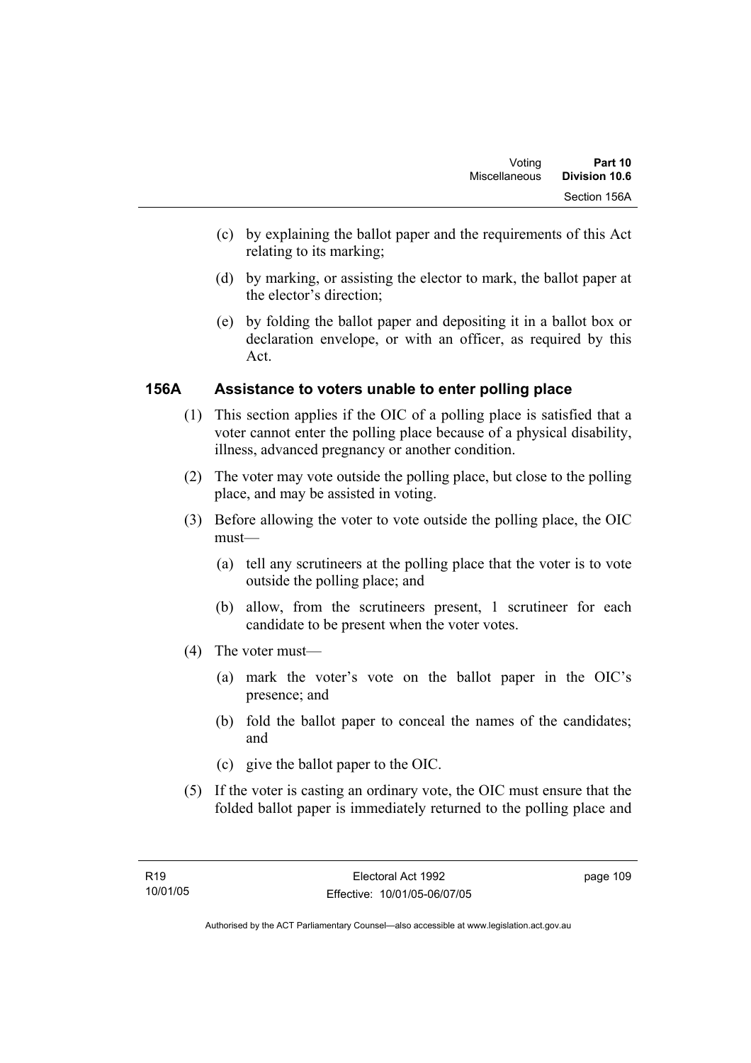(c) by explaining the ballot paper and the requirements of this Act relating to its marking;

(d) by marking, or assisting the elector to mark, the ballot paper at the elector's direction;

(e) by folding the ballot paper and depositing it in a ballot box or declaration envelope, or with an officer, as required by this Act.

### 156A Assistance to voters unable to enter polling place

(1) This section applies if the OIC of a polling place is satisfied that a voter cannot enter the polling place because of a physical disability, illness, advanced pregnancy or another condition.

(2) The voter may vote outside the polling place, but close to the polling place, and may be assisted in voting.

(3) Before allowing the voter to vote outside the polling place, the OIC must—

(a) tell any scrutineers at the polling place that the voter is to vote outside the polling place; and

(b) allow, from the scrutineers present, 1 scrutineer for each candidate to be present when the voter votes.

(4) The voter must—

(a) mark the voter's vote on the ballot paper in the OIC's presence; and

(b) fold the ballot paper to conceal the names of the candidates; and

(c) give the ballot paper to the OIC.

(5) If the voter is casting an ordinary vote, the OIC must ensure that the folded ballot paper is immediately returned to the polling place and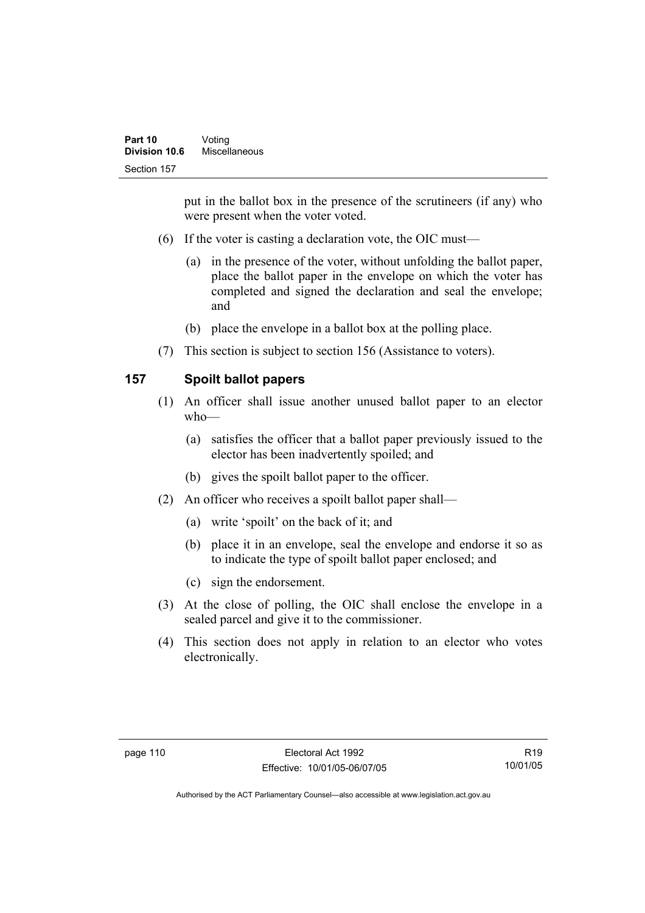put in the ballot box in the presence of the scrutineers (if any) who were present when the voter voted.

(6) If the voter is casting a declaration vote, the OIC must—

(a) in the presence of the voter, without unfolding the ballot paper, place the ballot paper in the envelope on which the voter has completed and signed the declaration and seal the envelope; and

(b) place the envelope in a ballot box at the polling place.

(7) This section is subject to section 156 (Assistance to voters).

## 157 Spoilt ballot papers

(1) An officer shall issue another unused ballot paper to an elector who—

(a) satisfies the officer that a ballot paper previously issued to the elector has been inadvertently spoiled; and

(b) gives the spoilt ballot paper to the officer.

(2) An officer who receives a spoilt ballot paper shall—

(a) write 'spoilt' on the back of it; and

(b) place it in an envelope, seal the envelope and endorse it so as to indicate the type of spoilt ballot paper enclosed; and

(c) sign the endorsement.

(3) At the close of polling, the OIC shall enclose the envelope in a sealed parcel and give it to the commissioner.

(4) This section does not apply in relation to an elector who votes electronically.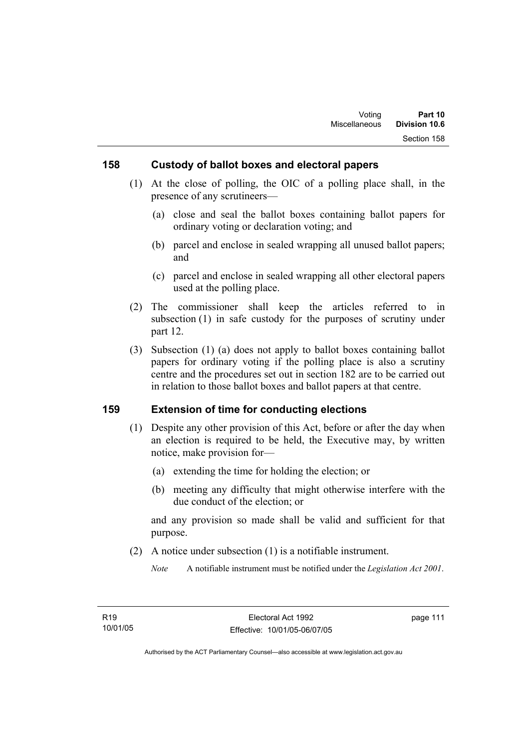## 158 Custody of ballot boxes and electoral papers

(1) At the close of polling, the OIC of a polling place shall, in the presence of any scrutineers—

(a) close and seal the ballot boxes containing ballot papers for ordinary voting or declaration voting; and

(b) parcel and enclose in sealed wrapping all unused ballot papers; and

(c) parcel and enclose in sealed wrapping all other electoral papers used at the polling place.

(2) The commissioner shall keep the articles referred to in subsection (1) in safe custody for the purposes of scrutiny under part 12.

(3) Subsection (1) (a) does not apply to ballot boxes containing ballot papers for ordinary voting if the polling place is also a scrutiny centre and the procedures set out in section 182 are to be carried out in relation to those ballot boxes and ballot papers at that centre.

## 159 Extension of time for conducting elections

(1) Despite any other provision of this Act, before or after the day when an election is required to be held, the Executive may, by written notice, make provision for—

(a) extending the time for holding the election; or

(b) meeting any difficulty that might otherwise interfere with the due conduct of the election; or

and any provision so made shall be valid and sufficient for that purpose.

(2) A notice under subsection (1) is a notifiable instrument.

*Note* A notifiable instrument must be notified under the *Legislation Act 2001*.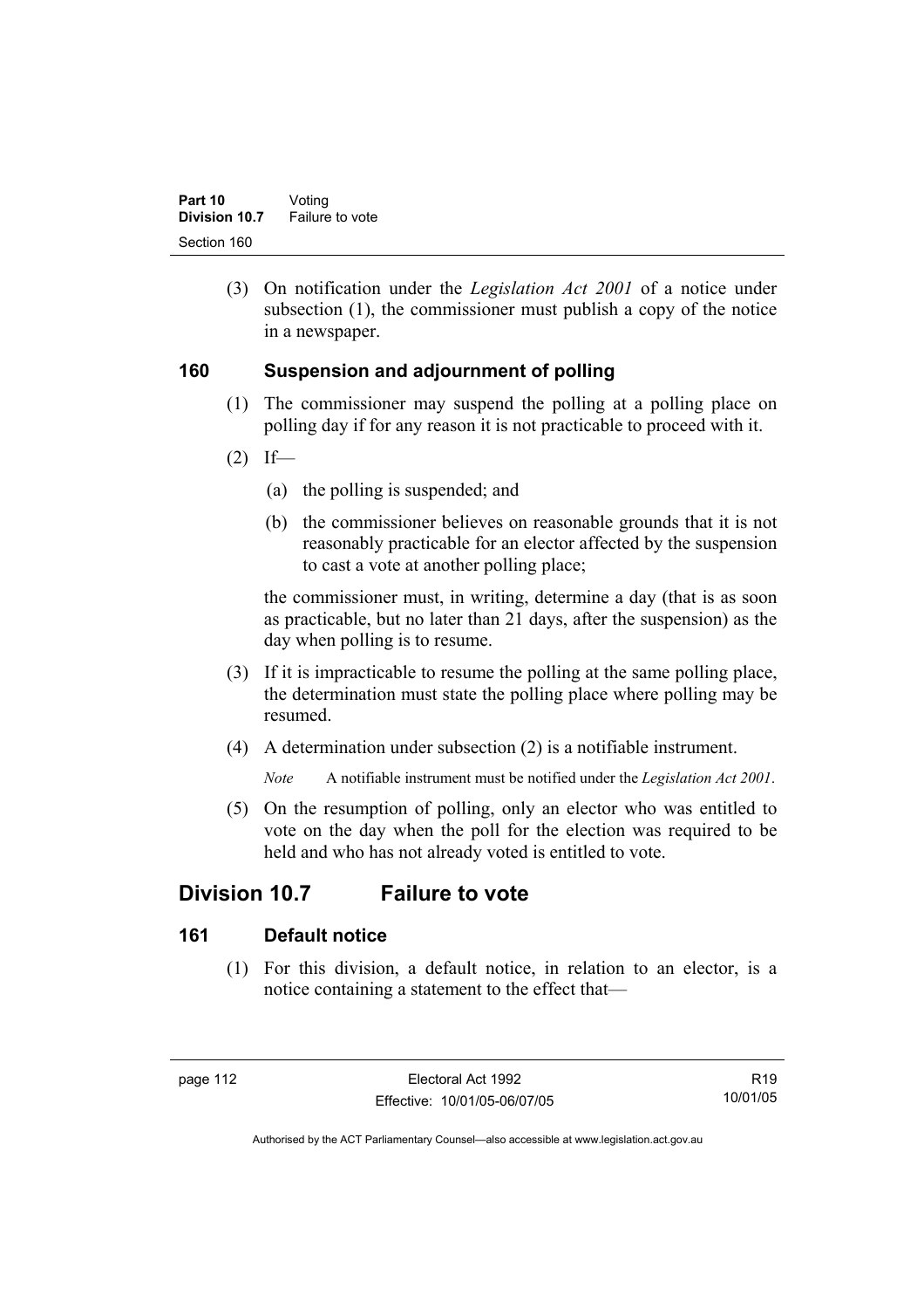(3) On notification under the *Legislation Act 2001* of a notice under subsection (1), the commissioner must publish a copy of the notice in a newspaper.

### 160 Suspension and adjournment of polling

(1) The commissioner may suspend the polling at a polling place on polling day if for any reason it is not practicable to proceed with it.

(2) If—

(a) the polling is suspended; and

(b) the commissioner believes on reasonable grounds that it is not reasonably practicable for an elector affected by the suspension to cast a vote at another polling place;

the commissioner must, in writing, determine a day (that is as soon as practicable, but no later than 21 days, after the suspension) as the day when polling is to resume.

(3) If it is impracticable to resume the polling at the same polling place, the determination must state the polling place where polling may be resumed.

(4) A determination under subsection (2) is a notifiable instrument.

*Note* A notifiable instrument must be notified under the *Legislation Act 2001*.

(5) On the resumption of polling, only an elector who was entitled to vote on the day when the poll for the election was required to be held and who has not already voted is entitled to vote.

## Division 10.7 Failure to vote

### 161 Default notice

(1) For this division, a default notice, in relation to an elector, is a notice containing a statement to the effect that—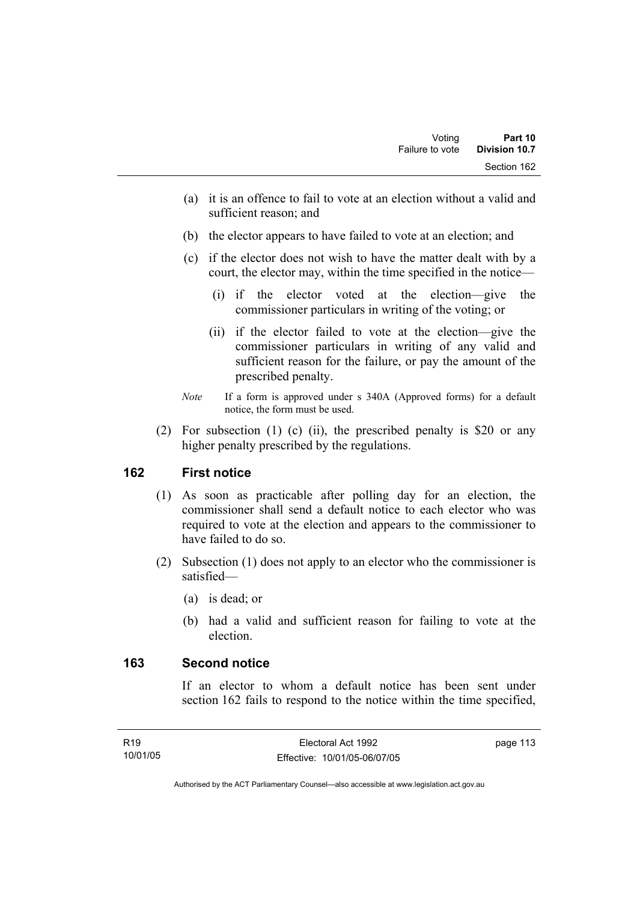(a) it is an offence to fail to vote at an election without a valid and sufficient reason; and

(b) the elector appears to have failed to vote at an election; and

(c) if the elector does not wish to have the matter dealt with by a court, the elector may, within the time specified in the notice—

   (i) if the elector voted at the election—give the commissioner particulars in writing of the voting; or

   (ii) if the elector failed to vote at the election—give the commissioner particulars in writing of any valid and sufficient reason for the failure, or pay the amount of the prescribed penalty.

*Note* If a form is approved under s 340A (Approved forms) for a default notice, the form must be used.

(2) For subsection (1) (c) (ii), the prescribed penalty is $20 or any higher penalty prescribed by the regulations.

## 162 First notice

(1) As soon as practicable after polling day for an election, the commissioner shall send a default notice to each elector who was required to vote at the election and appears to the commissioner to have failed to do so.

(2) Subsection (1) does not apply to an elector who the commissioner is satisfied—

   (a) is dead; or

   (b) had a valid and sufficient reason for failing to vote at the election.

## 163 Second notice

If an elector to whom a default notice has been sent under section 162 fails to respond to the notice within the time specified,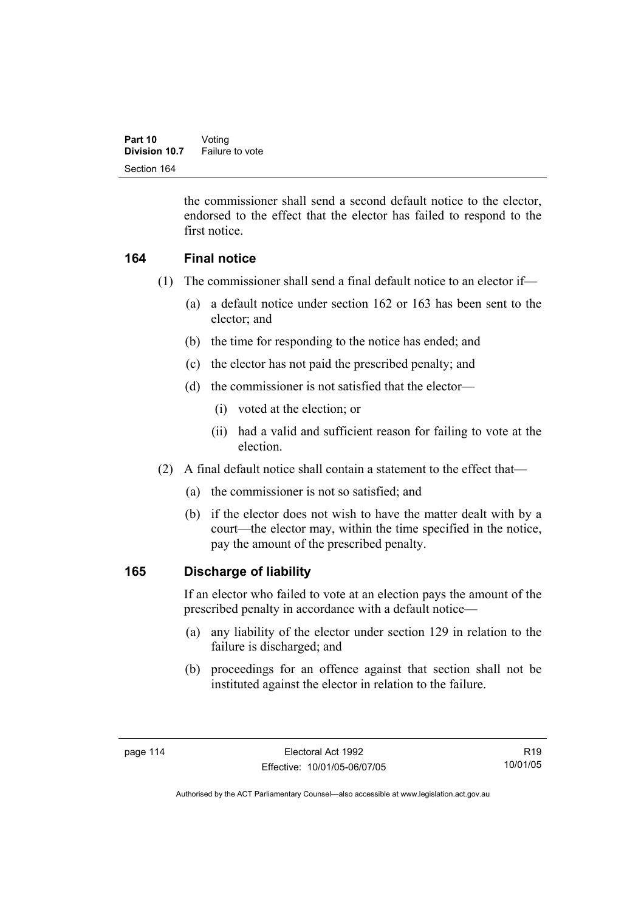the commissioner shall send a second default notice to the elector, endorsed to the effect that the elector has failed to respond to the first notice.

## 164 Final notice

(1) The commissioner shall send a final default notice to an elector if—

- (a) a default notice under section 162 or 163 has been sent to the elector; and
- (b) the time for responding to the notice has ended; and
- (c) the elector has not paid the prescribed penalty; and
- (d) the commissioner is not satisfied that the elector—
  - (i) voted at the election; or
  - (ii) had a valid and sufficient reason for failing to vote at the election.

(2) A final default notice shall contain a statement to the effect that—

- (a) the commissioner is not so satisfied; and
- (b) if the elector does not wish to have the matter dealt with by a court—the elector may, within the time specified in the notice, pay the amount of the prescribed penalty.

## 165 Discharge of liability

If an elector who failed to vote at an election pays the amount of the prescribed penalty in accordance with a default notice—

- (a) any liability of the elector under section 129 in relation to the failure is discharged; and
- (b) proceedings for an offence against that section shall not be instituted against the elector in relation to the failure.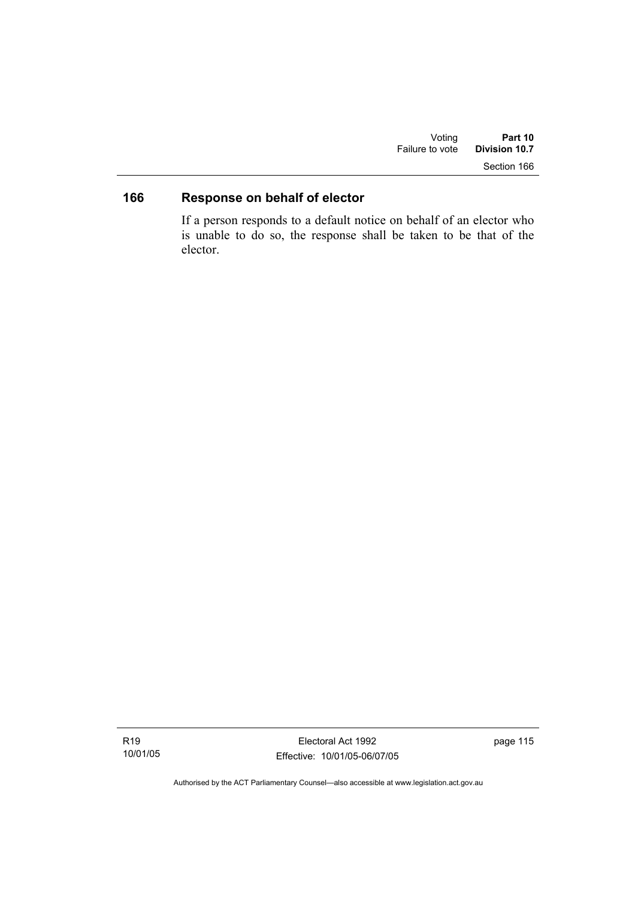## 166 Response on behalf of elector

If a person responds to a default notice on behalf of an elector who is unable to do so, the response shall be taken to be that of the elector.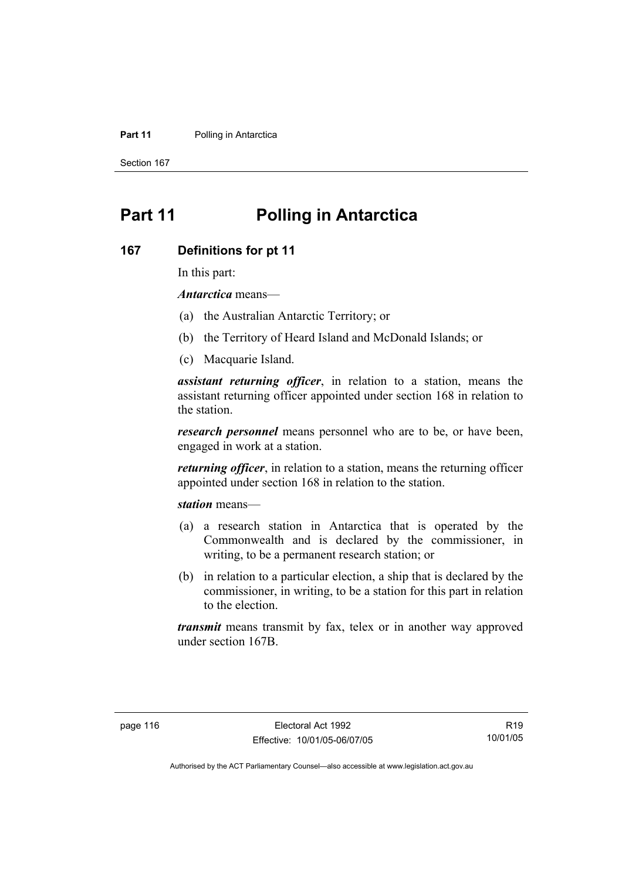# Part 11 Polling in Antarctica

## 167 Definitions for pt 11

In this part:

***Antarctica*** means—

(a) the Australian Antarctic Territory; or

(b) the Territory of Heard Island and McDonald Islands; or

(c) Macquarie Island.

***assistant returning officer***, in relation to a station, means the assistant returning officer appointed under section 168 in relation to the station.

***research personnel*** means personnel who are to be, or have been, engaged in work at a station.

***returning officer***, in relation to a station, means the returning officer appointed under section 168 in relation to the station.

***station*** means—

(a) a research station in Antarctica that is operated by the Commonwealth and is declared by the commissioner, in writing, to be a permanent research station; or

(b) in relation to a particular election, a ship that is declared by the commissioner, in writing, to be a station for this part in relation to the election.

***transmit*** means transmit by fax, telex or in another way approved under section 167B.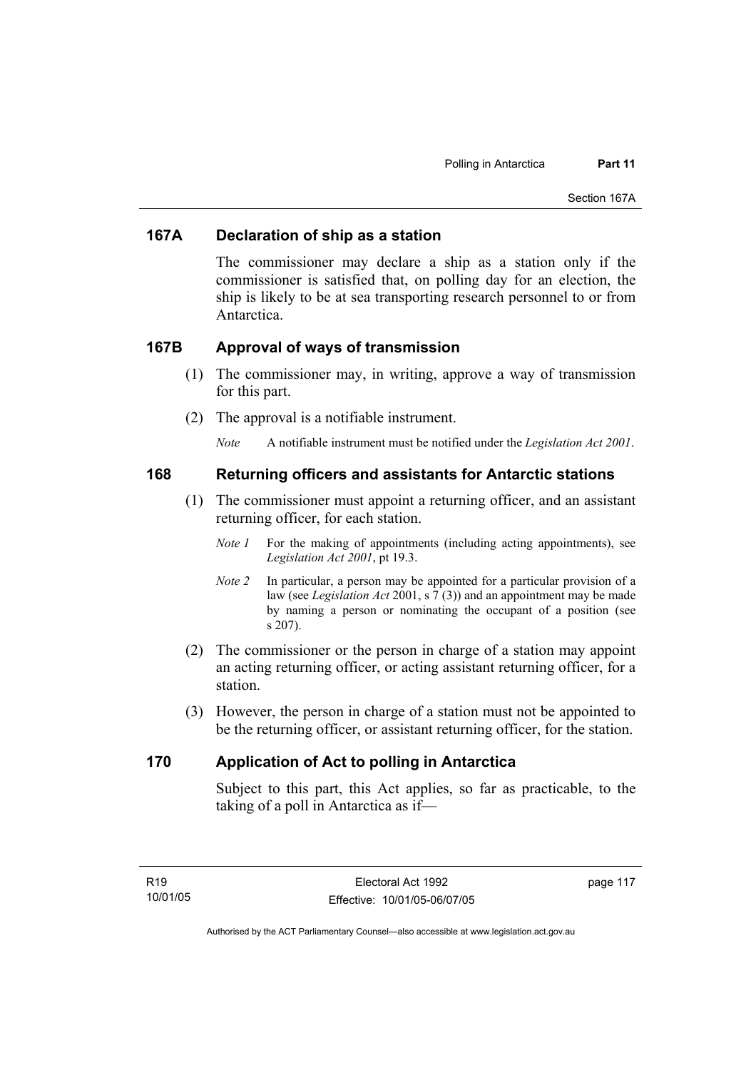## 167A Declaration of ship as a station

The commissioner may declare a ship as a station only if the commissioner is satisfied that, on polling day for an election, the ship is likely to be at sea transporting research personnel to or from Antarctica.

## 167B Approval of ways of transmission

(1) The commissioner may, in writing, approve a way of transmission for this part.

(2) The approval is a notifiable instrument.

*Note* A notifiable instrument must be notified under the *Legislation Act 2001*.

## 168 Returning officers and assistants for Antarctic stations

(1) The commissioner must appoint a returning officer, and an assistant returning officer, for each station.

*Note 1* For the making of appointments (including acting appointments), see *Legislation Act 2001*, pt 19.3.

*Note 2* In particular, a person may be appointed for a particular provision of a law (see *Legislation Act* 2001, s 7 (3)) and an appointment may be made by naming a person or nominating the occupant of a position (see s 207).

(2) The commissioner or the person in charge of a station may appoint an acting returning officer, or acting assistant returning officer, for a station.

(3) However, the person in charge of a station must not be appointed to be the returning officer, or assistant returning officer, for the station.

## 170 Application of Act to polling in Antarctica

Subject to this part, this Act applies, so far as practicable, to the taking of a poll in Antarctica as if—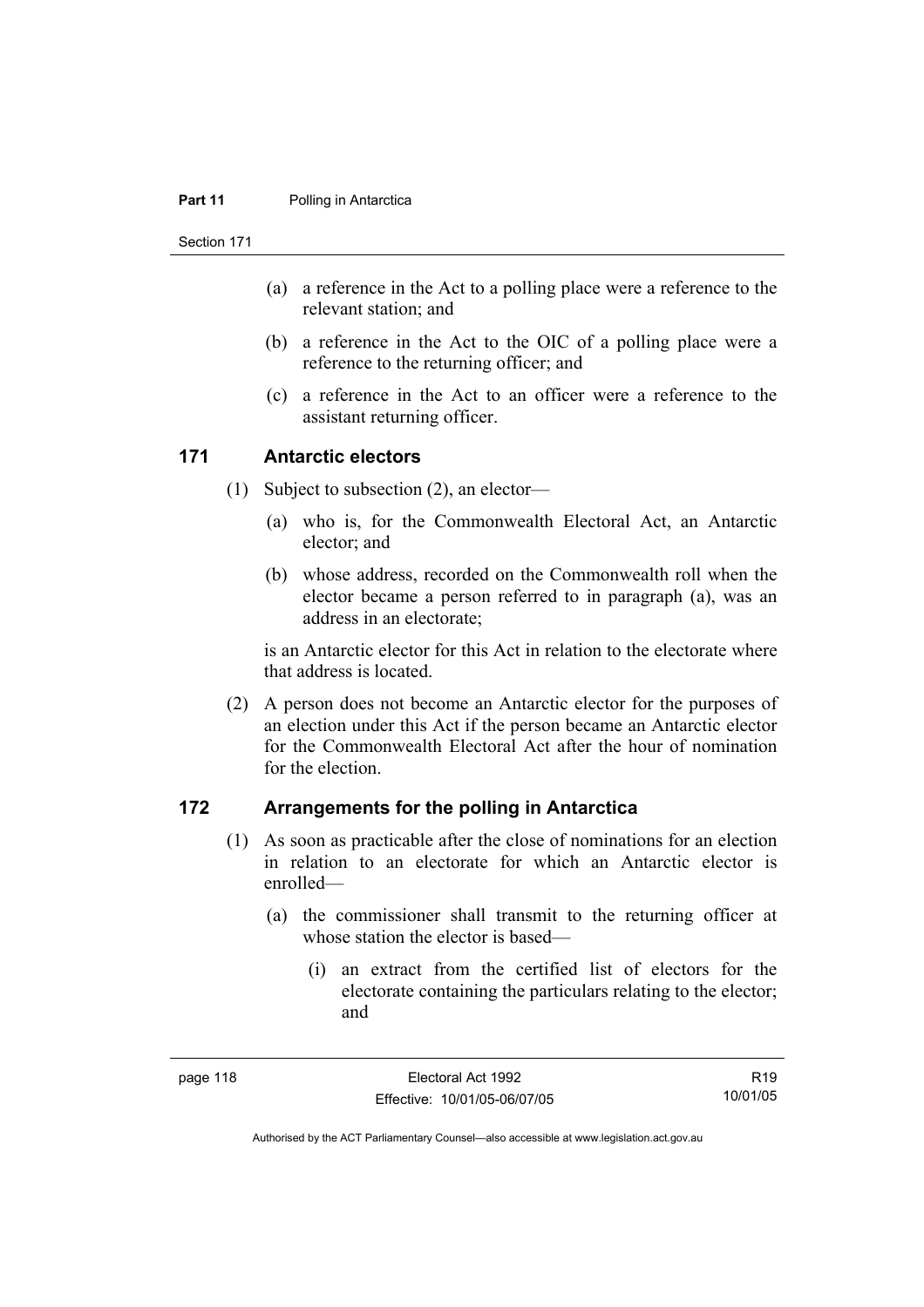(a) a reference in the Act to a polling place were a reference to the relevant station; and

(b) a reference in the Act to the OIC of a polling place were a reference to the returning officer; and

(c) a reference in the Act to an officer were a reference to the assistant returning officer.

## 171 Antarctic electors

(1) Subject to subsection (2), an elector—

(a) who is, for the Commonwealth Electoral Act, an Antarctic elector; and

(b) whose address, recorded on the Commonwealth roll when the elector became a person referred to in paragraph (a), was an address in an electorate;

is an Antarctic elector for this Act in relation to the electorate where that address is located.

(2) A person does not become an Antarctic elector for the purposes of an election under this Act if the person became an Antarctic elector for the Commonwealth Electoral Act after the hour of nomination for the election.

## 172 Arrangements for the polling in Antarctica

(1) As soon as practicable after the close of nominations for an election in relation to an electorate for which an Antarctic elector is enrolled—

(a) the commissioner shall transmit to the returning officer at whose station the elector is based—

(i) an extract from the certified list of electors for the electorate containing the particulars relating to the elector; and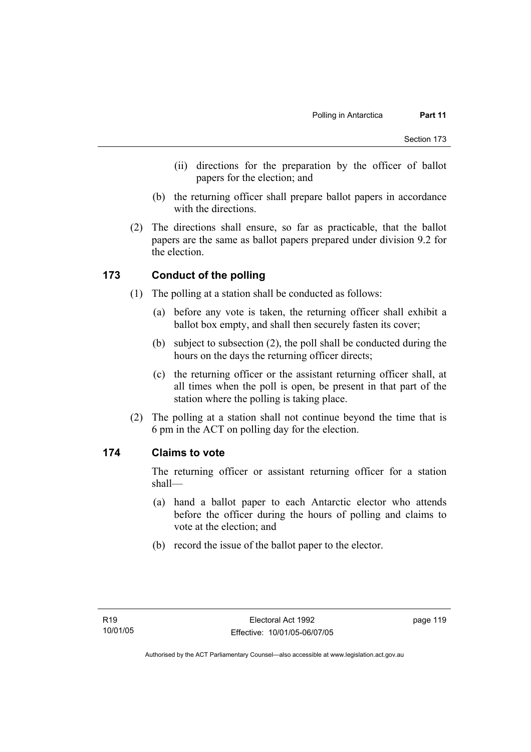(ii) directions for the preparation by the officer of ballot papers for the election; and

(b) the returning officer shall prepare ballot papers in accordance with the directions.

(2) The directions shall ensure, so far as practicable, that the ballot papers are the same as ballot papers prepared under division 9.2 for the election.

## 173 Conduct of the polling

(1) The polling at a station shall be conducted as follows:

(a) before any vote is taken, the returning officer shall exhibit a ballot box empty, and shall then securely fasten its cover;

(b) subject to subsection (2), the poll shall be conducted during the hours on the days the returning officer directs;

(c) the returning officer or the assistant returning officer shall, at all times when the poll is open, be present in that part of the station where the polling is taking place.

(2) The polling at a station shall not continue beyond the time that is 6 pm in the ACT on polling day for the election.

## 174 Claims to vote

The returning officer or assistant returning officer for a station shall—

(a) hand a ballot paper to each Antarctic elector who attends before the officer during the hours of polling and claims to vote at the election; and

(b) record the issue of the ballot paper to the elector.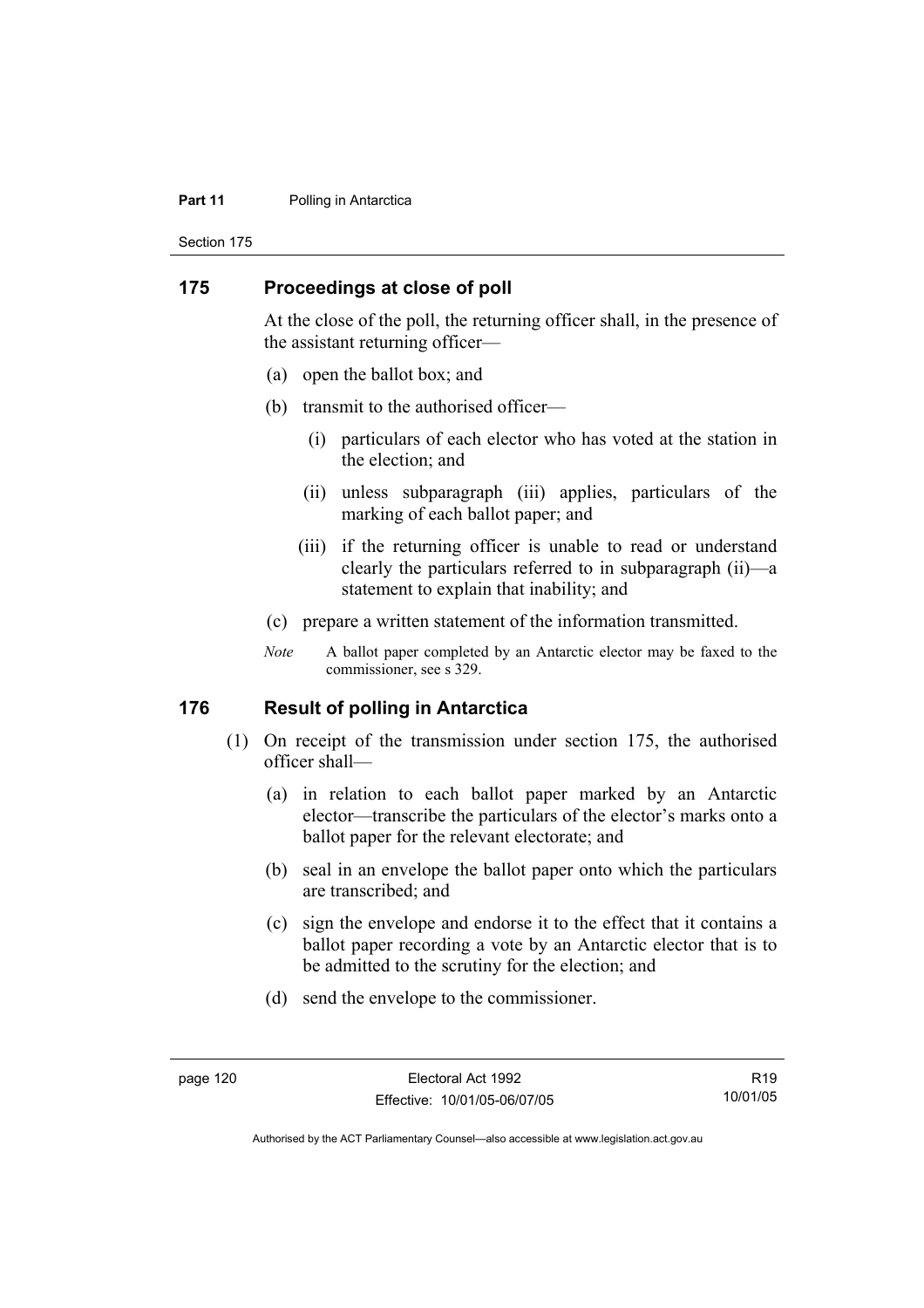## 175 Proceedings at close of poll

At the close of the poll, the returning officer shall, in the presence of the assistant returning officer—

(a) open the ballot box; and

(b) transmit to the authorised officer—

(i) particulars of each elector who has voted at the station in the election; and

(ii) unless subparagraph (iii) applies, particulars of the marking of each ballot paper; and

(iii) if the returning officer is unable to read or understand clearly the particulars referred to in subparagraph (ii)—a statement to explain that inability; and

(c) prepare a written statement of the information transmitted.

*Note* A ballot paper completed by an Antarctic elector may be faxed to the commissioner, see s 329.

## 176 Result of polling in Antarctica

(1) On receipt of the transmission under section 175, the authorised officer shall—

(a) in relation to each ballot paper marked by an Antarctic elector—transcribe the particulars of the elector's marks onto a ballot paper for the relevant electorate; and

(b) seal in an envelope the ballot paper onto which the particulars are transcribed; and

(c) sign the envelope and endorse it to the effect that it contains a ballot paper recording a vote by an Antarctic elector that is to be admitted to the scrutiny for the election; and

(d) send the envelope to the commissioner.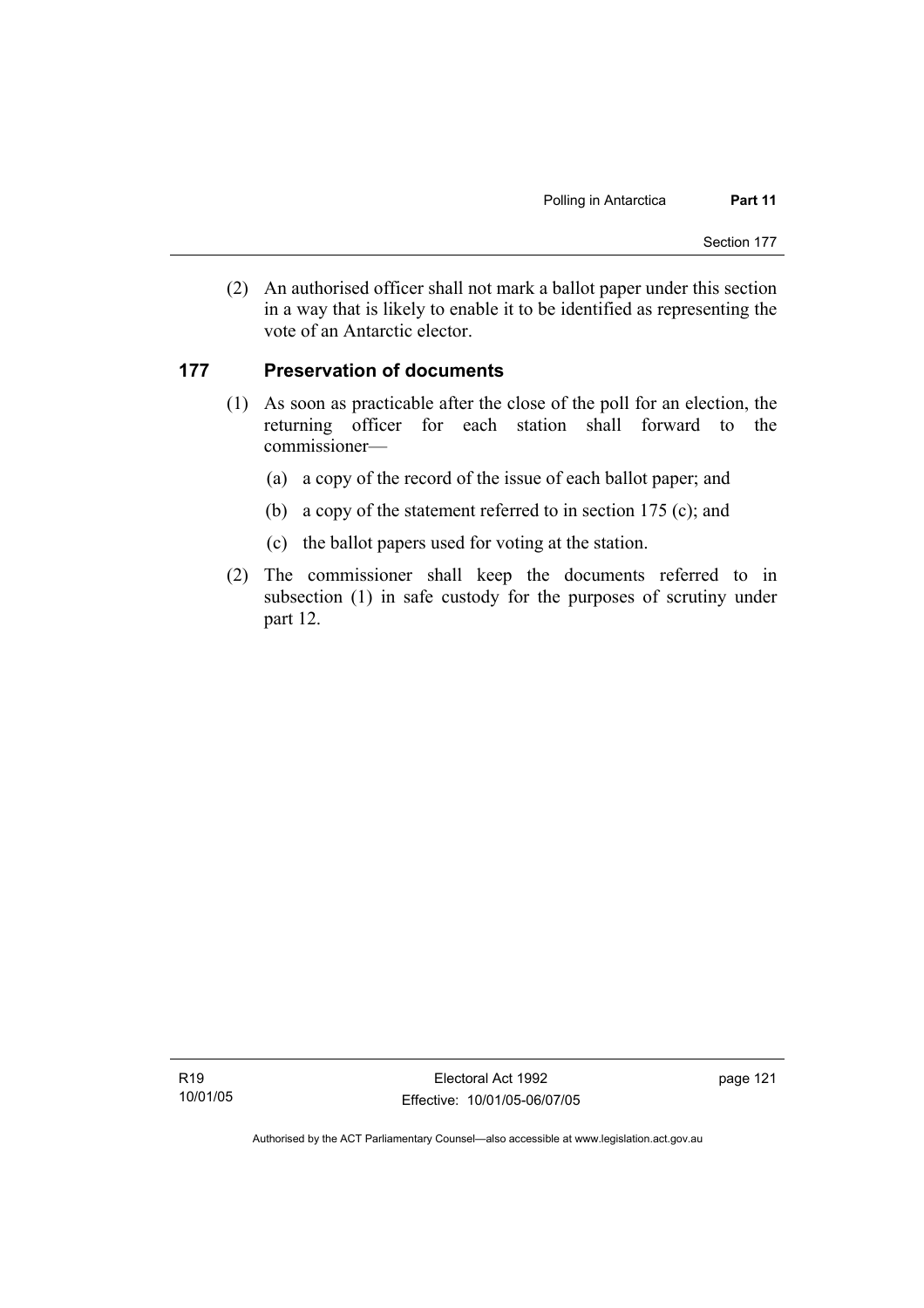(2) An authorised officer shall not mark a ballot paper under this section in a way that is likely to enable it to be identified as representing the vote of an Antarctic elector.

## 177 Preservation of documents

(1) As soon as practicable after the close of the poll for an election, the returning officer for each station shall forward to the commissioner—

(a) a copy of the record of the issue of each ballot paper; and

(b) a copy of the statement referred to in section 175 (c); and

(c) the ballot papers used for voting at the station.

(2) The commissioner shall keep the documents referred to in subsection (1) in safe custody for the purposes of scrutiny under part 12.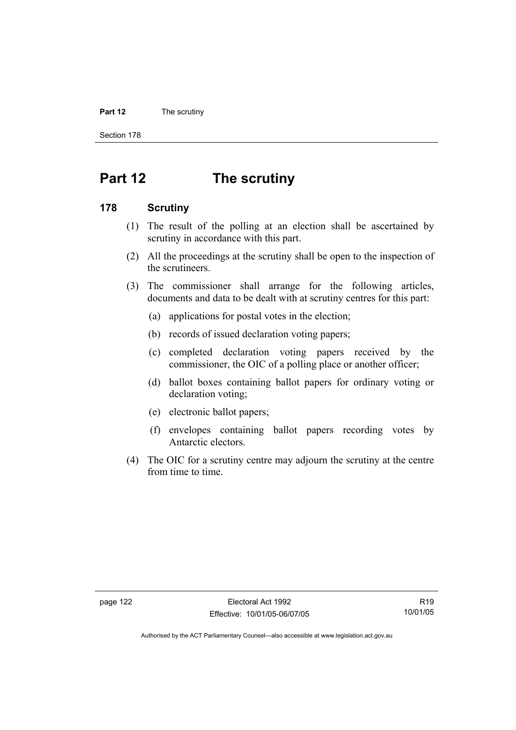# Part 12 The scrutiny

## 178 Scrutiny

(1) The result of the polling at an election shall be ascertained by scrutiny in accordance with this part.

(2) All the proceedings at the scrutiny shall be open to the inspection of the scrutineers.

(3) The commissioner shall arrange for the following articles, documents and data to be dealt with at scrutiny centres for this part:

(a) applications for postal votes in the election;

(b) records of issued declaration voting papers;

(c) completed declaration voting papers received by the commissioner, the OIC of a polling place or another officer;

(d) ballot boxes containing ballot papers for ordinary voting or declaration voting;

(e) electronic ballot papers;

(f) envelopes containing ballot papers recording votes by Antarctic electors.

(4) The OIC for a scrutiny centre may adjourn the scrutiny at the centre from time to time.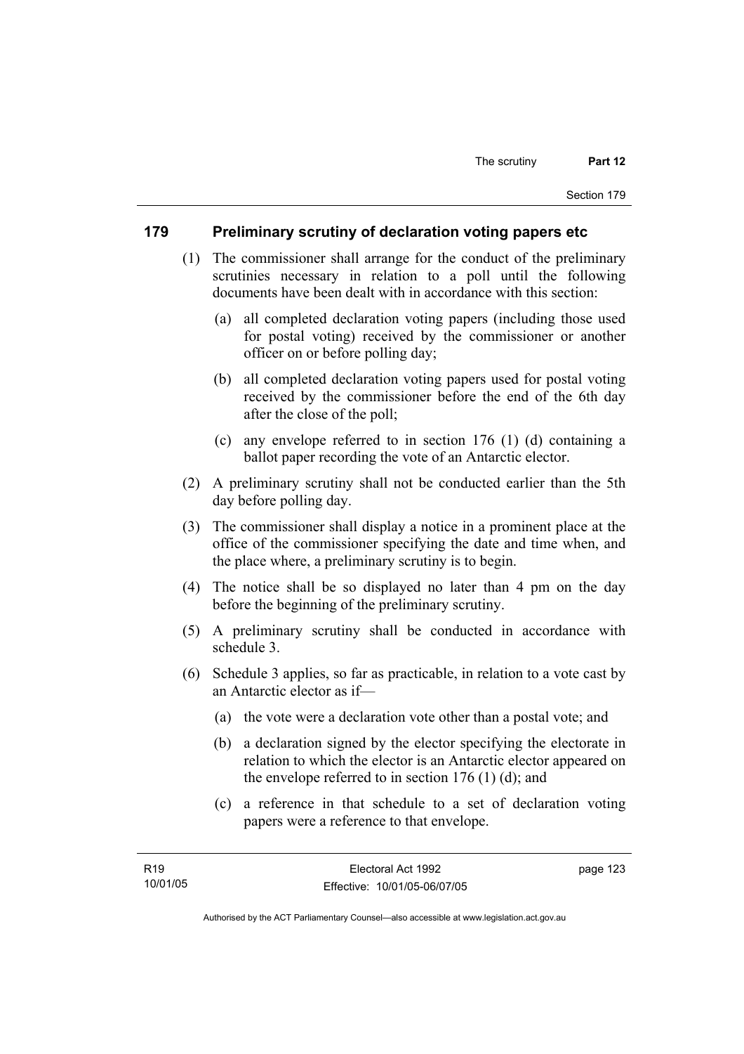## 179 Preliminary scrutiny of declaration voting papers etc

(1) The commissioner shall arrange for the conduct of the preliminary scrutinies necessary in relation to a poll until the following documents have been dealt with in accordance with this section:

(a) all completed declaration voting papers (including those used for postal voting) received by the commissioner or another officer on or before polling day;

(b) all completed declaration voting papers used for postal voting received by the commissioner before the end of the 6th day after the close of the poll;

(c) any envelope referred to in section 176 (1) (d) containing a ballot paper recording the vote of an Antarctic elector.

(2) A preliminary scrutiny shall not be conducted earlier than the 5th day before polling day.

(3) The commissioner shall display a notice in a prominent place at the office of the commissioner specifying the date and time when, and the place where, a preliminary scrutiny is to begin.

(4) The notice shall be so displayed no later than 4 pm on the day before the beginning of the preliminary scrutiny.

(5) A preliminary scrutiny shall be conducted in accordance with schedule 3.

(6) Schedule 3 applies, so far as practicable, in relation to a vote cast by an Antarctic elector as if—

(a) the vote were a declaration vote other than a postal vote; and

(b) a declaration signed by the elector specifying the electorate in relation to which the elector is an Antarctic elector appeared on the envelope referred to in section 176 (1) (d); and

(c) a reference in that schedule to a set of declaration voting papers were a reference to that envelope.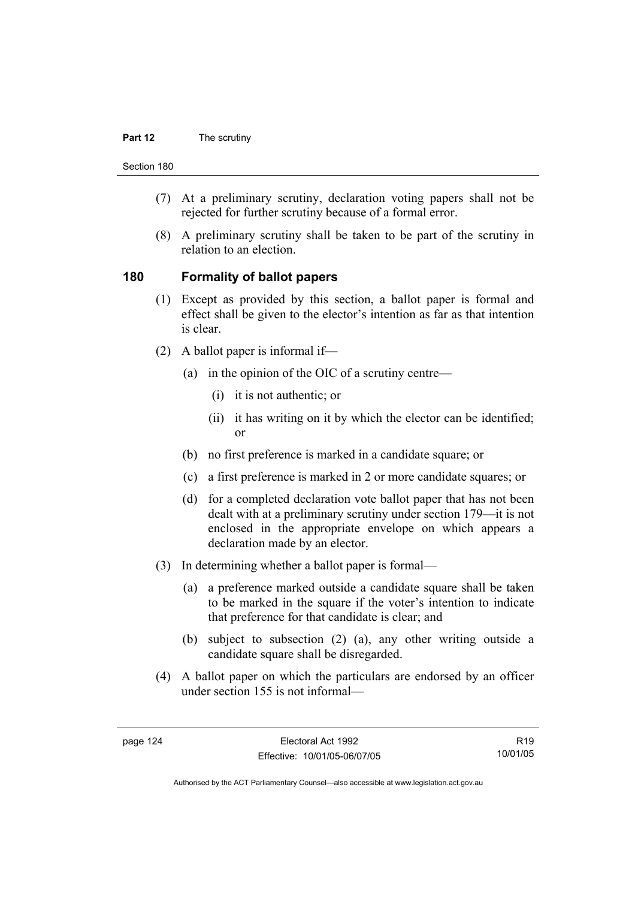(7) At a preliminary scrutiny, declaration voting papers shall not be rejected for further scrutiny because of a formal error.

(8) A preliminary scrutiny shall be taken to be part of the scrutiny in relation to an election.

## 180 Formality of ballot papers

(1) Except as provided by this section, a ballot paper is formal and effect shall be given to the elector's intention as far as that intention is clear.

(2) A ballot paper is informal if—

(a) in the opinion of the OIC of a scrutiny centre—

(i) it is not authentic; or

(ii) it has writing on it by which the elector can be identified; or

(b) no first preference is marked in a candidate square; or

(c) a first preference is marked in 2 or more candidate squares; or

(d) for a completed declaration vote ballot paper that has not been dealt with at a preliminary scrutiny under section 179—it is not enclosed in the appropriate envelope on which appears a declaration made by an elector.

(3) In determining whether a ballot paper is formal—

(a) a preference marked outside a candidate square shall be taken to be marked in the square if the voter's intention to indicate that preference for that candidate is clear; and

(b) subject to subsection (2) (a), any other writing outside a candidate square shall be disregarded.

(4) A ballot paper on which the particulars are endorsed by an officer under section 155 is not informal—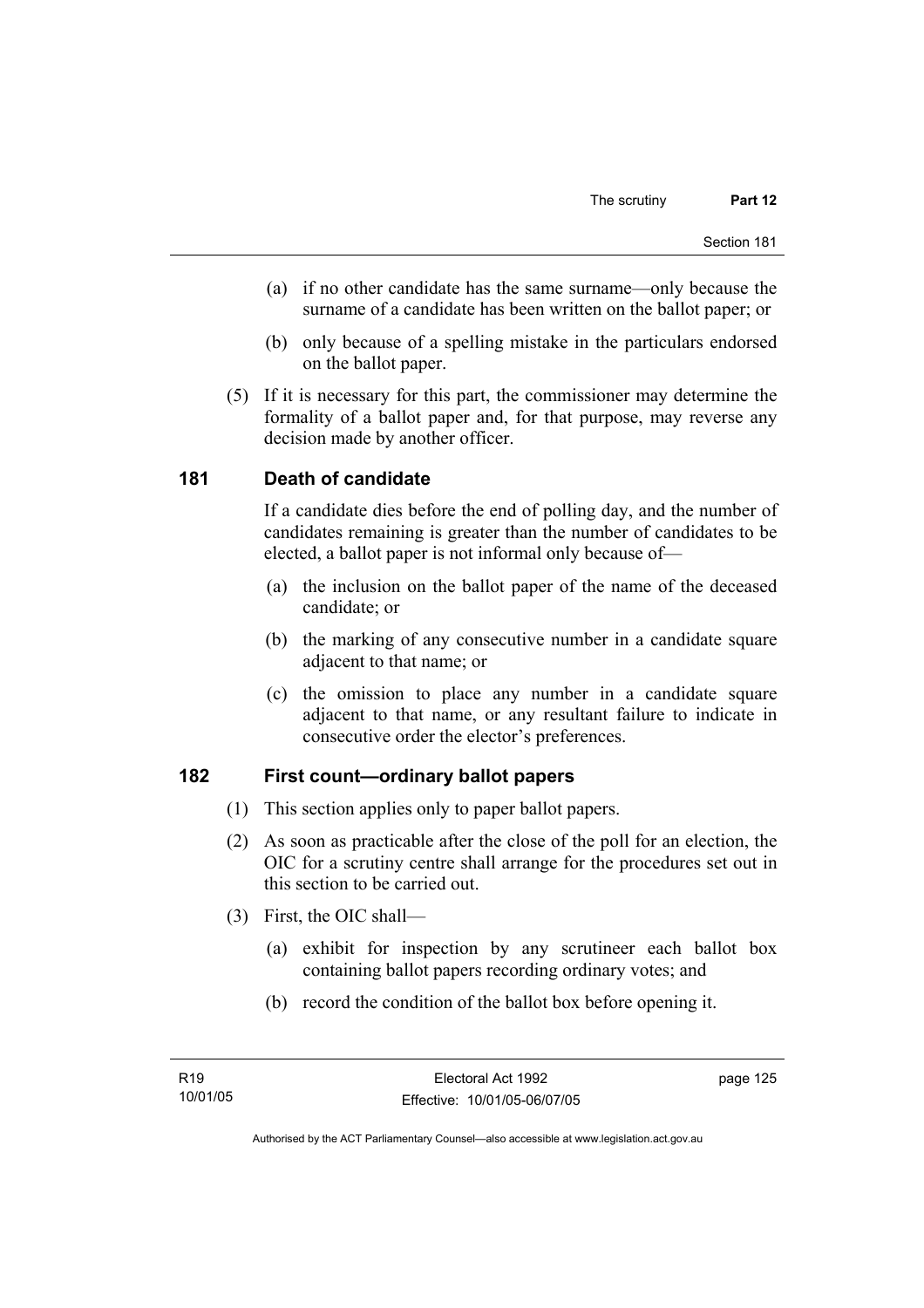(a) if no other candidate has the same surname—only because the surname of a candidate has been written on the ballot paper; or

(b) only because of a spelling mistake in the particulars endorsed on the ballot paper.

(5) If it is necessary for this part, the commissioner may determine the formality of a ballot paper and, for that purpose, may reverse any decision made by another officer.

## 181 Death of candidate

If a candidate dies before the end of polling day, and the number of candidates remaining is greater than the number of candidates to be elected, a ballot paper is not informal only because of—

(a) the inclusion on the ballot paper of the name of the deceased candidate; or

(b) the marking of any consecutive number in a candidate square adjacent to that name; or

(c) the omission to place any number in a candidate square adjacent to that name, or any resultant failure to indicate in consecutive order the elector's preferences.

## 182 First count—ordinary ballot papers

(1) This section applies only to paper ballot papers.

(2) As soon as practicable after the close of the poll for an election, the OIC for a scrutiny centre shall arrange for the procedures set out in this section to be carried out.

(3) First, the OIC shall—

(a) exhibit for inspection by any scrutineer each ballot box containing ballot papers recording ordinary votes; and

(b) record the condition of the ballot box before opening it.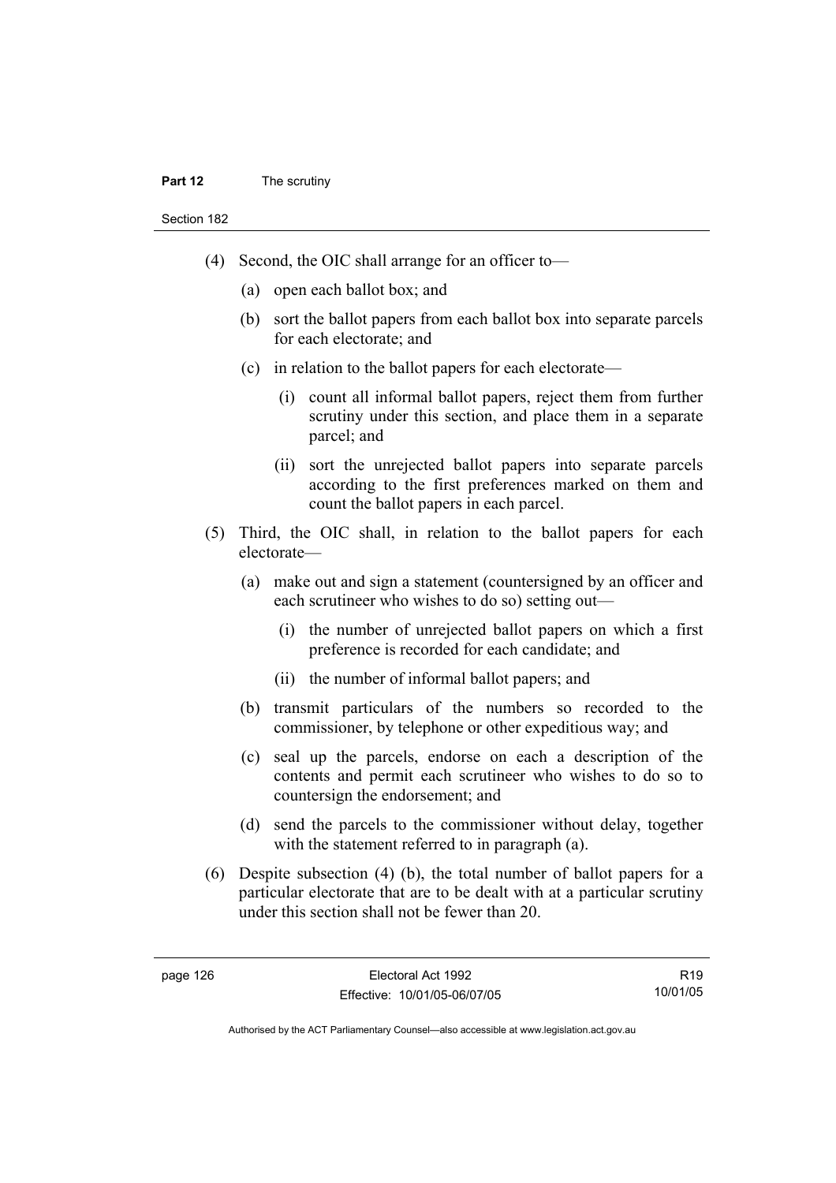(4) Second, the OIC shall arrange for an officer to—

(a) open each ballot box; and

(b) sort the ballot papers from each ballot box into separate parcels for each electorate; and

(c) in relation to the ballot papers for each electorate—

(i) count all informal ballot papers, reject them from further scrutiny under this section, and place them in a separate parcel; and

(ii) sort the unrejected ballot papers into separate parcels according to the first preferences marked on them and count the ballot papers in each parcel.

(5) Third, the OIC shall, in relation to the ballot papers for each electorate—

(a) make out and sign a statement (countersigned by an officer and each scrutineer who wishes to do so) setting out—

(i) the number of unrejected ballot papers on which a first preference is recorded for each candidate; and

(ii) the number of informal ballot papers; and

(b) transmit particulars of the numbers so recorded to the commissioner, by telephone or other expeditious way; and

(c) seal up the parcels, endorse on each a description of the contents and permit each scrutineer who wishes to do so to countersign the endorsement; and

(d) send the parcels to the commissioner without delay, together with the statement referred to in paragraph (a).

(6) Despite subsection (4) (b), the total number of ballot papers for a particular electorate that are to be dealt with at a particular scrutiny under this section shall not be fewer than 20.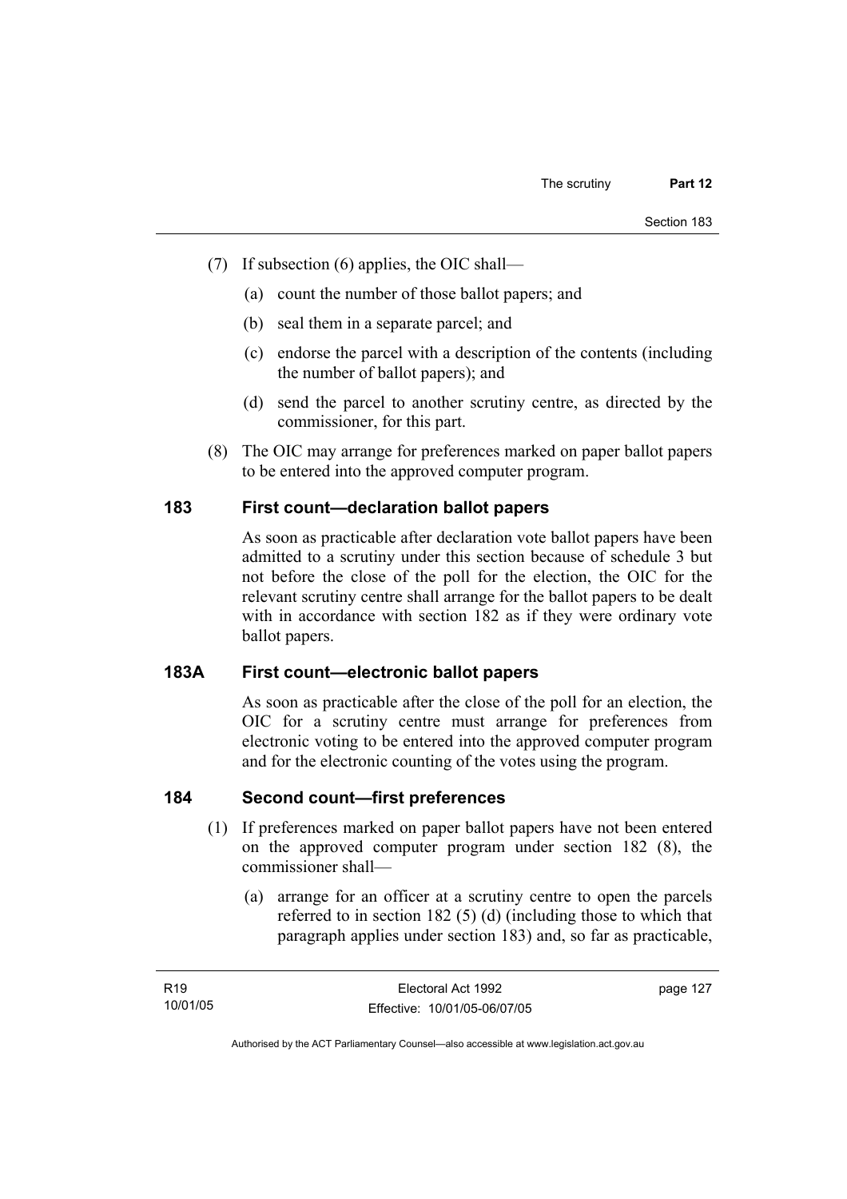(7) If subsection (6) applies, the OIC shall—

   (a) count the number of those ballot papers; and

   (b) seal them in a separate parcel; and

   (c) endorse the parcel with a description of the contents (including the number of ballot papers); and

   (d) send the parcel to another scrutiny centre, as directed by the commissioner, for this part.

(8) The OIC may arrange for preferences marked on paper ballot papers to be entered into the approved computer program.

### 183 First count—declaration ballot papers

As soon as practicable after declaration vote ballot papers have been admitted to a scrutiny under this section because of schedule 3 but not before the close of the poll for the election, the OIC for the relevant scrutiny centre shall arrange for the ballot papers to be dealt with in accordance with section 182 as if they were ordinary vote ballot papers.

### 183A First count—electronic ballot papers

As soon as practicable after the close of the poll for an election, the OIC for a scrutiny centre must arrange for preferences from electronic voting to be entered into the approved computer program and for the electronic counting of the votes using the program.

### 184 Second count—first preferences

(1) If preferences marked on paper ballot papers have not been entered on the approved computer program under section 182 (8), the commissioner shall—

   (a) arrange for an officer at a scrutiny centre to open the parcels referred to in section 182 (5) (d) (including those to which that paragraph applies under section 183) and, so far as practicable,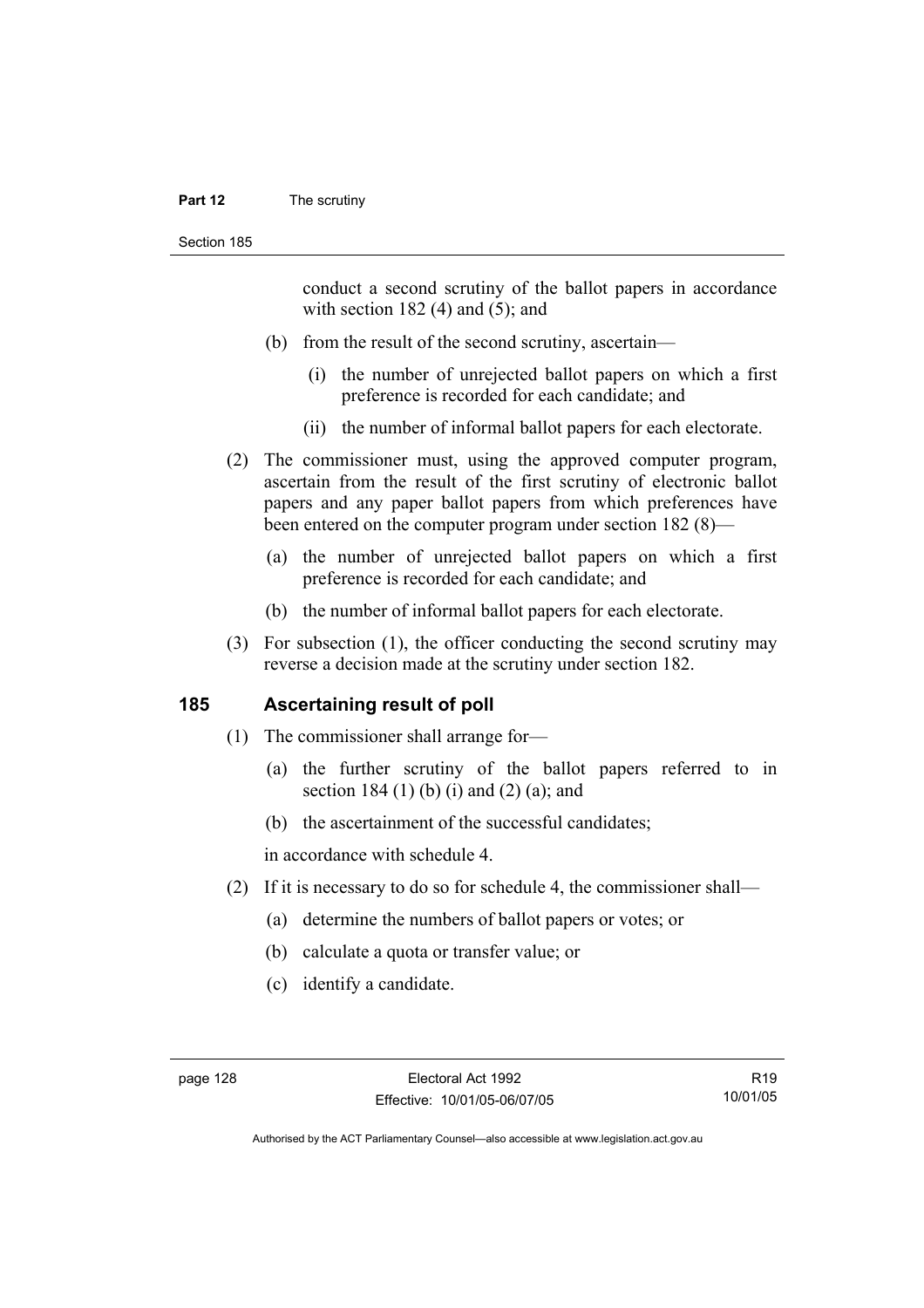conduct a second scrutiny of the ballot papers in accordance with section 182 (4) and (5); and

(b) from the result of the second scrutiny, ascertain—

(i) the number of unrejected ballot papers on which a first preference is recorded for each candidate; and

(ii) the number of informal ballot papers for each electorate.

(2) The commissioner must, using the approved computer program, ascertain from the result of the first scrutiny of electronic ballot papers and any paper ballot papers from which preferences have been entered on the computer program under section 182 (8)—

(a) the number of unrejected ballot papers on which a first preference is recorded for each candidate; and

(b) the number of informal ballot papers for each electorate.

(3) For subsection (1), the officer conducting the second scrutiny may reverse a decision made at the scrutiny under section 182.

## 185 Ascertaining result of poll

(1) The commissioner shall arrange for—

(a) the further scrutiny of the ballot papers referred to in section 184 (1) (b) (i) and (2) (a); and

(b) the ascertainment of the successful candidates;

in accordance with schedule 4.

(2) If it is necessary to do so for schedule 4, the commissioner shall—

(a) determine the numbers of ballot papers or votes; or

(b) calculate a quota or transfer value; or

(c) identify a candidate.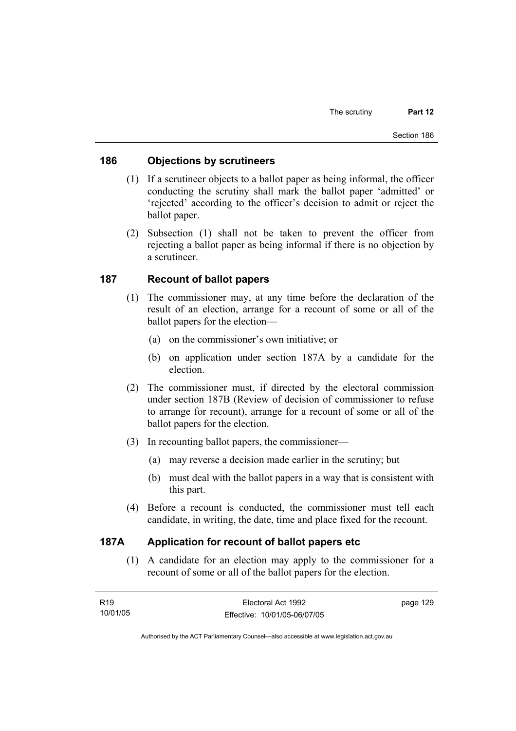## 186 Objections by scrutineers

(1) If a scrutineer objects to a ballot paper as being informal, the officer conducting the scrutiny shall mark the ballot paper 'admitted' or 'rejected' according to the officer's decision to admit or reject the ballot paper.

(2) Subsection (1) shall not be taken to prevent the officer from rejecting a ballot paper as being informal if there is no objection by a scrutineer.

## 187 Recount of ballot papers

(1) The commissioner may, at any time before the declaration of the result of an election, arrange for a recount of some or all of the ballot papers for the election—

(a) on the commissioner's own initiative; or

(b) on application under section 187A by a candidate for the election.

(2) The commissioner must, if directed by the electoral commission under section 187B (Review of decision of commissioner to refuse to arrange for recount), arrange for a recount of some or all of the ballot papers for the election.

(3) In recounting ballot papers, the commissioner—

(a) may reverse a decision made earlier in the scrutiny; but

(b) must deal with the ballot papers in a way that is consistent with this part.

(4) Before a recount is conducted, the commissioner must tell each candidate, in writing, the date, time and place fixed for the recount.

## 187A Application for recount of ballot papers etc

(1) A candidate for an election may apply to the commissioner for a recount of some or all of the ballot papers for the election.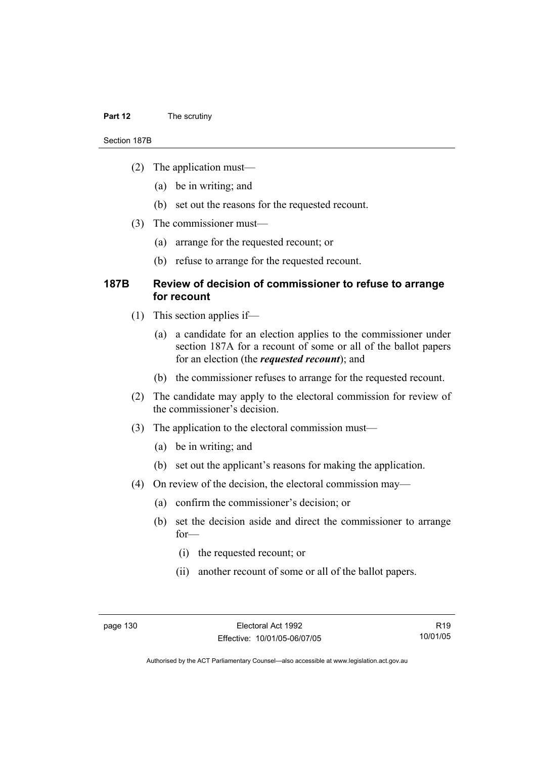(2) The application must—

(a) be in writing; and

(b) set out the reasons for the requested recount.

(3) The commissioner must—

(a) arrange for the requested recount; or

(b) refuse to arrange for the requested recount.

## 187B Review of decision of commissioner to refuse to arrange for recount

(1) This section applies if—

(a) a candidate for an election applies to the commissioner under section 187A for a recount of some or all of the ballot papers for an election (the ***requested recount***); and

(b) the commissioner refuses to arrange for the requested recount.

(2) The candidate may apply to the electoral commission for review of the commissioner's decision.

(3) The application to the electoral commission must—

(a) be in writing; and

(b) set out the applicant's reasons for making the application.

(4) On review of the decision, the electoral commission may—

(a) confirm the commissioner's decision; or

(b) set the decision aside and direct the commissioner to arrange for—

(i) the requested recount; or

(ii) another recount of some or all of the ballot papers.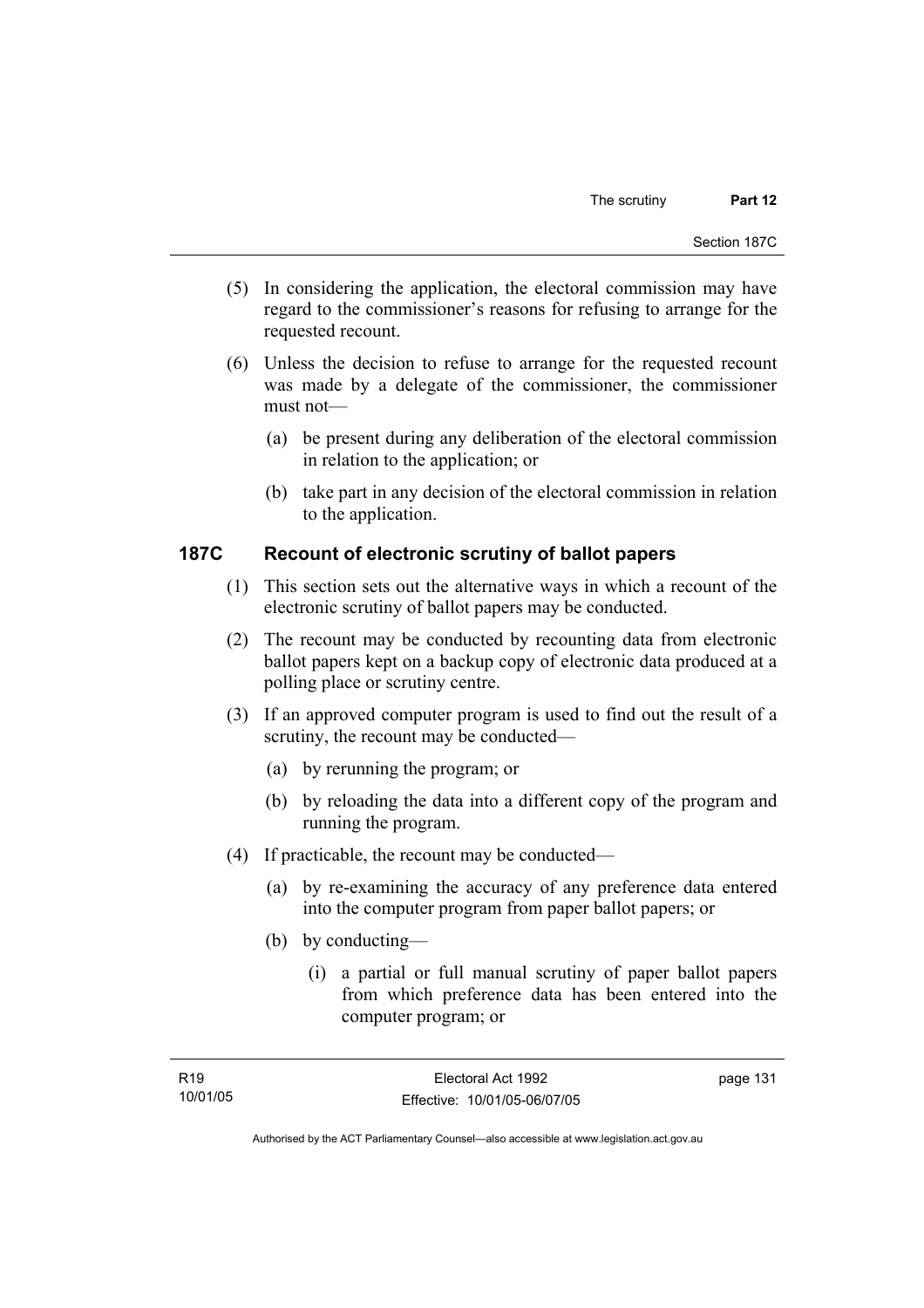(5) In considering the application, the electoral commission may have regard to the commissioner's reasons for refusing to arrange for the requested recount.

(6) Unless the decision to refuse to arrange for the requested recount was made by a delegate of the commissioner, the commissioner must not—

(a) be present during any deliberation of the electoral commission in relation to the application; or

(b) take part in any decision of the electoral commission in relation to the application.

## 187C Recount of electronic scrutiny of ballot papers

(1) This section sets out the alternative ways in which a recount of the electronic scrutiny of ballot papers may be conducted.

(2) The recount may be conducted by recounting data from electronic ballot papers kept on a backup copy of electronic data produced at a polling place or scrutiny centre.

(3) If an approved computer program is used to find out the result of a scrutiny, the recount may be conducted—

(a) by rerunning the program; or

(b) by reloading the data into a different copy of the program and running the program.

(4) If practicable, the recount may be conducted—

(a) by re-examining the accuracy of any preference data entered into the computer program from paper ballot papers; or

(b) by conducting—

(i) a partial or full manual scrutiny of paper ballot papers from which preference data has been entered into the computer program; or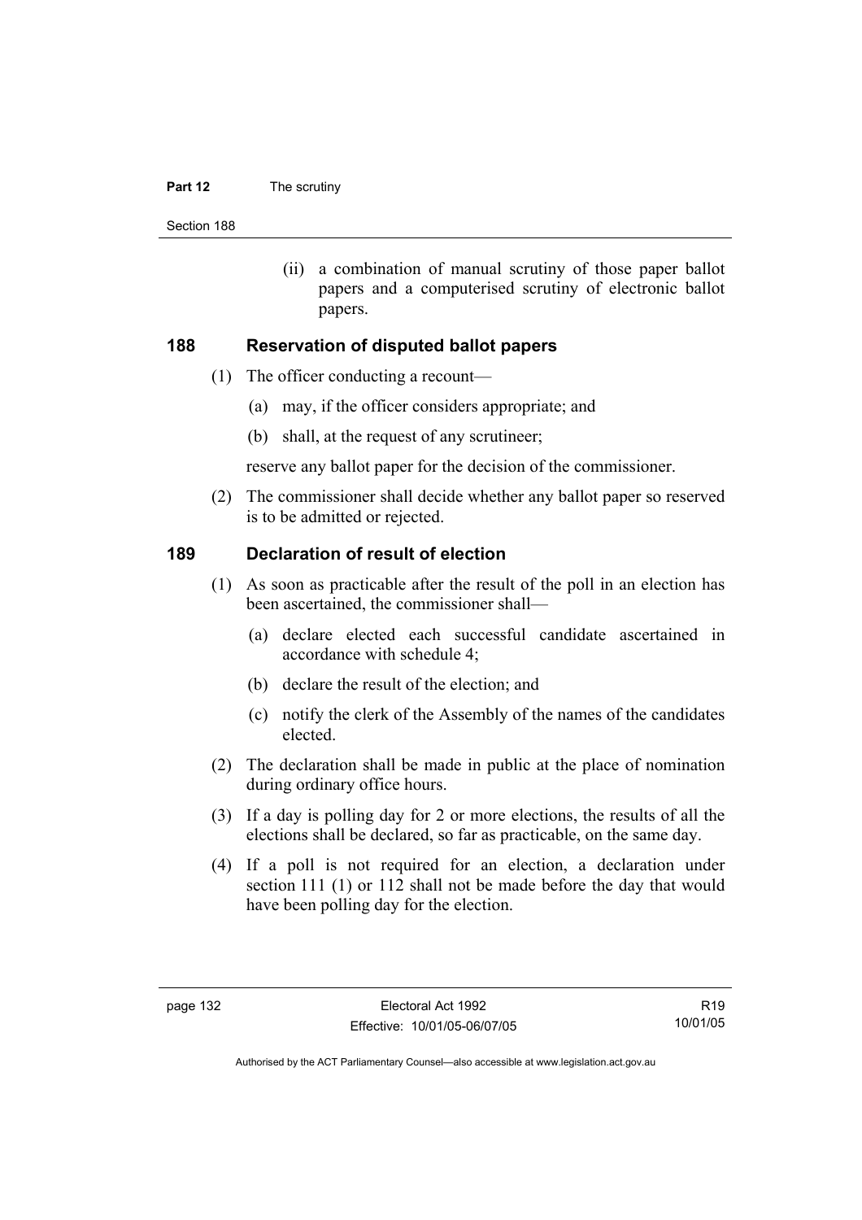(ii) a combination of manual scrutiny of those paper ballot papers and a computerised scrutiny of electronic ballot papers.

## 188 Reservation of disputed ballot papers

(1) The officer conducting a recount—

(a) may, if the officer considers appropriate; and

(b) shall, at the request of any scrutineer;

reserve any ballot paper for the decision of the commissioner.

(2) The commissioner shall decide whether any ballot paper so reserved is to be admitted or rejected.

## 189 Declaration of result of election

(1) As soon as practicable after the result of the poll in an election has been ascertained, the commissioner shall—

(a) declare elected each successful candidate ascertained in accordance with schedule 4;

(b) declare the result of the election; and

(c) notify the clerk of the Assembly of the names of the candidates elected.

(2) The declaration shall be made in public at the place of nomination during ordinary office hours.

(3) If a day is polling day for 2 or more elections, the results of all the elections shall be declared, so far as practicable, on the same day.

(4) If a poll is not required for an election, a declaration under section 111 (1) or 112 shall not be made before the day that would have been polling day for the election.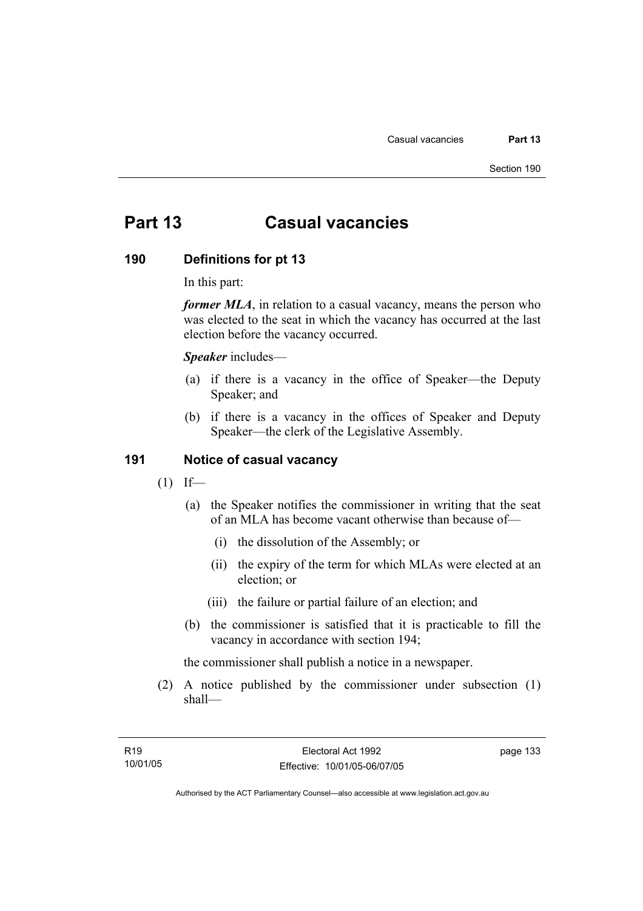# Part 13 Casual vacancies

## 190 Definitions for pt 13

In this part:

***former MLA***, in relation to a casual vacancy, means the person who was elected to the seat in which the vacancy has occurred at the last election before the vacancy occurred.

***Speaker*** includes—

(a) if there is a vacancy in the office of Speaker—the Deputy Speaker; and

(b) if there is a vacancy in the offices of Speaker and Deputy Speaker—the clerk of the Legislative Assembly.

## 191 Notice of casual vacancy

(1) If—

(a) the Speaker notifies the commissioner in writing that the seat of an MLA has become vacant otherwise than because of—

(i) the dissolution of the Assembly; or

(ii) the expiry of the term for which MLAs were elected at an election; or

(iii) the failure or partial failure of an election; and

(b) the commissioner is satisfied that it is practicable to fill the vacancy in accordance with section 194;

the commissioner shall publish a notice in a newspaper.

(2) A notice published by the commissioner under subsection (1) shall—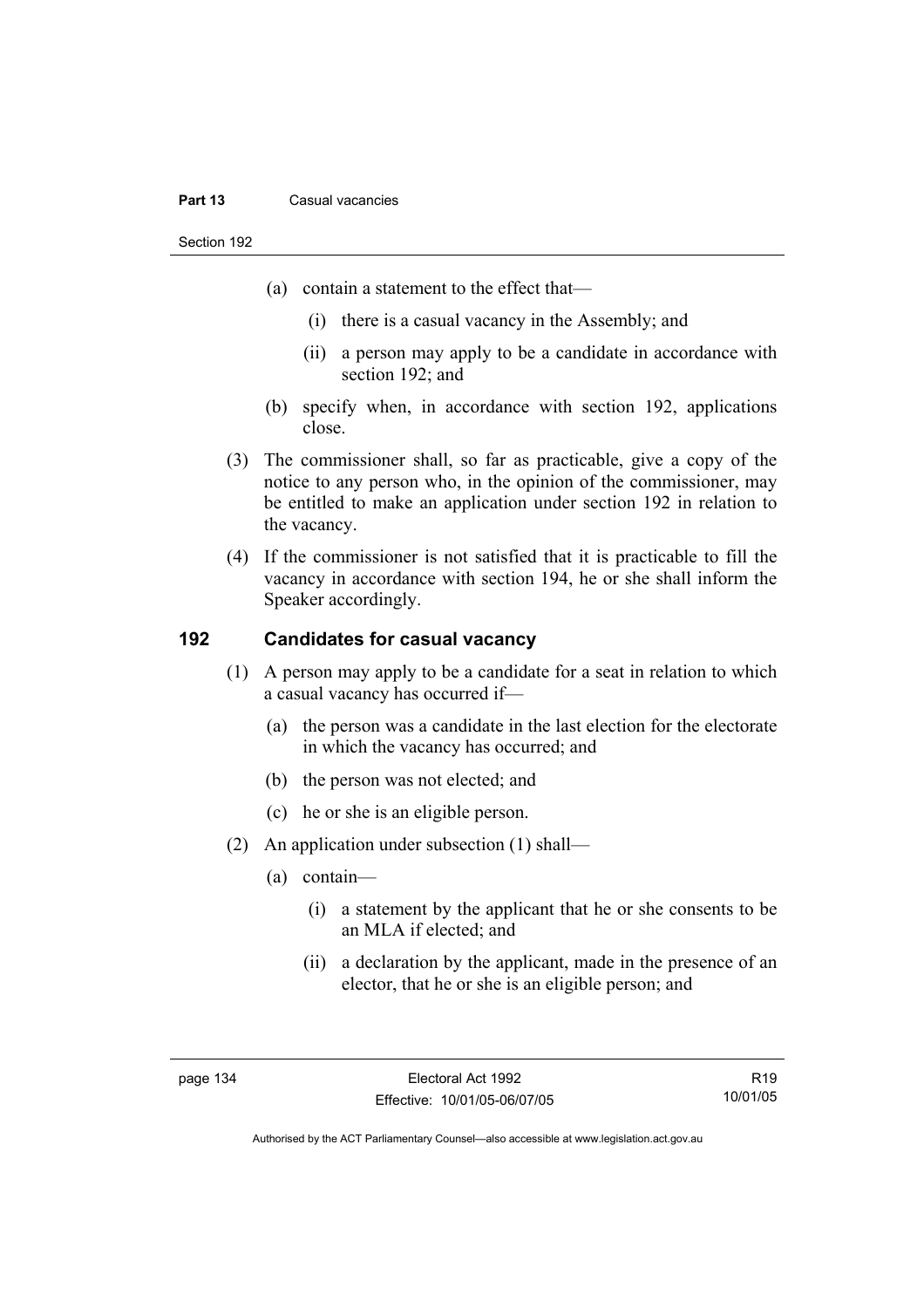(a) contain a statement to the effect that—

  (i) there is a casual vacancy in the Assembly; and

  (ii) a person may apply to be a candidate in accordance with section 192; and

(b) specify when, in accordance with section 192, applications close.

(3) The commissioner shall, so far as practicable, give a copy of the notice to any person who, in the opinion of the commissioner, may be entitled to make an application under section 192 in relation to the vacancy.

(4) If the commissioner is not satisfied that it is practicable to fill the vacancy in accordance with section 194, he or she shall inform the Speaker accordingly.

## 192 Candidates for casual vacancy

(1) A person may apply to be a candidate for a seat in relation to which a casual vacancy has occurred if—

  (a) the person was a candidate in the last election for the electorate in which the vacancy has occurred; and

  (b) the person was not elected; and

  (c) he or she is an eligible person.

(2) An application under subsection (1) shall—

  (a) contain—

    (i) a statement by the applicant that he or she consents to be an MLA if elected; and

    (ii) a declaration by the applicant, made in the presence of an elector, that he or she is an eligible person; and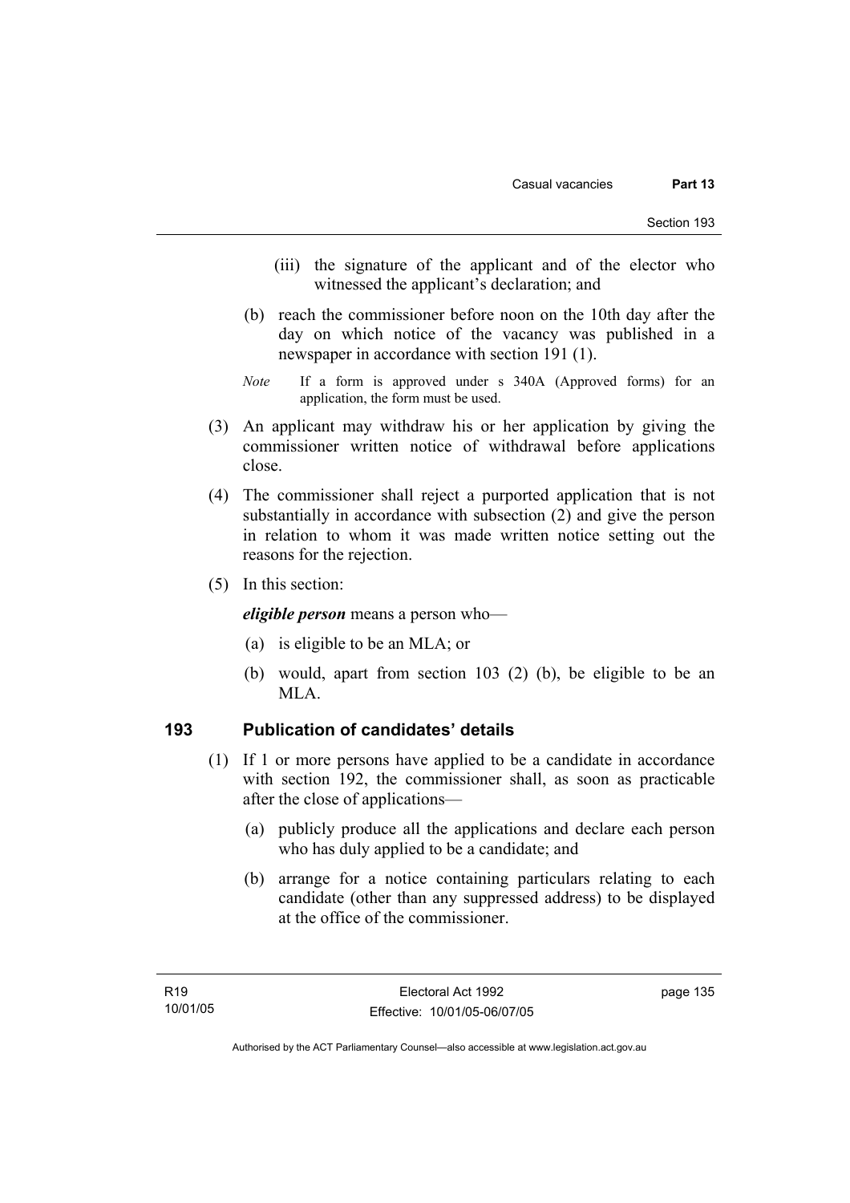(iii) the signature of the applicant and of the elector who witnessed the applicant's declaration; and

(b) reach the commissioner before noon on the 10th day after the day on which notice of the vacancy was published in a newspaper in accordance with section 191 (1).

*Note* If a form is approved under s 340A (Approved forms) for an application, the form must be used.

(3) An applicant may withdraw his or her application by giving the commissioner written notice of withdrawal before applications close.

(4) The commissioner shall reject a purported application that is not substantially in accordance with subsection (2) and give the person in relation to whom it was made written notice setting out the reasons for the rejection.

(5) In this section:

***eligible person*** means a person who—

(a) is eligible to be an MLA; or

(b) would, apart from section 103 (2) (b), be eligible to be an MLA.

### 193 Publication of candidates' details

(1) If 1 or more persons have applied to be a candidate in accordance with section 192, the commissioner shall, as soon as practicable after the close of applications—

(a) publicly produce all the applications and declare each person who has duly applied to be a candidate; and

(b) arrange for a notice containing particulars relating to each candidate (other than any suppressed address) to be displayed at the office of the commissioner.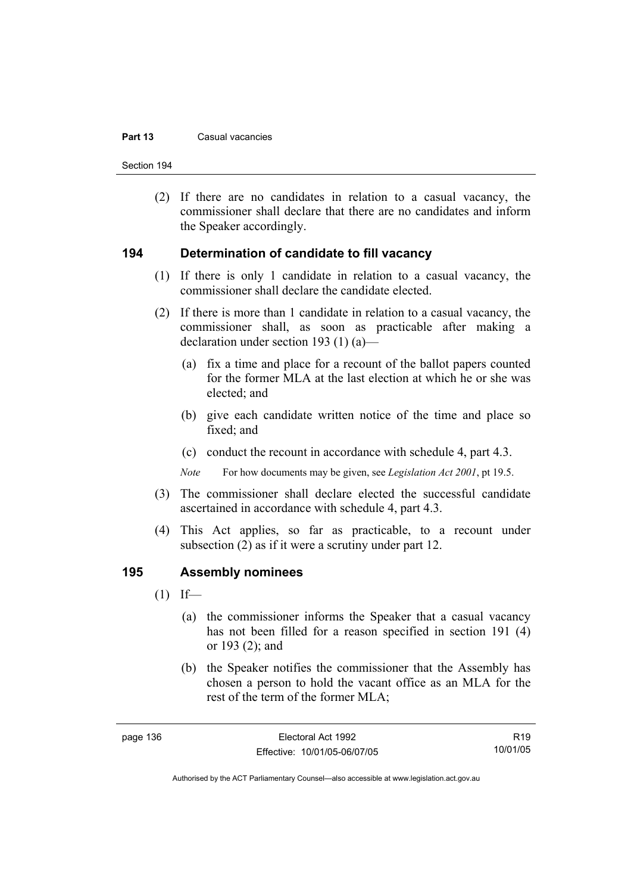(2) If there are no candidates in relation to a casual vacancy, the commissioner shall declare that there are no candidates and inform the Speaker accordingly.

## 194 Determination of candidate to fill vacancy

(1) If there is only 1 candidate in relation to a casual vacancy, the commissioner shall declare the candidate elected.

(2) If there is more than 1 candidate in relation to a casual vacancy, the commissioner shall, as soon as practicable after making a declaration under section 193 (1) (a)—

(a) fix a time and place for a recount of the ballot papers counted for the former MLA at the last election at which he or she was elected; and

(b) give each candidate written notice of the time and place so fixed; and

(c) conduct the recount in accordance with schedule 4, part 4.3.

*Note* For how documents may be given, see *Legislation Act 2001*, pt 19.5.

(3) The commissioner shall declare elected the successful candidate ascertained in accordance with schedule 4, part 4.3.

(4) This Act applies, so far as practicable, to a recount under subsection (2) as if it were a scrutiny under part 12.

## 195 Assembly nominees

(1) If—

(a) the commissioner informs the Speaker that a casual vacancy has not been filled for a reason specified in section 191 (4) or 193 (2); and

(b) the Speaker notifies the commissioner that the Assembly has chosen a person to hold the vacant office as an MLA for the rest of the term of the former MLA;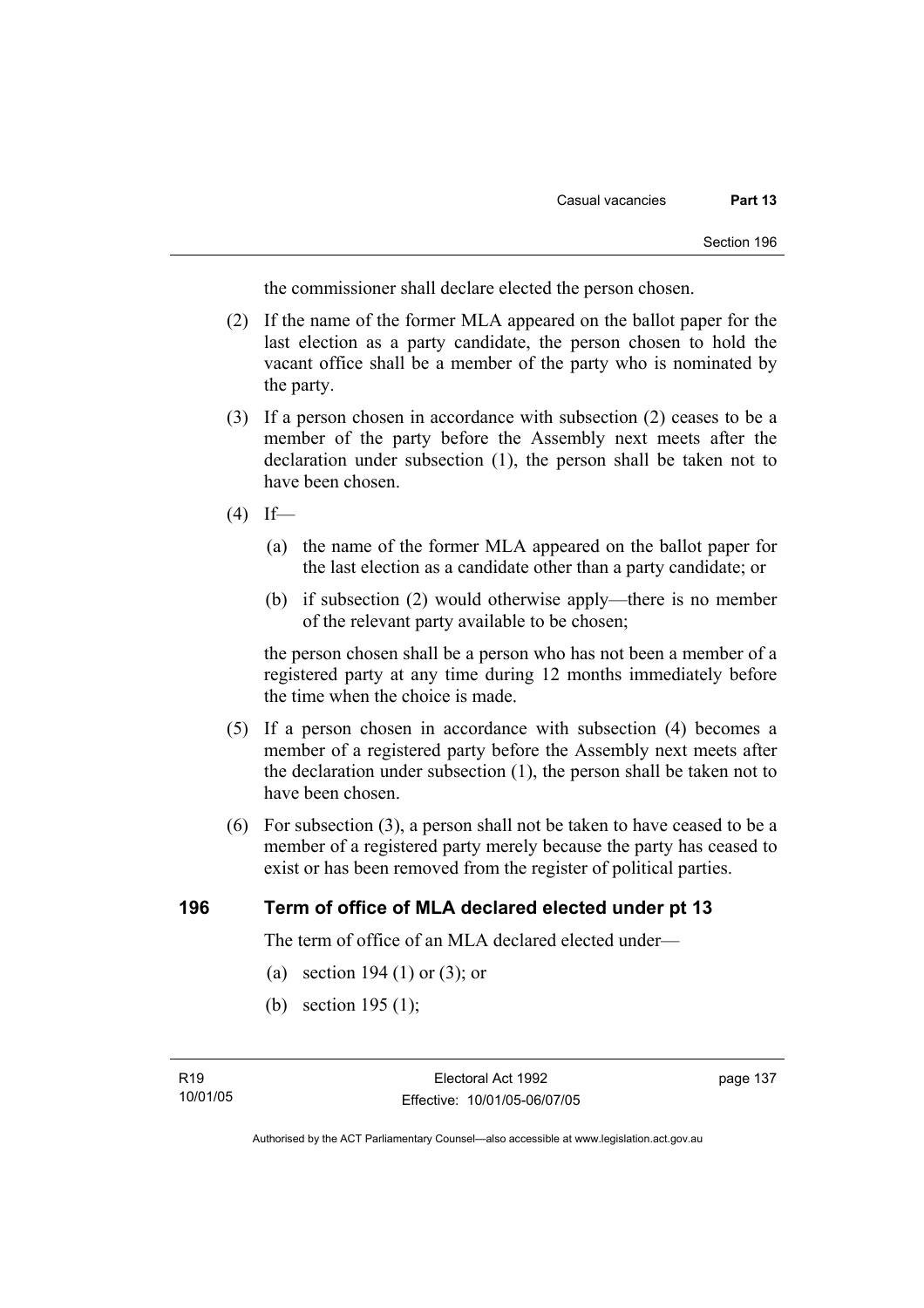the commissioner shall declare elected the person chosen.

(2) If the name of the former MLA appeared on the ballot paper for the last election as a party candidate, the person chosen to hold the vacant office shall be a member of the party who is nominated by the party.

(3) If a person chosen in accordance with subsection (2) ceases to be a member of the party before the Assembly next meets after the declaration under subsection (1), the person shall be taken not to have been chosen.

(4) If—

(a) the name of the former MLA appeared on the ballot paper for the last election as a candidate other than a party candidate; or

(b) if subsection (2) would otherwise apply—there is no member of the relevant party available to be chosen;

the person chosen shall be a person who has not been a member of a registered party at any time during 12 months immediately before the time when the choice is made.

(5) If a person chosen in accordance with subsection (4) becomes a member of a registered party before the Assembly next meets after the declaration under subsection (1), the person shall be taken not to have been chosen.

(6) For subsection (3), a person shall not be taken to have ceased to be a member of a registered party merely because the party has ceased to exist or has been removed from the register of political parties.

## 196 Term of office of MLA declared elected under pt 13

The term of office of an MLA declared elected under—

(a) section 194 (1) or (3); or

(b) section 195 (1);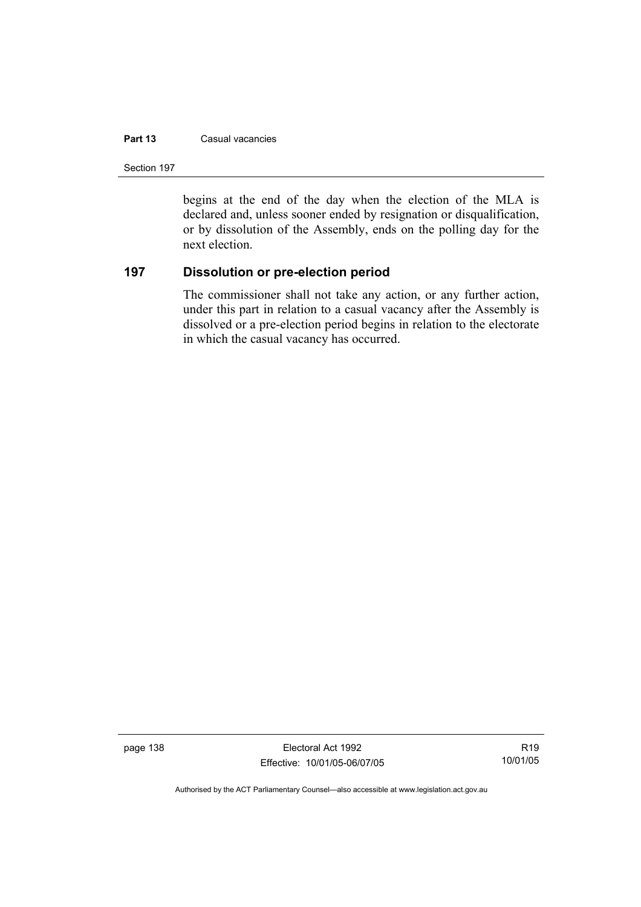begins at the end of the day when the election of the MLA is declared and, unless sooner ended by resignation or disqualification, or by dissolution of the Assembly, ends on the polling day for the next election.

## 197 Dissolution or pre-election period

The commissioner shall not take any action, or any further action, under this part in relation to a casual vacancy after the Assembly is dissolved or a pre-election period begins in relation to the electorate in which the casual vacancy has occurred.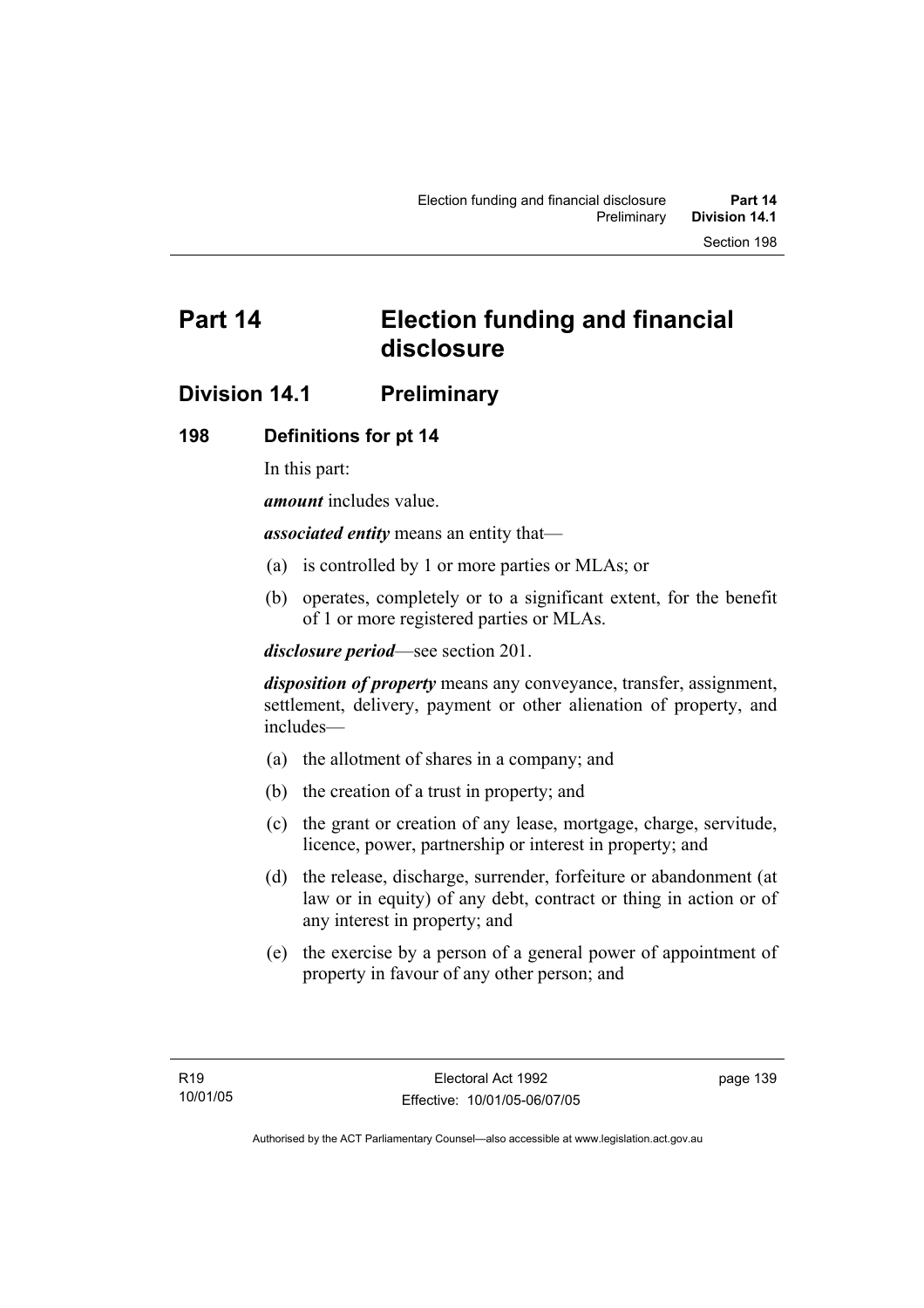# Part 14 Election funding and financial disclosure

## Division 14.1 Preliminary

### 198 Definitions for pt 14

In this part:

***amount*** includes value.

***associated entity*** means an entity that—

(a) is controlled by 1 or more parties or MLAs; or

(b) operates, completely or to a significant extent, for the benefit of 1 or more registered parties or MLAs.

***disclosure period***—see section 201.

***disposition of property*** means any conveyance, transfer, assignment, settlement, delivery, payment or other alienation of property, and includes—

(a) the allotment of shares in a company; and

(b) the creation of a trust in property; and

(c) the grant or creation of any lease, mortgage, charge, servitude, licence, power, partnership or interest in property; and

(d) the release, discharge, surrender, forfeiture or abandonment (at law or in equity) of any debt, contract or thing in action or of any interest in property; and

(e) the exercise by a person of a general power of appointment of property in favour of any other person; and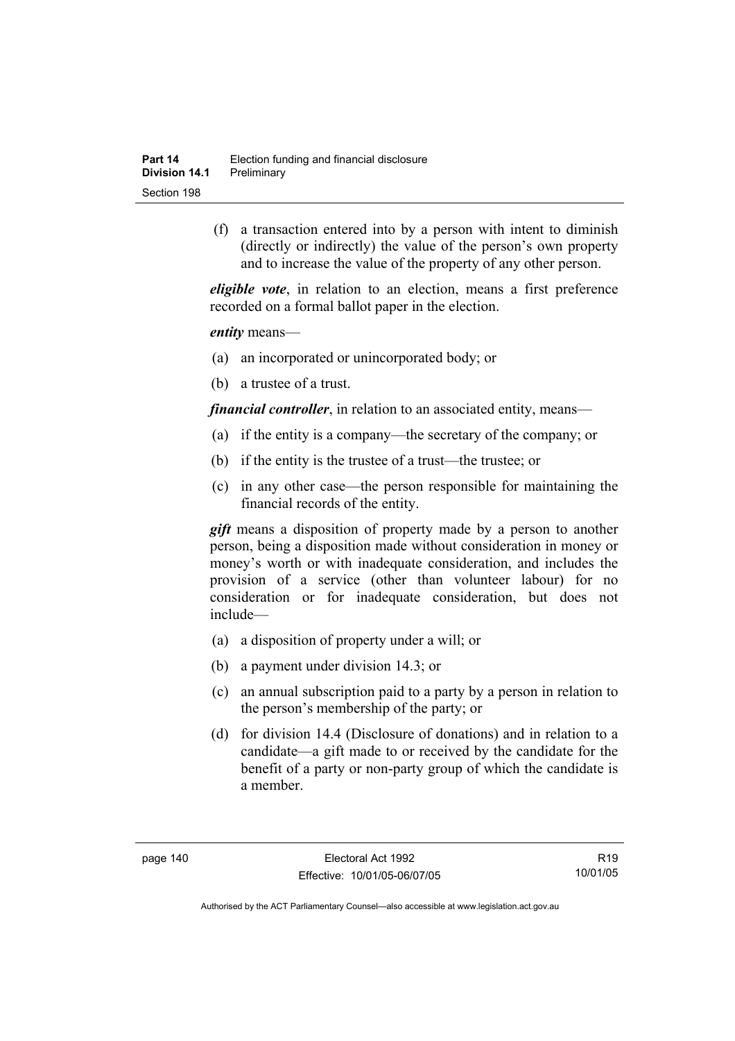(f) a transaction entered into by a person with intent to diminish (directly or indirectly) the value of the person's own property and to increase the value of the property of any other person.

***eligible vote***, in relation to an election, means a first preference recorded on a formal ballot paper in the election.

***entity*** means—

(a) an incorporated or unincorporated body; or

(b) a trustee of a trust.

***financial controller***, in relation to an associated entity, means—

(a) if the entity is a company—the secretary of the company; or

(b) if the entity is the trustee of a trust—the trustee; or

(c) in any other case—the person responsible for maintaining the financial records of the entity.

***gift*** means a disposition of property made by a person to another person, being a disposition made without consideration in money or money's worth or with inadequate consideration, and includes the provision of a service (other than volunteer labour) for no consideration or for inadequate consideration, but does not include—

(a) a disposition of property under a will; or

(b) a payment under division 14.3; or

(c) an annual subscription paid to a party by a person in relation to the person's membership of the party; or

(d) for division 14.4 (Disclosure of donations) and in relation to a candidate—a gift made to or received by the candidate for the benefit of a party or non-party group of which the candidate is a member.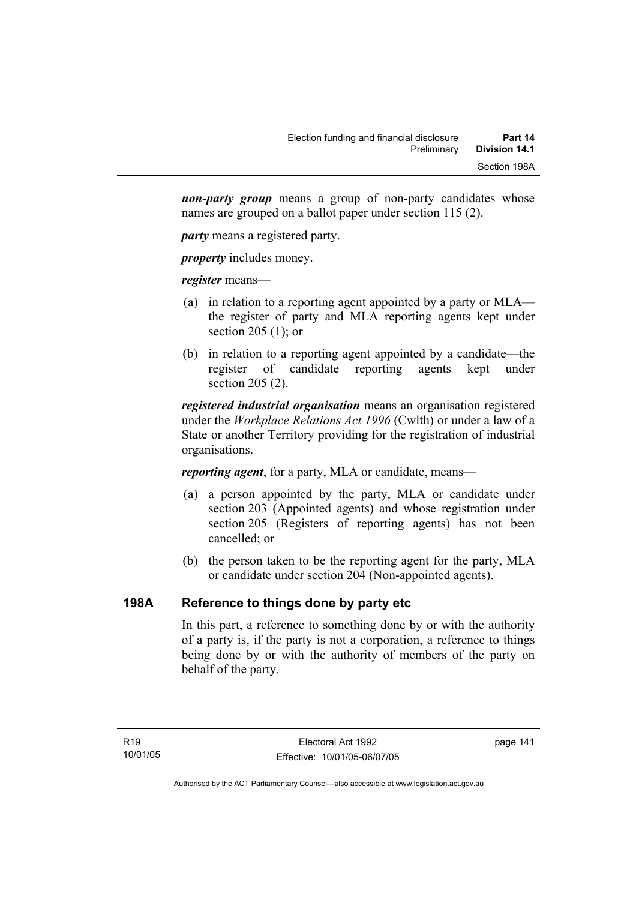***non-party group*** means a group of non-party candidates whose names are grouped on a ballot paper under section 115 (2).

***party*** means a registered party.

***property*** includes money.

***register*** means—

- (a) in relation to a reporting agent appointed by a party or MLA—the register of party and MLA reporting agents kept under section 205 (1); or
- (b) in relation to a reporting agent appointed by a candidate—the register of candidate reporting agents kept under section 205 (2).

***registered industrial organisation*** means an organisation registered under the *Workplace Relations Act 1996* (Cwlth) or under a law of a State or another Territory providing for the registration of industrial organisations.

***reporting agent***, for a party, MLA or candidate, means—

- (a) a person appointed by the party, MLA or candidate under section 203 (Appointed agents) and whose registration under section 205 (Registers of reporting agents) has not been cancelled; or
- (b) the person taken to be the reporting agent for the party, MLA or candidate under section 204 (Non-appointed agents).

## 198A Reference to things done by party etc

In this part, a reference to something done by or with the authority of a party is, if the party is not a corporation, a reference to things being done by or with the authority of members of the party on behalf of the party.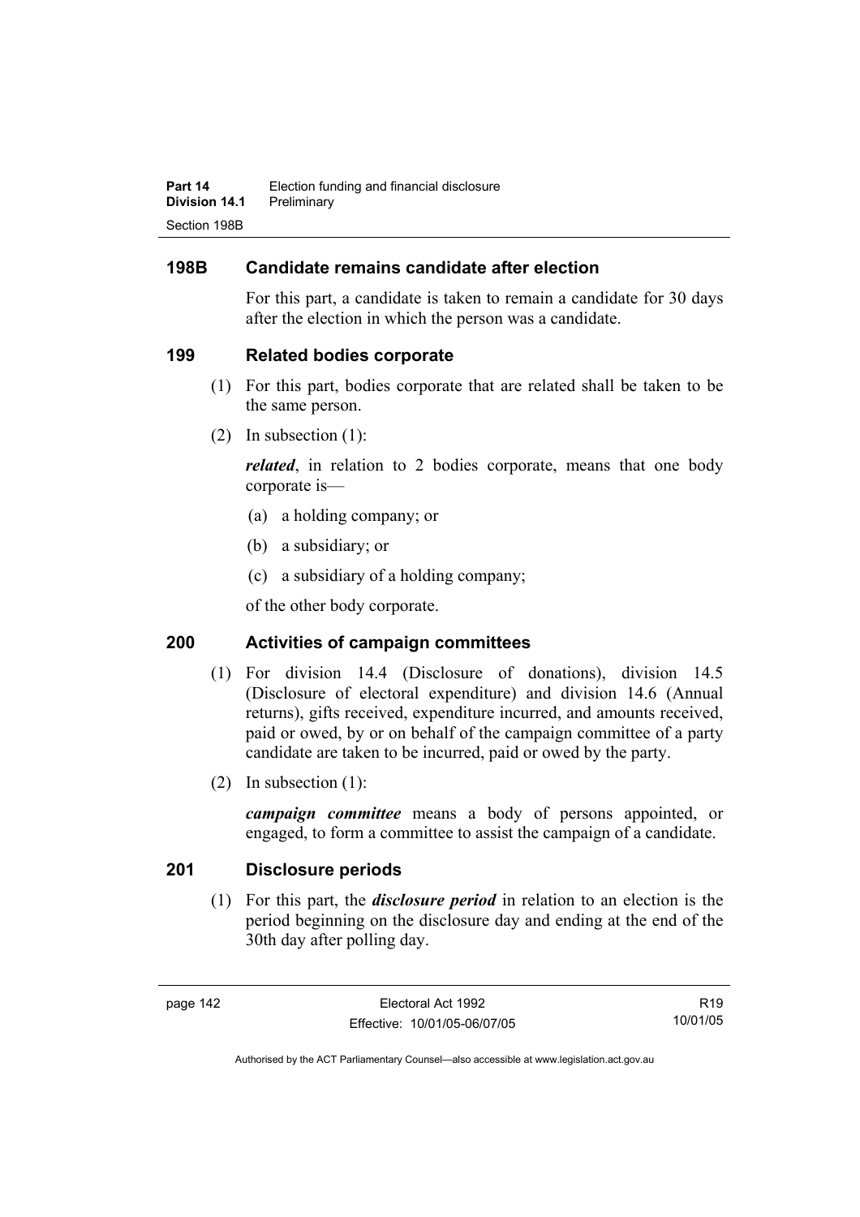## 198B Candidate remains candidate after election

For this part, a candidate is taken to remain a candidate for 30 days after the election in which the person was a candidate.

## 199 Related bodies corporate

(1) For this part, bodies corporate that are related shall be taken to be the same person.

(2) In subsection (1):

***related***, in relation to 2 bodies corporate, means that one body corporate is—

(a) a holding company; or

(b) a subsidiary; or

(c) a subsidiary of a holding company;

of the other body corporate.

## 200 Activities of campaign committees

(1) For division 14.4 (Disclosure of donations), division 14.5 (Disclosure of electoral expenditure) and division 14.6 (Annual returns), gifts received, expenditure incurred, and amounts received, paid or owed, by or on behalf of the campaign committee of a party candidate are taken to be incurred, paid or owed by the party.

(2) In subsection (1):

***campaign committee*** means a body of persons appointed, or engaged, to form a committee to assist the campaign of a candidate.

## 201 Disclosure periods

(1) For this part, the ***disclosure period*** in relation to an election is the period beginning on the disclosure day and ending at the end of the 30th day after polling day.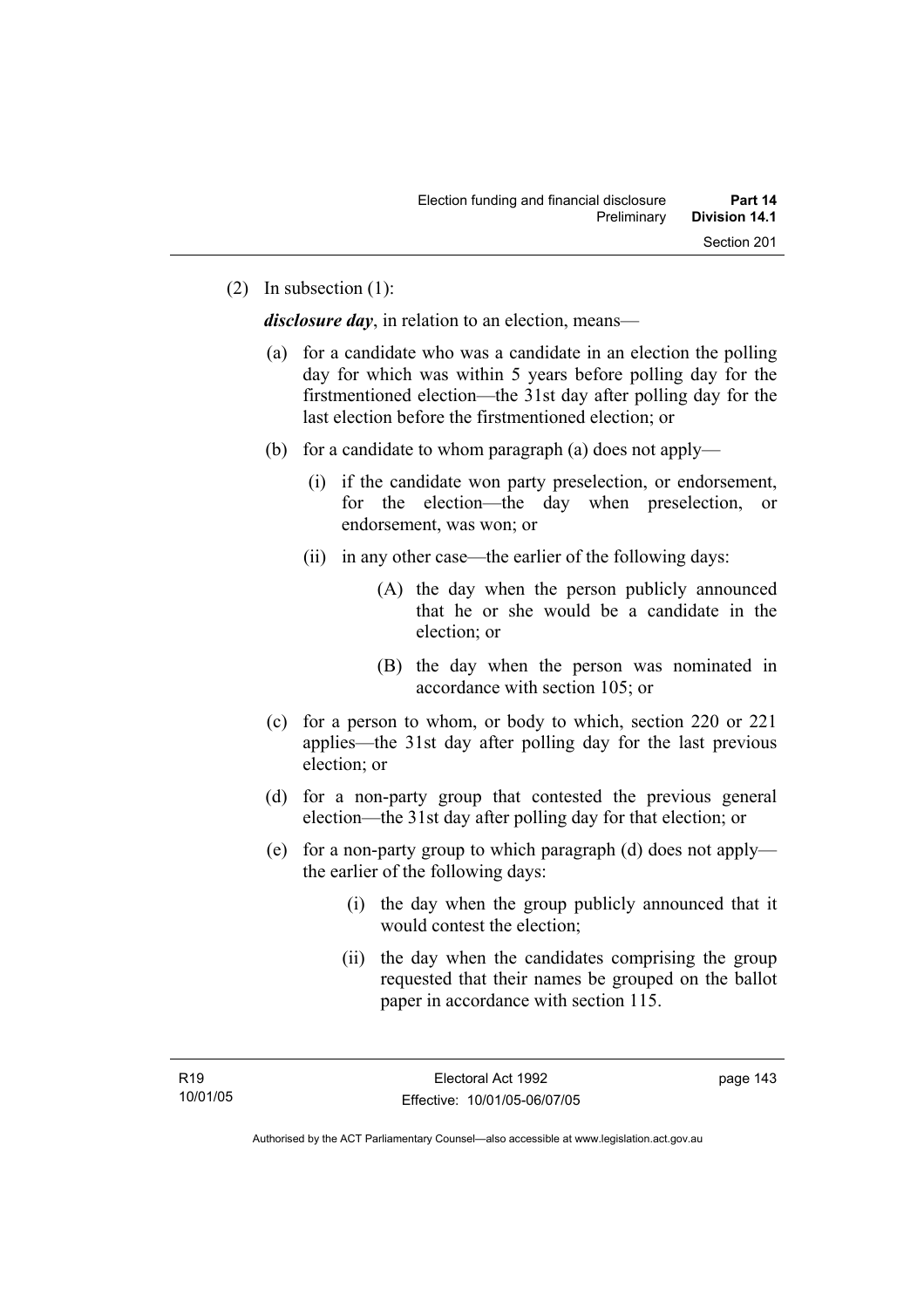(2) In subsection (1):

***disclosure day***, in relation to an election, means—

(a) for a candidate who was a candidate in an election the polling day for which was within 5 years before polling day for the firstmentioned election—the 31st day after polling day for the last election before the firstmentioned election; or

(b) for a candidate to whom paragraph (a) does not apply—

(i) if the candidate won party preselection, or endorsement, for the election—the day when preselection, or endorsement, was won; or

(ii) in any other case—the earlier of the following days:

(A) the day when the person publicly announced that he or she would be a candidate in the election; or

(B) the day when the person was nominated in accordance with section 105; or

(c) for a person to whom, or body to which, section 220 or 221 applies—the 31st day after polling day for the last previous election; or

(d) for a non-party group that contested the previous general election—the 31st day after polling day for that election; or

(e) for a non-party group to which paragraph (d) does not apply—the earlier of the following days:

(i) the day when the group publicly announced that it would contest the election;

(ii) the day when the candidates comprising the group requested that their names be grouped on the ballot paper in accordance with section 115.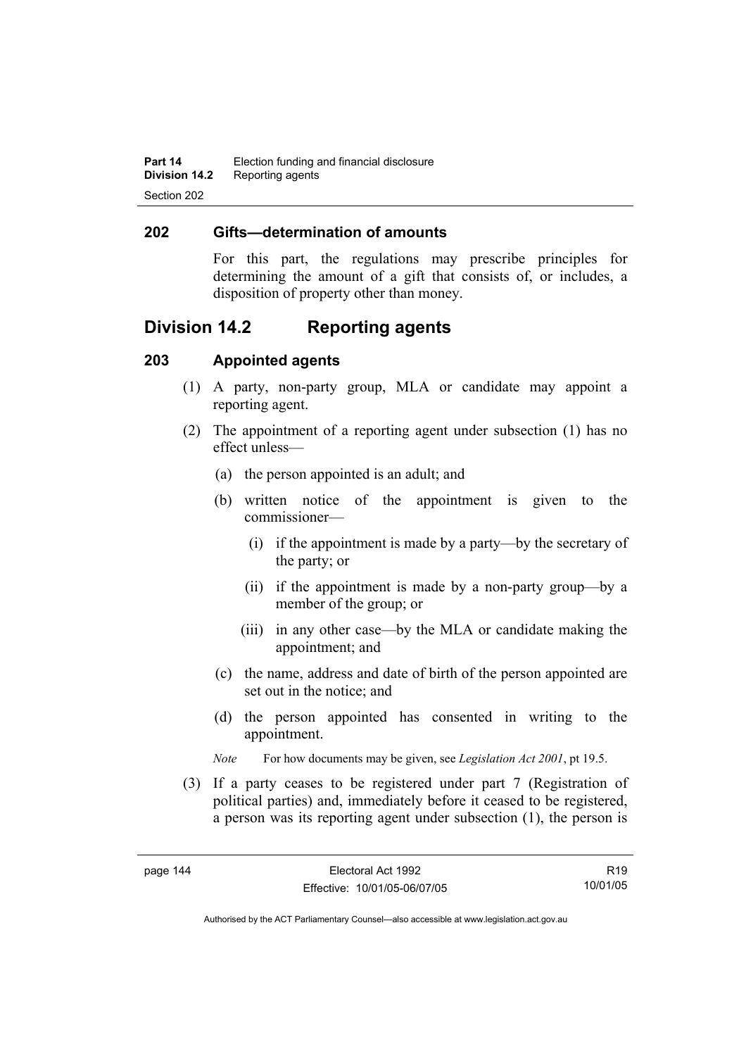### 202 Gifts—determination of amounts

For this part, the regulations may prescribe principles for determining the amount of a gift that consists of, or includes, a disposition of property other than money.

## Division 14.2 Reporting agents

### 203 Appointed agents

(1) A party, non-party group, MLA or candidate may appoint a reporting agent.

(2) The appointment of a reporting agent under subsection (1) has no effect unless—

(a) the person appointed is an adult; and

(b) written notice of the appointment is given to the commissioner—

(i) if the appointment is made by a party—by the secretary of the party; or

(ii) if the appointment is made by a non-party group—by a member of the group; or

(iii) in any other case—by the MLA or candidate making the appointment; and

(c) the name, address and date of birth of the person appointed are set out in the notice; and

(d) the person appointed has consented in writing to the appointment.

*Note* For how documents may be given, see *Legislation Act 2001*, pt 19.5.

(3) If a party ceases to be registered under part 7 (Registration of political parties) and, immediately before it ceased to be registered, a person was its reporting agent under subsection (1), the person is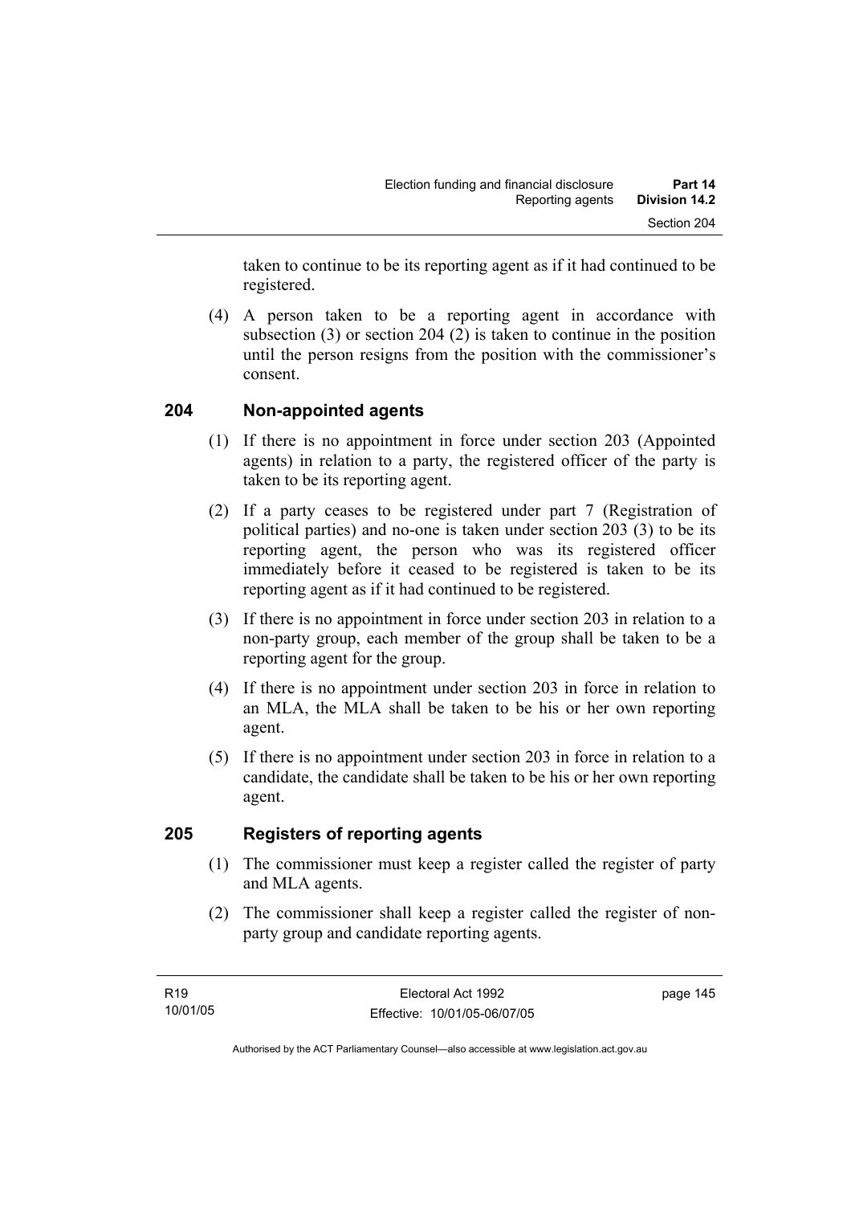taken to continue to be its reporting agent as if it had continued to be registered.

(4) A person taken to be a reporting agent in accordance with subsection (3) or section 204 (2) is taken to continue in the position until the person resigns from the position with the commissioner's consent.

## 204 Non-appointed agents

(1) If there is no appointment in force under section 203 (Appointed agents) in relation to a party, the registered officer of the party is taken to be its reporting agent.

(2) If a party ceases to be registered under part 7 (Registration of political parties) and no-one is taken under section 203 (3) to be its reporting agent, the person who was its registered officer immediately before it ceased to be registered is taken to be its reporting agent as if it had continued to be registered.

(3) If there is no appointment in force under section 203 in relation to a non-party group, each member of the group shall be taken to be a reporting agent for the group.

(4) If there is no appointment under section 203 in force in relation to an MLA, the MLA shall be taken to be his or her own reporting agent.

(5) If there is no appointment under section 203 in force in relation to a candidate, the candidate shall be taken to be his or her own reporting agent.

## 205 Registers of reporting agents

(1) The commissioner must keep a register called the register of party and MLA agents.

(2) The commissioner shall keep a register called the register of non-party group and candidate reporting agents.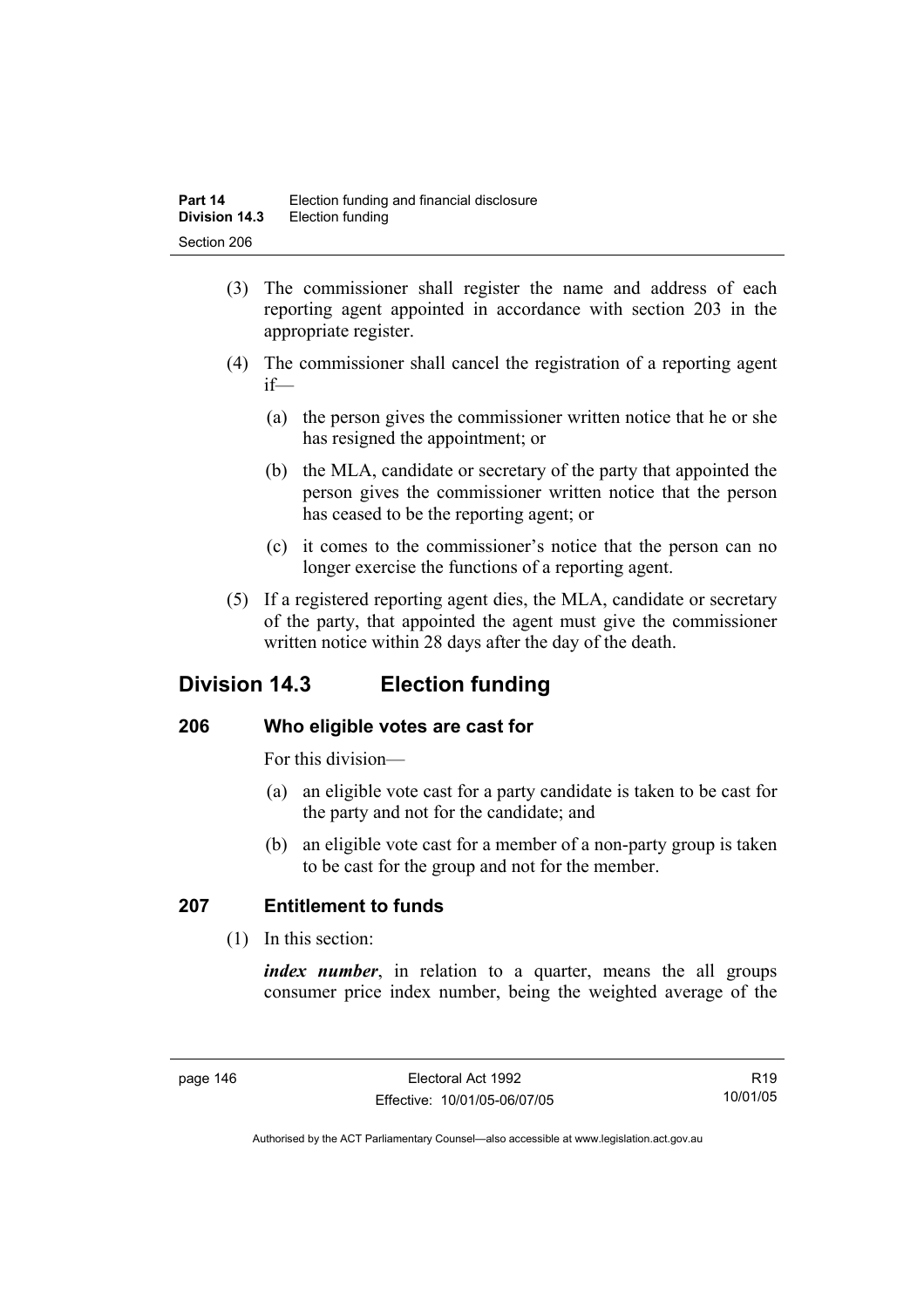(3) The commissioner shall register the name and address of each reporting agent appointed in accordance with section 203 in the appropriate register.

(4) The commissioner shall cancel the registration of a reporting agent if—

(a) the person gives the commissioner written notice that he or she has resigned the appointment; or

(b) the MLA, candidate or secretary of the party that appointed the person gives the commissioner written notice that the person has ceased to be the reporting agent; or

(c) it comes to the commissioner's notice that the person can no longer exercise the functions of a reporting agent.

(5) If a registered reporting agent dies, the MLA, candidate or secretary of the party, that appointed the agent must give the commissioner written notice within 28 days after the day of the death.

## Division 14.3 Election funding

### 206 Who eligible votes are cast for

For this division—

(a) an eligible vote cast for a party candidate is taken to be cast for the party and not for the candidate; and

(b) an eligible vote cast for a member of a non-party group is taken to be cast for the group and not for the member.

### 207 Entitlement to funds

(1) In this section:

***index number***, in relation to a quarter, means the all groups consumer price index number, being the weighted average of the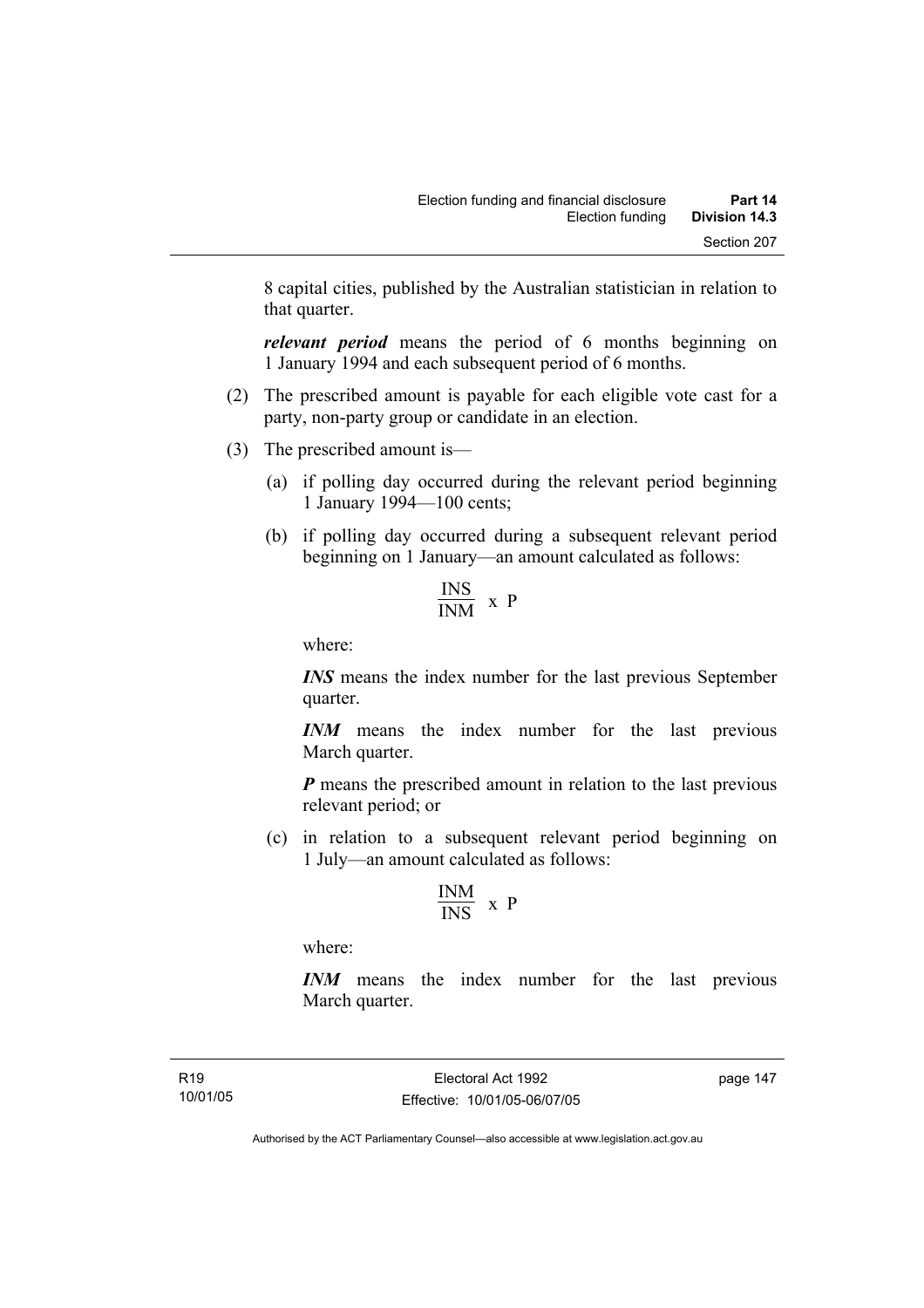8 capital cities, published by the Australian statistician in relation to that quarter.

***relevant period*** means the period of 6 months beginning on 1 January 1994 and each subsequent period of 6 months.

(2) The prescribed amount is payable for each eligible vote cast for a party, non-party group or candidate in an election.

(3) The prescribed amount is—

(a) if polling day occurred during the relevant period beginning 1 January 1994—100 cents;

(b) if polling day occurred during a subsequent relevant period beginning on 1 January—an amount calculated as follows:

$$\frac{INS}{INM} \times P$$

where:

***INS*** means the index number for the last previous September quarter.

***INM*** means the index number for the last previous March quarter.

***P*** means the prescribed amount in relation to the last previous relevant period; or

(c) in relation to a subsequent relevant period beginning on 1 July—an amount calculated as follows:

$$\frac{INM}{INS} \times P$$

where:

***INM*** means the index number for the last previous March quarter.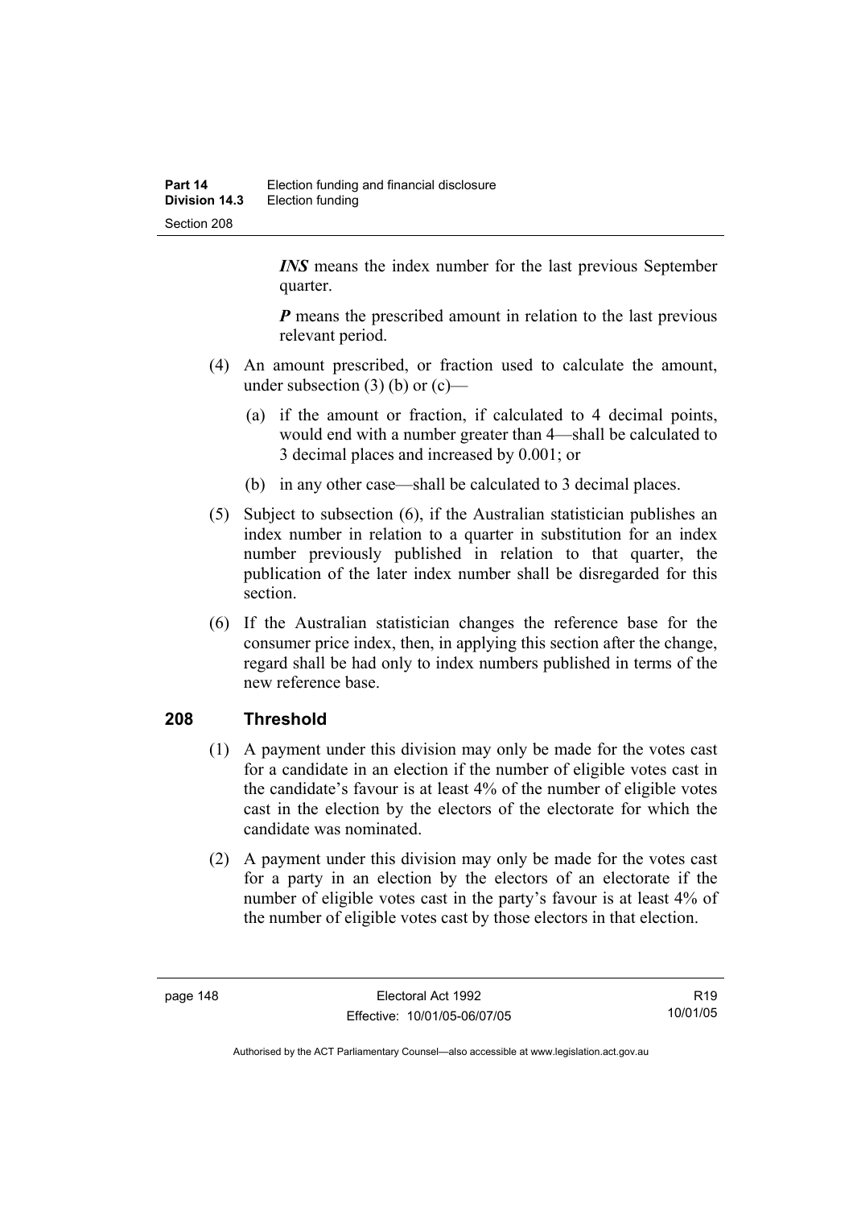***INS*** means the index number for the last previous September quarter.

***P*** means the prescribed amount in relation to the last previous relevant period.

(4) An amount prescribed, or fraction used to calculate the amount, under subsection (3) (b) or (c)—

(a) if the amount or fraction, if calculated to 4 decimal points, would end with a number greater than 4—shall be calculated to 3 decimal places and increased by 0.001; or

(b) in any other case—shall be calculated to 3 decimal places.

(5) Subject to subsection (6), if the Australian statistician publishes an index number in relation to a quarter in substitution for an index number previously published in relation to that quarter, the publication of the later index number shall be disregarded for this section.

(6) If the Australian statistician changes the reference base for the consumer price index, then, in applying this section after the change, regard shall be had only to index numbers published in terms of the new reference base.

## 208 Threshold

(1) A payment under this division may only be made for the votes cast for a candidate in an election if the number of eligible votes cast in the candidate's favour is at least 4% of the number of eligible votes cast in the election by the electors of the electorate for which the candidate was nominated.

(2) A payment under this division may only be made for the votes cast for a party in an election by the electors of an electorate if the number of eligible votes cast in the party's favour is at least 4% of the number of eligible votes cast by those electors in that election.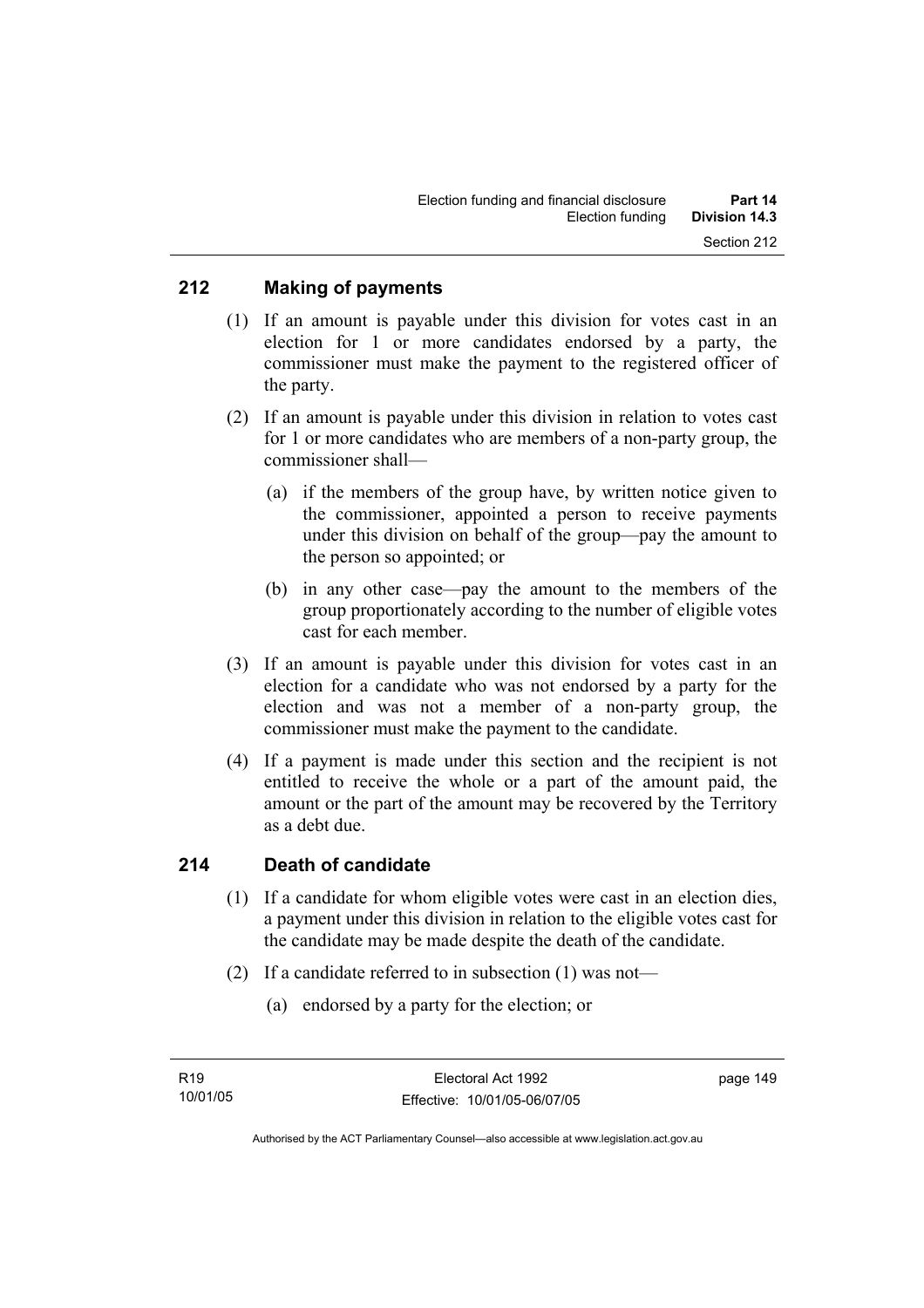## 212 Making of payments

(1) If an amount is payable under this division for votes cast in an election for 1 or more candidates endorsed by a party, the commissioner must make the payment to the registered officer of the party.

(2) If an amount is payable under this division in relation to votes cast for 1 or more candidates who are members of a non-party group, the commissioner shall—

(a) if the members of the group have, by written notice given to the commissioner, appointed a person to receive payments under this division on behalf of the group—pay the amount to the person so appointed; or

(b) in any other case—pay the amount to the members of the group proportionately according to the number of eligible votes cast for each member.

(3) If an amount is payable under this division for votes cast in an election for a candidate who was not endorsed by a party for the election and was not a member of a non-party group, the commissioner must make the payment to the candidate.

(4) If a payment is made under this section and the recipient is not entitled to receive the whole or a part of the amount paid, the amount or the part of the amount may be recovered by the Territory as a debt due.

## 214 Death of candidate

(1) If a candidate for whom eligible votes were cast in an election dies, a payment under this division in relation to the eligible votes cast for the candidate may be made despite the death of the candidate.

(2) If a candidate referred to in subsection (1) was not—

(a) endorsed by a party for the election; or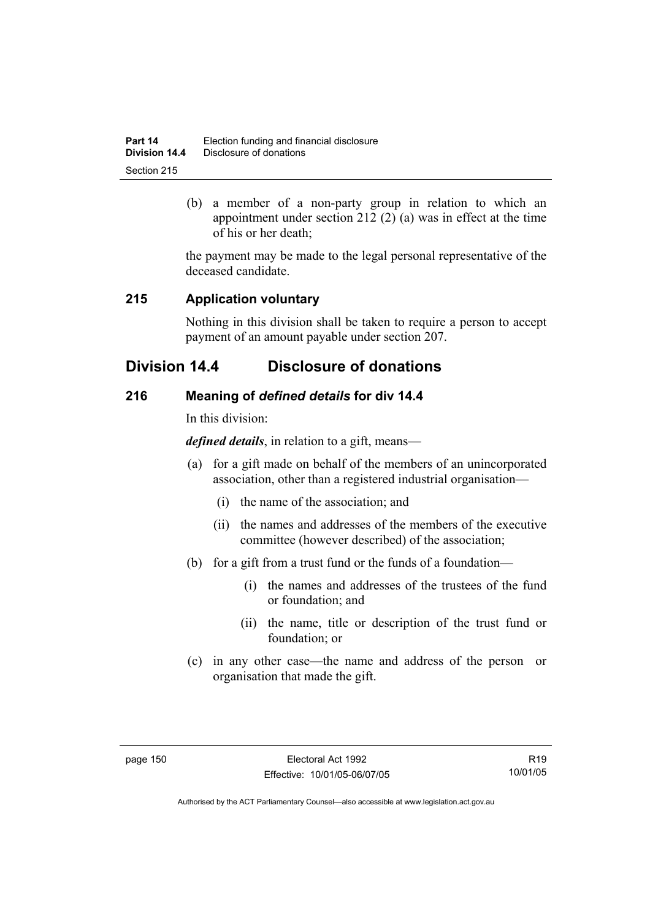(b) a member of a non-party group in relation to which an appointment under section 212 (2) (a) was in effect at the time of his or her death;

the payment may be made to the legal personal representative of the deceased candidate.

### 215 Application voluntary

Nothing in this division shall be taken to require a person to accept payment of an amount payable under section 207.

## Division 14.4 Disclosure of donations

### 216 Meaning of *defined details* for div 14.4

In this division:

***defined details***, in relation to a gift, means—

(a) for a gift made on behalf of the members of an unincorporated association, other than a registered industrial organisation—

(i) the name of the association; and

(ii) the names and addresses of the members of the executive committee (however described) of the association;

(b) for a gift from a trust fund or the funds of a foundation—

(i) the names and addresses of the trustees of the fund or foundation; and

(ii) the name, title or description of the trust fund or foundation; or

(c) in any other case—the name and address of the person or organisation that made the gift.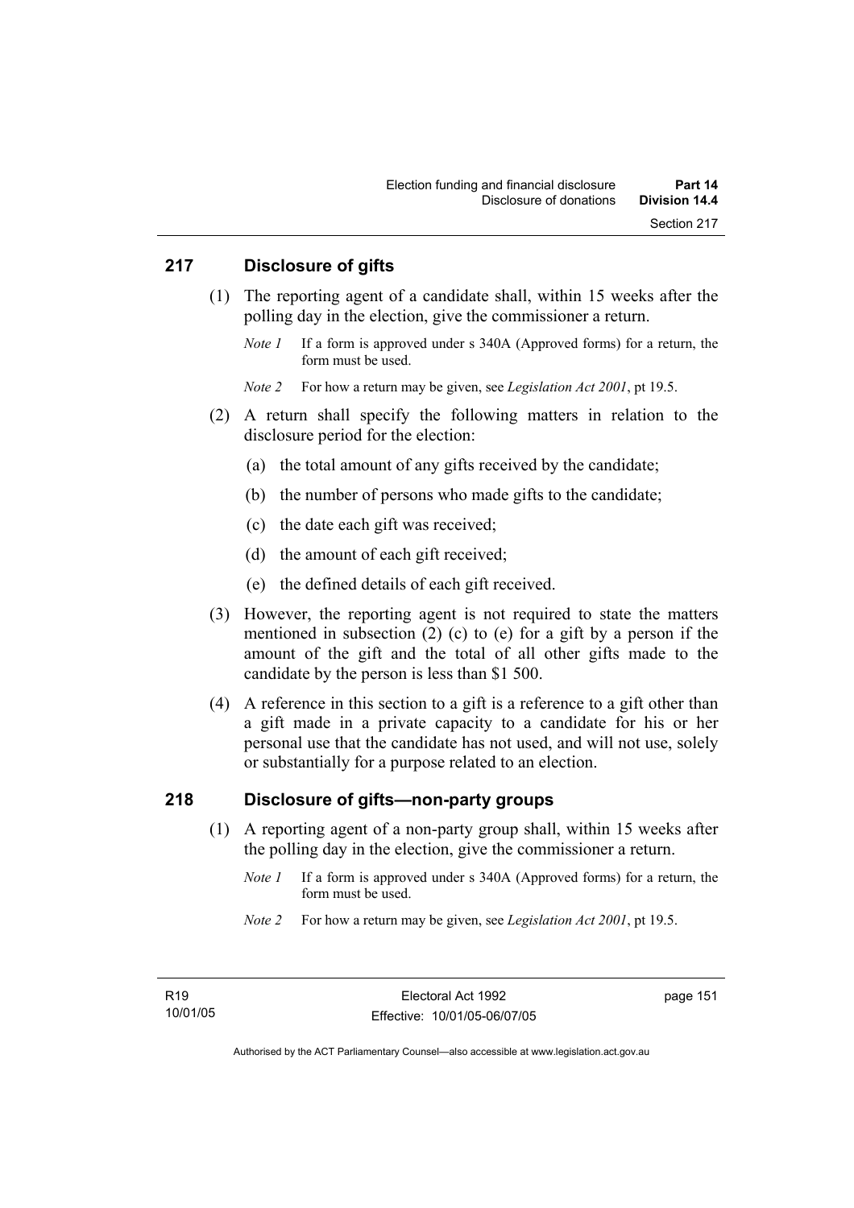## 217 Disclosure of gifts

(1) The reporting agent of a candidate shall, within 15 weeks after the polling day in the election, give the commissioner a return.

*Note 1* If a form is approved under s 340A (Approved forms) for a return, the form must be used.

*Note 2* For how a return may be given, see *Legislation Act 2001*, pt 19.5.

(2) A return shall specify the following matters in relation to the disclosure period for the election:

(a) the total amount of any gifts received by the candidate;

(b) the number of persons who made gifts to the candidate;

(c) the date each gift was received;

(d) the amount of each gift received;

(e) the defined details of each gift received.

(3) However, the reporting agent is not required to state the matters mentioned in subsection (2) (c) to (e) for a gift by a person if the amount of the gift and the total of all other gifts made to the candidate by the person is less than $1 500.

(4) A reference in this section to a gift is a reference to a gift other than a gift made in a private capacity to a candidate for his or her personal use that the candidate has not used, and will not use, solely or substantially for a purpose related to an election.

## 218 Disclosure of gifts—non-party groups

(1) A reporting agent of a non-party group shall, within 15 weeks after the polling day in the election, give the commissioner a return.

*Note 1* If a form is approved under s 340A (Approved forms) for a return, the form must be used.

*Note 2* For how a return may be given, see *Legislation Act 2001*, pt 19.5.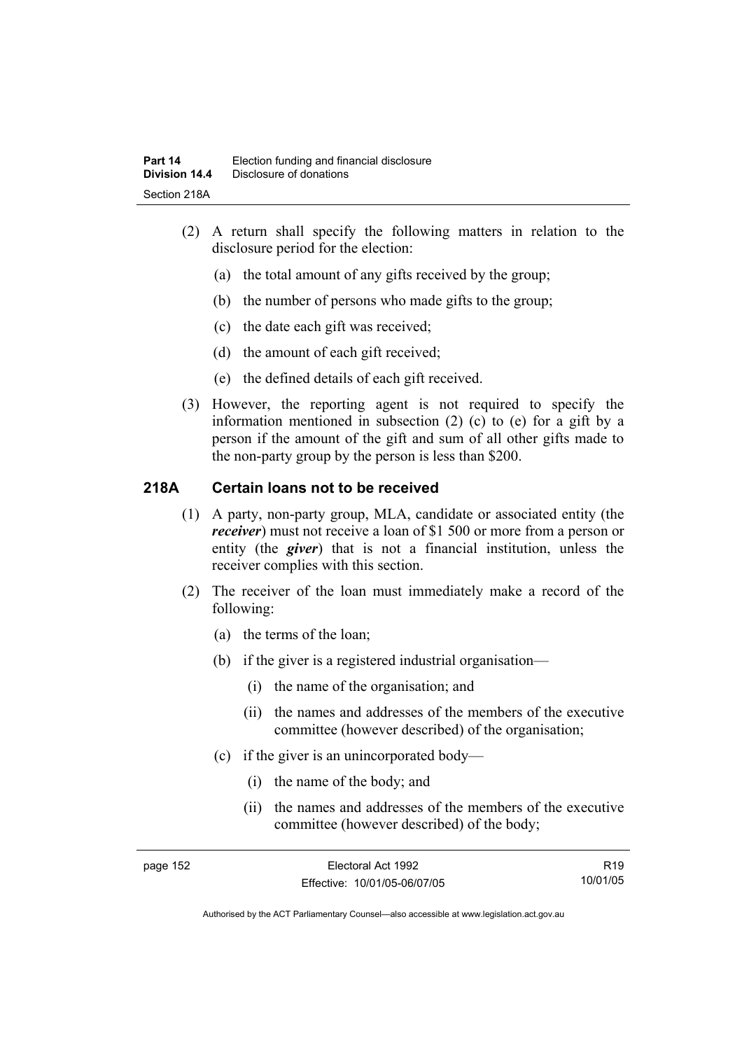(2) A return shall specify the following matters in relation to the disclosure period for the election:

  (a) the total amount of any gifts received by the group;

  (b) the number of persons who made gifts to the group;

  (c) the date each gift was received;

  (d) the amount of each gift received;

  (e) the defined details of each gift received.

(3) However, the reporting agent is not required to specify the information mentioned in subsection (2) (c) to (e) for a gift by a person if the amount of the gift and sum of all other gifts made to the non-party group by the person is less than $200.

## 218A Certain loans not to be received

(1) A party, non-party group, MLA, candidate or associated entity (the ***receiver***) must not receive a loan of $1 500 or more from a person or entity (the ***giver***) that is not a financial institution, unless the receiver complies with this section.

(2) The receiver of the loan must immediately make a record of the following:

  (a) the terms of the loan;

  (b) if the giver is a registered industrial organisation—

    (i) the name of the organisation; and

    (ii) the names and addresses of the members of the executive committee (however described) of the organisation;

  (c) if the giver is an unincorporated body—

    (i) the name of the body; and

    (ii) the names and addresses of the members of the executive committee (however described) of the body;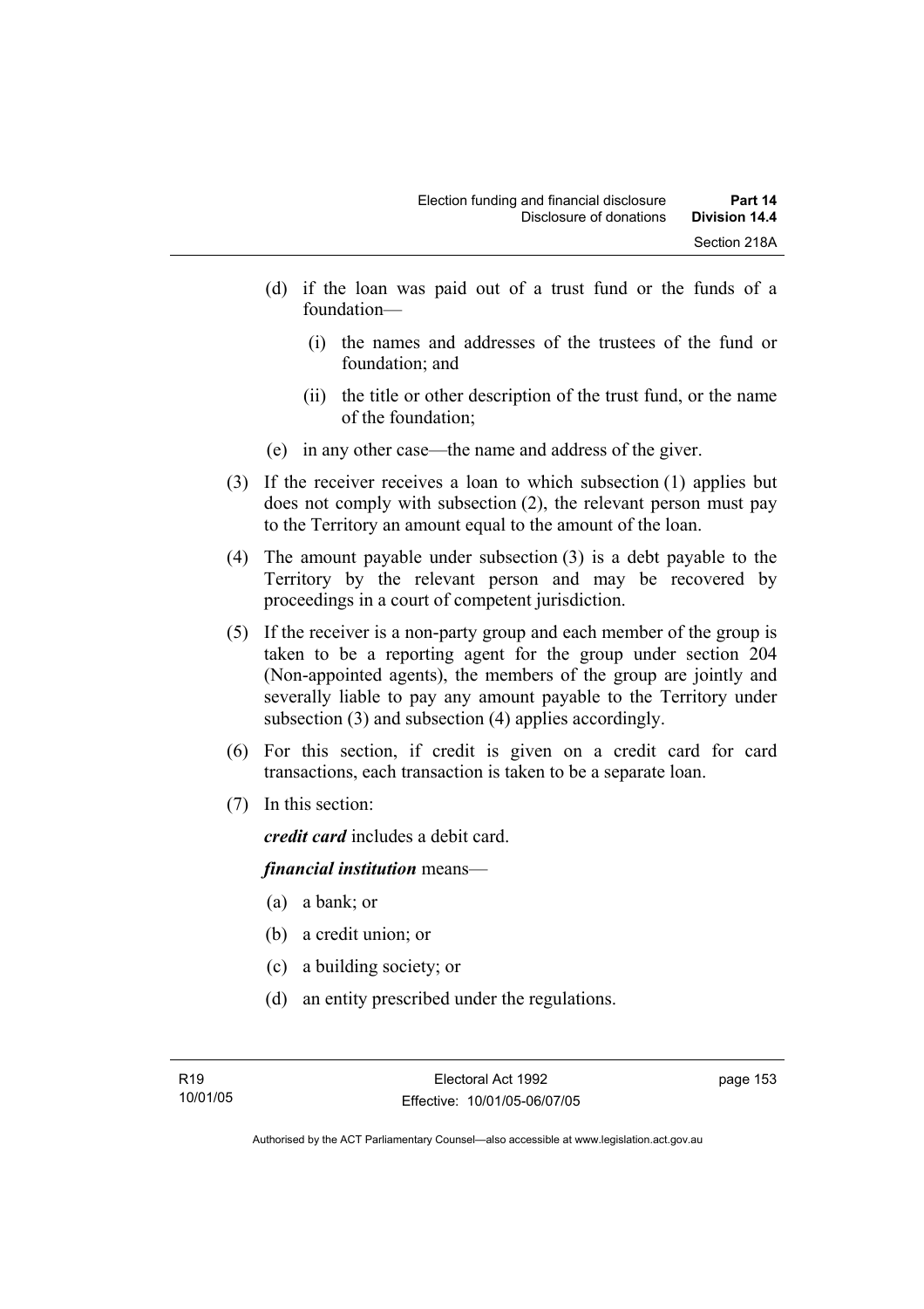(d) if the loan was paid out of a trust fund or the funds of a foundation—

  (i) the names and addresses of the trustees of the fund or foundation; and

  (ii) the title or other description of the trust fund, or the name of the foundation;

(e) in any other case—the name and address of the giver.

(3) If the receiver receives a loan to which subsection (1) applies but does not comply with subsection (2), the relevant person must pay to the Territory an amount equal to the amount of the loan.

(4) The amount payable under subsection (3) is a debt payable to the Territory by the relevant person and may be recovered by proceedings in a court of competent jurisdiction.

(5) If the receiver is a non-party group and each member of the group is taken to be a reporting agent for the group under section 204 (Non-appointed agents), the members of the group are jointly and severally liable to pay any amount payable to the Territory under subsection (3) and subsection (4) applies accordingly.

(6) For this section, if credit is given on a credit card for card transactions, each transaction is taken to be a separate loan.

(7) In this section:

***credit card*** includes a debit card.

***financial institution*** means—

(a) a bank; or

(b) a credit union; or

(c) a building society; or

(d) an entity prescribed under the regulations.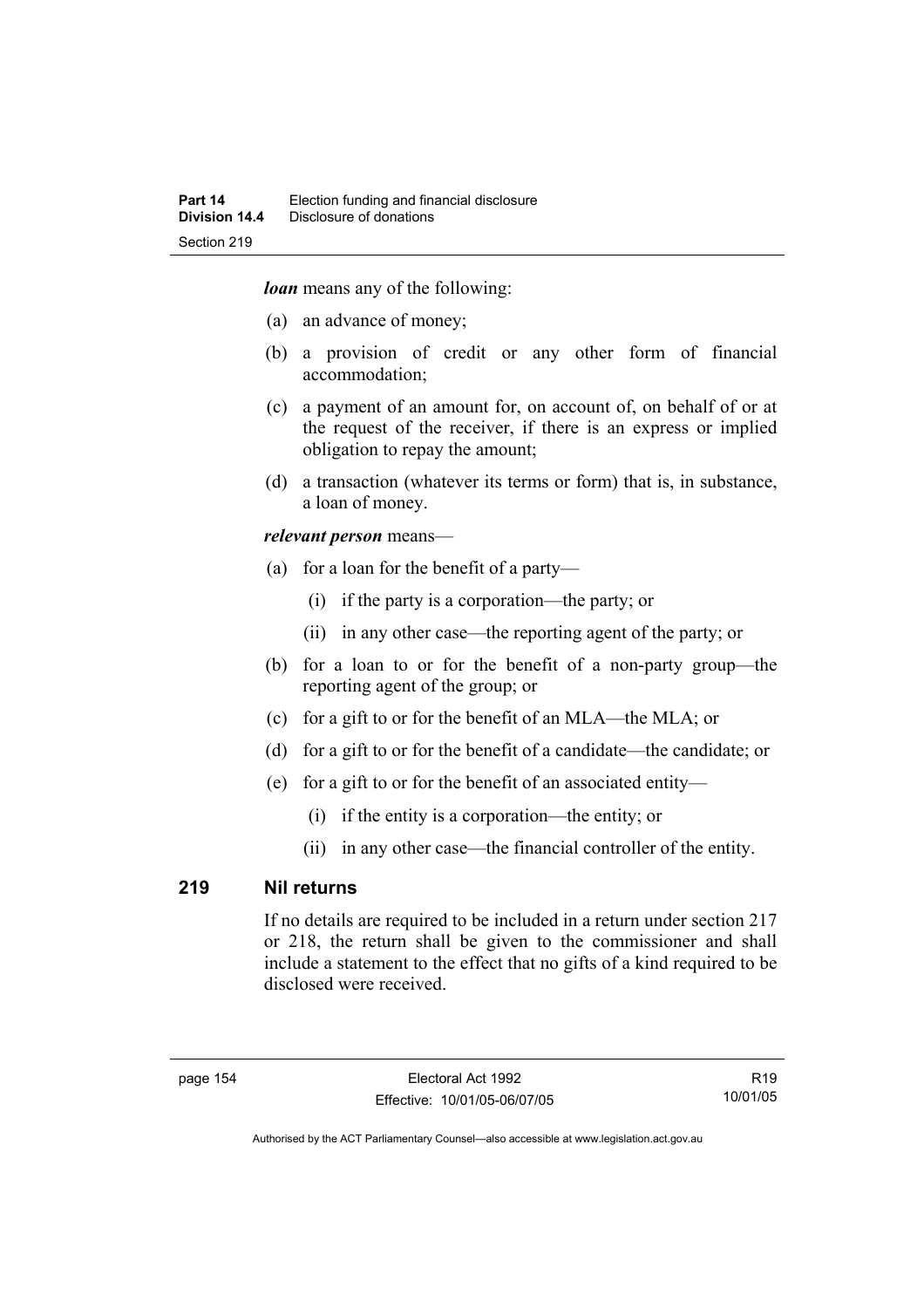***loan*** means any of the following:

(a) an advance of money;

(b) a provision of credit or any other form of financial accommodation;

(c) a payment of an amount for, on account of, on behalf of or at the request of the receiver, if there is an express or implied obligation to repay the amount;

(d) a transaction (whatever its terms or form) that is, in substance, a loan of money.

***relevant person*** means—

(a) for a loan for the benefit of a party—

  (i) if the party is a corporation—the party; or

  (ii) in any other case—the reporting agent of the party; or

(b) for a loan to or for the benefit of a non-party group—the reporting agent of the group; or

(c) for a gift to or for the benefit of an MLA—the MLA; or

(d) for a gift to or for the benefit of a candidate—the candidate; or

(e) for a gift to or for the benefit of an associated entity—

  (i) if the entity is a corporation—the entity; or

  (ii) in any other case—the financial controller of the entity.

## 219 Nil returns

If no details are required to be included in a return under section 217 or 218, the return shall be given to the commissioner and shall include a statement to the effect that no gifts of a kind required to be disclosed were received.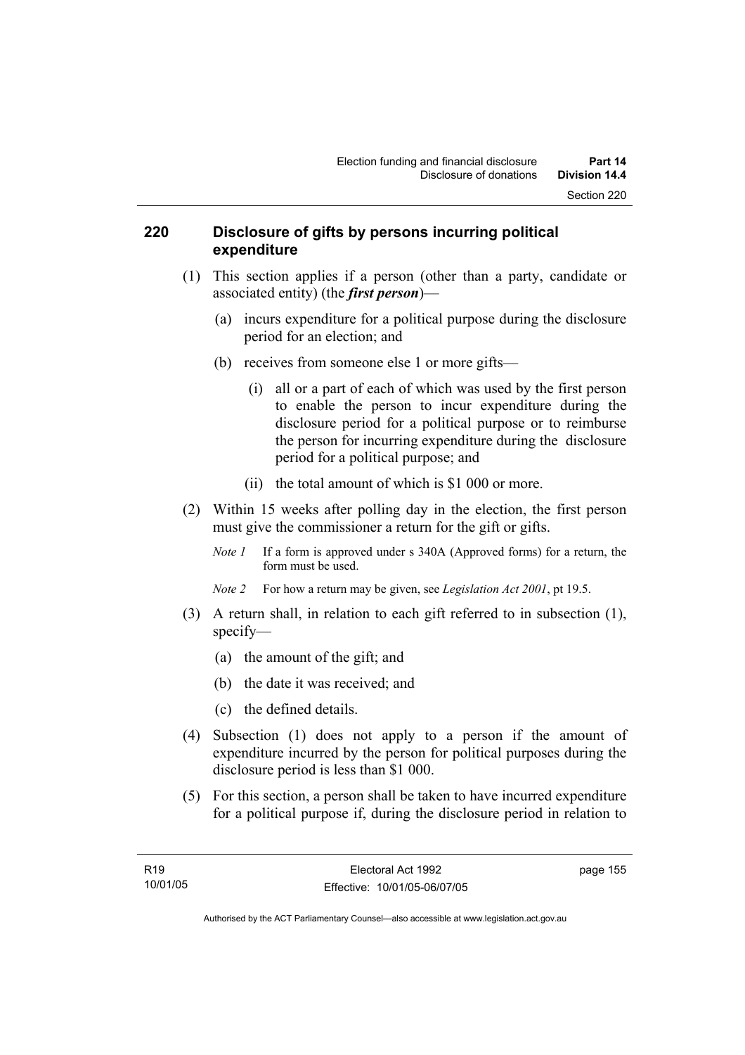## 220 Disclosure of gifts by persons incurring political expenditure

(1) This section applies if a person (other than a party, candidate or associated entity) (the ***first person***)—

 (a) incurs expenditure for a political purpose during the disclosure period for an election; and

 (b) receives from someone else 1 or more gifts—

  (i) all or a part of each of which was used by the first person to enable the person to incur expenditure during the disclosure period for a political purpose or to reimburse the person for incurring expenditure during the disclosure period for a political purpose; and

  (ii) the total amount of which is $1 000 or more.

(2) Within 15 weeks after polling day in the election, the first person must give the commissioner a return for the gift or gifts.

*Note 1* If a form is approved under s 340A (Approved forms) for a return, the form must be used.

*Note 2* For how a return may be given, see *Legislation Act 2001*, pt 19.5.

(3) A return shall, in relation to each gift referred to in subsection (1), specify—

 (a) the amount of the gift; and

 (b) the date it was received; and

 (c) the defined details.

(4) Subsection (1) does not apply to a person if the amount of expenditure incurred by the person for political purposes during the disclosure period is less than $1 000.

(5) For this section, a person shall be taken to have incurred expenditure for a political purpose if, during the disclosure period in relation to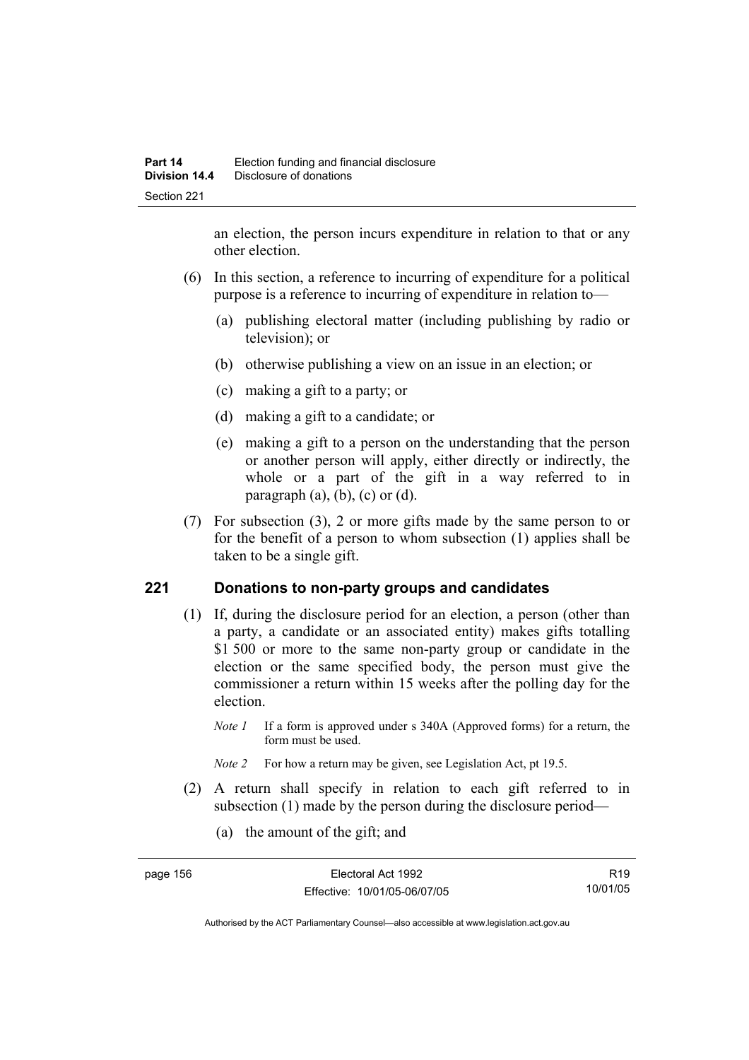an election, the person incurs expenditure in relation to that or any other election.

(6) In this section, a reference to incurring of expenditure for a political purpose is a reference to incurring of expenditure in relation to—

(a) publishing electoral matter (including publishing by radio or television); or

(b) otherwise publishing a view on an issue in an election; or

(c) making a gift to a party; or

(d) making a gift to a candidate; or

(e) making a gift to a person on the understanding that the person or another person will apply, either directly or indirectly, the whole or a part of the gift in a way referred to in paragraph (a), (b), (c) or (d).

(7) For subsection (3), 2 or more gifts made by the same person to or for the benefit of a person to whom subsection (1) applies shall be taken to be a single gift.

## 221 Donations to non-party groups and candidates

(1) If, during the disclosure period for an election, a person (other than a party, a candidate or an associated entity) makes gifts totalling $1 500 or more to the same non-party group or candidate in the election or the same specified body, the person must give the commissioner a return within 15 weeks after the polling day for the election.

*Note 1* If a form is approved under s 340A (Approved forms) for a return, the form must be used.

*Note 2* For how a return may be given, see Legislation Act, pt 19.5.

(2) A return shall specify in relation to each gift referred to in subsection (1) made by the person during the disclosure period—

(a) the amount of the gift; and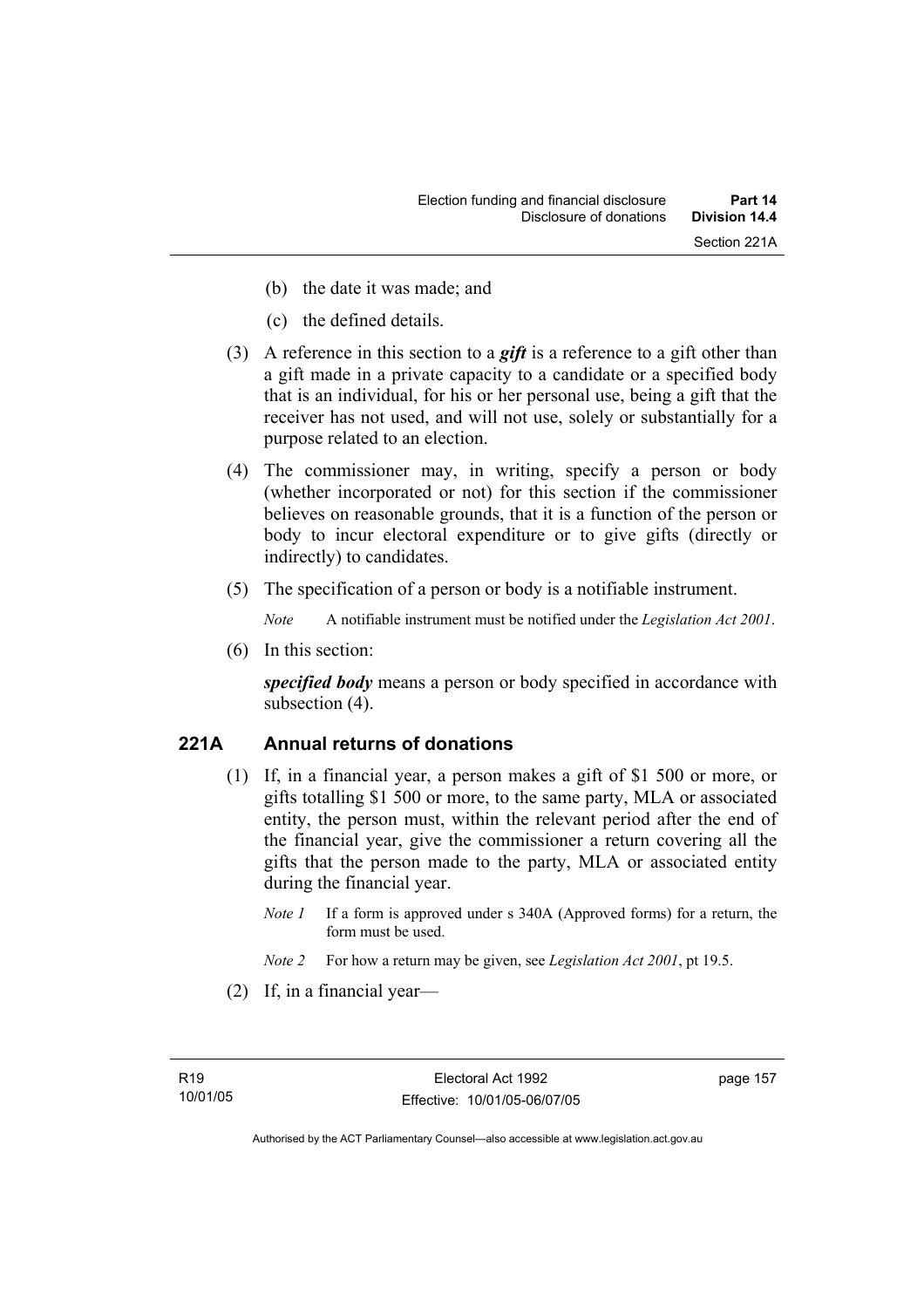(b) the date it was made; and

(c) the defined details.

(3) A reference in this section to a ***gift*** is a reference to a gift other than a gift made in a private capacity to a candidate or a specified body that is an individual, for his or her personal use, being a gift that the receiver has not used, and will not use, solely or substantially for a purpose related to an election.

(4) The commissioner may, in writing, specify a person or body (whether incorporated or not) for this section if the commissioner believes on reasonable grounds, that it is a function of the person or body to incur electoral expenditure or to give gifts (directly or indirectly) to candidates.

(5) The specification of a person or body is a notifiable instrument.

*Note* A notifiable instrument must be notified under the *Legislation Act 2001*.

(6) In this section:

***specified body*** means a person or body specified in accordance with subsection (4).

## 221A Annual returns of donations

(1) If, in a financial year, a person makes a gift of $1 500 or more, or gifts totalling $1 500 or more, to the same party, MLA or associated entity, the person must, within the relevant period after the end of the financial year, give the commissioner a return covering all the gifts that the person made to the party, MLA or associated entity during the financial year.

*Note 1* If a form is approved under s 340A (Approved forms) for a return, the form must be used.

*Note 2* For how a return may be given, see *Legislation Act 2001*, pt 19.5.

(2) If, in a financial year—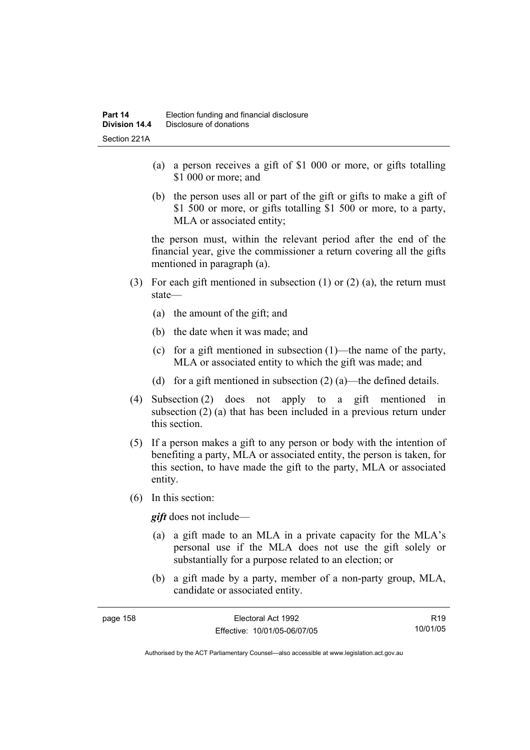(a) a person receives a gift of $1 000 or more, or gifts totalling $1 000 or more; and

(b) the person uses all or part of the gift or gifts to make a gift of $1 500 or more, or gifts totalling $1 500 or more, to a party, MLA or associated entity;

the person must, within the relevant period after the end of the financial year, give the commissioner a return covering all the gifts mentioned in paragraph (a).

(3) For each gift mentioned in subsection (1) or (2) (a), the return must state—

(a) the amount of the gift; and

(b) the date when it was made; and

(c) for a gift mentioned in subsection (1)—the name of the party, MLA or associated entity to which the gift was made; and

(d) for a gift mentioned in subsection (2) (a)—the defined details.

(4) Subsection (2) does not apply to a gift mentioned in subsection (2) (a) that has been included in a previous return under this section.

(5) If a person makes a gift to any person or body with the intention of benefiting a party, MLA or associated entity, the person is taken, for this section, to have made the gift to the party, MLA or associated entity.

(6) In this section:

***gift*** does not include—

(a) a gift made to an MLA in a private capacity for the MLA's personal use if the MLA does not use the gift solely or substantially for a purpose related to an election; or

(b) a gift made by a party, member of a non-party group, MLA, candidate or associated entity.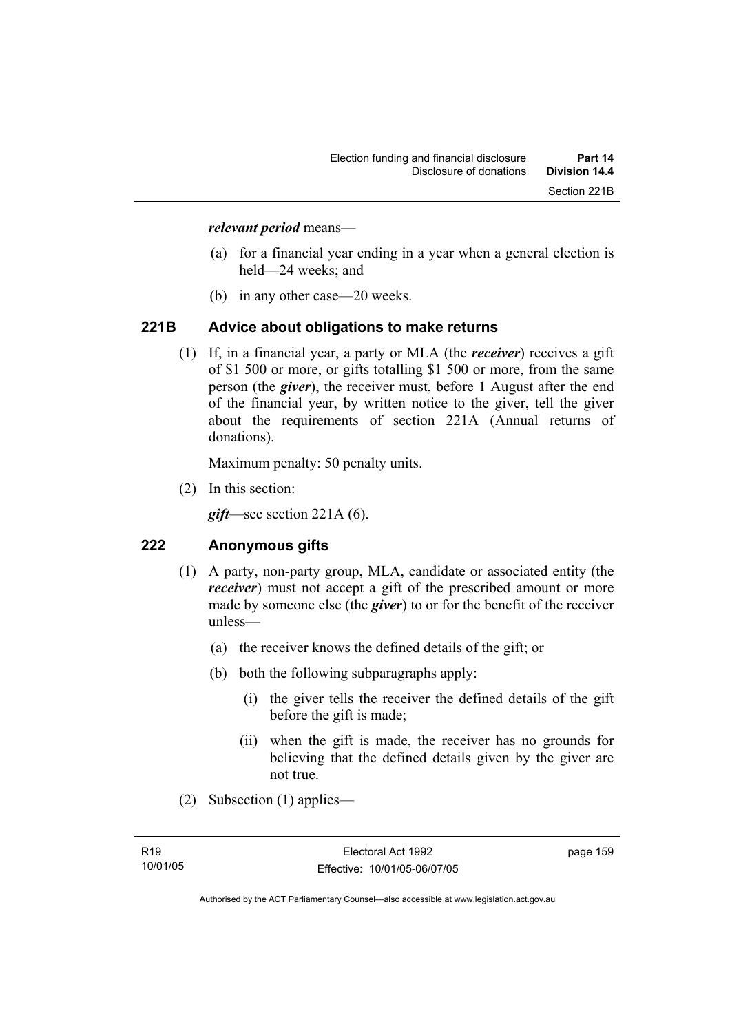***relevant period*** means—

(a) for a financial year ending in a year when a general election is held—24 weeks; and

(b) in any other case—20 weeks.

## 221B Advice about obligations to make returns

(1) If, in a financial year, a party or MLA (the ***receiver***) receives a gift of $1 500 or more, or gifts totalling $1 500 or more, from the same person (the ***giver***), the receiver must, before 1 August after the end of the financial year, by written notice to the giver, tell the giver about the requirements of section 221A (Annual returns of donations).

Maximum penalty: 50 penalty units.

(2) In this section:

***gift***—see section 221A (6).

## 222 Anonymous gifts

(1) A party, non-party group, MLA, candidate or associated entity (the ***receiver***) must not accept a gift of the prescribed amount or more made by someone else (the ***giver***) to or for the benefit of the receiver unless—

(a) the receiver knows the defined details of the gift; or

(b) both the following subparagraphs apply:

(i) the giver tells the receiver the defined details of the gift before the gift is made;

(ii) when the gift is made, the receiver has no grounds for believing that the defined details given by the giver are not true.

(2) Subsection (1) applies—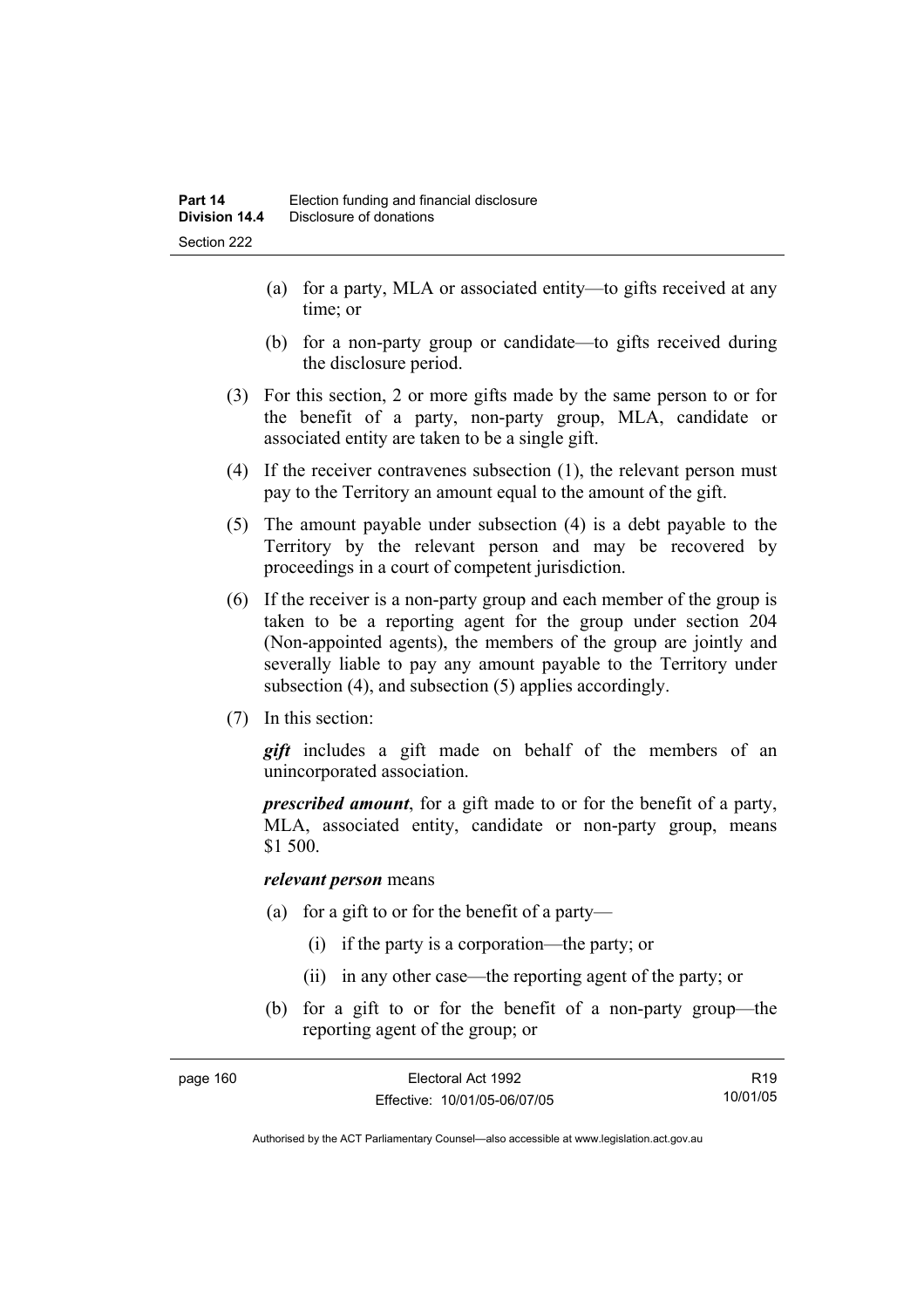(a) for a party, MLA or associated entity—to gifts received at any time; or

(b) for a non-party group or candidate—to gifts received during the disclosure period.

(3) For this section, 2 or more gifts made by the same person to or for the benefit of a party, non-party group, MLA, candidate or associated entity are taken to be a single gift.

(4) If the receiver contravenes subsection (1), the relevant person must pay to the Territory an amount equal to the amount of the gift.

(5) The amount payable under subsection (4) is a debt payable to the Territory by the relevant person and may be recovered by proceedings in a court of competent jurisdiction.

(6) If the receiver is a non-party group and each member of the group is taken to be a reporting agent for the group under section 204 (Non-appointed agents), the members of the group are jointly and severally liable to pay any amount payable to the Territory under subsection (4), and subsection (5) applies accordingly.

(7) In this section:

***gift*** includes a gift made on behalf of the members of an unincorporated association.

***prescribed amount***, for a gift made to or for the benefit of a party, MLA, associated entity, candidate or non-party group, means $1 500.

***relevant person*** means

(a) for a gift to or for the benefit of a party—

(i) if the party is a corporation—the party; or

(ii) in any other case—the reporting agent of the party; or

(b) for a gift to or for the benefit of a non-party group—the reporting agent of the group; or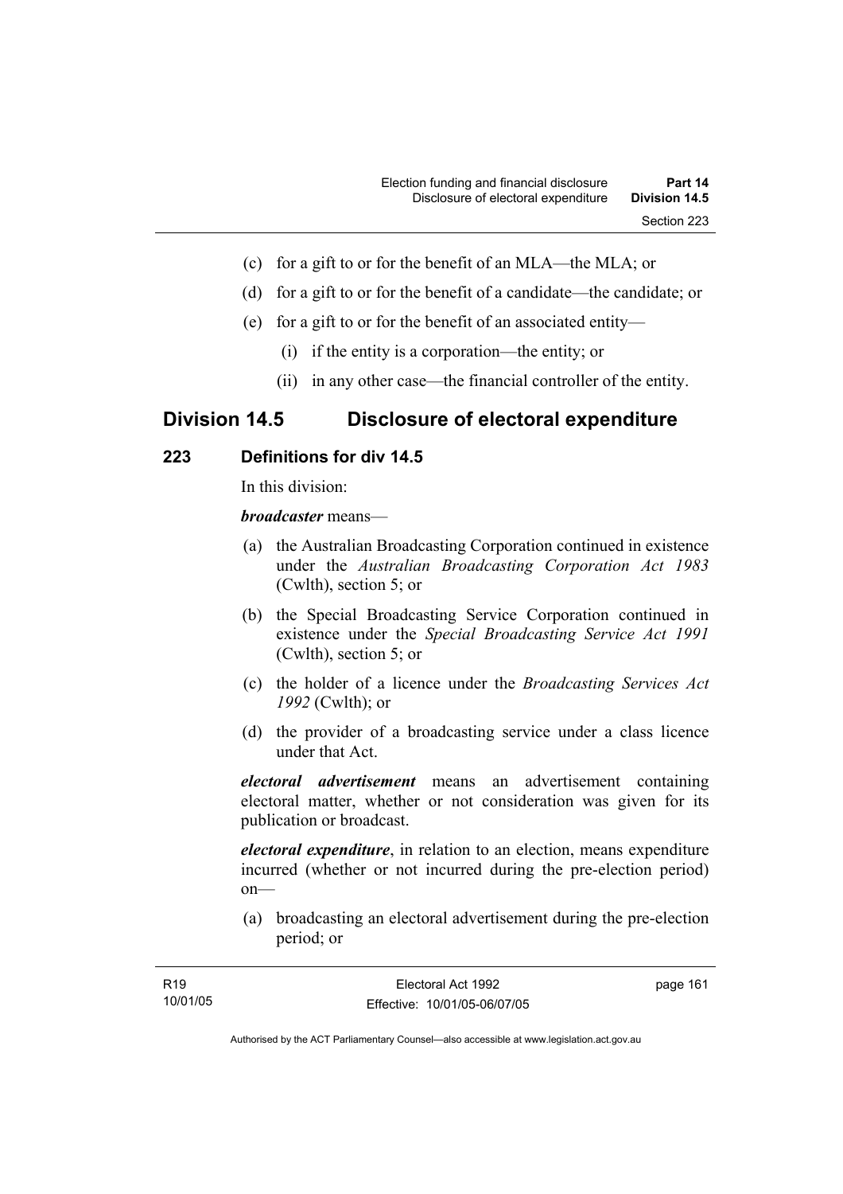(c) for a gift to or for the benefit of an MLA—the MLA; or

(d) for a gift to or for the benefit of a candidate—the candidate; or

(e) for a gift to or for the benefit of an associated entity—

(i) if the entity is a corporation—the entity; or

(ii) in any other case—the financial controller of the entity.

## Division 14.5 Disclosure of electoral expenditure

### 223 Definitions for div 14.5

In this division:

***broadcaster*** means—

(a) the Australian Broadcasting Corporation continued in existence under the *Australian Broadcasting Corporation Act 1983* (Cwlth), section 5; or

(b) the Special Broadcasting Service Corporation continued in existence under the *Special Broadcasting Service Act 1991* (Cwlth), section 5; or

(c) the holder of a licence under the *Broadcasting Services Act 1992* (Cwlth); or

(d) the provider of a broadcasting service under a class licence under that Act.

***electoral advertisement*** means an advertisement containing electoral matter, whether or not consideration was given for its publication or broadcast.

***electoral expenditure***, in relation to an election, means expenditure incurred (whether or not incurred during the pre-election period) on—

(a) broadcasting an electoral advertisement during the pre-election period; or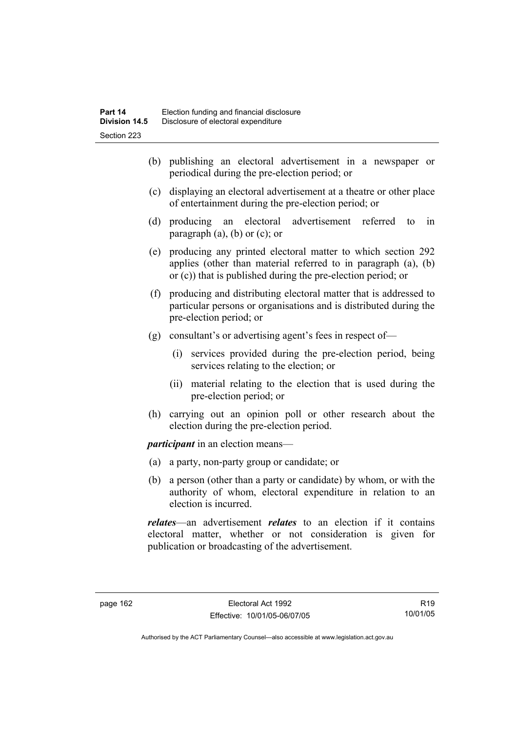(b) publishing an electoral advertisement in a newspaper or periodical during the pre-election period; or

(c) displaying an electoral advertisement at a theatre or other place of entertainment during the pre-election period; or

(d) producing an electoral advertisement referred to in paragraph (a), (b) or (c); or

(e) producing any printed electoral matter to which section 292 applies (other than material referred to in paragraph (a), (b) or (c)) that is published during the pre-election period; or

(f) producing and distributing electoral matter that is addressed to particular persons or organisations and is distributed during the pre-election period; or

(g) consultant's or advertising agent's fees in respect of—

(i) services provided during the pre-election period, being services relating to the election; or

(ii) material relating to the election that is used during the pre-election period; or

(h) carrying out an opinion poll or other research about the election during the pre-election period.

***participant*** in an election means—

(a) a party, non-party group or candidate; or

(b) a person (other than a party or candidate) by whom, or with the authority of whom, electoral expenditure in relation to an election is incurred.

***relates***—an advertisement ***relates*** to an election if it contains electoral matter, whether or not consideration is given for publication or broadcasting of the advertisement.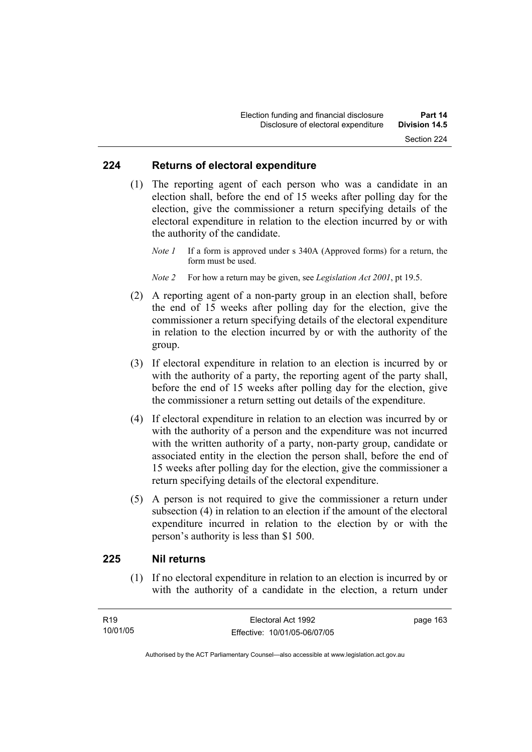## 224 Returns of electoral expenditure

(1) The reporting agent of each person who was a candidate in an election shall, before the end of 15 weeks after polling day for the election, give the commissioner a return specifying details of the electoral expenditure in relation to the election incurred by or with the authority of the candidate.

*Note 1* If a form is approved under s 340A (Approved forms) for a return, the form must be used.

*Note 2* For how a return may be given, see *Legislation Act 2001*, pt 19.5.

(2) A reporting agent of a non-party group in an election shall, before the end of 15 weeks after polling day for the election, give the commissioner a return specifying details of the electoral expenditure in relation to the election incurred by or with the authority of the group.

(3) If electoral expenditure in relation to an election is incurred by or with the authority of a party, the reporting agent of the party shall, before the end of 15 weeks after polling day for the election, give the commissioner a return setting out details of the expenditure.

(4) If electoral expenditure in relation to an election was incurred by or with the authority of a person and the expenditure was not incurred with the written authority of a party, non-party group, candidate or associated entity in the election the person shall, before the end of 15 weeks after polling day for the election, give the commissioner a return specifying details of the electoral expenditure.

(5) A person is not required to give the commissioner a return under subsection (4) in relation to an election if the amount of the electoral expenditure incurred in relation to the election by or with the person's authority is less than $1 500.

## 225 Nil returns

(1) If no electoral expenditure in relation to an election is incurred by or with the authority of a candidate in the election, a return under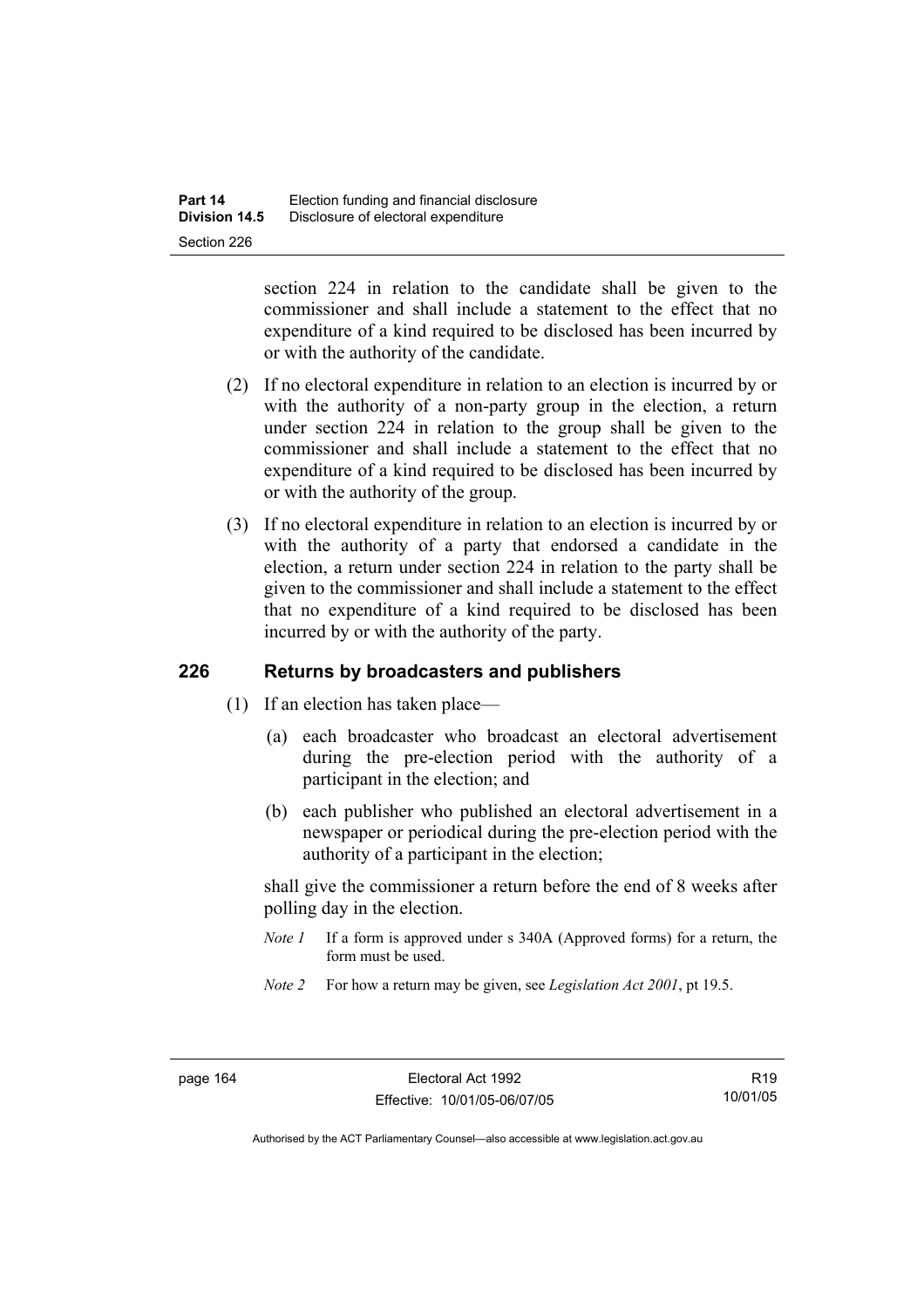section 224 in relation to the candidate shall be given to the commissioner and shall include a statement to the effect that no expenditure of a kind required to be disclosed has been incurred by or with the authority of the candidate.

(2) If no electoral expenditure in relation to an election is incurred by or with the authority of a non-party group in the election, a return under section 224 in relation to the group shall be given to the commissioner and shall include a statement to the effect that no expenditure of a kind required to be disclosed has been incurred by or with the authority of the group.

(3) If no electoral expenditure in relation to an election is incurred by or with the authority of a party that endorsed a candidate in the election, a return under section 224 in relation to the party shall be given to the commissioner and shall include a statement to the effect that no expenditure of a kind required to be disclosed has been incurred by or with the authority of the party.

## 226 Returns by broadcasters and publishers

(1) If an election has taken place—

(a) each broadcaster who broadcast an electoral advertisement during the pre-election period with the authority of a participant in the election; and

(b) each publisher who published an electoral advertisement in a newspaper or periodical during the pre-election period with the authority of a participant in the election;

shall give the commissioner a return before the end of 8 weeks after polling day in the election.

*Note 1* If a form is approved under s 340A (Approved forms) for a return, the form must be used.

*Note 2* For how a return may be given, see *Legislation Act 2001*, pt 19.5.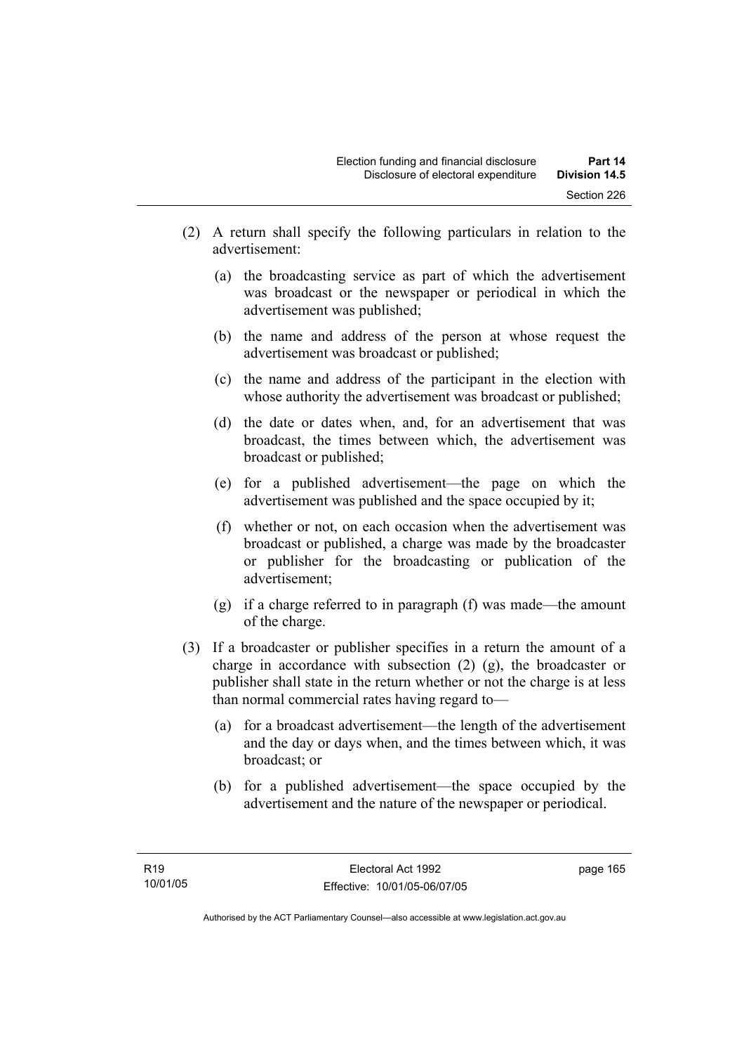(2) A return shall specify the following particulars in relation to the advertisement:

(a) the broadcasting service as part of which the advertisement was broadcast or the newspaper or periodical in which the advertisement was published;

(b) the name and address of the person at whose request the advertisement was broadcast or published;

(c) the name and address of the participant in the election with whose authority the advertisement was broadcast or published;

(d) the date or dates when, and, for an advertisement that was broadcast, the times between which, the advertisement was broadcast or published;

(e) for a published advertisement—the page on which the advertisement was published and the space occupied by it;

(f) whether or not, on each occasion when the advertisement was broadcast or published, a charge was made by the broadcaster or publisher for the broadcasting or publication of the advertisement;

(g) if a charge referred to in paragraph (f) was made—the amount of the charge.

(3) If a broadcaster or publisher specifies in a return the amount of a charge in accordance with subsection (2) (g), the broadcaster or publisher shall state in the return whether or not the charge is at less than normal commercial rates having regard to—

(a) for a broadcast advertisement—the length of the advertisement and the day or days when, and the times between which, it was broadcast; or

(b) for a published advertisement—the space occupied by the advertisement and the nature of the newspaper or periodical.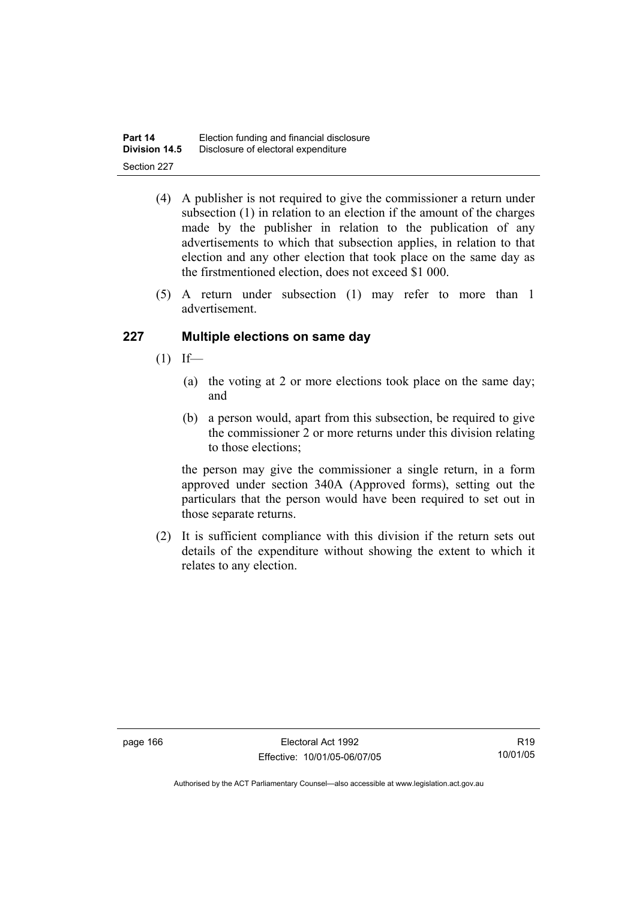(4) A publisher is not required to give the commissioner a return under subsection (1) in relation to an election if the amount of the charges made by the publisher in relation to the publication of any advertisements to which that subsection applies, in relation to that election and any other election that took place on the same day as the firstmentioned election, does not exceed $1 000.

(5) A return under subsection (1) may refer to more than 1 advertisement.

### 227 Multiple elections on same day

(1) If—

(a) the voting at 2 or more elections took place on the same day; and

(b) a person would, apart from this subsection, be required to give the commissioner 2 or more returns under this division relating to those elections;

the person may give the commissioner a single return, in a form approved under section 340A (Approved forms), setting out the particulars that the person would have been required to set out in those separate returns.

(2) It is sufficient compliance with this division if the return sets out details of the expenditure without showing the extent to which it relates to any election.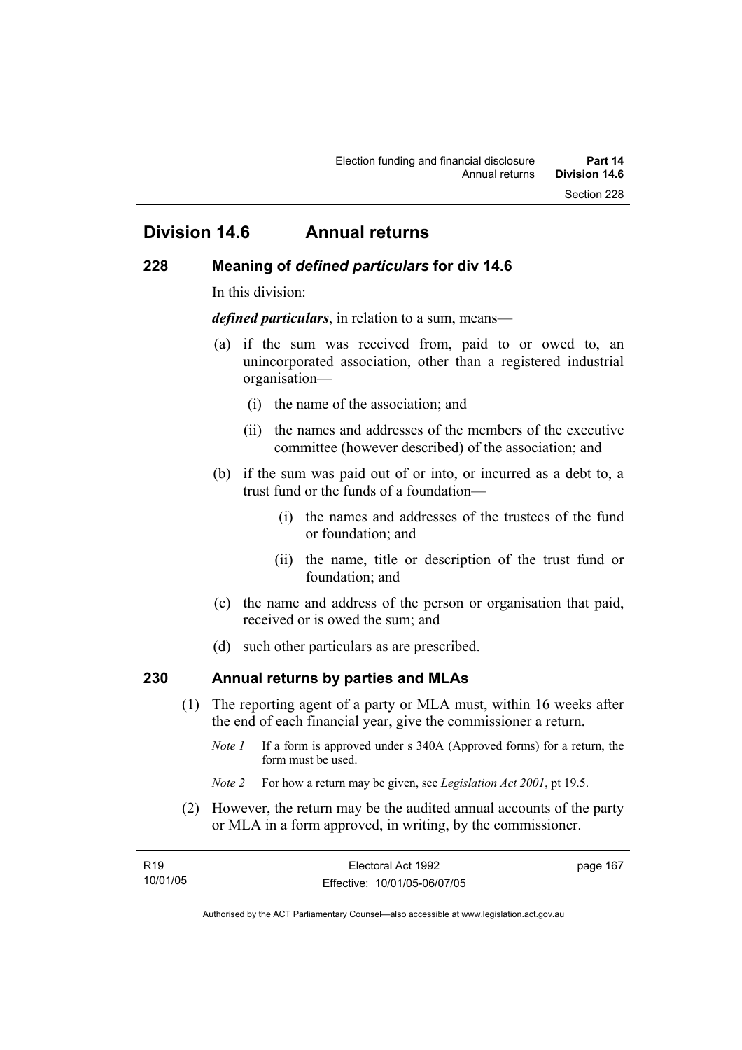## Division 14.6 Annual returns

### 228 Meaning of *defined particulars* for div 14.6

In this division:

***defined particulars***, in relation to a sum, means—

(a) if the sum was received from, paid to or owed to, an unincorporated association, other than a registered industrial organisation—

 (i) the name of the association; and

 (ii) the names and addresses of the members of the executive committee (however described) of the association; and

(b) if the sum was paid out of or into, or incurred as a debt to, a trust fund or the funds of a foundation—

 (i) the names and addresses of the trustees of the fund or foundation; and

 (ii) the name, title or description of the trust fund or foundation; and

(c) the name and address of the person or organisation that paid, received or is owed the sum; and

(d) such other particulars as are prescribed.

### 230 Annual returns by parties and MLAs

(1) The reporting agent of a party or MLA must, within 16 weeks after the end of each financial year, give the commissioner a return.

*Note 1* If a form is approved under s 340A (Approved forms) for a return, the form must be used.

*Note 2* For how a return may be given, see *Legislation Act 2001*, pt 19.5.

(2) However, the return may be the audited annual accounts of the party or MLA in a form approved, in writing, by the commissioner.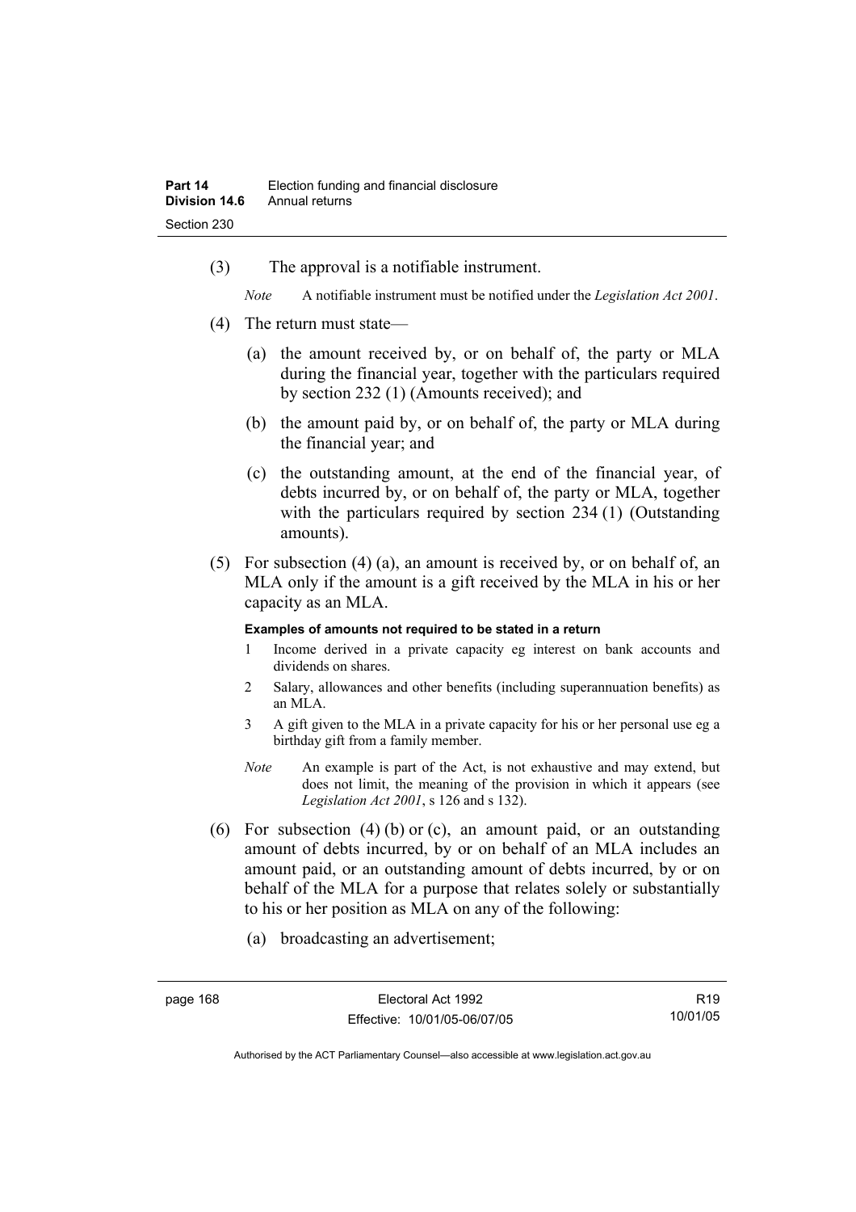(3) The approval is a notifiable instrument.

*Note* A notifiable instrument must be notified under the *Legislation Act 2001*.

(4) The return must state—

(a) the amount received by, or on behalf of, the party or MLA during the financial year, together with the particulars required by section 232 (1) (Amounts received); and

(b) the amount paid by, or on behalf of, the party or MLA during the financial year; and

(c) the outstanding amount, at the end of the financial year, of debts incurred by, or on behalf of, the party or MLA, together with the particulars required by section 234 (1) (Outstanding amounts).

(5) For subsection (4) (a), an amount is received by, or on behalf of, an MLA only if the amount is a gift received by the MLA in his or her capacity as an MLA.

**Examples of amounts not required to be stated in a return**

1 Income derived in a private capacity eg interest on bank accounts and dividends on shares.

2 Salary, allowances and other benefits (including superannuation benefits) as an MLA.

3 A gift given to the MLA in a private capacity for his or her personal use eg a birthday gift from a family member.

*Note* An example is part of the Act, is not exhaustive and may extend, but does not limit, the meaning of the provision in which it appears (see *Legislation Act 2001*, s 126 and s 132).

(6) For subsection (4) (b) or (c), an amount paid, or an outstanding amount of debts incurred, by or on behalf of an MLA includes an amount paid, or an outstanding amount of debts incurred, by or on behalf of the MLA for a purpose that relates solely or substantially to his or her position as MLA on any of the following:

(a) broadcasting an advertisement;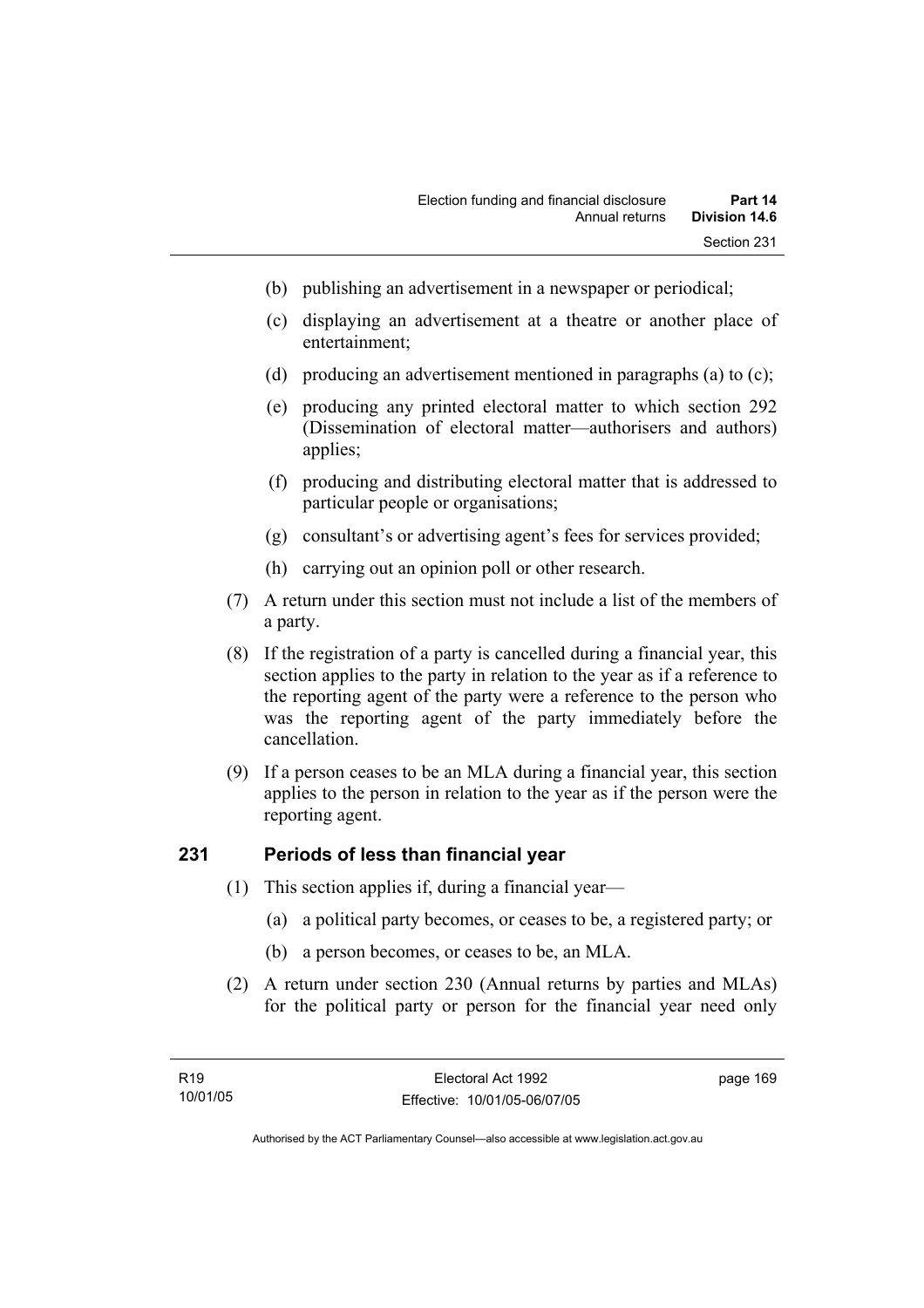(b) publishing an advertisement in a newspaper or periodical;

(c) displaying an advertisement at a theatre or another place of entertainment;

(d) producing an advertisement mentioned in paragraphs (a) to (c);

(e) producing any printed electoral matter to which section 292 (Dissemination of electoral matter—authorisers and authors) applies;

(f) producing and distributing electoral matter that is addressed to particular people or organisations;

(g) consultant's or advertising agent's fees for services provided;

(h) carrying out an opinion poll or other research.

(7) A return under this section must not include a list of the members of a party.

(8) If the registration of a party is cancelled during a financial year, this section applies to the party in relation to the year as if a reference to the reporting agent of the party were a reference to the person who was the reporting agent of the party immediately before the cancellation.

(9) If a person ceases to be an MLA during a financial year, this section applies to the person in relation to the year as if the person were the reporting agent.

## 231 Periods of less than financial year

(1) This section applies if, during a financial year—

(a) a political party becomes, or ceases to be, a registered party; or

(b) a person becomes, or ceases to be, an MLA.

(2) A return under section 230 (Annual returns by parties and MLAs) for the political party or person for the financial year need only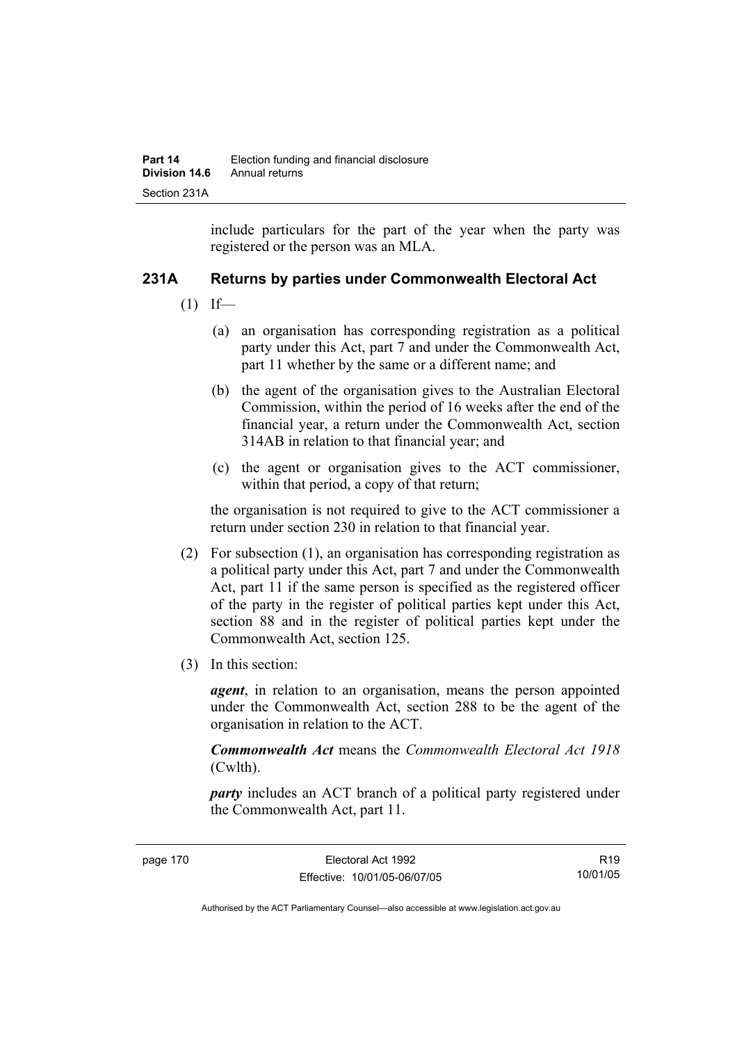include particulars for the part of the year when the party was registered or the person was an MLA.

### 231A Returns by parties under Commonwealth Electoral Act

(1) If—

(a) an organisation has corresponding registration as a political party under this Act, part 7 and under the Commonwealth Act, part 11 whether by the same or a different name; and

(b) the agent of the organisation gives to the Australian Electoral Commission, within the period of 16 weeks after the end of the financial year, a return under the Commonwealth Act, section 314AB in relation to that financial year; and

(c) the agent or organisation gives to the ACT commissioner, within that period, a copy of that return;

the organisation is not required to give to the ACT commissioner a return under section 230 in relation to that financial year.

(2) For subsection (1), an organisation has corresponding registration as a political party under this Act, part 7 and under the Commonwealth Act, part 11 if the same person is specified as the registered officer of the party in the register of political parties kept under this Act, section 88 and in the register of political parties kept under the Commonwealth Act, section 125.

(3) In this section:

***agent***, in relation to an organisation, means the person appointed under the Commonwealth Act, section 288 to be the agent of the organisation in relation to the ACT.

***Commonwealth Act*** means the *Commonwealth Electoral Act 1918* (Cwlth).

***party*** includes an ACT branch of a political party registered under the Commonwealth Act, part 11.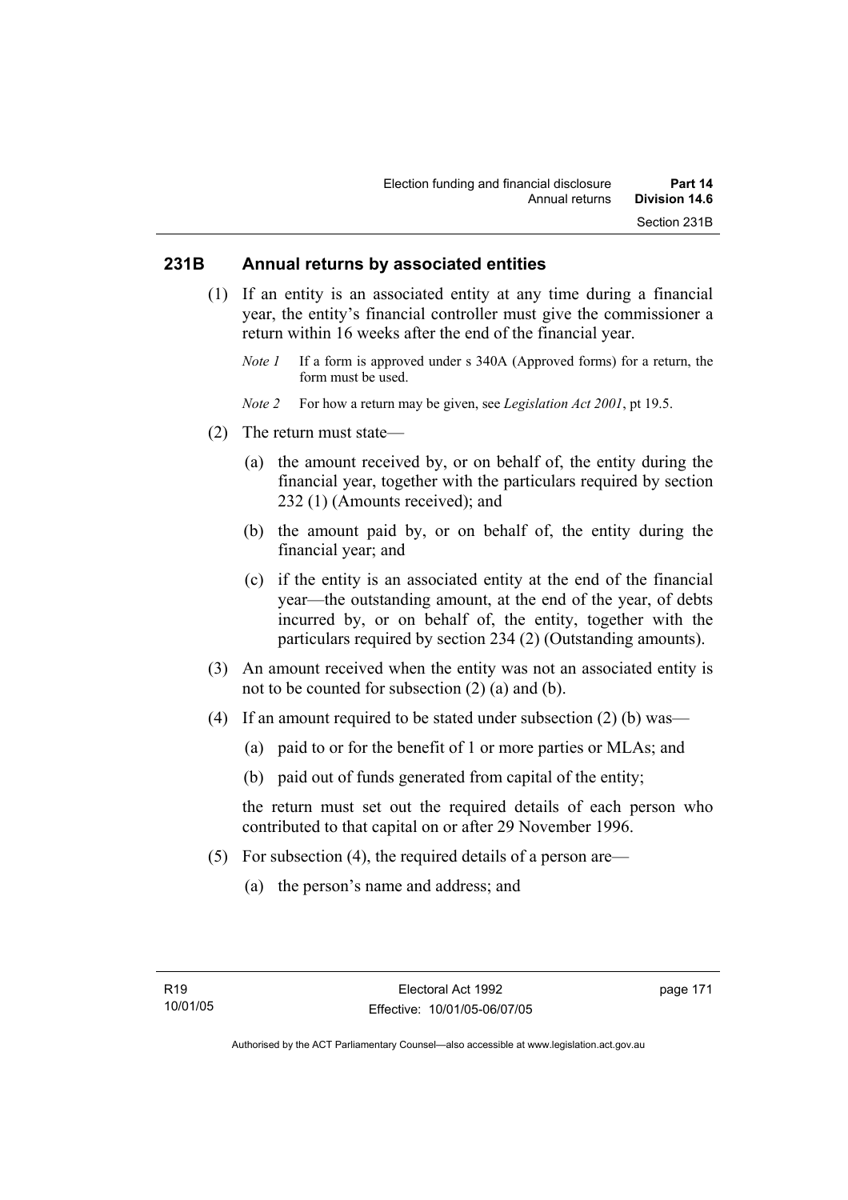## 231B Annual returns by associated entities

(1) If an entity is an associated entity at any time during a financial year, the entity's financial controller must give the commissioner a return within 16 weeks after the end of the financial year.

*Note 1* If a form is approved under s 340A (Approved forms) for a return, the form must be used.

*Note 2* For how a return may be given, see *Legislation Act 2001*, pt 19.5.

(2) The return must state—

(a) the amount received by, or on behalf of, the entity during the financial year, together with the particulars required by section 232 (1) (Amounts received); and

(b) the amount paid by, or on behalf of, the entity during the financial year; and

(c) if the entity is an associated entity at the end of the financial year—the outstanding amount, at the end of the year, of debts incurred by, or on behalf of, the entity, together with the particulars required by section 234 (2) (Outstanding amounts).

(3) An amount received when the entity was not an associated entity is not to be counted for subsection (2) (a) and (b).

(4) If an amount required to be stated under subsection (2) (b) was—

(a) paid to or for the benefit of 1 or more parties or MLAs; and

(b) paid out of funds generated from capital of the entity;

the return must set out the required details of each person who contributed to that capital on or after 29 November 1996.

(5) For subsection (4), the required details of a person are—

(a) the person's name and address; and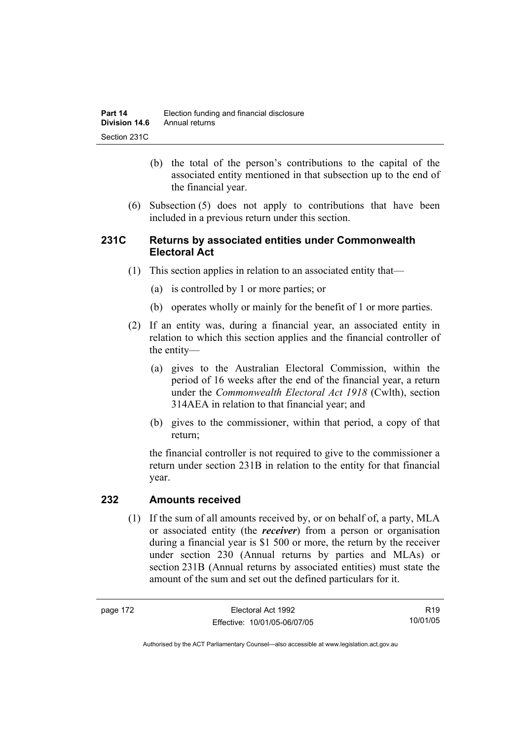(b) the total of the person's contributions to the capital of the associated entity mentioned in that subsection up to the end of the financial year.

(6) Subsection (5) does not apply to contributions that have been included in a previous return under this section.

### 231C Returns by associated entities under Commonwealth Electoral Act

(1) This section applies in relation to an associated entity that—

(a) is controlled by 1 or more parties; or

(b) operates wholly or mainly for the benefit of 1 or more parties.

(2) If an entity was, during a financial year, an associated entity in relation to which this section applies and the financial controller of the entity—

(a) gives to the Australian Electoral Commission, within the period of 16 weeks after the end of the financial year, a return under the *Commonwealth Electoral Act 1918* (Cwlth), section 314AEA in relation to that financial year; and

(b) gives to the commissioner, within that period, a copy of that return;

the financial controller is not required to give to the commissioner a return under section 231B in relation to the entity for that financial year.

### 232 Amounts received

(1) If the sum of all amounts received by, or on behalf of, a party, MLA or associated entity (the ***receiver***) from a person or organisation during a financial year is $1 500 or more, the return by the receiver under section 230 (Annual returns by parties and MLAs) or section 231B (Annual returns by associated entities) must state the amount of the sum and set out the defined particulars for it.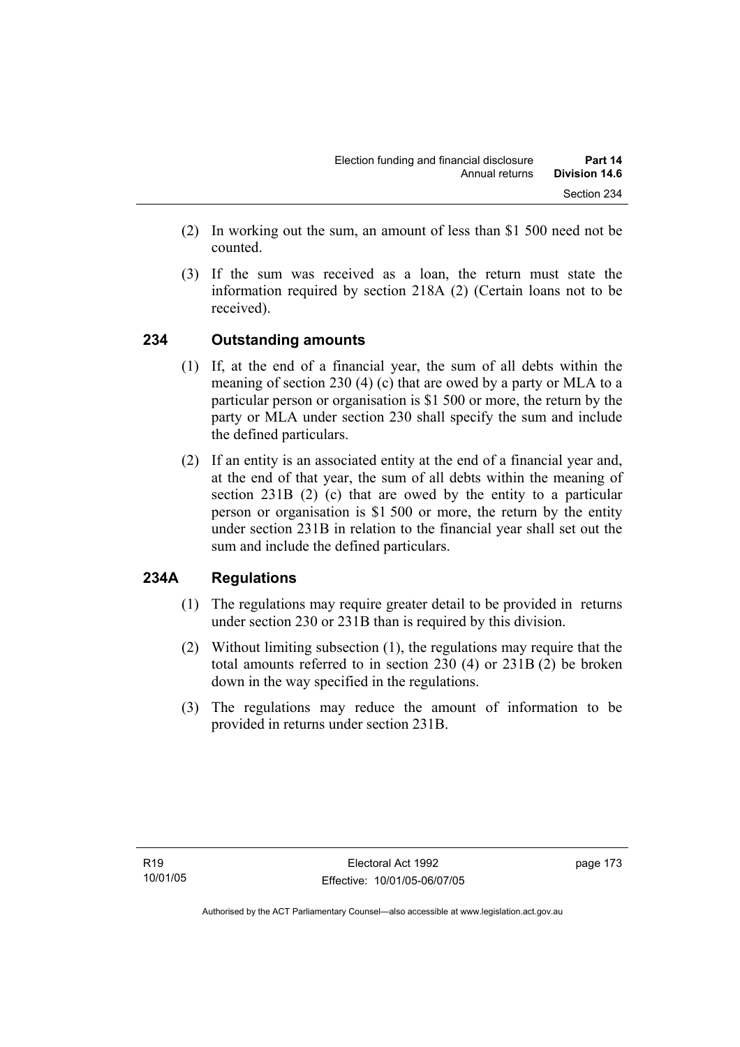(2) In working out the sum, an amount of less than $1 500 need not be counted.

(3) If the sum was received as a loan, the return must state the information required by section 218A (2) (Certain loans not to be received).

## 234 Outstanding amounts

(1) If, at the end of a financial year, the sum of all debts within the meaning of section 230 (4) (c) that are owed by a party or MLA to a particular person or organisation is $1 500 or more, the return by the party or MLA under section 230 shall specify the sum and include the defined particulars.

(2) If an entity is an associated entity at the end of a financial year and, at the end of that year, the sum of all debts within the meaning of section 231B (2) (c) that are owed by the entity to a particular person or organisation is $1 500 or more, the return by the entity under section 231B in relation to the financial year shall set out the sum and include the defined particulars.

## 234A Regulations

(1) The regulations may require greater detail to be provided in returns under section 230 or 231B than is required by this division.

(2) Without limiting subsection (1), the regulations may require that the total amounts referred to in section 230 (4) or 231B (2) be broken down in the way specified in the regulations.

(3) The regulations may reduce the amount of information to be provided in returns under section 231B.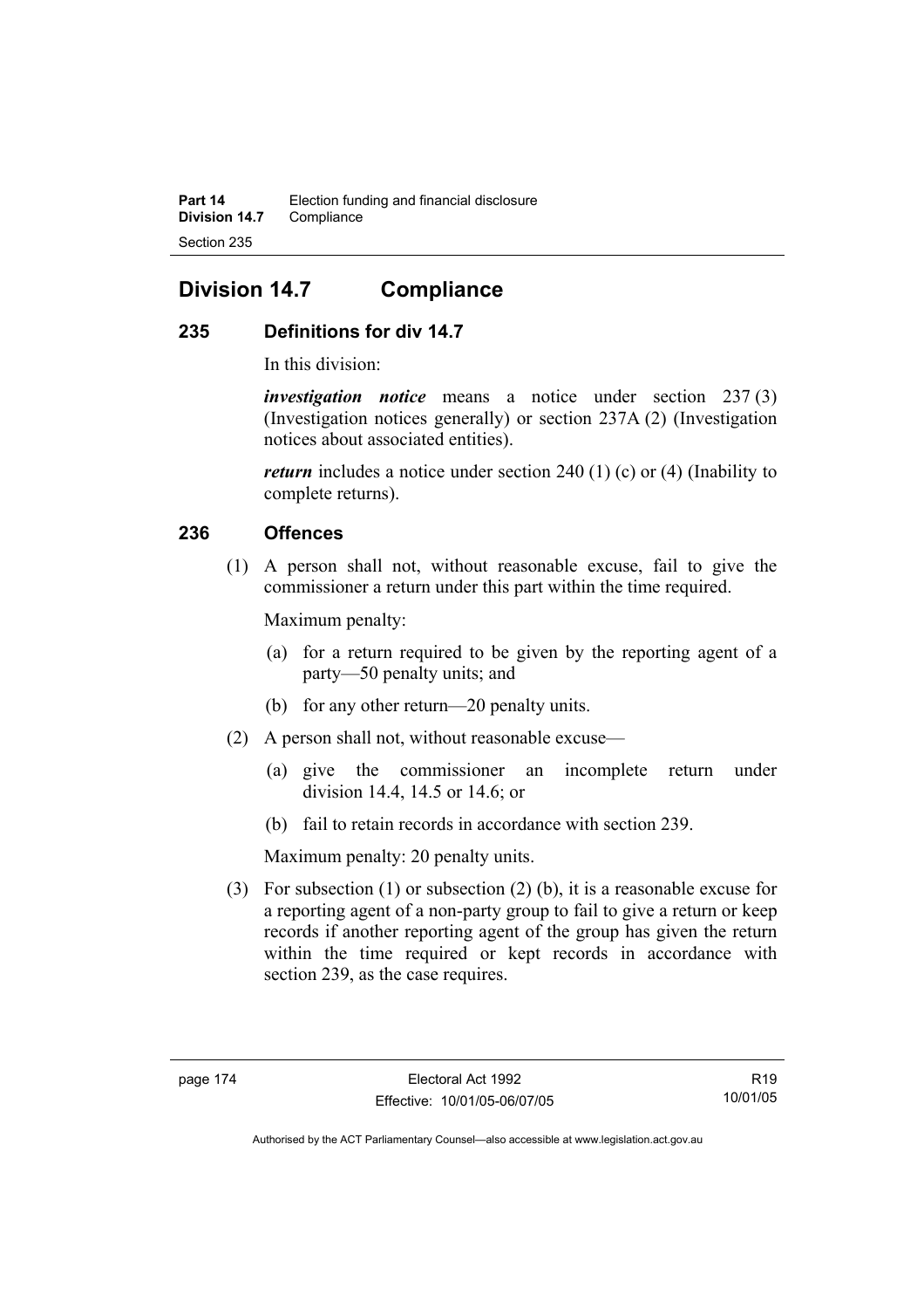# Division 14.7 Compliance

## 235 Definitions for div 14.7

In this division:

***investigation notice*** means a notice under section 237 (3) (Investigation notices generally) or section 237A (2) (Investigation notices about associated entities).

***return*** includes a notice under section 240 (1) (c) or (4) (Inability to complete returns).

## 236 Offences

(1) A person shall not, without reasonable excuse, fail to give the commissioner a return under this part within the time required.

Maximum penalty:

(a) for a return required to be given by the reporting agent of a party—50 penalty units; and

(b) for any other return—20 penalty units.

(2) A person shall not, without reasonable excuse—

(a) give the commissioner an incomplete return under division 14.4, 14.5 or 14.6; or

(b) fail to retain records in accordance with section 239.

Maximum penalty: 20 penalty units.

(3) For subsection (1) or subsection (2) (b), it is a reasonable excuse for a reporting agent of a non-party group to fail to give a return or keep records if another reporting agent of the group has given the return within the time required or kept records in accordance with section 239, as the case requires.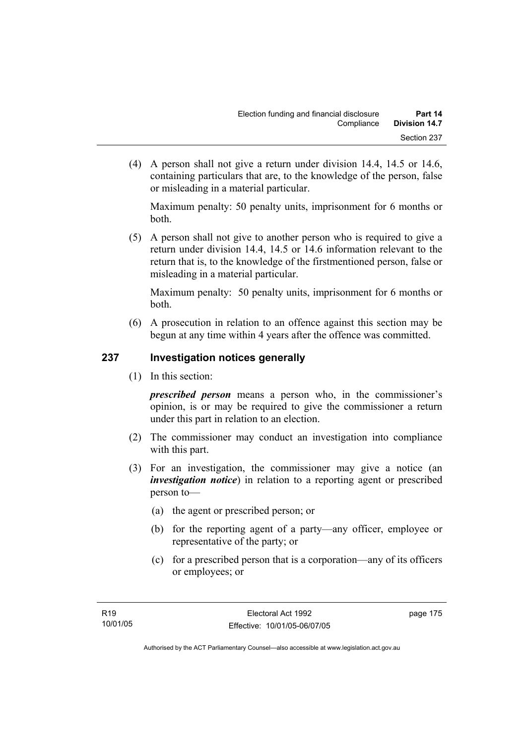(4) A person shall not give a return under division 14.4, 14.5 or 14.6, containing particulars that are, to the knowledge of the person, false or misleading in a material particular.

Maximum penalty: 50 penalty units, imprisonment for 6 months or both.

(5) A person shall not give to another person who is required to give a return under division 14.4, 14.5 or 14.6 information relevant to the return that is, to the knowledge of the firstmentioned person, false or misleading in a material particular.

Maximum penalty: 50 penalty units, imprisonment for 6 months or both.

(6) A prosecution in relation to an offence against this section may be begun at any time within 4 years after the offence was committed.

## 237 Investigation notices generally

(1) In this section:

***prescribed person*** means a person who, in the commissioner's opinion, is or may be required to give the commissioner a return under this part in relation to an election.

(2) The commissioner may conduct an investigation into compliance with this part.

(3) For an investigation, the commissioner may give a notice (an ***investigation notice***) in relation to a reporting agent or prescribed person to—

(a) the agent or prescribed person; or

(b) for the reporting agent of a party—any officer, employee or representative of the party; or

(c) for a prescribed person that is a corporation—any of its officers or employees; or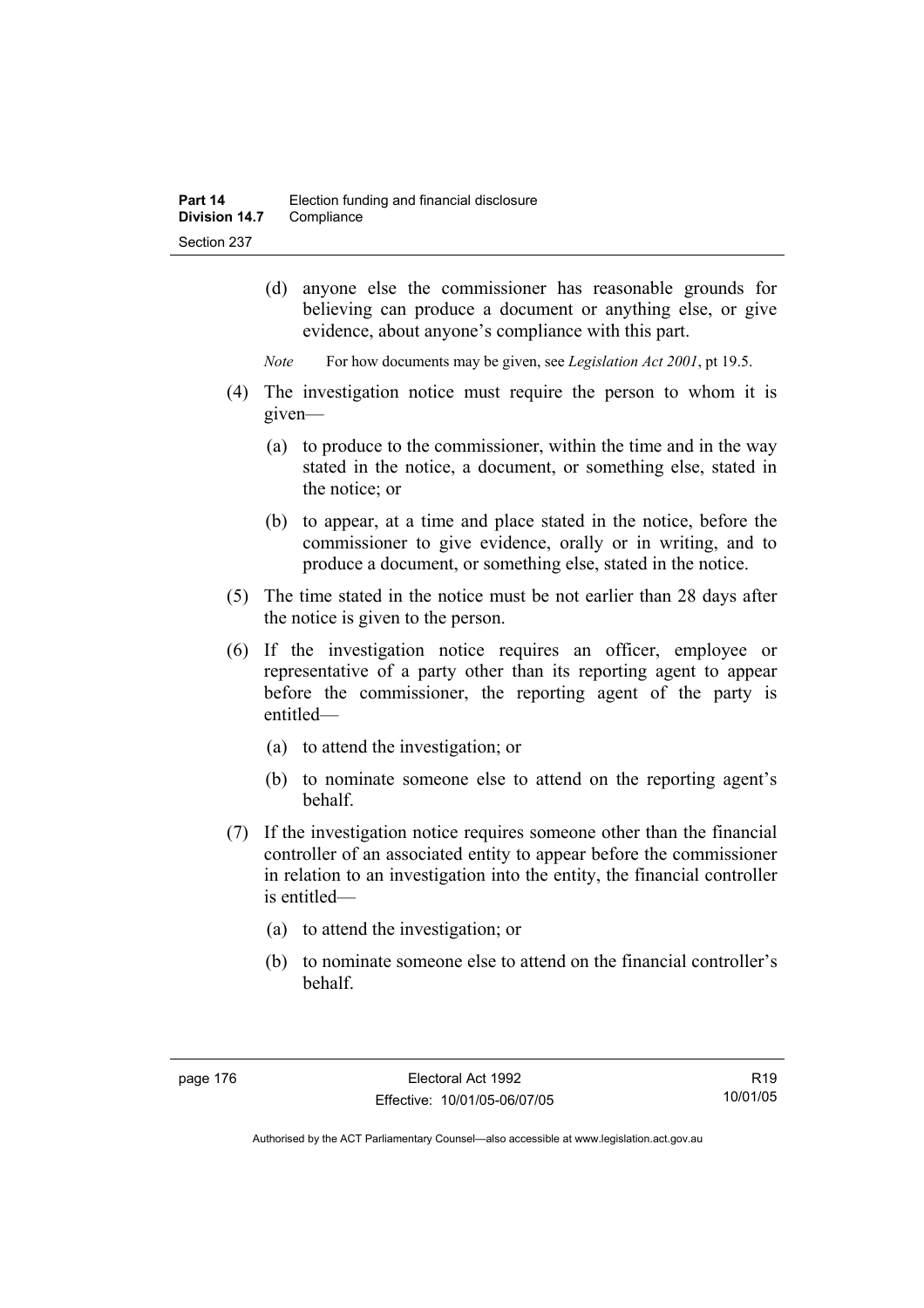(d) anyone else the commissioner has reasonable grounds for believing can produce a document or anything else, or give evidence, about anyone's compliance with this part.

*Note* For how documents may be given, see *Legislation Act 2001*, pt 19.5.

(4) The investigation notice must require the person to whom it is given—

(a) to produce to the commissioner, within the time and in the way stated in the notice, a document, or something else, stated in the notice; or

(b) to appear, at a time and place stated in the notice, before the commissioner to give evidence, orally or in writing, and to produce a document, or something else, stated in the notice.

(5) The time stated in the notice must be not earlier than 28 days after the notice is given to the person.

(6) If the investigation notice requires an officer, employee or representative of a party other than its reporting agent to appear before the commissioner, the reporting agent of the party is entitled—

(a) to attend the investigation; or

(b) to nominate someone else to attend on the reporting agent's behalf.

(7) If the investigation notice requires someone other than the financial controller of an associated entity to appear before the commissioner in relation to an investigation into the entity, the financial controller is entitled—

(a) to attend the investigation; or

(b) to nominate someone else to attend on the financial controller's behalf.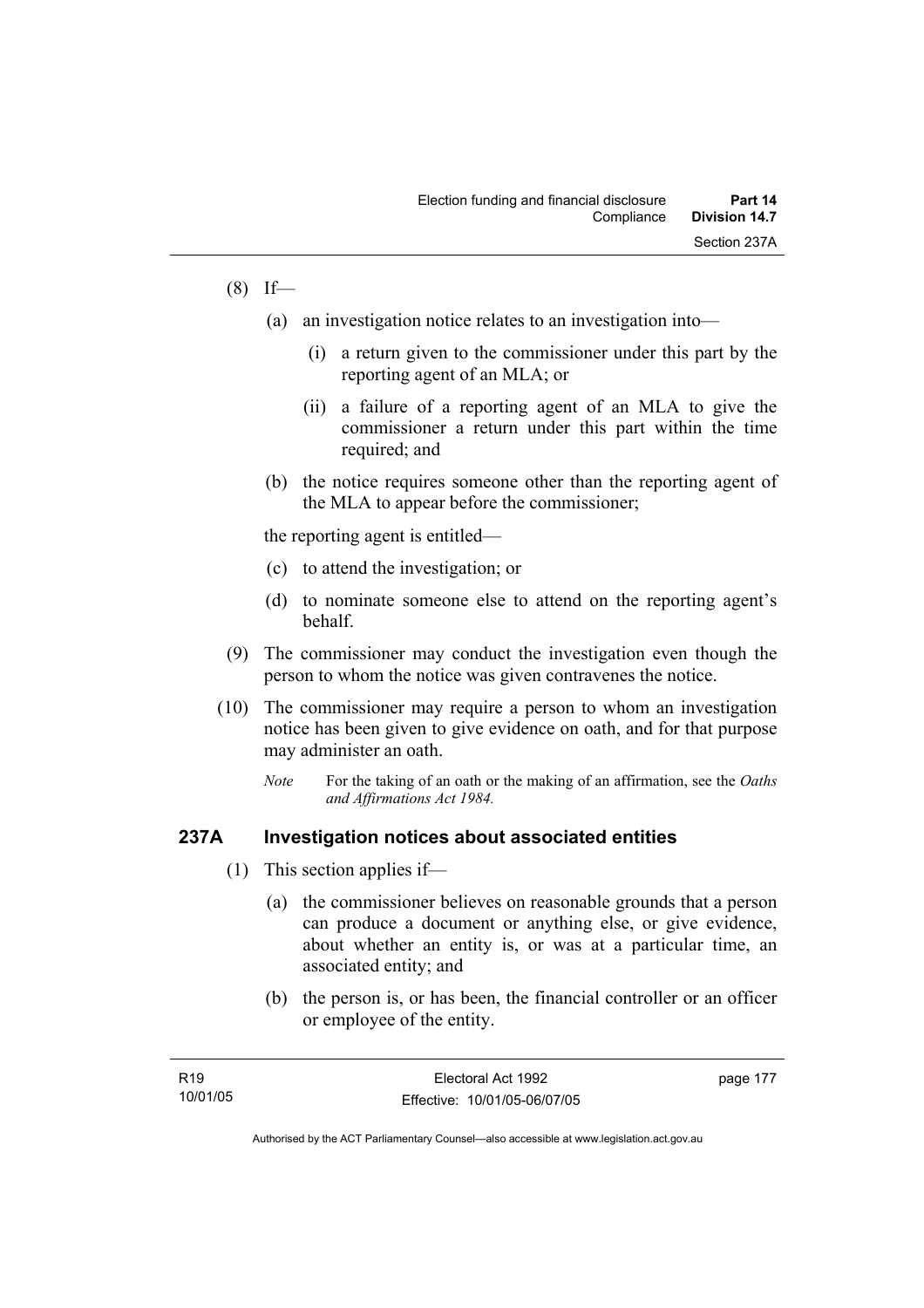(8) If—

(a) an investigation notice relates to an investigation into—

(i) a return given to the commissioner under this part by the reporting agent of an MLA; or

(ii) a failure of a reporting agent of an MLA to give the commissioner a return under this part within the time required; and

(b) the notice requires someone other than the reporting agent of the MLA to appear before the commissioner;

the reporting agent is entitled—

(c) to attend the investigation; or

(d) to nominate someone else to attend on the reporting agent's behalf.

(9) The commissioner may conduct the investigation even though the person to whom the notice was given contravenes the notice.

(10) The commissioner may require a person to whom an investigation notice has been given to give evidence on oath, and for that purpose may administer an oath.

*Note* For the taking of an oath or the making of an affirmation, see the *Oaths and Affirmations Act 1984.*

## 237A Investigation notices about associated entities

(1) This section applies if—

(a) the commissioner believes on reasonable grounds that a person can produce a document or anything else, or give evidence, about whether an entity is, or was at a particular time, an associated entity; and

(b) the person is, or has been, the financial controller or an officer or employee of the entity.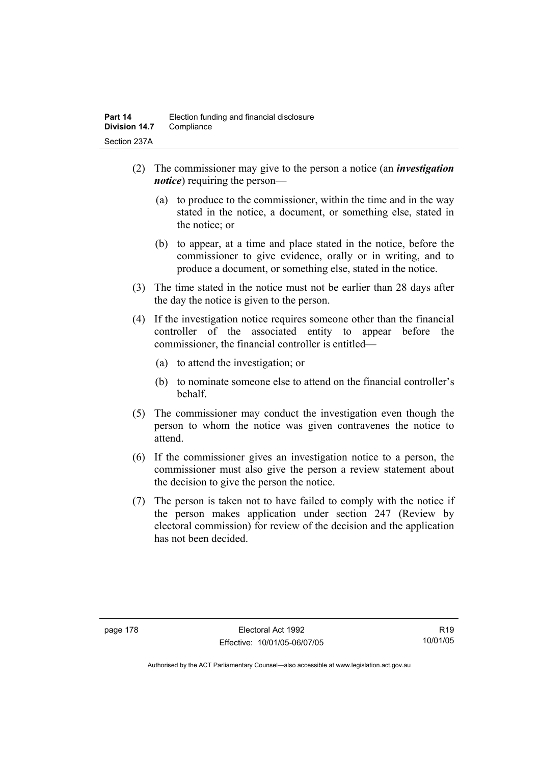(2) The commissioner may give to the person a notice (an ***investigation notice***) requiring the person—

(a) to produce to the commissioner, within the time and in the way stated in the notice, a document, or something else, stated in the notice; or

(b) to appear, at a time and place stated in the notice, before the commissioner to give evidence, orally or in writing, and to produce a document, or something else, stated in the notice.

(3) The time stated in the notice must not be earlier than 28 days after the day the notice is given to the person.

(4) If the investigation notice requires someone other than the financial controller of the associated entity to appear before the commissioner, the financial controller is entitled—

(a) to attend the investigation; or

(b) to nominate someone else to attend on the financial controller's behalf.

(5) The commissioner may conduct the investigation even though the person to whom the notice was given contravenes the notice to attend.

(6) If the commissioner gives an investigation notice to a person, the commissioner must also give the person a review statement about the decision to give the person the notice.

(7) The person is taken not to have failed to comply with the notice if the person makes application under section 247 (Review by electoral commission) for review of the decision and the application has not been decided.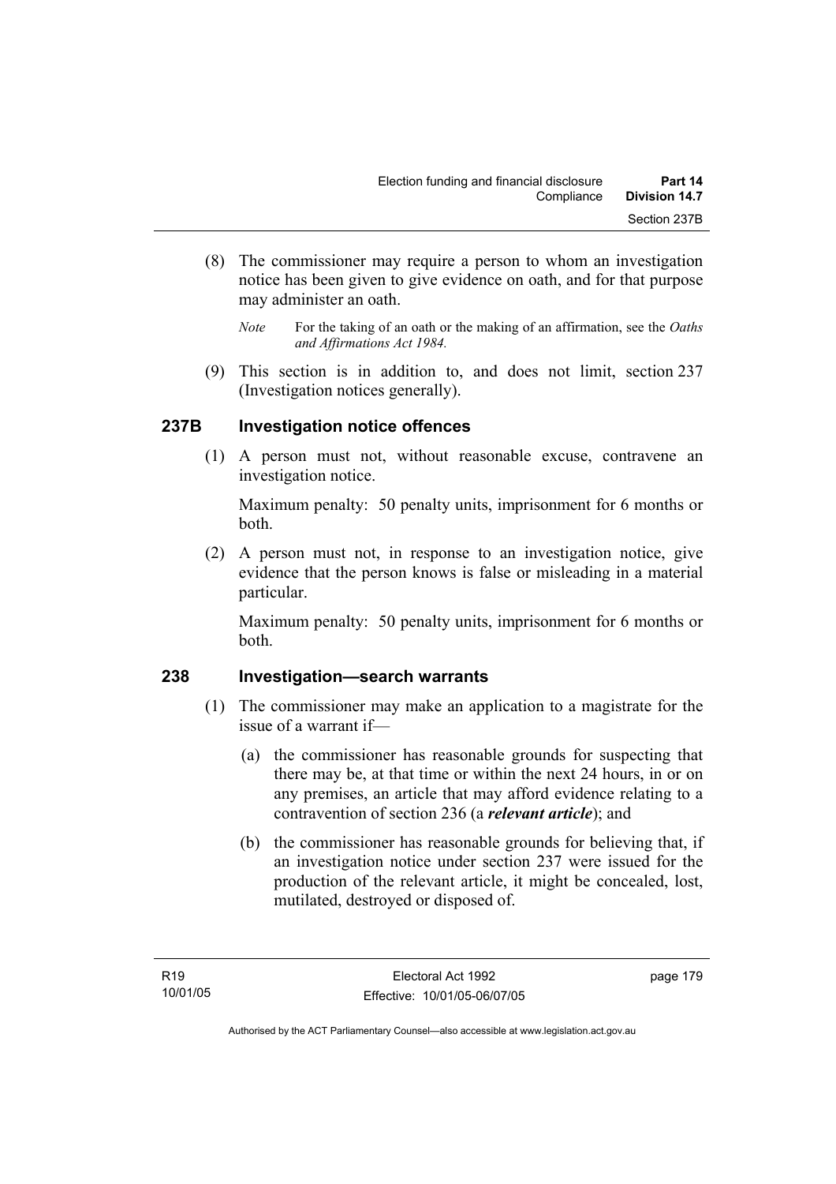(8) The commissioner may require a person to whom an investigation notice has been given to give evidence on oath, and for that purpose may administer an oath.

*Note* For the taking of an oath or the making of an affirmation, see the *Oaths and Affirmations Act 1984.*

(9) This section is in addition to, and does not limit, section 237 (Investigation notices generally).

## 237B Investigation notice offences

(1) A person must not, without reasonable excuse, contravene an investigation notice.

Maximum penalty: 50 penalty units, imprisonment for 6 months or both.

(2) A person must not, in response to an investigation notice, give evidence that the person knows is false or misleading in a material particular.

Maximum penalty: 50 penalty units, imprisonment for 6 months or both.

## 238 Investigation—search warrants

(1) The commissioner may make an application to a magistrate for the issue of a warrant if—

(a) the commissioner has reasonable grounds for suspecting that there may be, at that time or within the next 24 hours, in or on any premises, an article that may afford evidence relating to a contravention of section 236 (a ***relevant article***); and

(b) the commissioner has reasonable grounds for believing that, if an investigation notice under section 237 were issued for the production of the relevant article, it might be concealed, lost, mutilated, destroyed or disposed of.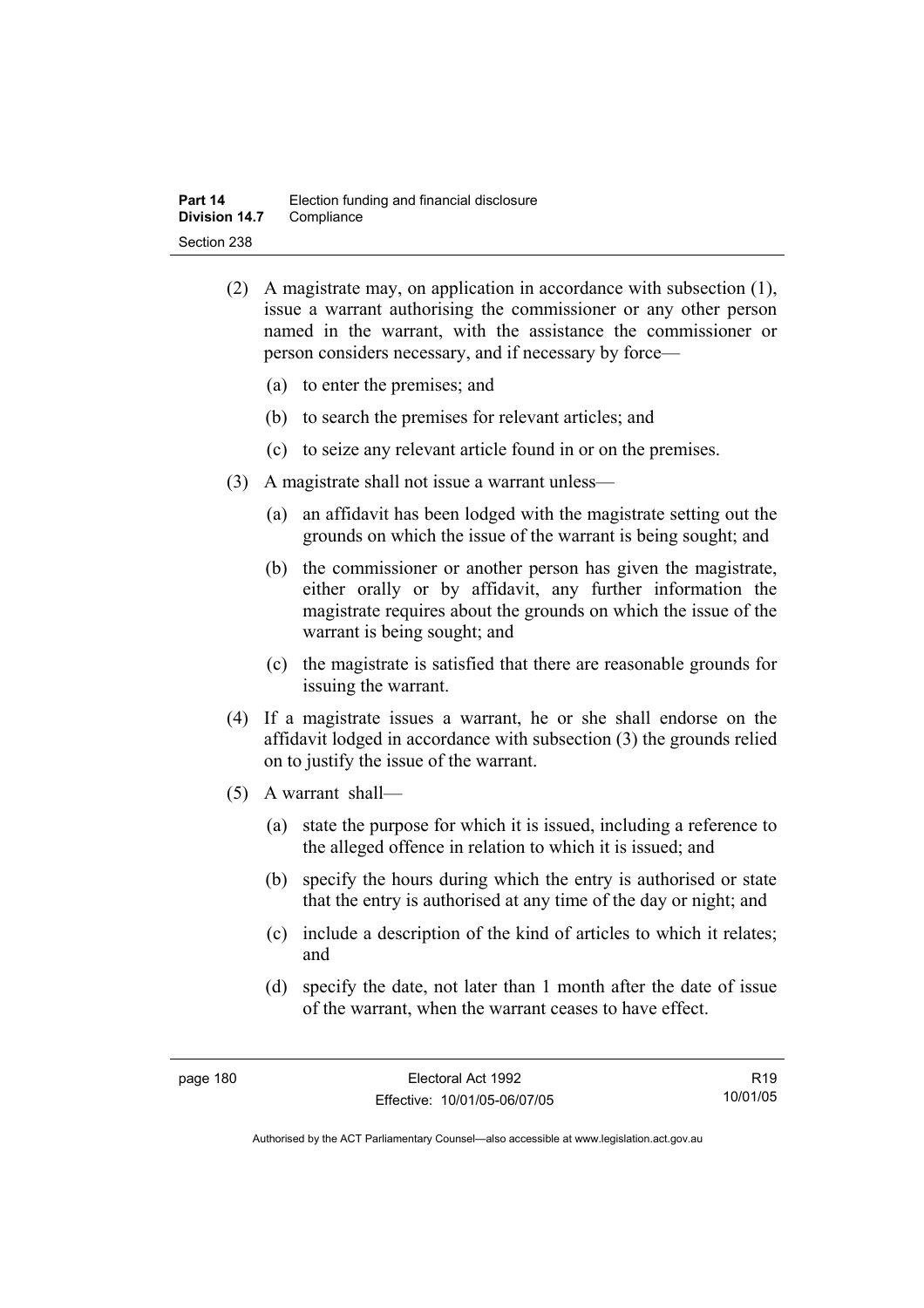(2) A magistrate may, on application in accordance with subsection (1), issue a warrant authorising the commissioner or any other person named in the warrant, with the assistance the commissioner or person considers necessary, and if necessary by force—

   (a) to enter the premises; and

   (b) to search the premises for relevant articles; and

   (c) to seize any relevant article found in or on the premises.

(3) A magistrate shall not issue a warrant unless—

   (a) an affidavit has been lodged with the magistrate setting out the grounds on which the issue of the warrant is being sought; and

   (b) the commissioner or another person has given the magistrate, either orally or by affidavit, any further information the magistrate requires about the grounds on which the issue of the warrant is being sought; and

   (c) the magistrate is satisfied that there are reasonable grounds for issuing the warrant.

(4) If a magistrate issues a warrant, he or she shall endorse on the affidavit lodged in accordance with subsection (3) the grounds relied on to justify the issue of the warrant.

(5) A warrant shall—

   (a) state the purpose for which it is issued, including a reference to the alleged offence in relation to which it is issued; and

   (b) specify the hours during which the entry is authorised or state that the entry is authorised at any time of the day or night; and

   (c) include a description of the kind of articles to which it relates; and

   (d) specify the date, not later than 1 month after the date of issue of the warrant, when the warrant ceases to have effect.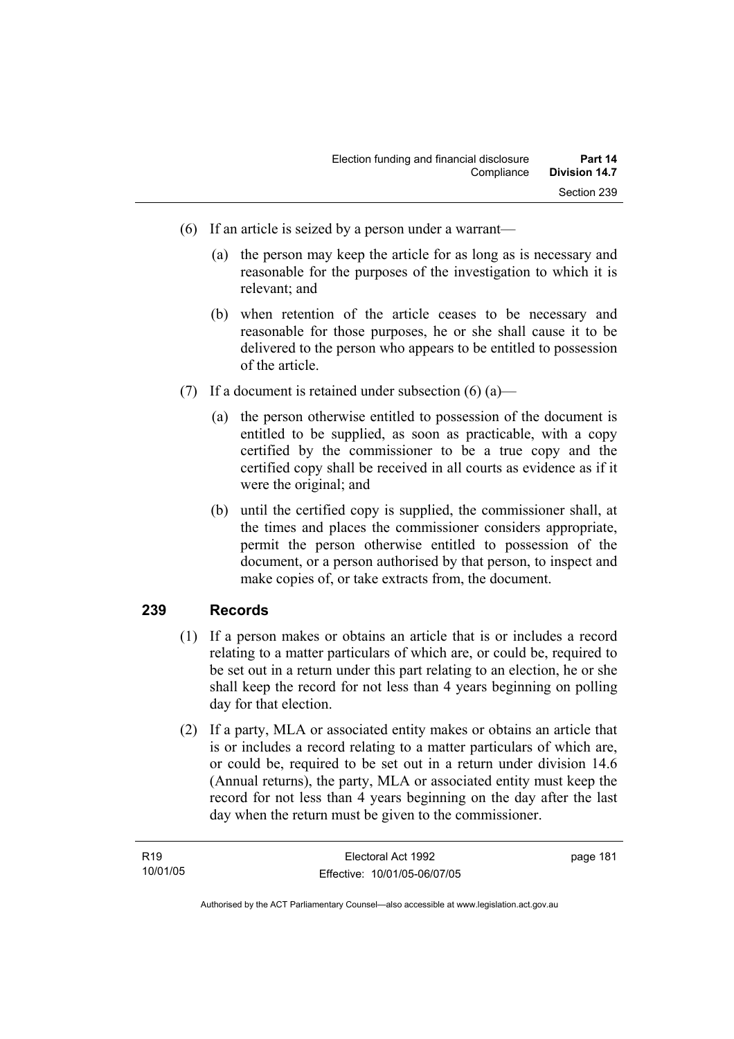(6) If an article is seized by a person under a warrant—

   (a) the person may keep the article for as long as is necessary and reasonable for the purposes of the investigation to which it is relevant; and

   (b) when retention of the article ceases to be necessary and reasonable for those purposes, he or she shall cause it to be delivered to the person who appears to be entitled to possession of the article.

(7) If a document is retained under subsection (6) (a)—

   (a) the person otherwise entitled to possession of the document is entitled to be supplied, as soon as practicable, with a copy certified by the commissioner to be a true copy and the certified copy shall be received in all courts as evidence as if it were the original; and

   (b) until the certified copy is supplied, the commissioner shall, at the times and places the commissioner considers appropriate, permit the person otherwise entitled to possession of the document, or a person authorised by that person, to inspect and make copies of, or take extracts from, the document.

## 239 Records

(1) If a person makes or obtains an article that is or includes a record relating to a matter particulars of which are, or could be, required to be set out in a return under this part relating to an election, he or she shall keep the record for not less than 4 years beginning on polling day for that election.

(2) If a party, MLA or associated entity makes or obtains an article that is or includes a record relating to a matter particulars of which are, or could be, required to be set out in a return under division 14.6 (Annual returns), the party, MLA or associated entity must keep the record for not less than 4 years beginning on the day after the last day when the return must be given to the commissioner.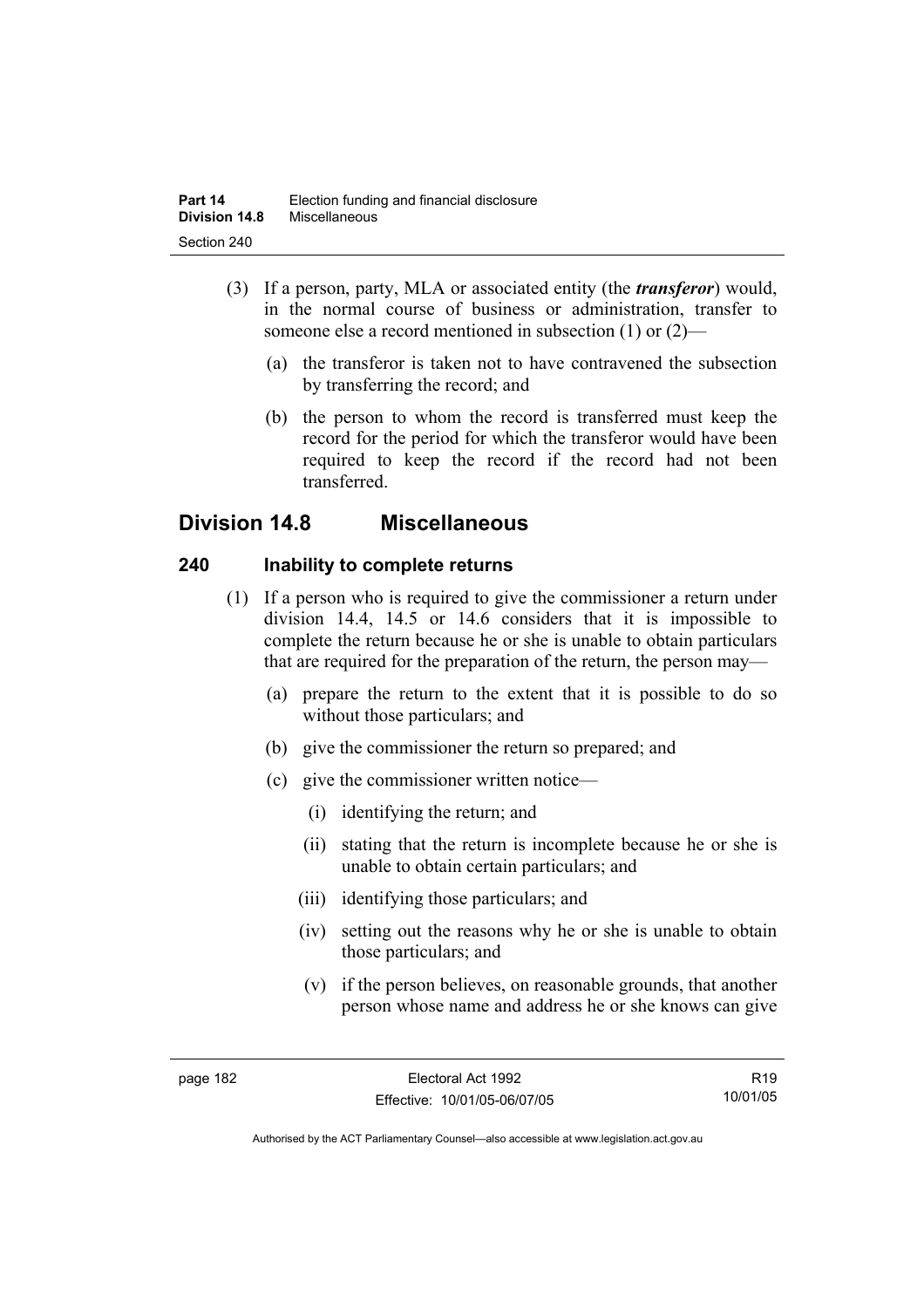(3) If a person, party, MLA or associated entity (the ***transferor***) would, in the normal course of business or administration, transfer to someone else a record mentioned in subsection (1) or (2)—

(a) the transferor is taken not to have contravened the subsection by transferring the record; and

(b) the person to whom the record is transferred must keep the record for the period for which the transferor would have been required to keep the record if the record had not been transferred.

## Division 14.8 Miscellaneous

### 240 Inability to complete returns

(1) If a person who is required to give the commissioner a return under division 14.4, 14.5 or 14.6 considers that it is impossible to complete the return because he or she is unable to obtain particulars that are required for the preparation of the return, the person may—

(a) prepare the return to the extent that it is possible to do so without those particulars; and

(b) give the commissioner the return so prepared; and

(c) give the commissioner written notice—

(i) identifying the return; and

(ii) stating that the return is incomplete because he or she is unable to obtain certain particulars; and

(iii) identifying those particulars; and

(iv) setting out the reasons why he or she is unable to obtain those particulars; and

(v) if the person believes, on reasonable grounds, that another person whose name and address he or she knows can give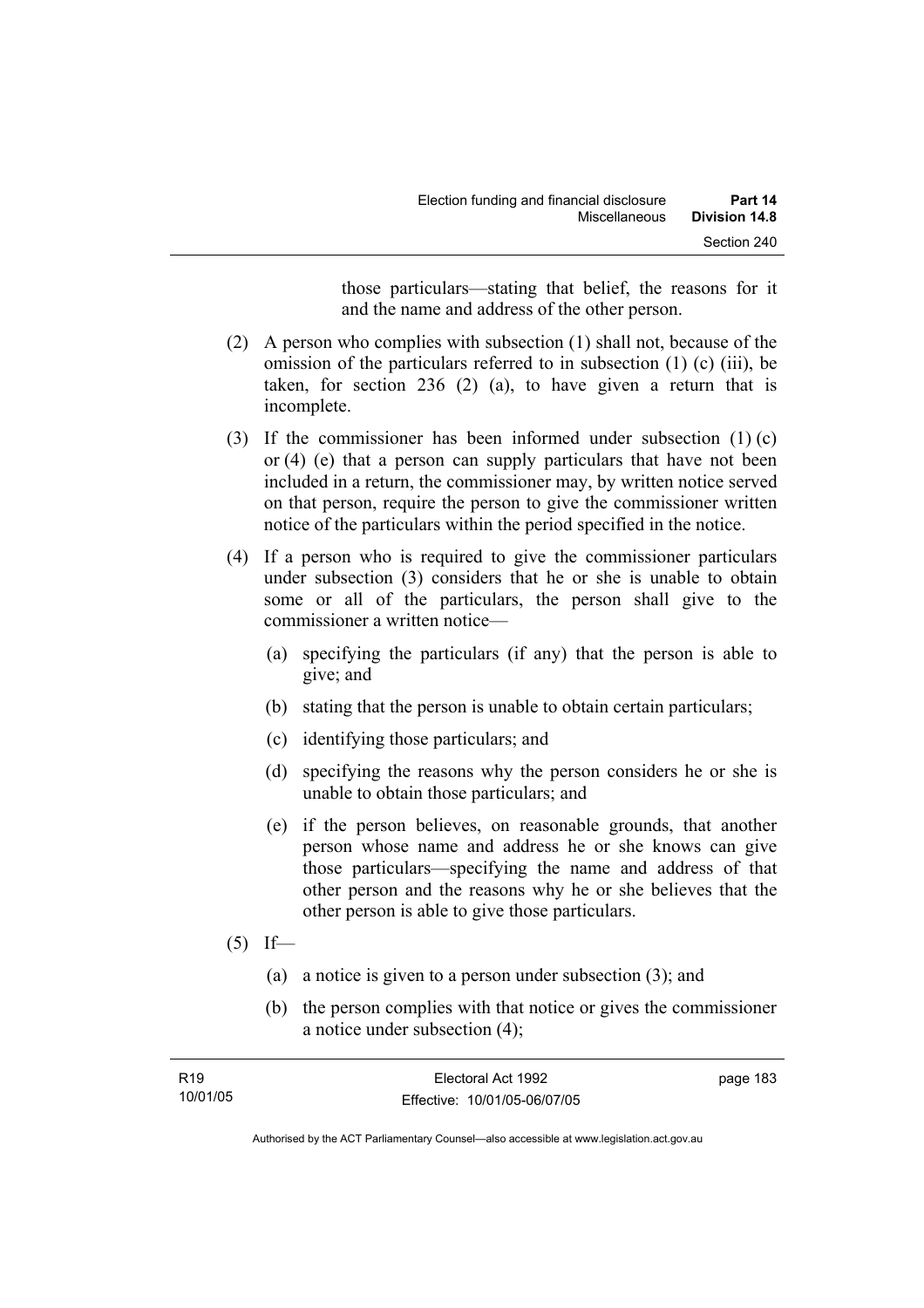those particulars—stating that belief, the reasons for it and the name and address of the other person.

(2) A person who complies with subsection (1) shall not, because of the omission of the particulars referred to in subsection (1) (c) (iii), be taken, for section 236 (2) (a), to have given a return that is incomplete.

(3) If the commissioner has been informed under subsection (1) (c) or (4) (e) that a person can supply particulars that have not been included in a return, the commissioner may, by written notice served on that person, require the person to give the commissioner written notice of the particulars within the period specified in the notice.

(4) If a person who is required to give the commissioner particulars under subsection (3) considers that he or she is unable to obtain some or all of the particulars, the person shall give to the commissioner a written notice—

- (a) specifying the particulars (if any) that the person is able to give; and
- (b) stating that the person is unable to obtain certain particulars;
- (c) identifying those particulars; and
- (d) specifying the reasons why the person considers he or she is unable to obtain those particulars; and
- (e) if the person believes, on reasonable grounds, that another person whose name and address he or she knows can give those particulars—specifying the name and address of that other person and the reasons why he or she believes that the other person is able to give those particulars.

(5) If—

- (a) a notice is given to a person under subsection (3); and
- (b) the person complies with that notice or gives the commissioner a notice under subsection (4);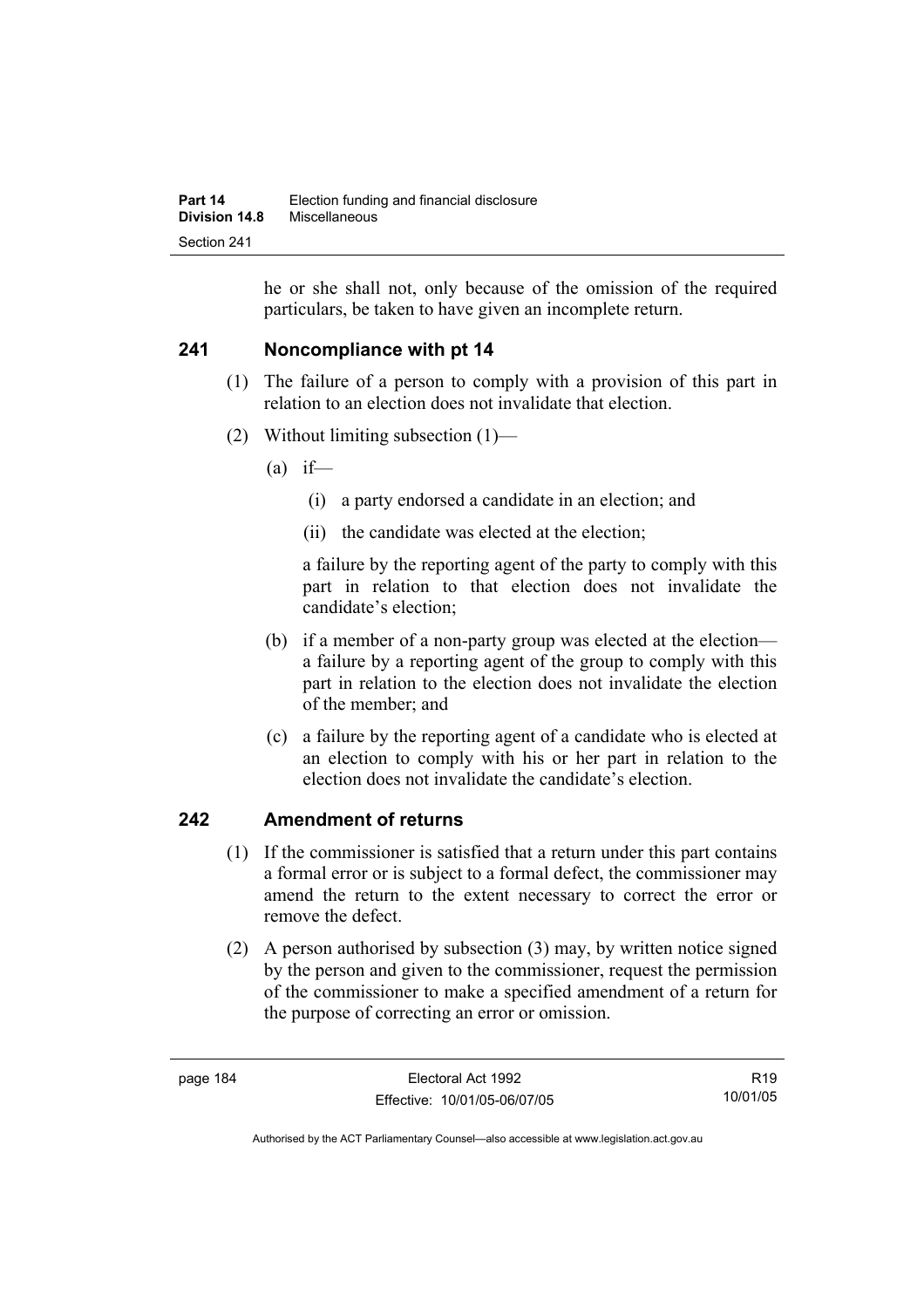he or she shall not, only because of the omission of the required particulars, be taken to have given an incomplete return.

## 241 Noncompliance with pt 14

(1) The failure of a person to comply with a provision of this part in relation to an election does not invalidate that election.

(2) Without limiting subsection (1)—

(a) if—

(i) a party endorsed a candidate in an election; and

(ii) the candidate was elected at the election;

a failure by the reporting agent of the party to comply with this part in relation to that election does not invalidate the candidate's election;

(b) if a member of a non-party group was elected at the election—a failure by a reporting agent of the group to comply with this part in relation to the election does not invalidate the election of the member; and

(c) a failure by the reporting agent of a candidate who is elected at an election to comply with his or her part in relation to the election does not invalidate the candidate's election.

## 242 Amendment of returns

(1) If the commissioner is satisfied that a return under this part contains a formal error or is subject to a formal defect, the commissioner may amend the return to the extent necessary to correct the error or remove the defect.

(2) A person authorised by subsection (3) may, by written notice signed by the person and given to the commissioner, request the permission of the commissioner to make a specified amendment of a return for the purpose of correcting an error or omission.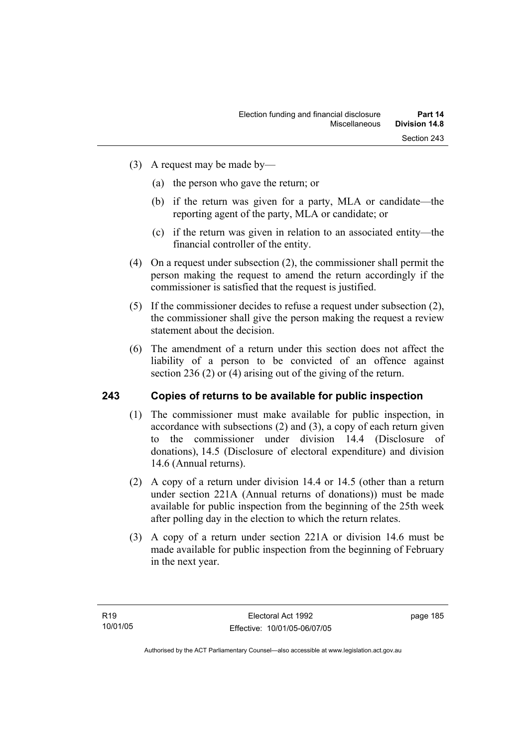(3) A request may be made by—

(a) the person who gave the return; or

(b) if the return was given for a party, MLA or candidate—the reporting agent of the party, MLA or candidate; or

(c) if the return was given in relation to an associated entity—the financial controller of the entity.

(4) On a request under subsection (2), the commissioner shall permit the person making the request to amend the return accordingly if the commissioner is satisfied that the request is justified.

(5) If the commissioner decides to refuse a request under subsection (2), the commissioner shall give the person making the request a review statement about the decision.

(6) The amendment of a return under this section does not affect the liability of a person to be convicted of an offence against section 236 (2) or (4) arising out of the giving of the return.

## 243 Copies of returns to be available for public inspection

(1) The commissioner must make available for public inspection, in accordance with subsections (2) and (3), a copy of each return given to the commissioner under division 14.4 (Disclosure of donations), 14.5 (Disclosure of electoral expenditure) and division 14.6 (Annual returns).

(2) A copy of a return under division 14.4 or 14.5 (other than a return under section 221A (Annual returns of donations)) must be made available for public inspection from the beginning of the 25th week after polling day in the election to which the return relates.

(3) A copy of a return under section 221A or division 14.6 must be made available for public inspection from the beginning of February in the next year.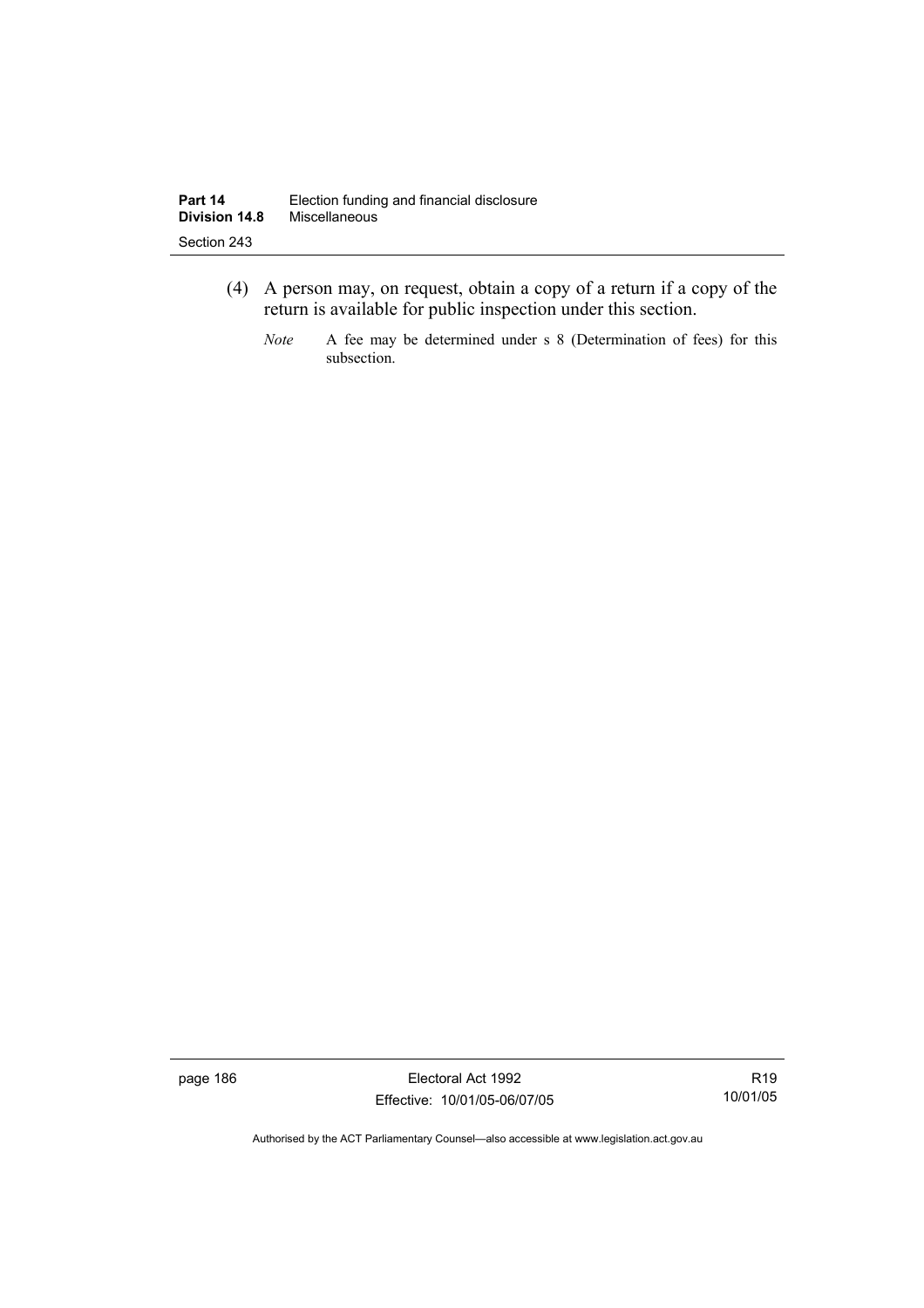(4) A person may, on request, obtain a copy of a return if a copy of the return is available for public inspection under this section.

*Note* A fee may be determined under s 8 (Determination of fees) for this subsection.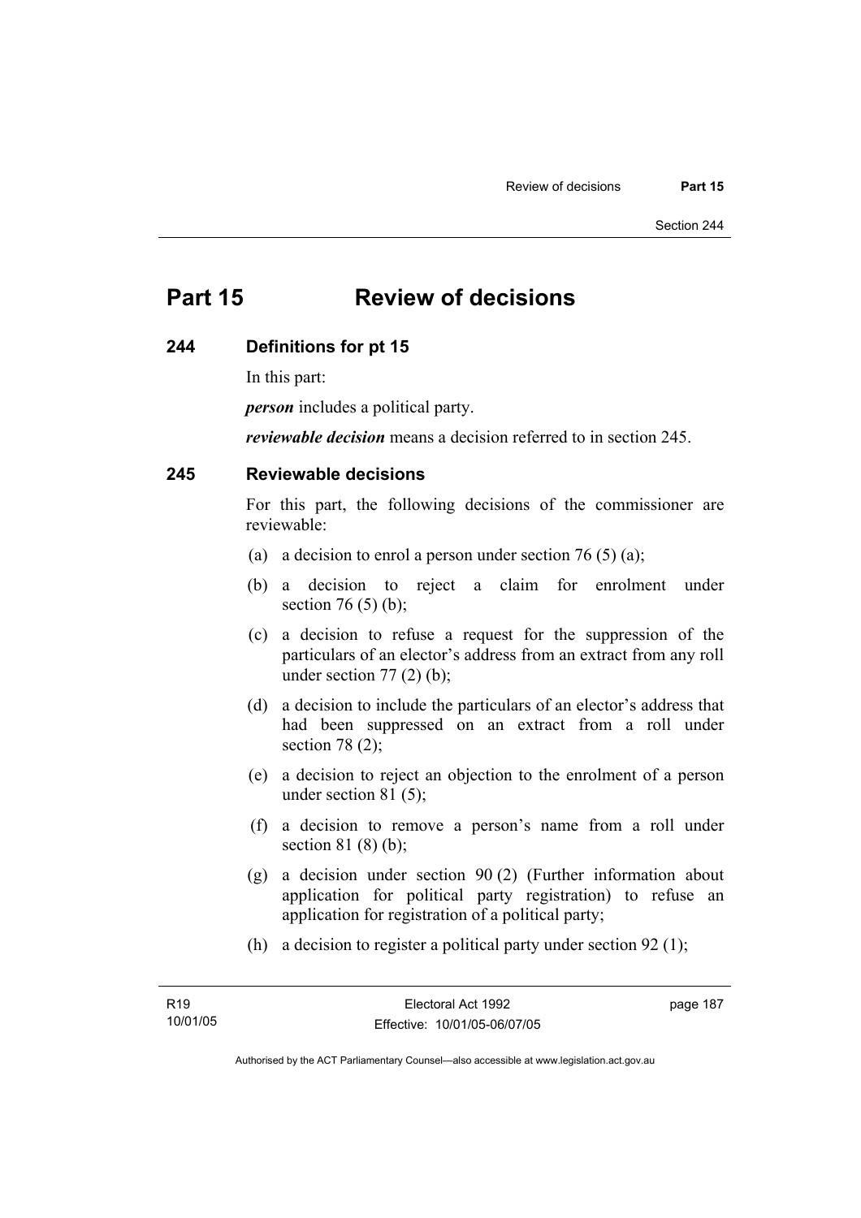# Part 15 Review of decisions

## 244 Definitions for pt 15

In this part:

***person*** includes a political party.

***reviewable decision*** means a decision referred to in section 245.

## 245 Reviewable decisions

For this part, the following decisions of the commissioner are reviewable:

(a) a decision to enrol a person under section 76 (5) (a);

(b) a decision to reject a claim for enrolment under section 76 (5) (b);

(c) a decision to refuse a request for the suppression of the particulars of an elector's address from an extract from any roll under section 77 (2) (b);

(d) a decision to include the particulars of an elector's address that had been suppressed on an extract from a roll under section 78 (2);

(e) a decision to reject an objection to the enrolment of a person under section 81 (5);

(f) a decision to remove a person's name from a roll under section 81 (8) (b);

(g) a decision under section 90 (2) (Further information about application for political party registration) to refuse an application for registration of a political party;

(h) a decision to register a political party under section 92 (1);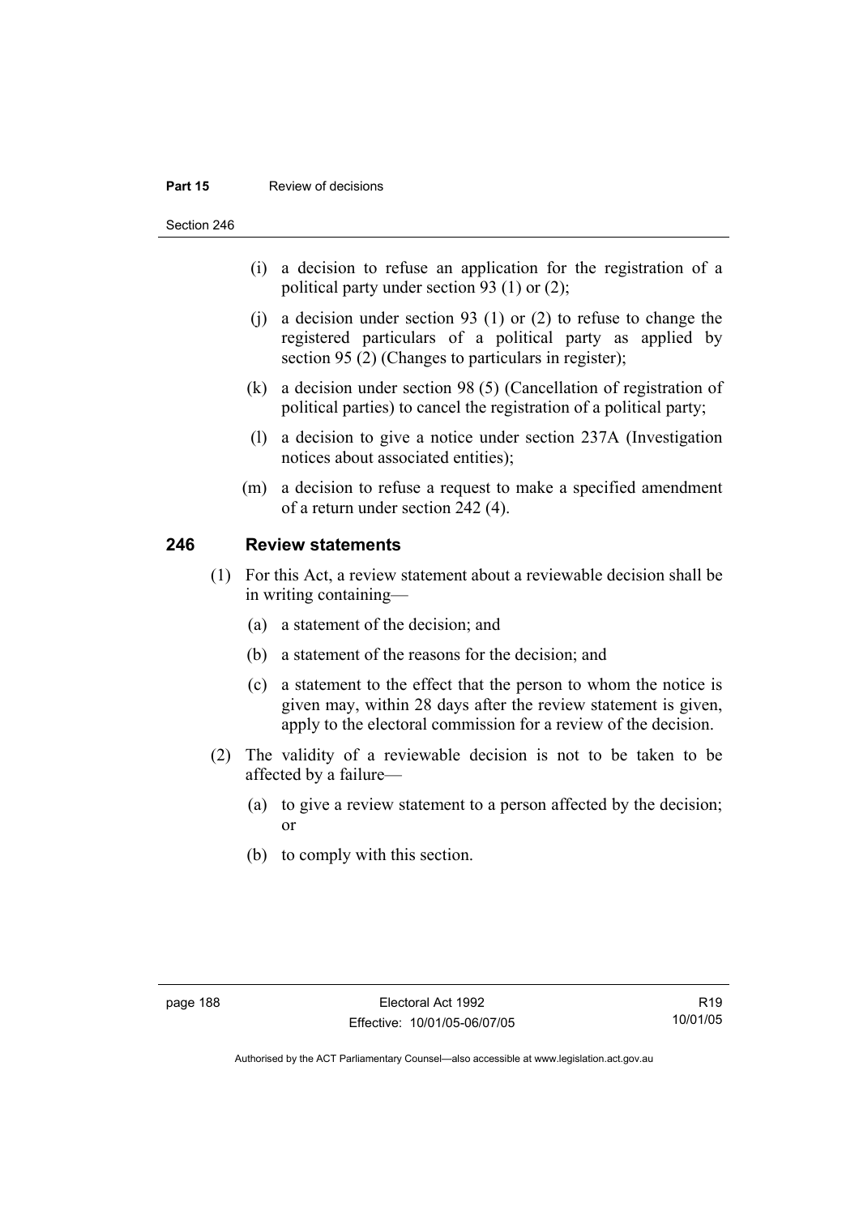(i) a decision to refuse an application for the registration of a political party under section 93 (1) or (2);

(j) a decision under section 93 (1) or (2) to refuse to change the registered particulars of a political party as applied by section 95 (2) (Changes to particulars in register);

(k) a decision under section 98 (5) (Cancellation of registration of political parties) to cancel the registration of a political party;

(l) a decision to give a notice under section 237A (Investigation notices about associated entities);

(m) a decision to refuse a request to make a specified amendment of a return under section 242 (4).

## 246 Review statements

(1) For this Act, a review statement about a reviewable decision shall be in writing containing—

(a) a statement of the decision; and

(b) a statement of the reasons for the decision; and

(c) a statement to the effect that the person to whom the notice is given may, within 28 days after the review statement is given, apply to the electoral commission for a review of the decision.

(2) The validity of a reviewable decision is not to be taken to be affected by a failure—

(a) to give a review statement to a person affected by the decision; or

(b) to comply with this section.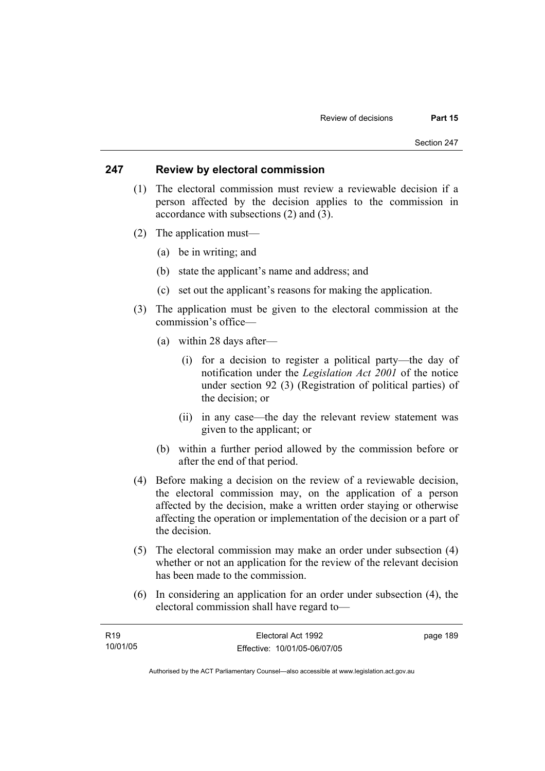## 247 Review by electoral commission

(1) The electoral commission must review a reviewable decision if a person affected by the decision applies to the commission in accordance with subsections (2) and (3).

(2) The application must—

(a) be in writing; and

(b) state the applicant's name and address; and

(c) set out the applicant's reasons for making the application.

(3) The application must be given to the electoral commission at the commission's office—

(a) within 28 days after—

(i) for a decision to register a political party—the day of notification under the *Legislation Act 2001* of the notice under section 92 (3) (Registration of political parties) of the decision; or

(ii) in any case—the day the relevant review statement was given to the applicant; or

(b) within a further period allowed by the commission before or after the end of that period.

(4) Before making a decision on the review of a reviewable decision, the electoral commission may, on the application of a person affected by the decision, make a written order staying or otherwise affecting the operation or implementation of the decision or a part of the decision.

(5) The electoral commission may make an order under subsection (4) whether or not an application for the review of the relevant decision has been made to the commission.

(6) In considering an application for an order under subsection (4), the electoral commission shall have regard to—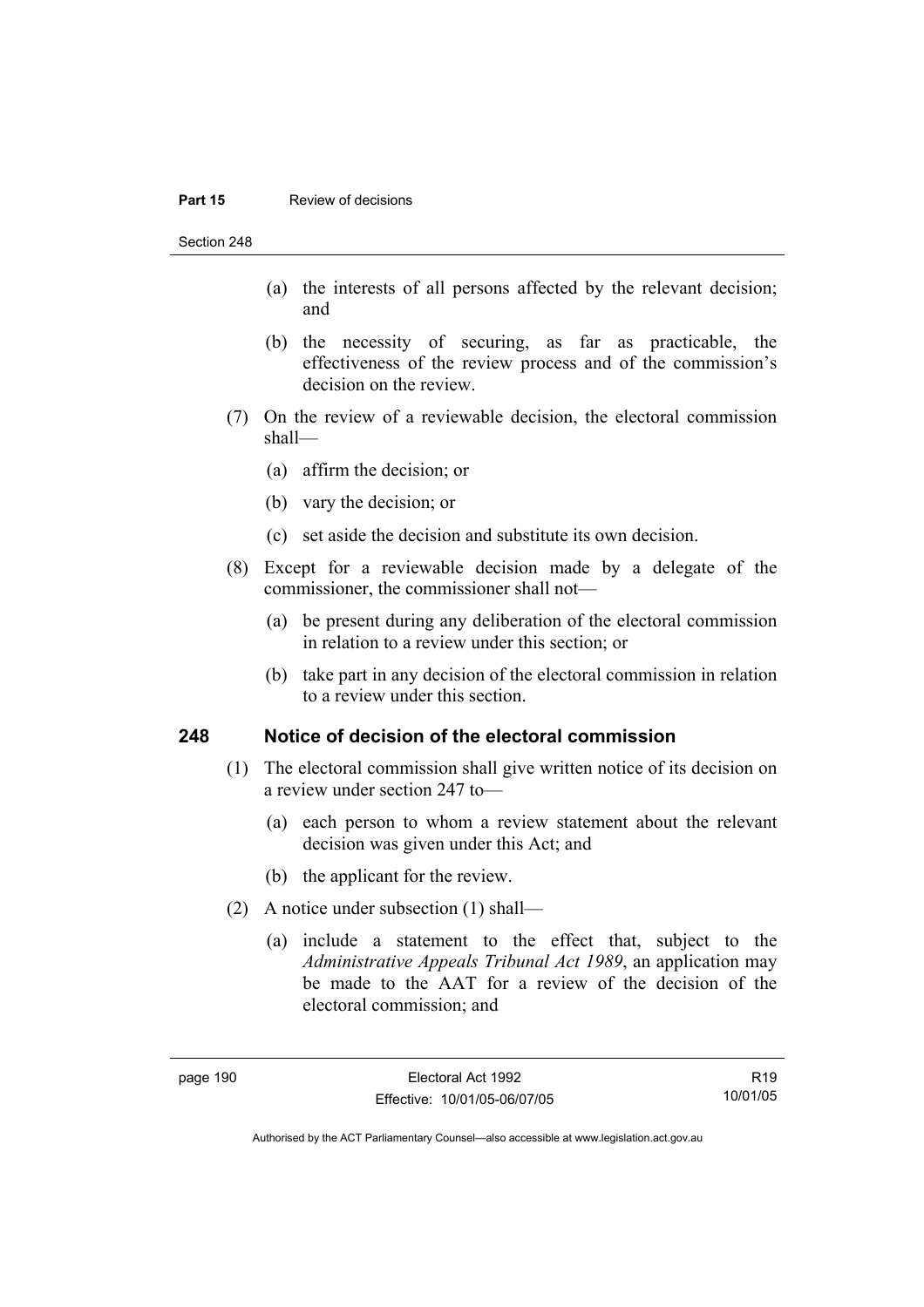(a) the interests of all persons affected by the relevant decision; and

(b) the necessity of securing, as far as practicable, the effectiveness of the review process and of the commission's decision on the review.

(7) On the review of a reviewable decision, the electoral commission shall—

(a) affirm the decision; or

(b) vary the decision; or

(c) set aside the decision and substitute its own decision.

(8) Except for a reviewable decision made by a delegate of the commissioner, the commissioner shall not—

(a) be present during any deliberation of the electoral commission in relation to a review under this section; or

(b) take part in any decision of the electoral commission in relation to a review under this section.

## 248 Notice of decision of the electoral commission

(1) The electoral commission shall give written notice of its decision on a review under section 247 to—

(a) each person to whom a review statement about the relevant decision was given under this Act; and

(b) the applicant for the review.

(2) A notice under subsection (1) shall—

(a) include a statement to the effect that, subject to the *Administrative Appeals Tribunal Act 1989*, an application may be made to the AAT for a review of the decision of the electoral commission; and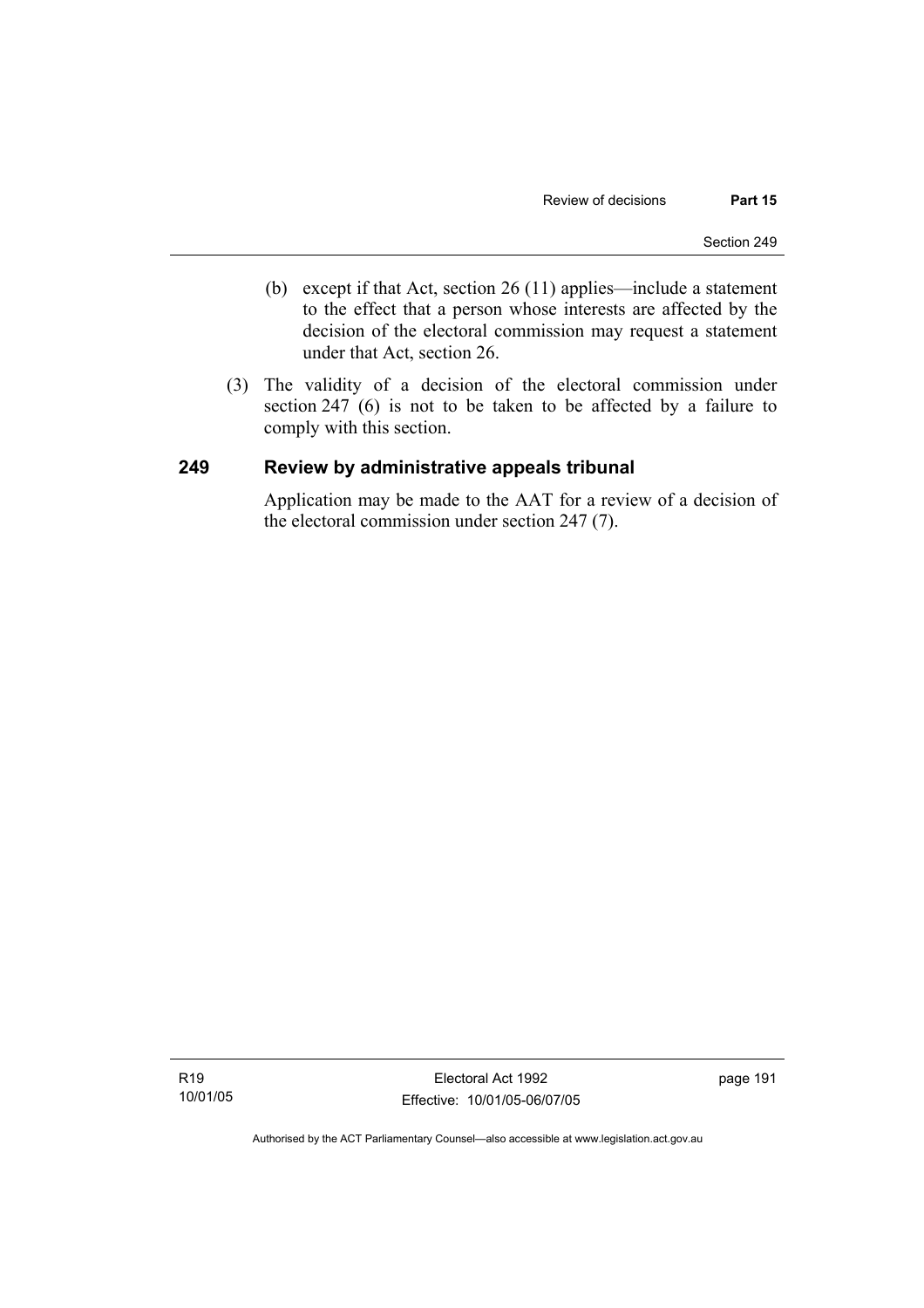(b) except if that Act, section 26 (11) applies—include a statement to the effect that a person whose interests are affected by the decision of the electoral commission may request a statement under that Act, section 26.

(3) The validity of a decision of the electoral commission under section 247 (6) is not to be taken to be affected by a failure to comply with this section.

### 249 Review by administrative appeals tribunal

Application may be made to the AAT for a review of a decision of the electoral commission under section 247 (7).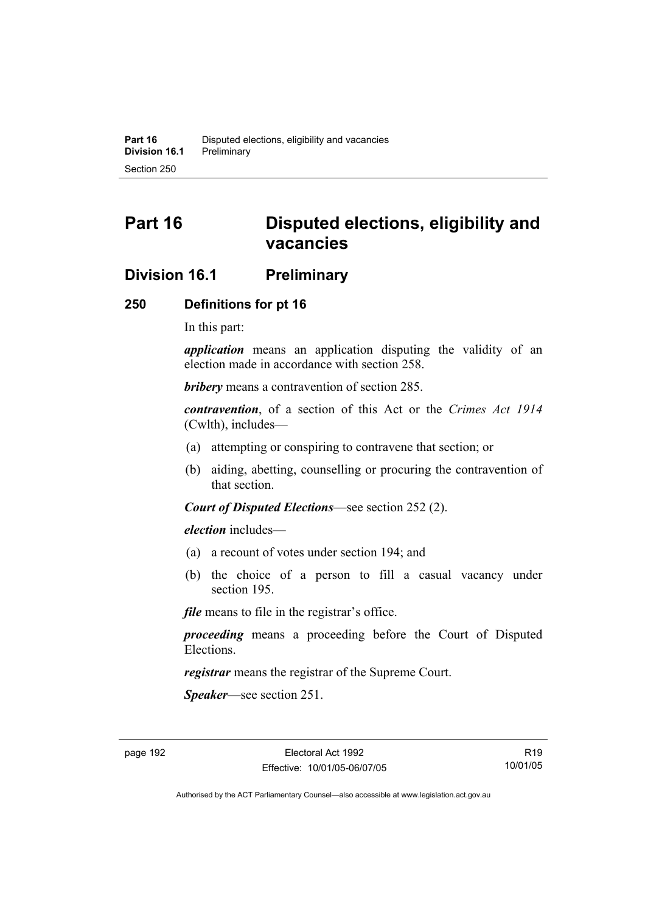# Part 16 Disputed elections, eligibility and vacancies

## Division 16.1 Preliminary

### 250 Definitions for pt 16

In this part:

***application*** means an application disputing the validity of an election made in accordance with section 258.

***bribery*** means a contravention of section 285.

***contravention***, of a section of this Act or the *Crimes Act 1914* (Cwlth), includes—

(a) attempting or conspiring to contravene that section; or

(b) aiding, abetting, counselling or procuring the contravention of that section.

***Court of Disputed Elections***—see section 252 (2).

***election*** includes—

(a) a recount of votes under section 194; and

(b) the choice of a person to fill a casual vacancy under section 195.

***file*** means to file in the registrar's office.

***proceeding*** means a proceeding before the Court of Disputed Elections.

***registrar*** means the registrar of the Supreme Court.

***Speaker***—see section 251.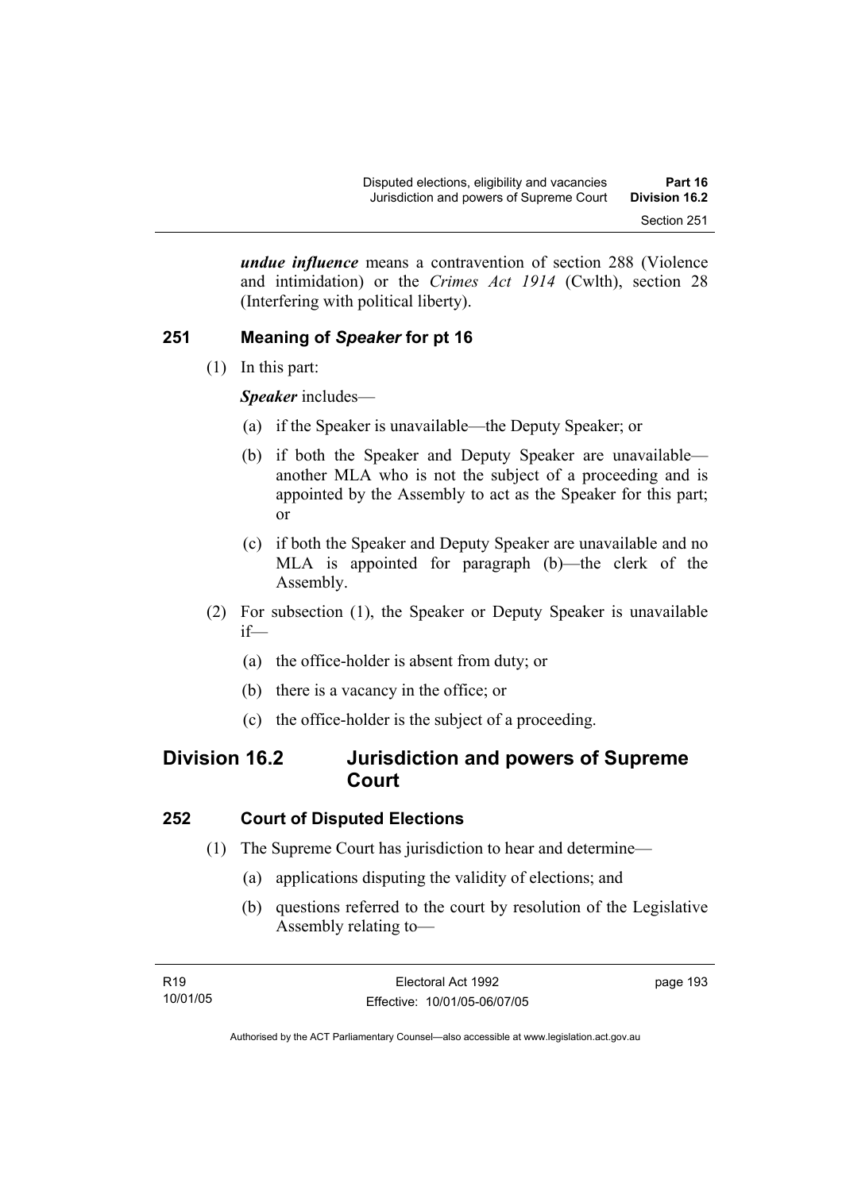***undue influence*** means a contravention of section 288 (Violence and intimidation) or the *Crimes Act 1914* (Cwlth), section 28 (Interfering with political liberty).

### 251 Meaning of *Speaker* for pt 16

(1) In this part:

***Speaker*** includes—

(a) if the Speaker is unavailable—the Deputy Speaker; or

(b) if both the Speaker and Deputy Speaker are unavailable—another MLA who is not the subject of a proceeding and is appointed by the Assembly to act as the Speaker for this part; or

(c) if both the Speaker and Deputy Speaker are unavailable and no MLA is appointed for paragraph (b)—the clerk of the Assembly.

(2) For subsection (1), the Speaker or Deputy Speaker is unavailable if—

(a) the office-holder is absent from duty; or

(b) there is a vacancy in the office; or

(c) the office-holder is the subject of a proceeding.

## Division 16.2 Jurisdiction and powers of Supreme Court

### 252 Court of Disputed Elections

(1) The Supreme Court has jurisdiction to hear and determine—

(a) applications disputing the validity of elections; and

(b) questions referred to the court by resolution of the Legislative Assembly relating to—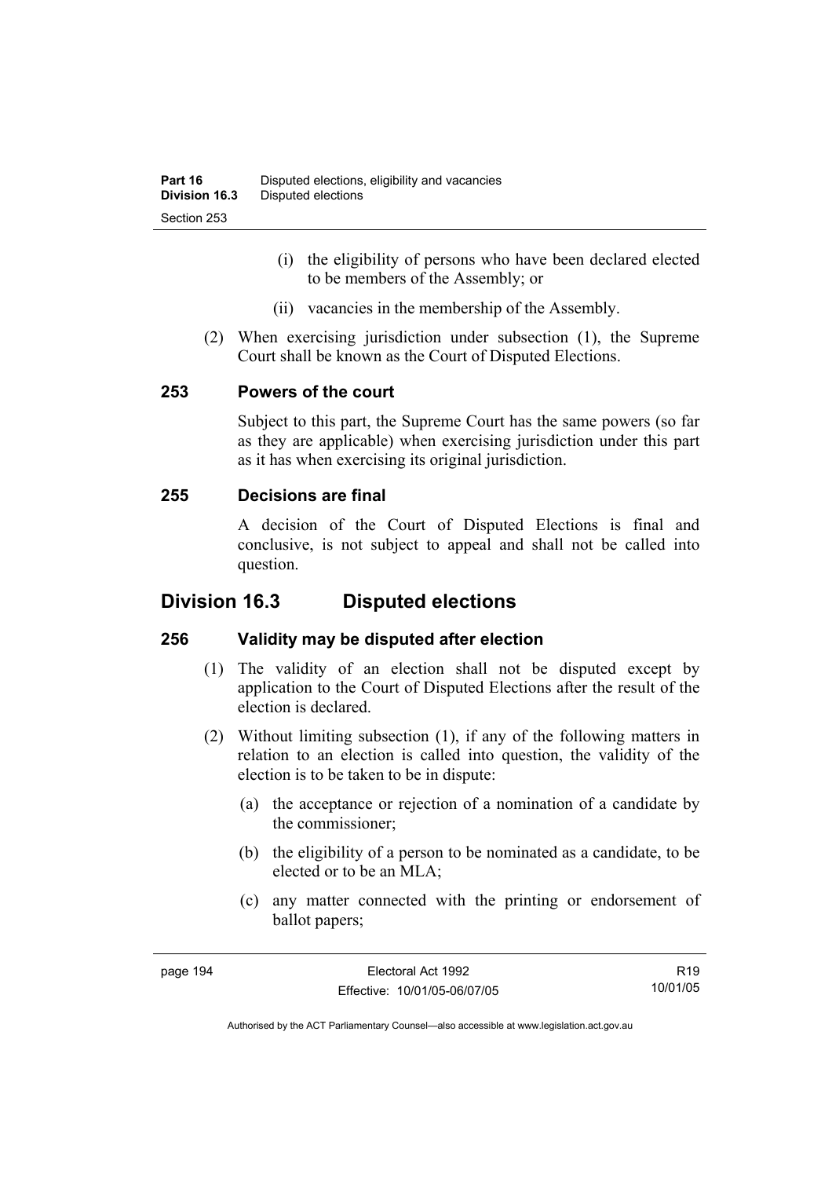(i) the eligibility of persons who have been declared elected to be members of the Assembly; or

(ii) vacancies in the membership of the Assembly.

(2) When exercising jurisdiction under subsection (1), the Supreme Court shall be known as the Court of Disputed Elections.

### 253 Powers of the court

Subject to this part, the Supreme Court has the same powers (so far as they are applicable) when exercising jurisdiction under this part as it has when exercising its original jurisdiction.

### 255 Decisions are final

A decision of the Court of Disputed Elections is final and conclusive, is not subject to appeal and shall not be called into question.

## Division 16.3 Disputed elections

### 256 Validity may be disputed after election

(1) The validity of an election shall not be disputed except by application to the Court of Disputed Elections after the result of the election is declared.

(2) Without limiting subsection (1), if any of the following matters in relation to an election is called into question, the validity of the election is to be taken to be in dispute:

(a) the acceptance or rejection of a nomination of a candidate by the commissioner;

(b) the eligibility of a person to be nominated as a candidate, to be elected or to be an MLA;

(c) any matter connected with the printing or endorsement of ballot papers;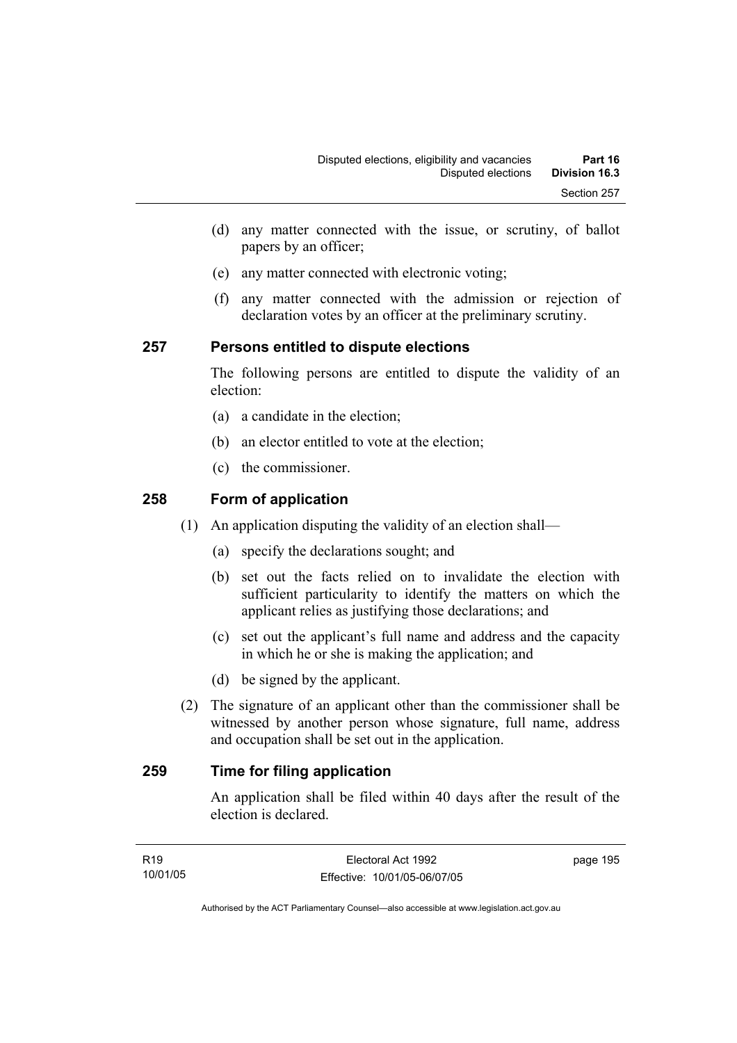(d) any matter connected with the issue, or scrutiny, of ballot papers by an officer;

(e) any matter connected with electronic voting;

(f) any matter connected with the admission or rejection of declaration votes by an officer at the preliminary scrutiny.

## 257 Persons entitled to dispute elections

The following persons are entitled to dispute the validity of an election:

(a) a candidate in the election;

(b) an elector entitled to vote at the election;

(c) the commissioner.

## 258 Form of application

(1) An application disputing the validity of an election shall—

(a) specify the declarations sought; and

(b) set out the facts relied on to invalidate the election with sufficient particularity to identify the matters on which the applicant relies as justifying those declarations; and

(c) set out the applicant's full name and address and the capacity in which he or she is making the application; and

(d) be signed by the applicant.

(2) The signature of an applicant other than the commissioner shall be witnessed by another person whose signature, full name, address and occupation shall be set out in the application.

## 259 Time for filing application

An application shall be filed within 40 days after the result of the election is declared.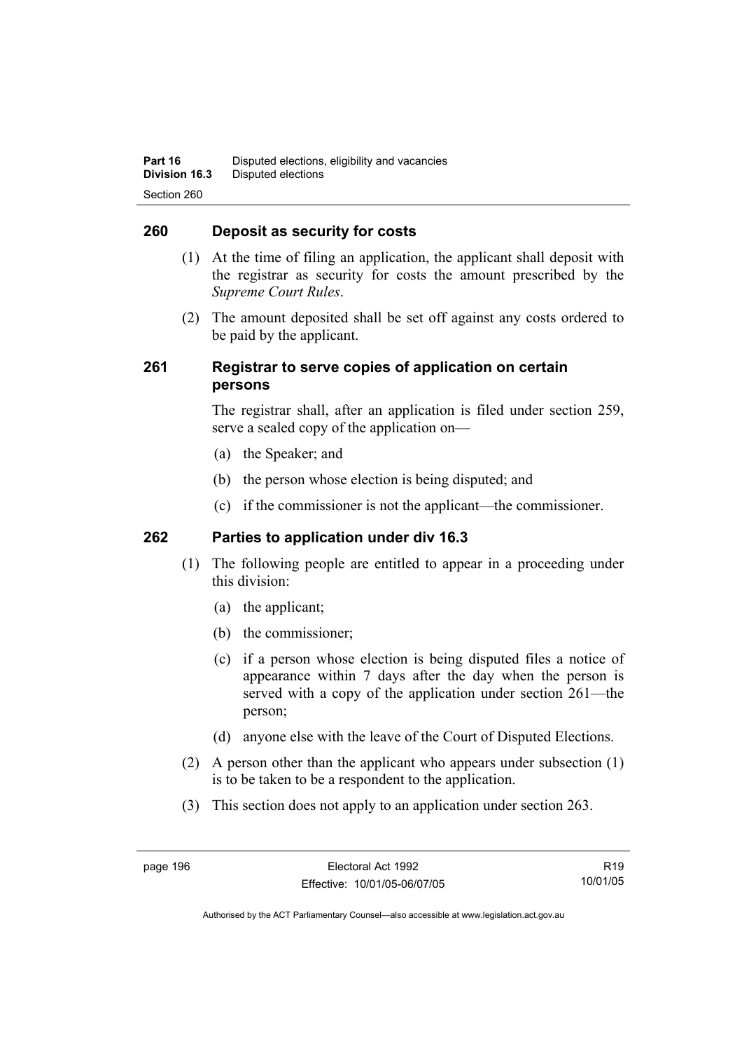## 260 Deposit as security for costs

(1) At the time of filing an application, the applicant shall deposit with the registrar as security for costs the amount prescribed by the *Supreme Court Rules*.

(2) The amount deposited shall be set off against any costs ordered to be paid by the applicant.

## 261 Registrar to serve copies of application on certain persons

The registrar shall, after an application is filed under section 259, serve a sealed copy of the application on—

(a) the Speaker; and

(b) the person whose election is being disputed; and

(c) if the commissioner is not the applicant—the commissioner.

## 262 Parties to application under div 16.3

(1) The following people are entitled to appear in a proceeding under this division:

(a) the applicant;

(b) the commissioner;

(c) if a person whose election is being disputed files a notice of appearance within 7 days after the day when the person is served with a copy of the application under section 261—the person;

(d) anyone else with the leave of the Court of Disputed Elections.

(2) A person other than the applicant who appears under subsection (1) is to be taken to be a respondent to the application.

(3) This section does not apply to an application under section 263.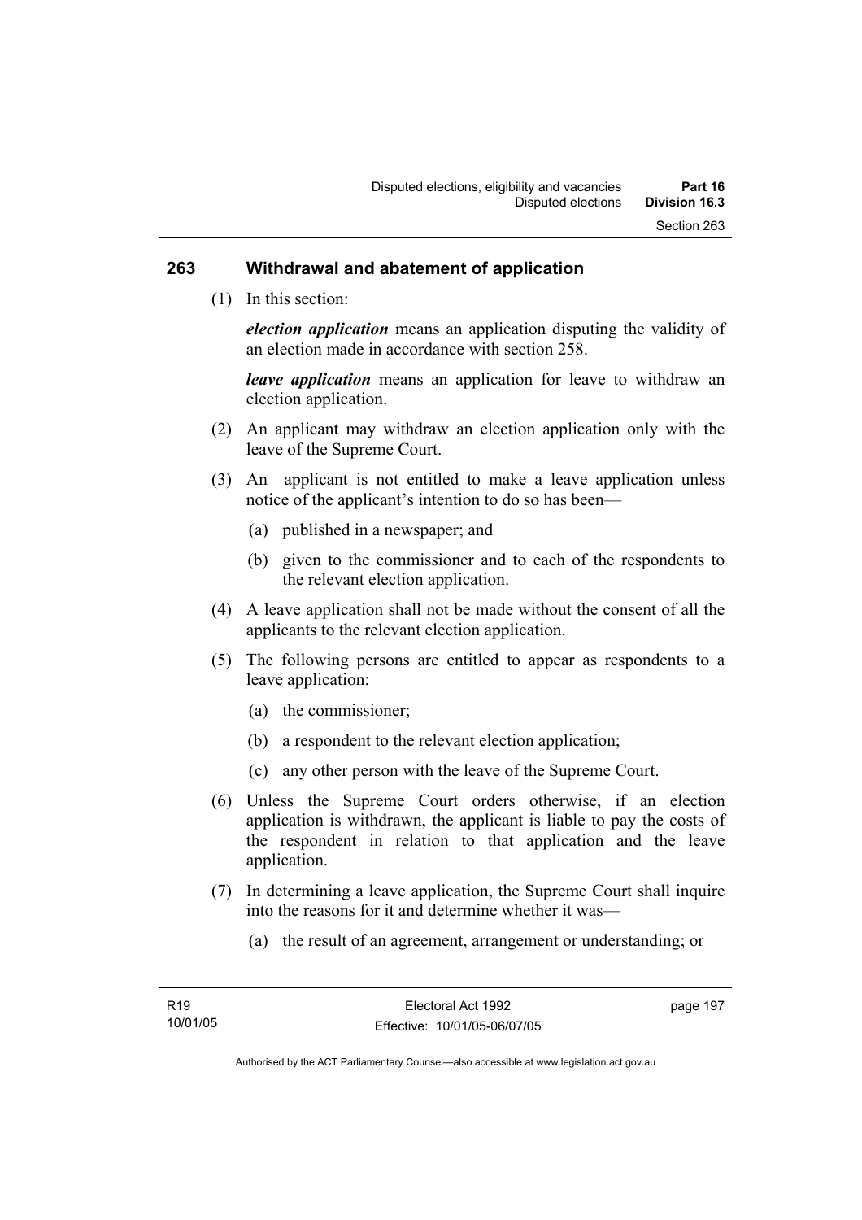## 263 Withdrawal and abatement of application

(1) In this section:

***election application*** means an application disputing the validity of an election made in accordance with section 258.

***leave application*** means an application for leave to withdraw an election application.

(2) An applicant may withdraw an election application only with the leave of the Supreme Court.

(3) An applicant is not entitled to make a leave application unless notice of the applicant's intention to do so has been—

(a) published in a newspaper; and

(b) given to the commissioner and to each of the respondents to the relevant election application.

(4) A leave application shall not be made without the consent of all the applicants to the relevant election application.

(5) The following persons are entitled to appear as respondents to a leave application:

(a) the commissioner;

(b) a respondent to the relevant election application;

(c) any other person with the leave of the Supreme Court.

(6) Unless the Supreme Court orders otherwise, if an election application is withdrawn, the applicant is liable to pay the costs of the respondent in relation to that application and the leave application.

(7) In determining a leave application, the Supreme Court shall inquire into the reasons for it and determine whether it was—

(a) the result of an agreement, arrangement or understanding; or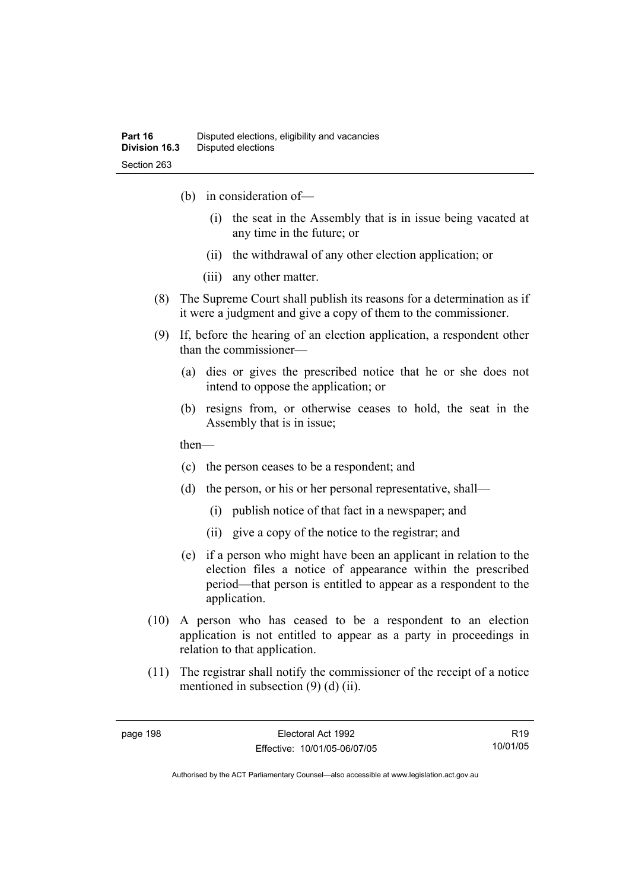(b) in consideration of—

(i) the seat in the Assembly that is in issue being vacated at any time in the future; or

(ii) the withdrawal of any other election application; or

(iii) any other matter.

(8) The Supreme Court shall publish its reasons for a determination as if it were a judgment and give a copy of them to the commissioner.

(9) If, before the hearing of an election application, a respondent other than the commissioner—

(a) dies or gives the prescribed notice that he or she does not intend to oppose the application; or

(b) resigns from, or otherwise ceases to hold, the seat in the Assembly that is in issue;

then—

(c) the person ceases to be a respondent; and

(d) the person, or his or her personal representative, shall—

(i) publish notice of that fact in a newspaper; and

(ii) give a copy of the notice to the registrar; and

(e) if a person who might have been an applicant in relation to the election files a notice of appearance within the prescribed period—that person is entitled to appear as a respondent to the application.

(10) A person who has ceased to be a respondent to an election application is not entitled to appear as a party in proceedings in relation to that application.

(11) The registrar shall notify the commissioner of the receipt of a notice mentioned in subsection (9) (d) (ii).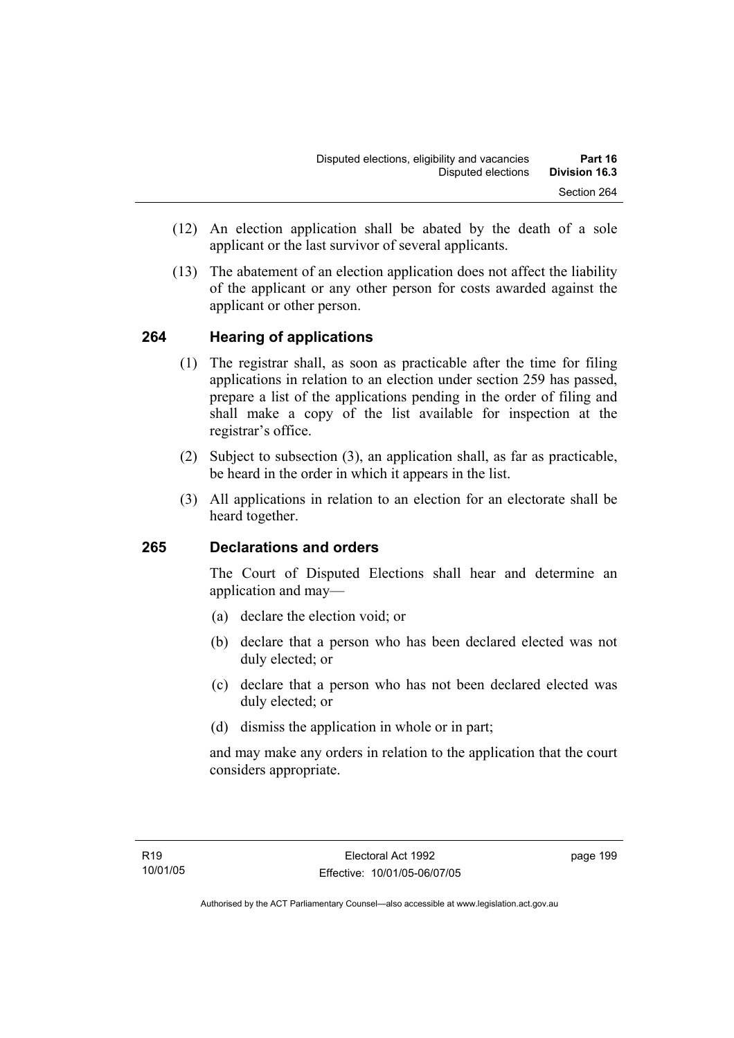(12) An election application shall be abated by the death of a sole applicant or the last survivor of several applicants.

(13) The abatement of an election application does not affect the liability of the applicant or any other person for costs awarded against the applicant or other person.

## 264 Hearing of applications

(1) The registrar shall, as soon as practicable after the time for filing applications in relation to an election under section 259 has passed, prepare a list of the applications pending in the order of filing and shall make a copy of the list available for inspection at the registrar's office.

(2) Subject to subsection (3), an application shall, as far as practicable, be heard in the order in which it appears in the list.

(3) All applications in relation to an election for an electorate shall be heard together.

## 265 Declarations and orders

The Court of Disputed Elections shall hear and determine an application and may—

(a) declare the election void; or

(b) declare that a person who has been declared elected was not duly elected; or

(c) declare that a person who has not been declared elected was duly elected; or

(d) dismiss the application in whole or in part;

and may make any orders in relation to the application that the court considers appropriate.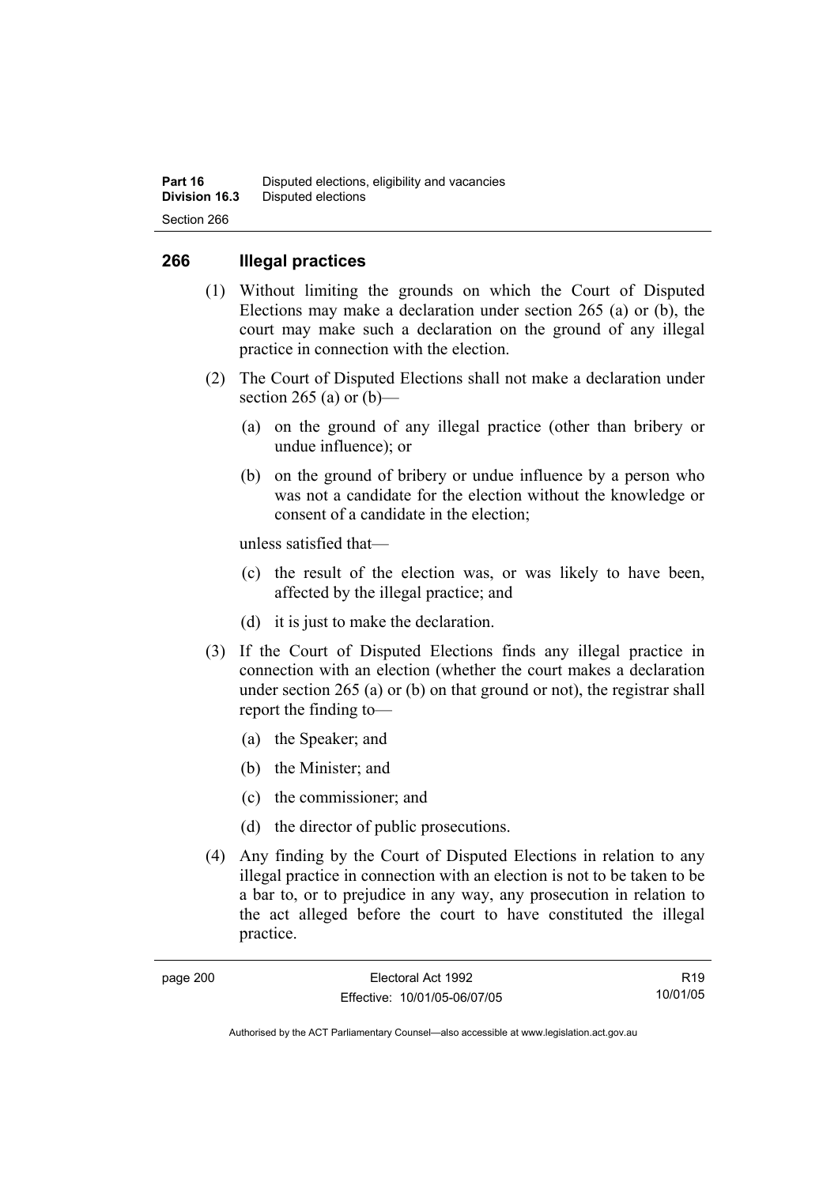## 266 Illegal practices

(1) Without limiting the grounds on which the Court of Disputed Elections may make a declaration under section 265 (a) or (b), the court may make such a declaration on the ground of any illegal practice in connection with the election.

(2) The Court of Disputed Elections shall not make a declaration under section 265 (a) or (b)—

(a) on the ground of any illegal practice (other than bribery or undue influence); or

(b) on the ground of bribery or undue influence by a person who was not a candidate for the election without the knowledge or consent of a candidate in the election;

unless satisfied that—

(c) the result of the election was, or was likely to have been, affected by the illegal practice; and

(d) it is just to make the declaration.

(3) If the Court of Disputed Elections finds any illegal practice in connection with an election (whether the court makes a declaration under section 265 (a) or (b) on that ground or not), the registrar shall report the finding to—

(a) the Speaker; and

(b) the Minister; and

(c) the commissioner; and

(d) the director of public prosecutions.

(4) Any finding by the Court of Disputed Elections in relation to any illegal practice in connection with an election is not to be taken to be a bar to, or to prejudice in any way, any prosecution in relation to the act alleged before the court to have constituted the illegal practice.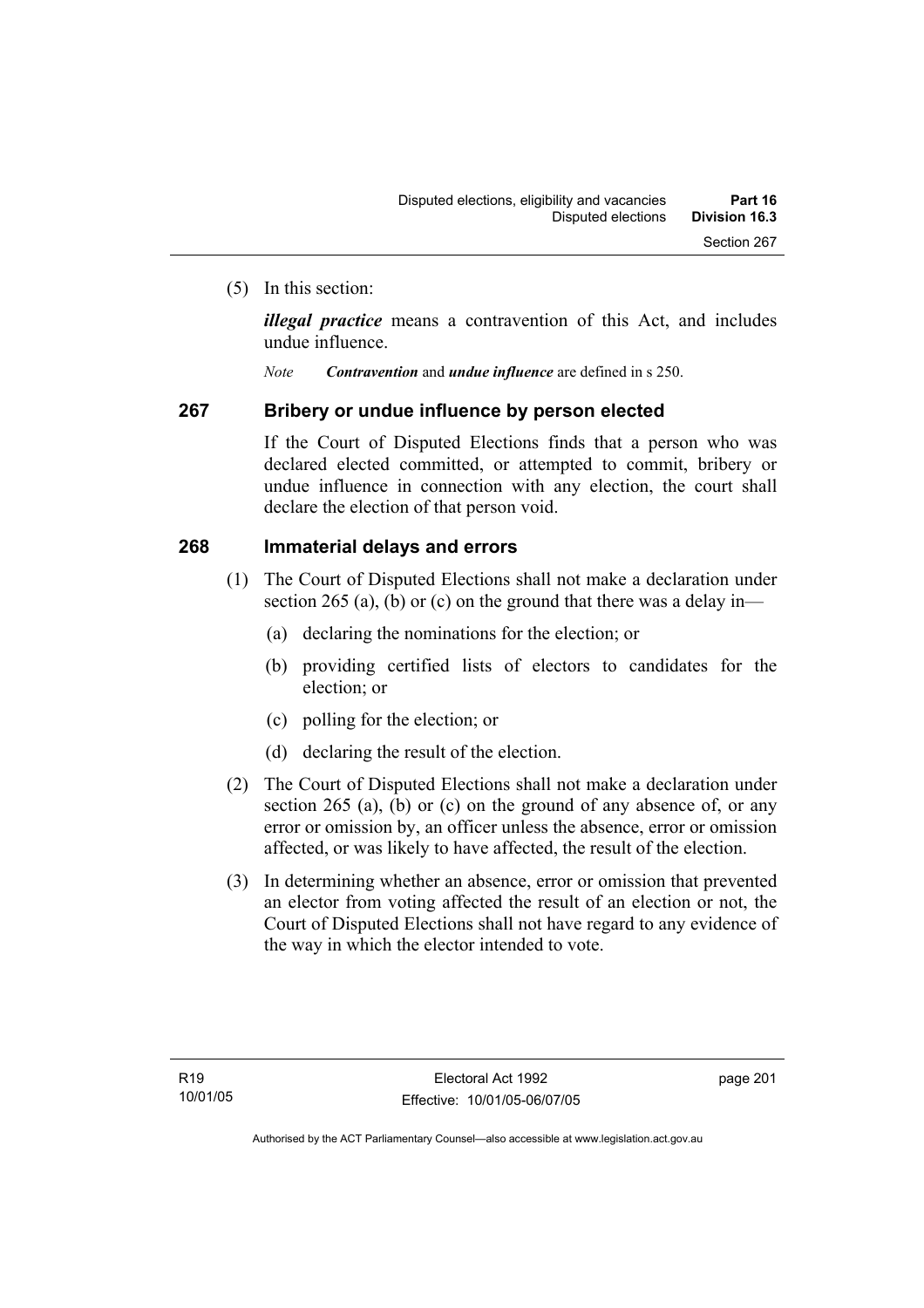(5) In this section:

***illegal practice*** means a contravention of this Act, and includes undue influence.

*Note* ***Contravention*** and ***undue influence*** are defined in s 250.

## 267 Bribery or undue influence by person elected

If the Court of Disputed Elections finds that a person who was declared elected committed, or attempted to commit, bribery or undue influence in connection with any election, the court shall declare the election of that person void.

## 268 Immaterial delays and errors

(1) The Court of Disputed Elections shall not make a declaration under section 265 (a), (b) or (c) on the ground that there was a delay in—

(a) declaring the nominations for the election; or

(b) providing certified lists of electors to candidates for the election; or

(c) polling for the election; or

(d) declaring the result of the election.

(2) The Court of Disputed Elections shall not make a declaration under section 265 (a), (b) or (c) on the ground of any absence of, or any error or omission by, an officer unless the absence, error or omission affected, or was likely to have affected, the result of the election.

(3) In determining whether an absence, error or omission that prevented an elector from voting affected the result of an election or not, the Court of Disputed Elections shall not have regard to any evidence of the way in which the elector intended to vote.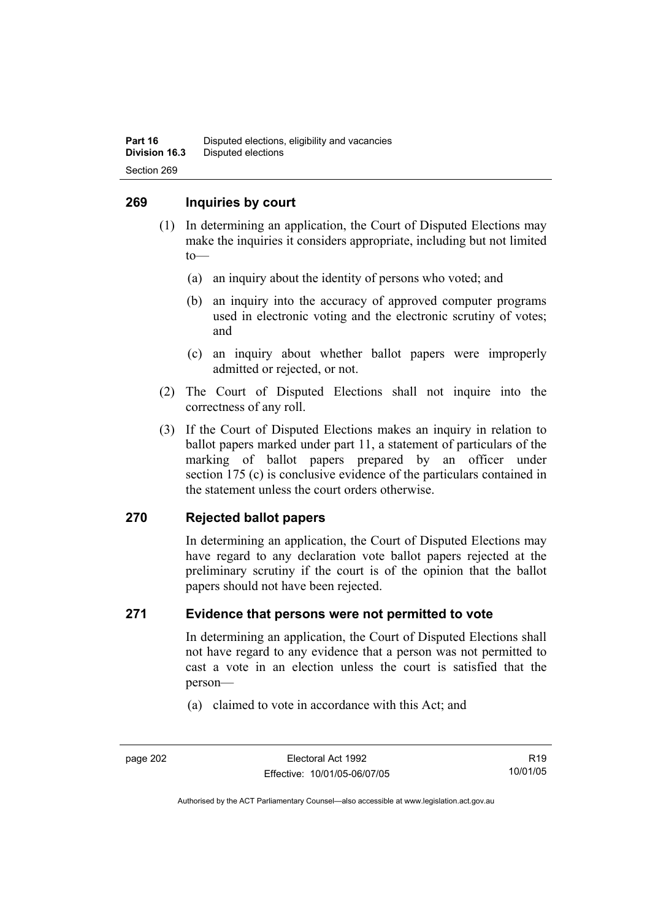## 269 Inquiries by court

(1) In determining an application, the Court of Disputed Elections may make the inquiries it considers appropriate, including but not limited to—

(a) an inquiry about the identity of persons who voted; and

(b) an inquiry into the accuracy of approved computer programs used in electronic voting and the electronic scrutiny of votes; and

(c) an inquiry about whether ballot papers were improperly admitted or rejected, or not.

(2) The Court of Disputed Elections shall not inquire into the correctness of any roll.

(3) If the Court of Disputed Elections makes an inquiry in relation to ballot papers marked under part 11, a statement of particulars of the marking of ballot papers prepared by an officer under section 175 (c) is conclusive evidence of the particulars contained in the statement unless the court orders otherwise.

## 270 Rejected ballot papers

In determining an application, the Court of Disputed Elections may have regard to any declaration vote ballot papers rejected at the preliminary scrutiny if the court is of the opinion that the ballot papers should not have been rejected.

## 271 Evidence that persons were not permitted to vote

In determining an application, the Court of Disputed Elections shall not have regard to any evidence that a person was not permitted to cast a vote in an election unless the court is satisfied that the person—

(a) claimed to vote in accordance with this Act; and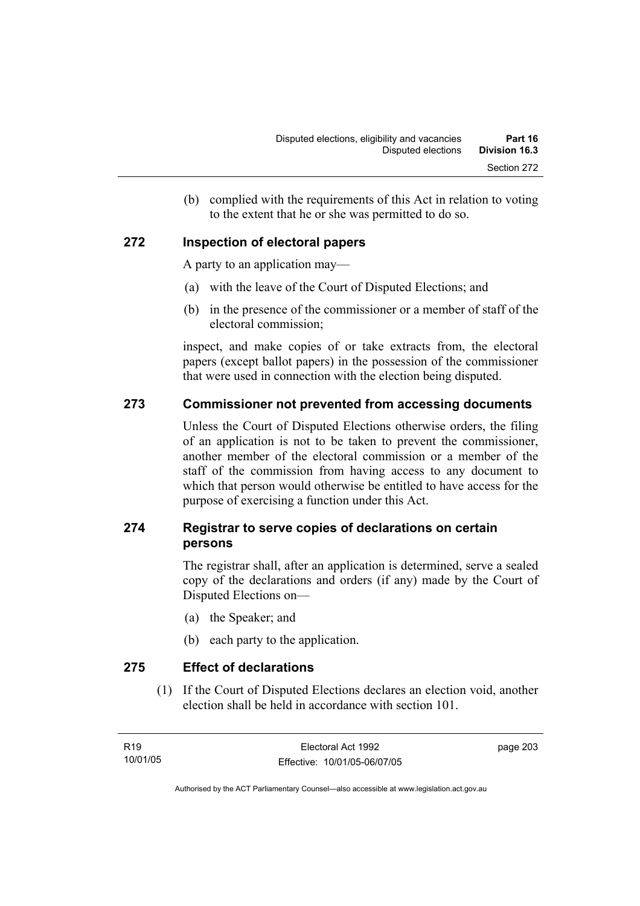(b) complied with the requirements of this Act in relation to voting to the extent that he or she was permitted to do so.

## 272 Inspection of electoral papers

A party to an application may—

(a) with the leave of the Court of Disputed Elections; and

(b) in the presence of the commissioner or a member of staff of the electoral commission;

inspect, and make copies of or take extracts from, the electoral papers (except ballot papers) in the possession of the commissioner that were used in connection with the election being disputed.

## 273 Commissioner not prevented from accessing documents

Unless the Court of Disputed Elections otherwise orders, the filing of an application is not to be taken to prevent the commissioner, another member of the electoral commission or a member of the staff of the commission from having access to any document to which that person would otherwise be entitled to have access for the purpose of exercising a function under this Act.

## 274 Registrar to serve copies of declarations on certain persons

The registrar shall, after an application is determined, serve a sealed copy of the declarations and orders (if any) made by the Court of Disputed Elections on—

(a) the Speaker; and

(b) each party to the application.

## 275 Effect of declarations

(1) If the Court of Disputed Elections declares an election void, another election shall be held in accordance with section 101.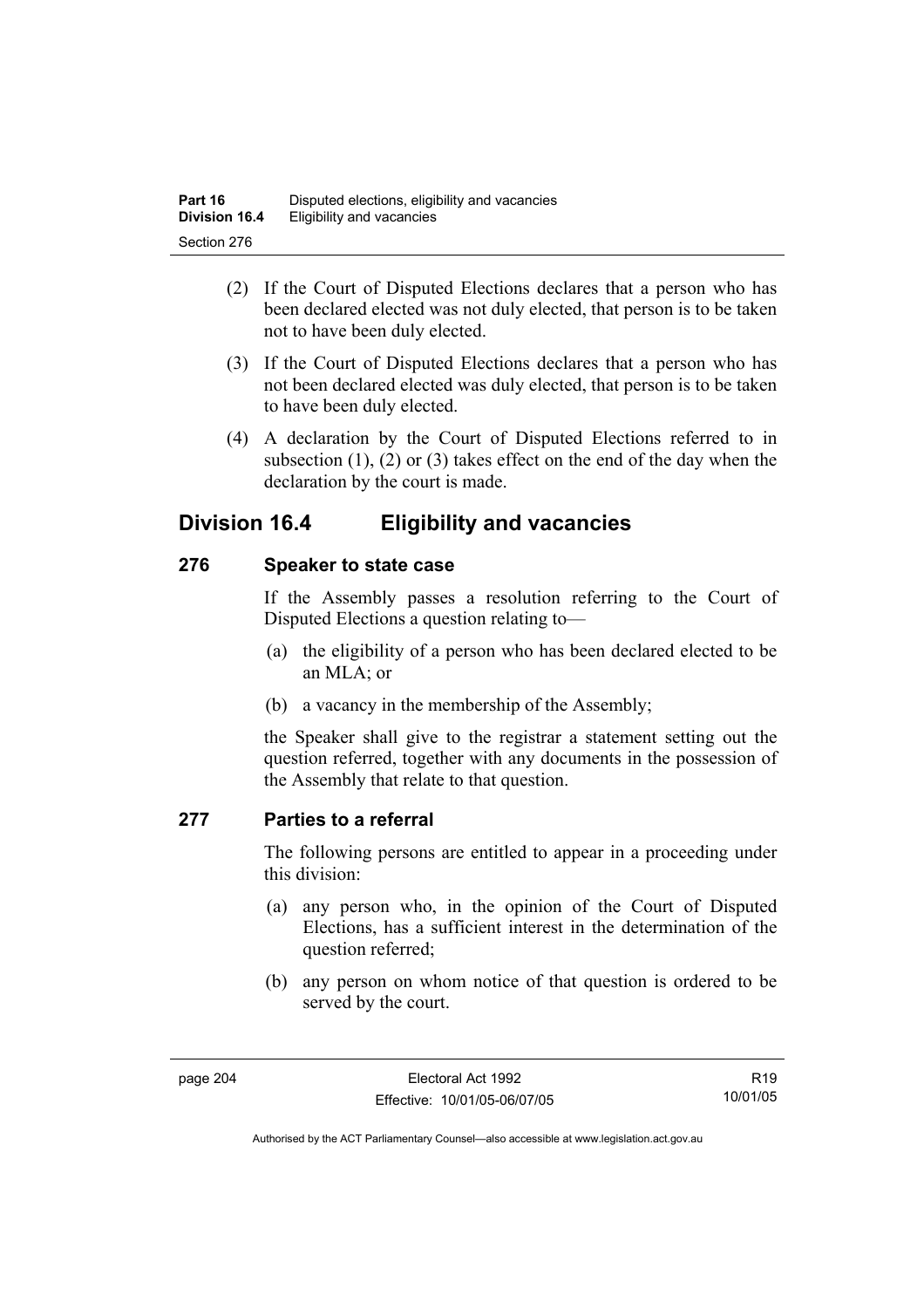(2) If the Court of Disputed Elections declares that a person who has been declared elected was not duly elected, that person is to be taken not to have been duly elected.

(3) If the Court of Disputed Elections declares that a person who has not been declared elected was duly elected, that person is to be taken to have been duly elected.

(4) A declaration by the Court of Disputed Elections referred to in subsection (1), (2) or (3) takes effect on the end of the day when the declaration by the court is made.

## Division 16.4 Eligibility and vacancies

### 276 Speaker to state case

If the Assembly passes a resolution referring to the Court of Disputed Elections a question relating to—

(a) the eligibility of a person who has been declared elected to be an MLA; or

(b) a vacancy in the membership of the Assembly;

the Speaker shall give to the registrar a statement setting out the question referred, together with any documents in the possession of the Assembly that relate to that question.

### 277 Parties to a referral

The following persons are entitled to appear in a proceeding under this division:

(a) any person who, in the opinion of the Court of Disputed Elections, has a sufficient interest in the determination of the question referred;

(b) any person on whom notice of that question is ordered to be served by the court.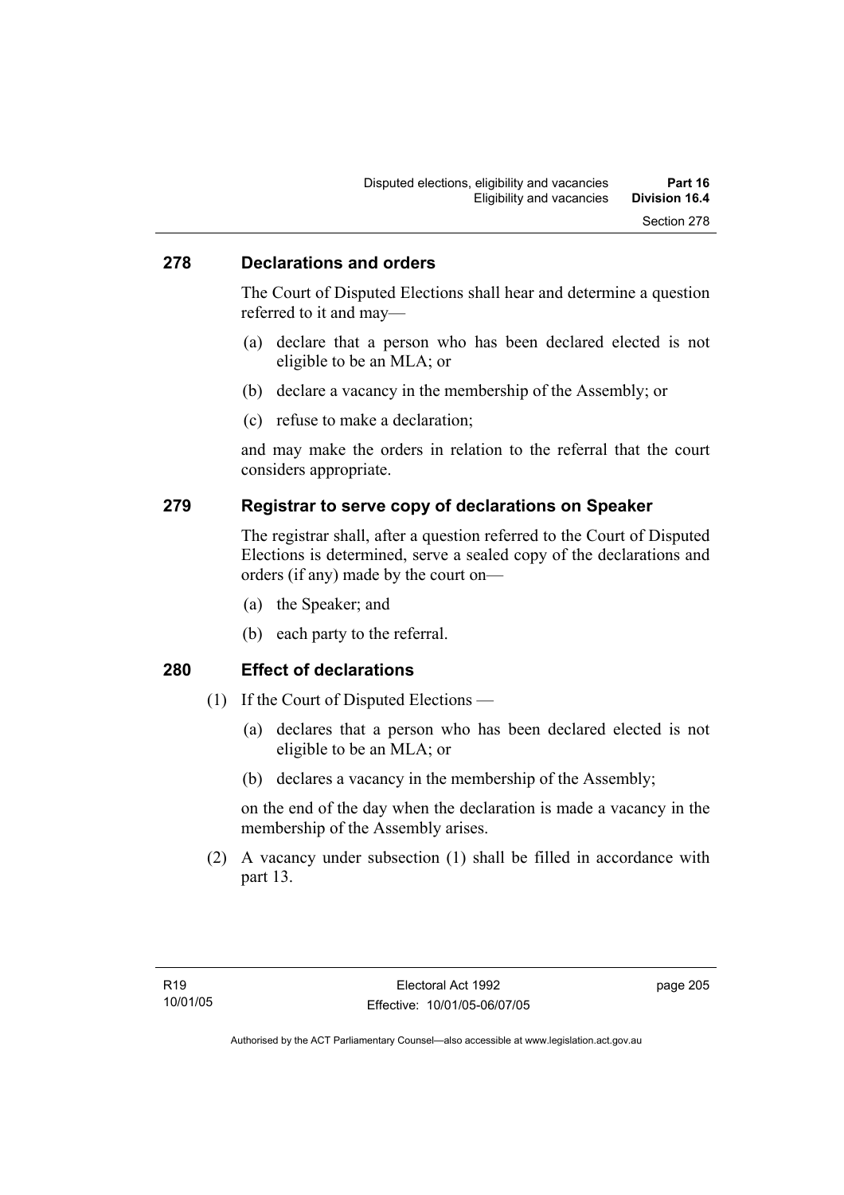## 278 Declarations and orders

The Court of Disputed Elections shall hear and determine a question referred to it and may—

(a) declare that a person who has been declared elected is not eligible to be an MLA; or

(b) declare a vacancy in the membership of the Assembly; or

(c) refuse to make a declaration;

and may make the orders in relation to the referral that the court considers appropriate.

## 279 Registrar to serve copy of declarations on Speaker

The registrar shall, after a question referred to the Court of Disputed Elections is determined, serve a sealed copy of the declarations and orders (if any) made by the court on—

(a) the Speaker; and

(b) each party to the referral.

## 280 Effect of declarations

(1) If the Court of Disputed Elections —

(a) declares that a person who has been declared elected is not eligible to be an MLA; or

(b) declares a vacancy in the membership of the Assembly;

on the end of the day when the declaration is made a vacancy in the membership of the Assembly arises.

(2) A vacancy under subsection (1) shall be filled in accordance with part 13.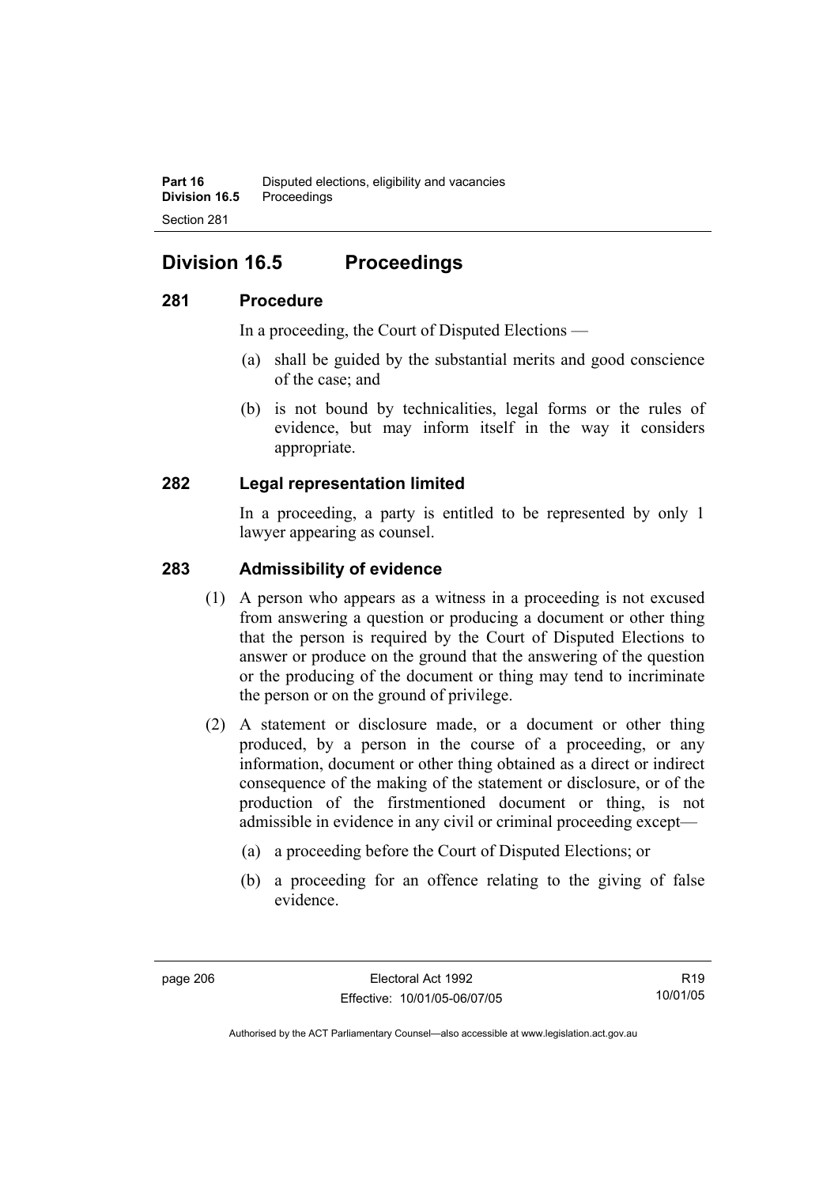## Division 16.5 Proceedings

### 281 Procedure

In a proceeding, the Court of Disputed Elections —

(a) shall be guided by the substantial merits and good conscience of the case; and

(b) is not bound by technicalities, legal forms or the rules of evidence, but may inform itself in the way it considers appropriate.

### 282 Legal representation limited

In a proceeding, a party is entitled to be represented by only 1 lawyer appearing as counsel.

### 283 Admissibility of evidence

(1) A person who appears as a witness in a proceeding is not excused from answering a question or producing a document or other thing that the person is required by the Court of Disputed Elections to answer or produce on the ground that the answering of the question or the producing of the document or thing may tend to incriminate the person or on the ground of privilege.

(2) A statement or disclosure made, or a document or other thing produced, by a person in the course of a proceeding, or any information, document or other thing obtained as a direct or indirect consequence of the making of the statement or disclosure, or of the production of the firstmentioned document or thing, is not admissible in evidence in any civil or criminal proceeding except—

(a) a proceeding before the Court of Disputed Elections; or

(b) a proceeding for an offence relating to the giving of false evidence.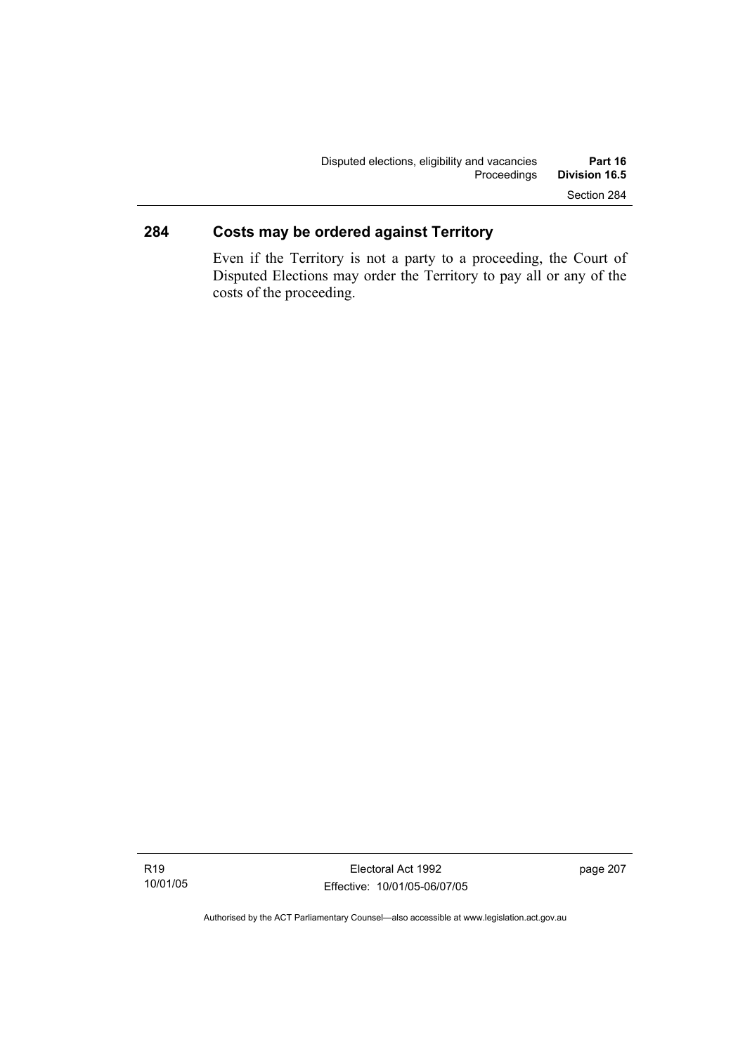## 284 Costs may be ordered against Territory

Even if the Territory is not a party to a proceeding, the Court of Disputed Elections may order the Territory to pay all or any of the costs of the proceeding.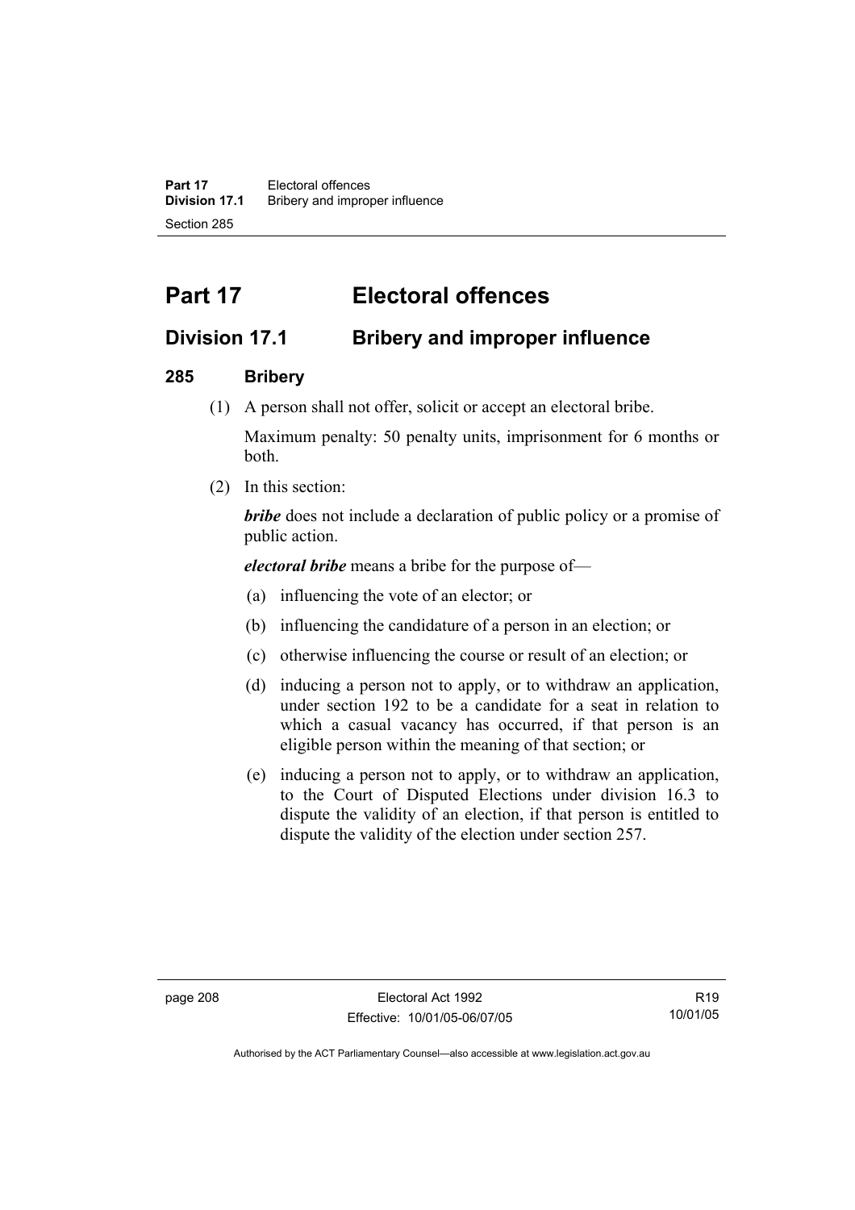# Part 17 Electoral offences

## Division 17.1 Bribery and improper influence

### 285 Bribery

(1) A person shall not offer, solicit or accept an electoral bribe.

Maximum penalty: 50 penalty units, imprisonment for 6 months or both.

(2) In this section:

***bribe*** does not include a declaration of public policy or a promise of public action.

***electoral bribe*** means a bribe for the purpose of—

(a) influencing the vote of an elector; or

(b) influencing the candidature of a person in an election; or

(c) otherwise influencing the course or result of an election; or

(d) inducing a person not to apply, or to withdraw an application, under section 192 to be a candidate for a seat in relation to which a casual vacancy has occurred, if that person is an eligible person within the meaning of that section; or

(e) inducing a person not to apply, or to withdraw an application, to the Court of Disputed Elections under division 16.3 to dispute the validity of an election, if that person is entitled to dispute the validity of the election under section 257.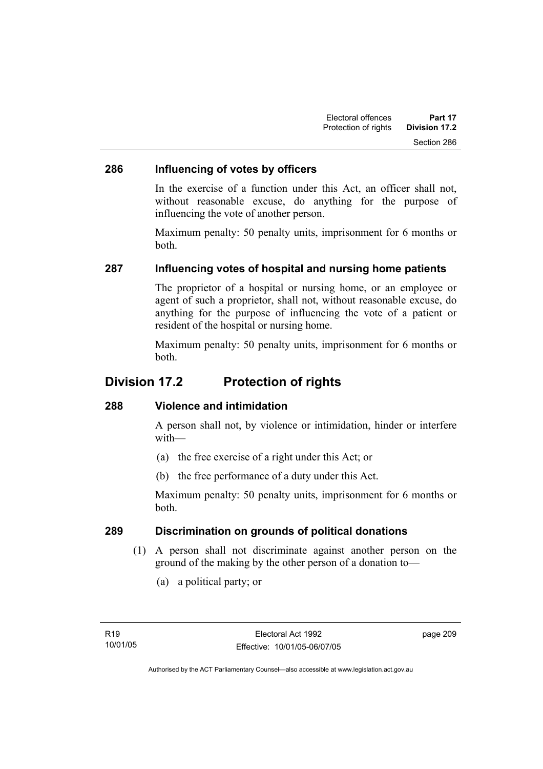### 286 Influencing of votes by officers

In the exercise of a function under this Act, an officer shall not, without reasonable excuse, do anything for the purpose of influencing the vote of another person.

Maximum penalty: 50 penalty units, imprisonment for 6 months or both.

### 287 Influencing votes of hospital and nursing home patients

The proprietor of a hospital or nursing home, or an employee or agent of such a proprietor, shall not, without reasonable excuse, do anything for the purpose of influencing the vote of a patient or resident of the hospital or nursing home.

Maximum penalty: 50 penalty units, imprisonment for 6 months or both.

## Division 17.2 Protection of rights

### 288 Violence and intimidation

A person shall not, by violence or intimidation, hinder or interfere with—

(a) the free exercise of a right under this Act; or

(b) the free performance of a duty under this Act.

Maximum penalty: 50 penalty units, imprisonment for 6 months or both.

### 289 Discrimination on grounds of political donations

(1) A person shall not discriminate against another person on the ground of the making by the other person of a donation to—

(a) a political party; or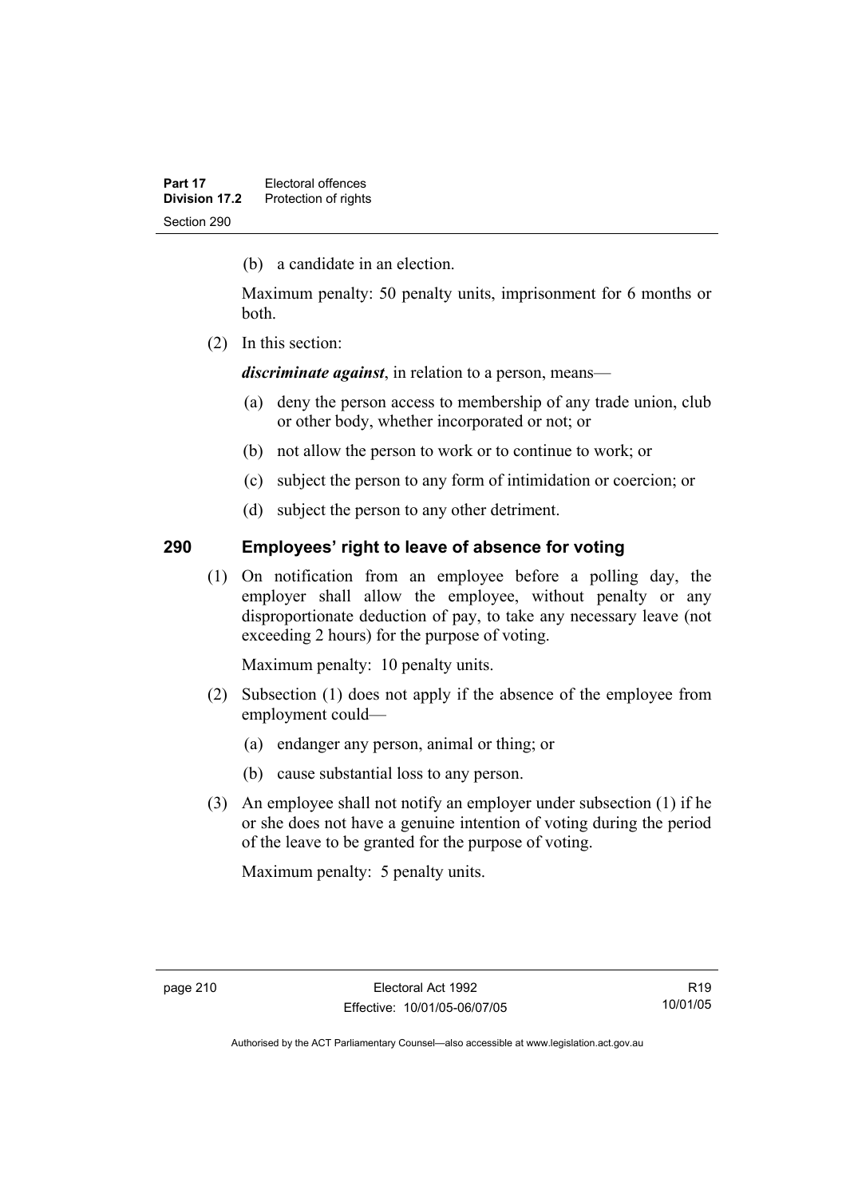(b) a candidate in an election.

Maximum penalty: 50 penalty units, imprisonment for 6 months or both.

(2) In this section:

***discriminate against***, in relation to a person, means—

(a) deny the person access to membership of any trade union, club or other body, whether incorporated or not; or

(b) not allow the person to work or to continue to work; or

(c) subject the person to any form of intimidation or coercion; or

(d) subject the person to any other detriment.

## 290 Employees' right to leave of absence for voting

(1) On notification from an employee before a polling day, the employer shall allow the employee, without penalty or any disproportionate deduction of pay, to take any necessary leave (not exceeding 2 hours) for the purpose of voting.

Maximum penalty: 10 penalty units.

(2) Subsection (1) does not apply if the absence of the employee from employment could—

(a) endanger any person, animal or thing; or

(b) cause substantial loss to any person.

(3) An employee shall not notify an employer under subsection (1) if he or she does not have a genuine intention of voting during the period of the leave to be granted for the purpose of voting.

Maximum penalty: 5 penalty units.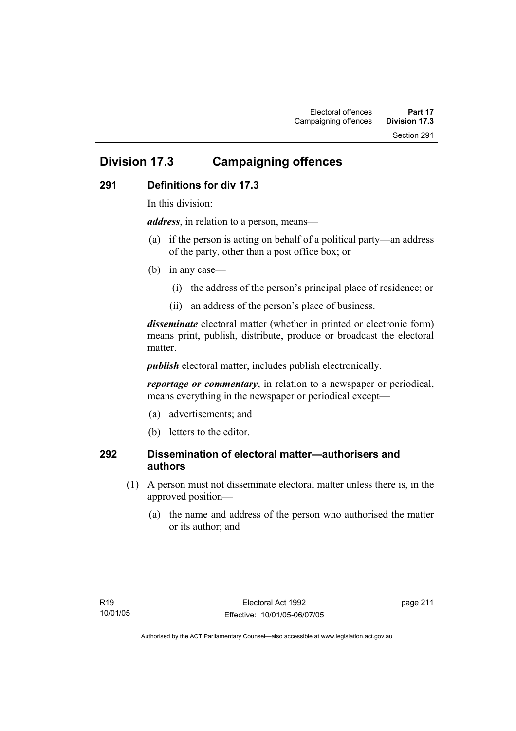# Division 17.3 Campaigning offences

## 291 Definitions for div 17.3

In this division:

***address***, in relation to a person, means—

(a) if the person is acting on behalf of a political party—an address of the party, other than a post office box; or

(b) in any case—

(i) the address of the person's principal place of residence; or

(ii) an address of the person's place of business.

***disseminate*** electoral matter (whether in printed or electronic form) means print, publish, distribute, produce or broadcast the electoral matter.

***publish*** electoral matter, includes publish electronically.

***reportage or commentary***, in relation to a newspaper or periodical, means everything in the newspaper or periodical except—

(a) advertisements; and

(b) letters to the editor.

## 292 Dissemination of electoral matter—authorisers and authors

(1) A person must not disseminate electoral matter unless there is, in the approved position—

(a) the name and address of the person who authorised the matter or its author; and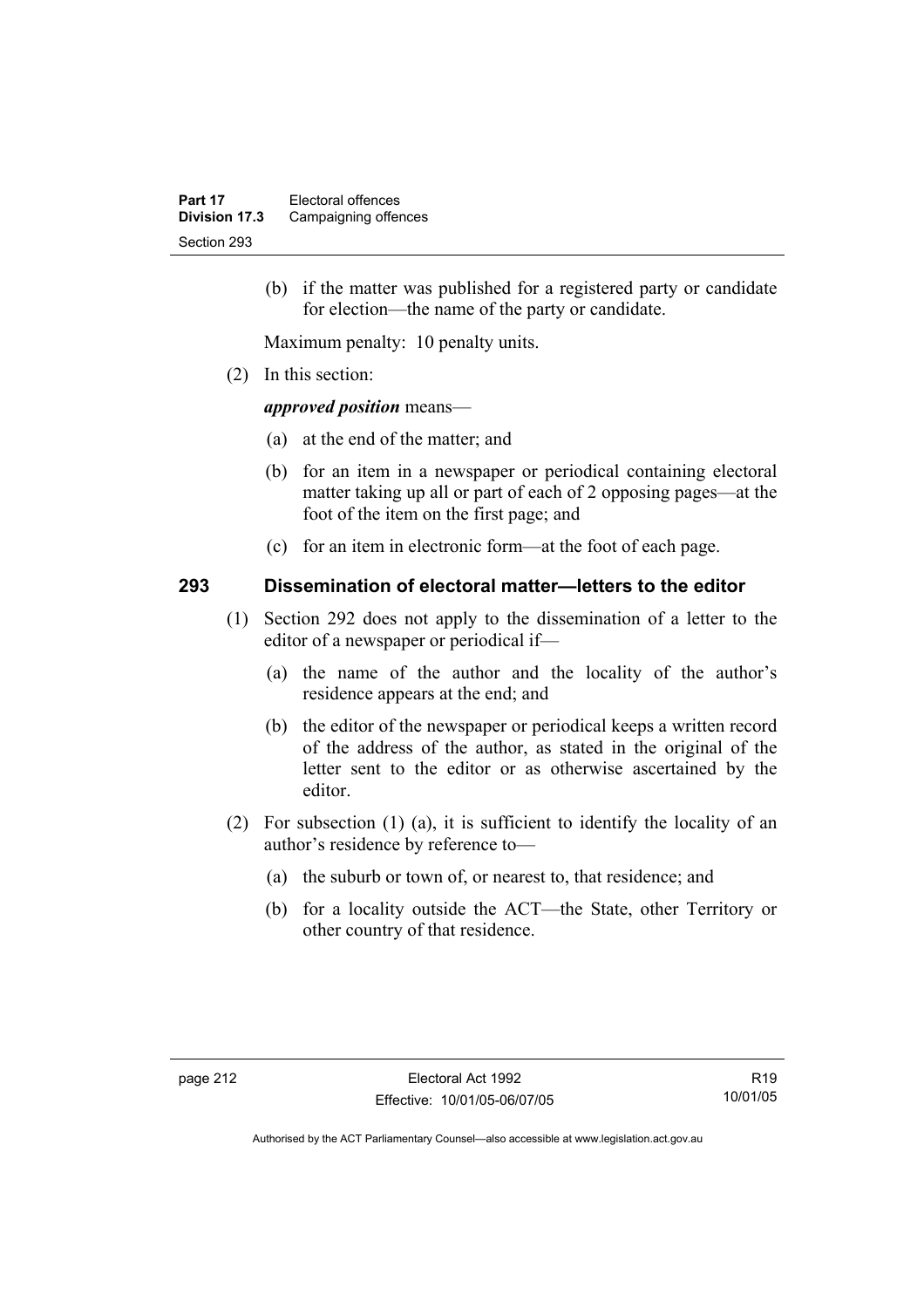(b) if the matter was published for a registered party or candidate for election—the name of the party or candidate.

Maximum penalty: 10 penalty units.

(2) In this section:

***approved position*** means—

(a) at the end of the matter; and

(b) for an item in a newspaper or periodical containing electoral matter taking up all or part of each of 2 opposing pages—at the foot of the item on the first page; and

(c) for an item in electronic form—at the foot of each page.

## 293 Dissemination of electoral matter—letters to the editor

(1) Section 292 does not apply to the dissemination of a letter to the editor of a newspaper or periodical if—

(a) the name of the author and the locality of the author's residence appears at the end; and

(b) the editor of the newspaper or periodical keeps a written record of the address of the author, as stated in the original of the letter sent to the editor or as otherwise ascertained by the editor.

(2) For subsection (1) (a), it is sufficient to identify the locality of an author's residence by reference to—

(a) the suburb or town of, or nearest to, that residence; and

(b) for a locality outside the ACT—the State, other Territory or other country of that residence.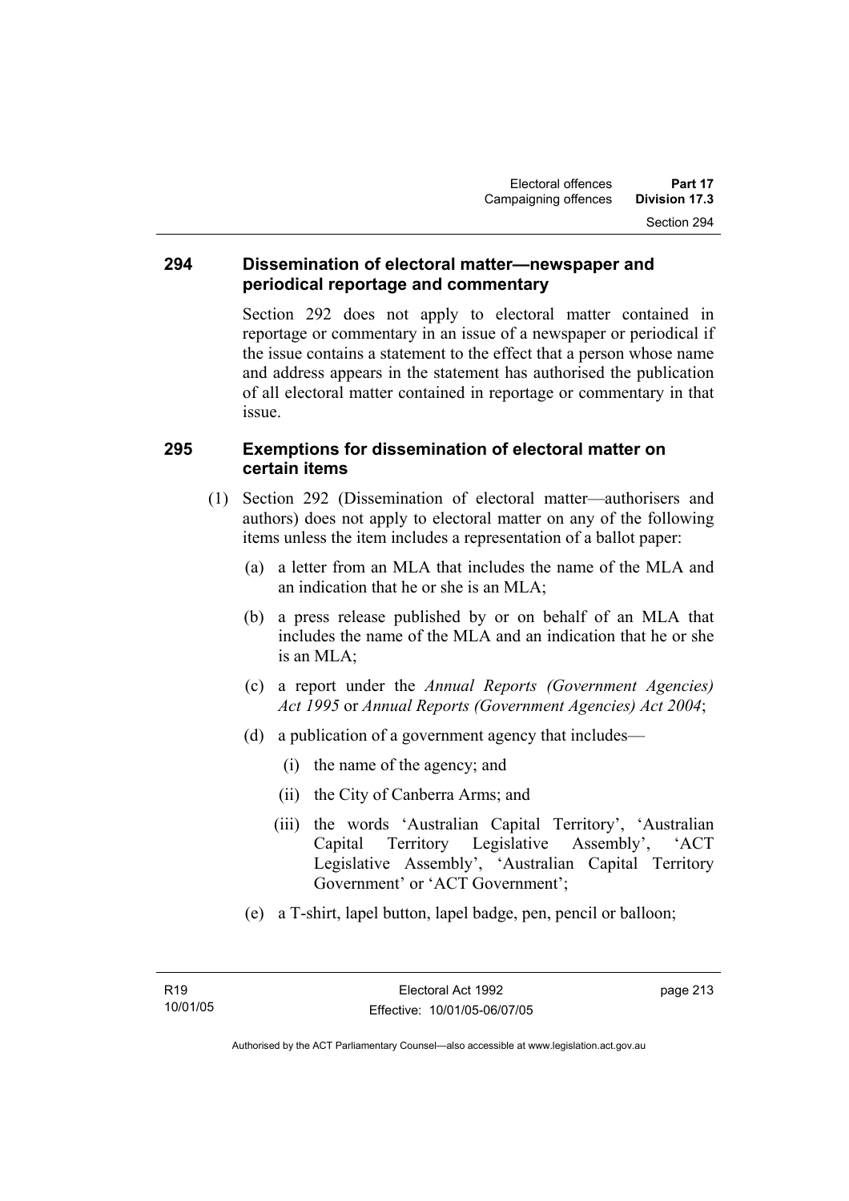### 294 Dissemination of electoral matter—newspaper and periodical reportage and commentary

Section 292 does not apply to electoral matter contained in reportage or commentary in an issue of a newspaper or periodical if the issue contains a statement to the effect that a person whose name and address appears in the statement has authorised the publication of all electoral matter contained in reportage or commentary in that issue.

### 295 Exemptions for dissemination of electoral matter on certain items

(1) Section 292 (Dissemination of electoral matter—authorisers and authors) does not apply to electoral matter on any of the following items unless the item includes a representation of a ballot paper:

(a) a letter from an MLA that includes the name of the MLA and an indication that he or she is an MLA;

(b) a press release published by or on behalf of an MLA that includes the name of the MLA and an indication that he or she is an MLA;

(c) a report under the *Annual Reports (Government Agencies) Act 1995* or *Annual Reports (Government Agencies) Act 2004*;

(d) a publication of a government agency that includes—

(i) the name of the agency; and

(ii) the City of Canberra Arms; and

(iii) the words 'Australian Capital Territory', 'Australian Capital Territory Legislative Assembly', 'ACT Legislative Assembly', 'Australian Capital Territory Government' or 'ACT Government';

(e) a T-shirt, lapel button, lapel badge, pen, pencil or balloon;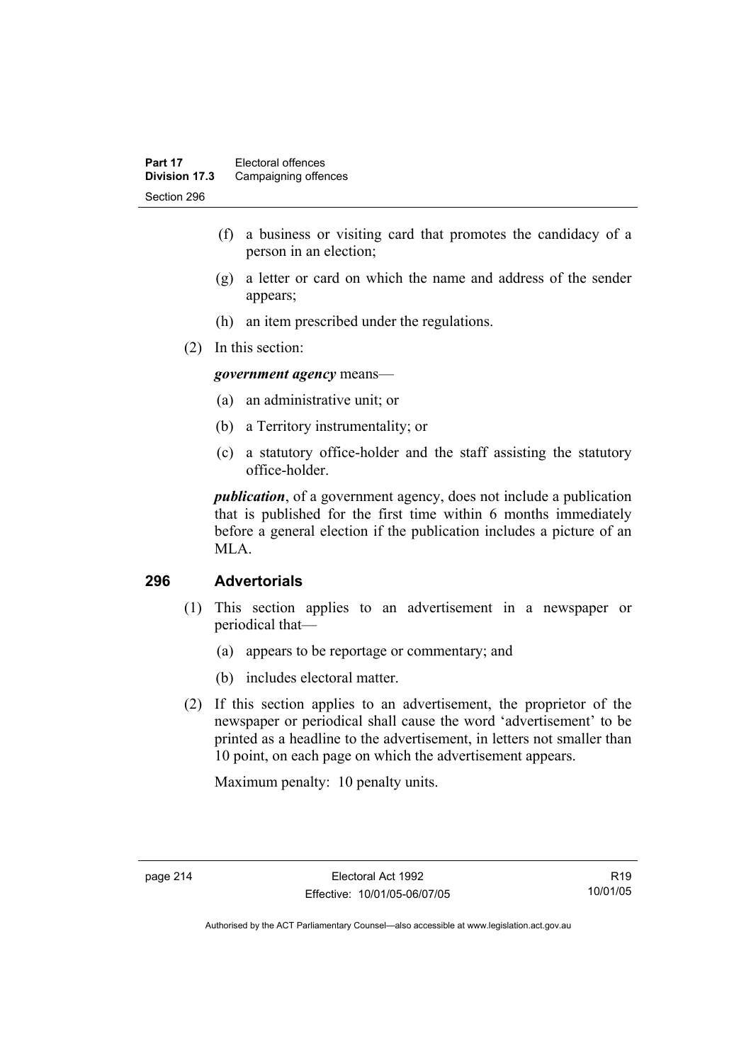(f) a business or visiting card that promotes the candidacy of a person in an election;

(g) a letter or card on which the name and address of the sender appears;

(h) an item prescribed under the regulations.

(2) In this section:

***government agency*** means—

(a) an administrative unit; or

(b) a Territory instrumentality; or

(c) a statutory office-holder and the staff assisting the statutory office-holder.

***publication***, of a government agency, does not include a publication that is published for the first time within 6 months immediately before a general election if the publication includes a picture of an MLA.

## 296 Advertorials

(1) This section applies to an advertisement in a newspaper or periodical that—

(a) appears to be reportage or commentary; and

(b) includes electoral matter.

(2) If this section applies to an advertisement, the proprietor of the newspaper or periodical shall cause the word 'advertisement' to be printed as a headline to the advertisement, in letters not smaller than 10 point, on each page on which the advertisement appears.

Maximum penalty: 10 penalty units.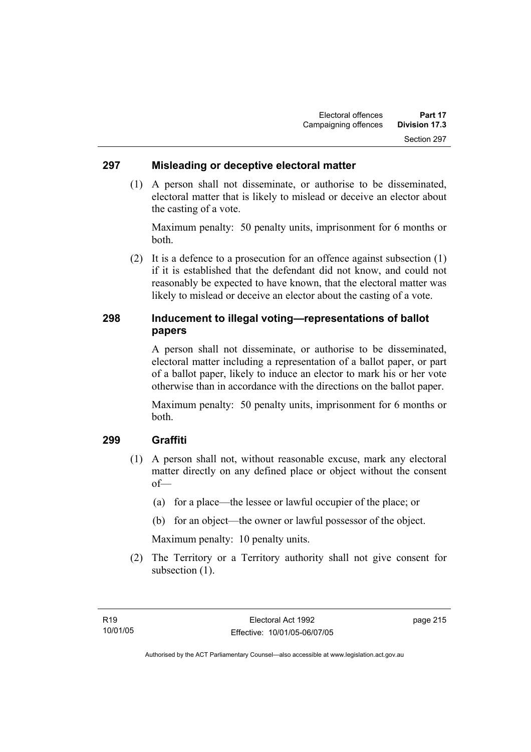## 297 Misleading or deceptive electoral matter

(1) A person shall not disseminate, or authorise to be disseminated, electoral matter that is likely to mislead or deceive an elector about the casting of a vote.

Maximum penalty: 50 penalty units, imprisonment for 6 months or both.

(2) It is a defence to a prosecution for an offence against subsection (1) if it is established that the defendant did not know, and could not reasonably be expected to have known, that the electoral matter was likely to mislead or deceive an elector about the casting of a vote.

## 298 Inducement to illegal voting—representations of ballot papers

A person shall not disseminate, or authorise to be disseminated, electoral matter including a representation of a ballot paper, or part of a ballot paper, likely to induce an elector to mark his or her vote otherwise than in accordance with the directions on the ballot paper.

Maximum penalty: 50 penalty units, imprisonment for 6 months or both.

## 299 Graffiti

(1) A person shall not, without reasonable excuse, mark any electoral matter directly on any defined place or object without the consent of—

(a) for a place—the lessee or lawful occupier of the place; or

(b) for an object—the owner or lawful possessor of the object.

Maximum penalty: 10 penalty units.

(2) The Territory or a Territory authority shall not give consent for subsection (1).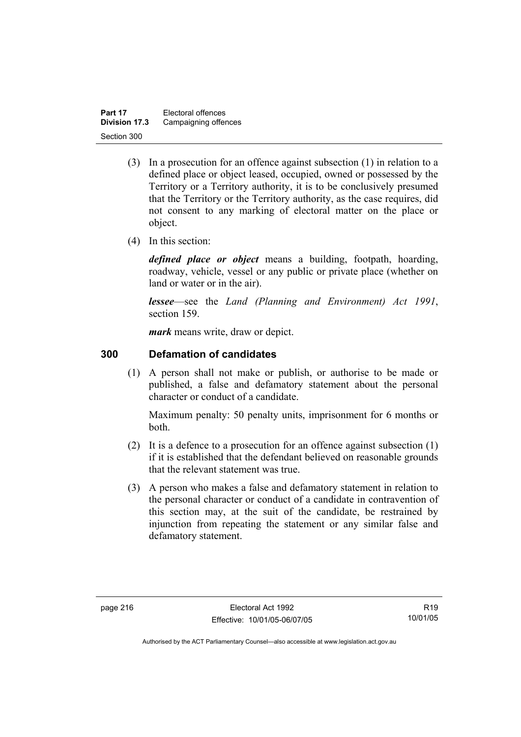(3) In a prosecution for an offence against subsection (1) in relation to a defined place or object leased, occupied, owned or possessed by the Territory or a Territory authority, it is to be conclusively presumed that the Territory or the Territory authority, as the case requires, did not consent to any marking of electoral matter on the place or object.

(4) In this section:

***defined place or object*** means a building, footpath, hoarding, roadway, vehicle, vessel or any public or private place (whether on land or water or in the air).

***lessee***—see the *Land (Planning and Environment) Act 1991*, section 159.

***mark*** means write, draw or depict.

## 300 Defamation of candidates

(1) A person shall not make or publish, or authorise to be made or published, a false and defamatory statement about the personal character or conduct of a candidate.

Maximum penalty: 50 penalty units, imprisonment for 6 months or both.

(2) It is a defence to a prosecution for an offence against subsection (1) if it is established that the defendant believed on reasonable grounds that the relevant statement was true.

(3) A person who makes a false and defamatory statement in relation to the personal character or conduct of a candidate in contravention of this section may, at the suit of the candidate, be restrained by injunction from repeating the statement or any similar false and defamatory statement.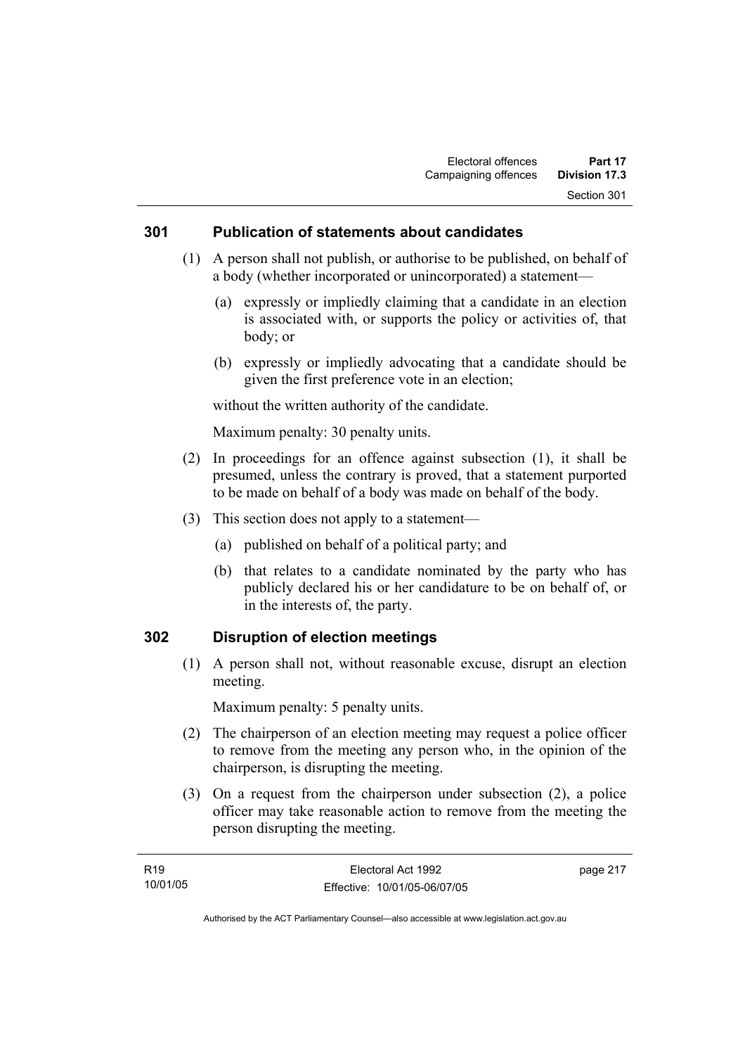## 301 Publication of statements about candidates

(1) A person shall not publish, or authorise to be published, on behalf of a body (whether incorporated or unincorporated) a statement—

(a) expressly or impliedly claiming that a candidate in an election is associated with, or supports the policy or activities of, that body; or

(b) expressly or impliedly advocating that a candidate should be given the first preference vote in an election;

without the written authority of the candidate.

Maximum penalty: 30 penalty units.

(2) In proceedings for an offence against subsection (1), it shall be presumed, unless the contrary is proved, that a statement purported to be made on behalf of a body was made on behalf of the body.

(3) This section does not apply to a statement—

(a) published on behalf of a political party; and

(b) that relates to a candidate nominated by the party who has publicly declared his or her candidature to be on behalf of, or in the interests of, the party.

## 302 Disruption of election meetings

(1) A person shall not, without reasonable excuse, disrupt an election meeting.

Maximum penalty: 5 penalty units.

(2) The chairperson of an election meeting may request a police officer to remove from the meeting any person who, in the opinion of the chairperson, is disrupting the meeting.

(3) On a request from the chairperson under subsection (2), a police officer may take reasonable action to remove from the meeting the person disrupting the meeting.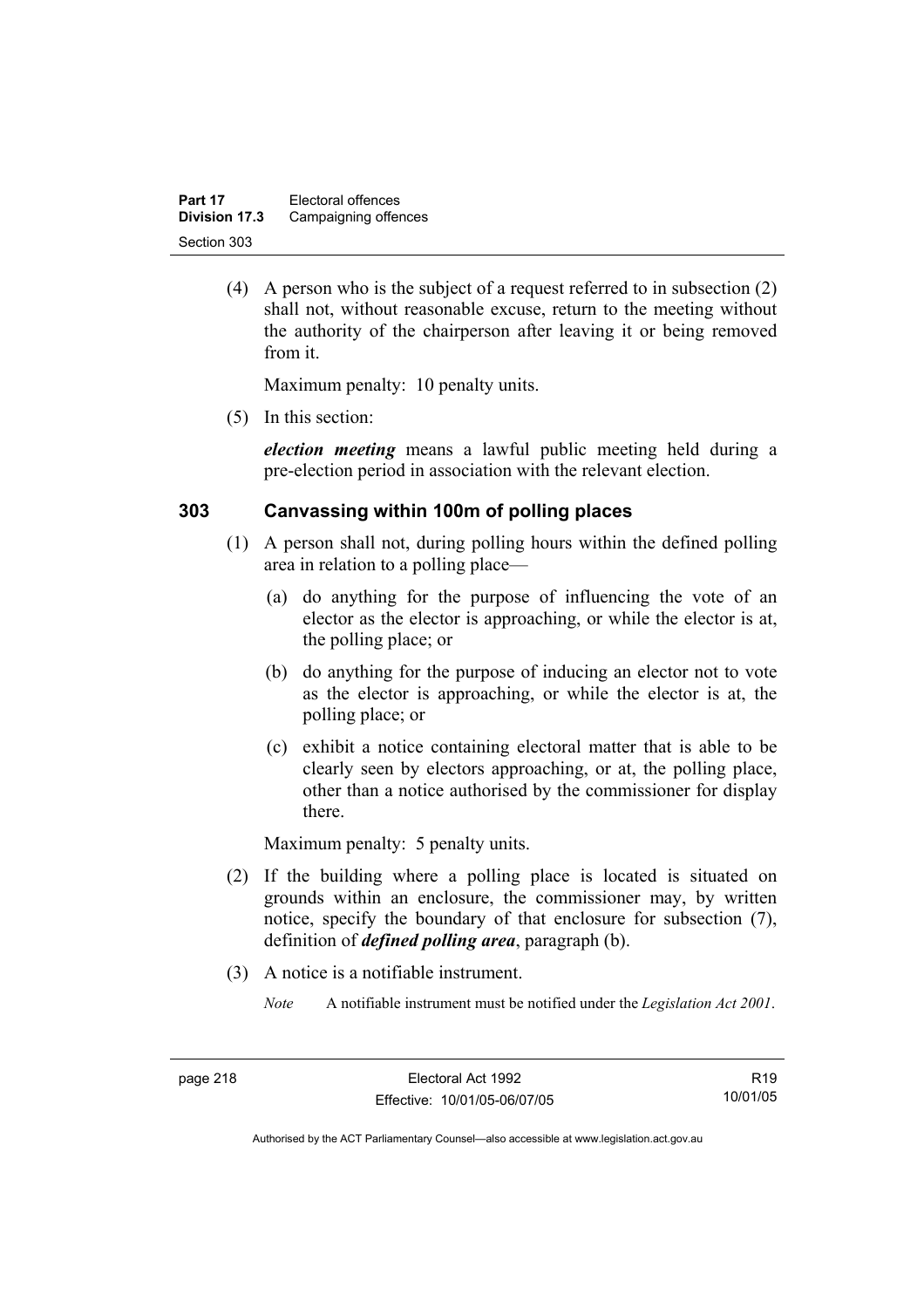(4) A person who is the subject of a request referred to in subsection (2) shall not, without reasonable excuse, return to the meeting without the authority of the chairperson after leaving it or being removed from it.

Maximum penalty: 10 penalty units.

(5) In this section:

***election meeting*** means a lawful public meeting held during a pre-election period in association with the relevant election.

## 303 Canvassing within 100m of polling places

(1) A person shall not, during polling hours within the defined polling area in relation to a polling place—

(a) do anything for the purpose of influencing the vote of an elector as the elector is approaching, or while the elector is at, the polling place; or

(b) do anything for the purpose of inducing an elector not to vote as the elector is approaching, or while the elector is at, the polling place; or

(c) exhibit a notice containing electoral matter that is able to be clearly seen by electors approaching, or at, the polling place, other than a notice authorised by the commissioner for display there.

Maximum penalty: 5 penalty units.

(2) If the building where a polling place is located is situated on grounds within an enclosure, the commissioner may, by written notice, specify the boundary of that enclosure for subsection (7), definition of ***defined polling area***, paragraph (b).

(3) A notice is a notifiable instrument.

*Note* A notifiable instrument must be notified under the *Legislation Act 2001*.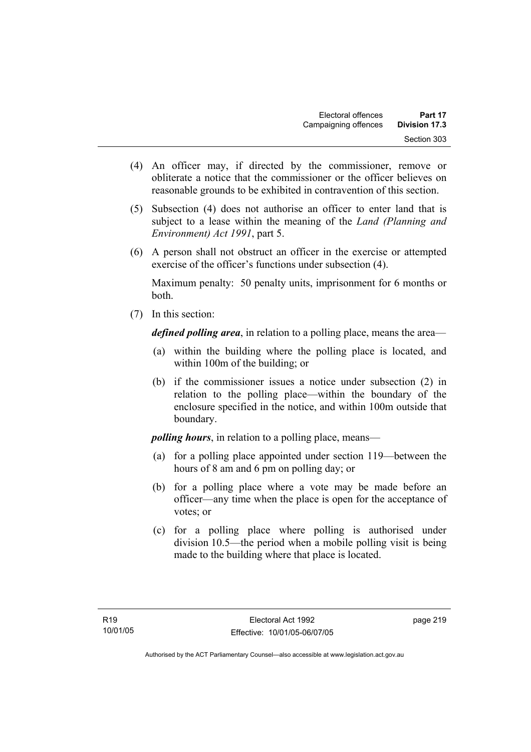(4) An officer may, if directed by the commissioner, remove or obliterate a notice that the commissioner or the officer believes on reasonable grounds to be exhibited in contravention of this section.

(5) Subsection (4) does not authorise an officer to enter land that is subject to a lease within the meaning of the *Land (Planning and Environment) Act 1991*, part 5.

(6) A person shall not obstruct an officer in the exercise or attempted exercise of the officer's functions under subsection (4).

Maximum penalty: 50 penalty units, imprisonment for 6 months or both.

(7) In this section:

***defined polling area***, in relation to a polling place, means the area—

(a) within the building where the polling place is located, and within 100m of the building; or

(b) if the commissioner issues a notice under subsection (2) in relation to the polling place—within the boundary of the enclosure specified in the notice, and within 100m outside that boundary.

***polling hours***, in relation to a polling place, means—

(a) for a polling place appointed under section 119—between the hours of 8 am and 6 pm on polling day; or

(b) for a polling place where a vote may be made before an officer—any time when the place is open for the acceptance of votes; or

(c) for a polling place where polling is authorised under division 10.5—the period when a mobile polling visit is being made to the building where that place is located.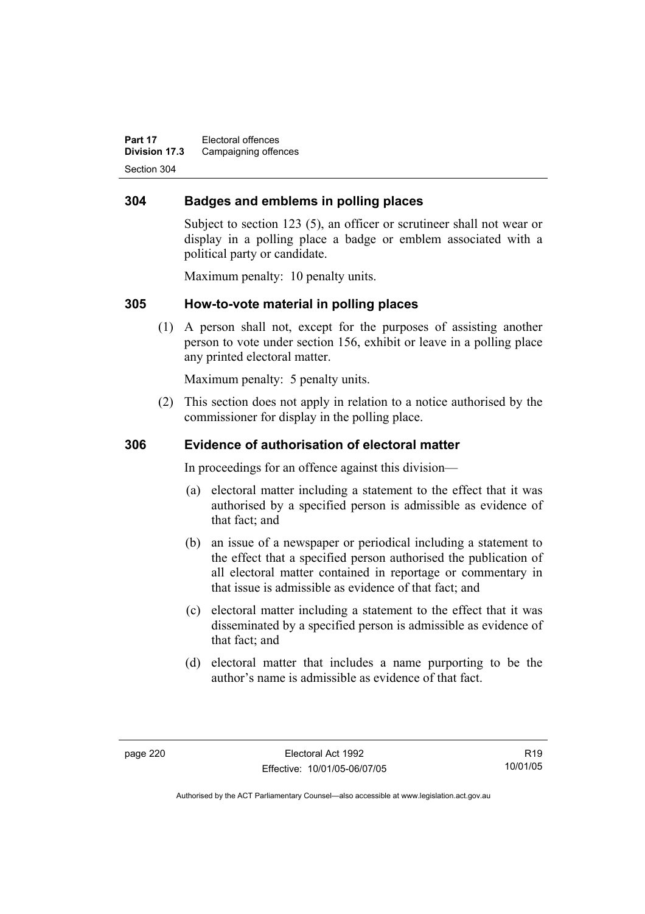## 304 Badges and emblems in polling places

Subject to section 123 (5), an officer or scrutineer shall not wear or display in a polling place a badge or emblem associated with a political party or candidate.

Maximum penalty: 10 penalty units.

## 305 How-to-vote material in polling places

(1) A person shall not, except for the purposes of assisting another person to vote under section 156, exhibit or leave in a polling place any printed electoral matter.

Maximum penalty: 5 penalty units.

(2) This section does not apply in relation to a notice authorised by the commissioner for display in the polling place.

## 306 Evidence of authorisation of electoral matter

In proceedings for an offence against this division—

(a) electoral matter including a statement to the effect that it was authorised by a specified person is admissible as evidence of that fact; and

(b) an issue of a newspaper or periodical including a statement to the effect that a specified person authorised the publication of all electoral matter contained in reportage or commentary in that issue is admissible as evidence of that fact; and

(c) electoral matter including a statement to the effect that it was disseminated by a specified person is admissible as evidence of that fact; and

(d) electoral matter that includes a name purporting to be the author's name is admissible as evidence of that fact.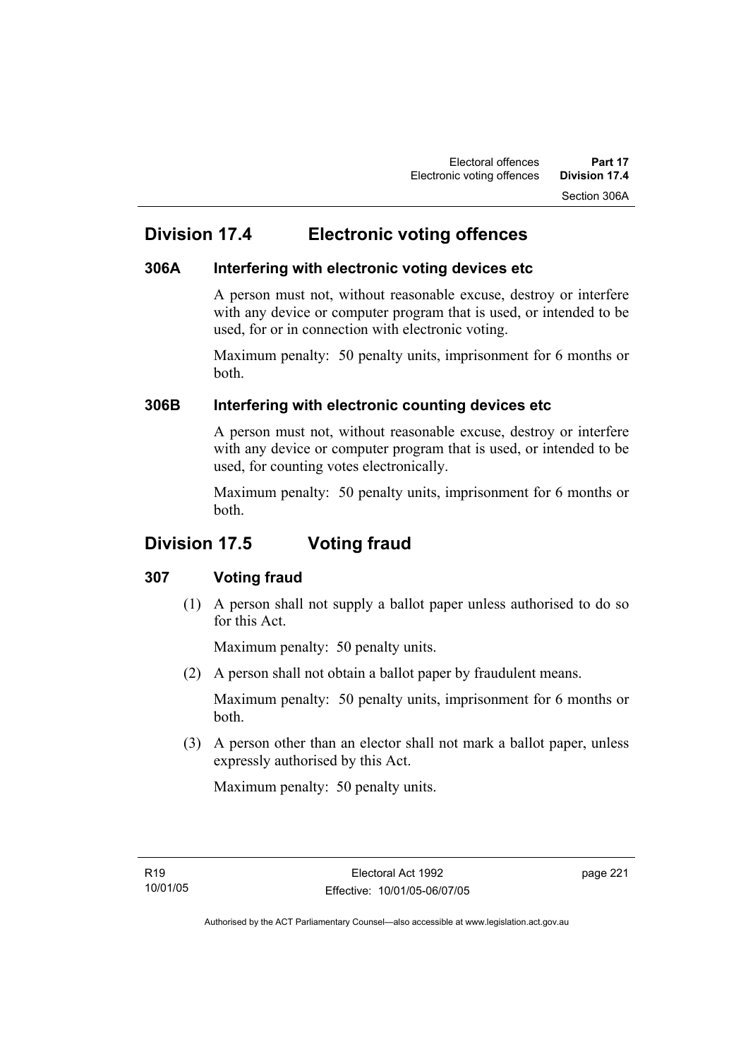## Division 17.4 Electronic voting offences

### 306A Interfering with electronic voting devices etc

A person must not, without reasonable excuse, destroy or interfere with any device or computer program that is used, or intended to be used, for or in connection with electronic voting.

Maximum penalty: 50 penalty units, imprisonment for 6 months or both.

### 306B Interfering with electronic counting devices etc

A person must not, without reasonable excuse, destroy or interfere with any device or computer program that is used, or intended to be used, for counting votes electronically.

Maximum penalty: 50 penalty units, imprisonment for 6 months or both.

## Division 17.5 Voting fraud

### 307 Voting fraud

(1) A person shall not supply a ballot paper unless authorised to do so for this Act.

Maximum penalty: 50 penalty units.

(2) A person shall not obtain a ballot paper by fraudulent means.

Maximum penalty: 50 penalty units, imprisonment for 6 months or both.

(3) A person other than an elector shall not mark a ballot paper, unless expressly authorised by this Act.

Maximum penalty: 50 penalty units.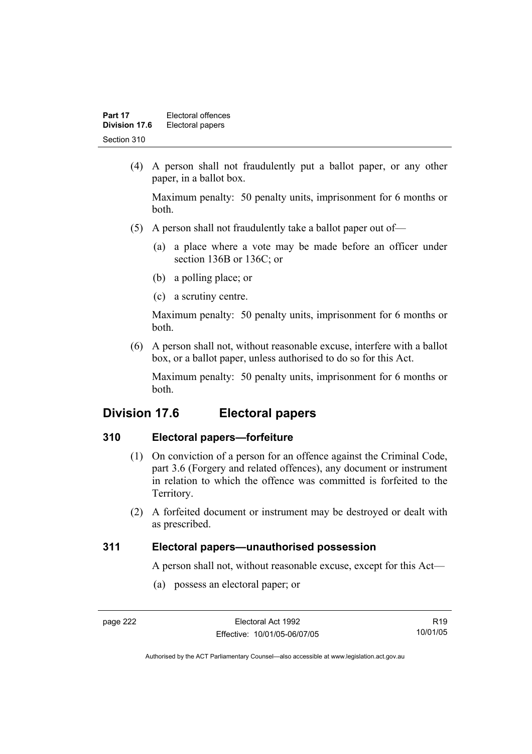(4) A person shall not fraudulently put a ballot paper, or any other paper, in a ballot box.

Maximum penalty: 50 penalty units, imprisonment for 6 months or both.

(5) A person shall not fraudulently take a ballot paper out of—

(a) a place where a vote may be made before an officer under section 136B or 136C; or

(b) a polling place; or

(c) a scrutiny centre.

Maximum penalty: 50 penalty units, imprisonment for 6 months or both.

(6) A person shall not, without reasonable excuse, interfere with a ballot box, or a ballot paper, unless authorised to do so for this Act.

Maximum penalty: 50 penalty units, imprisonment for 6 months or both.

## Division 17.6 Electoral papers

### 310 Electoral papers—forfeiture

(1) On conviction of a person for an offence against the Criminal Code, part 3.6 (Forgery and related offences), any document or instrument in relation to which the offence was committed is forfeited to the Territory.

(2) A forfeited document or instrument may be destroyed or dealt with as prescribed.

### 311 Electoral papers—unauthorised possession

A person shall not, without reasonable excuse, except for this Act—

(a) possess an electoral paper; or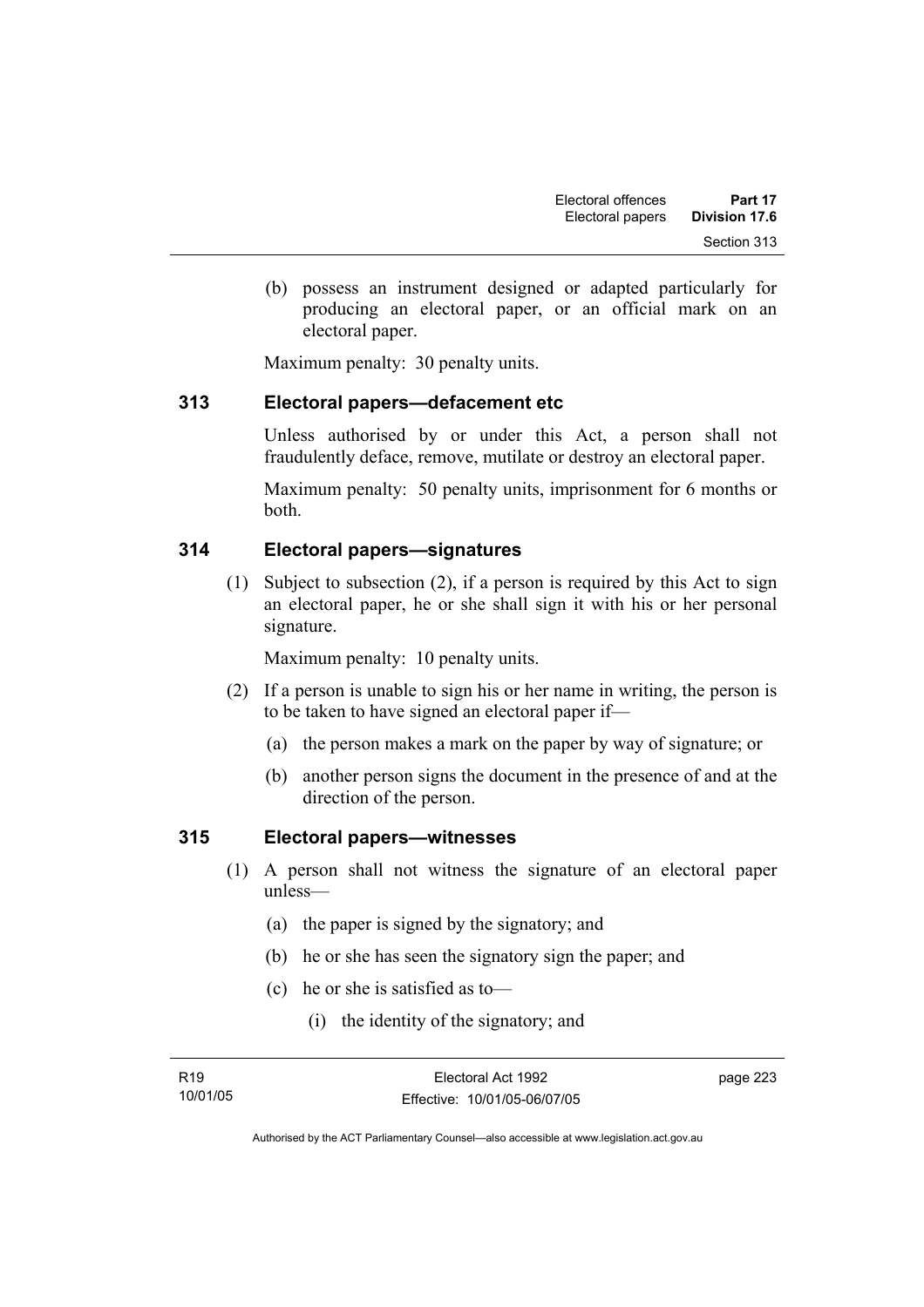(b) possess an instrument designed or adapted particularly for producing an electoral paper, or an official mark on an electoral paper.

Maximum penalty: 30 penalty units.

## 313 Electoral papers—defacement etc

Unless authorised by or under this Act, a person shall not fraudulently deface, remove, mutilate or destroy an electoral paper.

Maximum penalty: 50 penalty units, imprisonment for 6 months or both.

## 314 Electoral papers—signatures

(1) Subject to subsection (2), if a person is required by this Act to sign an electoral paper, he or she shall sign it with his or her personal signature.

Maximum penalty: 10 penalty units.

(2) If a person is unable to sign his or her name in writing, the person is to be taken to have signed an electoral paper if—

(a) the person makes a mark on the paper by way of signature; or

(b) another person signs the document in the presence of and at the direction of the person.

## 315 Electoral papers—witnesses

(1) A person shall not witness the signature of an electoral paper unless—

(a) the paper is signed by the signatory; and

(b) he or she has seen the signatory sign the paper; and

(c) he or she is satisfied as to—

(i) the identity of the signatory; and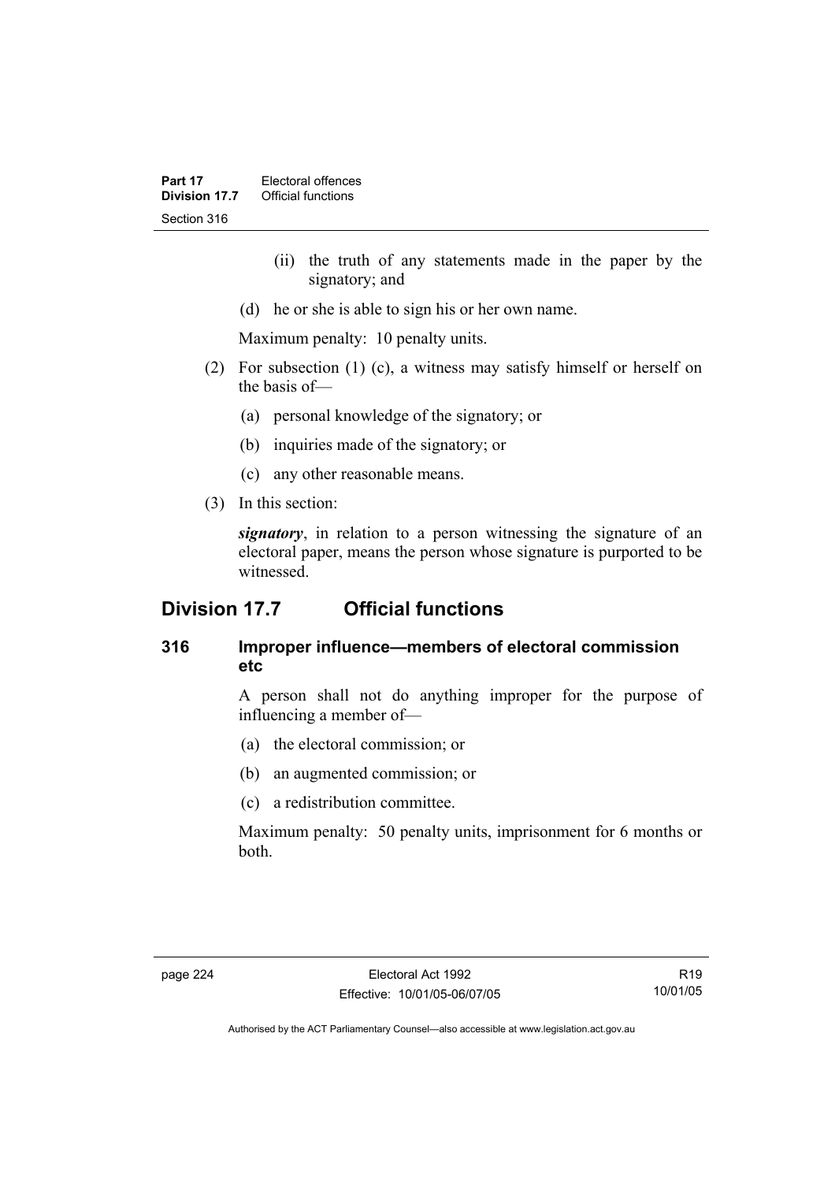(ii) the truth of any statements made in the paper by the signatory; and

(d) he or she is able to sign his or her own name.

Maximum penalty: 10 penalty units.

(2) For subsection (1) (c), a witness may satisfy himself or herself on the basis of—

(a) personal knowledge of the signatory; or

(b) inquiries made of the signatory; or

(c) any other reasonable means.

(3) In this section:

***signatory***, in relation to a person witnessing the signature of an electoral paper, means the person whose signature is purported to be witnessed.

## Division 17.7 Official functions

### 316 Improper influence—members of electoral commission etc

A person shall not do anything improper for the purpose of influencing a member of—

(a) the electoral commission; or

(b) an augmented commission; or

(c) a redistribution committee.

Maximum penalty: 50 penalty units, imprisonment for 6 months or both.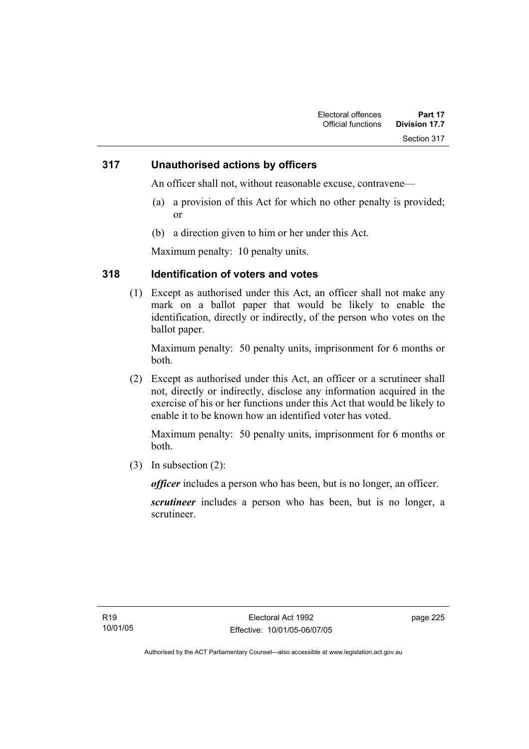## 317 Unauthorised actions by officers

An officer shall not, without reasonable excuse, contravene—

(a) a provision of this Act for which no other penalty is provided; or

(b) a direction given to him or her under this Act.

Maximum penalty: 10 penalty units.

## 318 Identification of voters and votes

(1) Except as authorised under this Act, an officer shall not make any mark on a ballot paper that would be likely to enable the identification, directly or indirectly, of the person who votes on the ballot paper.

Maximum penalty: 50 penalty units, imprisonment for 6 months or both.

(2) Except as authorised under this Act, an officer or a scrutineer shall not, directly or indirectly, disclose any information acquired in the exercise of his or her functions under this Act that would be likely to enable it to be known how an identified voter has voted.

Maximum penalty: 50 penalty units, imprisonment for 6 months or both.

(3) In subsection (2):

***officer*** includes a person who has been, but is no longer, an officer.

***scrutineer*** includes a person who has been, but is no longer, a scrutineer.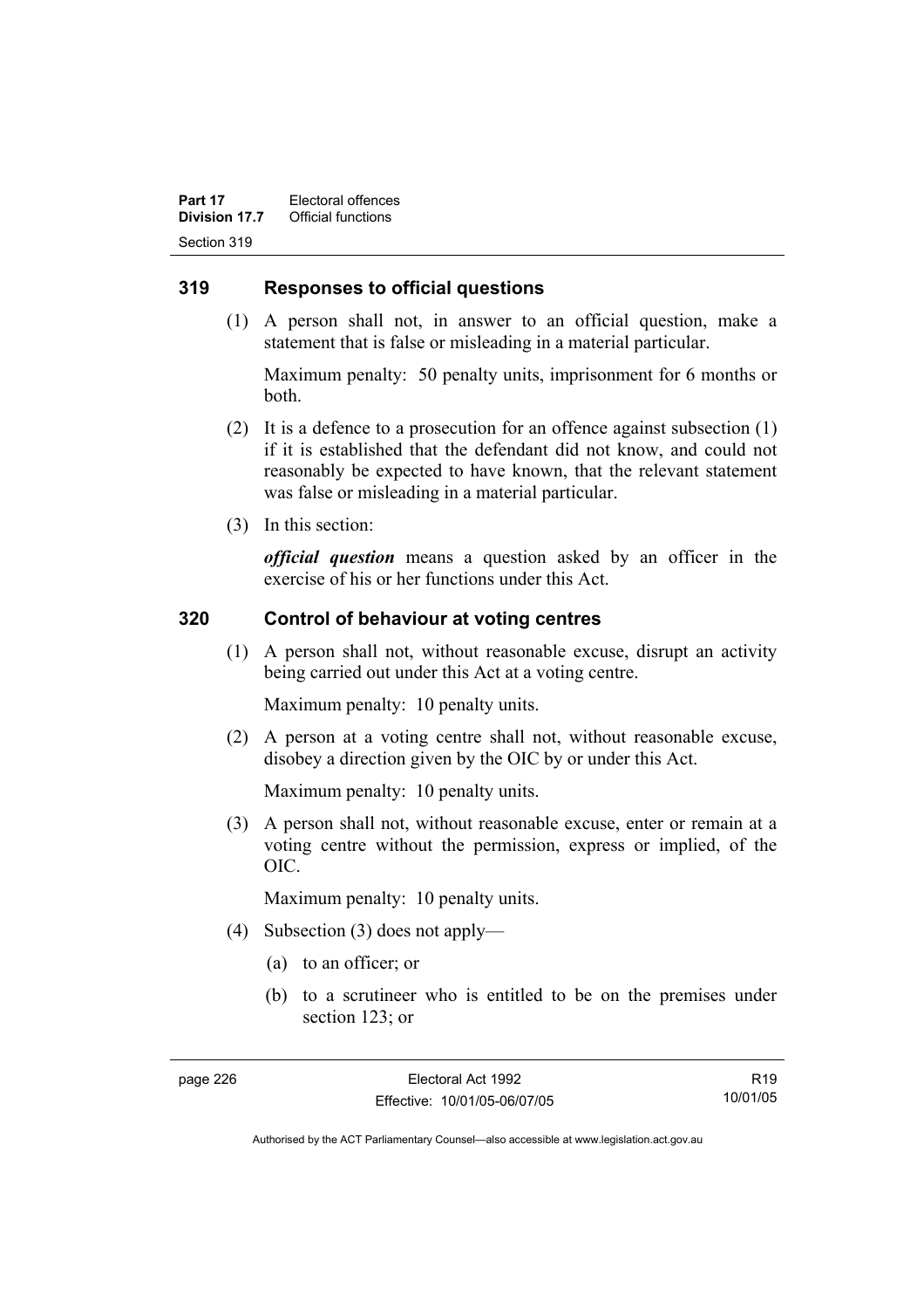## 319 Responses to official questions

(1) A person shall not, in answer to an official question, make a statement that is false or misleading in a material particular.

Maximum penalty: 50 penalty units, imprisonment for 6 months or both.

(2) It is a defence to a prosecution for an offence against subsection (1) if it is established that the defendant did not know, and could not reasonably be expected to have known, that the relevant statement was false or misleading in a material particular.

(3) In this section:

***official question*** means a question asked by an officer in the exercise of his or her functions under this Act.

## 320 Control of behaviour at voting centres

(1) A person shall not, without reasonable excuse, disrupt an activity being carried out under this Act at a voting centre.

Maximum penalty: 10 penalty units.

(2) A person at a voting centre shall not, without reasonable excuse, disobey a direction given by the OIC by or under this Act.

Maximum penalty: 10 penalty units.

(3) A person shall not, without reasonable excuse, enter or remain at a voting centre without the permission, express or implied, of the OIC.

Maximum penalty: 10 penalty units.

(4) Subsection (3) does not apply—

(a) to an officer; or

(b) to a scrutineer who is entitled to be on the premises under section 123; or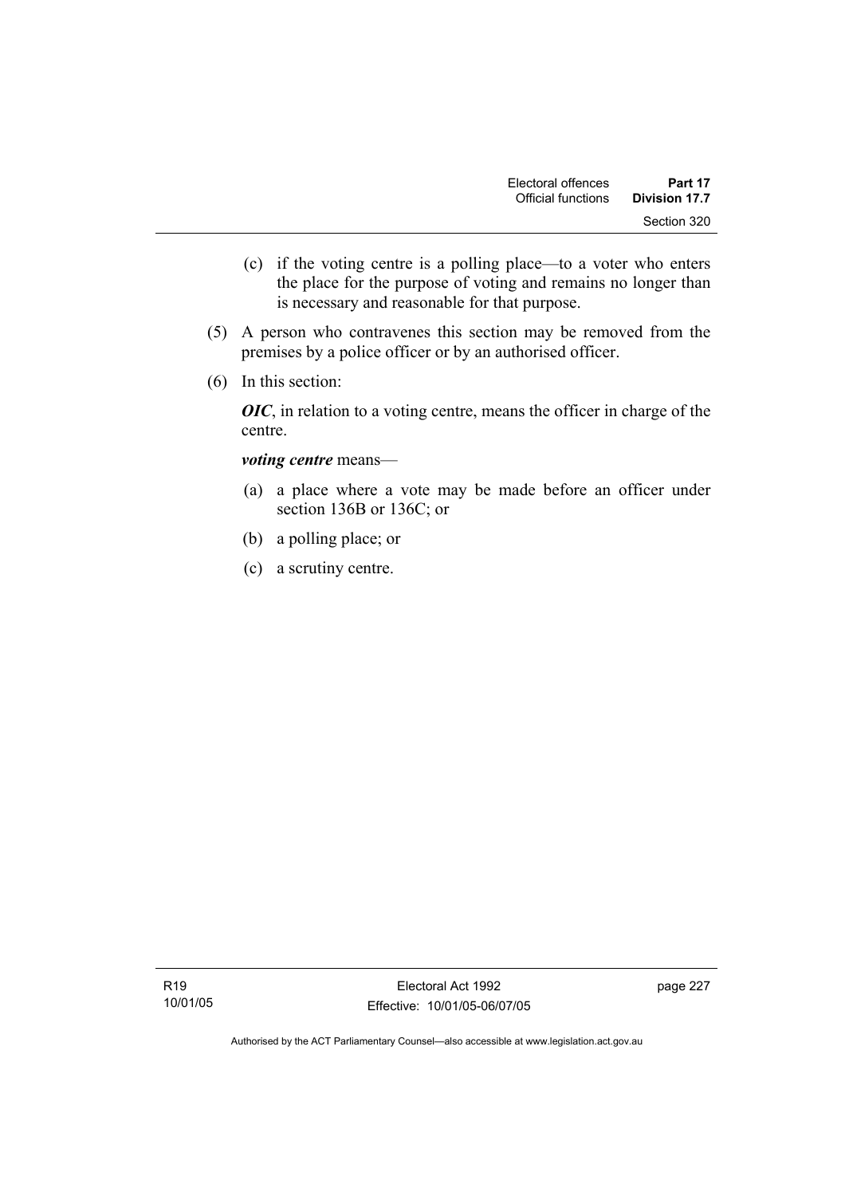(c) if the voting centre is a polling place—to a voter who enters the place for the purpose of voting and remains no longer than is necessary and reasonable for that purpose.

(5) A person who contravenes this section may be removed from the premises by a police officer or by an authorised officer.

(6) In this section:

***OIC***, in relation to a voting centre, means the officer in charge of the centre.

***voting centre*** means—

(a) a place where a vote may be made before an officer under section 136B or 136C; or

(b) a polling place; or

(c) a scrutiny centre.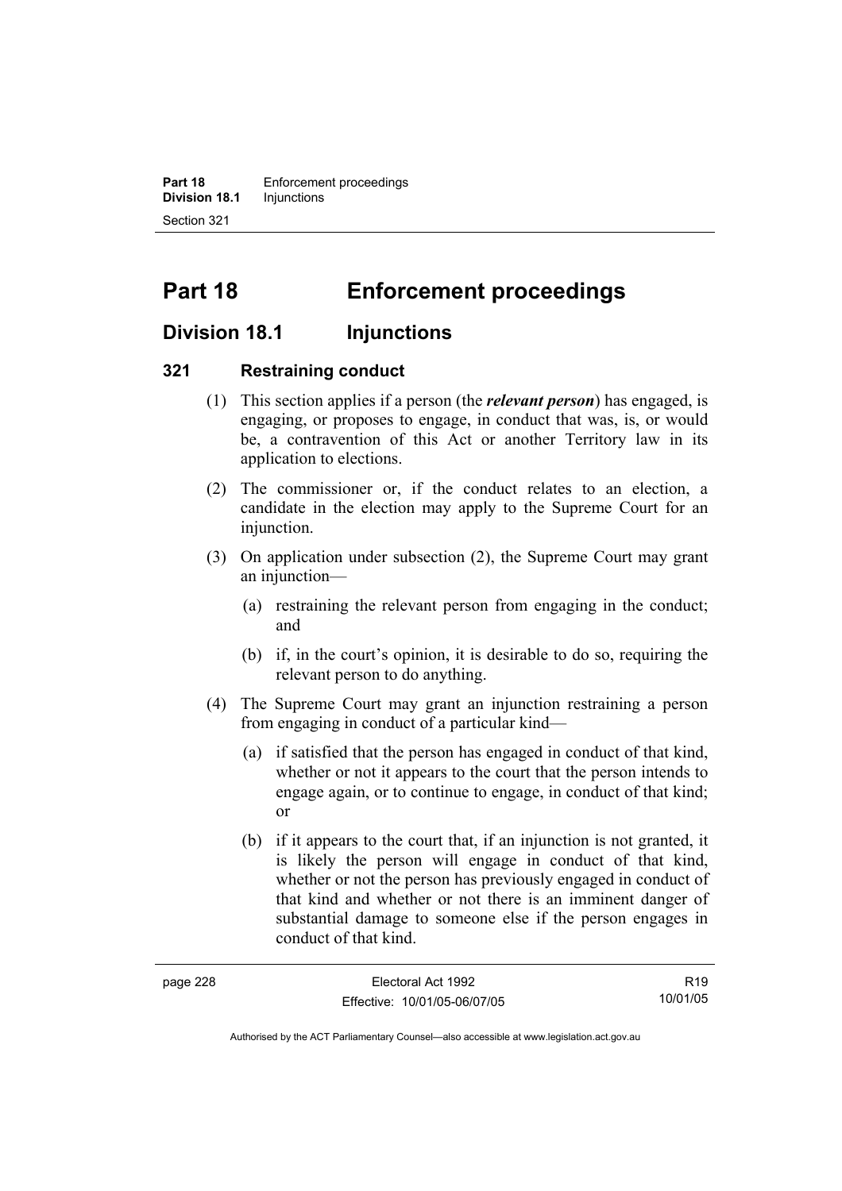# Part 18 Enforcement proceedings

## Division 18.1 Injunctions

### 321 Restraining conduct

(1) This section applies if a person (the ***relevant person***) has engaged, is engaging, or proposes to engage, in conduct that was, is, or would be, a contravention of this Act or another Territory law in its application to elections.

(2) The commissioner or, if the conduct relates to an election, a candidate in the election may apply to the Supreme Court for an injunction.

(3) On application under subsection (2), the Supreme Court may grant an injunction—

(a) restraining the relevant person from engaging in the conduct; and

(b) if, in the court's opinion, it is desirable to do so, requiring the relevant person to do anything.

(4) The Supreme Court may grant an injunction restraining a person from engaging in conduct of a particular kind—

(a) if satisfied that the person has engaged in conduct of that kind, whether or not it appears to the court that the person intends to engage again, or to continue to engage, in conduct of that kind; or

(b) if it appears to the court that, if an injunction is not granted, it is likely the person will engage in conduct of that kind, whether or not the person has previously engaged in conduct of that kind and whether or not there is an imminent danger of substantial damage to someone else if the person engages in conduct of that kind.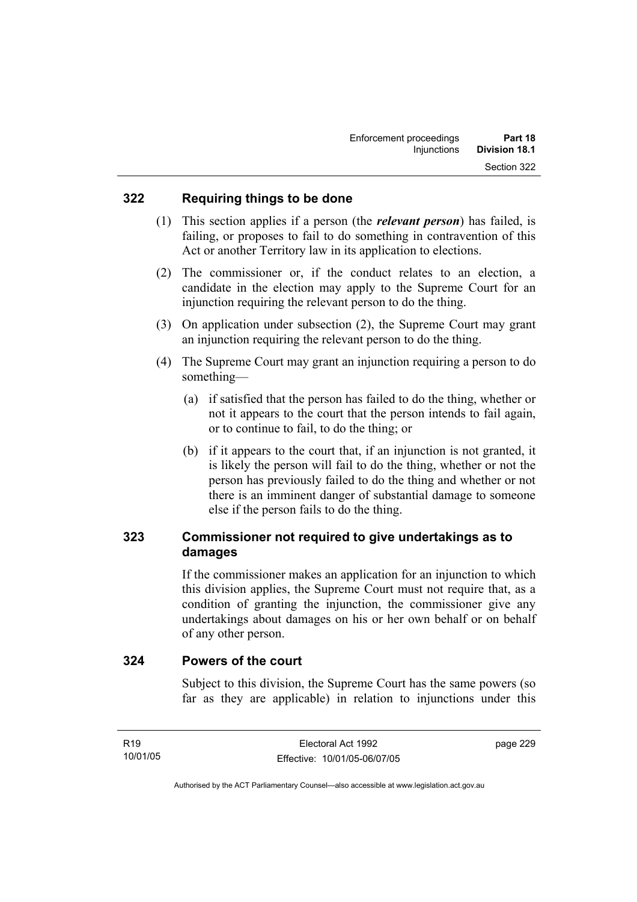## 322 Requiring things to be done

(1) This section applies if a person (the ***relevant person***) has failed, is failing, or proposes to fail to do something in contravention of this Act or another Territory law in its application to elections.

(2) The commissioner or, if the conduct relates to an election, a candidate in the election may apply to the Supreme Court for an injunction requiring the relevant person to do the thing.

(3) On application under subsection (2), the Supreme Court may grant an injunction requiring the relevant person to do the thing.

(4) The Supreme Court may grant an injunction requiring a person to do something—

(a) if satisfied that the person has failed to do the thing, whether or not it appears to the court that the person intends to fail again, or to continue to fail, to do the thing; or

(b) if it appears to the court that, if an injunction is not granted, it is likely the person will fail to do the thing, whether or not the person has previously failed to do the thing and whether or not there is an imminent danger of substantial damage to someone else if the person fails to do the thing.

## 323 Commissioner not required to give undertakings as to damages

If the commissioner makes an application for an injunction to which this division applies, the Supreme Court must not require that, as a condition of granting the injunction, the commissioner give any undertakings about damages on his or her own behalf or on behalf of any other person.

## 324 Powers of the court

Subject to this division, the Supreme Court has the same powers (so far as they are applicable) in relation to injunctions under this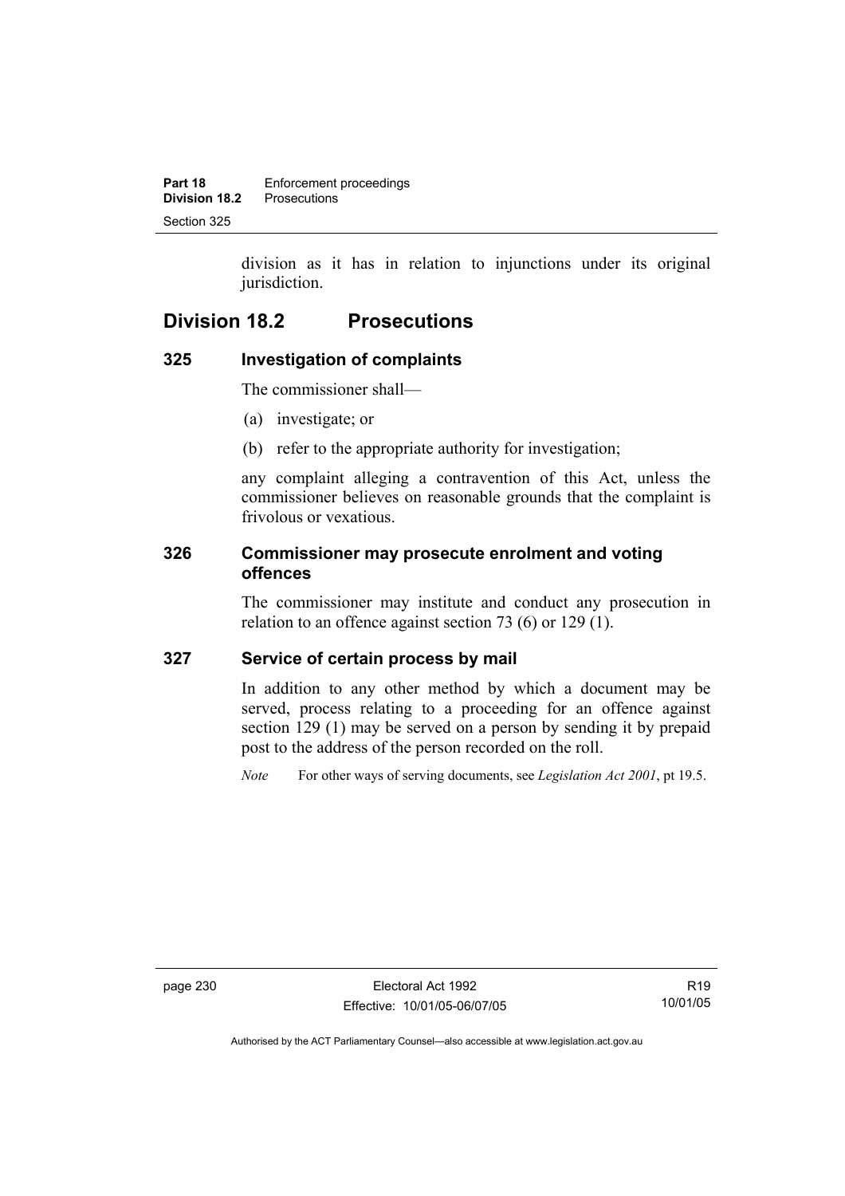division as it has in relation to injunctions under its original jurisdiction.

## Division 18.2 Prosecutions

### 325 Investigation of complaints

The commissioner shall—

(a) investigate; or

(b) refer to the appropriate authority for investigation;

any complaint alleging a contravention of this Act, unless the commissioner believes on reasonable grounds that the complaint is frivolous or vexatious.

### 326 Commissioner may prosecute enrolment and voting offences

The commissioner may institute and conduct any prosecution in relation to an offence against section 73 (6) or 129 (1).

### 327 Service of certain process by mail

In addition to any other method by which a document may be served, process relating to a proceeding for an offence against section 129 (1) may be served on a person by sending it by prepaid post to the address of the person recorded on the roll.

*Note* For other ways of serving documents, see *Legislation Act 2001*, pt 19.5.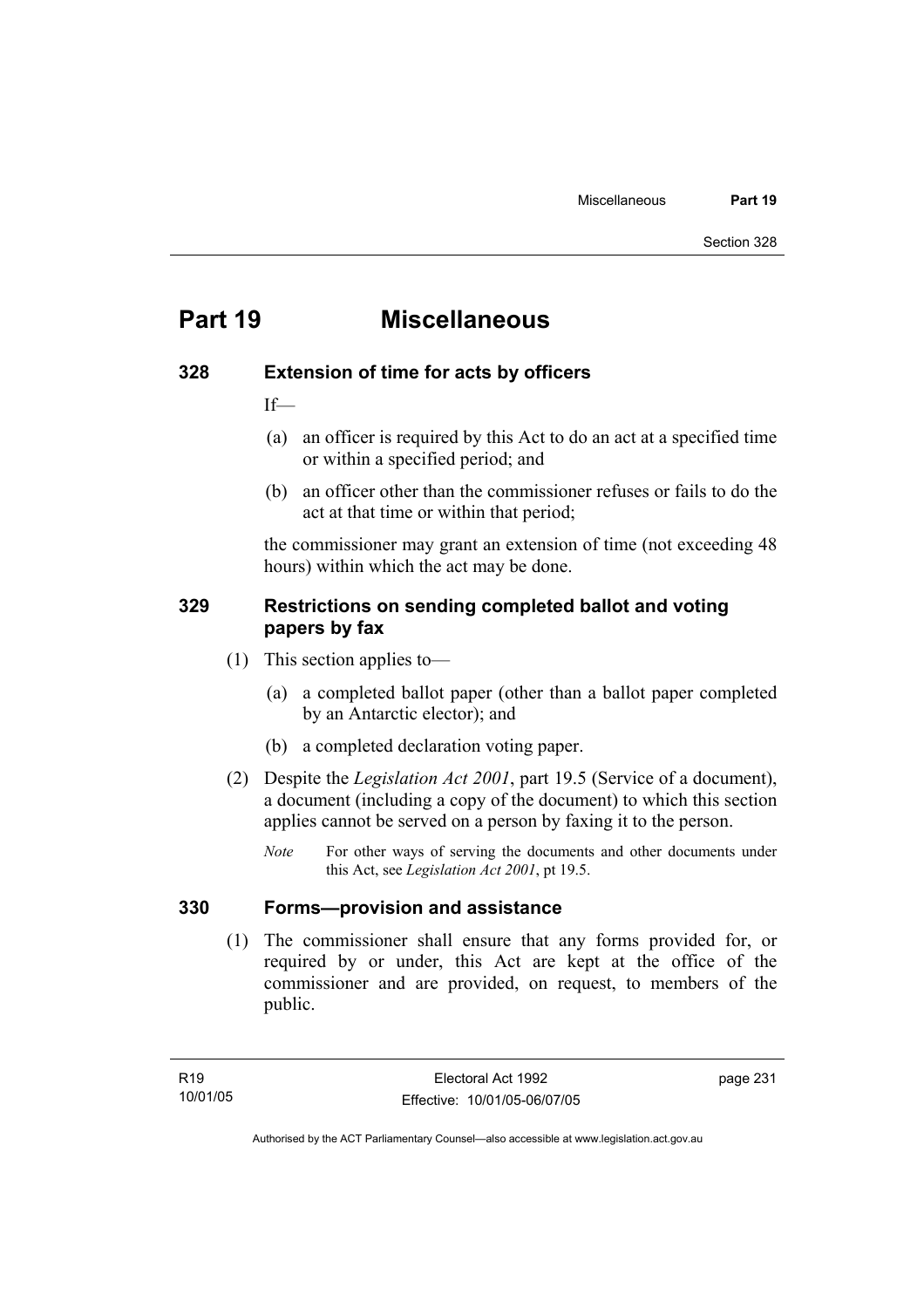# Part 19 Miscellaneous

## 328 Extension of time for acts by officers

If—

(a) an officer is required by this Act to do an act at a specified time or within a specified period; and

(b) an officer other than the commissioner refuses or fails to do the act at that time or within that period;

the commissioner may grant an extension of time (not exceeding 48 hours) within which the act may be done.

## 329 Restrictions on sending completed ballot and voting papers by fax

(1) This section applies to—

(a) a completed ballot paper (other than a ballot paper completed by an Antarctic elector); and

(b) a completed declaration voting paper.

(2) Despite the *Legislation Act 2001*, part 19.5 (Service of a document), a document (including a copy of the document) to which this section applies cannot be served on a person by faxing it to the person.

*Note* For other ways of serving the documents and other documents under this Act, see *Legislation Act 2001*, pt 19.5.

## 330 Forms—provision and assistance

(1) The commissioner shall ensure that any forms provided for, or required by or under, this Act are kept at the office of the commissioner and are provided, on request, to members of the public.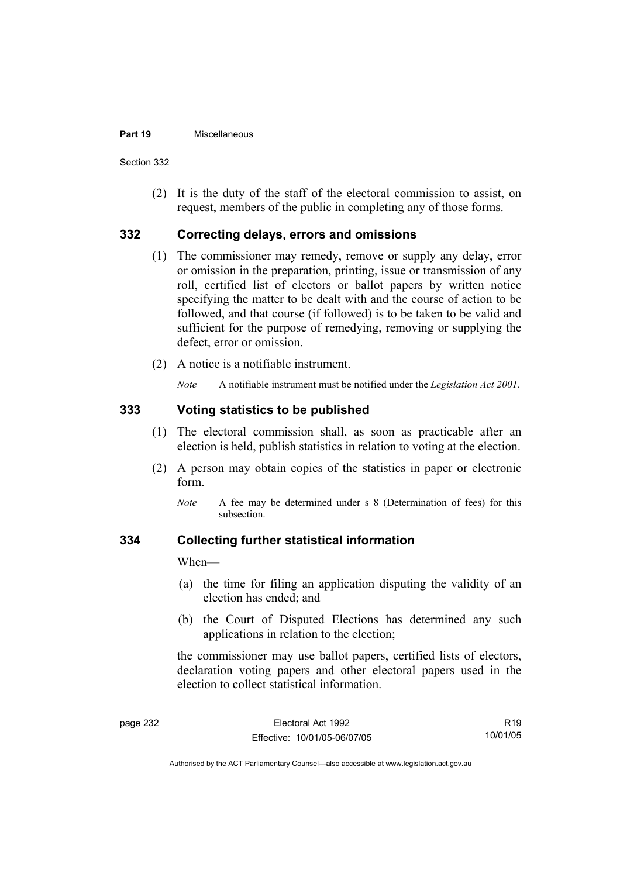(2) It is the duty of the staff of the electoral commission to assist, on request, members of the public in completing any of those forms.

## 332 Correcting delays, errors and omissions

(1) The commissioner may remedy, remove or supply any delay, error or omission in the preparation, printing, issue or transmission of any roll, certified list of electors or ballot papers by written notice specifying the matter to be dealt with and the course of action to be followed, and that course (if followed) is to be taken to be valid and sufficient for the purpose of remedying, removing or supplying the defect, error or omission.

(2) A notice is a notifiable instrument.

*Note* A notifiable instrument must be notified under the *Legislation Act 2001*.

## 333 Voting statistics to be published

(1) The electoral commission shall, as soon as practicable after an election is held, publish statistics in relation to voting at the election.

(2) A person may obtain copies of the statistics in paper or electronic form.

*Note* A fee may be determined under s 8 (Determination of fees) for this subsection.

## 334 Collecting further statistical information

When—

(a) the time for filing an application disputing the validity of an election has ended; and

(b) the Court of Disputed Elections has determined any such applications in relation to the election;

the commissioner may use ballot papers, certified lists of electors, declaration voting papers and other electoral papers used in the election to collect statistical information.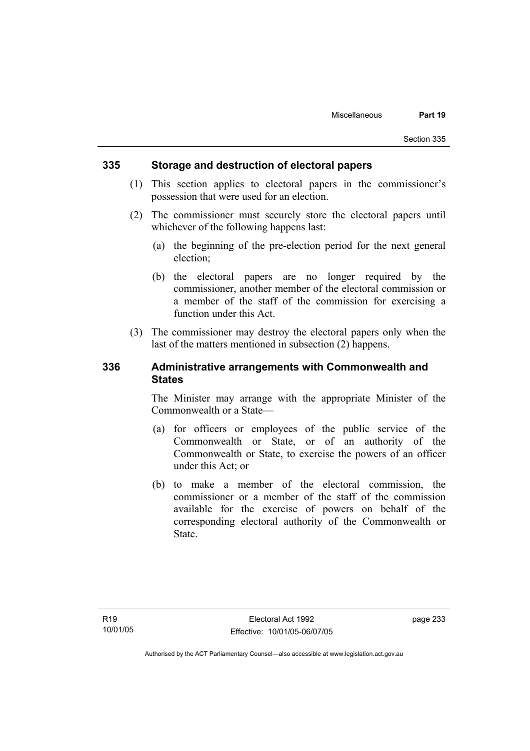## 335 Storage and destruction of electoral papers

(1) This section applies to electoral papers in the commissioner's possession that were used for an election.

(2) The commissioner must securely store the electoral papers until whichever of the following happens last:

(a) the beginning of the pre-election period for the next general election;

(b) the electoral papers are no longer required by the commissioner, another member of the electoral commission or a member of the staff of the commission for exercising a function under this Act.

(3) The commissioner may destroy the electoral papers only when the last of the matters mentioned in subsection (2) happens.

## 336 Administrative arrangements with Commonwealth and States

The Minister may arrange with the appropriate Minister of the Commonwealth or a State—

(a) for officers or employees of the public service of the Commonwealth or State, or of an authority of the Commonwealth or State, to exercise the powers of an officer under this Act; or

(b) to make a member of the electoral commission, the commissioner or a member of the staff of the commission available for the exercise of powers on behalf of the corresponding electoral authority of the Commonwealth or State.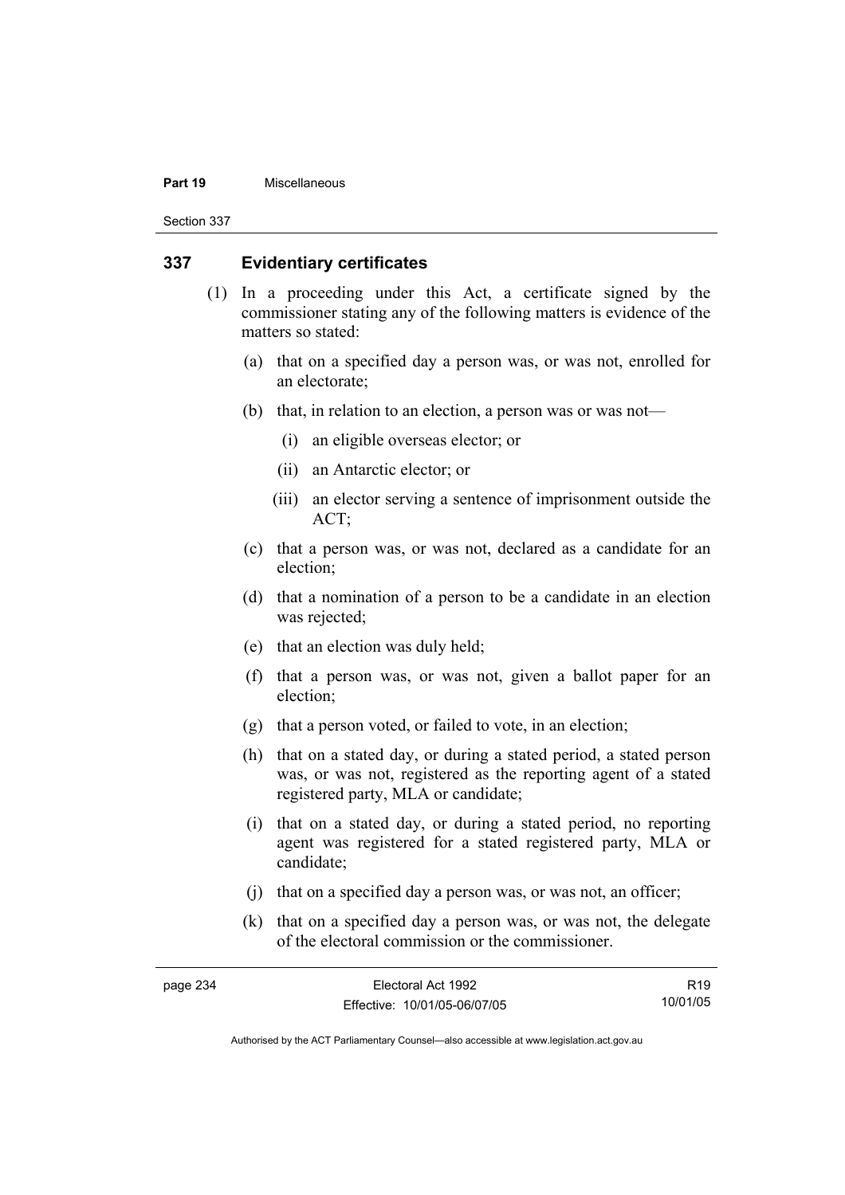## 337 Evidentiary certificates

(1) In a proceeding under this Act, a certificate signed by the commissioner stating any of the following matters is evidence of the matters so stated:

(a) that on a specified day a person was, or was not, enrolled for an electorate;

(b) that, in relation to an election, a person was or was not—

(i) an eligible overseas elector; or

(ii) an Antarctic elector; or

(iii) an elector serving a sentence of imprisonment outside the ACT;

(c) that a person was, or was not, declared as a candidate for an election;

(d) that a nomination of a person to be a candidate in an election was rejected;

(e) that an election was duly held;

(f) that a person was, or was not, given a ballot paper for an election;

(g) that a person voted, or failed to vote, in an election;

(h) that on a stated day, or during a stated period, a stated person was, or was not, registered as the reporting agent of a stated registered party, MLA or candidate;

(i) that on a stated day, or during a stated period, no reporting agent was registered for a stated registered party, MLA or candidate;

(j) that on a specified day a person was, or was not, an officer;

(k) that on a specified day a person was, or was not, the delegate of the electoral commission or the commissioner.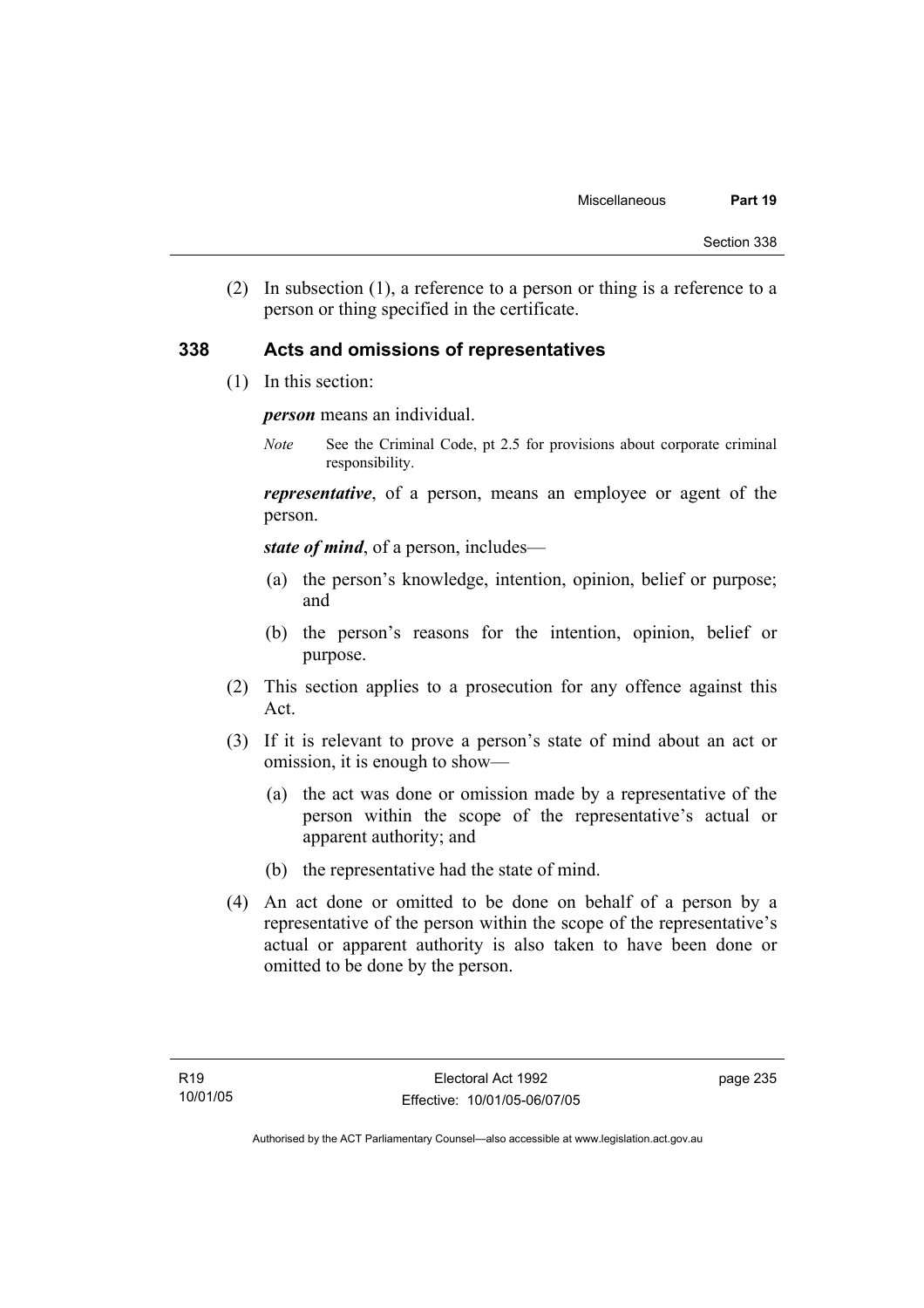(2) In subsection (1), a reference to a person or thing is a reference to a person or thing specified in the certificate.

## 338 Acts and omissions of representatives

(1) In this section:

***person*** means an individual.

*Note* See the Criminal Code, pt 2.5 for provisions about corporate criminal responsibility.

***representative***, of a person, means an employee or agent of the person.

***state of mind***, of a person, includes—

(a) the person's knowledge, intention, opinion, belief or purpose; and

(b) the person's reasons for the intention, opinion, belief or purpose.

(2) This section applies to a prosecution for any offence against this Act.

(3) If it is relevant to prove a person's state of mind about an act or omission, it is enough to show—

(a) the act was done or omission made by a representative of the person within the scope of the representative's actual or apparent authority; and

(b) the representative had the state of mind.

(4) An act done or omitted to be done on behalf of a person by a representative of the person within the scope of the representative's actual or apparent authority is also taken to have been done or omitted to be done by the person.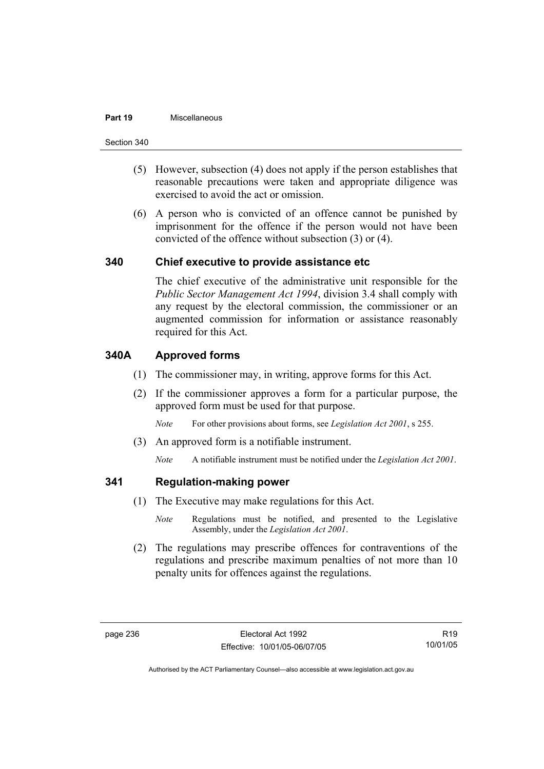(5) However, subsection (4) does not apply if the person establishes that reasonable precautions were taken and appropriate diligence was exercised to avoid the act or omission.

(6) A person who is convicted of an offence cannot be punished by imprisonment for the offence if the person would not have been convicted of the offence without subsection (3) or (4).

## 340 Chief executive to provide assistance etc

The chief executive of the administrative unit responsible for the *Public Sector Management Act 1994*, division 3.4 shall comply with any request by the electoral commission, the commissioner or an augmented commission for information or assistance reasonably required for this Act.

## 340A Approved forms

(1) The commissioner may, in writing, approve forms for this Act.

(2) If the commissioner approves a form for a particular purpose, the approved form must be used for that purpose.

*Note* For other provisions about forms, see *Legislation Act 2001*, s 255.

(3) An approved form is a notifiable instrument.

*Note* A notifiable instrument must be notified under the *Legislation Act 2001*.

## 341 Regulation-making power

(1) The Executive may make regulations for this Act.

*Note* Regulations must be notified, and presented to the Legislative Assembly, under the *Legislation Act 2001*.

(2) The regulations may prescribe offences for contraventions of the regulations and prescribe maximum penalties of not more than 10 penalty units for offences against the regulations.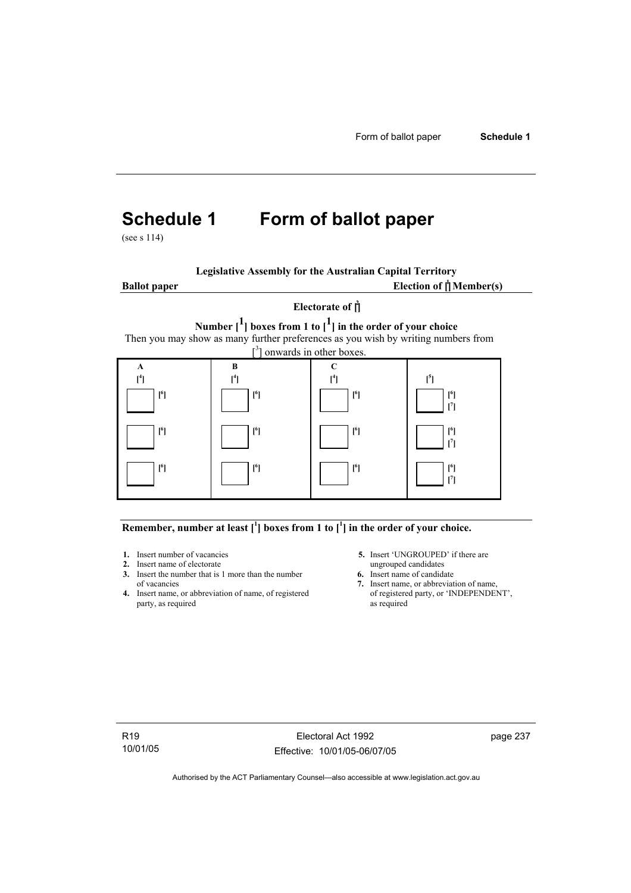# Schedule 1 Form of ballot paper

(see s 114)

**Legislative Assembly for the Australian Capital Territory**

**Ballot paper** **Election of [1] Member(s)**

**Electorate of [2]**

**Number [1] boxes from 1 to [1] in the order of your choice**

Then you may show as many further preferences as you wish by writing numbers from [3] onwards in other boxes.

| A | B | C | |
|---|---|---|---|
| [4] | [4] | [4] | [5] |
| ☐ [6] | ☐ [6] | ☐ [6] | ☐ [6] [7] |
| ☐ [6] | ☐ [6] | ☐ [6] | ☐ [6] [7] |
| ☐ [6] | ☐ [6] | ☐ [6] | ☐ [6] [7] |

**Remember, number at least [1] boxes from 1 to [1] in the order of your choice.**

1. Insert number of vacancies
2. Insert name of electorate
3. Insert the number that is 1 more than the number of vacancies
4. Insert name, or abbreviation of name, of registered party, as required
5. Insert 'UNGROUPED' if there are ungrouped candidates
6. Insert name of candidate
7. Insert name, or abbreviation of name, of registered party, or 'INDEPENDENT', as required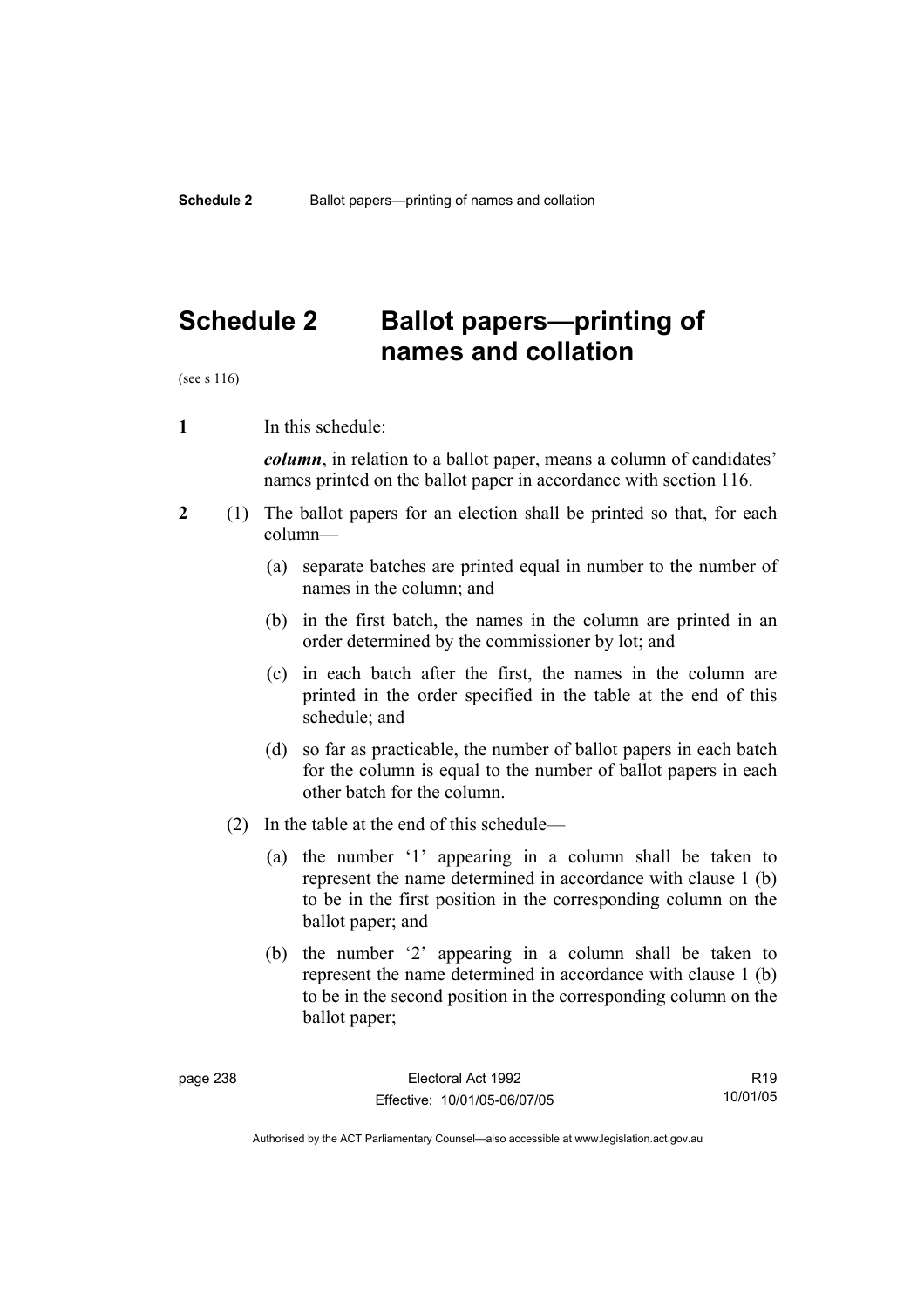# Schedule 2 Ballot papers—printing of names and collation

(see s 116)

**1** In this schedule:

***column***, in relation to a ballot paper, means a column of candidates' names printed on the ballot paper in accordance with section 116.

**2** (1) The ballot papers for an election shall be printed so that, for each column—

(a) separate batches are printed equal in number to the number of names in the column; and

(b) in the first batch, the names in the column are printed in an order determined by the commissioner by lot; and

(c) in each batch after the first, the names in the column are printed in the order specified in the table at the end of this schedule; and

(d) so far as practicable, the number of ballot papers in each batch for the column is equal to the number of ballot papers in each other batch for the column.

(2) In the table at the end of this schedule—

(a) the number '1' appearing in a column shall be taken to represent the name determined in accordance with clause 1 (b) to be in the first position in the corresponding column on the ballot paper; and

(b) the number '2' appearing in a column shall be taken to represent the name determined in accordance with clause 1 (b) to be in the second position in the corresponding column on the ballot paper;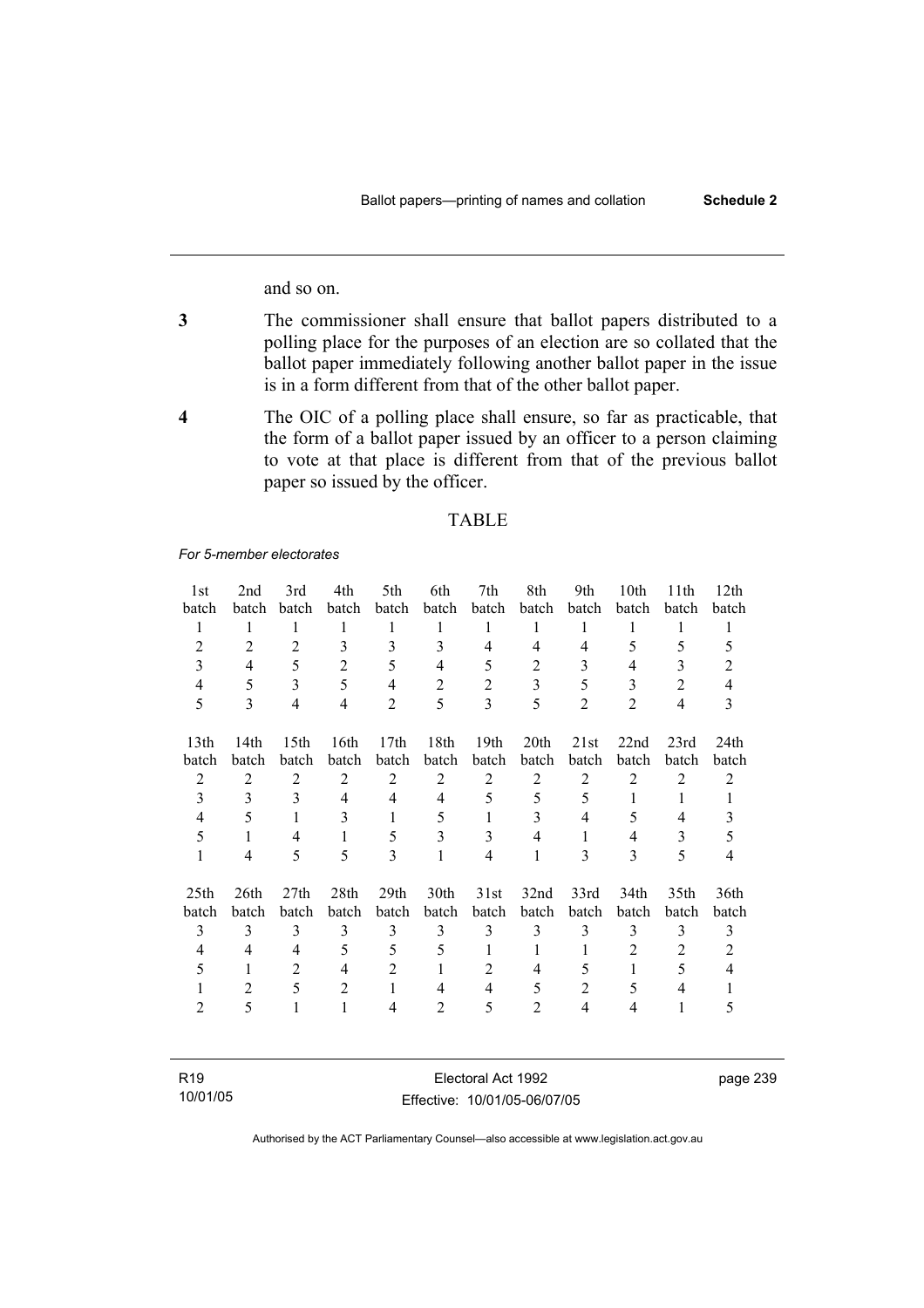and so on.

**3** The commissioner shall ensure that ballot papers distributed to a polling place for the purposes of an election are so collated that the ballot paper immediately following another ballot paper in the issue is in a form different from that of the other ballot paper.

**4** The OIC of a polling place shall ensure, so far as practicable, that the form of a ballot paper issued by an officer to a person claiming to vote at that place is different from that of the previous ballot paper so issued by the officer.

TABLE

*For 5-member electorates*

| 1st batch | 2nd batch | 3rd batch | 4th batch | 5th batch | 6th batch | 7th batch | 8th batch | 9th batch | 10th batch | 11th batch | 12th batch |
|---|---|---|---|---|---|---|---|---|---|---|---|
| 1 | 1 | 1 | 1 | 1 | 1 | 1 | 1 | 1 | 1 | 1 | 1 |
| 2 | 2 | 2 | 3 | 3 | 3 | 4 | 4 | 4 | 5 | 5 | 5 |
| 3 | 4 | 5 | 2 | 5 | 4 | 5 | 2 | 3 | 4 | 3 | 2 |
| 4 | 5 | 3 | 5 | 4 | 2 | 2 | 3 | 5 | 3 | 2 | 4 |
| 5 | 3 | 4 | 4 | 2 | 5 | 3 | 5 | 2 | 2 | 4 | 3 |

| 13th batch | 14th batch | 15th batch | 16th batch | 17th batch | 18th batch | 19th batch | 20th batch | 21st batch | 22nd batch | 23rd batch | 24th batch |
|---|---|---|---|---|---|---|---|---|---|---|---|
| 2 | 2 | 2 | 2 | 2 | 2 | 2 | 2 | 2 | 2 | 2 | 2 |
| 3 | 3 | 3 | 4 | 4 | 4 | 5 | 5 | 5 | 1 | 1 | 1 |
| 4 | 5 | 1 | 3 | 1 | 5 | 1 | 3 | 4 | 5 | 4 | 3 |
| 5 | 1 | 4 | 1 | 5 | 3 | 3 | 4 | 1 | 4 | 3 | 5 |
| 1 | 4 | 5 | 5 | 3 | 1 | 4 | 1 | 3 | 3 | 5 | 4 |

| 25th batch | 26th batch | 27th batch | 28th batch | 29th batch | 30th batch | 31st batch | 32nd batch | 33rd batch | 34th batch | 35th batch | 36th batch |
|---|---|---|---|---|---|---|---|---|---|---|---|
| 3 | 3 | 3 | 3 | 3 | 3 | 3 | 3 | 3 | 3 | 3 | 3 |
| 4 | 4 | 4 | 5 | 5 | 5 | 1 | 1 | 1 | 2 | 2 | 2 |
| 5 | 1 | 2 | 4 | 2 | 1 | 2 | 4 | 5 | 1 | 5 | 4 |
| 1 | 2 | 5 | 2 | 1 | 4 | 4 | 5 | 2 | 5 | 4 | 1 |
| 2 | 5 | 1 | 1 | 4 | 2 | 5 | 2 | 4 | 4 | 1 | 5 |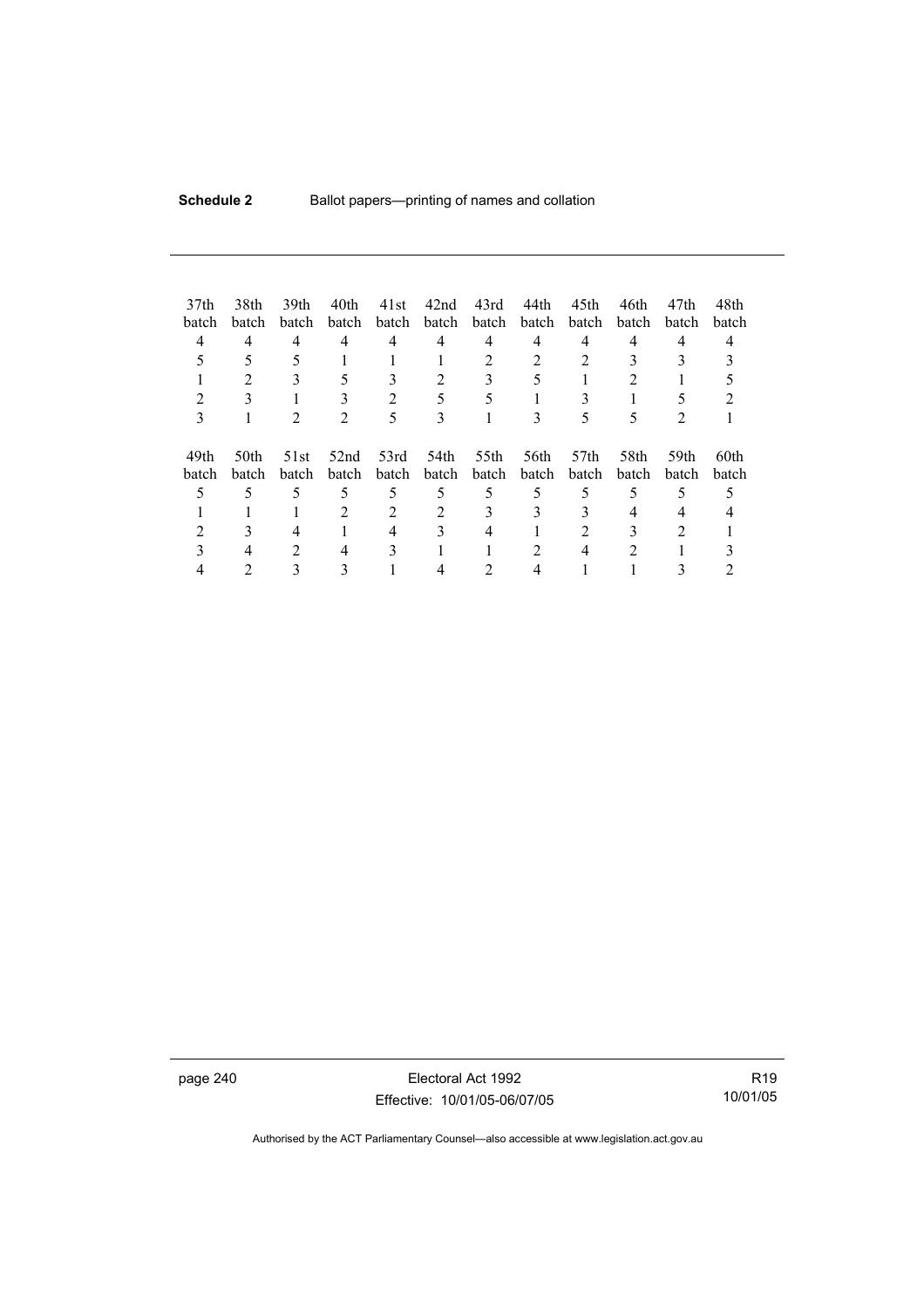| 37th batch | 38th batch | 39th batch | 40th batch | 41st batch | 42nd batch | 43rd batch | 44th batch | 45th batch | 46th batch | 47th batch | 48th batch |
|---|---|---|---|---|---|---|---|---|---|---|---|
| 4 | 4 | 4 | 4 | 4 | 4 | 4 | 4 | 4 | 4 | 4 | 4 |
| 5 | 5 | 5 | 1 | 1 | 1 | 2 | 2 | 2 | 3 | 3 | 3 |
| 1 | 2 | 3 | 5 | 3 | 2 | 3 | 5 | 1 | 2 | 1 | 5 |
| 2 | 3 | 1 | 3 | 2 | 5 | 5 | 1 | 3 | 1 | 5 | 2 |
| 3 | 1 | 2 | 2 | 5 | 3 | 1 | 3 | 5 | 5 | 2 | 1 |

| 49th batch | 50th batch | 51st batch | 52nd batch | 53rd batch | 54th batch | 55th batch | 56th batch | 57th batch | 58th batch | 59th batch | 60th batch |
|---|---|---|---|---|---|---|---|---|---|---|---|
| 5 | 5 | 5 | 5 | 5 | 5 | 5 | 5 | 5 | 5 | 5 | 5 |
| 1 | 1 | 1 | 2 | 2 | 2 | 3 | 3 | 3 | 4 | 4 | 4 |
| 2 | 3 | 4 | 1 | 4 | 3 | 4 | 1 | 2 | 3 | 2 | 1 |
| 3 | 4 | 2 | 4 | 3 | 1 | 1 | 2 | 4 | 2 | 1 | 3 |
| 4 | 2 | 3 | 3 | 1 | 4 | 2 | 4 | 1 | 1 | 3 | 2 |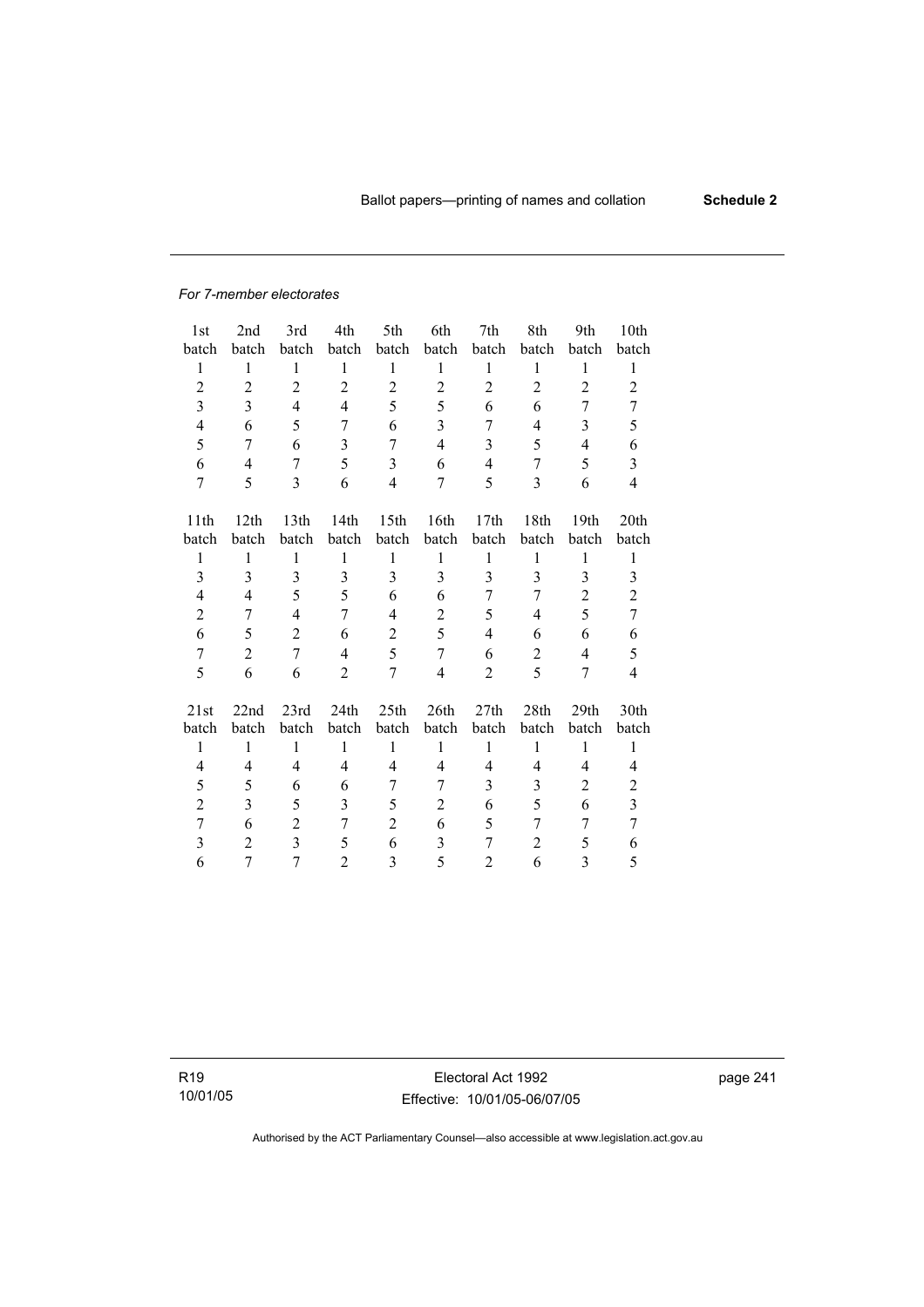*For 7-member electorates*

| 1st batch | 2nd batch | 3rd batch | 4th batch | 5th batch | 6th batch | 7th batch | 8th batch | 9th batch | 10th batch |
|---|---|---|---|---|---|---|---|---|---|
| 1 | 1 | 1 | 1 | 1 | 1 | 1 | 1 | 1 | 1 |
| 2 | 2 | 2 | 2 | 2 | 2 | 2 | 2 | 2 | 2 |
| 3 | 3 | 4 | 4 | 5 | 5 | 6 | 6 | 7 | 7 |
| 4 | 6 | 5 | 7 | 6 | 3 | 7 | 4 | 3 | 5 |
| 5 | 7 | 6 | 3 | 7 | 4 | 3 | 5 | 4 | 6 |
| 6 | 4 | 7 | 5 | 3 | 6 | 4 | 7 | 5 | 3 |
| 7 | 5 | 3 | 6 | 4 | 7 | 5 | 3 | 6 | 4 |

| 11th batch | 12th batch | 13th batch | 14th batch | 15th batch | 16th batch | 17th batch | 18th batch | 19th batch | 20th batch |
|---|---|---|---|---|---|---|---|---|---|
| 1 | 1 | 1 | 1 | 1 | 1 | 1 | 1 | 1 | 1 |
| 3 | 3 | 3 | 3 | 3 | 3 | 3 | 3 | 3 | 3 |
| 4 | 4 | 5 | 5 | 6 | 6 | 7 | 7 | 2 | 2 |
| 2 | 7 | 4 | 7 | 4 | 2 | 5 | 4 | 5 | 7 |
| 6 | 5 | 2 | 6 | 2 | 5 | 4 | 6 | 6 | 6 |
| 7 | 2 | 7 | 4 | 5 | 7 | 6 | 2 | 4 | 5 |
| 5 | 6 | 6 | 2 | 7 | 4 | 2 | 5 | 7 | 4 |

| 21st batch | 22nd batch | 23rd batch | 24th batch | 25th batch | 26th batch | 27th batch | 28th batch | 29th batch | 30th batch |
|---|---|---|---|---|---|---|---|---|---|
| 1 | 1 | 1 | 1 | 1 | 1 | 1 | 1 | 1 | 1 |
| 4 | 4 | 4 | 4 | 4 | 4 | 4 | 4 | 4 | 4 |
| 5 | 5 | 6 | 6 | 7 | 7 | 3 | 3 | 2 | 2 |
| 2 | 3 | 5 | 3 | 5 | 2 | 6 | 5 | 6 | 3 |
| 7 | 6 | 2 | 7 | 2 | 6 | 5 | 7 | 7 | 7 |
| 3 | 2 | 3 | 5 | 6 | 3 | 7 | 2 | 5 | 6 |
| 6 | 7 | 7 | 2 | 3 | 5 | 2 | 6 | 3 | 5 |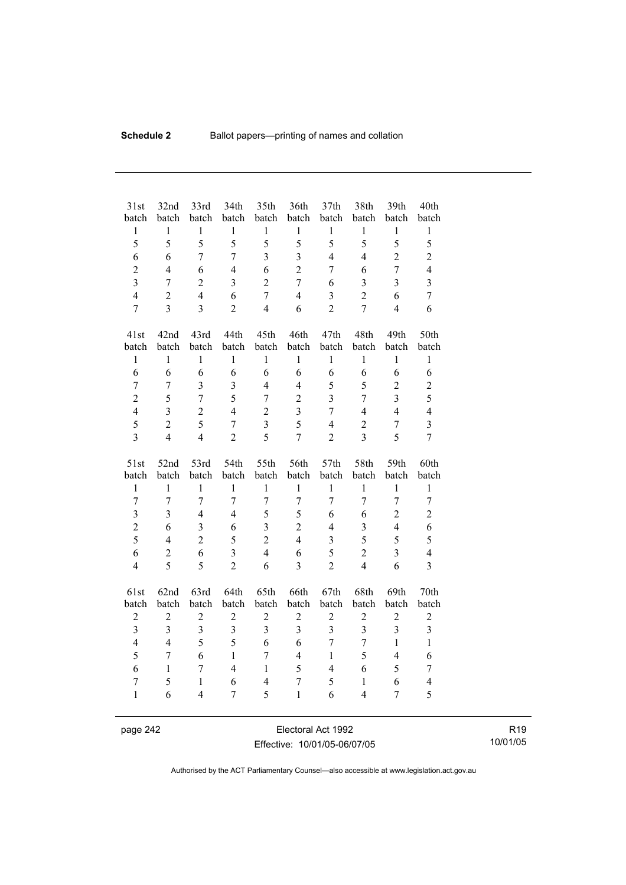| 31st batch | 32nd batch | 33rd batch | 34th batch | 35th batch | 36th batch | 37th batch | 38th batch | 39th batch | 40th batch |
|---|---|---|---|---|---|---|---|---|---|
| 1 | 1 | 1 | 1 | 1 | 1 | 1 | 1 | 1 | 1 |
| 5 | 5 | 5 | 5 | 5 | 5 | 5 | 5 | 5 | 5 |
| 6 | 6 | 7 | 7 | 3 | 3 | 4 | 4 | 2 | 2 |
| 2 | 4 | 6 | 4 | 6 | 2 | 7 | 6 | 7 | 4 |
| 3 | 7 | 2 | 3 | 2 | 7 | 6 | 3 | 3 | 3 |
| 4 | 2 | 4 | 6 | 7 | 4 | 3 | 2 | 6 | 7 |
| 7 | 3 | 3 | 2 | 4 | 6 | 2 | 7 | 4 | 6 |

| 41st batch | 42nd batch | 43rd batch | 44th batch | 45th batch | 46th batch | 47th batch | 48th batch | 49th batch | 50th batch |
|---|---|---|---|---|---|---|---|---|---|
| 1 | 1 | 1 | 1 | 1 | 1 | 1 | 1 | 1 | 1 |
| 6 | 6 | 6 | 6 | 6 | 6 | 6 | 6 | 6 | 6 |
| 7 | 7 | 3 | 3 | 4 | 4 | 5 | 5 | 2 | 2 |
| 2 | 5 | 7 | 5 | 7 | 2 | 3 | 7 | 3 | 5 |
| 4 | 3 | 2 | 4 | 2 | 3 | 7 | 4 | 4 | 4 |
| 5 | 2 | 5 | 7 | 3 | 5 | 4 | 2 | 7 | 3 |
| 3 | 4 | 4 | 2 | 5 | 7 | 2 | 3 | 5 | 7 |

| 51st batch | 52nd batch | 53rd batch | 54th batch | 55th batch | 56th batch | 57th batch | 58th batch | 59th batch | 60th batch |
|---|---|---|---|---|---|---|---|---|---|
| 1 | 1 | 1 | 1 | 1 | 1 | 1 | 1 | 1 | 1 |
| 7 | 7 | 7 | 7 | 7 | 7 | 7 | 7 | 7 | 7 |
| 3 | 3 | 4 | 4 | 5 | 5 | 6 | 6 | 2 | 2 |
| 2 | 6 | 3 | 6 | 3 | 2 | 4 | 3 | 4 | 6 |
| 5 | 4 | 2 | 5 | 2 | 4 | 3 | 5 | 5 | 5 |
| 6 | 2 | 6 | 3 | 4 | 6 | 5 | 2 | 3 | 4 |
| 4 | 5 | 5 | 2 | 6 | 3 | 2 | 4 | 6 | 3 |

| 61st batch | 62nd batch | 63rd batch | 64th batch | 65th batch | 66th batch | 67th batch | 68th batch | 69th batch | 70th batch |
|---|---|---|---|---|---|---|---|---|---|
| 2 | 2 | 2 | 2 | 2 | 2 | 2 | 2 | 2 | 2 |
| 3 | 3 | 3 | 3 | 3 | 3 | 3 | 3 | 3 | 3 |
| 4 | 4 | 5 | 5 | 6 | 6 | 7 | 7 | 1 | 1 |
| 5 | 7 | 6 | 1 | 7 | 4 | 1 | 5 | 4 | 6 |
| 6 | 1 | 7 | 4 | 1 | 5 | 4 | 6 | 5 | 7 |
| 7 | 5 | 1 | 6 | 4 | 7 | 5 | 1 | 6 | 4 |
| 1 | 6 | 4 | 7 | 5 | 1 | 6 | 4 | 7 | 5 |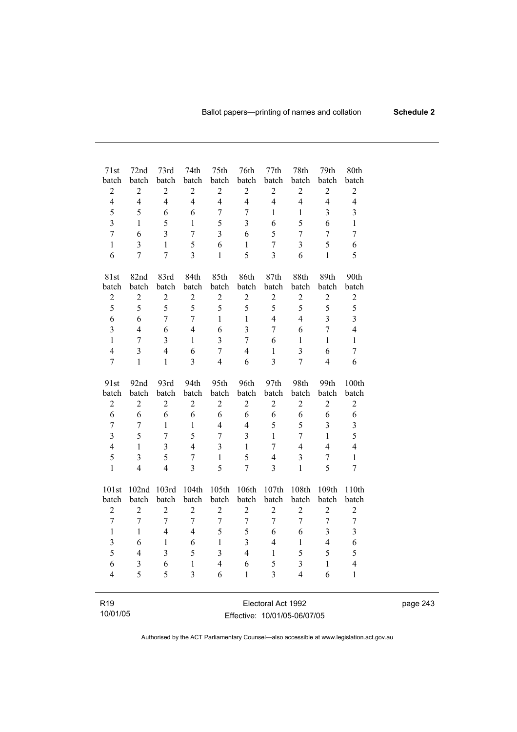| 71st batch | 72nd batch | 73rd batch | 74th batch | 75th batch | 76th batch | 77th batch | 78th batch | 79th batch | 80th batch |
|---|---|---|---|---|---|---|---|---|---|
| 2 | 2 | 2 | 2 | 2 | 2 | 2 | 2 | 2 | 2 |
| 4 | 4 | 4 | 4 | 4 | 4 | 4 | 4 | 4 | 4 |
| 5 | 5 | 6 | 6 | 7 | 7 | 1 | 1 | 3 | 3 |
| 3 | 1 | 5 | 1 | 5 | 3 | 6 | 5 | 6 | 1 |
| 7 | 6 | 3 | 7 | 3 | 6 | 5 | 7 | 7 | 7 |
| 1 | 3 | 1 | 5 | 6 | 1 | 7 | 3 | 5 | 6 |
| 6 | 7 | 7 | 3 | 1 | 5 | 3 | 6 | 1 | 5 |

| 81st batch | 82nd batch | 83rd batch | 84th batch | 85th batch | 86th batch | 87th batch | 88th batch | 89th batch | 90th batch |
|---|---|---|---|---|---|---|---|---|---|
| 2 | 2 | 2 | 2 | 2 | 2 | 2 | 2 | 2 | 2 |
| 5 | 5 | 5 | 5 | 5 | 5 | 5 | 5 | 5 | 5 |
| 6 | 6 | 7 | 7 | 1 | 1 | 4 | 4 | 3 | 3 |
| 3 | 4 | 6 | 4 | 6 | 3 | 7 | 6 | 7 | 4 |
| 1 | 7 | 3 | 1 | 3 | 7 | 6 | 1 | 1 | 1 |
| 4 | 3 | 4 | 6 | 7 | 4 | 1 | 3 | 6 | 7 |
| 7 | 1 | 1 | 3 | 4 | 6 | 3 | 7 | 4 | 6 |

| 91st batch | 92nd batch | 93rd batch | 94th batch | 95th batch | 96th batch | 97th batch | 98th batch | 99th batch | 100th batch |
|---|---|---|---|---|---|---|---|---|---|
| 2 | 2 | 2 | 2 | 2 | 2 | 2 | 2 | 2 | 2 |
| 6 | 6 | 6 | 6 | 6 | 6 | 6 | 6 | 6 | 6 |
| 7 | 7 | 1 | 1 | 4 | 4 | 5 | 5 | 3 | 3 |
| 3 | 5 | 7 | 5 | 7 | 3 | 1 | 7 | 1 | 5 |
| 4 | 1 | 3 | 4 | 3 | 1 | 7 | 4 | 4 | 4 |
| 5 | 3 | 5 | 7 | 1 | 5 | 4 | 3 | 7 | 1 |
| 1 | 4 | 4 | 3 | 5 | 7 | 3 | 1 | 5 | 7 |

| 101st batch | 102nd batch | 103rd batch | 104th batch | 105th batch | 106th batch | 107th batch | 108th batch | 109th batch | 110th batch |
|---|---|---|---|---|---|---|---|---|---|
| 2 | 2 | 2 | 2 | 2 | 2 | 2 | 2 | 2 | 2 |
| 7 | 7 | 7 | 7 | 7 | 7 | 7 | 7 | 7 | 7 |
| 1 | 1 | 4 | 4 | 5 | 5 | 6 | 6 | 3 | 3 |
| 3 | 6 | 1 | 6 | 1 | 3 | 4 | 1 | 4 | 6 |
| 5 | 4 | 3 | 5 | 3 | 4 | 1 | 5 | 5 | 5 |
| 6 | 3 | 6 | 1 | 4 | 6 | 5 | 3 | 1 | 4 |
| 4 | 5 | 5 | 3 | 6 | 1 | 3 | 4 | 6 | 1 |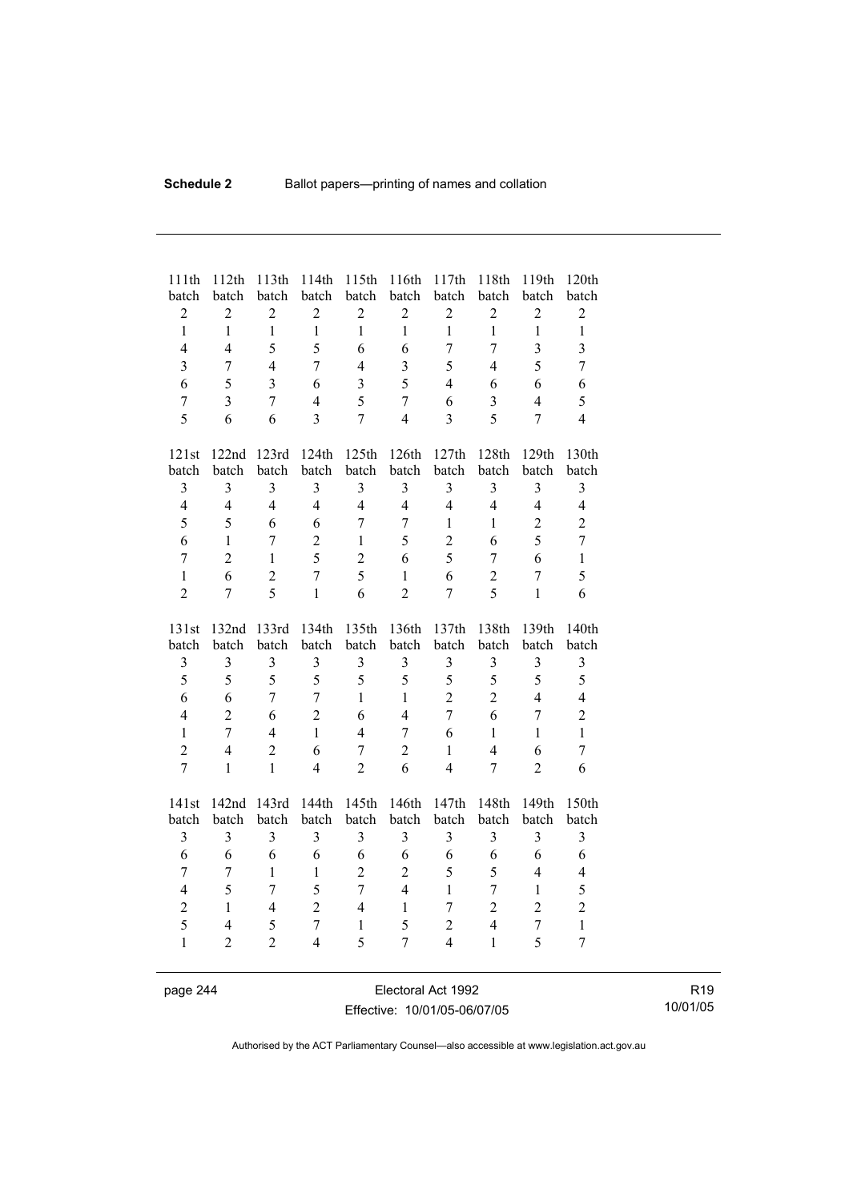| 111th batch | 112th batch | 113th batch | 114th batch | 115th batch | 116th batch | 117th batch | 118th batch | 119th batch | 120th batch |
|---|---|---|---|---|---|---|---|---|---|
| 2 | 2 | 2 | 2 | 2 | 2 | 2 | 2 | 2 | 2 |
| 1 | 1 | 1 | 1 | 1 | 1 | 1 | 1 | 1 | 1 |
| 4 | 4 | 5 | 5 | 6 | 6 | 7 | 7 | 3 | 3 |
| 3 | 7 | 4 | 7 | 4 | 3 | 5 | 4 | 5 | 7 |
| 6 | 5 | 3 | 6 | 3 | 5 | 4 | 6 | 6 | 6 |
| 7 | 3 | 7 | 4 | 5 | 7 | 6 | 3 | 4 | 5 |
| 5 | 6 | 6 | 3 | 7 | 4 | 3 | 5 | 7 | 4 |

| 121st batch | 122nd batch | 123rd batch | 124th batch | 125th batch | 126th batch | 127th batch | 128th batch | 129th batch | 130th batch |
|---|---|---|---|---|---|---|---|---|---|
| 3 | 3 | 3 | 3 | 3 | 3 | 3 | 3 | 3 | 3 |
| 4 | 4 | 4 | 4 | 4 | 4 | 4 | 4 | 4 | 4 |
| 5 | 5 | 6 | 6 | 7 | 7 | 1 | 1 | 2 | 2 |
| 6 | 1 | 7 | 2 | 1 | 5 | 2 | 6 | 5 | 7 |
| 7 | 2 | 1 | 5 | 2 | 6 | 5 | 7 | 6 | 1 |
| 1 | 6 | 2 | 7 | 5 | 1 | 6 | 2 | 7 | 5 |
| 2 | 7 | 5 | 1 | 6 | 2 | 7 | 5 | 1 | 6 |

| 131st batch | 132nd batch | 133rd batch | 134th batch | 135th batch | 136th batch | 137th batch | 138th batch | 139th batch | 140th batch |
|---|---|---|---|---|---|---|---|---|---|
| 3 | 3 | 3 | 3 | 3 | 3 | 3 | 3 | 3 | 3 |
| 5 | 5 | 5 | 5 | 5 | 5 | 5 | 5 | 5 | 5 |
| 6 | 6 | 7 | 7 | 1 | 1 | 2 | 2 | 4 | 4 |
| 4 | 2 | 6 | 2 | 6 | 4 | 7 | 6 | 7 | 2 |
| 1 | 7 | 4 | 1 | 4 | 7 | 6 | 1 | 1 | 1 |
| 2 | 4 | 2 | 6 | 7 | 2 | 1 | 4 | 6 | 7 |
| 7 | 1 | 1 | 4 | 2 | 6 | 4 | 7 | 2 | 6 |

| 141st batch | 142nd batch | 143rd batch | 144th batch | 145th batch | 146th batch | 147th batch | 148th batch | 149th batch | 150th batch |
|---|---|---|---|---|---|---|---|---|---|
| 3 | 3 | 3 | 3 | 3 | 3 | 3 | 3 | 3 | 3 |
| 6 | 6 | 6 | 6 | 6 | 6 | 6 | 6 | 6 | 6 |
| 7 | 7 | 1 | 1 | 2 | 2 | 5 | 5 | 4 | 4 |
| 4 | 5 | 7 | 5 | 7 | 4 | 1 | 7 | 1 | 5 |
| 2 | 1 | 4 | 2 | 4 | 1 | 7 | 2 | 2 | 2 |
| 5 | 4 | 5 | 7 | 1 | 5 | 2 | 4 | 7 | 1 |
| 1 | 2 | 2 | 4 | 5 | 7 | 4 | 1 | 5 | 7 |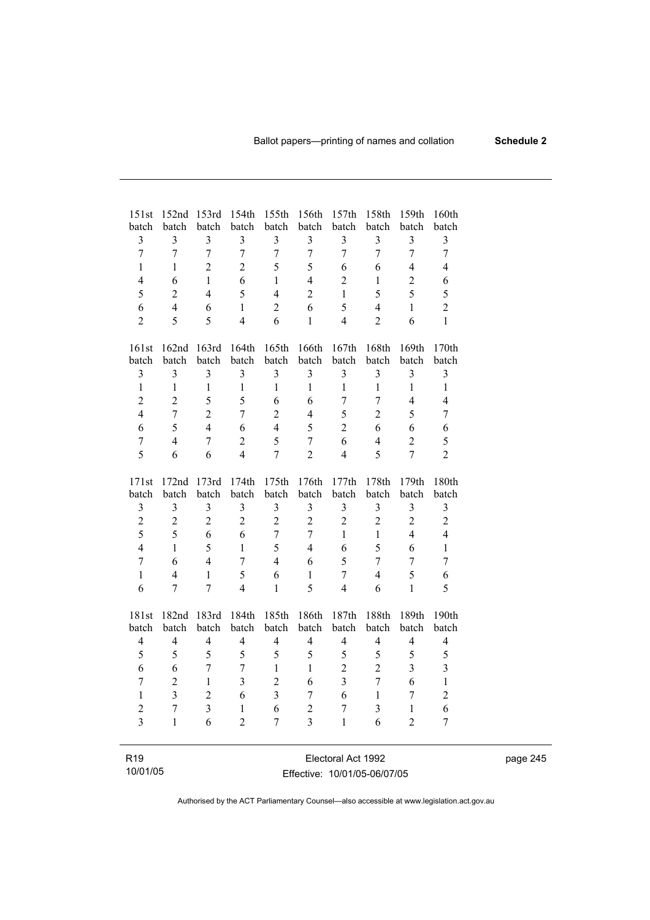| 151st batch | 152nd batch | 153rd batch | 154th batch | 155th batch | 156th batch | 157th batch | 158th batch | 159th batch | 160th batch |
|---|---|---|---|---|---|---|---|---|---|
| 3 | 3 | 3 | 3 | 3 | 3 | 3 | 3 | 3 | 3 |
| 7 | 7 | 7 | 7 | 7 | 7 | 7 | 7 | 7 | 7 |
| 1 | 1 | 2 | 2 | 5 | 5 | 6 | 6 | 4 | 4 |
| 4 | 6 | 1 | 6 | 1 | 4 | 2 | 1 | 2 | 6 |
| 5 | 2 | 4 | 5 | 4 | 2 | 1 | 5 | 5 | 5 |
| 6 | 4 | 6 | 1 | 2 | 6 | 5 | 4 | 1 | 2 |
| 2 | 5 | 5 | 4 | 6 | 1 | 4 | 2 | 6 | 1 |

| 161st batch | 162nd batch | 163rd batch | 164th batch | 165th batch | 166th batch | 167th batch | 168th batch | 169th batch | 170th batch |
|---|---|---|---|---|---|---|---|---|---|
| 3 | 3 | 3 | 3 | 3 | 3 | 3 | 3 | 3 | 3 |
| 1 | 1 | 1 | 1 | 1 | 1 | 1 | 1 | 1 | 1 |
| 2 | 2 | 5 | 5 | 6 | 6 | 7 | 7 | 4 | 4 |
| 4 | 7 | 2 | 7 | 2 | 4 | 5 | 2 | 5 | 7 |
| 6 | 5 | 4 | 6 | 4 | 5 | 2 | 6 | 6 | 6 |
| 7 | 4 | 7 | 2 | 5 | 7 | 6 | 4 | 2 | 5 |
| 5 | 6 | 6 | 4 | 7 | 2 | 4 | 5 | 7 | 2 |

| 171st batch | 172nd batch | 173rd batch | 174th batch | 175th batch | 176th batch | 177th batch | 178th batch | 179th batch | 180th batch |
|---|---|---|---|---|---|---|---|---|---|
| 3 | 3 | 3 | 3 | 3 | 3 | 3 | 3 | 3 | 3 |
| 2 | 2 | 2 | 2 | 2 | 2 | 2 | 2 | 2 | 2 |
| 5 | 5 | 6 | 6 | 7 | 7 | 1 | 1 | 4 | 4 |
| 4 | 1 | 5 | 1 | 5 | 4 | 6 | 5 | 6 | 1 |
| 7 | 6 | 4 | 7 | 4 | 6 | 5 | 7 | 7 | 7 |
| 1 | 4 | 1 | 5 | 6 | 1 | 7 | 4 | 5 | 6 |
| 6 | 7 | 7 | 4 | 1 | 5 | 4 | 6 | 1 | 5 |

| 181st batch | 182nd batch | 183rd batch | 184th batch | 185th batch | 186th batch | 187th batch | 188th batch | 189th batch | 190th batch |
|---|---|---|---|---|---|---|---|---|---|
| 4 | 4 | 4 | 4 | 4 | 4 | 4 | 4 | 4 | 4 |
| 5 | 5 | 5 | 5 | 5 | 5 | 5 | 5 | 5 | 5 |
| 6 | 6 | 7 | 7 | 1 | 1 | 2 | 2 | 3 | 3 |
| 7 | 2 | 1 | 3 | 2 | 6 | 3 | 7 | 6 | 1 |
| 1 | 3 | 2 | 6 | 3 | 7 | 6 | 1 | 7 | 2 |
| 2 | 7 | 3 | 1 | 6 | 2 | 7 | 3 | 1 | 6 |
| 3 | 1 | 6 | 2 | 7 | 3 | 1 | 6 | 2 | 7 |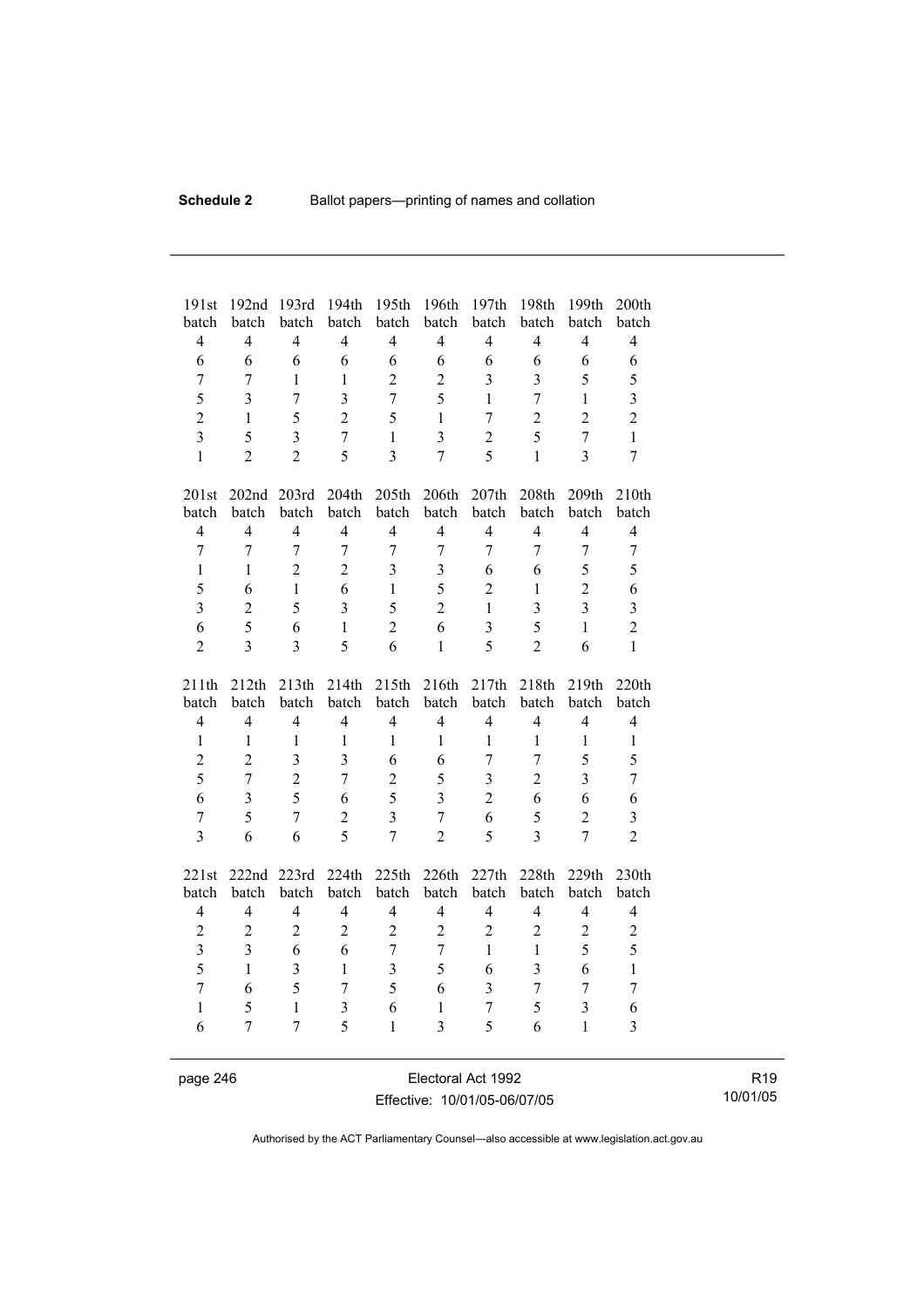| 191st batch | 192nd batch | 193rd batch | 194th batch | 195th batch | 196th batch | 197th batch | 198th batch | 199th batch | 200th batch |
|---|---|---|---|---|---|---|---|---|---|
| 4 | 4 | 4 | 4 | 4 | 4 | 4 | 4 | 4 | 4 |
| 6 | 6 | 6 | 6 | 6 | 6 | 6 | 6 | 6 | 6 |
| 7 | 7 | 1 | 1 | 2 | 2 | 3 | 3 | 5 | 5 |
| 5 | 3 | 7 | 3 | 7 | 5 | 1 | 7 | 1 | 3 |
| 2 | 1 | 5 | 2 | 5 | 1 | 7 | 2 | 2 | 2 |
| 3 | 5 | 3 | 7 | 1 | 3 | 2 | 5 | 7 | 1 |
| 1 | 2 | 2 | 5 | 3 | 7 | 5 | 1 | 3 | 7 |

| 201st batch | 202nd batch | 203rd batch | 204th batch | 205th batch | 206th batch | 207th batch | 208th batch | 209th batch | 210th batch |
|---|---|---|---|---|---|---|---|---|---|
| 4 | 4 | 4 | 4 | 4 | 4 | 4 | 4 | 4 | 4 |
| 7 | 7 | 7 | 7 | 7 | 7 | 7 | 7 | 7 | 7 |
| 1 | 1 | 2 | 2 | 3 | 3 | 6 | 6 | 5 | 5 |
| 5 | 6 | 1 | 6 | 1 | 5 | 2 | 1 | 2 | 6 |
| 3 | 2 | 5 | 3 | 5 | 2 | 1 | 3 | 3 | 3 |
| 6 | 5 | 6 | 1 | 2 | 6 | 3 | 5 | 1 | 2 |
| 2 | 3 | 3 | 5 | 6 | 1 | 5 | 2 | 6 | 1 |

| 211th batch | 212th batch | 213th batch | 214th batch | 215th batch | 216th batch | 217th batch | 218th batch | 219th batch | 220th batch |
|---|---|---|---|---|---|---|---|---|---|
| 4 | 4 | 4 | 4 | 4 | 4 | 4 | 4 | 4 | 4 |
| 1 | 1 | 1 | 1 | 1 | 1 | 1 | 1 | 1 | 1 |
| 2 | 2 | 3 | 3 | 6 | 6 | 7 | 7 | 5 | 5 |
| 5 | 7 | 2 | 7 | 2 | 5 | 3 | 2 | 3 | 7 |
| 6 | 3 | 5 | 6 | 5 | 3 | 2 | 6 | 6 | 6 |
| 7 | 5 | 7 | 2 | 3 | 7 | 6 | 5 | 2 | 3 |
| 3 | 6 | 6 | 5 | 7 | 2 | 5 | 3 | 7 | 2 |

| 221st batch | 222nd batch | 223rd batch | 224th batch | 225th batch | 226th batch | 227th batch | 228th batch | 229th batch | 230th batch |
|---|---|---|---|---|---|---|---|---|---|
| 4 | 4 | 4 | 4 | 4 | 4 | 4 | 4 | 4 | 4 |
| 2 | 2 | 2 | 2 | 2 | 2 | 2 | 2 | 2 | 2 |
| 3 | 3 | 6 | 6 | 7 | 7 | 1 | 1 | 5 | 5 |
| 5 | 1 | 3 | 1 | 3 | 5 | 6 | 3 | 6 | 1 |
| 7 | 6 | 5 | 7 | 5 | 6 | 3 | 7 | 7 | 7 |
| 1 | 5 | 1 | 3 | 6 | 1 | 7 | 5 | 3 | 6 |
| 6 | 7 | 7 | 5 | 1 | 3 | 5 | 6 | 1 | 3 |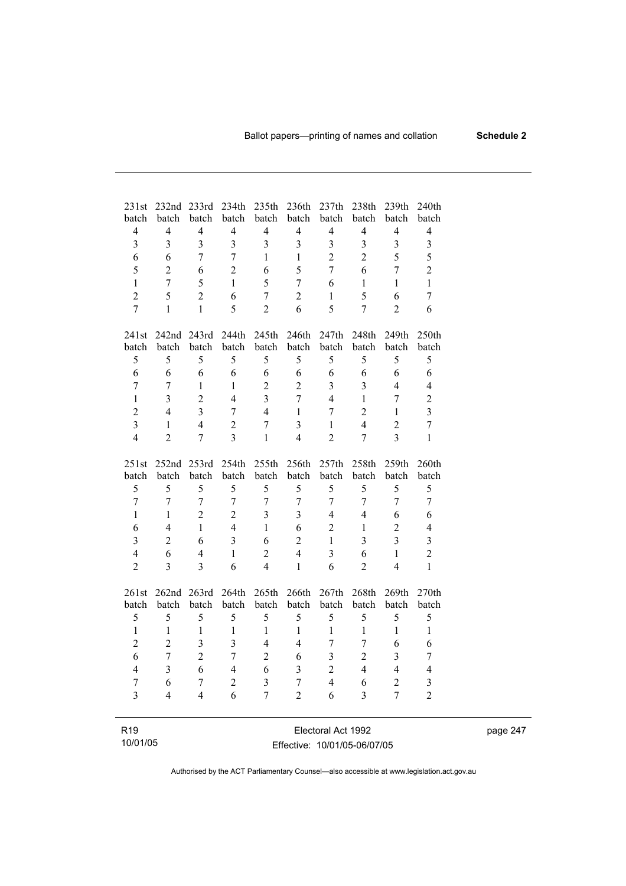| 231st batch | 232nd batch | 233rd batch | 234th batch | 235th batch | 236th batch | 237th batch | 238th batch | 239th batch | 240th batch |
|---|---|---|---|---|---|---|---|---|---|
| 4 | 4 | 4 | 4 | 4 | 4 | 4 | 4 | 4 | 4 |
| 3 | 3 | 3 | 3 | 3 | 3 | 3 | 3 | 3 | 3 |
| 6 | 6 | 7 | 7 | 1 | 1 | 2 | 2 | 5 | 5 |
| 5 | 2 | 6 | 2 | 6 | 5 | 7 | 6 | 7 | 2 |
| 1 | 7 | 5 | 1 | 5 | 7 | 6 | 1 | 1 | 1 |
| 2 | 5 | 2 | 6 | 7 | 2 | 1 | 5 | 6 | 7 |
| 7 | 1 | 1 | 5 | 2 | 6 | 5 | 7 | 2 | 6 |

| 241st batch | 242nd batch | 243rd batch | 244th batch | 245th batch | 246th batch | 247th batch | 248th batch | 249th batch | 250th batch |
|---|---|---|---|---|---|---|---|---|---|
| 5 | 5 | 5 | 5 | 5 | 5 | 5 | 5 | 5 | 5 |
| 6 | 6 | 6 | 6 | 6 | 6 | 6 | 6 | 6 | 6 |
| 7 | 7 | 1 | 1 | 2 | 2 | 3 | 3 | 4 | 4 |
| 1 | 3 | 2 | 4 | 3 | 7 | 4 | 1 | 7 | 2 |
| 2 | 4 | 3 | 7 | 4 | 1 | 7 | 2 | 1 | 3 |
| 3 | 1 | 4 | 2 | 7 | 3 | 1 | 4 | 2 | 7 |
| 4 | 2 | 7 | 3 | 1 | 4 | 2 | 7 | 3 | 1 |

| 251st batch | 252nd batch | 253rd batch | 254th batch | 255th batch | 256th batch | 257th batch | 258th batch | 259th batch | 260th batch |
|---|---|---|---|---|---|---|---|---|---|
| 5 | 5 | 5 | 5 | 5 | 5 | 5 | 5 | 5 | 5 |
| 7 | 7 | 7 | 7 | 7 | 7 | 7 | 7 | 7 | 7 |
| 1 | 1 | 2 | 2 | 3 | 3 | 4 | 4 | 6 | 6 |
| 6 | 4 | 1 | 4 | 1 | 6 | 2 | 1 | 2 | 4 |
| 3 | 2 | 6 | 3 | 6 | 2 | 1 | 3 | 3 | 3 |
| 4 | 6 | 4 | 1 | 2 | 4 | 3 | 6 | 1 | 2 |
| 2 | 3 | 3 | 6 | 4 | 1 | 6 | 2 | 4 | 1 |

| 261st batch | 262nd batch | 263rd batch | 264th batch | 265th batch | 266th batch | 267th batch | 268th batch | 269th batch | 270th batch |
|---|---|---|---|---|---|---|---|---|---|
| 5 | 5 | 5 | 5 | 5 | 5 | 5 | 5 | 5 | 5 |
| 1 | 1 | 1 | 1 | 1 | 1 | 1 | 1 | 1 | 1 |
| 2 | 2 | 3 | 3 | 4 | 4 | 7 | 7 | 6 | 6 |
| 6 | 7 | 2 | 7 | 2 | 6 | 3 | 2 | 3 | 7 |
| 4 | 3 | 6 | 4 | 6 | 3 | 2 | 4 | 4 | 4 |
| 7 | 6 | 7 | 2 | 3 | 7 | 4 | 6 | 2 | 3 |
| 3 | 4 | 4 | 6 | 7 | 2 | 6 | 3 | 7 | 2 |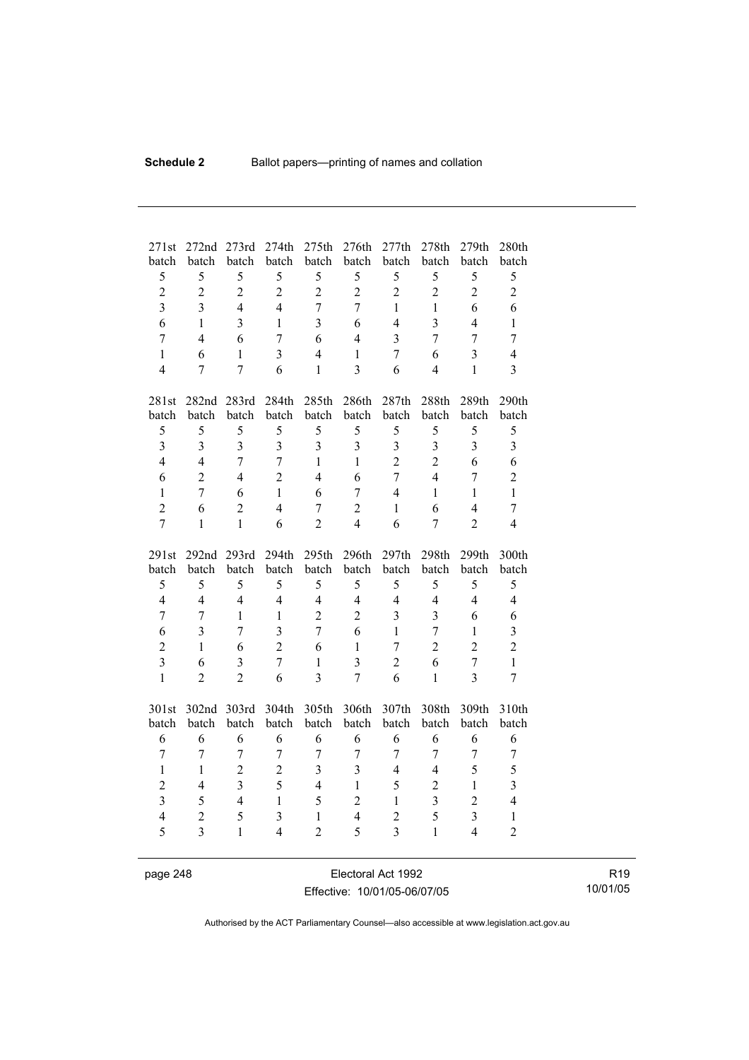| 271st batch | 272nd batch | 273rd batch | 274th batch | 275th batch | 276th batch | 277th batch | 278th batch | 279th batch | 280th batch |
|---|---|---|---|---|---|---|---|---|---|
| 5 | 5 | 5 | 5 | 5 | 5 | 5 | 5 | 5 | 5 |
| 2 | 2 | 2 | 2 | 2 | 2 | 2 | 2 | 2 | 2 |
| 3 | 3 | 4 | 4 | 7 | 7 | 1 | 1 | 6 | 6 |
| 6 | 1 | 3 | 1 | 3 | 6 | 4 | 3 | 4 | 1 |
| 7 | 4 | 6 | 7 | 6 | 4 | 3 | 7 | 7 | 7 |
| 1 | 6 | 1 | 3 | 4 | 1 | 7 | 6 | 3 | 4 |
| 4 | 7 | 7 | 6 | 1 | 3 | 6 | 4 | 1 | 3 |

| 281st batch | 282nd batch | 283rd batch | 284th batch | 285th batch | 286th batch | 287th batch | 288th batch | 289th batch | 290th batch |
|---|---|---|---|---|---|---|---|---|---|
| 5 | 5 | 5 | 5 | 5 | 5 | 5 | 5 | 5 | 5 |
| 3 | 3 | 3 | 3 | 3 | 3 | 3 | 3 | 3 | 3 |
| 4 | 4 | 7 | 7 | 1 | 1 | 2 | 2 | 6 | 6 |
| 6 | 2 | 4 | 2 | 4 | 6 | 7 | 4 | 7 | 2 |
| 1 | 7 | 6 | 1 | 6 | 7 | 4 | 1 | 1 | 1 |
| 2 | 6 | 2 | 4 | 7 | 2 | 1 | 6 | 4 | 7 |
| 7 | 1 | 1 | 6 | 2 | 4 | 6 | 7 | 2 | 4 |

| 291st batch | 292nd batch | 293rd batch | 294th batch | 295th batch | 296th batch | 297th batch | 298th batch | 299th batch | 300th batch |
|---|---|---|---|---|---|---|---|---|---|
| 5 | 5 | 5 | 5 | 5 | 5 | 5 | 5 | 5 | 5 |
| 4 | 4 | 4 | 4 | 4 | 4 | 4 | 4 | 4 | 4 |
| 7 | 7 | 1 | 1 | 2 | 2 | 3 | 3 | 6 | 6 |
| 6 | 3 | 7 | 3 | 7 | 6 | 1 | 7 | 1 | 3 |
| 2 | 1 | 6 | 2 | 6 | 1 | 7 | 2 | 2 | 2 |
| 3 | 6 | 3 | 7 | 1 | 3 | 2 | 6 | 7 | 1 |
| 1 | 2 | 2 | 6 | 3 | 7 | 6 | 1 | 3 | 7 |

| 301st batch | 302nd batch | 303rd batch | 304th batch | 305th batch | 306th batch | 307th batch | 308th batch | 309th batch | 310th batch |
|---|---|---|---|---|---|---|---|---|---|
| 6 | 6 | 6 | 6 | 6 | 6 | 6 | 6 | 6 | 6 |
| 7 | 7 | 7 | 7 | 7 | 7 | 7 | 7 | 7 | 7 |
| 1 | 1 | 2 | 2 | 3 | 3 | 4 | 4 | 5 | 5 |
| 2 | 4 | 3 | 5 | 4 | 1 | 5 | 2 | 1 | 3 |
| 3 | 5 | 4 | 1 | 5 | 2 | 1 | 3 | 2 | 4 |
| 4 | 2 | 5 | 3 | 1 | 4 | 2 | 5 | 3 | 1 |
| 5 | 3 | 1 | 4 | 2 | 5 | 3 | 1 | 4 | 2 |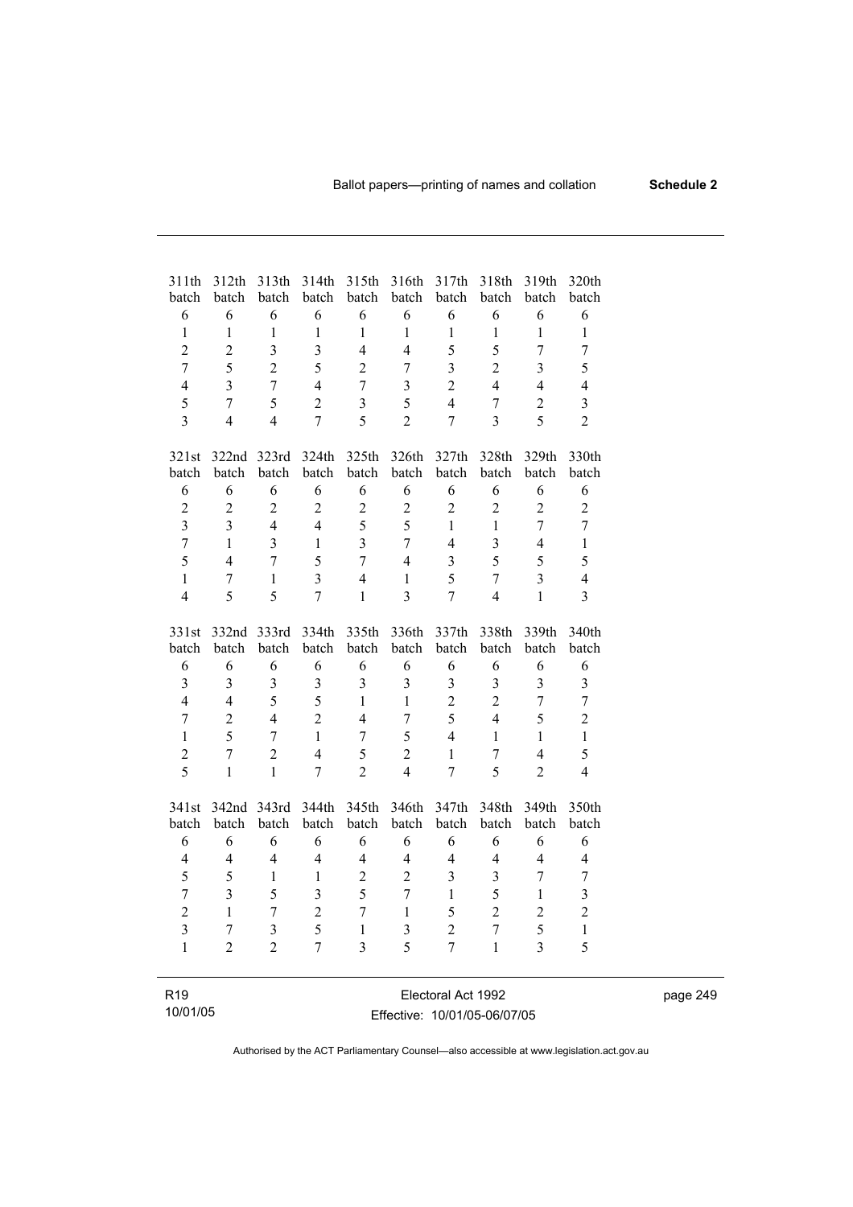| 311th batch | 312th batch | 313th batch | 314th batch | 315th batch | 316th batch | 317th batch | 318th batch | 319th batch | 320th batch |
|---|---|---|---|---|---|---|---|---|---|
| 6 | 6 | 6 | 6 | 6 | 6 | 6 | 6 | 6 | 6 |
| 1 | 1 | 1 | 1 | 1 | 1 | 1 | 1 | 1 | 1 |
| 2 | 2 | 3 | 3 | 4 | 4 | 5 | 5 | 7 | 7 |
| 7 | 5 | 2 | 5 | 2 | 7 | 3 | 2 | 3 | 5 |
| 4 | 3 | 7 | 4 | 7 | 3 | 2 | 4 | 4 | 4 |
| 5 | 7 | 5 | 2 | 3 | 5 | 4 | 7 | 2 | 3 |
| 3 | 4 | 4 | 7 | 5 | 2 | 7 | 3 | 5 | 2 |

| 321st batch | 322nd batch | 323rd batch | 324th batch | 325th batch | 326th batch | 327th batch | 328th batch | 329th batch | 330th batch |
|---|---|---|---|---|---|---|---|---|---|
| 6 | 6 | 6 | 6 | 6 | 6 | 6 | 6 | 6 | 6 |
| 2 | 2 | 2 | 2 | 2 | 2 | 2 | 2 | 2 | 2 |
| 3 | 3 | 4 | 4 | 5 | 5 | 1 | 1 | 7 | 7 |
| 7 | 1 | 3 | 1 | 3 | 7 | 4 | 3 | 4 | 1 |
| 5 | 4 | 7 | 5 | 7 | 4 | 3 | 5 | 5 | 5 |
| 1 | 7 | 1 | 3 | 4 | 1 | 5 | 7 | 3 | 4 |
| 4 | 5 | 5 | 7 | 1 | 3 | 7 | 4 | 1 | 3 |

| 331st batch | 332nd batch | 333rd batch | 334th batch | 335th batch | 336th batch | 337th batch | 338th batch | 339th batch | 340th batch |
|---|---|---|---|---|---|---|---|---|---|
| 6 | 6 | 6 | 6 | 6 | 6 | 6 | 6 | 6 | 6 |
| 3 | 3 | 3 | 3 | 3 | 3 | 3 | 3 | 3 | 3 |
| 4 | 4 | 5 | 5 | 1 | 1 | 2 | 2 | 7 | 7 |
| 7 | 2 | 4 | 2 | 4 | 7 | 5 | 4 | 5 | 2 |
| 1 | 5 | 7 | 1 | 7 | 5 | 4 | 1 | 1 | 1 |
| 2 | 7 | 2 | 4 | 5 | 2 | 1 | 7 | 4 | 5 |
| 5 | 1 | 1 | 7 | 2 | 4 | 7 | 5 | 2 | 4 |

| 341st batch | 342nd batch | 343rd batch | 344th batch | 345th batch | 346th batch | 347th batch | 348th batch | 349th batch | 350th batch |
|---|---|---|---|---|---|---|---|---|---|
| 6 | 6 | 6 | 6 | 6 | 6 | 6 | 6 | 6 | 6 |
| 4 | 4 | 4 | 4 | 4 | 4 | 4 | 4 | 4 | 4 |
| 5 | 5 | 1 | 1 | 2 | 2 | 3 | 3 | 7 | 7 |
| 7 | 3 | 5 | 3 | 5 | 7 | 1 | 5 | 1 | 3 |
| 2 | 1 | 7 | 2 | 7 | 1 | 5 | 2 | 2 | 2 |
| 3 | 7 | 3 | 5 | 1 | 3 | 2 | 7 | 5 | 1 |
| 1 | 2 | 2 | 7 | 3 | 5 | 7 | 1 | 3 | 5 |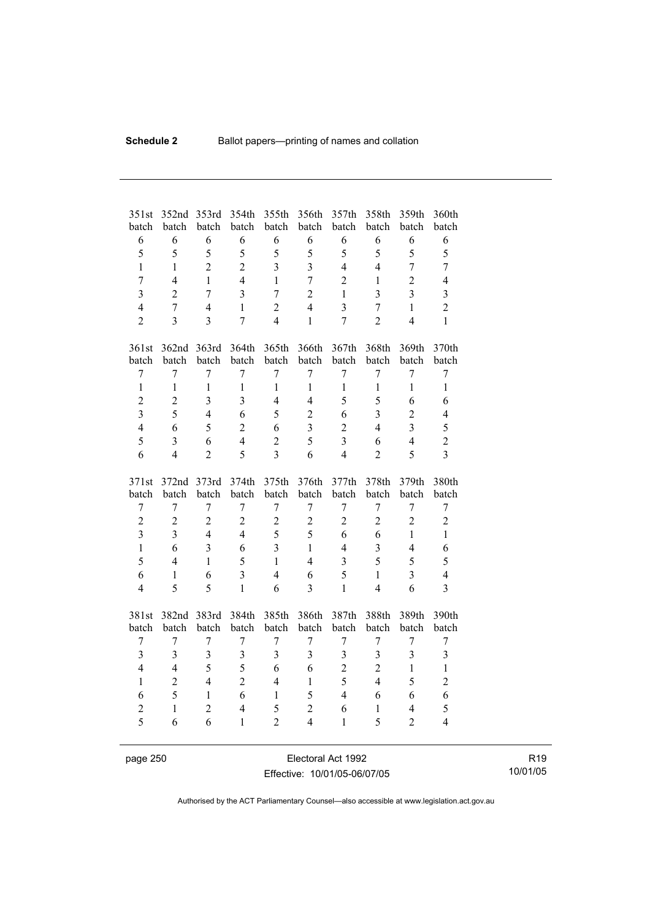| 351st batch | 352nd batch | 353rd batch | 354th batch | 355th batch | 356th batch | 357th batch | 358th batch | 359th batch | 360th batch |
|---|---|---|---|---|---|---|---|---|---|
| 6 | 6 | 6 | 6 | 6 | 6 | 6 | 6 | 6 | 6 |
| 5 | 5 | 5 | 5 | 5 | 5 | 5 | 5 | 5 | 5 |
| 1 | 1 | 2 | 2 | 3 | 3 | 4 | 4 | 7 | 7 |
| 7 | 4 | 1 | 4 | 1 | 7 | 2 | 1 | 2 | 4 |
| 3 | 2 | 7 | 3 | 7 | 2 | 1 | 3 | 3 | 3 |
| 4 | 7 | 4 | 1 | 2 | 4 | 3 | 7 | 1 | 2 |
| 2 | 3 | 3 | 7 | 4 | 1 | 7 | 2 | 4 | 1 |

| 361st batch | 362nd batch | 363rd batch | 364th batch | 365th batch | 366th batch | 367th batch | 368th batch | 369th batch | 370th batch |
|---|---|---|---|---|---|---|---|---|---|
| 7 | 7 | 7 | 7 | 7 | 7 | 7 | 7 | 7 | 7 |
| 1 | 1 | 1 | 1 | 1 | 1 | 1 | 1 | 1 | 1 |
| 2 | 2 | 3 | 3 | 4 | 4 | 5 | 5 | 6 | 6 |
| 3 | 5 | 4 | 6 | 5 | 2 | 6 | 3 | 2 | 4 |
| 4 | 6 | 5 | 2 | 6 | 3 | 2 | 4 | 3 | 5 |
| 5 | 3 | 6 | 4 | 2 | 5 | 3 | 6 | 4 | 2 |
| 6 | 4 | 2 | 5 | 3 | 6 | 4 | 2 | 5 | 3 |

| 371st batch | 372nd batch | 373rd batch | 374th batch | 375th batch | 376th batch | 377th batch | 378th batch | 379th batch | 380th batch |
|---|---|---|---|---|---|---|---|---|---|
| 7 | 7 | 7 | 7 | 7 | 7 | 7 | 7 | 7 | 7 |
| 2 | 2 | 2 | 2 | 2 | 2 | 2 | 2 | 2 | 2 |
| 3 | 3 | 4 | 4 | 5 | 5 | 6 | 6 | 1 | 1 |
| 1 | 6 | 3 | 6 | 3 | 1 | 4 | 3 | 4 | 6 |
| 5 | 4 | 1 | 5 | 1 | 4 | 3 | 5 | 5 | 5 |
| 6 | 1 | 6 | 3 | 4 | 6 | 5 | 1 | 3 | 4 |
| 4 | 5 | 5 | 1 | 6 | 3 | 1 | 4 | 6 | 3 |

| 381st batch | 382nd batch | 383rd batch | 384th batch | 385th batch | 386th batch | 387th batch | 388th batch | 389th batch | 390th batch |
|---|---|---|---|---|---|---|---|---|---|
| 7 | 7 | 7 | 7 | 7 | 7 | 7 | 7 | 7 | 7 |
| 3 | 3 | 3 | 3 | 3 | 3 | 3 | 3 | 3 | 3 |
| 4 | 4 | 5 | 5 | 6 | 6 | 2 | 2 | 1 | 1 |
| 1 | 2 | 4 | 2 | 4 | 1 | 5 | 4 | 5 | 2 |
| 6 | 5 | 1 | 6 | 1 | 5 | 4 | 6 | 6 | 6 |
| 2 | 1 | 2 | 4 | 5 | 2 | 6 | 1 | 4 | 5 |
| 5 | 6 | 6 | 1 | 2 | 4 | 1 | 5 | 2 | 4 |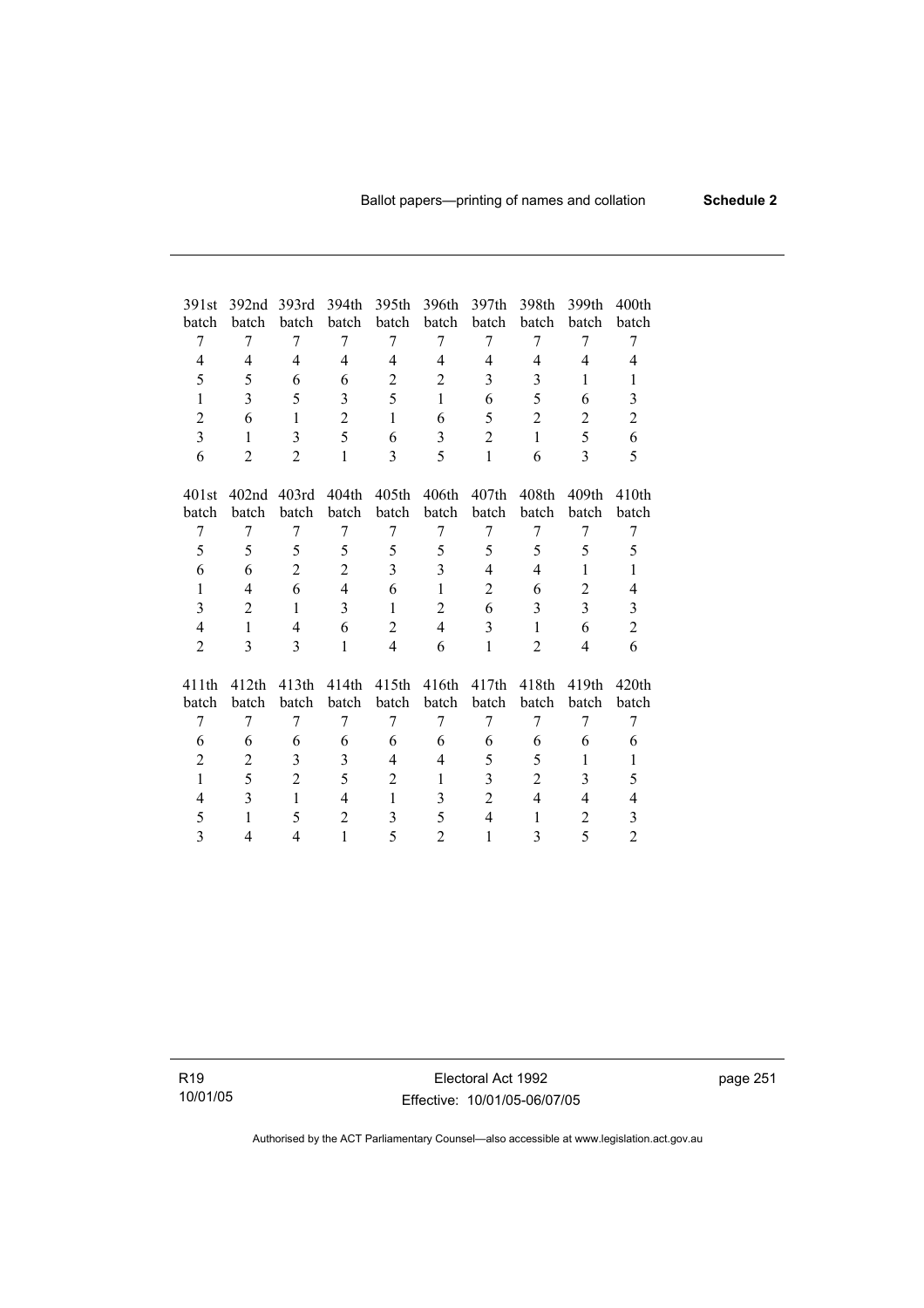| 391st batch | 392nd batch | 393rd batch | 394th batch | 395th batch | 396th batch | 397th batch | 398th batch | 399th batch | 400th batch |
|---|---|---|---|---|---|---|---|---|---|
| 7 | 7 | 7 | 7 | 7 | 7 | 7 | 7 | 7 | 7 |
| 4 | 4 | 4 | 4 | 4 | 4 | 4 | 4 | 4 | 4 |
| 5 | 5 | 6 | 6 | 2 | 2 | 3 | 3 | 1 | 1 |
| 1 | 3 | 5 | 3 | 5 | 1 | 6 | 5 | 6 | 3 |
| 2 | 6 | 1 | 2 | 1 | 6 | 5 | 2 | 2 | 2 |
| 3 | 1 | 3 | 5 | 6 | 3 | 2 | 1 | 5 | 6 |
| 6 | 2 | 2 | 1 | 3 | 5 | 1 | 6 | 3 | 5 |

| 401st batch | 402nd batch | 403rd batch | 404th batch | 405th batch | 406th batch | 407th batch | 408th batch | 409th batch | 410th batch |
|---|---|---|---|---|---|---|---|---|---|
| 7 | 7 | 7 | 7 | 7 | 7 | 7 | 7 | 7 | 7 |
| 5 | 5 | 5 | 5 | 5 | 5 | 5 | 5 | 5 | 5 |
| 6 | 6 | 2 | 2 | 3 | 3 | 4 | 4 | 1 | 1 |
| 1 | 4 | 6 | 4 | 6 | 1 | 2 | 6 | 2 | 4 |
| 3 | 2 | 1 | 3 | 1 | 2 | 6 | 3 | 3 | 3 |
| 4 | 1 | 4 | 6 | 2 | 4 | 3 | 1 | 6 | 2 |
| 2 | 3 | 3 | 1 | 4 | 6 | 1 | 2 | 4 | 6 |

| 411th batch | 412th batch | 413th batch | 414th batch | 415th batch | 416th batch | 417th batch | 418th batch | 419th batch | 420th batch |
|---|---|---|---|---|---|---|---|---|---|
| 7 | 7 | 7 | 7 | 7 | 7 | 7 | 7 | 7 | 7 |
| 6 | 6 | 6 | 6 | 6 | 6 | 6 | 6 | 6 | 6 |
| 2 | 2 | 3 | 3 | 4 | 4 | 5 | 5 | 1 | 1 |
| 1 | 5 | 2 | 5 | 2 | 1 | 3 | 2 | 3 | 5 |
| 4 | 3 | 1 | 4 | 1 | 3 | 2 | 4 | 4 | 4 |
| 5 | 1 | 5 | 2 | 3 | 5 | 4 | 1 | 2 | 3 |
| 3 | 4 | 4 | 1 | 5 | 2 | 1 | 3 | 5 | 2 |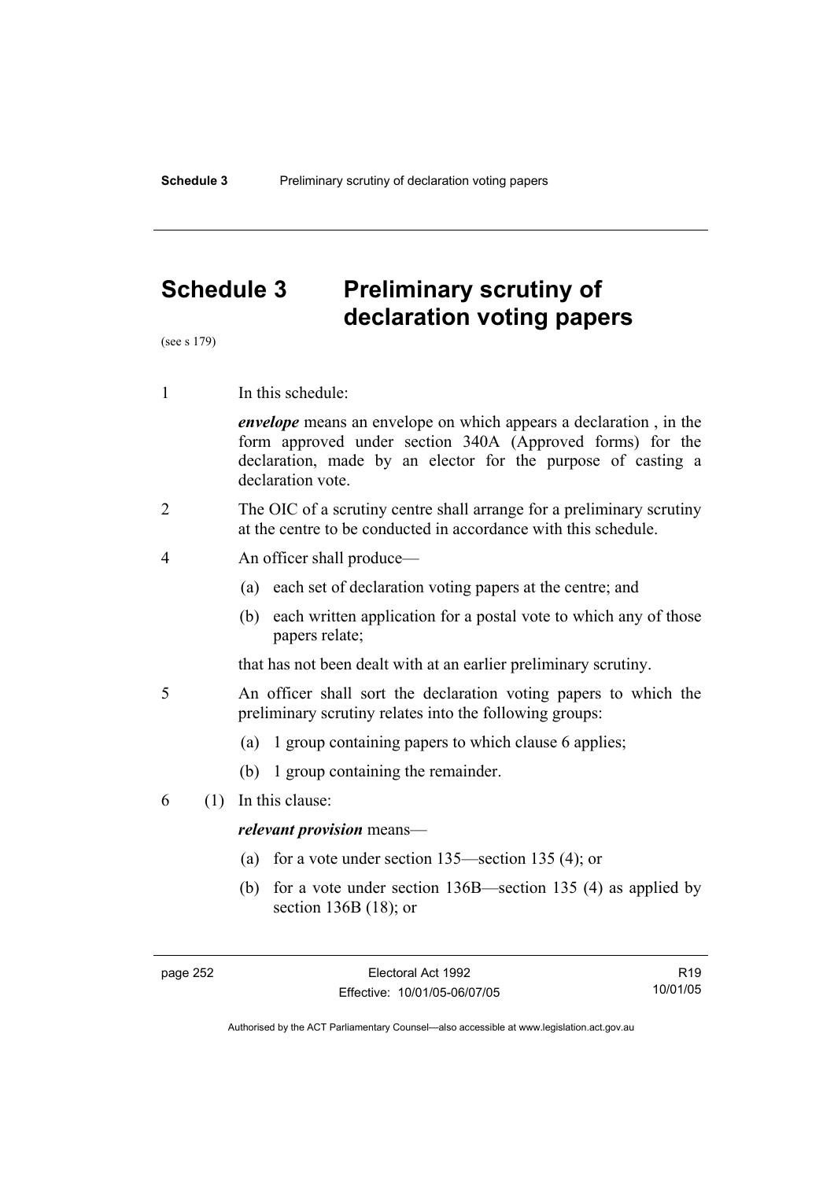# Schedule 3 Preliminary scrutiny of declaration voting papers

(see s 179)

1 In this schedule:

*envelope* means an envelope on which appears a declaration , in the form approved under section 340A (Approved forms) for the declaration, made by an elector for the purpose of casting a declaration vote.

2 The OIC of a scrutiny centre shall arrange for a preliminary scrutiny at the centre to be conducted in accordance with this schedule.

4 An officer shall produce—

(a) each set of declaration voting papers at the centre; and

(b) each written application for a postal vote to which any of those papers relate;

that has not been dealt with at an earlier preliminary scrutiny.

5 An officer shall sort the declaration voting papers to which the preliminary scrutiny relates into the following groups:

(a) 1 group containing papers to which clause 6 applies;

(b) 1 group containing the remainder.

6 (1) In this clause:

*relevant provision* means—

(a) for a vote under section 135—section 135 (4); or

(b) for a vote under section 136B—section 135 (4) as applied by section 136B (18); or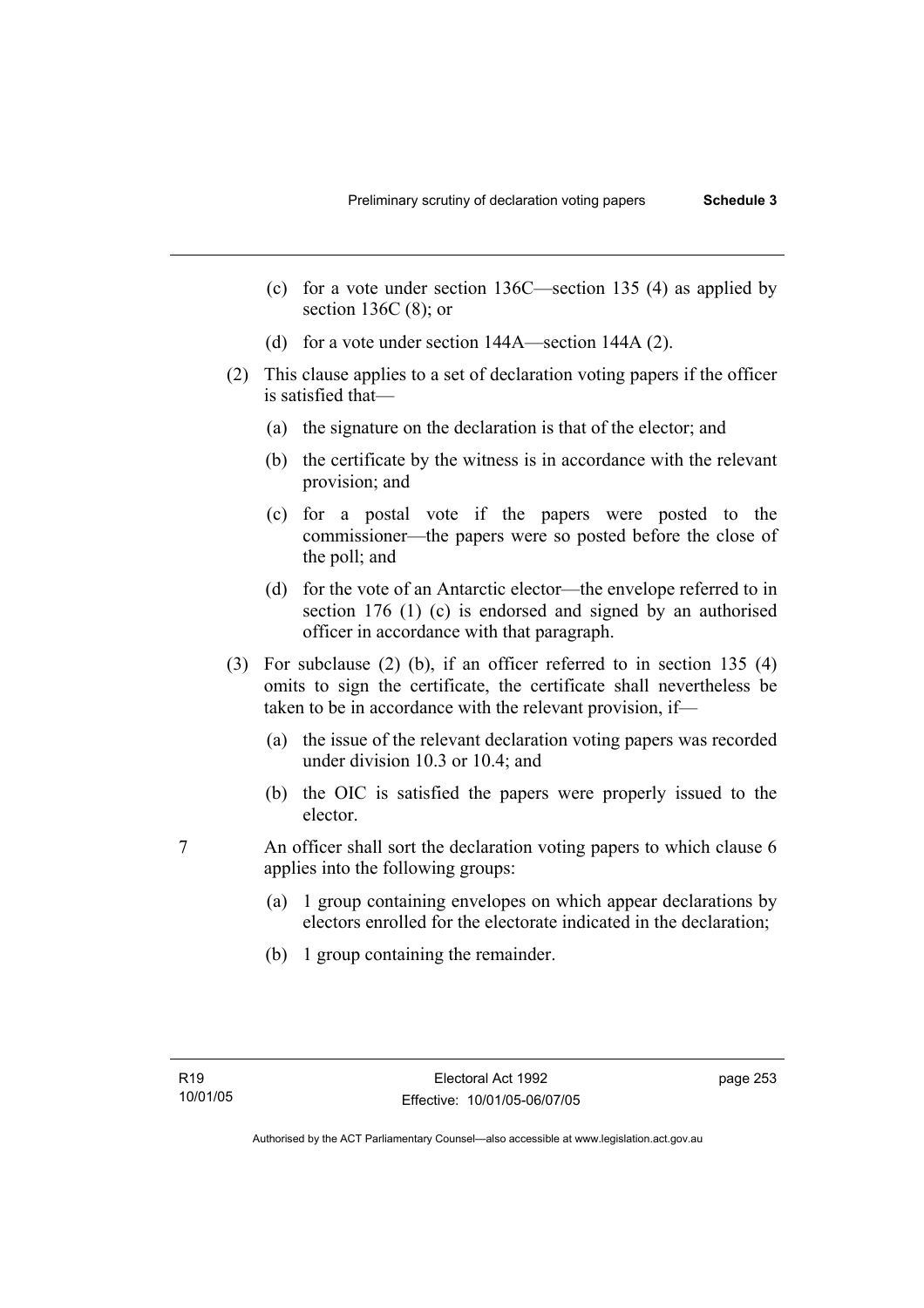(c) for a vote under section 136C—section 135 (4) as applied by section 136C (8); or

(d) for a vote under section 144A—section 144A (2).

(2) This clause applies to a set of declaration voting papers if the officer is satisfied that—

(a) the signature on the declaration is that of the elector; and

(b) the certificate by the witness is in accordance with the relevant provision; and

(c) for a postal vote if the papers were posted to the commissioner—the papers were so posted before the close of the poll; and

(d) for the vote of an Antarctic elector—the envelope referred to in section 176 (1) (c) is endorsed and signed by an authorised officer in accordance with that paragraph.

(3) For subclause (2) (b), if an officer referred to in section 135 (4) omits to sign the certificate, the certificate shall nevertheless be taken to be in accordance with the relevant provision, if—

(a) the issue of the relevant declaration voting papers was recorded under division 10.3 or 10.4; and

(b) the OIC is satisfied the papers were properly issued to the elector.

7 An officer shall sort the declaration voting papers to which clause 6 applies into the following groups:

(a) 1 group containing envelopes on which appear declarations by electors enrolled for the electorate indicated in the declaration;

(b) 1 group containing the remainder.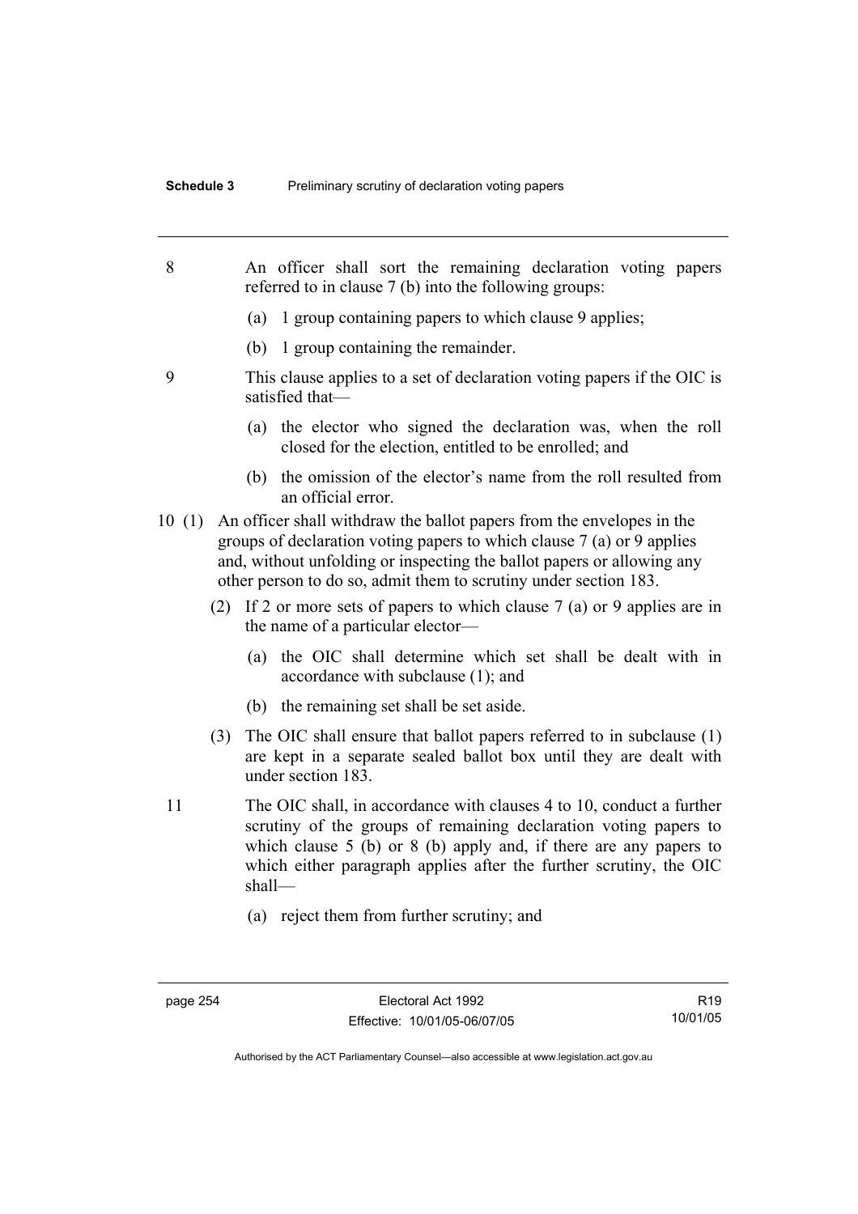8 An officer shall sort the remaining declaration voting papers referred to in clause 7 (b) into the following groups:

(a) 1 group containing papers to which clause 9 applies;

(b) 1 group containing the remainder.

9 This clause applies to a set of declaration voting papers if the OIC is satisfied that—

(a) the elector who signed the declaration was, when the roll closed for the election, entitled to be enrolled; and

(b) the omission of the elector's name from the roll resulted from an official error.

10 (1) An officer shall withdraw the ballot papers from the envelopes in the groups of declaration voting papers to which clause 7 (a) or 9 applies and, without unfolding or inspecting the ballot papers or allowing any other person to do so, admit them to scrutiny under section 183.

(2) If 2 or more sets of papers to which clause 7 (a) or 9 applies are in the name of a particular elector—

(a) the OIC shall determine which set shall be dealt with in accordance with subclause (1); and

(b) the remaining set shall be set aside.

(3) The OIC shall ensure that ballot papers referred to in subclause (1) are kept in a separate sealed ballot box until they are dealt with under section 183.

11 The OIC shall, in accordance with clauses 4 to 10, conduct a further scrutiny of the groups of remaining declaration voting papers to which clause 5 (b) or 8 (b) apply and, if there are any papers to which either paragraph applies after the further scrutiny, the OIC shall—

(a) reject them from further scrutiny; and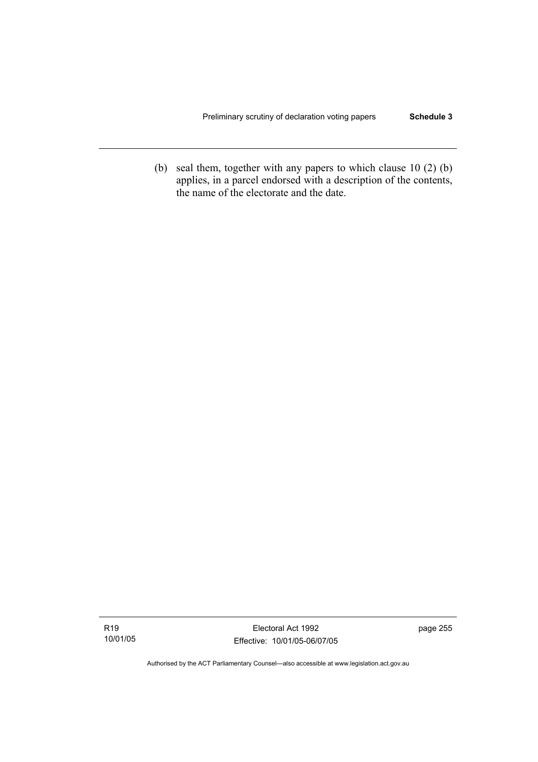(b) seal them, together with any papers to which clause 10 (2) (b) applies, in a parcel endorsed with a description of the contents, the name of the electorate and the date.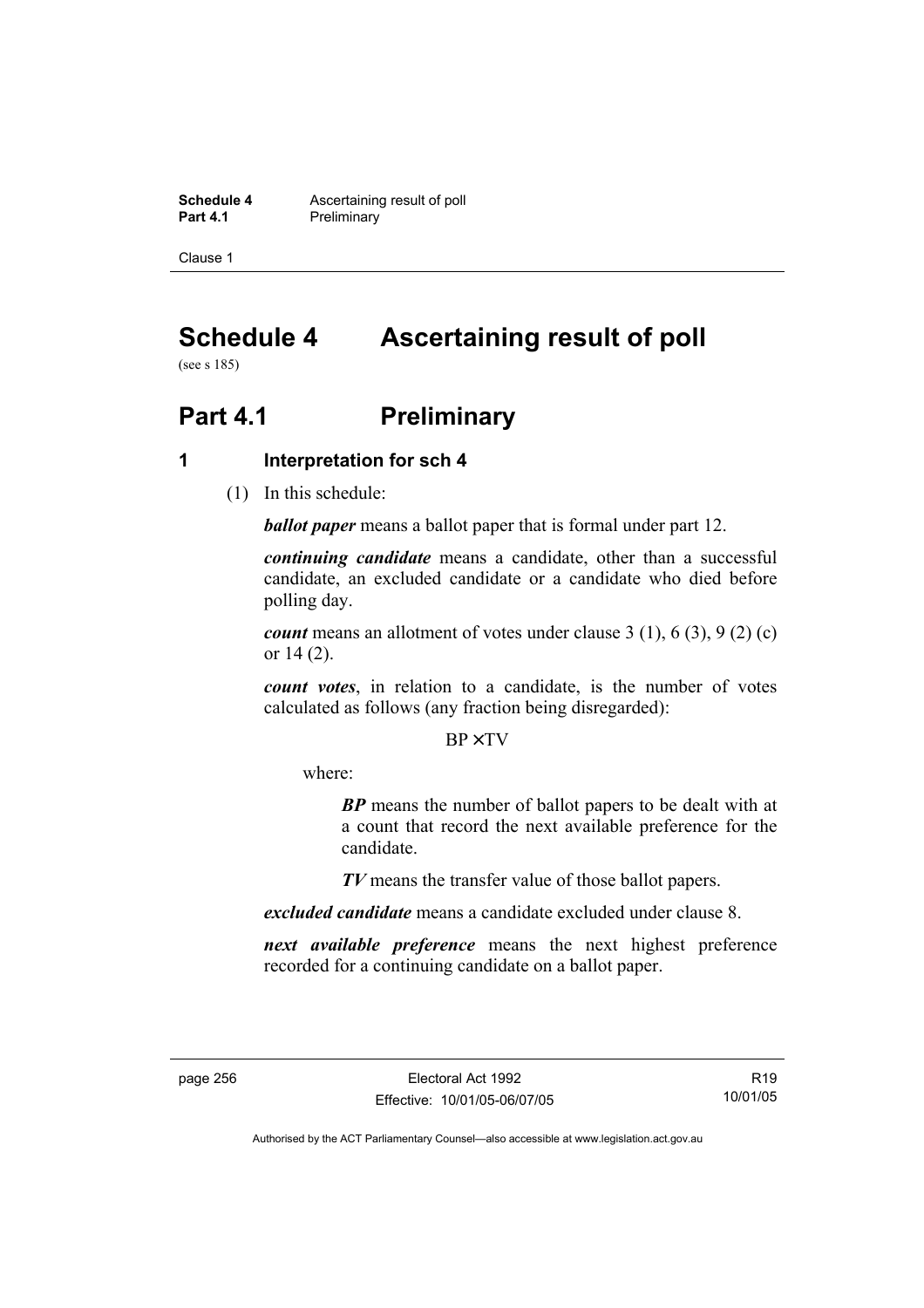# Schedule 4 Ascertaining result of poll

(see s 185)

# Part 4.1 Preliminary

## 1 Interpretation for sch 4

(1) In this schedule:

***ballot paper*** means a ballot paper that is formal under part 12.

***continuing candidate*** means a candidate, other than a successful candidate, an excluded candidate or a candidate who died before polling day.

***count*** means an allotment of votes under clause 3 (1), 6 (3), 9 (2) (c) or 14 (2).

***count votes***, in relation to a candidate, is the number of votes calculated as follows (any fraction being disregarded):

$$BP \times TV$$

where:

> ***BP*** means the number of ballot papers to be dealt with at a count that record the next available preference for the candidate.
>
> ***TV*** means the transfer value of those ballot papers.

***excluded candidate*** means a candidate excluded under clause 8.

***next available preference*** means the next highest preference recorded for a continuing candidate on a ballot paper.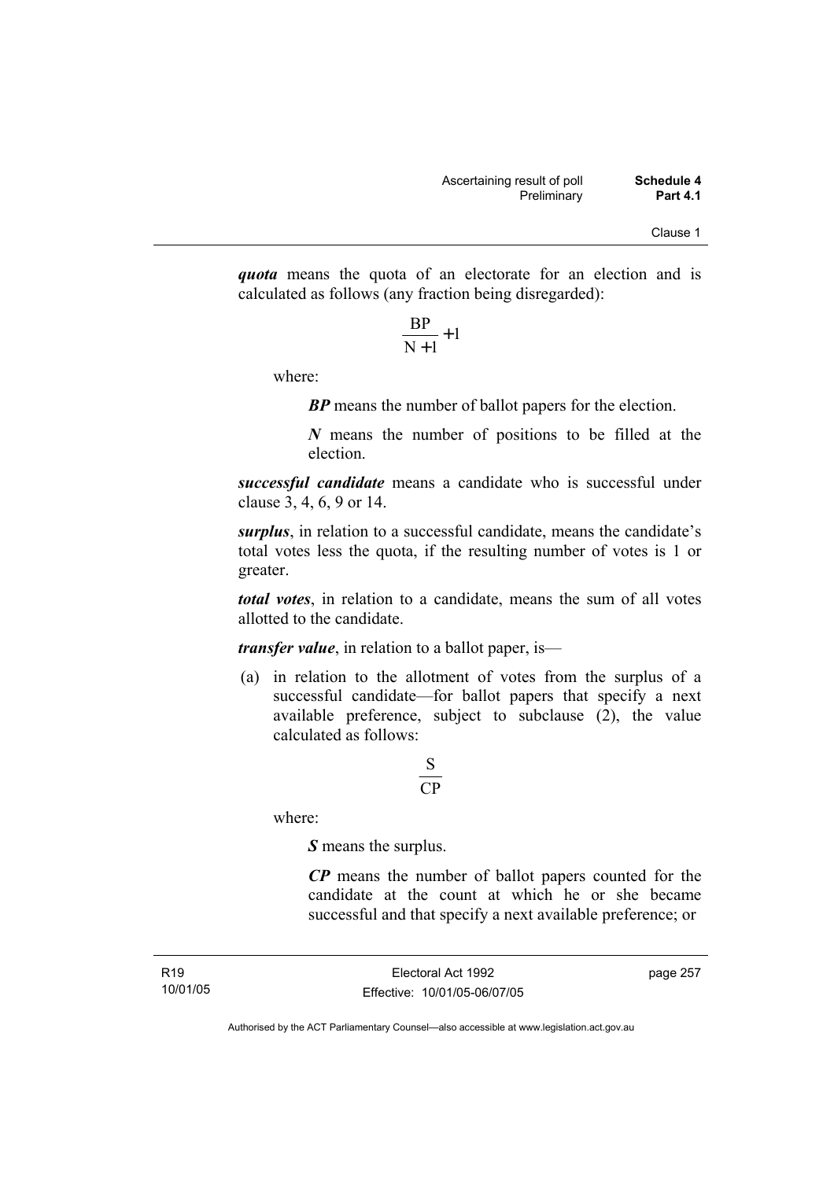***quota*** means the quota of an electorate for an election and is calculated as follows (any fraction being disregarded):

$$\frac{BP}{N+1}+1$$

where:

***BP*** means the number of ballot papers for the election.

***N*** means the number of positions to be filled at the election.

***successful candidate*** means a candidate who is successful under clause 3, 4, 6, 9 or 14.

***surplus***, in relation to a successful candidate, means the candidate's total votes less the quota, if the resulting number of votes is 1 or greater.

***total votes***, in relation to a candidate, means the sum of all votes allotted to the candidate.

***transfer value***, in relation to a ballot paper, is—

(a) in relation to the allotment of votes from the surplus of a successful candidate—for ballot papers that specify a next available preference, subject to subclause (2), the value calculated as follows:

$$\frac{S}{CP}$$

where:

***S*** means the surplus.

***CP*** means the number of ballot papers counted for the candidate at the count at which he or she became successful and that specify a next available preference; or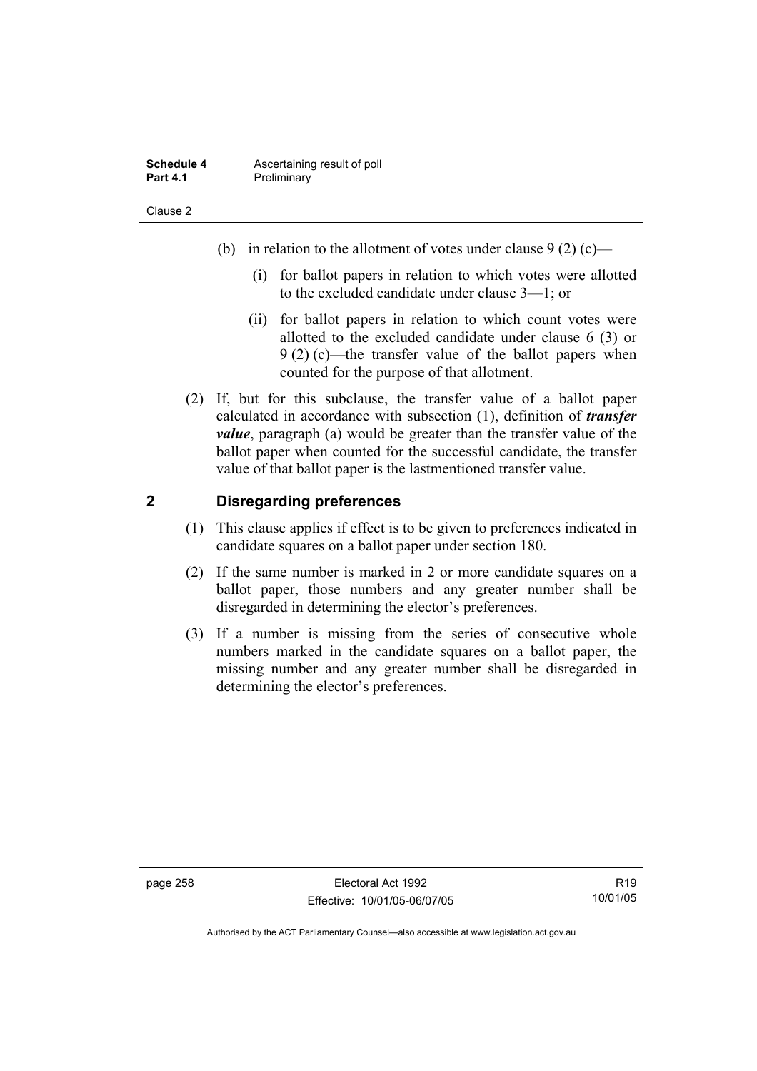(b) in relation to the allotment of votes under clause 9 (2) (c)—

(i) for ballot papers in relation to which votes were allotted to the excluded candidate under clause 3—1; or

(ii) for ballot papers in relation to which count votes were allotted to the excluded candidate under clause 6 (3) or 9 (2) (c)—the transfer value of the ballot papers when counted for the purpose of that allotment.

(2) If, but for this subclause, the transfer value of a ballot paper calculated in accordance with subsection (1), definition of ***transfer value***, paragraph (a) would be greater than the transfer value of the ballot paper when counted for the successful candidate, the transfer value of that ballot paper is the lastmentioned transfer value.

## 2 Disregarding preferences

(1) This clause applies if effect is to be given to preferences indicated in candidate squares on a ballot paper under section 180.

(2) If the same number is marked in 2 or more candidate squares on a ballot paper, those numbers and any greater number shall be disregarded in determining the elector's preferences.

(3) If a number is missing from the series of consecutive whole numbers marked in the candidate squares on a ballot paper, the missing number and any greater number shall be disregarded in determining the elector's preferences.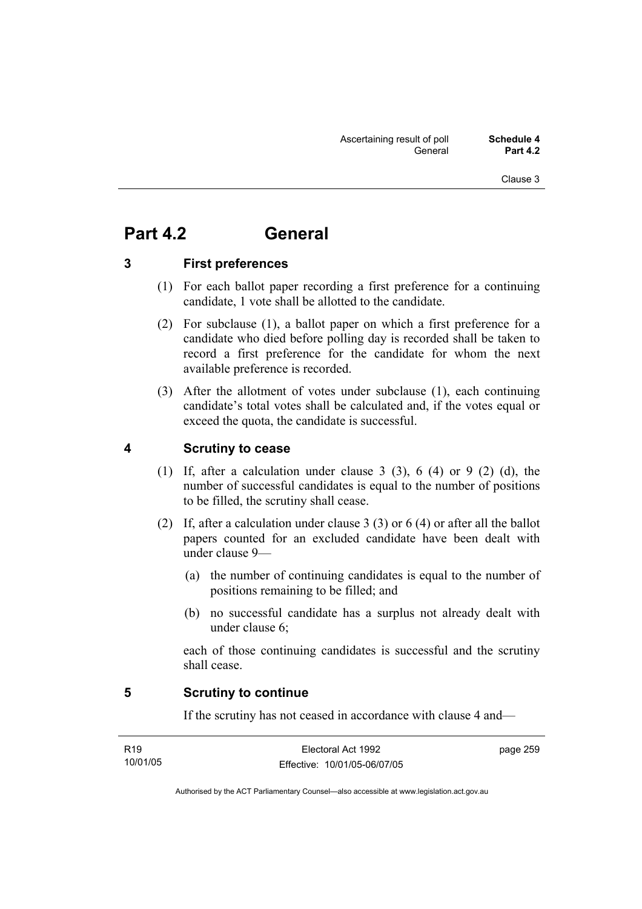# Part 4.2 General

## 3 First preferences

(1) For each ballot paper recording a first preference for a continuing candidate, 1 vote shall be allotted to the candidate.

(2) For subclause (1), a ballot paper on which a first preference for a candidate who died before polling day is recorded shall be taken to record a first preference for the candidate for whom the next available preference is recorded.

(3) After the allotment of votes under subclause (1), each continuing candidate's total votes shall be calculated and, if the votes equal or exceed the quota, the candidate is successful.

## 4 Scrutiny to cease

(1) If, after a calculation under clause 3 (3), 6 (4) or 9 (2) (d), the number of successful candidates is equal to the number of positions to be filled, the scrutiny shall cease.

(2) If, after a calculation under clause 3 (3) or 6 (4) or after all the ballot papers counted for an excluded candidate have been dealt with under clause 9—

(a) the number of continuing candidates is equal to the number of positions remaining to be filled; and

(b) no successful candidate has a surplus not already dealt with under clause 6;

each of those continuing candidates is successful and the scrutiny shall cease.

## 5 Scrutiny to continue

If the scrutiny has not ceased in accordance with clause 4 and—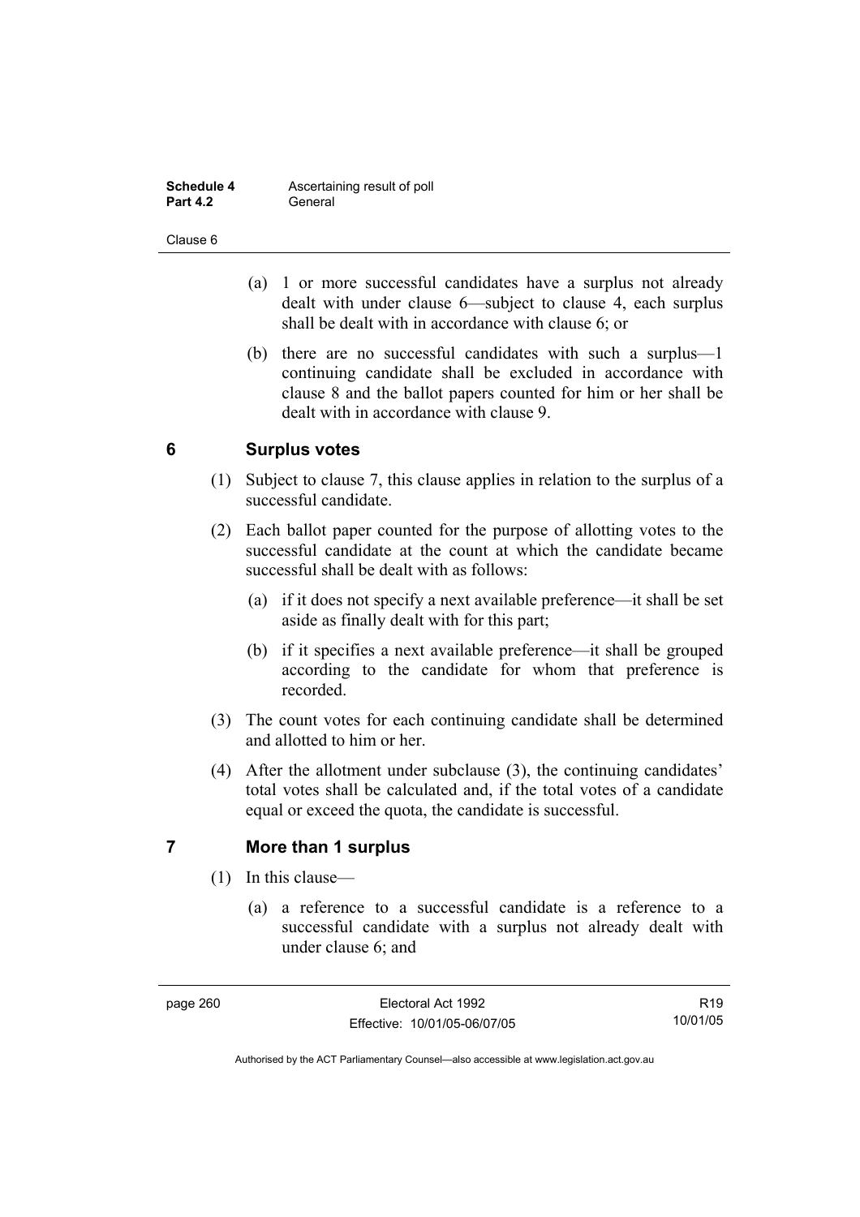(a) 1 or more successful candidates have a surplus not already dealt with under clause 6—subject to clause 4, each surplus shall be dealt with in accordance with clause 6; or

(b) there are no successful candidates with such a surplus—1 continuing candidate shall be excluded in accordance with clause 8 and the ballot papers counted for him or her shall be dealt with in accordance with clause 9.

## 6 Surplus votes

(1) Subject to clause 7, this clause applies in relation to the surplus of a successful candidate.

(2) Each ballot paper counted for the purpose of allotting votes to the successful candidate at the count at which the candidate became successful shall be dealt with as follows:

(a) if it does not specify a next available preference—it shall be set aside as finally dealt with for this part;

(b) if it specifies a next available preference—it shall be grouped according to the candidate for whom that preference is recorded.

(3) The count votes for each continuing candidate shall be determined and allotted to him or her.

(4) After the allotment under subclause (3), the continuing candidates' total votes shall be calculated and, if the total votes of a candidate equal or exceed the quota, the candidate is successful.

## 7 More than 1 surplus

(1) In this clause—

(a) a reference to a successful candidate is a reference to a successful candidate with a surplus not already dealt with under clause 6; and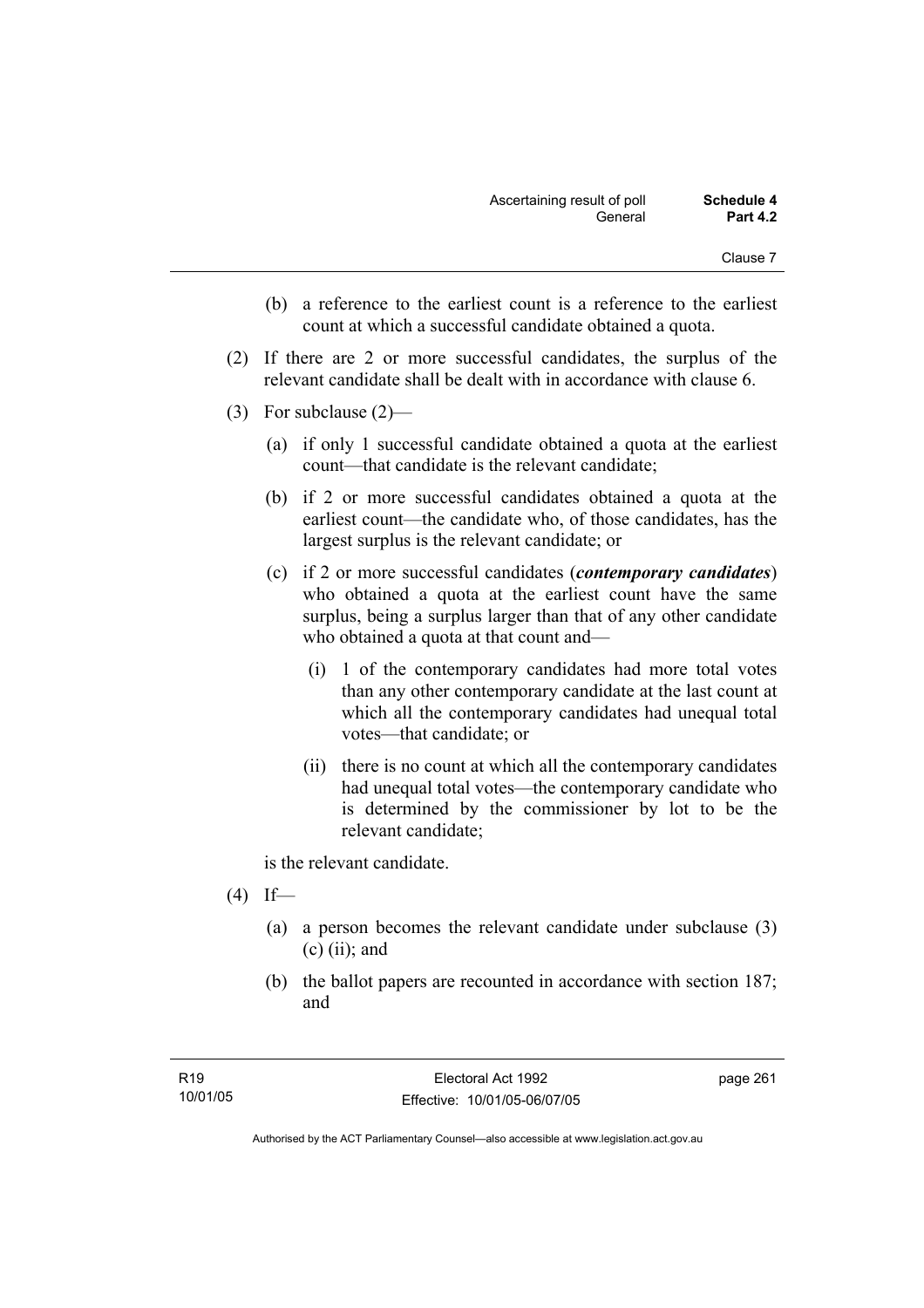(b) a reference to the earliest count is a reference to the earliest count at which a successful candidate obtained a quota.

(2) If there are 2 or more successful candidates, the surplus of the relevant candidate shall be dealt with in accordance with clause 6.

(3) For subclause (2)—

(a) if only 1 successful candidate obtained a quota at the earliest count—that candidate is the relevant candidate;

(b) if 2 or more successful candidates obtained a quota at the earliest count—the candidate who, of those candidates, has the largest surplus is the relevant candidate; or

(c) if 2 or more successful candidates (***contemporary candidates***) who obtained a quota at the earliest count have the same surplus, being a surplus larger than that of any other candidate who obtained a quota at that count and—

(i) 1 of the contemporary candidates had more total votes than any other contemporary candidate at the last count at which all the contemporary candidates had unequal total votes—that candidate; or

(ii) there is no count at which all the contemporary candidates had unequal total votes—the contemporary candidate who is determined by the commissioner by lot to be the relevant candidate;

is the relevant candidate.

(4) If—

(a) a person becomes the relevant candidate under subclause (3) (c) (ii); and

(b) the ballot papers are recounted in accordance with section 187; and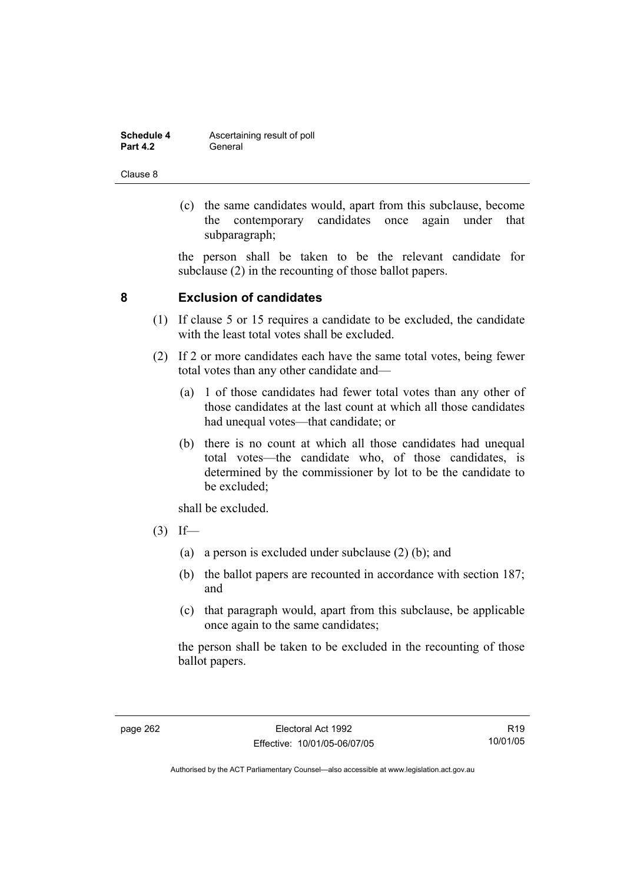(c) the same candidates would, apart from this subclause, become the contemporary candidates once again under that subparagraph;

the person shall be taken to be the relevant candidate for subclause (2) in the recounting of those ballot papers.

## 8 Exclusion of candidates

(1) If clause 5 or 15 requires a candidate to be excluded, the candidate with the least total votes shall be excluded.

(2) If 2 or more candidates each have the same total votes, being fewer total votes than any other candidate and—

(a) 1 of those candidates had fewer total votes than any other of those candidates at the last count at which all those candidates had unequal votes—that candidate; or

(b) there is no count at which all those candidates had unequal total votes—the candidate who, of those candidates, is determined by the commissioner by lot to be the candidate to be excluded;

shall be excluded.

(3) If—

(a) a person is excluded under subclause (2) (b); and

(b) the ballot papers are recounted in accordance with section 187; and

(c) that paragraph would, apart from this subclause, be applicable once again to the same candidates;

the person shall be taken to be excluded in the recounting of those ballot papers.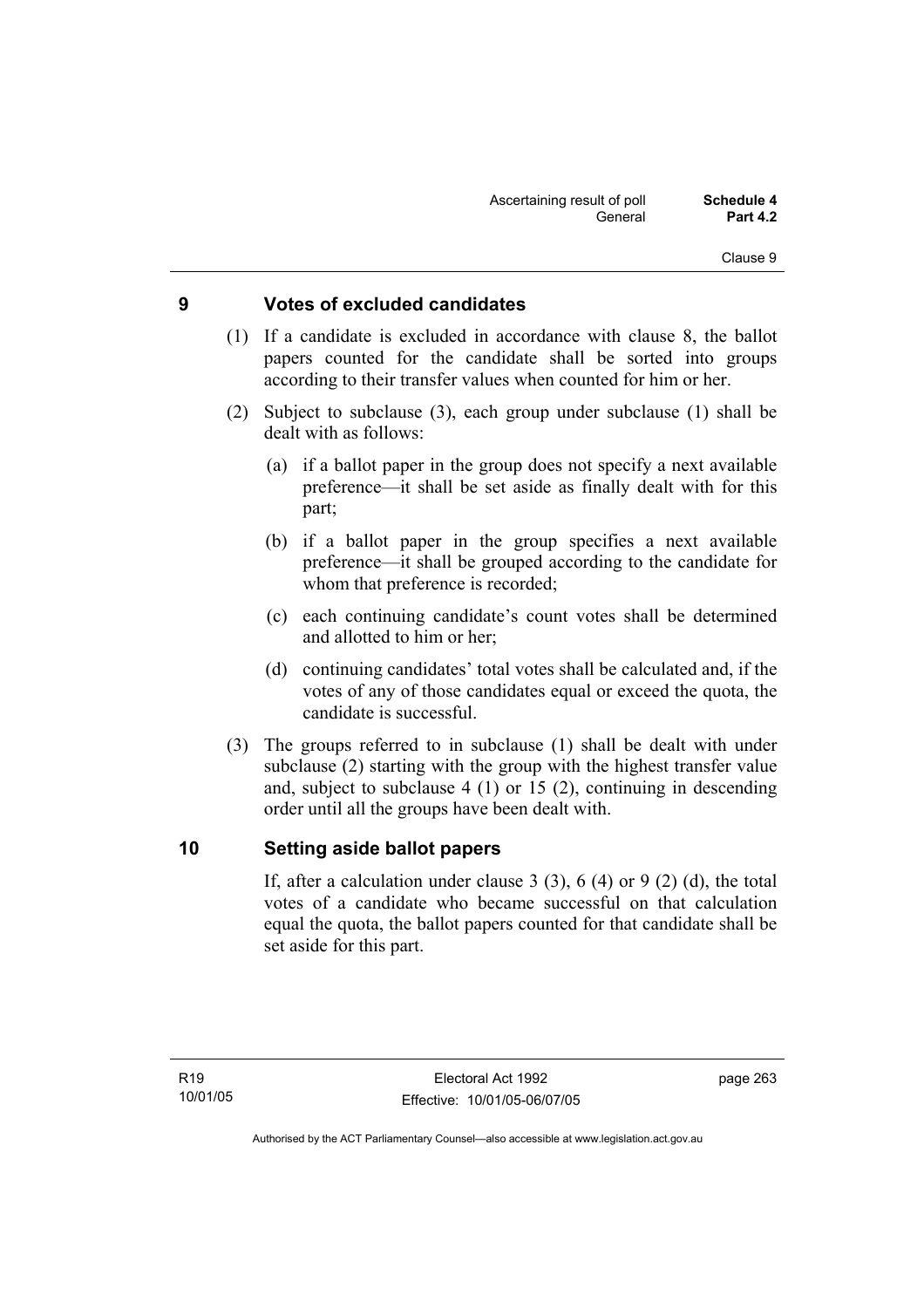## 9 Votes of excluded candidates

(1) If a candidate is excluded in accordance with clause 8, the ballot papers counted for the candidate shall be sorted into groups according to their transfer values when counted for him or her.

(2) Subject to subclause (3), each group under subclause (1) shall be dealt with as follows:

(a) if a ballot paper in the group does not specify a next available preference—it shall be set aside as finally dealt with for this part;

(b) if a ballot paper in the group specifies a next available preference—it shall be grouped according to the candidate for whom that preference is recorded;

(c) each continuing candidate's count votes shall be determined and allotted to him or her;

(d) continuing candidates' total votes shall be calculated and, if the votes of any of those candidates equal or exceed the quota, the candidate is successful.

(3) The groups referred to in subclause (1) shall be dealt with under subclause (2) starting with the group with the highest transfer value and, subject to subclause 4 (1) or 15 (2), continuing in descending order until all the groups have been dealt with.

## 10 Setting aside ballot papers

If, after a calculation under clause 3 (3), 6 (4) or 9 (2) (d), the total votes of a candidate who became successful on that calculation equal the quota, the ballot papers counted for that candidate shall be set aside for this part.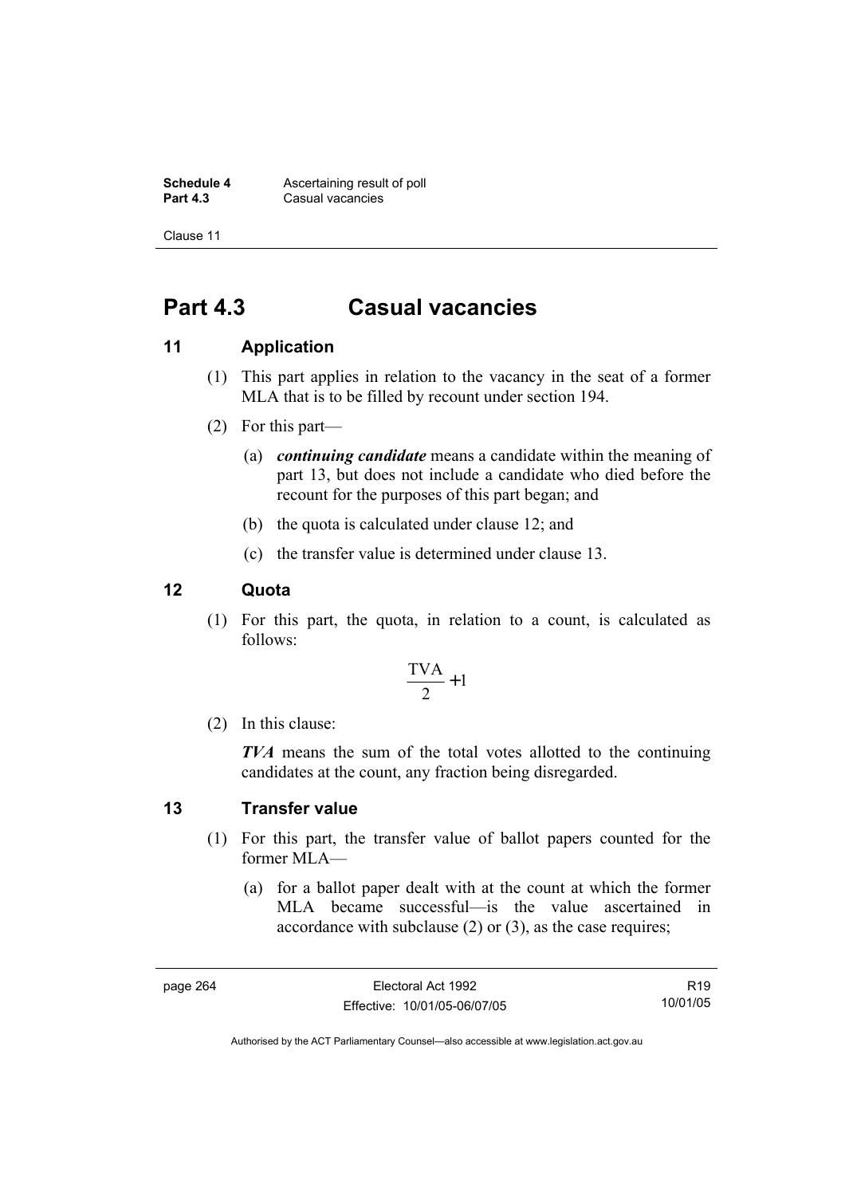# Part 4.3 Casual vacancies

## 11 Application

(1) This part applies in relation to the vacancy in the seat of a former MLA that is to be filled by recount under section 194.

(2) For this part—

(a) ***continuing candidate*** means a candidate within the meaning of part 13, but does not include a candidate who died before the recount for the purposes of this part began; and

(b) the quota is calculated under clause 12; and

(c) the transfer value is determined under clause 13.

## 12 Quota

(1) For this part, the quota, in relation to a count, is calculated as follows:

$$\frac{\text{TVA}}{2} + 1$$

(2) In this clause:

***TVA*** means the sum of the total votes allotted to the continuing candidates at the count, any fraction being disregarded.

## 13 Transfer value

(1) For this part, the transfer value of ballot papers counted for the former MLA—

(a) for a ballot paper dealt with at the count at which the former MLA became successful—is the value ascertained in accordance with subclause (2) or (3), as the case requires;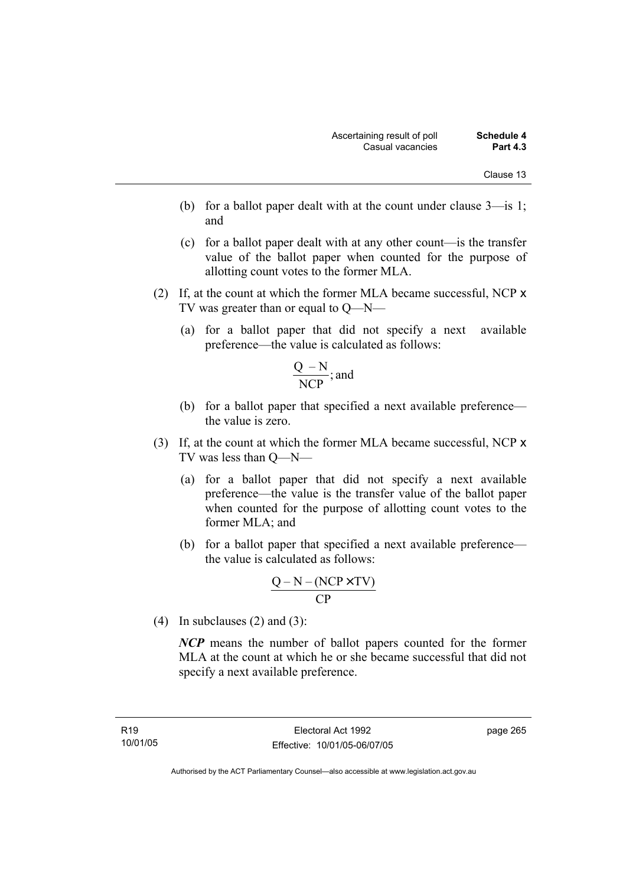(b) for a ballot paper dealt with at the count under clause 3—is 1; and

(c) for a ballot paper dealt with at any other count—is the transfer value of the ballot paper when counted for the purpose of allotting count votes to the former MLA.

(2) If, at the count at which the former MLA became successful, NCP x TV was greater than or equal to Q—N—

(a) for a ballot paper that did not specify a next available preference—the value is calculated as follows:

$$\frac{Q - N}{NCP}; \text{ and}$$

(b) for a ballot paper that specified a next available preference—the value is zero.

(3) If, at the count at which the former MLA became successful, NCP x TV was less than Q—N—

(a) for a ballot paper that did not specify a next available preference—the value is the transfer value of the ballot paper when counted for the purpose of allotting count votes to the former MLA; and

(b) for a ballot paper that specified a next available preference—the value is calculated as follows:

$$\frac{Q - N - (NCP \times TV)}{CP}$$

(4) In subclauses (2) and (3):

***NCP*** means the number of ballot papers counted for the former MLA at the count at which he or she became successful that did not specify a next available preference.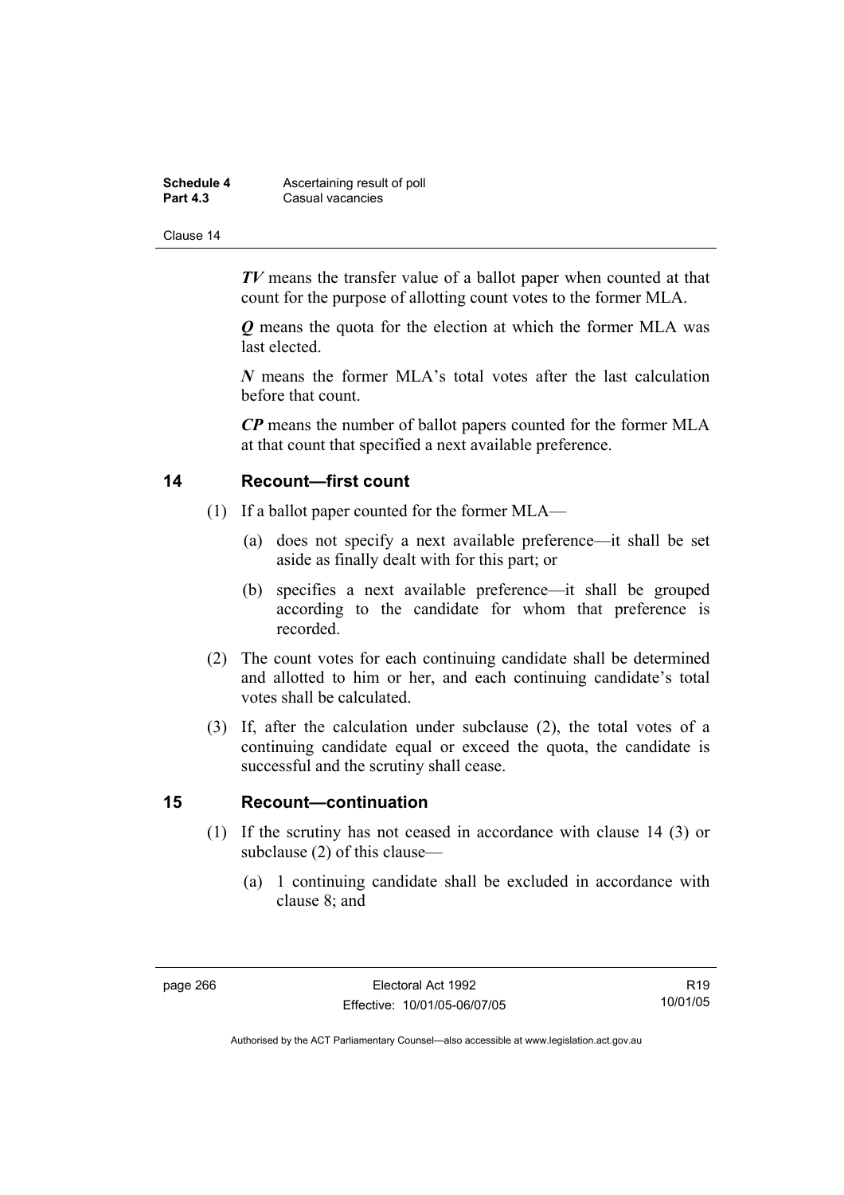***TV*** means the transfer value of a ballot paper when counted at that count for the purpose of allotting count votes to the former MLA.

***Q*** means the quota for the election at which the former MLA was last elected.

***N*** means the former MLA's total votes after the last calculation before that count.

***CP*** means the number of ballot papers counted for the former MLA at that count that specified a next available preference.

## 14 Recount—first count

(1) If a ballot paper counted for the former MLA—

(a) does not specify a next available preference—it shall be set aside as finally dealt with for this part; or

(b) specifies a next available preference—it shall be grouped according to the candidate for whom that preference is recorded.

(2) The count votes for each continuing candidate shall be determined and allotted to him or her, and each continuing candidate's total votes shall be calculated.

(3) If, after the calculation under subclause (2), the total votes of a continuing candidate equal or exceed the quota, the candidate is successful and the scrutiny shall cease.

## 15 Recount—continuation

(1) If the scrutiny has not ceased in accordance with clause 14 (3) or subclause (2) of this clause—

(a) 1 continuing candidate shall be excluded in accordance with clause 8; and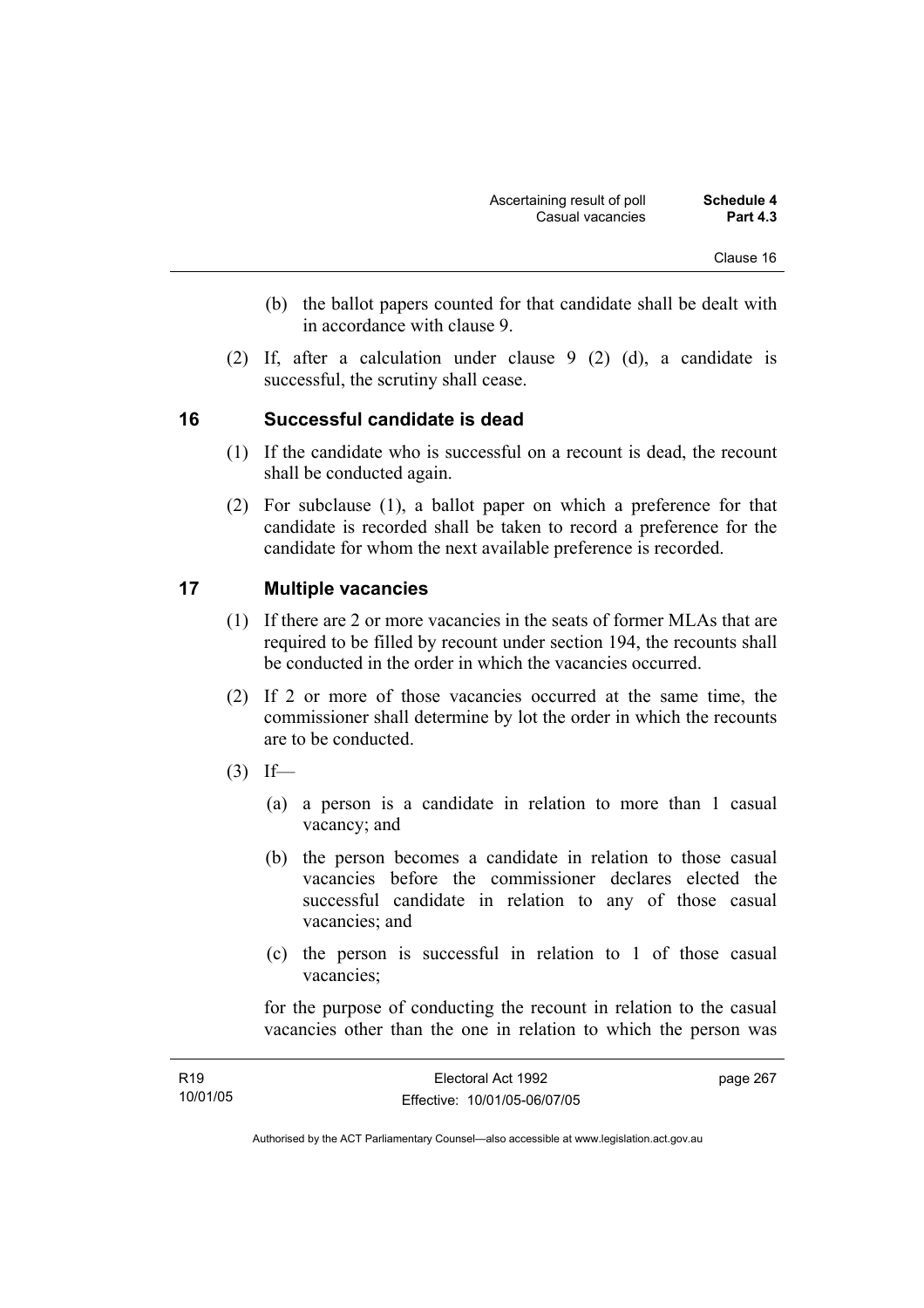(b) the ballot papers counted for that candidate shall be dealt with in accordance with clause 9.

(2) If, after a calculation under clause 9 (2) (d), a candidate is successful, the scrutiny shall cease.

## 16 Successful candidate is dead

(1) If the candidate who is successful on a recount is dead, the recount shall be conducted again.

(2) For subclause (1), a ballot paper on which a preference for that candidate is recorded shall be taken to record a preference for the candidate for whom the next available preference is recorded.

## 17 Multiple vacancies

(1) If there are 2 or more vacancies in the seats of former MLAs that are required to be filled by recount under section 194, the recounts shall be conducted in the order in which the vacancies occurred.

(2) If 2 or more of those vacancies occurred at the same time, the commissioner shall determine by lot the order in which the recounts are to be conducted.

(3) If—

(a) a person is a candidate in relation to more than 1 casual vacancy; and

(b) the person becomes a candidate in relation to those casual vacancies before the commissioner declares elected the successful candidate in relation to any of those casual vacancies; and

(c) the person is successful in relation to 1 of those casual vacancies;

for the purpose of conducting the recount in relation to the casual vacancies other than the one in relation to which the person was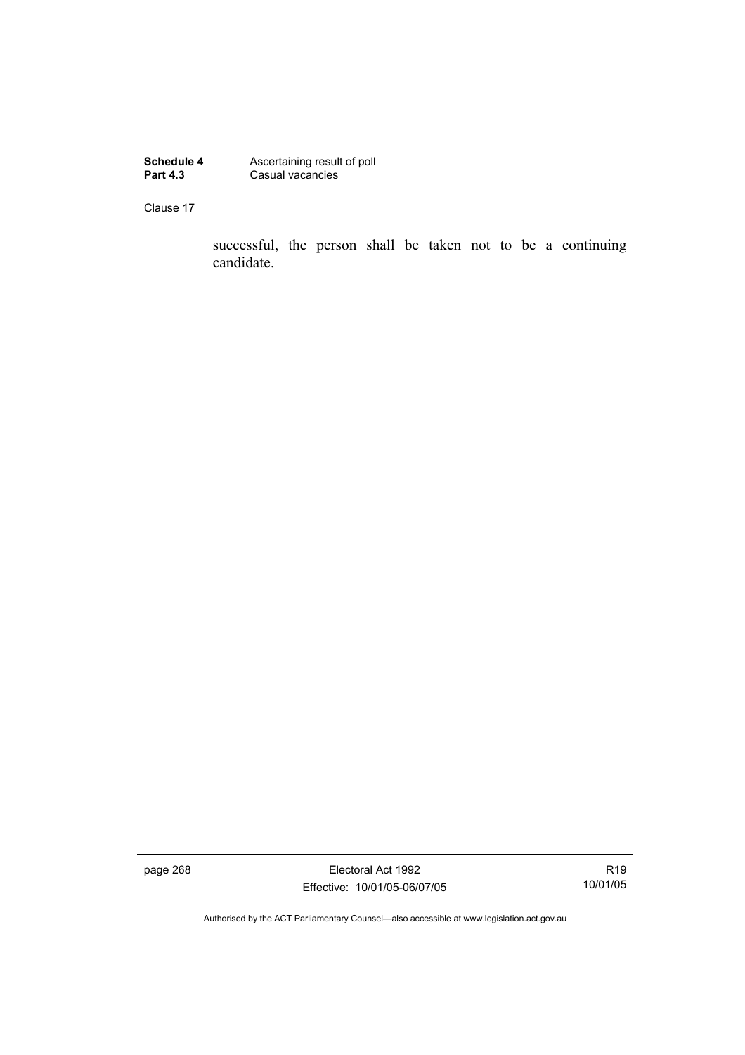successful, the person shall be taken not to be a continuing candidate.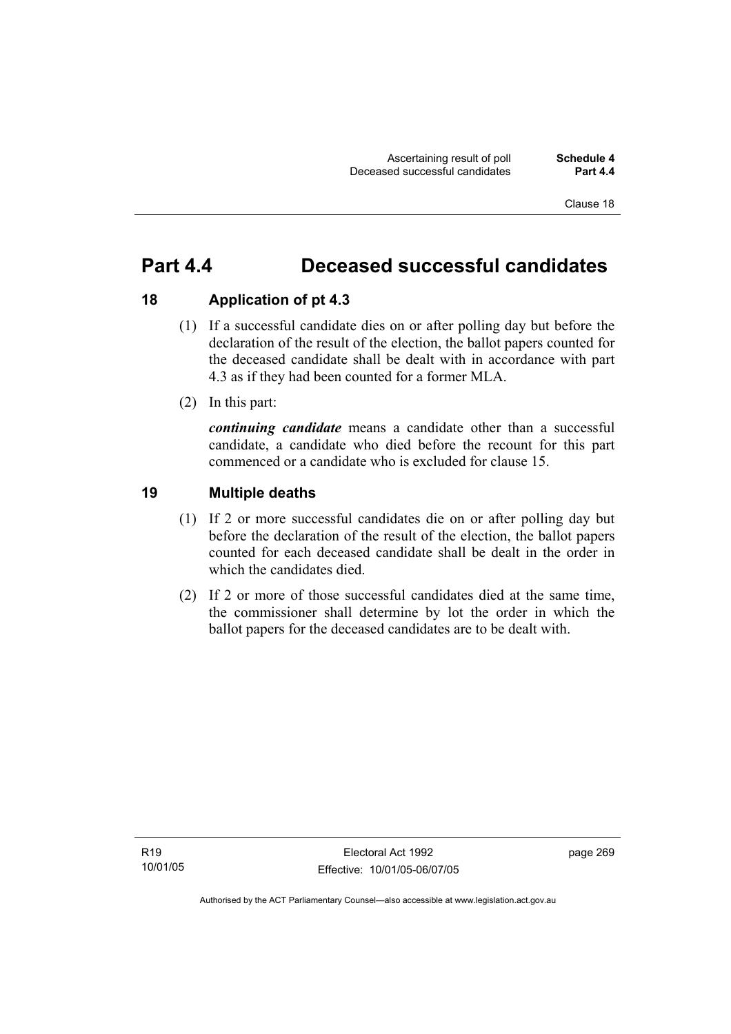# Part 4.4 Deceased successful candidates

## 18 Application of pt 4.3

(1) If a successful candidate dies on or after polling day but before the declaration of the result of the election, the ballot papers counted for the deceased candidate shall be dealt with in accordance with part 4.3 as if they had been counted for a former MLA.

(2) In this part:

***continuing candidate*** means a candidate other than a successful candidate, a candidate who died before the recount for this part commenced or a candidate who is excluded for clause 15.

## 19 Multiple deaths

(1) If 2 or more successful candidates die on or after polling day but before the declaration of the result of the election, the ballot papers counted for each deceased candidate shall be dealt in the order in which the candidates died.

(2) If 2 or more of those successful candidates died at the same time, the commissioner shall determine by lot the order in which the ballot papers for the deceased candidates are to be dealt with.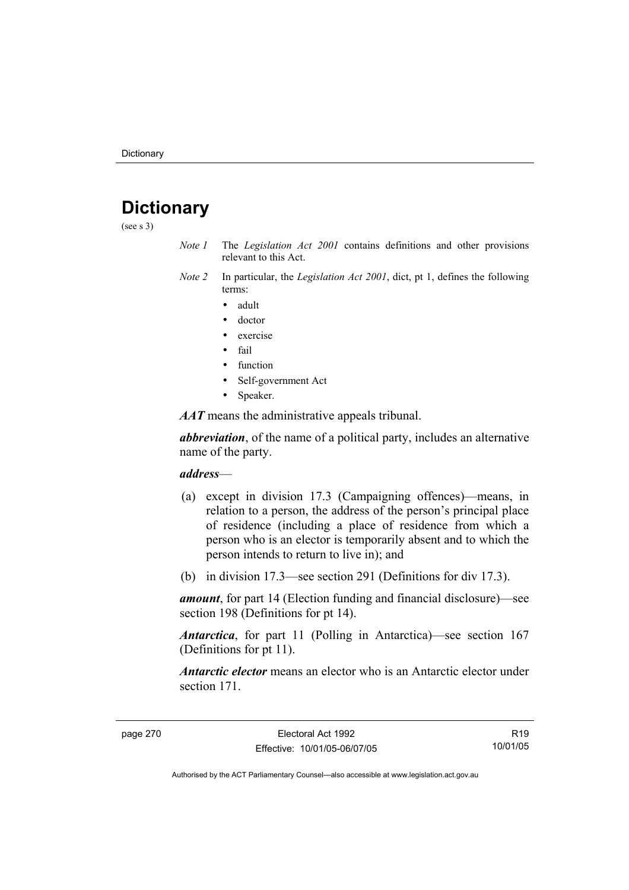# Dictionary

(see s 3)

*Note 1* The *Legislation Act 2001* contains definitions and other provisions relevant to this Act.

*Note 2* In particular, the *Legislation Act 2001*, dict, pt 1, defines the following terms:

- adult
- doctor
- exercise
- fail
- function
- Self-government Act
- Speaker.

***AAT*** means the administrative appeals tribunal.

***abbreviation***, of the name of a political party, includes an alternative name of the party.

***address***—

(a) except in division 17.3 (Campaigning offences)—means, in relation to a person, the address of the person's principal place of residence (including a place of residence from which a person who is an elector is temporarily absent and to which the person intends to return to live in); and

(b) in division 17.3—see section 291 (Definitions for div 17.3).

***amount***, for part 14 (Election funding and financial disclosure)—see section 198 (Definitions for pt 14).

***Antarctica***, for part 11 (Polling in Antarctica)—see section 167 (Definitions for pt 11).

***Antarctic elector*** means an elector who is an Antarctic elector under section 171.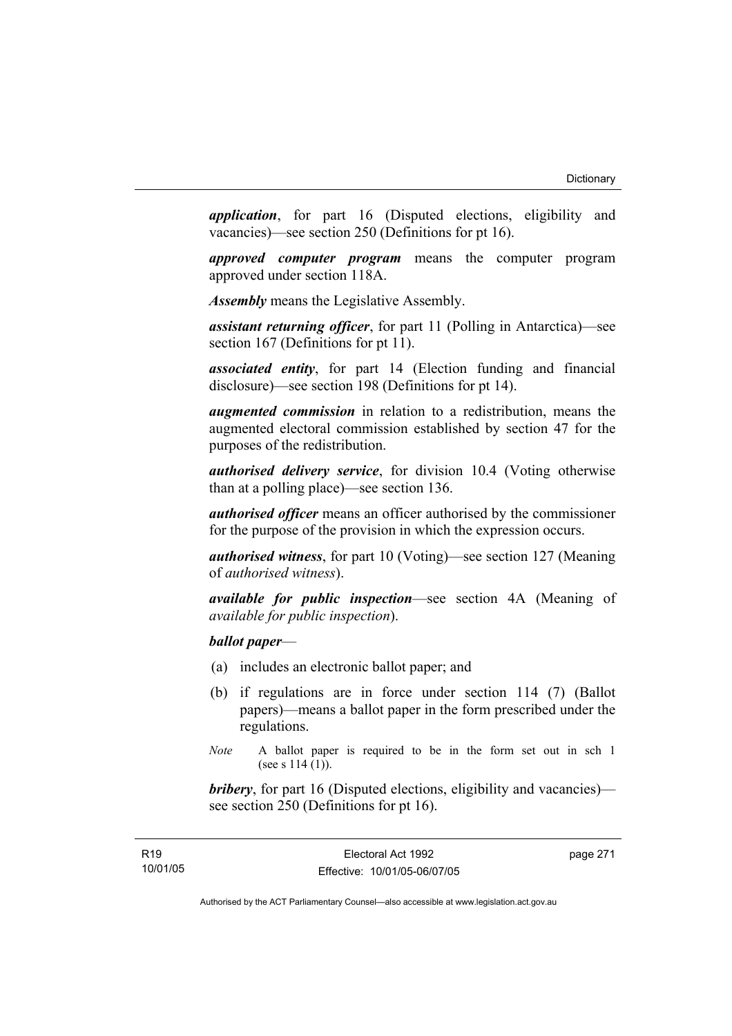***application***, for part 16 (Disputed elections, eligibility and vacancies)—see section 250 (Definitions for pt 16).

***approved computer program*** means the computer program approved under section 118A.

***Assembly*** means the Legislative Assembly.

***assistant returning officer***, for part 11 (Polling in Antarctica)—see section 167 (Definitions for pt 11).

***associated entity***, for part 14 (Election funding and financial disclosure)—see section 198 (Definitions for pt 14).

***augmented commission*** in relation to a redistribution, means the augmented electoral commission established by section 47 for the purposes of the redistribution.

***authorised delivery service***, for division 10.4 (Voting otherwise than at a polling place)—see section 136.

***authorised officer*** means an officer authorised by the commissioner for the purpose of the provision in which the expression occurs.

***authorised witness***, for part 10 (Voting)—see section 127 (Meaning of *authorised witness*).

***available for public inspection***—see section 4A (Meaning of *available for public inspection*).

***ballot paper***—

(a) includes an electronic ballot paper; and

(b) if regulations are in force under section 114 (7) (Ballot papers)—means a ballot paper in the form prescribed under the regulations.

*Note* A ballot paper is required to be in the form set out in sch 1 (see s 114 (1)).

***bribery***, for part 16 (Disputed elections, eligibility and vacancies)—see section 250 (Definitions for pt 16).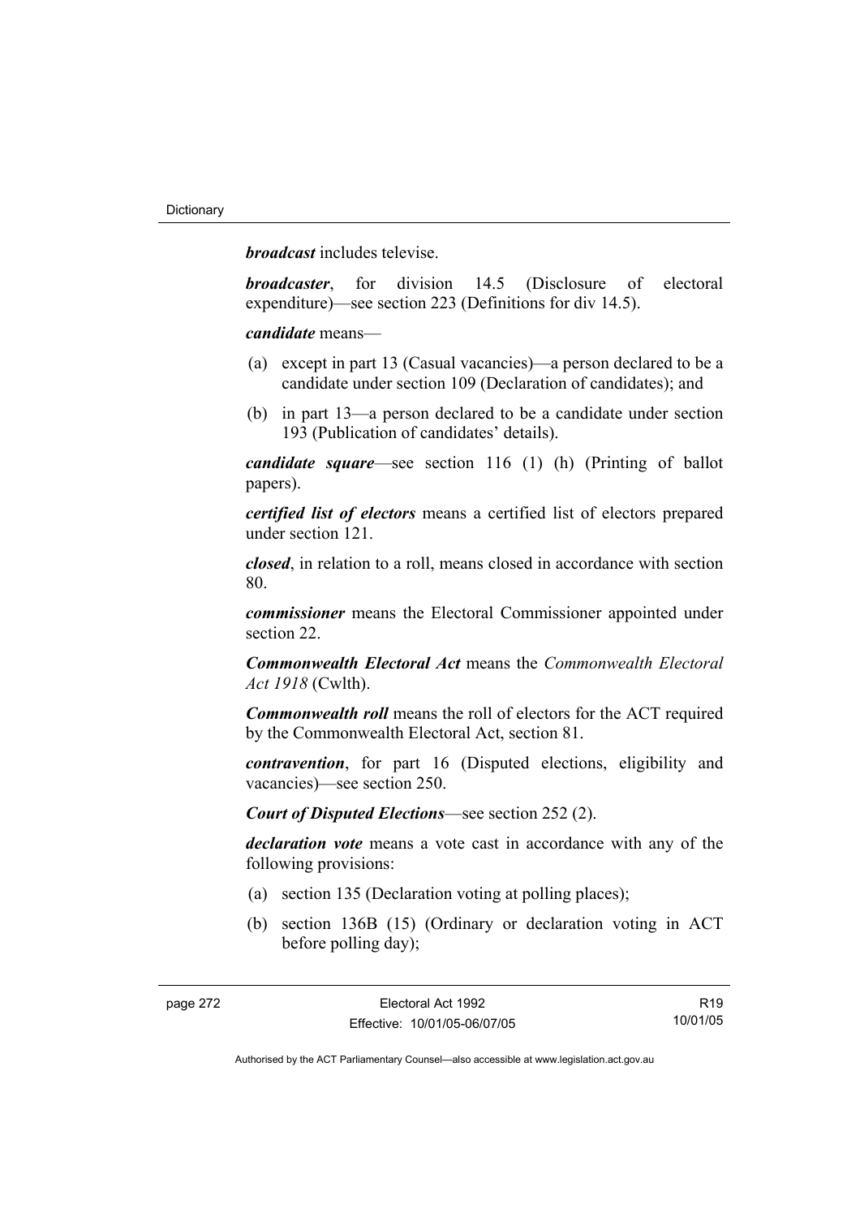***broadcast*** includes televise.

***broadcaster***, for division 14.5 (Disclosure of electoral expenditure)—see section 223 (Definitions for div 14.5).

***candidate*** means—

(a) except in part 13 (Casual vacancies)—a person declared to be a candidate under section 109 (Declaration of candidates); and

(b) in part 13—a person declared to be a candidate under section 193 (Publication of candidates' details).

***candidate square***—see section 116 (1) (h) (Printing of ballot papers).

***certified list of electors*** means a certified list of electors prepared under section 121.

***closed***, in relation to a roll, means closed in accordance with section 80.

***commissioner*** means the Electoral Commissioner appointed under section 22.

***Commonwealth Electoral Act*** means the *Commonwealth Electoral Act 1918* (Cwlth).

***Commonwealth roll*** means the roll of electors for the ACT required by the Commonwealth Electoral Act, section 81.

***contravention***, for part 16 (Disputed elections, eligibility and vacancies)—see section 250.

***Court of Disputed Elections***—see section 252 (2).

***declaration vote*** means a vote cast in accordance with any of the following provisions:

(a) section 135 (Declaration voting at polling places);

(b) section 136B (15) (Ordinary or declaration voting in ACT before polling day);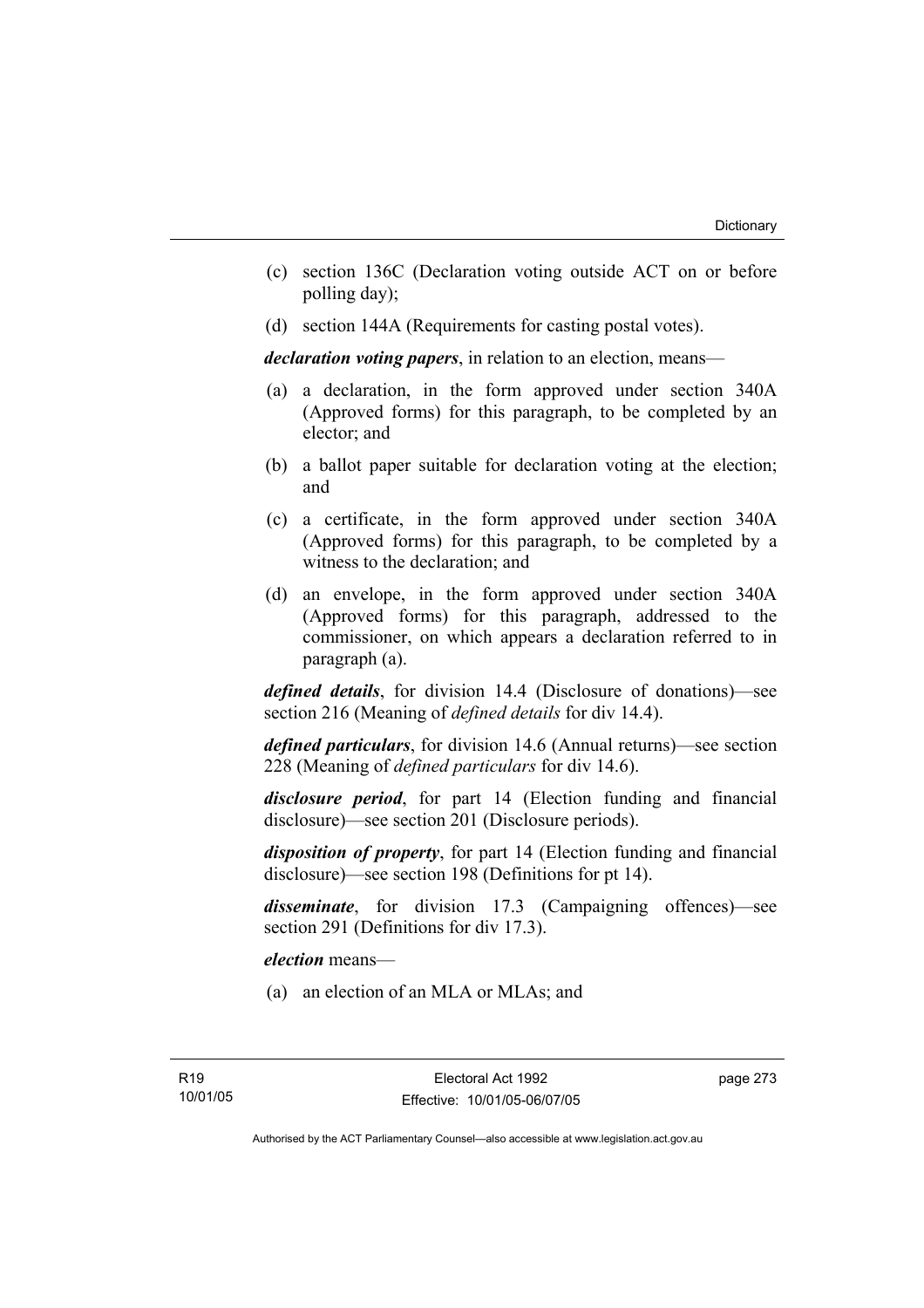(c) section 136C (Declaration voting outside ACT on or before polling day);

(d) section 144A (Requirements for casting postal votes).

***declaration voting papers***, in relation to an election, means—

(a) a declaration, in the form approved under section 340A (Approved forms) for this paragraph, to be completed by an elector; and

(b) a ballot paper suitable for declaration voting at the election; and

(c) a certificate, in the form approved under section 340A (Approved forms) for this paragraph, to be completed by a witness to the declaration; and

(d) an envelope, in the form approved under section 340A (Approved forms) for this paragraph, addressed to the commissioner, on which appears a declaration referred to in paragraph (a).

***defined details***, for division 14.4 (Disclosure of donations)—see section 216 (Meaning of *defined details* for div 14.4).

***defined particulars***, for division 14.6 (Annual returns)—see section 228 (Meaning of *defined particulars* for div 14.6).

***disclosure period***, for part 14 (Election funding and financial disclosure)—see section 201 (Disclosure periods).

***disposition of property***, for part 14 (Election funding and financial disclosure)—see section 198 (Definitions for pt 14).

***disseminate***, for division 17.3 (Campaigning offences)—see section 291 (Definitions for div 17.3).

***election*** means—

(a) an election of an MLA or MLAs; and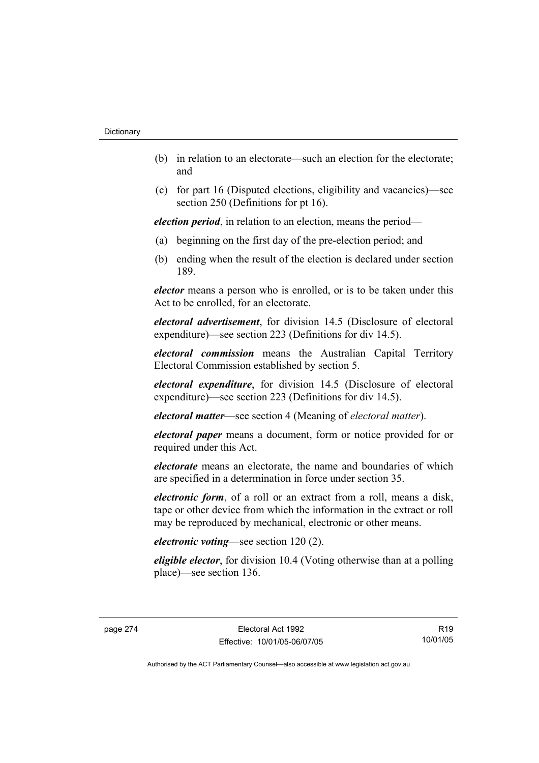(b) in relation to an electorate—such an election for the electorate; and

(c) for part 16 (Disputed elections, eligibility and vacancies)—see section 250 (Definitions for pt 16).

***election period***, in relation to an election, means the period—

(a) beginning on the first day of the pre-election period; and

(b) ending when the result of the election is declared under section 189.

***elector*** means a person who is enrolled, or is to be taken under this Act to be enrolled, for an electorate.

***electoral advertisement***, for division 14.5 (Disclosure of electoral expenditure)—see section 223 (Definitions for div 14.5).

***electoral commission*** means the Australian Capital Territory Electoral Commission established by section 5.

***electoral expenditure***, for division 14.5 (Disclosure of electoral expenditure)—see section 223 (Definitions for div 14.5).

***electoral matter***—see section 4 (Meaning of *electoral matter*).

***electoral paper*** means a document, form or notice provided for or required under this Act.

***electorate*** means an electorate, the name and boundaries of which are specified in a determination in force under section 35.

***electronic form***, of a roll or an extract from a roll, means a disk, tape or other device from which the information in the extract or roll may be reproduced by mechanical, electronic or other means.

***electronic voting***—see section 120 (2).

***eligible elector***, for division 10.4 (Voting otherwise than at a polling place)—see section 136.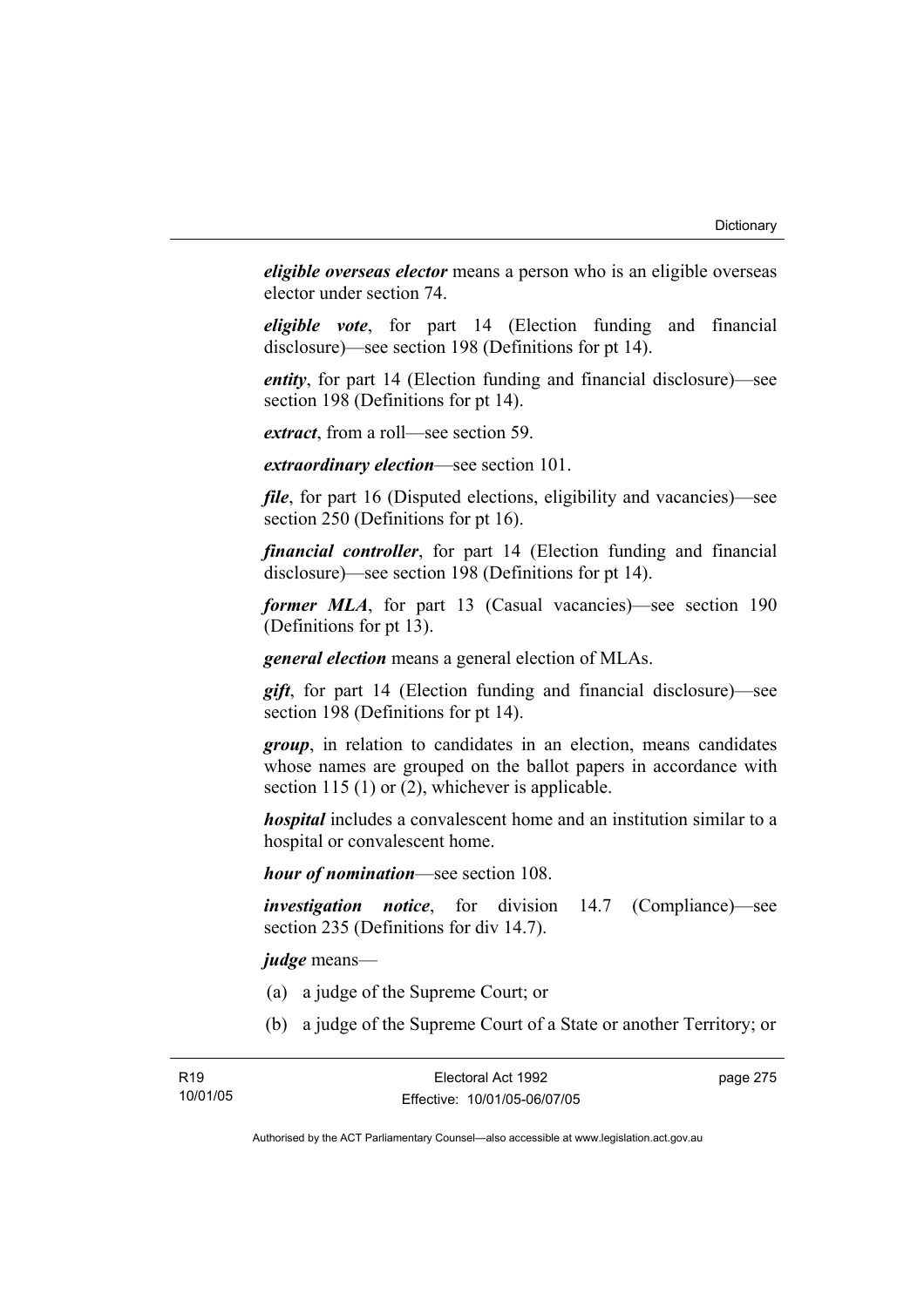***eligible overseas elector*** means a person who is an eligible overseas elector under section 74.

***eligible vote***, for part 14 (Election funding and financial disclosure)—see section 198 (Definitions for pt 14).

***entity***, for part 14 (Election funding and financial disclosure)—see section 198 (Definitions for pt 14).

***extract***, from a roll—see section 59.

***extraordinary election***—see section 101.

***file***, for part 16 (Disputed elections, eligibility and vacancies)—see section 250 (Definitions for pt 16).

***financial controller***, for part 14 (Election funding and financial disclosure)—see section 198 (Definitions for pt 14).

***former MLA***, for part 13 (Casual vacancies)—see section 190 (Definitions for pt 13).

***general election*** means a general election of MLAs.

***gift***, for part 14 (Election funding and financial disclosure)—see section 198 (Definitions for pt 14).

***group***, in relation to candidates in an election, means candidates whose names are grouped on the ballot papers in accordance with section 115 (1) or (2), whichever is applicable.

***hospital*** includes a convalescent home and an institution similar to a hospital or convalescent home.

***hour of nomination***—see section 108.

***investigation notice***, for division 14.7 (Compliance)—see section 235 (Definitions for div 14.7).

***judge*** means—

(a) a judge of the Supreme Court; or

(b) a judge of the Supreme Court of a State or another Territory; or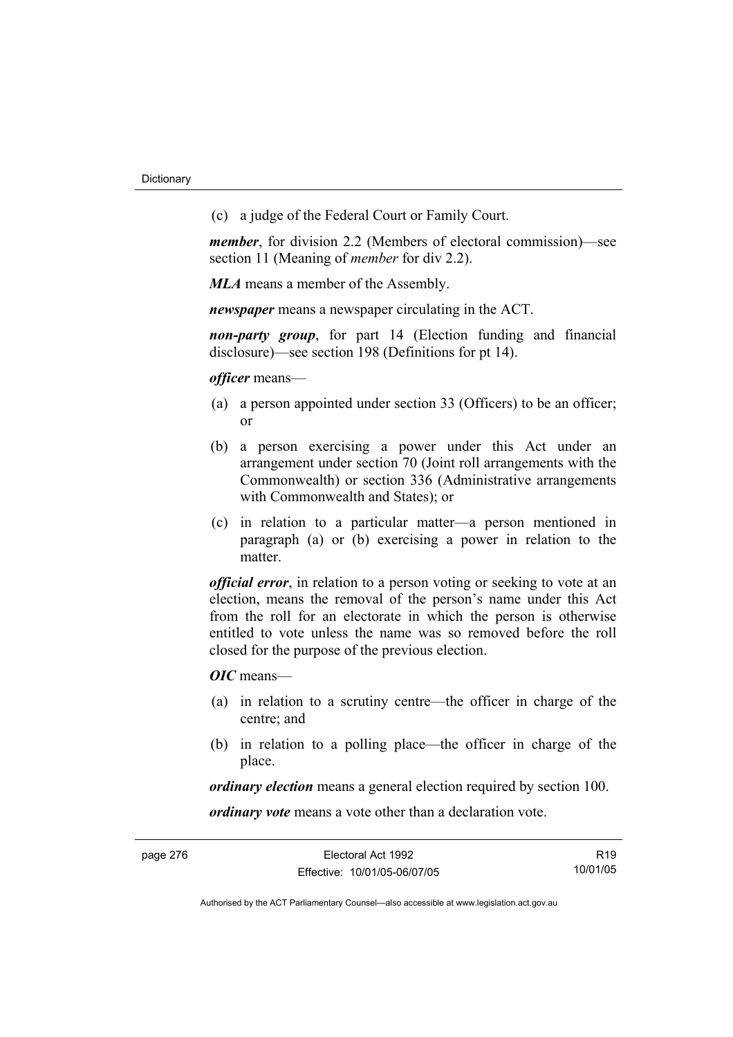(c) a judge of the Federal Court or Family Court.

***member***, for division 2.2 (Members of electoral commission)—see section 11 (Meaning of *member* for div 2.2).

***MLA*** means a member of the Assembly.

***newspaper*** means a newspaper circulating in the ACT.

***non-party group***, for part 14 (Election funding and financial disclosure)—see section 198 (Definitions for pt 14).

***officer*** means—

(a) a person appointed under section 33 (Officers) to be an officer; or

(b) a person exercising a power under this Act under an arrangement under section 70 (Joint roll arrangements with the Commonwealth) or section 336 (Administrative arrangements with Commonwealth and States); or

(c) in relation to a particular matter—a person mentioned in paragraph (a) or (b) exercising a power in relation to the matter.

***official error***, in relation to a person voting or seeking to vote at an election, means the removal of the person's name under this Act from the roll for an electorate in which the person is otherwise entitled to vote unless the name was so removed before the roll closed for the purpose of the previous election.

***OIC*** means—

(a) in relation to a scrutiny centre—the officer in charge of the centre; and

(b) in relation to a polling place—the officer in charge of the place.

***ordinary election*** means a general election required by section 100.

***ordinary vote*** means a vote other than a declaration vote.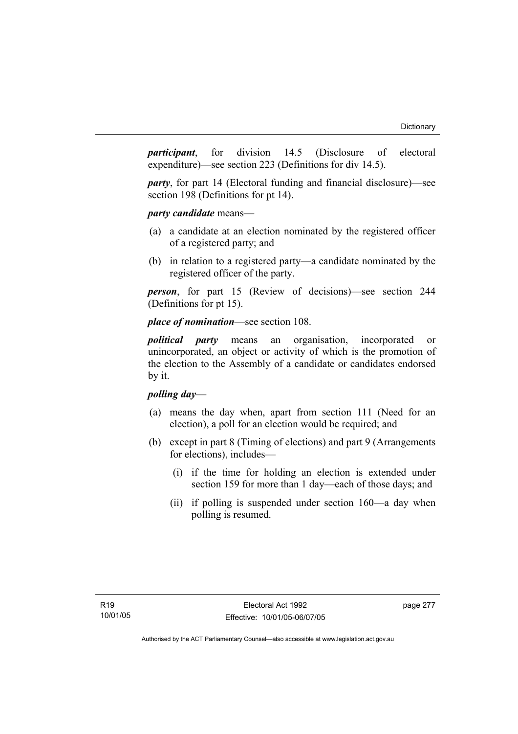***participant***, for division 14.5 (Disclosure of electoral expenditure)—see section 223 (Definitions for div 14.5).

***party***, for part 14 (Electoral funding and financial disclosure)—see section 198 (Definitions for pt 14).

***party candidate*** means—

(a) a candidate at an election nominated by the registered officer of a registered party; and

(b) in relation to a registered party—a candidate nominated by the registered officer of the party.

***person***, for part 15 (Review of decisions)—see section 244 (Definitions for pt 15).

***place of nomination***—see section 108.

***political party*** means an organisation, incorporated or unincorporated, an object or activity of which is the promotion of the election to the Assembly of a candidate or candidates endorsed by it.

***polling day***—

(a) means the day when, apart from section 111 (Need for an election), a poll for an election would be required; and

(b) except in part 8 (Timing of elections) and part 9 (Arrangements for elections), includes—

   (i) if the time for holding an election is extended under section 159 for more than 1 day—each of those days; and

   (ii) if polling is suspended under section 160—a day when polling is resumed.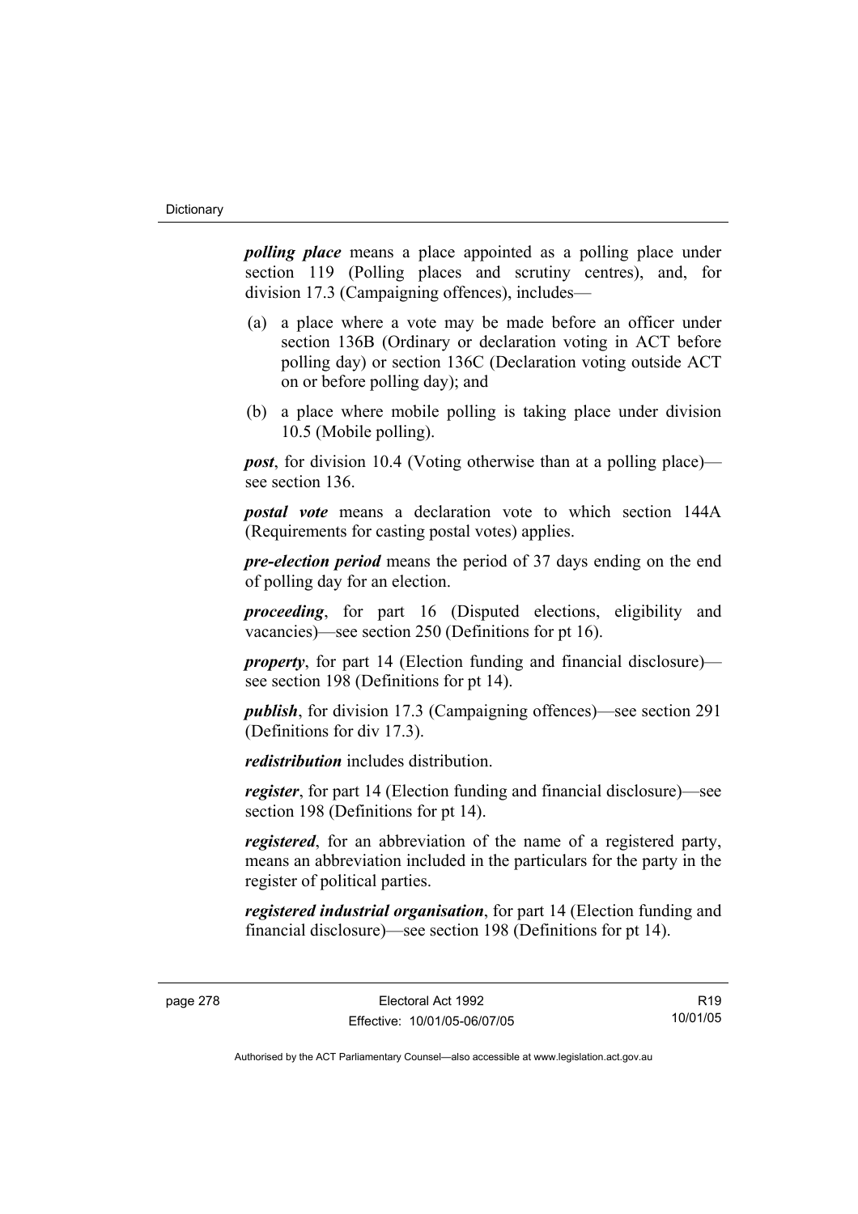***polling place*** means a place appointed as a polling place under section 119 (Polling places and scrutiny centres), and, for division 17.3 (Campaigning offences), includes—

(a) a place where a vote may be made before an officer under section 136B (Ordinary or declaration voting in ACT before polling day) or section 136C (Declaration voting outside ACT on or before polling day); and

(b) a place where mobile polling is taking place under division 10.5 (Mobile polling).

***post***, for division 10.4 (Voting otherwise than at a polling place)—see section 136.

***postal vote*** means a declaration vote to which section 144A (Requirements for casting postal votes) applies.

***pre-election period*** means the period of 37 days ending on the end of polling day for an election.

***proceeding***, for part 16 (Disputed elections, eligibility and vacancies)—see section 250 (Definitions for pt 16).

***property***, for part 14 (Election funding and financial disclosure)—see section 198 (Definitions for pt 14).

***publish***, for division 17.3 (Campaigning offences)—see section 291 (Definitions for div 17.3).

***redistribution*** includes distribution.

***register***, for part 14 (Election funding and financial disclosure)—see section 198 (Definitions for pt 14).

***registered***, for an abbreviation of the name of a registered party, means an abbreviation included in the particulars for the party in the register of political parties.

***registered industrial organisation***, for part 14 (Election funding and financial disclosure)—see section 198 (Definitions for pt 14).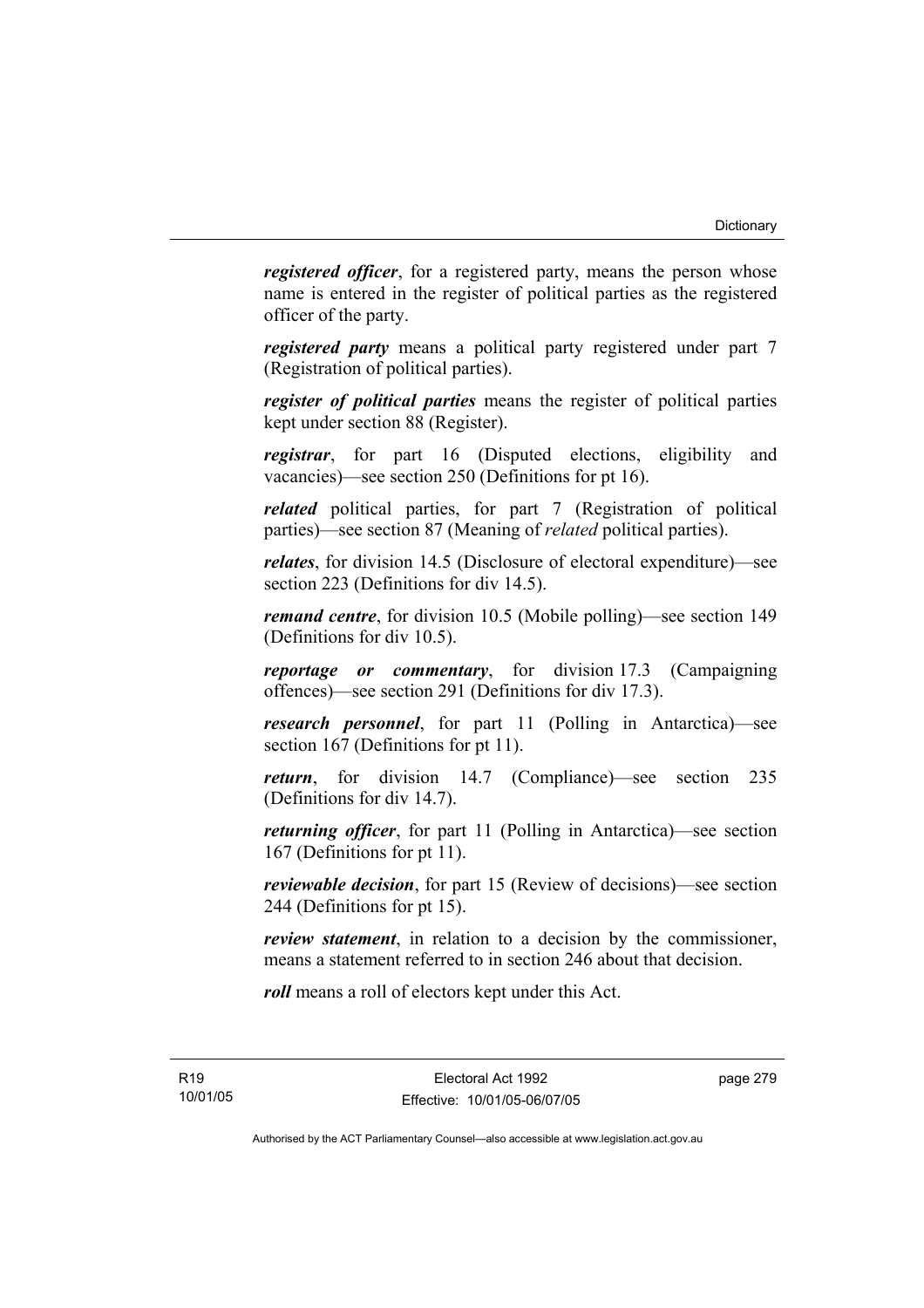***registered officer***, for a registered party, means the person whose name is entered in the register of political parties as the registered officer of the party.

***registered party*** means a political party registered under part 7 (Registration of political parties).

***register of political parties*** means the register of political parties kept under section 88 (Register).

***registrar***, for part 16 (Disputed elections, eligibility and vacancies)—see section 250 (Definitions for pt 16).

***related*** political parties, for part 7 (Registration of political parties)—see section 87 (Meaning of *related* political parties).

***relates***, for division 14.5 (Disclosure of electoral expenditure)—see section 223 (Definitions for div 14.5).

***remand centre***, for division 10.5 (Mobile polling)—see section 149 (Definitions for div 10.5).

***reportage or commentary***, for division 17.3 (Campaigning offences)—see section 291 (Definitions for div 17.3).

***research personnel***, for part 11 (Polling in Antarctica)—see section 167 (Definitions for pt 11).

***return***, for division 14.7 (Compliance)—see section 235 (Definitions for div 14.7).

***returning officer***, for part 11 (Polling in Antarctica)—see section 167 (Definitions for pt 11).

***reviewable decision***, for part 15 (Review of decisions)—see section 244 (Definitions for pt 15).

***review statement***, in relation to a decision by the commissioner, means a statement referred to in section 246 about that decision.

***roll*** means a roll of electors kept under this Act.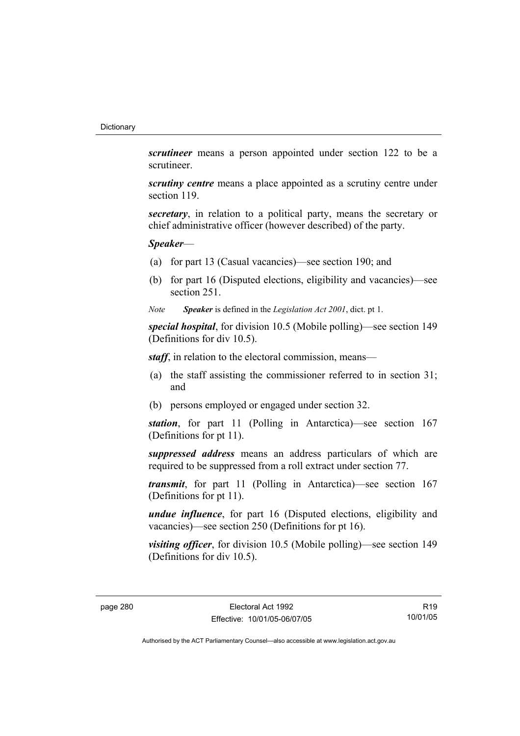***scrutineer*** means a person appointed under section 122 to be a scrutineer.

***scrutiny centre*** means a place appointed as a scrutiny centre under section 119.

***secretary***, in relation to a political party, means the secretary or chief administrative officer (however described) of the party.

***Speaker***—

(a) for part 13 (Casual vacancies)—see section 190; and

(b) for part 16 (Disputed elections, eligibility and vacancies)—see section 251.

*Note* ***Speaker*** is defined in the *Legislation Act 2001*, dict. pt 1.

***special hospital***, for division 10.5 (Mobile polling)—see section 149 (Definitions for div 10.5).

***staff***, in relation to the electoral commission, means—

(a) the staff assisting the commissioner referred to in section 31; and

(b) persons employed or engaged under section 32.

***station***, for part 11 (Polling in Antarctica)—see section 167 (Definitions for pt 11).

***suppressed address*** means an address particulars of which are required to be suppressed from a roll extract under section 77.

***transmit***, for part 11 (Polling in Antarctica)—see section 167 (Definitions for pt 11).

***undue influence***, for part 16 (Disputed elections, eligibility and vacancies)—see section 250 (Definitions for pt 16).

***visiting officer***, for division 10.5 (Mobile polling)—see section 149 (Definitions for div 10.5).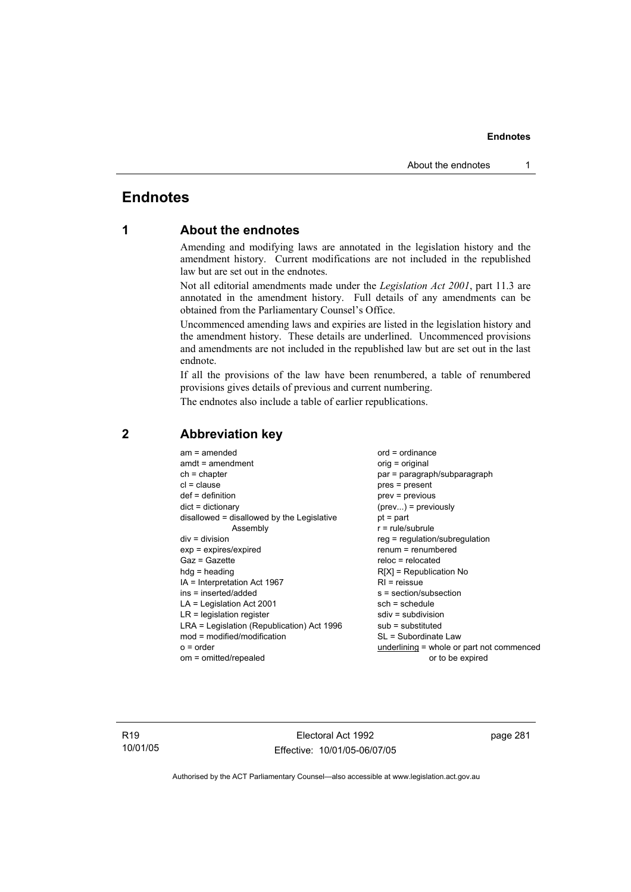# Endnotes

## 1 About the endnotes

Amending and modifying laws are annotated in the legislation history and the amendment history. Current modifications are not included in the republished law but are set out in the endnotes.

Not all editorial amendments made under the *Legislation Act 2001*, part 11.3 are annotated in the amendment history. Full details of any amendments can be obtained from the Parliamentary Counsel's Office.

Uncommenced amending laws and expiries are listed in the legislation history and the amendment history. These details are underlined. Uncommenced provisions and amendments are not included in the republished law but are set out in the last endnote.

If all the provisions of the law have been renumbered, a table of renumbered provisions gives details of previous and current numbering.

The endnotes also include a table of earlier republications.

## 2 Abbreviation key

am = amended
amdt = amendment
ch = chapter
cl = clause
def = definition
dict = dictionary
disallowed = disallowed by the Legislative Assembly
div = division
exp = expires/expired
Gaz = Gazette
hdg = heading
IA = Interpretation Act 1967
ins = inserted/added
LA = Legislation Act 2001
LR = legislation register
LRA = Legislation (Republication) Act 1996
mod = modified/modification
o = order
om = omitted/repealed
ord = ordinance
orig = original
par = paragraph/subparagraph
pres = present
prev = previous
(prev...) = previously
pt = part
r = rule/subrule
reg = regulation/subregulation
renum = renumbered
reloc = relocated
R[X] = Republication No
RI = reissue
s = section/subsection
sch = schedule
sdiv = subdivision
sub = substituted
SL = Subordinate Law
underlining = whole or part not commenced or to be expired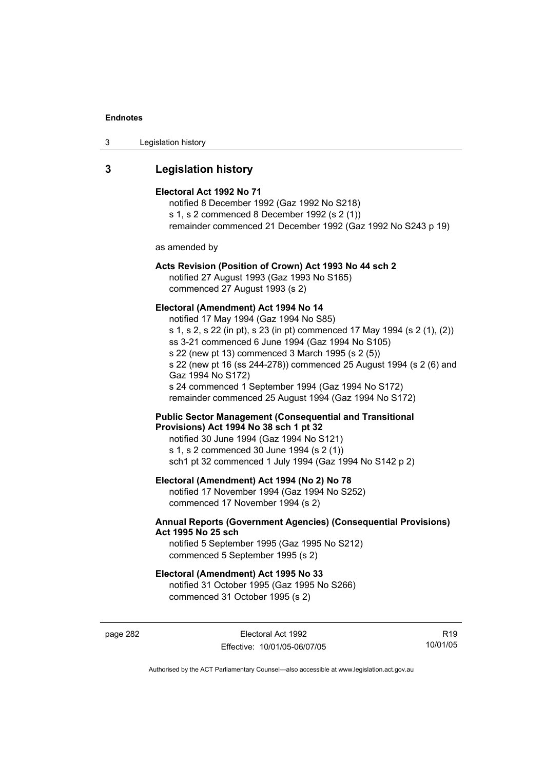## 3 Legislation history

**Electoral Act 1992 No 71**
notified 8 December 1992 (Gaz 1992 No S218)
s 1, s 2 commenced 8 December 1992 (s 2 (1))
remainder commenced 21 December 1992 (Gaz 1992 No S243 p 19)

as amended by

**Acts Revision (Position of Crown) Act 1993 No 44 sch 2**
notified 27 August 1993 (Gaz 1993 No S165)
commenced 27 August 1993 (s 2)

**Electoral (Amendment) Act 1994 No 14**
notified 17 May 1994 (Gaz 1994 No S85)
s 1, s 2, s 22 (in pt), s 23 (in pt) commenced 17 May 1994 (s 2 (1), (2))
ss 3-21 commenced 6 June 1994 (Gaz 1994 No S105)
s 22 (new pt 13) commenced 3 March 1995 (s 2 (5))
s 22 (new pt 16 (ss 244-278)) commenced 25 August 1994 (s 2 (6) and Gaz 1994 No S172)
s 24 commenced 1 September 1994 (Gaz 1994 No S172)
remainder commenced 25 August 1994 (Gaz 1994 No S172)

**Public Sector Management (Consequential and Transitional Provisions) Act 1994 No 38 sch 1 pt 32**
notified 30 June 1994 (Gaz 1994 No S121)
s 1, s 2 commenced 30 June 1994 (s 2 (1))
sch1 pt 32 commenced 1 July 1994 (Gaz 1994 No S142 p 2)

**Electoral (Amendment) Act 1994 (No 2) No 78**
notified 17 November 1994 (Gaz 1994 No S252)
commenced 17 November 1994 (s 2)

**Annual Reports (Government Agencies) (Consequential Provisions) Act 1995 No 25 sch**
notified 5 September 1995 (Gaz 1995 No S212)
commenced 5 September 1995 (s 2)

**Electoral (Amendment) Act 1995 No 33**
notified 31 October 1995 (Gaz 1995 No S266)
commenced 31 October 1995 (s 2)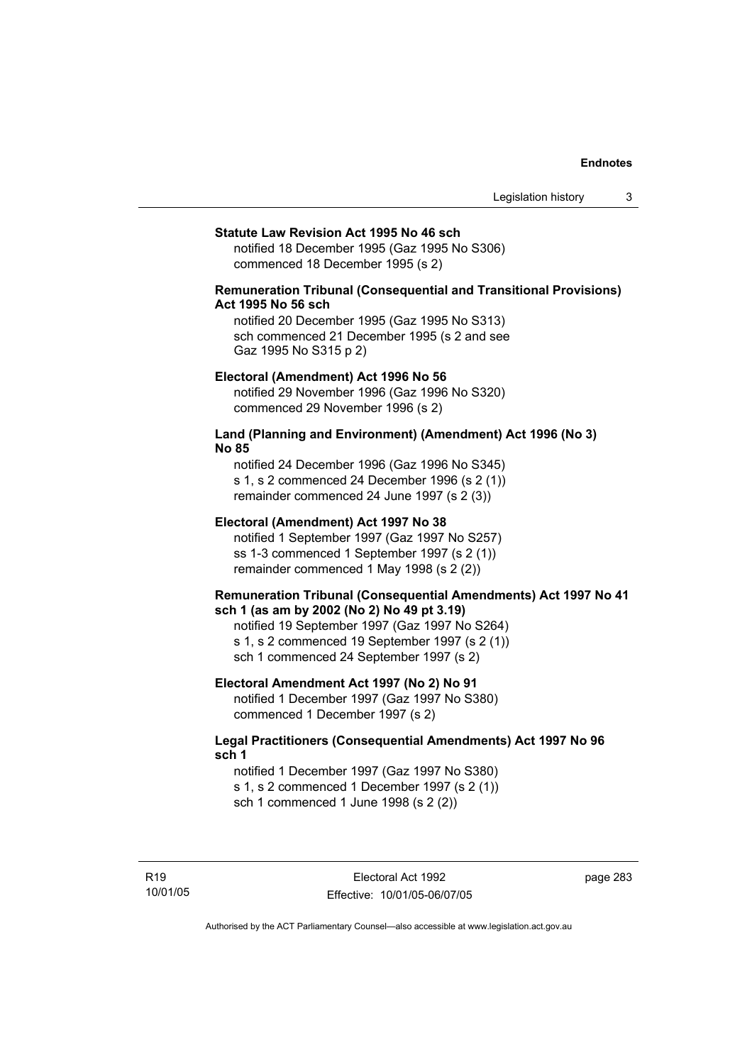**Statute Law Revision Act 1995 No 46 sch**

notified 18 December 1995 (Gaz 1995 No S306)
commenced 18 December 1995 (s 2)

**Remuneration Tribunal (Consequential and Transitional Provisions) Act 1995 No 56 sch**

notified 20 December 1995 (Gaz 1995 No S313)
sch commenced 21 December 1995 (s 2 and see Gaz 1995 No S315 p 2)

**Electoral (Amendment) Act 1996 No 56**

notified 29 November 1996 (Gaz 1996 No S320)
commenced 29 November 1996 (s 2)

**Land (Planning and Environment) (Amendment) Act 1996 (No 3) No 85**

notified 24 December 1996 (Gaz 1996 No S345)
s 1, s 2 commenced 24 December 1996 (s 2 (1))
remainder commenced 24 June 1997 (s 2 (3))

**Electoral (Amendment) Act 1997 No 38**

notified 1 September 1997 (Gaz 1997 No S257)
ss 1-3 commenced 1 September 1997 (s 2 (1))
remainder commenced 1 May 1998 (s 2 (2))

**Remuneration Tribunal (Consequential Amendments) Act 1997 No 41 sch 1 (as am by 2002 (No 2) No 49 pt 3.19)**

notified 19 September 1997 (Gaz 1997 No S264)
s 1, s 2 commenced 19 September 1997 (s 2 (1))
sch 1 commenced 24 September 1997 (s 2)

**Electoral Amendment Act 1997 (No 2) No 91**

notified 1 December 1997 (Gaz 1997 No S380)
commenced 1 December 1997 (s 2)

**Legal Practitioners (Consequential Amendments) Act 1997 No 96 sch 1**

notified 1 December 1997 (Gaz 1997 No S380)
s 1, s 2 commenced 1 December 1997 (s 2 (1))
sch 1 commenced 1 June 1998 (s 2 (2))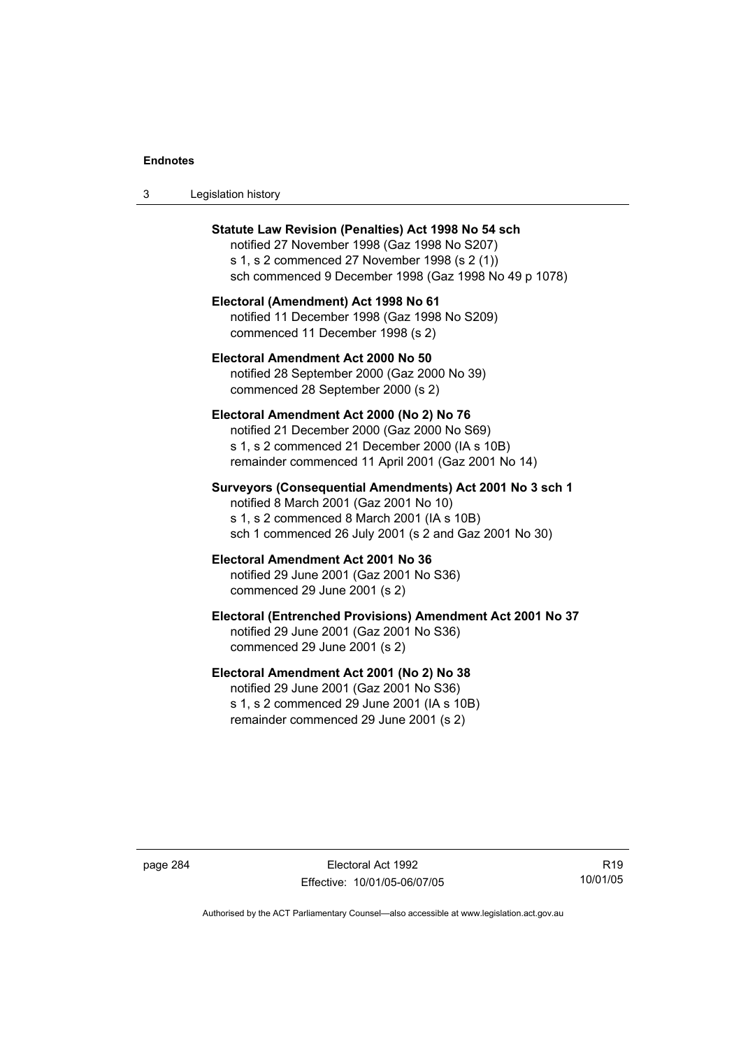**Statute Law Revision (Penalties) Act 1998 No 54 sch**
notified 27 November 1998 (Gaz 1998 No S207)
s 1, s 2 commenced 27 November 1998 (s 2 (1))
sch commenced 9 December 1998 (Gaz 1998 No 49 p 1078)

**Electoral (Amendment) Act 1998 No 61**
notified 11 December 1998 (Gaz 1998 No S209)
commenced 11 December 1998 (s 2)

**Electoral Amendment Act 2000 No 50**
notified 28 September 2000 (Gaz 2000 No 39)
commenced 28 September 2000 (s 2)

**Electoral Amendment Act 2000 (No 2) No 76**
notified 21 December 2000 (Gaz 2000 No S69)
s 1, s 2 commenced 21 December 2000 (IA s 10B)
remainder commenced 11 April 2001 (Gaz 2001 No 14)

**Surveyors (Consequential Amendments) Act 2001 No 3 sch 1**
notified 8 March 2001 (Gaz 2001 No 10)
s 1, s 2 commenced 8 March 2001 (IA s 10B)
sch 1 commenced 26 July 2001 (s 2 and Gaz 2001 No 30)

**Electoral Amendment Act 2001 No 36**
notified 29 June 2001 (Gaz 2001 No S36)
commenced 29 June 2001 (s 2)

**Electoral (Entrenched Provisions) Amendment Act 2001 No 37**
notified 29 June 2001 (Gaz 2001 No S36)
commenced 29 June 2001 (s 2)

**Electoral Amendment Act 2001 (No 2) No 38**
notified 29 June 2001 (Gaz 2001 No S36)
s 1, s 2 commenced 29 June 2001 (IA s 10B)
remainder commenced 29 June 2001 (s 2)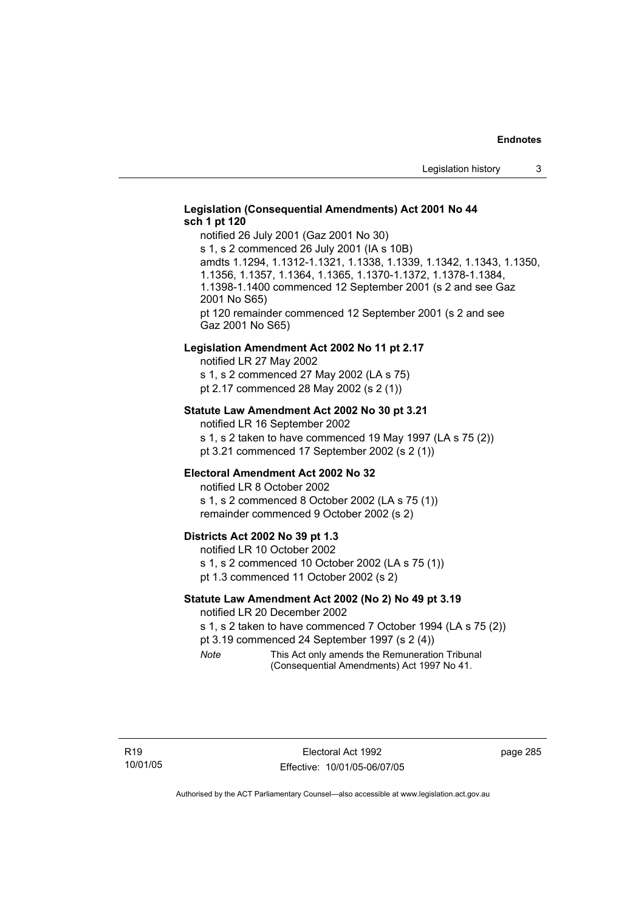**Legislation (Consequential Amendments) Act 2001 No 44 sch 1 pt 120**

notified 26 July 2001 (Gaz 2001 No 30)
s 1, s 2 commenced 26 July 2001 (IA s 10B)
amdts 1.1294, 1.1312-1.1321, 1.1338, 1.1339, 1.1342, 1.1343, 1.1350, 1.1356, 1.1357, 1.1364, 1.1365, 1.1370-1.1372, 1.1378-1.1384, 1.1398-1.1400 commenced 12 September 2001 (s 2 and see Gaz 2001 No S65)
pt 120 remainder commenced 12 September 2001 (s 2 and see Gaz 2001 No S65)

**Legislation Amendment Act 2002 No 11 pt 2.17**

notified LR 27 May 2002
s 1, s 2 commenced 27 May 2002 (LA s 75)
pt 2.17 commenced 28 May 2002 (s 2 (1))

**Statute Law Amendment Act 2002 No 30 pt 3.21**

notified LR 16 September 2002
s 1, s 2 taken to have commenced 19 May 1997 (LA s 75 (2))
pt 3.21 commenced 17 September 2002 (s 2 (1))

**Electoral Amendment Act 2002 No 32**

notified LR 8 October 2002
s 1, s 2 commenced 8 October 2002 (LA s 75 (1))
remainder commenced 9 October 2002 (s 2)

**Districts Act 2002 No 39 pt 1.3**

notified LR 10 October 2002
s 1, s 2 commenced 10 October 2002 (LA s 75 (1))
pt 1.3 commenced 11 October 2002 (s 2)

**Statute Law Amendment Act 2002 (No 2) No 49 pt 3.19**

notified LR 20 December 2002
s 1, s 2 taken to have commenced 7 October 1994 (LA s 75 (2))
pt 3.19 commenced 24 September 1997 (s 2 (4))

*Note* This Act only amends the Remuneration Tribunal (Consequential Amendments) Act 1997 No 41.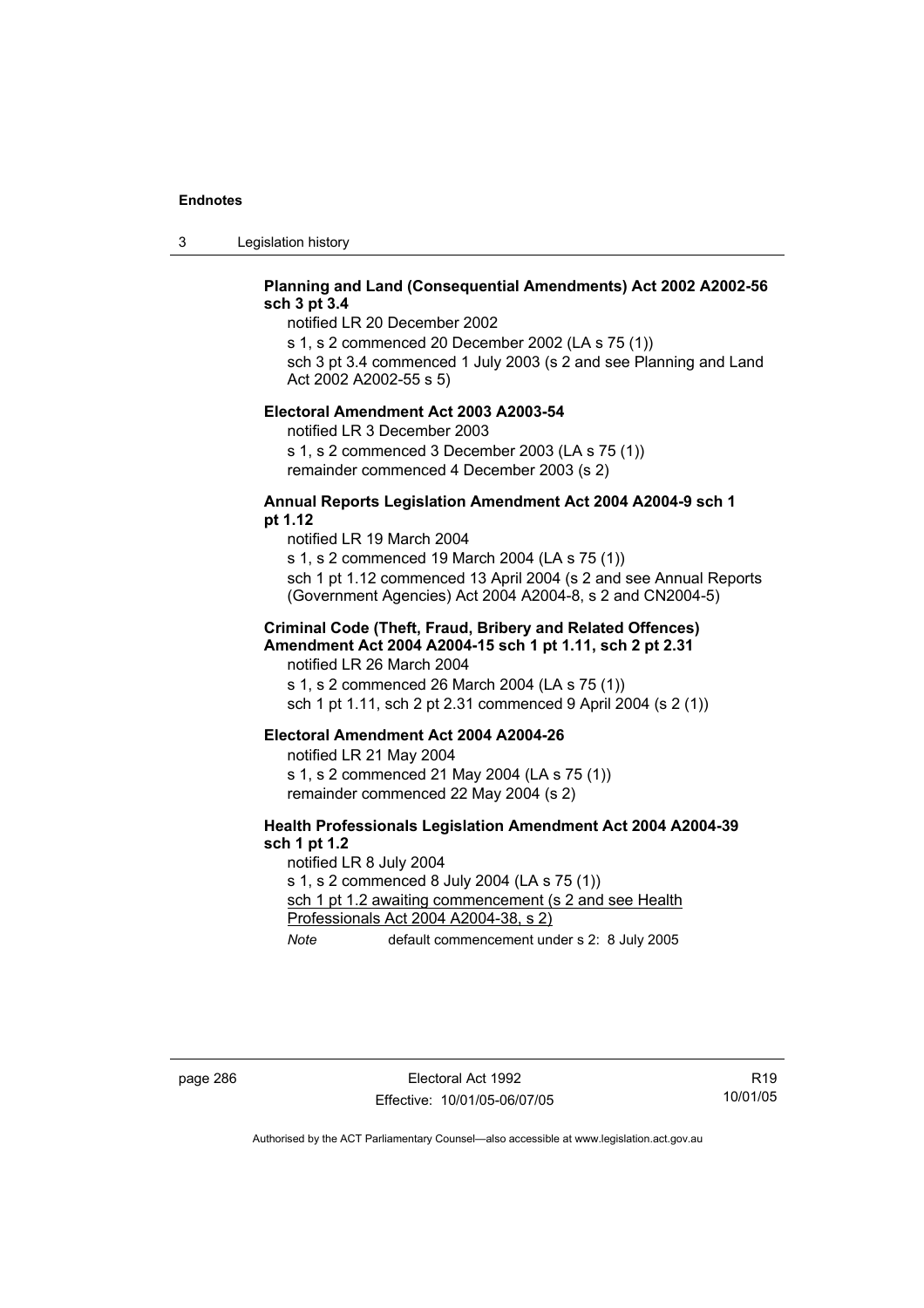**Planning and Land (Consequential Amendments) Act 2002 A2002-56 sch 3 pt 3.4**

notified LR 20 December 2002

s 1, s 2 commenced 20 December 2002 (LA s 75 (1))

sch 3 pt 3.4 commenced 1 July 2003 (s 2 and see Planning and Land Act 2002 A2002-55 s 5)

**Electoral Amendment Act 2003 A2003-54**

notified LR 3 December 2003

s 1, s 2 commenced 3 December 2003 (LA s 75 (1))

remainder commenced 4 December 2003 (s 2)

**Annual Reports Legislation Amendment Act 2004 A2004-9 sch 1 pt 1.12**

notified LR 19 March 2004

s 1, s 2 commenced 19 March 2004 (LA s 75 (1))

sch 1 pt 1.12 commenced 13 April 2004 (s 2 and see Annual Reports (Government Agencies) Act 2004 A2004-8, s 2 and CN2004-5)

**Criminal Code (Theft, Fraud, Bribery and Related Offences) Amendment Act 2004 A2004-15 sch 1 pt 1.11, sch 2 pt 2.31**

notified LR 26 March 2004

s 1, s 2 commenced 26 March 2004 (LA s 75 (1))

sch 1 pt 1.11, sch 2 pt 2.31 commenced 9 April 2004 (s 2 (1))

**Electoral Amendment Act 2004 A2004-26**

notified LR 21 May 2004

s 1, s 2 commenced 21 May 2004 (LA s 75 (1))

remainder commenced 22 May 2004 (s 2)

**Health Professionals Legislation Amendment Act 2004 A2004-39 sch 1 pt 1.2**

notified LR 8 July 2004

s 1, s 2 commenced 8 July 2004 (LA s 75 (1))

sch 1 pt 1.2 awaiting commencement (s 2 and see Health Professionals Act 2004 A2004-38, s 2)

*Note* default commencement under s 2: 8 July 2005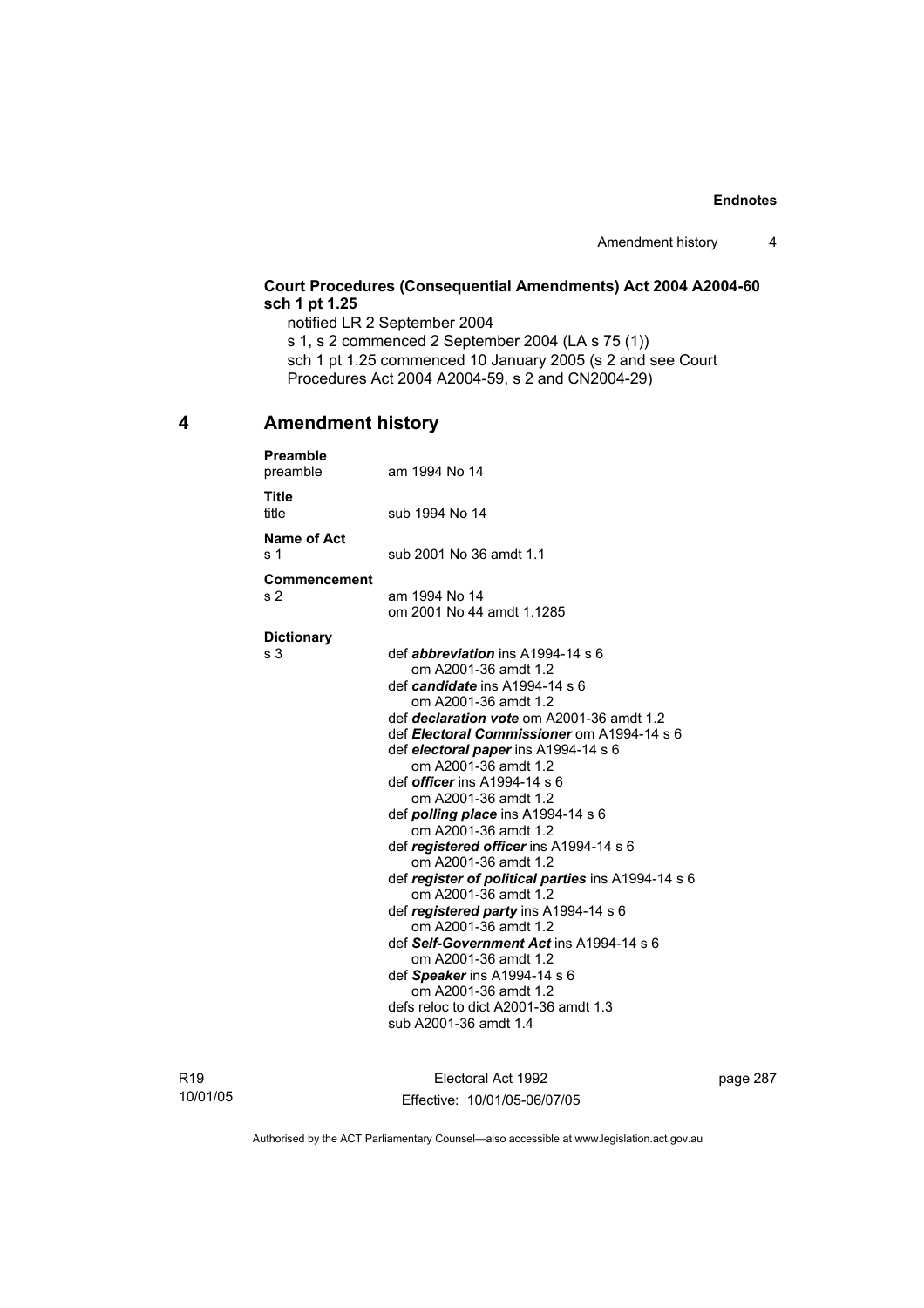**Court Procedures (Consequential Amendments) Act 2004 A2004-60 sch 1 pt 1.25**

notified LR 2 September 2004
s 1, s 2 commenced 2 September 2004 (LA s 75 (1))
sch 1 pt 1.25 commenced 10 January 2005 (s 2 and see Court Procedures Act 2004 A2004-59, s 2 and CN2004-29)

## 4 Amendment history

**Preamble**
preamble — am 1994 No 14

**Title**
title — sub 1994 No 14

**Name of Act**
s 1 — sub 2001 No 36 amdt 1.1

**Commencement**
s 2 — am 1994 No 14
om 2001 No 44 amdt 1.1285

**Dictionary**
s 3 — def ***abbreviation*** ins A1994-14 s 6
om A2001-36 amdt 1.2
def ***candidate*** ins A1994-14 s 6
om A2001-36 amdt 1.2
def ***declaration vote*** om A2001-36 amdt 1.2
def ***Electoral Commissioner*** om A1994-14 s 6
def ***electoral paper*** ins A1994-14 s 6
om A2001-36 amdt 1.2
def ***officer*** ins A1994-14 s 6
om A2001-36 amdt 1.2
def ***polling place*** ins A1994-14 s 6
om A2001-36 amdt 1.2
def ***registered officer*** ins A1994-14 s 6
om A2001-36 amdt 1.2
def ***register of political parties*** ins A1994-14 s 6
om A2001-36 amdt 1.2
def ***registered party*** ins A1994-14 s 6
om A2001-36 amdt 1.2
def ***Self-Government Act*** ins A1994-14 s 6
om A2001-36 amdt 1.2
def ***Speaker*** ins A1994-14 s 6
om A2001-36 amdt 1.2
defs reloc to dict A2001-36 amdt 1.3
sub A2001-36 amdt 1.4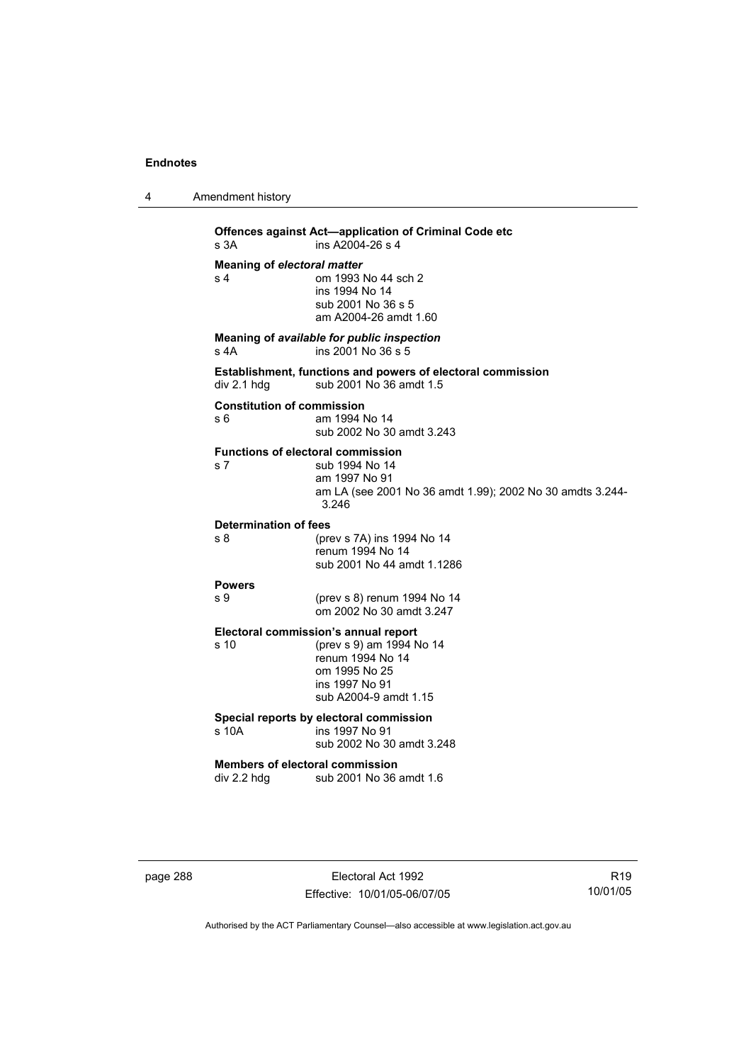**Offences against Act—application of Criminal Code etc**
s 3A ins A2004-26 s 4

**Meaning of *electoral matter***
s 4 om 1993 No 44 sch 2
ins 1994 No 14
sub 2001 No 36 s 5
am A2004-26 amdt 1.60

**Meaning of *available for public inspection***
s 4A ins 2001 No 36 s 5

**Establishment, functions and powers of electoral commission**
div 2.1 hdg sub 2001 No 36 amdt 1.5

**Constitution of commission**
s 6 am 1994 No 14
sub 2002 No 30 amdt 3.243

**Functions of electoral commission**
s 7 sub 1994 No 14
am 1997 No 91
am LA (see 2001 No 36 amdt 1.99); 2002 No 30 amdts 3.244-3.246

**Determination of fees**
s 8 (prev s 7A) ins 1994 No 14
renum 1994 No 14
sub 2001 No 44 amdt 1.1286

**Powers**
s 9 (prev s 8) renum 1994 No 14
om 2002 No 30 amdt 3.247

**Electoral commission's annual report**
s 10 (prev s 9) am 1994 No 14
renum 1994 No 14
om 1995 No 25
ins 1997 No 91
sub A2004-9 amdt 1.15

**Special reports by electoral commission**
s 10A ins 1997 No 91
sub 2002 No 30 amdt 3.248

**Members of electoral commission**
div 2.2 hdg sub 2001 No 36 amdt 1.6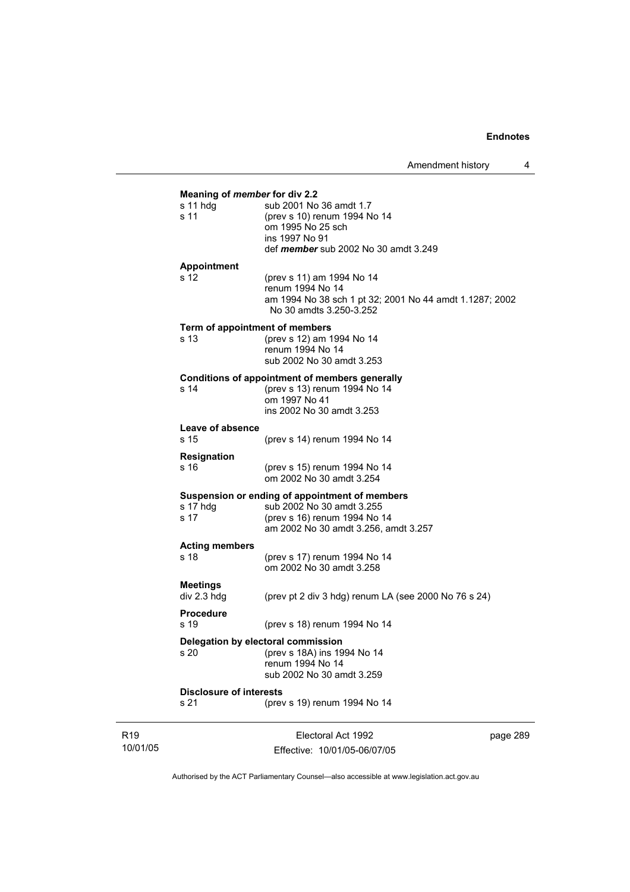**Meaning of *member* for div 2.2**

| | |
|---|---|
| s 11 hdg | sub 2001 No 36 amdt 1.7 |
| s 11 | (prev s 10) renum 1994 No 14<br>om 1995 No 25 sch<br>ins 1997 No 91<br>def ***member*** sub 2002 No 30 amdt 3.249 |

**Appointment**

| | |
|---|---|
| s 12 | (prev s 11) am 1994 No 14<br>renum 1994 No 14<br>am 1994 No 38 sch 1 pt 32; 2001 No 44 amdt 1.1287; 2002 No 30 amdts 3.250-3.252 |

**Term of appointment of members**

| | |
|---|---|
| s 13 | (prev s 12) am 1994 No 14<br>renum 1994 No 14<br>sub 2002 No 30 amdt 3.253 |

**Conditions of appointment of members generally**

| | |
|---|---|
| s 14 | (prev s 13) renum 1994 No 14<br>om 1997 No 41<br>ins 2002 No 30 amdt 3.253 |

**Leave of absence**

| | |
|---|---|
| s 15 | (prev s 14) renum 1994 No 14 |

**Resignation**

| | |
|---|---|
| s 16 | (prev s 15) renum 1994 No 14<br>om 2002 No 30 amdt 3.254 |

**Suspension or ending of appointment of members**

| | |
|---|---|
| s 17 hdg | sub 2002 No 30 amdt 3.255 |
| s 17 | (prev s 16) renum 1994 No 14<br>am 2002 No 30 amdt 3.256, amdt 3.257 |

**Acting members**

| | |
|---|---|
| s 18 | (prev s 17) renum 1994 No 14<br>om 2002 No 30 amdt 3.258 |

**Meetings**

| | |
|---|---|
| div 2.3 hdg | (prev pt 2 div 3 hdg) renum LA (see 2000 No 76 s 24) |

**Procedure**

| | |
|---|---|
| s 19 | (prev s 18) renum 1994 No 14 |

**Delegation by electoral commission**

| | |
|---|---|
| s 20 | (prev s 18A) ins 1994 No 14<br>renum 1994 No 14<br>sub 2002 No 30 amdt 3.259 |

**Disclosure of interests**

| | |
|---|---|
| s 21 | (prev s 19) renum 1994 No 14 |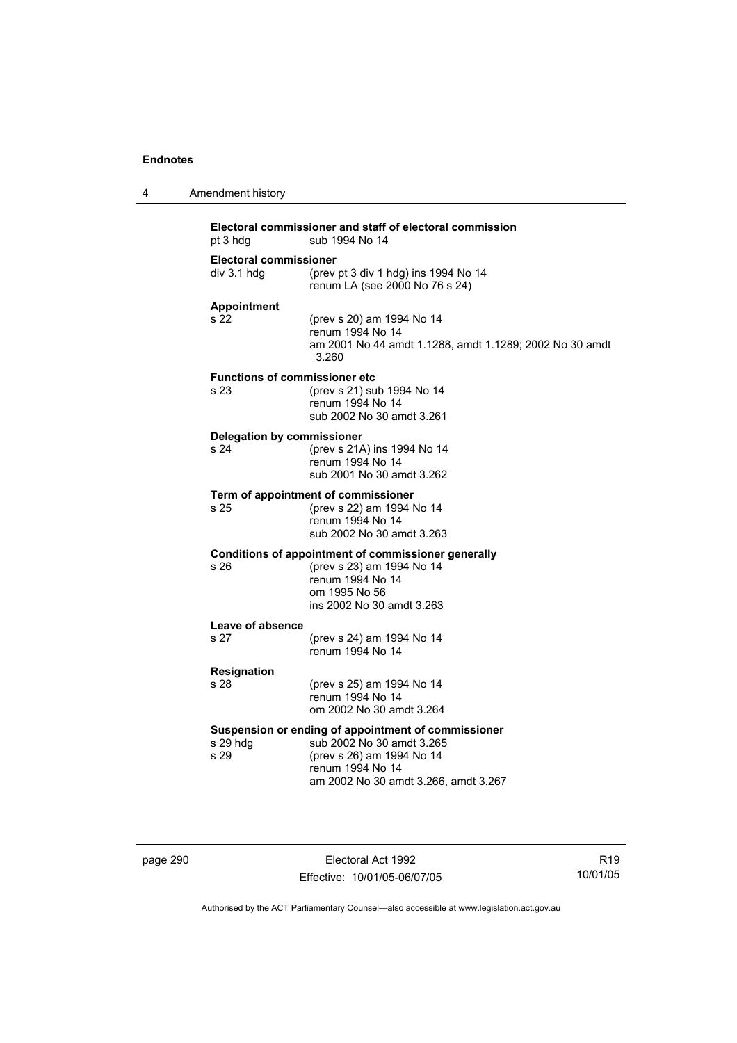**Electoral commissioner and staff of electoral commission**

pt 3 hdg sub 1994 No 14

**Electoral commissioner**

div 3.1 hdg (prev pt 3 div 1 hdg) ins 1994 No 14
renum LA (see 2000 No 76 s 24)

**Appointment**

s 22 (prev s 20) am 1994 No 14
renum 1994 No 14
am 2001 No 44 amdt 1.1288, amdt 1.1289; 2002 No 30 amdt 3.260

**Functions of commissioner etc**

s 23 (prev s 21) sub 1994 No 14
renum 1994 No 14
sub 2002 No 30 amdt 3.261

**Delegation by commissioner**

s 24 (prev s 21A) ins 1994 No 14
renum 1994 No 14
sub 2001 No 30 amdt 3.262

**Term of appointment of commissioner**

s 25 (prev s 22) am 1994 No 14
renum 1994 No 14
sub 2002 No 30 amdt 3.263

**Conditions of appointment of commissioner generally**

s 26 (prev s 23) am 1994 No 14
renum 1994 No 14
om 1995 No 56
ins 2002 No 30 amdt 3.263

**Leave of absence**

s 27 (prev s 24) am 1994 No 14
renum 1994 No 14

**Resignation**

s 28 (prev s 25) am 1994 No 14
renum 1994 No 14
om 2002 No 30 amdt 3.264

**Suspension or ending of appointment of commissioner**

s 29 hdg sub 2002 No 30 amdt 3.265
s 29 (prev s 26) am 1994 No 14
renum 1994 No 14
am 2002 No 30 amdt 3.266, amdt 3.267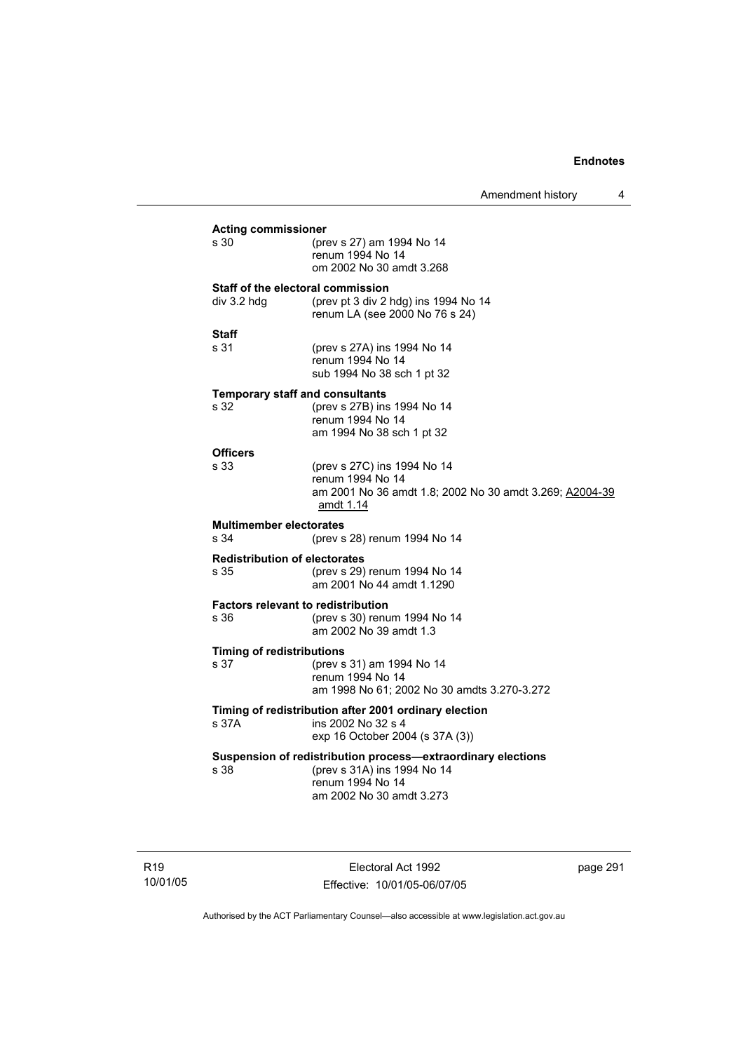**Acting commissioner**

s 30 (prev s 27) am 1994 No 14
renum 1994 No 14
om 2002 No 30 amdt 3.268

**Staff of the electoral commission**

div 3.2 hdg (prev pt 3 div 2 hdg) ins 1994 No 14
renum LA (see 2000 No 76 s 24)

**Staff**

s 31 (prev s 27A) ins 1994 No 14
renum 1994 No 14
sub 1994 No 38 sch 1 pt 32

**Temporary staff and consultants**

s 32 (prev s 27B) ins 1994 No 14
renum 1994 No 14
am 1994 No 38 sch 1 pt 32

**Officers**

s 33 (prev s 27C) ins 1994 No 14
renum 1994 No 14
am 2001 No 36 amdt 1.8; 2002 No 30 amdt 3.269; A2004-39 amdt 1.14

**Multimember electorates**

s 34 (prev s 28) renum 1994 No 14

**Redistribution of electorates**

s 35 (prev s 29) renum 1994 No 14
am 2001 No 44 amdt 1.1290

**Factors relevant to redistribution**

s 36 (prev s 30) renum 1994 No 14
am 2002 No 39 amdt 1.3

**Timing of redistributions**

s 37 (prev s 31) am 1994 No 14
renum 1994 No 14
am 1998 No 61; 2002 No 30 amdts 3.270-3.272

**Timing of redistribution after 2001 ordinary election**

s 37A ins 2002 No 32 s 4
exp 16 October 2004 (s 37A (3))

**Suspension of redistribution process—extraordinary elections**

s 38 (prev s 31A) ins 1994 No 14
renum 1994 No 14
am 2002 No 30 amdt 3.273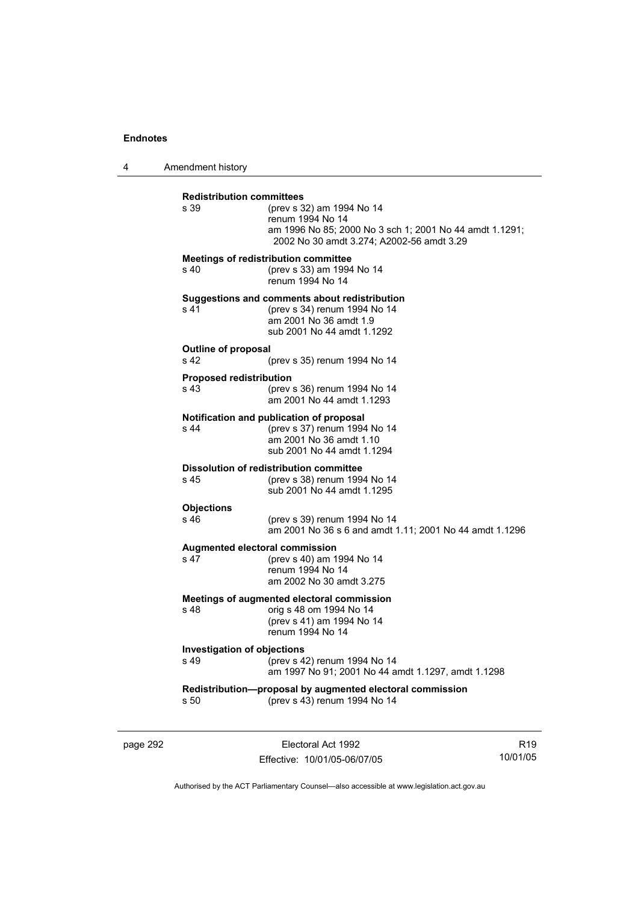**Redistribution committees**

s 39 (prev s 32) am 1994 No 14
renum 1994 No 14
am 1996 No 85; 2000 No 3 sch 1; 2001 No 44 amdt 1.1291; 2002 No 30 amdt 3.274; A2002-56 amdt 3.29

**Meetings of redistribution committee**

s 40 (prev s 33) am 1994 No 14
renum 1994 No 14

**Suggestions and comments about redistribution**

s 41 (prev s 34) renum 1994 No 14
am 2001 No 36 amdt 1.9
sub 2001 No 44 amdt 1.1292

**Outline of proposal**

s 42 (prev s 35) renum 1994 No 14

**Proposed redistribution**

s 43 (prev s 36) renum 1994 No 14
am 2001 No 44 amdt 1.1293

**Notification and publication of proposal**

s 44 (prev s 37) renum 1994 No 14
am 2001 No 36 amdt 1.10
sub 2001 No 44 amdt 1.1294

**Dissolution of redistribution committee**

s 45 (prev s 38) renum 1994 No 14
sub 2001 No 44 amdt 1.1295

**Objections**

s 46 (prev s 39) renum 1994 No 14
am 2001 No 36 s 6 and amdt 1.11; 2001 No 44 amdt 1.1296

**Augmented electoral commission**

s 47 (prev s 40) am 1994 No 14
renum 1994 No 14
am 2002 No 30 amdt 3.275

**Meetings of augmented electoral commission**

s 48 orig s 48 om 1994 No 14
(prev s 41) am 1994 No 14
renum 1994 No 14

**Investigation of objections**

s 49 (prev s 42) renum 1994 No 14
am 1997 No 91; 2001 No 44 amdt 1.1297, amdt 1.1298

**Redistribution—proposal by augmented electoral commission**

s 50 (prev s 43) renum 1994 No 14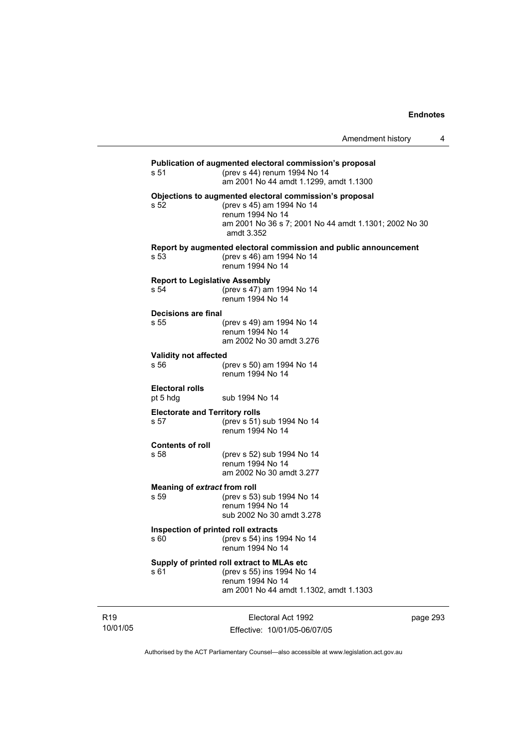**Publication of augmented electoral commission's proposal**

s 51 (prev s 44) renum 1994 No 14
am 2001 No 44 amdt 1.1299, amdt 1.1300

**Objections to augmented electoral commission's proposal**

s 52 (prev s 45) am 1994 No 14
renum 1994 No 14
am 2001 No 36 s 7; 2001 No 44 amdt 1.1301; 2002 No 30 amdt 3.352

**Report by augmented electoral commission and public announcement**

s 53 (prev s 46) am 1994 No 14
renum 1994 No 14

**Report to Legislative Assembly**

s 54 (prev s 47) am 1994 No 14
renum 1994 No 14

**Decisions are final**

s 55 (prev s 49) am 1994 No 14
renum 1994 No 14
am 2002 No 30 amdt 3.276

**Validity not affected**

s 56 (prev s 50) am 1994 No 14
renum 1994 No 14

**Electoral rolls**

pt 5 hdg sub 1994 No 14

**Electorate and Territory rolls**

s 57 (prev s 51) sub 1994 No 14
renum 1994 No 14

**Contents of roll**

s 58 (prev s 52) sub 1994 No 14
renum 1994 No 14
am 2002 No 30 amdt 3.277

**Meaning of *extract* from roll**

s 59 (prev s 53) sub 1994 No 14
renum 1994 No 14
sub 2002 No 30 amdt 3.278

**Inspection of printed roll extracts**

s 60 (prev s 54) ins 1994 No 14
renum 1994 No 14

**Supply of printed roll extract to MLAs etc**

s 61 (prev s 55) ins 1994 No 14
renum 1994 No 14
am 2001 No 44 amdt 1.1302, amdt 1.1303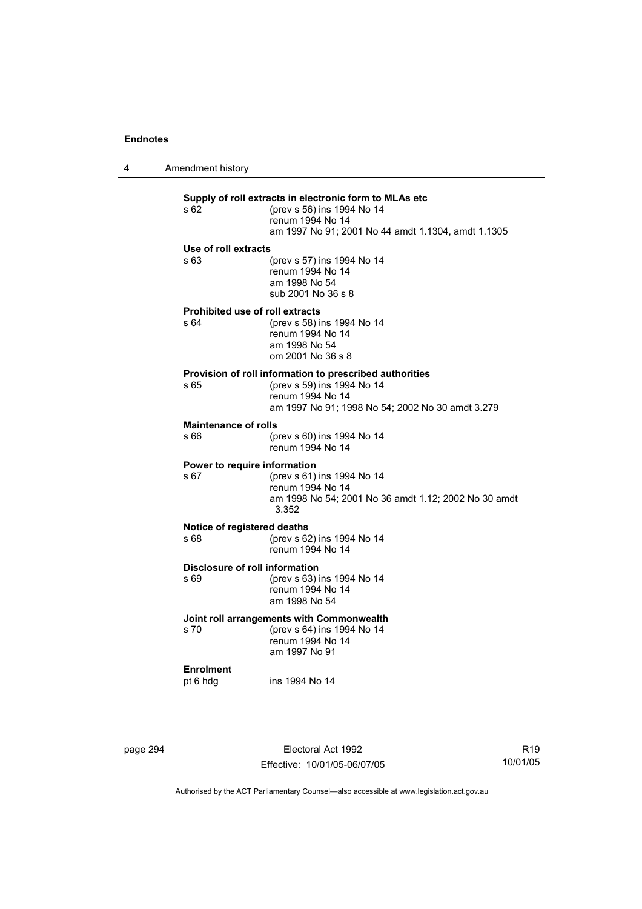**Supply of roll extracts in electronic form to MLAs etc**

s 62 (prev s 56) ins 1994 No 14
renum 1994 No 14
am 1997 No 91; 2001 No 44 amdt 1.1304, amdt 1.1305

**Use of roll extracts**

s 63 (prev s 57) ins 1994 No 14
renum 1994 No 14
am 1998 No 54
sub 2001 No 36 s 8

**Prohibited use of roll extracts**

s 64 (prev s 58) ins 1994 No 14
renum 1994 No 14
am 1998 No 54
om 2001 No 36 s 8

**Provision of roll information to prescribed authorities**

s 65 (prev s 59) ins 1994 No 14
renum 1994 No 14
am 1997 No 91; 1998 No 54; 2002 No 30 amdt 3.279

**Maintenance of rolls**

s 66 (prev s 60) ins 1994 No 14
renum 1994 No 14

**Power to require information**

s 67 (prev s 61) ins 1994 No 14
renum 1994 No 14
am 1998 No 54; 2001 No 36 amdt 1.12; 2002 No 30 amdt 3.352

**Notice of registered deaths**

s 68 (prev s 62) ins 1994 No 14
renum 1994 No 14

**Disclosure of roll information**

s 69 (prev s 63) ins 1994 No 14
renum 1994 No 14
am 1998 No 54

**Joint roll arrangements with Commonwealth**

s 70 (prev s 64) ins 1994 No 14
renum 1994 No 14
am 1997 No 91

**Enrolment**

pt 6 hdg ins 1994 No 14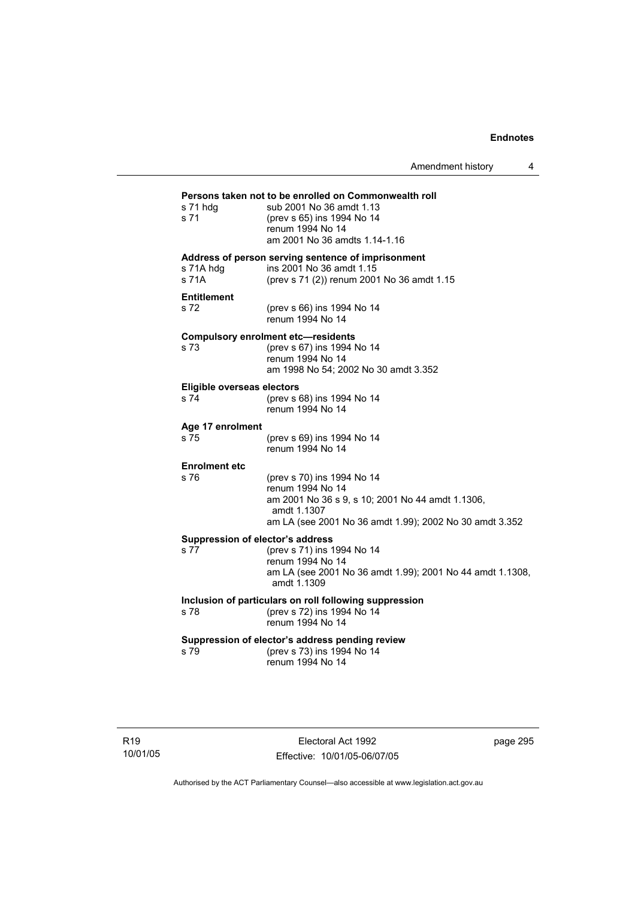**Persons taken not to be enrolled on Commonwealth roll**

| | |
|---|---|
| s 71 hdg | sub 2001 No 36 amdt 1.13 |
| s 71 | (prev s 65) ins 1994 No 14<br>renum 1994 No 14<br>am 2001 No 36 amdts 1.14-1.16 |

**Address of person serving sentence of imprisonment**

| | |
|---|---|
| s 71A hdg | ins 2001 No 36 amdt 1.15 |
| s 71A | (prev s 71 (2)) renum 2001 No 36 amdt 1.15 |

**Entitlement**

| | |
|---|---|
| s 72 | (prev s 66) ins 1994 No 14<br>renum 1994 No 14 |

**Compulsory enrolment etc—residents**

| | |
|---|---|
| s 73 | (prev s 67) ins 1994 No 14<br>renum 1994 No 14<br>am 1998 No 54; 2002 No 30 amdt 3.352 |

**Eligible overseas electors**

| | |
|---|---|
| s 74 | (prev s 68) ins 1994 No 14<br>renum 1994 No 14 |

**Age 17 enrolment**

| | |
|---|---|
| s 75 | (prev s 69) ins 1994 No 14<br>renum 1994 No 14 |

**Enrolment etc**

| | |
|---|---|
| s 76 | (prev s 70) ins 1994 No 14<br>renum 1994 No 14<br>am 2001 No 36 s 9, s 10; 2001 No 44 amdt 1.1306, amdt 1.1307<br>am LA (see 2001 No 36 amdt 1.99); 2002 No 30 amdt 3.352 |

**Suppression of elector's address**

| | |
|---|---|
| s 77 | (prev s 71) ins 1994 No 14<br>renum 1994 No 14<br>am LA (see 2001 No 36 amdt 1.99); 2001 No 44 amdt 1.1308, amdt 1.1309 |

**Inclusion of particulars on roll following suppression**

| | |
|---|---|
| s 78 | (prev s 72) ins 1994 No 14<br>renum 1994 No 14 |

**Suppression of elector's address pending review**

| | |
|---|---|
| s 79 | (prev s 73) ins 1994 No 14<br>renum 1994 No 14 |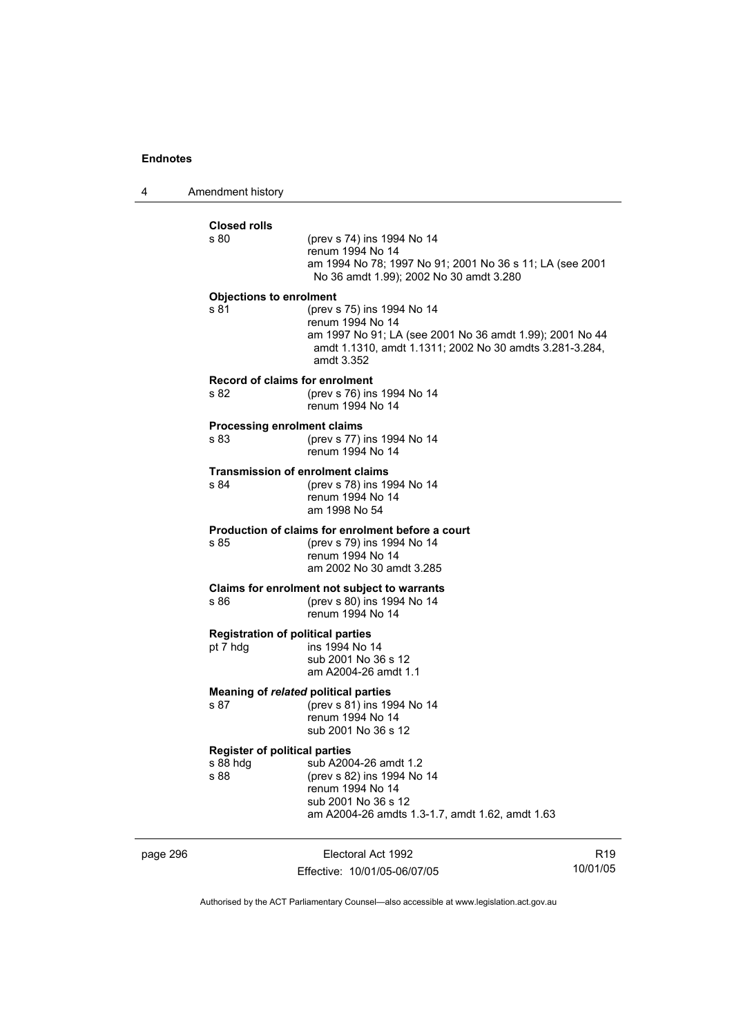**Closed rolls**

s 80 (prev s 74) ins 1994 No 14
renum 1994 No 14
am 1994 No 78; 1997 No 91; 2001 No 36 s 11; LA (see 2001 No 36 amdt 1.99); 2002 No 30 amdt 3.280

**Objections to enrolment**

s 81 (prev s 75) ins 1994 No 14
renum 1994 No 14
am 1997 No 91; LA (see 2001 No 36 amdt 1.99); 2001 No 44 amdt 1.1310, amdt 1.1311; 2002 No 30 amdts 3.281-3.284, amdt 3.352

**Record of claims for enrolment**

s 82 (prev s 76) ins 1994 No 14
renum 1994 No 14

**Processing enrolment claims**

s 83 (prev s 77) ins 1994 No 14
renum 1994 No 14

**Transmission of enrolment claims**

s 84 (prev s 78) ins 1994 No 14
renum 1994 No 14
am 1998 No 54

**Production of claims for enrolment before a court**

s 85 (prev s 79) ins 1994 No 14
renum 1994 No 14
am 2002 No 30 amdt 3.285

**Claims for enrolment not subject to warrants**

s 86 (prev s 80) ins 1994 No 14
renum 1994 No 14

**Registration of political parties**

pt 7 hdg ins 1994 No 14
sub 2001 No 36 s 12
am A2004-26 amdt 1.1

**Meaning of *related* political parties**

s 87 (prev s 81) ins 1994 No 14
renum 1994 No 14
sub 2001 No 36 s 12

**Register of political parties**

s 88 hdg sub A2004-26 amdt 1.2
s 88 (prev s 82) ins 1994 No 14
renum 1994 No 14
sub 2001 No 36 s 12
am A2004-26 amdts 1.3-1.7, amdt 1.62, amdt 1.63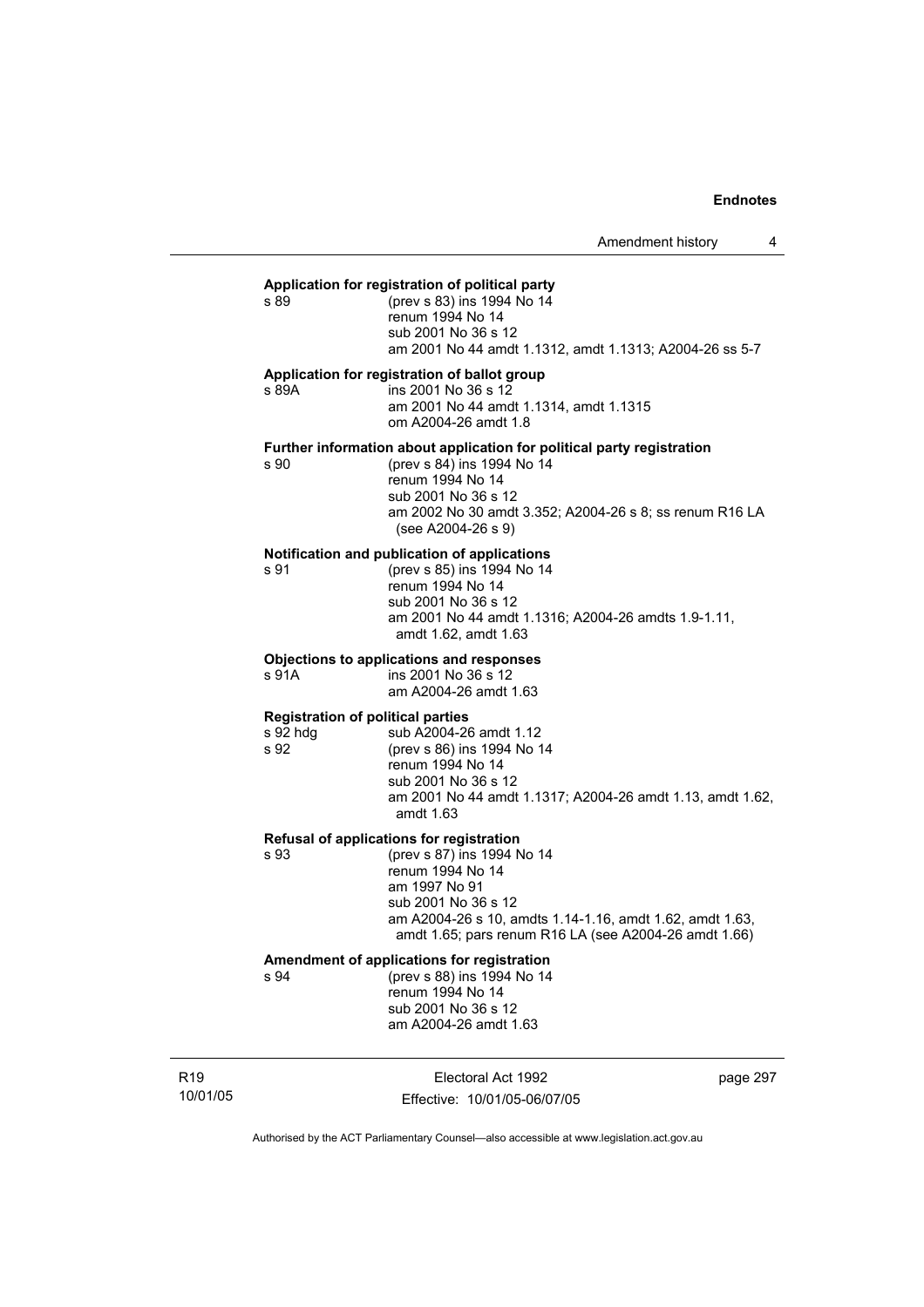**Application for registration of political party**

s 89 (prev s 83) ins 1994 No 14
renum 1994 No 14
sub 2001 No 36 s 12
am 2001 No 44 amdt 1.1312, amdt 1.1313; A2004-26 ss 5-7

**Application for registration of ballot group**

s 89A ins 2001 No 36 s 12
am 2001 No 44 amdt 1.1314, amdt 1.1315
om A2004-26 amdt 1.8

**Further information about application for political party registration**

s 90 (prev s 84) ins 1994 No 14
renum 1994 No 14
sub 2001 No 36 s 12
am 2002 No 30 amdt 3.352; A2004-26 s 8; ss renum R16 LA (see A2004-26 s 9)

**Notification and publication of applications**

s 91 (prev s 85) ins 1994 No 14
renum 1994 No 14
sub 2001 No 36 s 12
am 2001 No 44 amdt 1.1316; A2004-26 amdts 1.9-1.11, amdt 1.62, amdt 1.63

**Objections to applications and responses**

s 91A ins 2001 No 36 s 12
am A2004-26 amdt 1.63

**Registration of political parties**

s 92 hdg sub A2004-26 amdt 1.12

s 92 (prev s 86) ins 1994 No 14
renum 1994 No 14
sub 2001 No 36 s 12
am 2001 No 44 amdt 1.1317; A2004-26 amdt 1.13, amdt 1.62, amdt 1.63

**Refusal of applications for registration**

s 93 (prev s 87) ins 1994 No 14
renum 1994 No 14
am 1997 No 91
sub 2001 No 36 s 12
am A2004-26 s 10, amdts 1.14-1.16, amdt 1.62, amdt 1.63, amdt 1.65; pars renum R16 LA (see A2004-26 amdt 1.66)

**Amendment of applications for registration**

s 94 (prev s 88) ins 1994 No 14
renum 1994 No 14
sub 2001 No 36 s 12
am A2004-26 amdt 1.63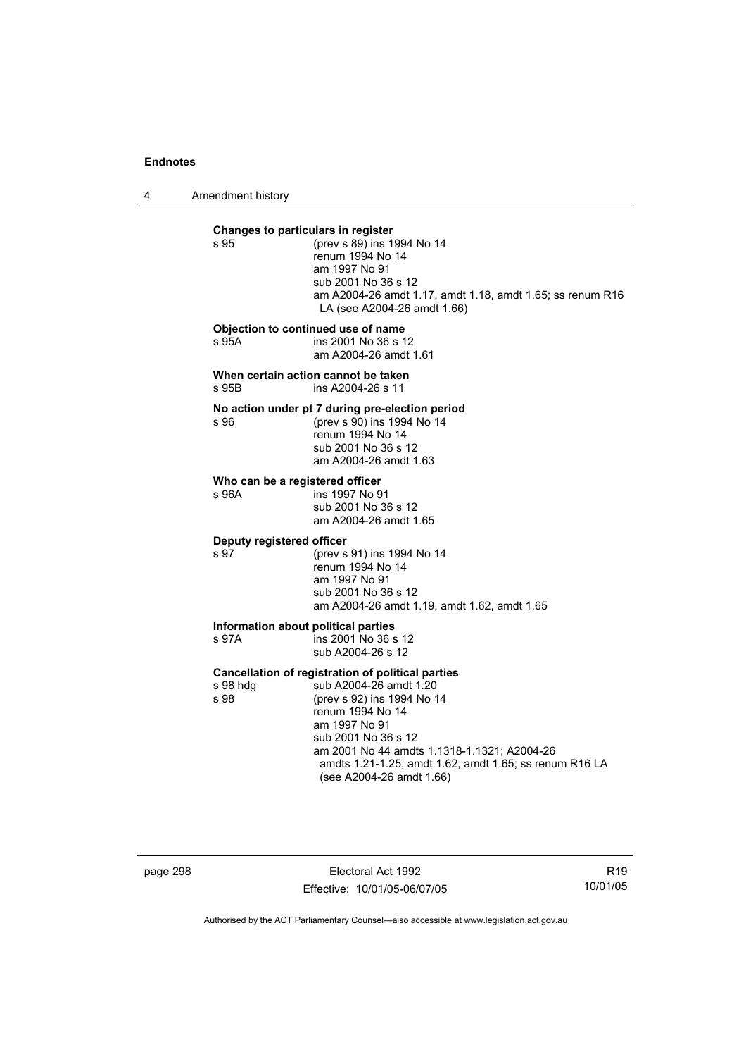**Changes to particulars in register**

s 95 (prev s 89) ins 1994 No 14
renum 1994 No 14
am 1997 No 91
sub 2001 No 36 s 12
am A2004-26 amdt 1.17, amdt 1.18, amdt 1.65; ss renum R16 LA (see A2004-26 amdt 1.66)

**Objection to continued use of name**

s 95A ins 2001 No 36 s 12
am A2004-26 amdt 1.61

**When certain action cannot be taken**

s 95B ins A2004-26 s 11

**No action under pt 7 during pre-election period**

s 96 (prev s 90) ins 1994 No 14
renum 1994 No 14
sub 2001 No 36 s 12
am A2004-26 amdt 1.63

**Who can be a registered officer**

s 96A ins 1997 No 91
sub 2001 No 36 s 12
am A2004-26 amdt 1.65

**Deputy registered officer**

s 97 (prev s 91) ins 1994 No 14
renum 1994 No 14
am 1997 No 91
sub 2001 No 36 s 12
am A2004-26 amdt 1.19, amdt 1.62, amdt 1.65

**Information about political parties**

s 97A ins 2001 No 36 s 12
sub A2004-26 s 12

**Cancellation of registration of political parties**

s 98 hdg sub A2004-26 amdt 1.20

s 98 (prev s 92) ins 1994 No 14
renum 1994 No 14
am 1997 No 91
sub 2001 No 36 s 12
am 2001 No 44 amdts 1.1318-1.1321; A2004-26 amdts 1.21-1.25, amdt 1.62, amdt 1.65; ss renum R16 LA (see A2004-26 amdt 1.66)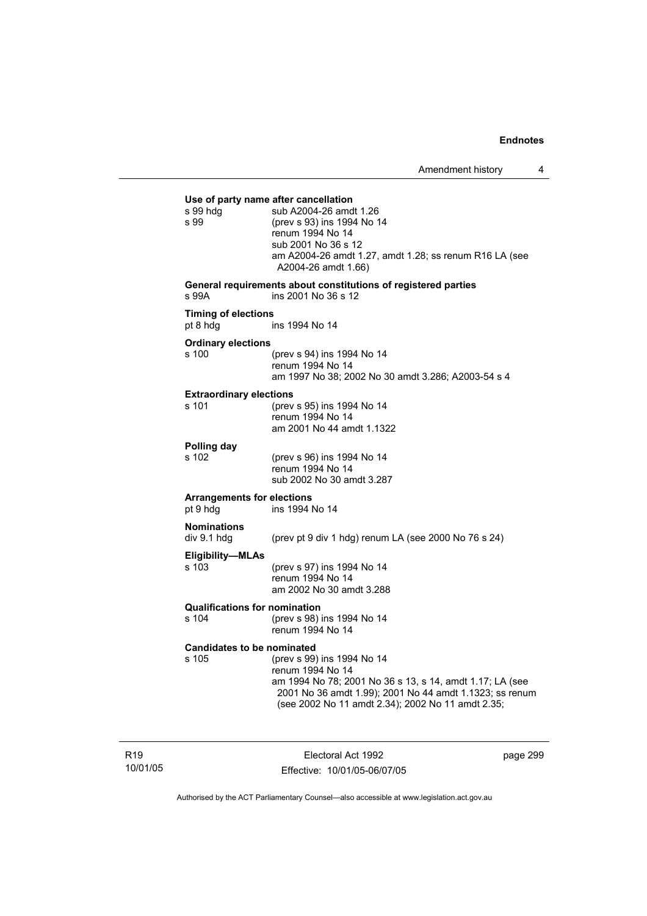**Use of party name after cancellation**

s 99 hdg sub A2004-26 amdt 1.26

s 99 (prev s 93) ins 1994 No 14
renum 1994 No 14
sub 2001 No 36 s 12
am A2004-26 amdt 1.27, amdt 1.28; ss renum R16 LA (see A2004-26 amdt 1.66)

**General requirements about constitutions of registered parties**

s 99A ins 2001 No 36 s 12

**Timing of elections**

pt 8 hdg ins 1994 No 14

**Ordinary elections**

s 100 (prev s 94) ins 1994 No 14
renum 1994 No 14
am 1997 No 38; 2002 No 30 amdt 3.286; A2003-54 s 4

**Extraordinary elections**

s 101 (prev s 95) ins 1994 No 14
renum 1994 No 14
am 2001 No 44 amdt 1.1322

**Polling day**

s 102 (prev s 96) ins 1994 No 14
renum 1994 No 14
sub 2002 No 30 amdt 3.287

**Arrangements for elections**

pt 9 hdg ins 1994 No 14

**Nominations**

div 9.1 hdg (prev pt 9 div 1 hdg) renum LA (see 2000 No 76 s 24)

**Eligibility—MLAs**

s 103 (prev s 97) ins 1994 No 14
renum 1994 No 14
am 2002 No 30 amdt 3.288

**Qualifications for nomination**

s 104 (prev s 98) ins 1994 No 14
renum 1994 No 14

**Candidates to be nominated**

s 105 (prev s 99) ins 1994 No 14
renum 1994 No 14
am 1994 No 78; 2001 No 36 s 13, s 14, amdt 1.17; LA (see 2001 No 36 amdt 1.99); 2001 No 44 amdt 1.1323; ss renum (see 2002 No 11 amdt 2.34); 2002 No 11 amdt 2.35;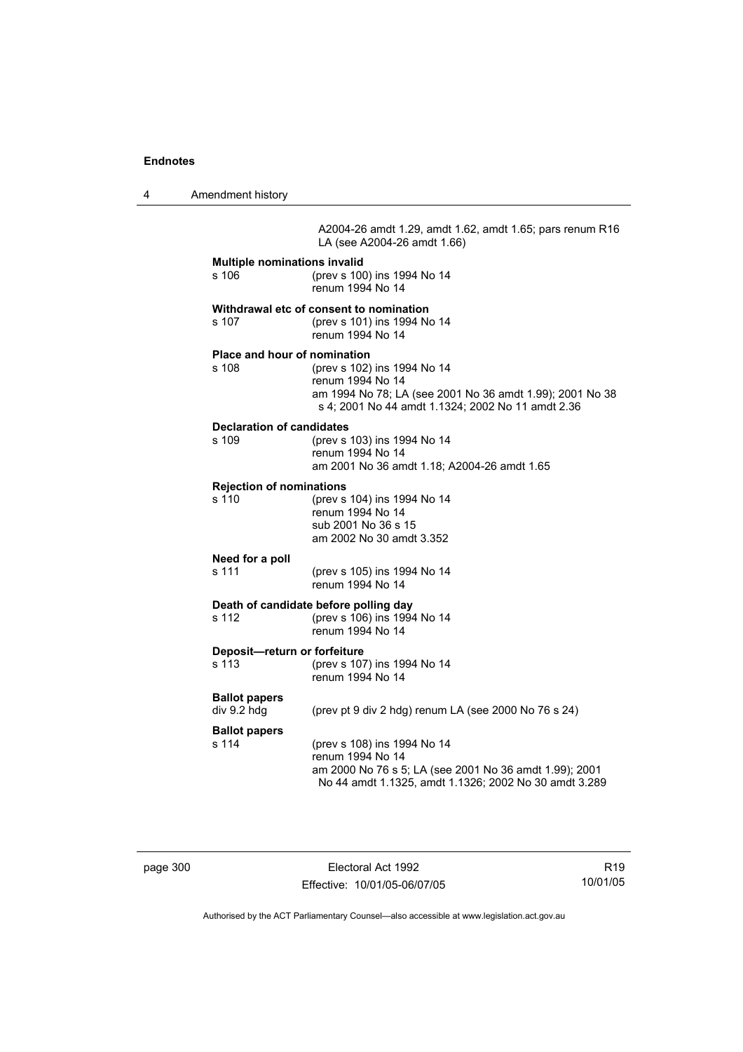A2004-26 amdt 1.29, amdt 1.62, amdt 1.65; pars renum R16 LA (see A2004-26 amdt 1.66)

**Multiple nominations invalid**

s 106 (prev s 100) ins 1994 No 14
renum 1994 No 14

**Withdrawal etc of consent to nomination**

s 107 (prev s 101) ins 1994 No 14
renum 1994 No 14

**Place and hour of nomination**

s 108 (prev s 102) ins 1994 No 14
renum 1994 No 14
am 1994 No 78; LA (see 2001 No 36 amdt 1.99); 2001 No 38 s 4; 2001 No 44 amdt 1.1324; 2002 No 11 amdt 2.36

**Declaration of candidates**

s 109 (prev s 103) ins 1994 No 14
renum 1994 No 14
am 2001 No 36 amdt 1.18; A2004-26 amdt 1.65

**Rejection of nominations**

s 110 (prev s 104) ins 1994 No 14
renum 1994 No 14
sub 2001 No 36 s 15
am 2002 No 30 amdt 3.352

**Need for a poll**

s 111 (prev s 105) ins 1994 No 14
renum 1994 No 14

**Death of candidate before polling day**

s 112 (prev s 106) ins 1994 No 14
renum 1994 No 14

**Deposit—return or forfeiture**

s 113 (prev s 107) ins 1994 No 14
renum 1994 No 14

**Ballot papers**

div 9.2 hdg (prev pt 9 div 2 hdg) renum LA (see 2000 No 76 s 24)

**Ballot papers**

s 114 (prev s 108) ins 1994 No 14
renum 1994 No 14
am 2000 No 76 s 5; LA (see 2001 No 36 amdt 1.99); 2001 No 44 amdt 1.1325, amdt 1.1326; 2002 No 30 amdt 3.289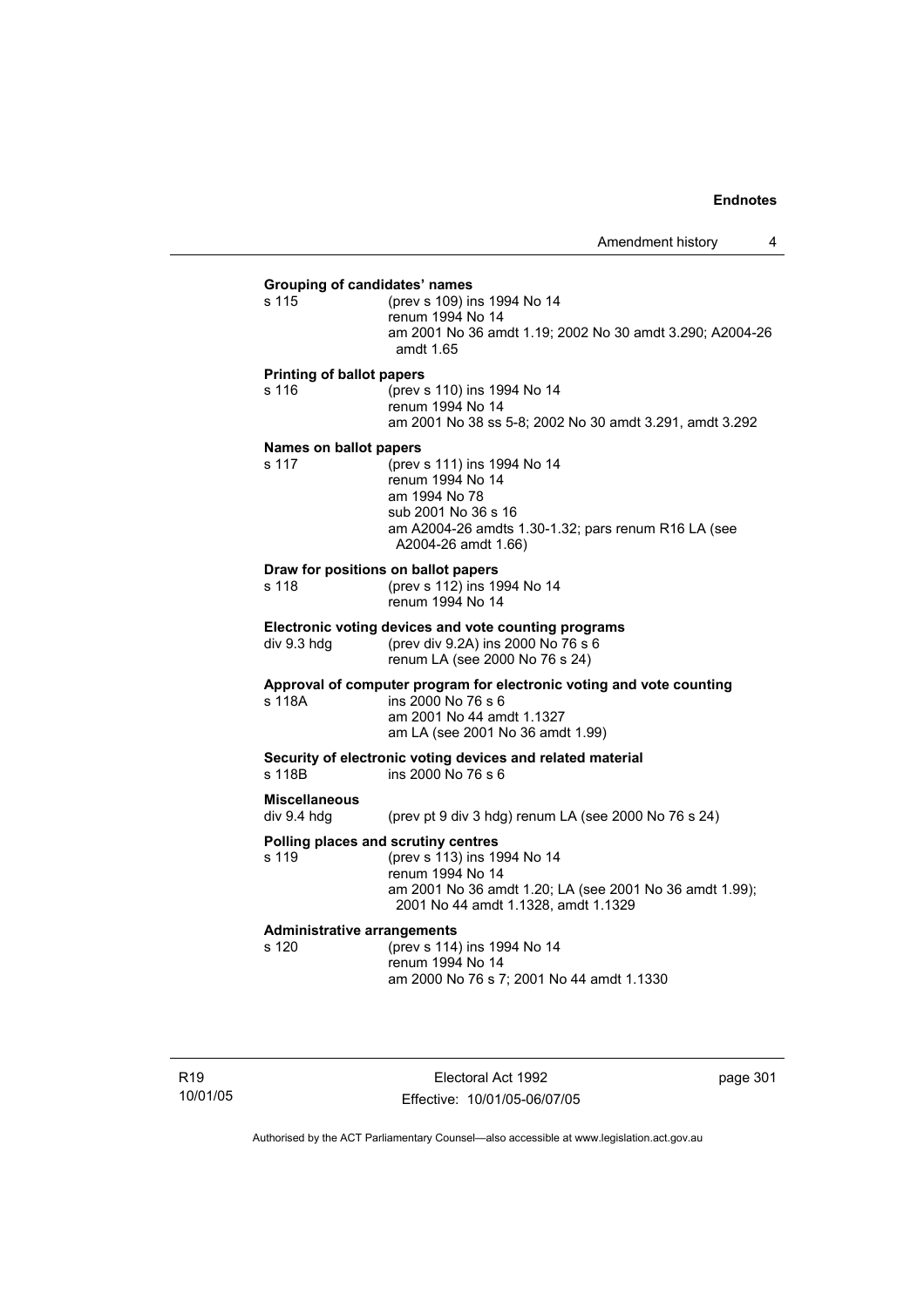**Grouping of candidates' names**

s 115 (prev s 109) ins 1994 No 14
renum 1994 No 14
am 2001 No 36 amdt 1.19; 2002 No 30 amdt 3.290; A2004-26 amdt 1.65

**Printing of ballot papers**

s 116 (prev s 110) ins 1994 No 14
renum 1994 No 14
am 2001 No 38 ss 5-8; 2002 No 30 amdt 3.291, amdt 3.292

**Names on ballot papers**

s 117 (prev s 111) ins 1994 No 14
renum 1994 No 14
am 1994 No 78
sub 2001 No 36 s 16
am A2004-26 amdts 1.30-1.32; pars renum R16 LA (see A2004-26 amdt 1.66)

**Draw for positions on ballot papers**

s 118 (prev s 112) ins 1994 No 14
renum 1994 No 14

**Electronic voting devices and vote counting programs**

div 9.3 hdg (prev div 9.2A) ins 2000 No 76 s 6
renum LA (see 2000 No 76 s 24)

**Approval of computer program for electronic voting and vote counting**

s 118A ins 2000 No 76 s 6
am 2001 No 44 amdt 1.1327
am LA (see 2001 No 36 amdt 1.99)

**Security of electronic voting devices and related material**

s 118B ins 2000 No 76 s 6

**Miscellaneous**

div 9.4 hdg (prev pt 9 div 3 hdg) renum LA (see 2000 No 76 s 24)

**Polling places and scrutiny centres**

s 119 (prev s 113) ins 1994 No 14
renum 1994 No 14
am 2001 No 36 amdt 1.20; LA (see 2001 No 36 amdt 1.99); 2001 No 44 amdt 1.1328, amdt 1.1329

**Administrative arrangements**

s 120 (prev s 114) ins 1994 No 14
renum 1994 No 14
am 2000 No 76 s 7; 2001 No 44 amdt 1.1330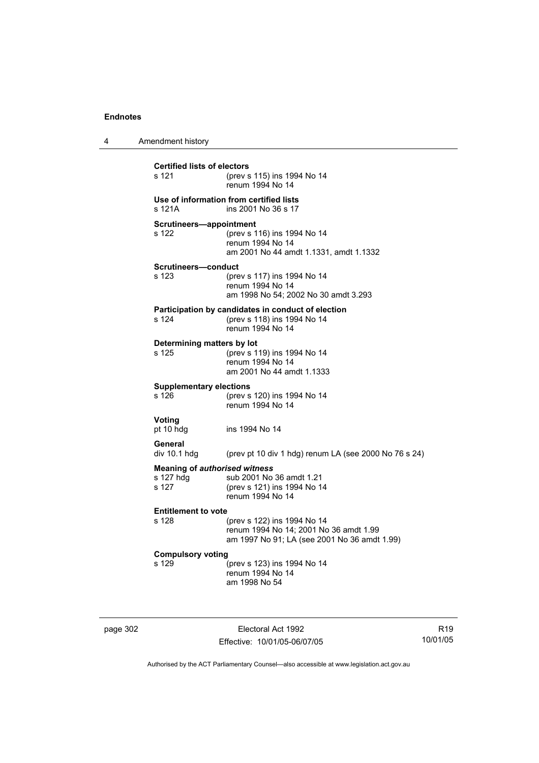**Certified lists of electors**

s 121 (prev s 115) ins 1994 No 14
renum 1994 No 14

**Use of information from certified lists**

s 121A ins 2001 No 36 s 17

**Scrutineers—appointment**

s 122 (prev s 116) ins 1994 No 14
renum 1994 No 14
am 2001 No 44 amdt 1.1331, amdt 1.1332

**Scrutineers—conduct**

s 123 (prev s 117) ins 1994 No 14
renum 1994 No 14
am 1998 No 54; 2002 No 30 amdt 3.293

**Participation by candidates in conduct of election**

s 124 (prev s 118) ins 1994 No 14
renum 1994 No 14

**Determining matters by lot**

s 125 (prev s 119) ins 1994 No 14
renum 1994 No 14
am 2001 No 44 amdt 1.1333

**Supplementary elections**

s 126 (prev s 120) ins 1994 No 14
renum 1994 No 14

**Voting**

pt 10 hdg ins 1994 No 14

**General**

div 10.1 hdg (prev pt 10 div 1 hdg) renum LA (see 2000 No 76 s 24)

**Meaning of *authorised witness***

s 127 hdg sub 2001 No 36 amdt 1.21
s 127 (prev s 121) ins 1994 No 14
renum 1994 No 14

**Entitlement to vote**

s 128 (prev s 122) ins 1994 No 14
renum 1994 No 14; 2001 No 36 amdt 1.99
am 1997 No 91; LA (see 2001 No 36 amdt 1.99)

**Compulsory voting**

s 129 (prev s 123) ins 1994 No 14
renum 1994 No 14
am 1998 No 54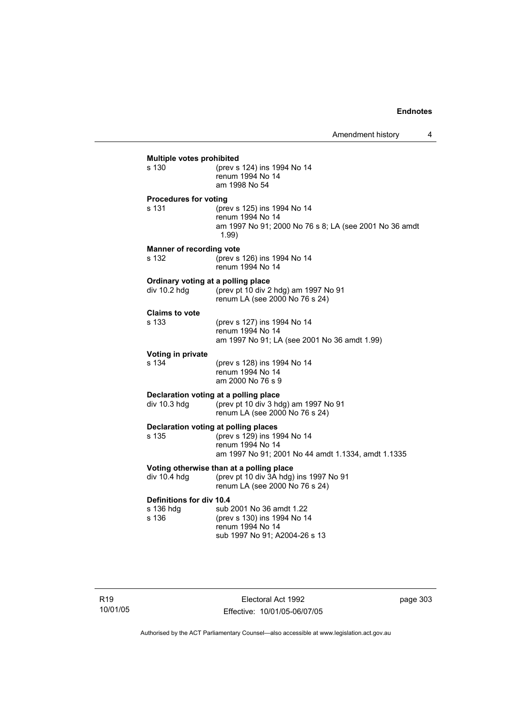**Multiple votes prohibited**

s 130 (prev s 124) ins 1994 No 14
renum 1994 No 14
am 1998 No 54

**Procedures for voting**

s 131 (prev s 125) ins 1994 No 14
renum 1994 No 14
am 1997 No 91; 2000 No 76 s 8; LA (see 2001 No 36 amdt 1.99)

**Manner of recording vote**

s 132 (prev s 126) ins 1994 No 14
renum 1994 No 14

**Ordinary voting at a polling place**

div 10.2 hdg (prev pt 10 div 2 hdg) am 1997 No 91
renum LA (see 2000 No 76 s 24)

**Claims to vote**

s 133 (prev s 127) ins 1994 No 14
renum 1994 No 14
am 1997 No 91; LA (see 2001 No 36 amdt 1.99)

**Voting in private**

s 134 (prev s 128) ins 1994 No 14
renum 1994 No 14
am 2000 No 76 s 9

**Declaration voting at a polling place**

div 10.3 hdg (prev pt 10 div 3 hdg) am 1997 No 91
renum LA (see 2000 No 76 s 24)

**Declaration voting at polling places**

s 135 (prev s 129) ins 1994 No 14
renum 1994 No 14
am 1997 No 91; 2001 No 44 amdt 1.1334, amdt 1.1335

**Voting otherwise than at a polling place**

div 10.4 hdg (prev pt 10 div 3A hdg) ins 1997 No 91
renum LA (see 2000 No 76 s 24)

**Definitions for div 10.4**

s 136 hdg sub 2001 No 36 amdt 1.22
s 136 (prev s 130) ins 1994 No 14
renum 1994 No 14
sub 1997 No 91; A2004-26 s 13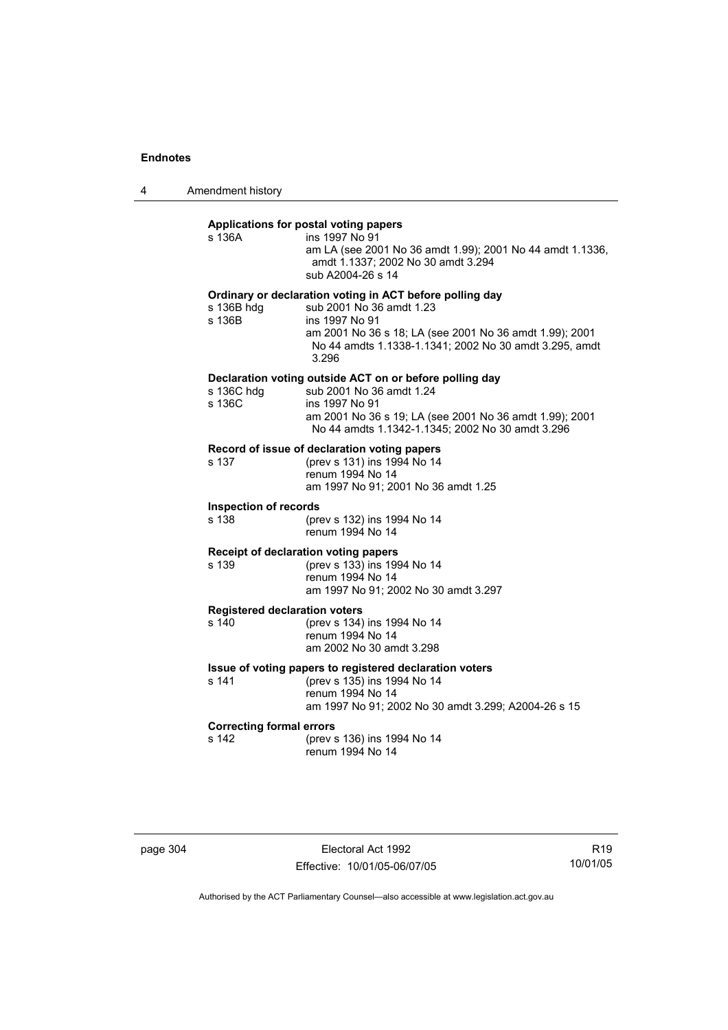**Applications for postal voting papers**

s 136A — ins 1997 No 91
am LA (see 2001 No 36 amdt 1.99); 2001 No 44 amdt 1.1336, amdt 1.1337; 2002 No 30 amdt 3.294
sub A2004-26 s 14

**Ordinary or declaration voting in ACT before polling day**

s 136B hdg — sub 2001 No 36 amdt 1.23
s 136B — ins 1997 No 91
am 2001 No 36 s 18; LA (see 2001 No 36 amdt 1.99); 2001 No 44 amdts 1.1338-1.1341; 2002 No 30 amdt 3.295, amdt 3.296

**Declaration voting outside ACT on or before polling day**

s 136C hdg — sub 2001 No 36 amdt 1.24
s 136C — ins 1997 No 91
am 2001 No 36 s 19; LA (see 2001 No 36 amdt 1.99); 2001 No 44 amdts 1.1342-1.1345; 2002 No 30 amdt 3.296

**Record of issue of declaration voting papers**

s 137 — (prev s 131) ins 1994 No 14
renum 1994 No 14
am 1997 No 91; 2001 No 36 amdt 1.25

**Inspection of records**

s 138 — (prev s 132) ins 1994 No 14
renum 1994 No 14

**Receipt of declaration voting papers**

s 139 — (prev s 133) ins 1994 No 14
renum 1994 No 14
am 1997 No 91; 2002 No 30 amdt 3.297

**Registered declaration voters**

s 140 — (prev s 134) ins 1994 No 14
renum 1994 No 14
am 2002 No 30 amdt 3.298

**Issue of voting papers to registered declaration voters**

s 141 — (prev s 135) ins 1994 No 14
renum 1994 No 14
am 1997 No 91; 2002 No 30 amdt 3.299; A2004-26 s 15

**Correcting formal errors**

s 142 — (prev s 136) ins 1994 No 14
renum 1994 No 14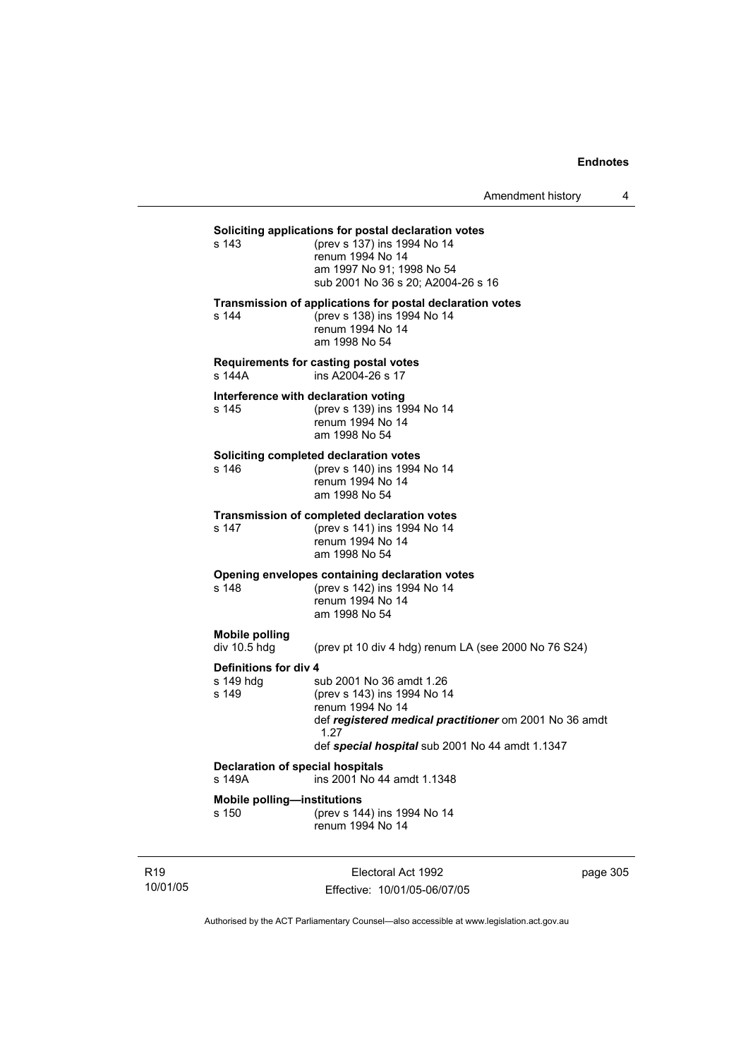**Soliciting applications for postal declaration votes**

s 143 (prev s 137) ins 1994 No 14
renum 1994 No 14
am 1997 No 91; 1998 No 54
sub 2001 No 36 s 20; A2004-26 s 16

**Transmission of applications for postal declaration votes**

s 144 (prev s 138) ins 1994 No 14
renum 1994 No 14
am 1998 No 54

**Requirements for casting postal votes**

s 144A ins A2004-26 s 17

**Interference with declaration voting**

s 145 (prev s 139) ins 1994 No 14
renum 1994 No 14
am 1998 No 54

**Soliciting completed declaration votes**

s 146 (prev s 140) ins 1994 No 14
renum 1994 No 14
am 1998 No 54

**Transmission of completed declaration votes**

s 147 (prev s 141) ins 1994 No 14
renum 1994 No 14
am 1998 No 54

**Opening envelopes containing declaration votes**

s 148 (prev s 142) ins 1994 No 14
renum 1994 No 14
am 1998 No 54

**Mobile polling**

div 10.5 hdg (prev pt 10 div 4 hdg) renum LA (see 2000 No 76 S24)

**Definitions for div 4**

s 149 hdg sub 2001 No 36 amdt 1.26

s 149 (prev s 143) ins 1994 No 14
renum 1994 No 14
def ***registered medical practitioner*** om 2001 No 36 amdt 1.27
def ***special hospital*** sub 2001 No 44 amdt 1.1347

**Declaration of special hospitals**

s 149A ins 2001 No 44 amdt 1.1348

**Mobile polling—institutions**

s 150 (prev s 144) ins 1994 No 14
renum 1994 No 14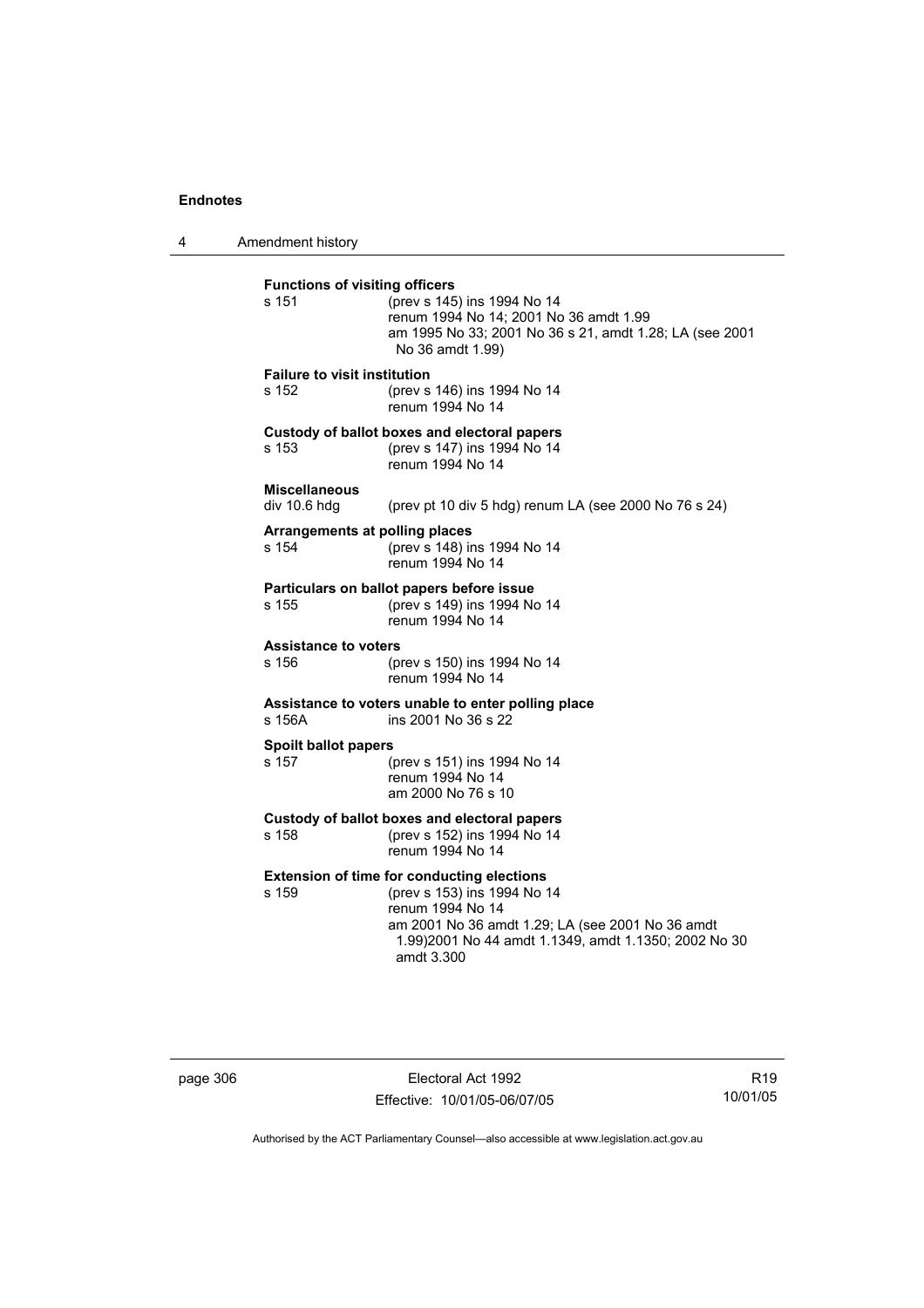**Functions of visiting officers**

s 151 (prev s 145) ins 1994 No 14
renum 1994 No 14; 2001 No 36 amdt 1.99
am 1995 No 33; 2001 No 36 s 21, amdt 1.28; LA (see 2001 No 36 amdt 1.99)

**Failure to visit institution**

s 152 (prev s 146) ins 1994 No 14
renum 1994 No 14

**Custody of ballot boxes and electoral papers**

s 153 (prev s 147) ins 1994 No 14
renum 1994 No 14

**Miscellaneous**

div 10.6 hdg (prev pt 10 div 5 hdg) renum LA (see 2000 No 76 s 24)

**Arrangements at polling places**

s 154 (prev s 148) ins 1994 No 14
renum 1994 No 14

**Particulars on ballot papers before issue**

s 155 (prev s 149) ins 1994 No 14
renum 1994 No 14

**Assistance to voters**

s 156 (prev s 150) ins 1994 No 14
renum 1994 No 14

**Assistance to voters unable to enter polling place**

s 156A ins 2001 No 36 s 22

**Spoilt ballot papers**

s 157 (prev s 151) ins 1994 No 14
renum 1994 No 14
am 2000 No 76 s 10

**Custody of ballot boxes and electoral papers**

s 158 (prev s 152) ins 1994 No 14
renum 1994 No 14

**Extension of time for conducting elections**

s 159 (prev s 153) ins 1994 No 14
renum 1994 No 14
am 2001 No 36 amdt 1.29; LA (see 2001 No 36 amdt 1.99)2001 No 44 amdt 1.1349, amdt 1.1350; 2002 No 30 amdt 3.300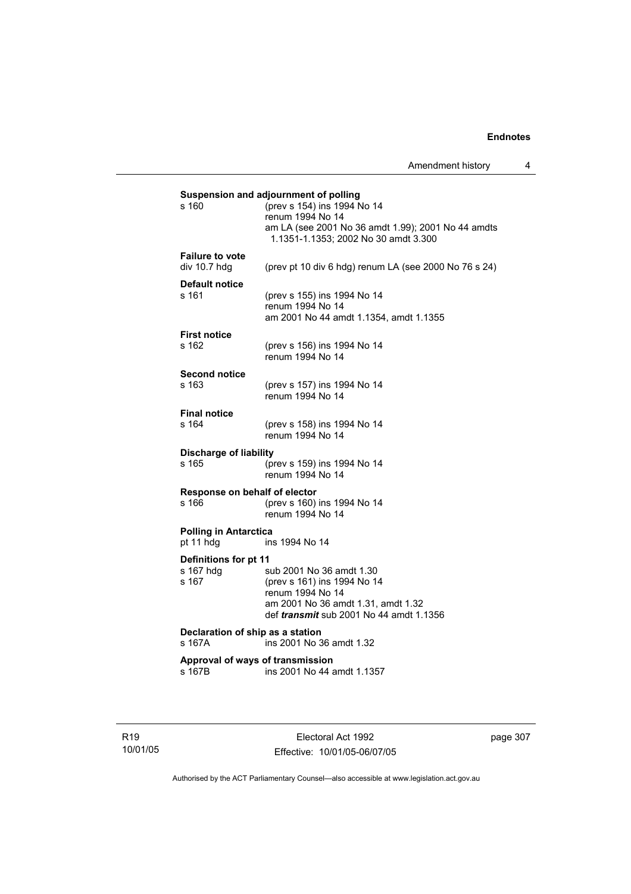**Suspension and adjournment of polling**

s 160 (prev s 154) ins 1994 No 14
renum 1994 No 14
am LA (see 2001 No 36 amdt 1.99); 2001 No 44 amdts 1.1351-1.1353; 2002 No 30 amdt 3.300

**Failure to vote**

div 10.7 hdg (prev pt 10 div 6 hdg) renum LA (see 2000 No 76 s 24)

**Default notice**

s 161 (prev s 155) ins 1994 No 14
renum 1994 No 14
am 2001 No 44 amdt 1.1354, amdt 1.1355

**First notice**

s 162 (prev s 156) ins 1994 No 14
renum 1994 No 14

**Second notice**

s 163 (prev s 157) ins 1994 No 14
renum 1994 No 14

**Final notice**

s 164 (prev s 158) ins 1994 No 14
renum 1994 No 14

**Discharge of liability**

s 165 (prev s 159) ins 1994 No 14
renum 1994 No 14

**Response on behalf of elector**

s 166 (prev s 160) ins 1994 No 14
renum 1994 No 14

**Polling in Antarctica**

pt 11 hdg ins 1994 No 14

**Definitions for pt 11**

s 167 hdg sub 2001 No 36 amdt 1.30
s 167 (prev s 161) ins 1994 No 14
renum 1994 No 14
am 2001 No 36 amdt 1.31, amdt 1.32
def ***transmit*** sub 2001 No 44 amdt 1.1356

**Declaration of ship as a station**

s 167A ins 2001 No 36 amdt 1.32

**Approval of ways of transmission**

s 167B ins 2001 No 44 amdt 1.1357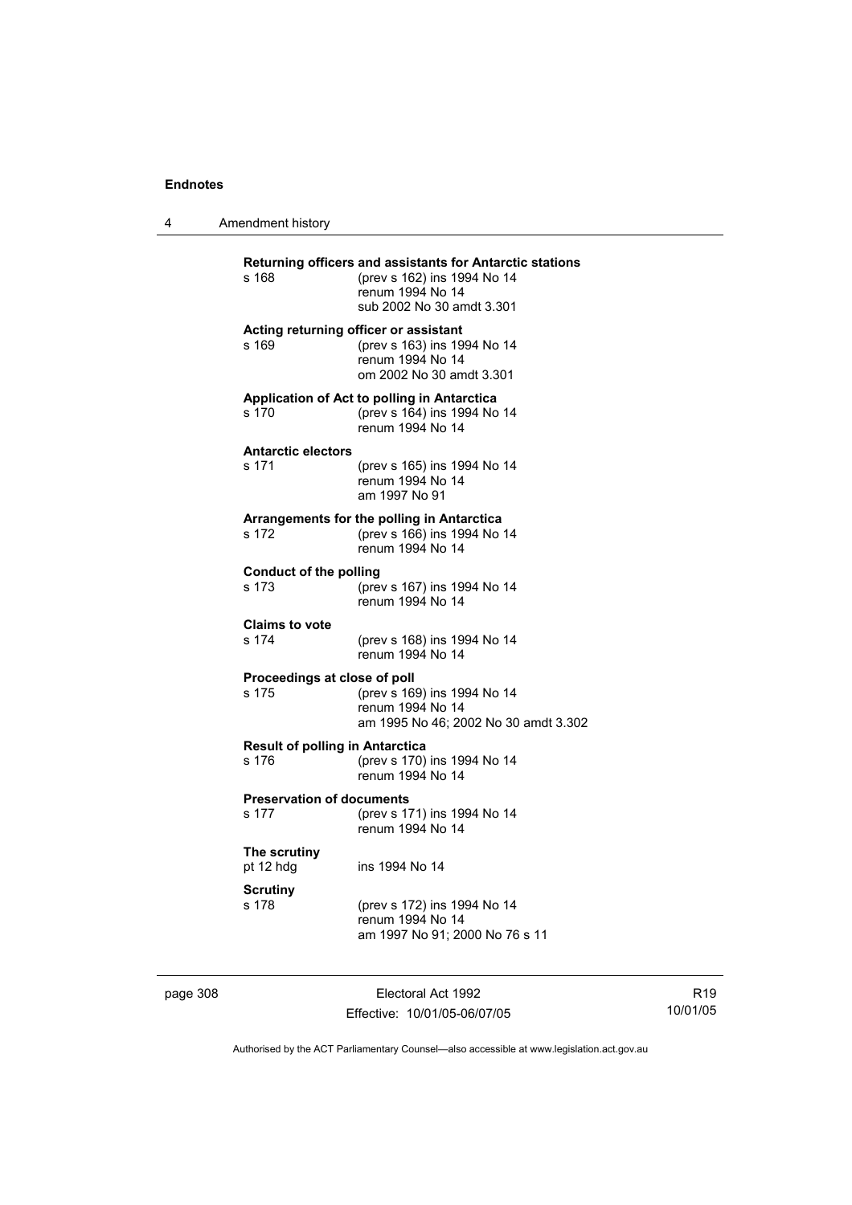**Returning officers and assistants for Antarctic stations**
s 168 (prev s 162) ins 1994 No 14
renum 1994 No 14
sub 2002 No 30 amdt 3.301

**Acting returning officer or assistant**
s 169 (prev s 163) ins 1994 No 14
renum 1994 No 14
om 2002 No 30 amdt 3.301

**Application of Act to polling in Antarctica**
s 170 (prev s 164) ins 1994 No 14
renum 1994 No 14

**Antarctic electors**
s 171 (prev s 165) ins 1994 No 14
renum 1994 No 14
am 1997 No 91

**Arrangements for the polling in Antarctica**
s 172 (prev s 166) ins 1994 No 14
renum 1994 No 14

**Conduct of the polling**
s 173 (prev s 167) ins 1994 No 14
renum 1994 No 14

**Claims to vote**
s 174 (prev s 168) ins 1994 No 14
renum 1994 No 14

**Proceedings at close of poll**
s 175 (prev s 169) ins 1994 No 14
renum 1994 No 14
am 1995 No 46; 2002 No 30 amdt 3.302

**Result of polling in Antarctica**
s 176 (prev s 170) ins 1994 No 14
renum 1994 No 14

**Preservation of documents**
s 177 (prev s 171) ins 1994 No 14
renum 1994 No 14

**The scrutiny**
pt 12 hdg ins 1994 No 14

**Scrutiny**
s 178 (prev s 172) ins 1994 No 14
renum 1994 No 14
am 1997 No 91; 2000 No 76 s 11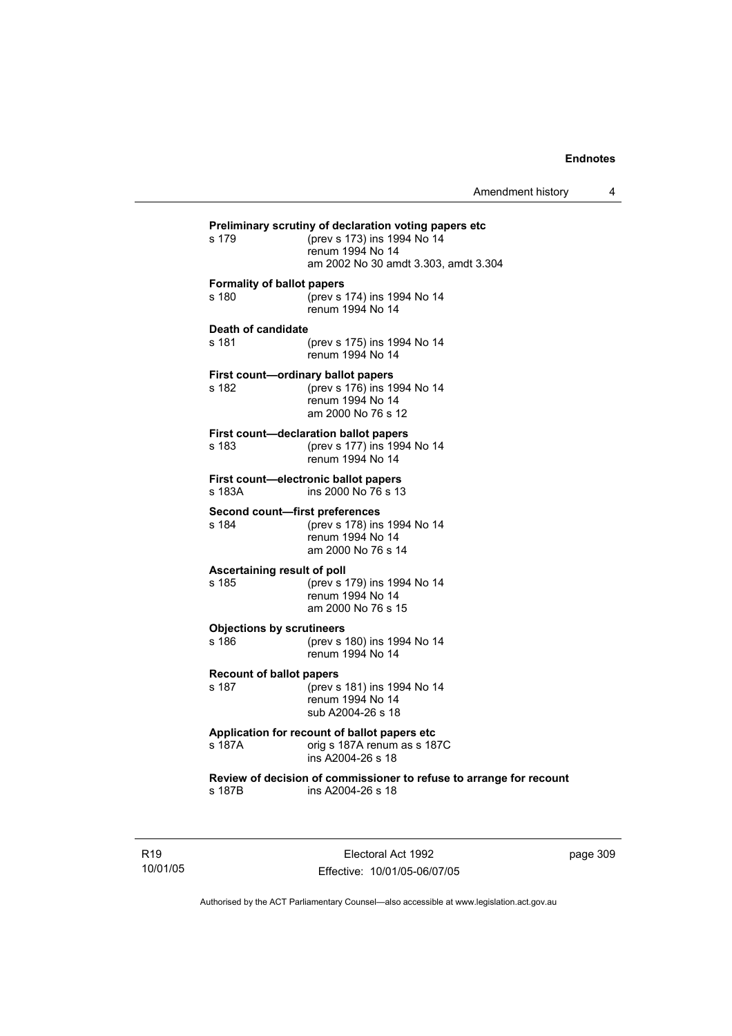**Preliminary scrutiny of declaration voting papers etc**

s 179 (prev s 173) ins 1994 No 14
renum 1994 No 14
am 2002 No 30 amdt 3.303, amdt 3.304

**Formality of ballot papers**

s 180 (prev s 174) ins 1994 No 14
renum 1994 No 14

**Death of candidate**

s 181 (prev s 175) ins 1994 No 14
renum 1994 No 14

**First count—ordinary ballot papers**

s 182 (prev s 176) ins 1994 No 14
renum 1994 No 14
am 2000 No 76 s 12

**First count—declaration ballot papers**

s 183 (prev s 177) ins 1994 No 14
renum 1994 No 14

**First count—electronic ballot papers**

s 183A ins 2000 No 76 s 13

**Second count—first preferences**

s 184 (prev s 178) ins 1994 No 14
renum 1994 No 14
am 2000 No 76 s 14

**Ascertaining result of poll**

s 185 (prev s 179) ins 1994 No 14
renum 1994 No 14
am 2000 No 76 s 15

**Objections by scrutineers**

s 186 (prev s 180) ins 1994 No 14
renum 1994 No 14

**Recount of ballot papers**

s 187 (prev s 181) ins 1994 No 14
renum 1994 No 14
sub A2004-26 s 18

**Application for recount of ballot papers etc**

s 187A orig s 187A renum as s 187C
ins A2004-26 s 18

**Review of decision of commissioner to refuse to arrange for recount**

s 187B ins A2004-26 s 18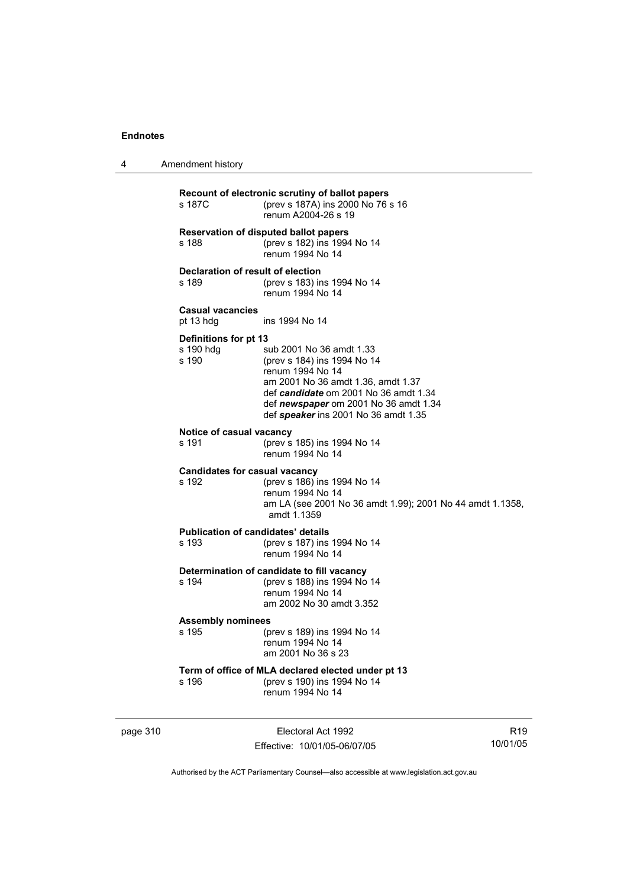**Recount of electronic scrutiny of ballot papers**

s 187C — (prev s 187A) ins 2000 No 76 s 16
renum A2004-26 s 19

**Reservation of disputed ballot papers**

s 188 — (prev s 182) ins 1994 No 14
renum 1994 No 14

**Declaration of result of election**

s 189 — (prev s 183) ins 1994 No 14
renum 1994 No 14

**Casual vacancies**

pt 13 hdg — ins 1994 No 14

**Definitions for pt 13**

s 190 hdg — sub 2001 No 36 amdt 1.33

s 190 — (prev s 184) ins 1994 No 14
renum 1994 No 14
am 2001 No 36 amdt 1.36, amdt 1.37
def ***candidate*** om 2001 No 36 amdt 1.34
def ***newspaper*** om 2001 No 36 amdt 1.34
def ***speaker*** ins 2001 No 36 amdt 1.35

**Notice of casual vacancy**

s 191 — (prev s 185) ins 1994 No 14
renum 1994 No 14

**Candidates for casual vacancy**

s 192 — (prev s 186) ins 1994 No 14
renum 1994 No 14
am LA (see 2001 No 36 amdt 1.99); 2001 No 44 amdt 1.1358, amdt 1.1359

**Publication of candidates' details**

s 193 — (prev s 187) ins 1994 No 14
renum 1994 No 14

**Determination of candidate to fill vacancy**

s 194 — (prev s 188) ins 1994 No 14
renum 1994 No 14
am 2002 No 30 amdt 3.352

**Assembly nominees**

s 195 — (prev s 189) ins 1994 No 14
renum 1994 No 14
am 2001 No 36 s 23

**Term of office of MLA declared elected under pt 13**

s 196 — (prev s 190) ins 1994 No 14
renum 1994 No 14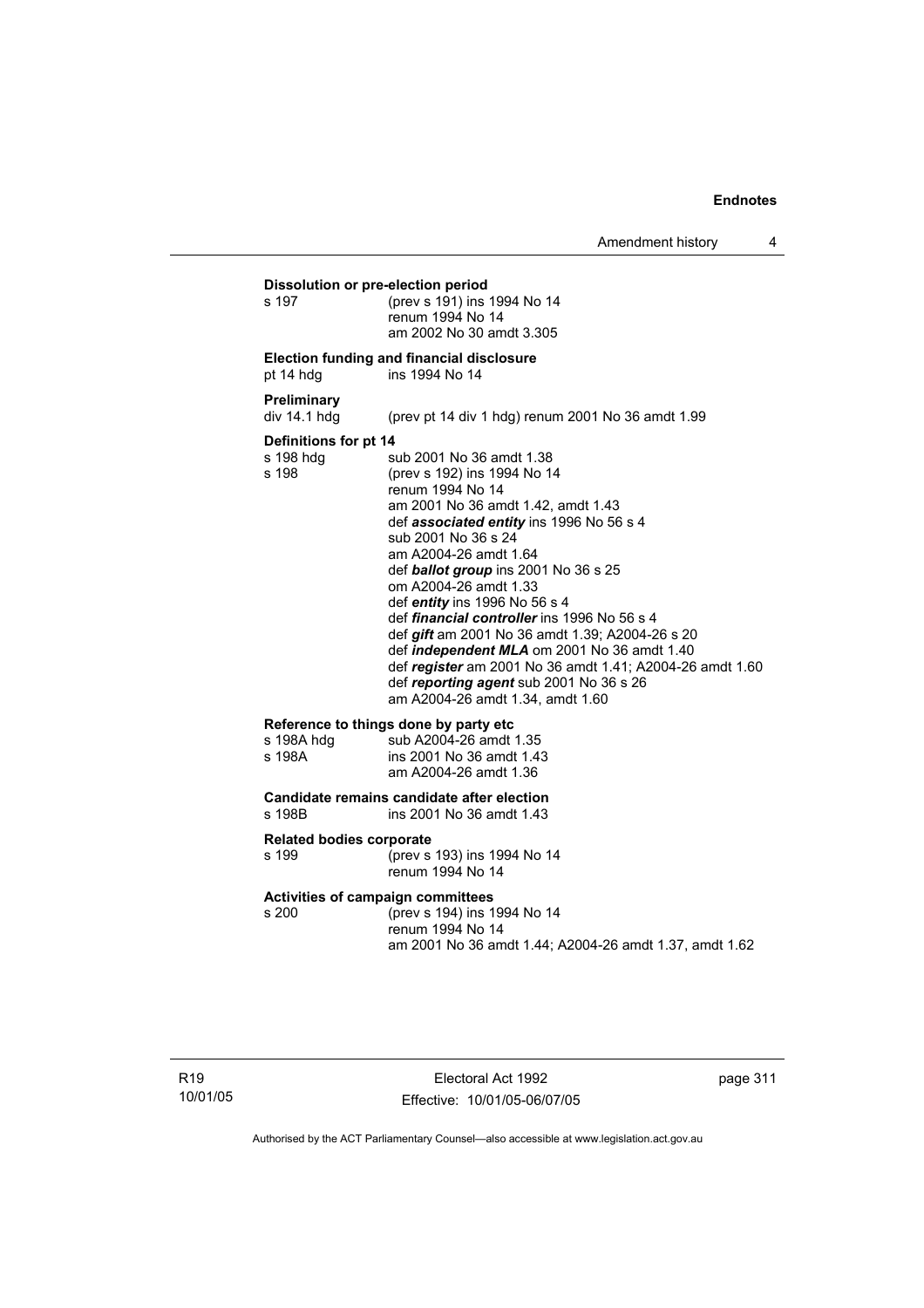**Dissolution or pre-election period**

s 197 (prev s 191) ins 1994 No 14
renum 1994 No 14
am 2002 No 30 amdt 3.305

**Election funding and financial disclosure**

pt 14 hdg ins 1994 No 14

**Preliminary**

div 14.1 hdg (prev pt 14 div 1 hdg) renum 2001 No 36 amdt 1.99

**Definitions for pt 14**

s 198 hdg sub 2001 No 36 amdt 1.38
s 198 (prev s 192) ins 1994 No 14
renum 1994 No 14
am 2001 No 36 amdt 1.42, amdt 1.43
def ***associated entity*** ins 1996 No 56 s 4
sub 2001 No 36 s 24
am A2004-26 amdt 1.64
def ***ballot group*** ins 2001 No 36 s 25
om A2004-26 amdt 1.33
def ***entity*** ins 1996 No 56 s 4
def ***financial controller*** ins 1996 No 56 s 4
def ***gift*** am 2001 No 36 amdt 1.39; A2004-26 s 20
def ***independent MLA*** om 2001 No 36 amdt 1.40
def ***register*** am 2001 No 36 amdt 1.41; A2004-26 amdt 1.60
def ***reporting agent*** sub 2001 No 36 s 26
am A2004-26 amdt 1.34, amdt 1.60

**Reference to things done by party etc**

s 198A hdg sub A2004-26 amdt 1.35
s 198A ins 2001 No 36 amdt 1.43
am A2004-26 amdt 1.36

**Candidate remains candidate after election**

s 198B ins 2001 No 36 amdt 1.43

**Related bodies corporate**

s 199 (prev s 193) ins 1994 No 14
renum 1994 No 14

**Activities of campaign committees**

s 200 (prev s 194) ins 1994 No 14
renum 1994 No 14
am 2001 No 36 amdt 1.44; A2004-26 amdt 1.37, amdt 1.62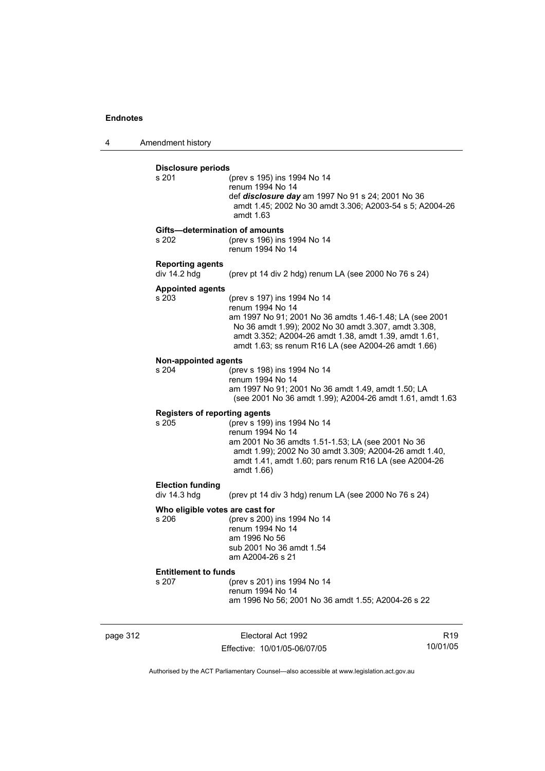**Disclosure periods**

s 201 (prev s 195) ins 1994 No 14
renum 1994 No 14
def ***disclosure day*** am 1997 No 91 s 24; 2001 No 36 amdt 1.45; 2002 No 30 amdt 3.306; A2003-54 s 5; A2004-26 amdt 1.63

**Gifts—determination of amounts**

s 202 (prev s 196) ins 1994 No 14
renum 1994 No 14

**Reporting agents**

div 14.2 hdg (prev pt 14 div 2 hdg) renum LA (see 2000 No 76 s 24)

**Appointed agents**

s 203 (prev s 197) ins 1994 No 14
renum 1994 No 14
am 1997 No 91; 2001 No 36 amdts 1.46-1.48; LA (see 2001 No 36 amdt 1.99); 2002 No 30 amdt 3.307, amdt 3.308, amdt 3.352; A2004-26 amdt 1.38, amdt 1.39, amdt 1.61, amdt 1.63; ss renum R16 LA (see A2004-26 amdt 1.66)

**Non-appointed agents**

s 204 (prev s 198) ins 1994 No 14
renum 1994 No 14
am 1997 No 91; 2001 No 36 amdt 1.49, amdt 1.50; LA (see 2001 No 36 amdt 1.99); A2004-26 amdt 1.61, amdt 1.63

**Registers of reporting agents**

s 205 (prev s 199) ins 1994 No 14
renum 1994 No 14
am 2001 No 36 amdts 1.51-1.53; LA (see 2001 No 36 amdt 1.99); 2002 No 30 amdt 3.309; A2004-26 amdt 1.40, amdt 1.41, amdt 1.60; pars renum R16 LA (see A2004-26 amdt 1.66)

**Election funding**

div 14.3 hdg (prev pt 14 div 3 hdg) renum LA (see 2000 No 76 s 24)

**Who eligible votes are cast for**

s 206 (prev s 200) ins 1994 No 14
renum 1994 No 14
am 1996 No 56
sub 2001 No 36 amdt 1.54
am A2004-26 s 21

**Entitlement to funds**

s 207 (prev s 201) ins 1994 No 14
renum 1994 No 14
am 1996 No 56; 2001 No 36 amdt 1.55; A2004-26 s 22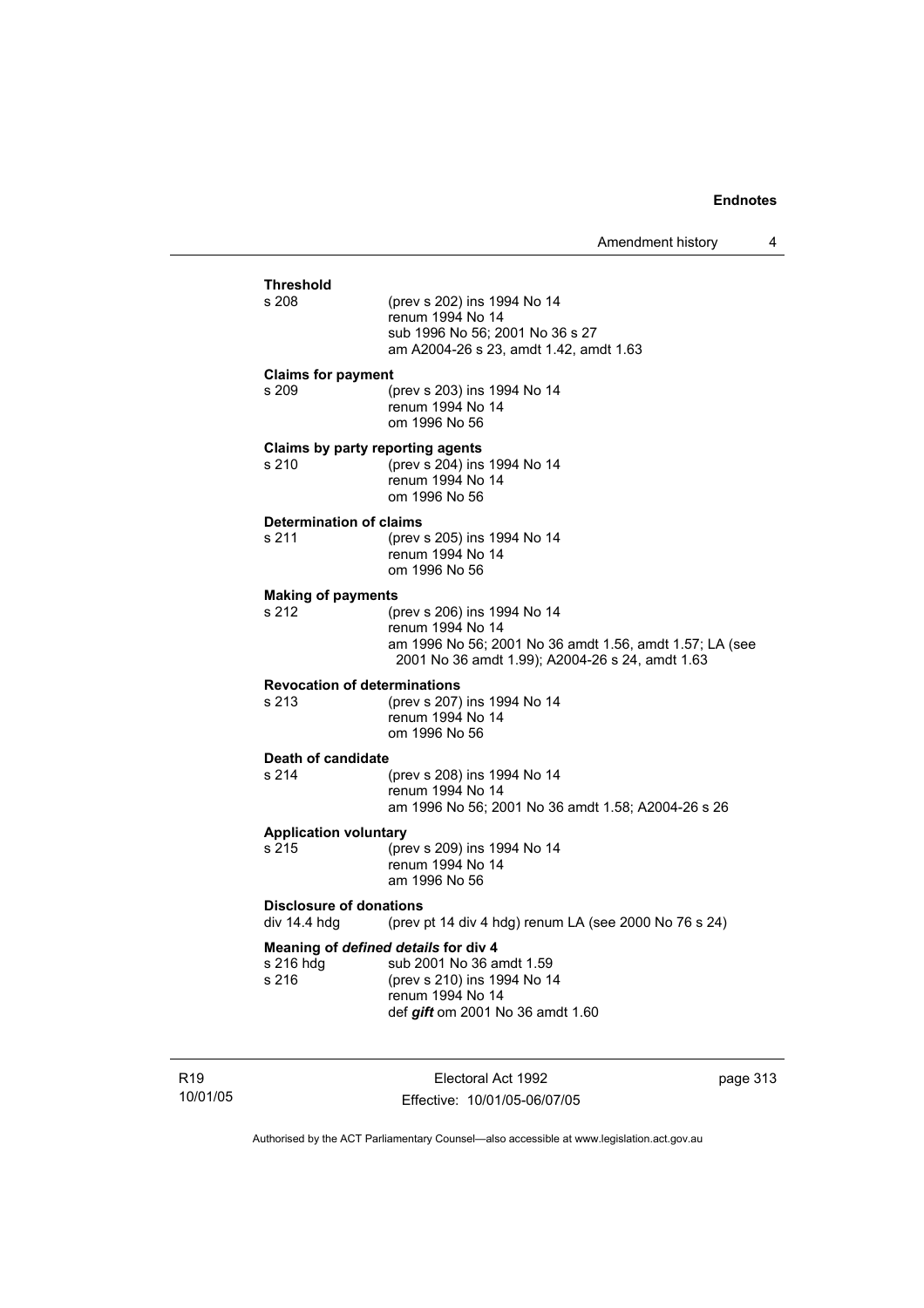**Threshold**

s 208 (prev s 202) ins 1994 No 14
renum 1994 No 14
sub 1996 No 56; 2001 No 36 s 27
am A2004-26 s 23, amdt 1.42, amdt 1.63

**Claims for payment**

s 209 (prev s 203) ins 1994 No 14
renum 1994 No 14
om 1996 No 56

**Claims by party reporting agents**

s 210 (prev s 204) ins 1994 No 14
renum 1994 No 14
om 1996 No 56

**Determination of claims**

s 211 (prev s 205) ins 1994 No 14
renum 1994 No 14
om 1996 No 56

**Making of payments**

s 212 (prev s 206) ins 1994 No 14
renum 1994 No 14
am 1996 No 56; 2001 No 36 amdt 1.56, amdt 1.57; LA (see 2001 No 36 amdt 1.99); A2004-26 s 24, amdt 1.63

**Revocation of determinations**

s 213 (prev s 207) ins 1994 No 14
renum 1994 No 14
om 1996 No 56

**Death of candidate**

s 214 (prev s 208) ins 1994 No 14
renum 1994 No 14
am 1996 No 56; 2001 No 36 amdt 1.58; A2004-26 s 26

**Application voluntary**

s 215 (prev s 209) ins 1994 No 14
renum 1994 No 14
am 1996 No 56

**Disclosure of donations**

div 14.4 hdg (prev pt 14 div 4 hdg) renum LA (see 2000 No 76 s 24)

**Meaning of *defined details* for div 4**

s 216 hdg sub 2001 No 36 amdt 1.59
s 216 (prev s 210) ins 1994 No 14
renum 1994 No 14
def ***gift*** om 2001 No 36 amdt 1.60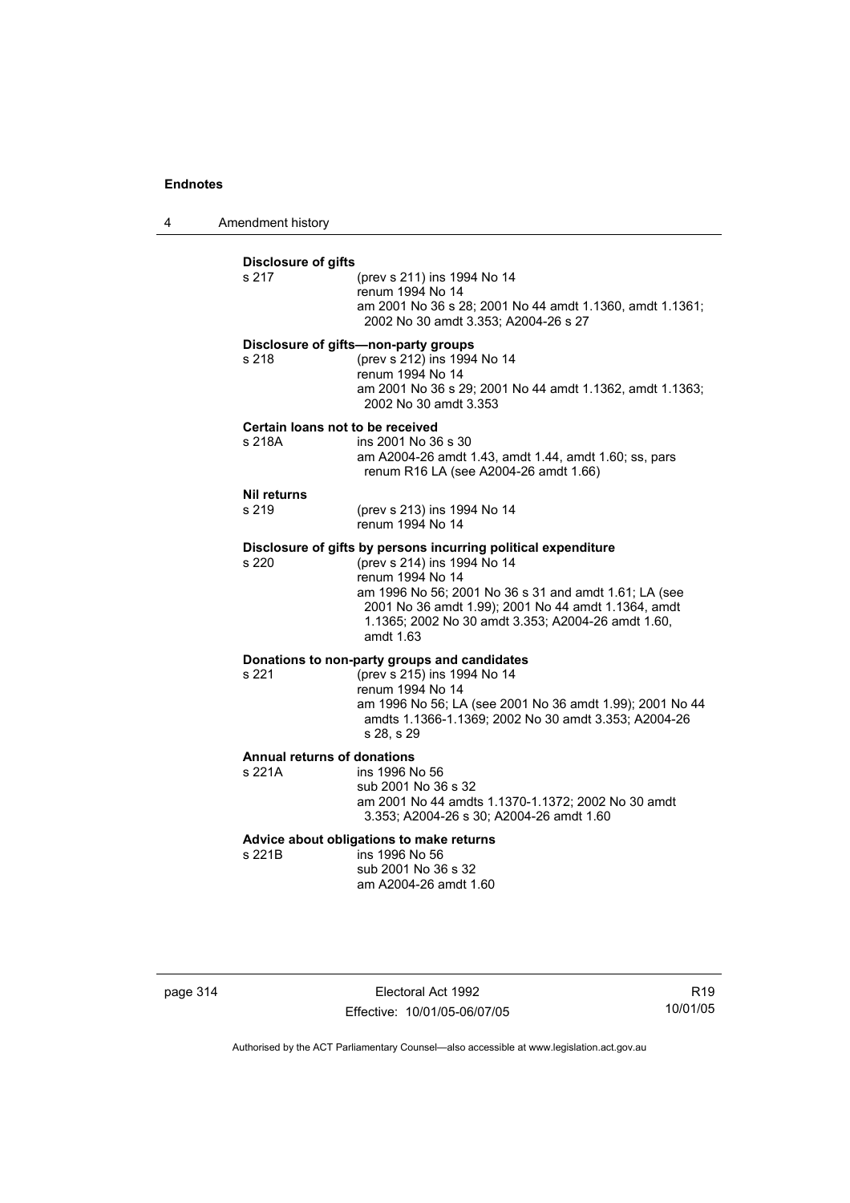**Disclosure of gifts**

s 217 (prev s 211) ins 1994 No 14
renum 1994 No 14
am 2001 No 36 s 28; 2001 No 44 amdt 1.1360, amdt 1.1361; 2002 No 30 amdt 3.353; A2004-26 s 27

**Disclosure of gifts—non-party groups**

s 218 (prev s 212) ins 1994 No 14
renum 1994 No 14
am 2001 No 36 s 29; 2001 No 44 amdt 1.1362, amdt 1.1363; 2002 No 30 amdt 3.353

**Certain loans not to be received**

s 218A ins 2001 No 36 s 30
am A2004-26 amdt 1.43, amdt 1.44, amdt 1.60; ss, pars renum R16 LA (see A2004-26 amdt 1.66)

**Nil returns**

s 219 (prev s 213) ins 1994 No 14
renum 1994 No 14

**Disclosure of gifts by persons incurring political expenditure**

s 220 (prev s 214) ins 1994 No 14
renum 1994 No 14
am 1996 No 56; 2001 No 36 s 31 and amdt 1.61; LA (see 2001 No 36 amdt 1.99); 2001 No 44 amdt 1.1364, amdt 1.1365; 2002 No 30 amdt 3.353; A2004-26 amdt 1.60, amdt 1.63

**Donations to non-party groups and candidates**

s 221 (prev s 215) ins 1994 No 14
renum 1994 No 14
am 1996 No 56; LA (see 2001 No 36 amdt 1.99); 2001 No 44 amdts 1.1366-1.1369; 2002 No 30 amdt 3.353; A2004-26 s 28, s 29

**Annual returns of donations**

s 221A ins 1996 No 56
sub 2001 No 36 s 32
am 2001 No 44 amdts 1.1370-1.1372; 2002 No 30 amdt 3.353; A2004-26 s 30; A2004-26 amdt 1.60

**Advice about obligations to make returns**

s 221B ins 1996 No 56
sub 2001 No 36 s 32
am A2004-26 amdt 1.60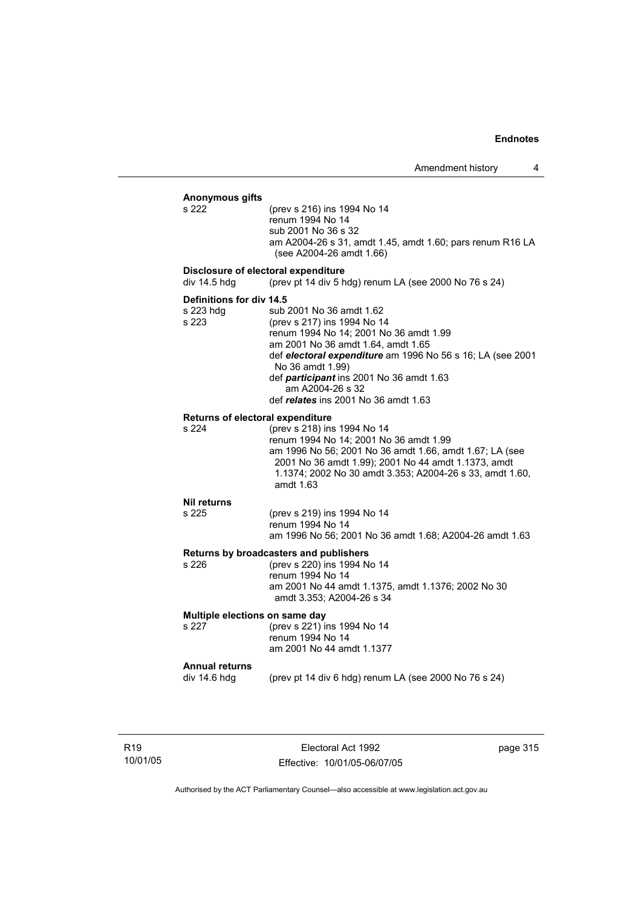**Anonymous gifts**

s 222 (prev s 216) ins 1994 No 14
renum 1994 No 14
sub 2001 No 36 s 32
am A2004-26 s 31, amdt 1.45, amdt 1.60; pars renum R16 LA (see A2004-26 amdt 1.66)

**Disclosure of electoral expenditure**

div 14.5 hdg (prev pt 14 div 5 hdg) renum LA (see 2000 No 76 s 24)

**Definitions for div 14.5**

s 223 hdg sub 2001 No 36 amdt 1.62

s 223 (prev s 217) ins 1994 No 14
renum 1994 No 14; 2001 No 36 amdt 1.99
am 2001 No 36 amdt 1.64, amdt 1.65
def ***electoral expenditure*** am 1996 No 56 s 16; LA (see 2001 No 36 amdt 1.99)
def ***participant*** ins 2001 No 36 amdt 1.63
am A2004-26 s 32
def ***relates*** ins 2001 No 36 amdt 1.63

**Returns of electoral expenditure**

s 224 (prev s 218) ins 1994 No 14
renum 1994 No 14; 2001 No 36 amdt 1.99
am 1996 No 56; 2001 No 36 amdt 1.66, amdt 1.67; LA (see 2001 No 36 amdt 1.99); 2001 No 44 amdt 1.1373, amdt 1.1374; 2002 No 30 amdt 3.353; A2004-26 s 33, amdt 1.60, amdt 1.63

**Nil returns**

s 225 (prev s 219) ins 1994 No 14
renum 1994 No 14
am 1996 No 56; 2001 No 36 amdt 1.68; A2004-26 amdt 1.63

**Returns by broadcasters and publishers**

s 226 (prev s 220) ins 1994 No 14
renum 1994 No 14
am 2001 No 44 amdt 1.1375, amdt 1.1376; 2002 No 30 amdt 3.353; A2004-26 s 34

**Multiple elections on same day**

s 227 (prev s 221) ins 1994 No 14
renum 1994 No 14
am 2001 No 44 amdt 1.1377

**Annual returns**

div 14.6 hdg (prev pt 14 div 6 hdg) renum LA (see 2000 No 76 s 24)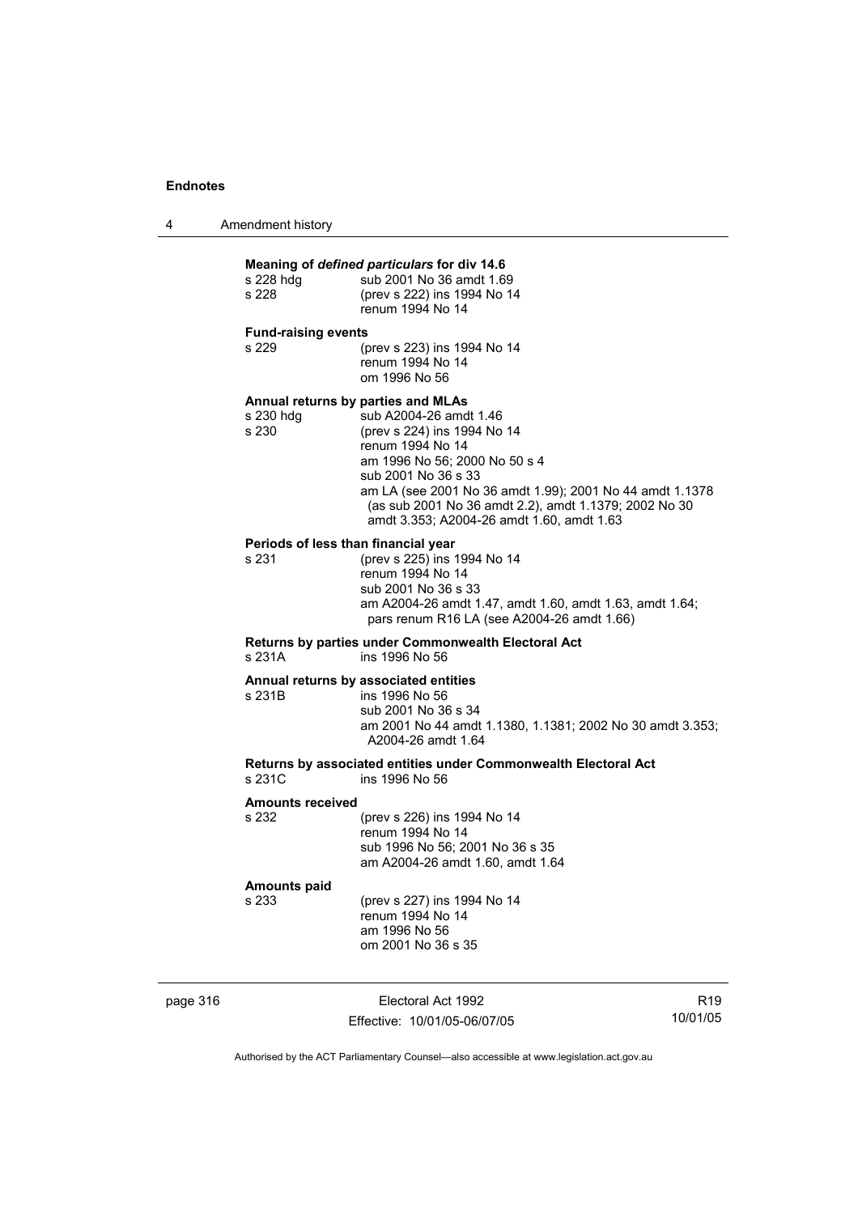**Meaning of *defined particulars* for div 14.6**

| | |
|---|---|
| s 228 hdg | sub 2001 No 36 amdt 1.69 |
| s 228 | (prev s 222) ins 1994 No 14<br>renum 1994 No 14 |

**Fund-raising events**

| | |
|---|---|
| s 229 | (prev s 223) ins 1994 No 14<br>renum 1994 No 14<br>om 1996 No 56 |

**Annual returns by parties and MLAs**

| | |
|---|---|
| s 230 hdg | sub A2004-26 amdt 1.46 |
| s 230 | (prev s 224) ins 1994 No 14<br>renum 1994 No 14<br>am 1996 No 56; 2000 No 50 s 4<br>sub 2001 No 36 s 33<br>am LA (see 2001 No 36 amdt 1.99); 2001 No 44 amdt 1.1378 (as sub 2001 No 36 amdt 2.2), amdt 1.1379; 2002 No 30 amdt 3.353; A2004-26 amdt 1.60, amdt 1.63 |

**Periods of less than financial year**

| | |
|---|---|
| s 231 | (prev s 225) ins 1994 No 14<br>renum 1994 No 14<br>sub 2001 No 36 s 33<br>am A2004-26 amdt 1.47, amdt 1.60, amdt 1.63, amdt 1.64; pars renum R16 LA (see A2004-26 amdt 1.66) |

**Returns by parties under Commonwealth Electoral Act**

| | |
|---|---|
| s 231A | ins 1996 No 56 |

**Annual returns by associated entities**

| | |
|---|---|
| s 231B | ins 1996 No 56<br>sub 2001 No 36 s 34<br>am 2001 No 44 amdt 1.1380, 1.1381; 2002 No 30 amdt 3.353; A2004-26 amdt 1.64 |

**Returns by associated entities under Commonwealth Electoral Act**

| | |
|---|---|
| s 231C | ins 1996 No 56 |

**Amounts received**

| | |
|---|---|
| s 232 | (prev s 226) ins 1994 No 14<br>renum 1994 No 14<br>sub 1996 No 56; 2001 No 36 s 35<br>am A2004-26 amdt 1.60, amdt 1.64 |

**Amounts paid**

| | |
|---|---|
| s 233 | (prev s 227) ins 1994 No 14<br>renum 1994 No 14<br>am 1996 No 56<br>om 2001 No 36 s 35 |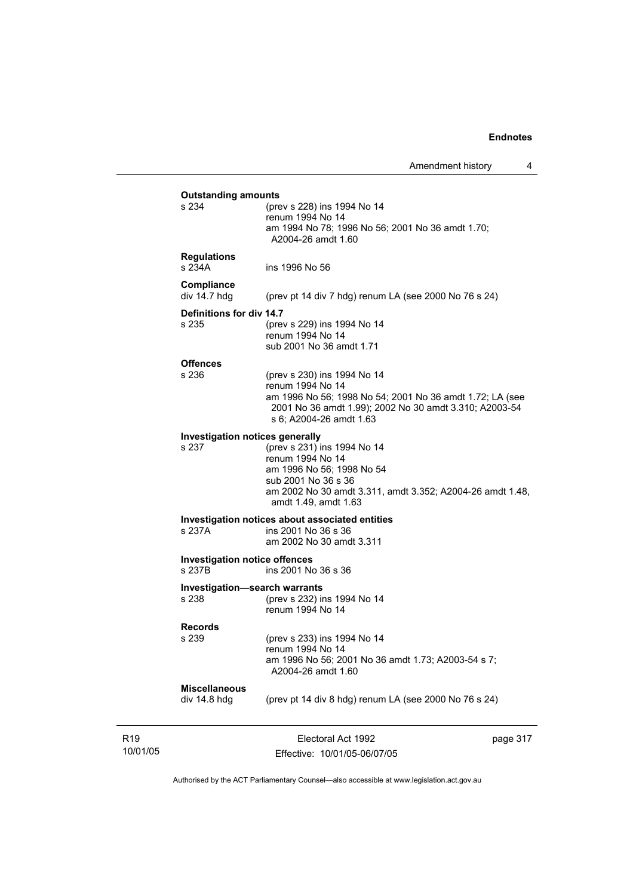**Outstanding amounts**

s 234 (prev s 228) ins 1994 No 14
renum 1994 No 14
am 1994 No 78; 1996 No 56; 2001 No 36 amdt 1.70; A2004-26 amdt 1.60

**Regulations**

s 234A ins 1996 No 56

**Compliance**

div 14.7 hdg (prev pt 14 div 7 hdg) renum LA (see 2000 No 76 s 24)

**Definitions for div 14.7**

s 235 (prev s 229) ins 1994 No 14
renum 1994 No 14
sub 2001 No 36 amdt 1.71

**Offences**

s 236 (prev s 230) ins 1994 No 14
renum 1994 No 14
am 1996 No 56; 1998 No 54; 2001 No 36 amdt 1.72; LA (see 2001 No 36 amdt 1.99); 2002 No 30 amdt 3.310; A2003-54 s 6; A2004-26 amdt 1.63

**Investigation notices generally**

s 237 (prev s 231) ins 1994 No 14
renum 1994 No 14
am 1996 No 56; 1998 No 54
sub 2001 No 36 s 36
am 2002 No 30 amdt 3.311, amdt 3.352; A2004-26 amdt 1.48, amdt 1.49, amdt 1.63

**Investigation notices about associated entities**

s 237A ins 2001 No 36 s 36
am 2002 No 30 amdt 3.311

**Investigation notice offences**

s 237B ins 2001 No 36 s 36

**Investigation—search warrants**

s 238 (prev s 232) ins 1994 No 14
renum 1994 No 14

**Records**

s 239 (prev s 233) ins 1994 No 14
renum 1994 No 14
am 1996 No 56; 2001 No 36 amdt 1.73; A2003-54 s 7; A2004-26 amdt 1.60

**Miscellaneous**

div 14.8 hdg (prev pt 14 div 8 hdg) renum LA (see 2000 No 76 s 24)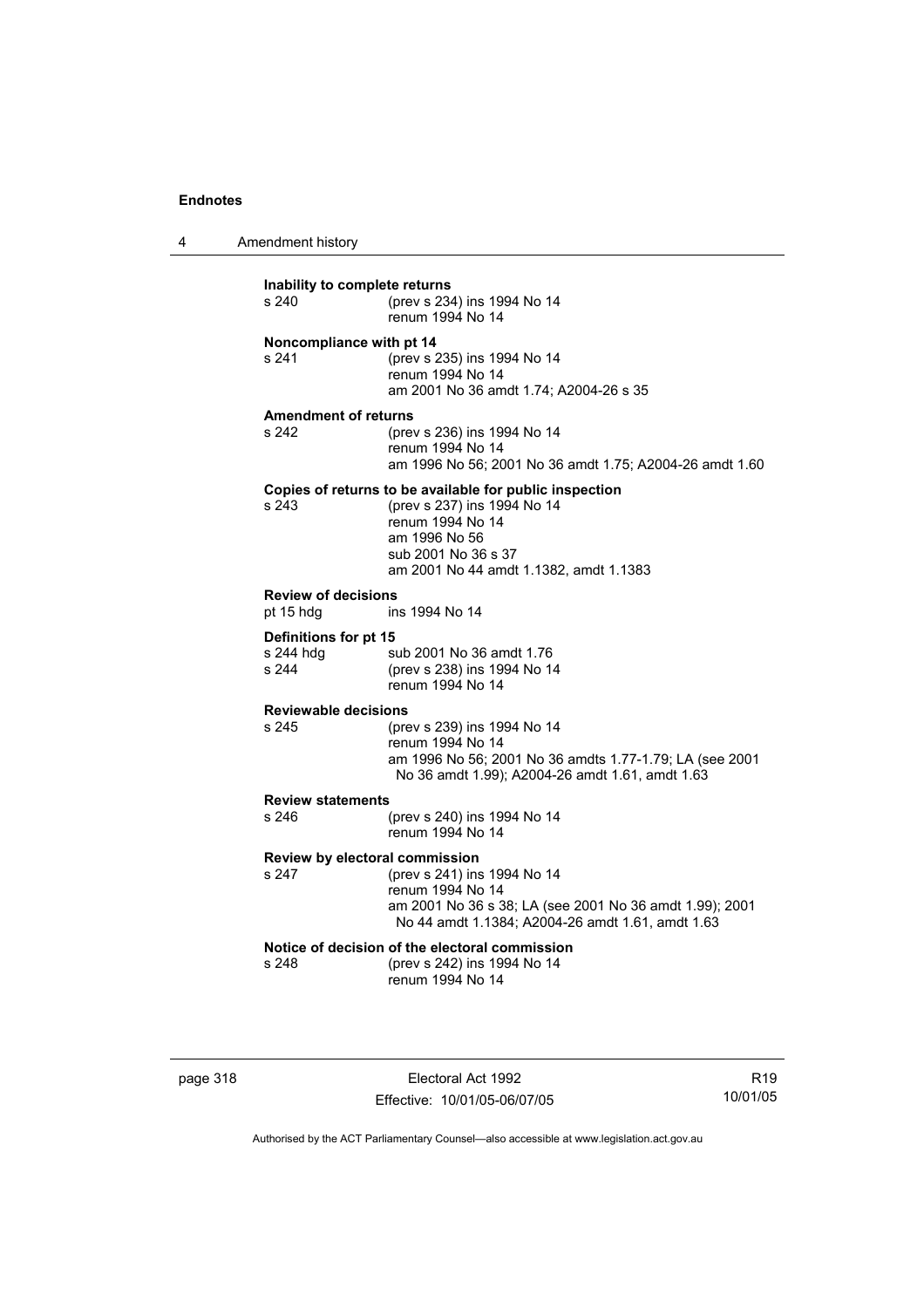**Inability to complete returns**

s 240 (prev s 234) ins 1994 No 14
renum 1994 No 14

**Noncompliance with pt 14**

s 241 (prev s 235) ins 1994 No 14
renum 1994 No 14
am 2001 No 36 amdt 1.74; A2004-26 s 35

**Amendment of returns**

s 242 (prev s 236) ins 1994 No 14
renum 1994 No 14
am 1996 No 56; 2001 No 36 amdt 1.75; A2004-26 amdt 1.60

**Copies of returns to be available for public inspection**

s 243 (prev s 237) ins 1994 No 14
renum 1994 No 14
am 1996 No 56
sub 2001 No 36 s 37
am 2001 No 44 amdt 1.1382, amdt 1.1383

**Review of decisions**

pt 15 hdg ins 1994 No 14

**Definitions for pt 15**

s 244 hdg sub 2001 No 36 amdt 1.76
s 244 (prev s 238) ins 1994 No 14
renum 1994 No 14

**Reviewable decisions**

s 245 (prev s 239) ins 1994 No 14
renum 1994 No 14
am 1996 No 56; 2001 No 36 amdts 1.77-1.79; LA (see 2001 No 36 amdt 1.99); A2004-26 amdt 1.61, amdt 1.63

**Review statements**

s 246 (prev s 240) ins 1994 No 14
renum 1994 No 14

**Review by electoral commission**

s 247 (prev s 241) ins 1994 No 14
renum 1994 No 14
am 2001 No 36 s 38; LA (see 2001 No 36 amdt 1.99); 2001 No 44 amdt 1.1384; A2004-26 amdt 1.61, amdt 1.63

**Notice of decision of the electoral commission**

s 248 (prev s 242) ins 1994 No 14
renum 1994 No 14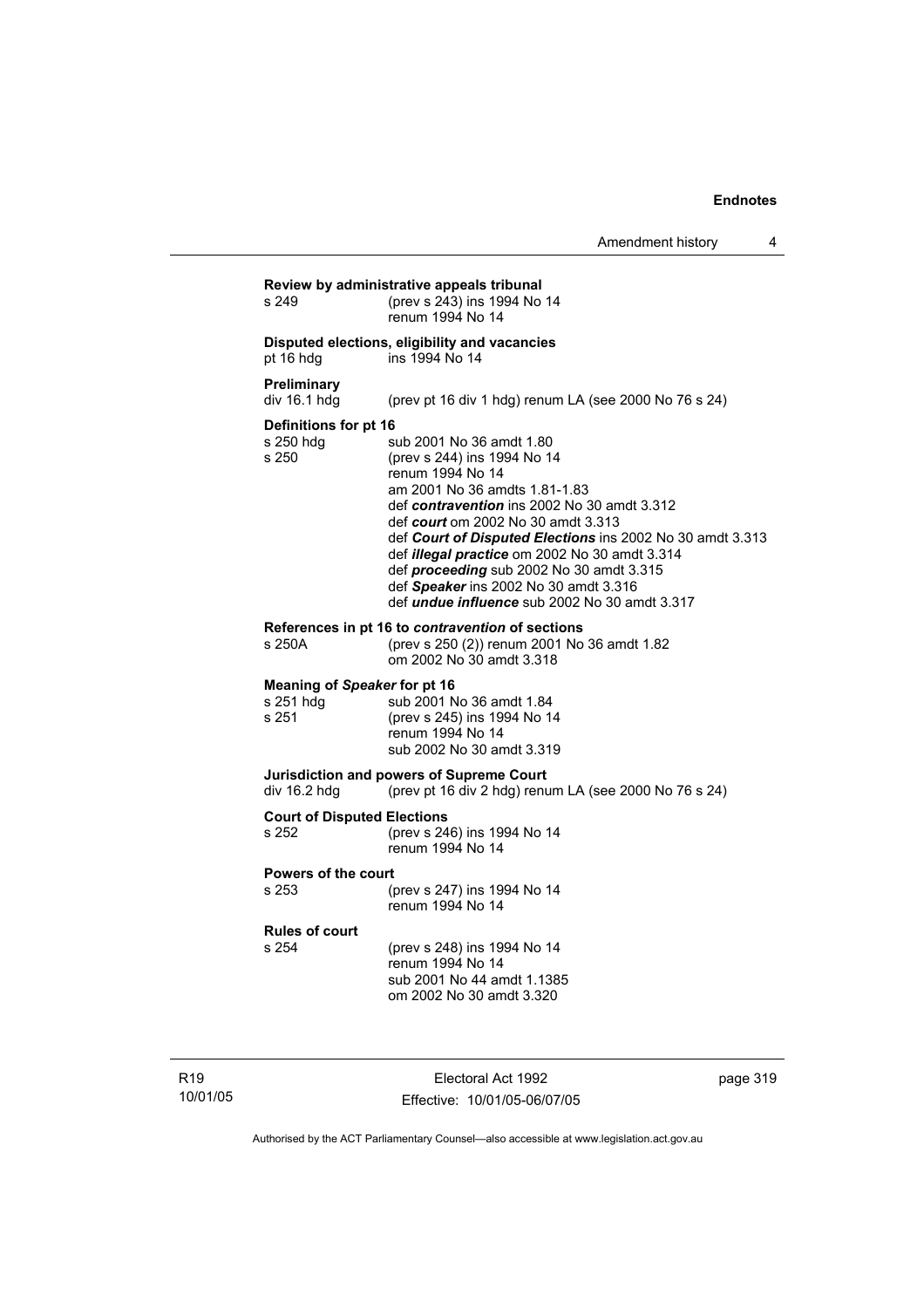**Review by administrative appeals tribunal**

s 249 (prev s 243) ins 1994 No 14
renum 1994 No 14

**Disputed elections, eligibility and vacancies**

pt 16 hdg ins 1994 No 14

**Preliminary**

div 16.1 hdg (prev pt 16 div 1 hdg) renum LA (see 2000 No 76 s 24)

**Definitions for pt 16**

s 250 hdg sub 2001 No 36 amdt 1.80
s 250 (prev s 244) ins 1994 No 14
renum 1994 No 14
am 2001 No 36 amdts 1.81-1.83
def ***contravention*** ins 2002 No 30 amdt 3.312
def ***court*** om 2002 No 30 amdt 3.313
def ***Court of Disputed Elections*** ins 2002 No 30 amdt 3.313
def ***illegal practice*** om 2002 No 30 amdt 3.314
def ***proceeding*** sub 2002 No 30 amdt 3.315
def ***Speaker*** ins 2002 No 30 amdt 3.316
def ***undue influence*** sub 2002 No 30 amdt 3.317

**References in pt 16 to *contravention* of sections**

s 250A (prev s 250 (2)) renum 2001 No 36 amdt 1.82
om 2002 No 30 amdt 3.318

**Meaning of *Speaker* for pt 16**

s 251 hdg sub 2001 No 36 amdt 1.84
s 251 (prev s 245) ins 1994 No 14
renum 1994 No 14
sub 2002 No 30 amdt 3.319

**Jurisdiction and powers of Supreme Court**

div 16.2 hdg (prev pt 16 div 2 hdg) renum LA (see 2000 No 76 s 24)

**Court of Disputed Elections**

s 252 (prev s 246) ins 1994 No 14
renum 1994 No 14

**Powers of the court**

s 253 (prev s 247) ins 1994 No 14
renum 1994 No 14

**Rules of court**

s 254 (prev s 248) ins 1994 No 14
renum 1994 No 14
sub 2001 No 44 amdt 1.1385
om 2002 No 30 amdt 3.320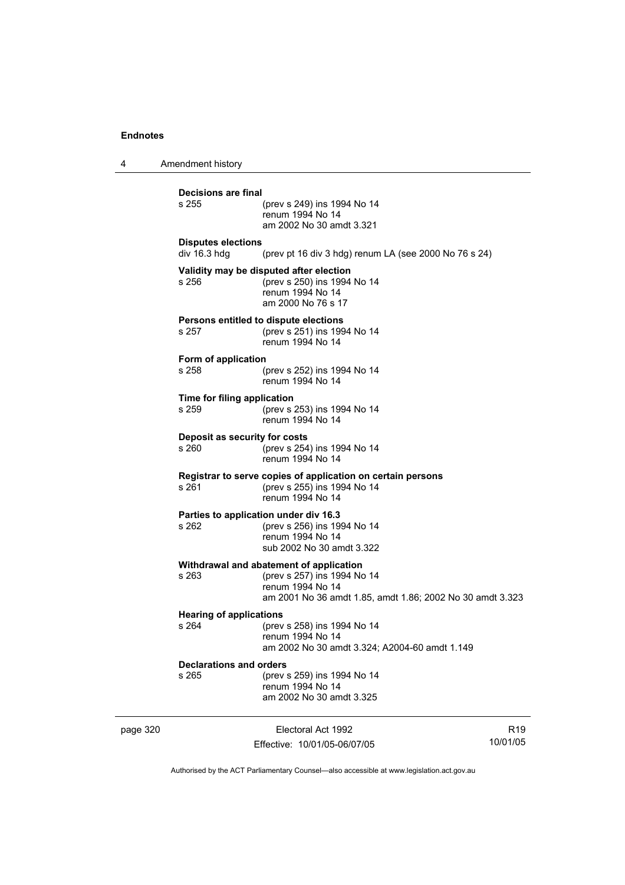**Decisions are final**

s 255 (prev s 249) ins 1994 No 14
renum 1994 No 14
am 2002 No 30 amdt 3.321

**Disputes elections**

div 16.3 hdg (prev pt 16 div 3 hdg) renum LA (see 2000 No 76 s 24)

**Validity may be disputed after election**

s 256 (prev s 250) ins 1994 No 14
renum 1994 No 14
am 2000 No 76 s 17

**Persons entitled to dispute elections**

s 257 (prev s 251) ins 1994 No 14
renum 1994 No 14

**Form of application**

s 258 (prev s 252) ins 1994 No 14
renum 1994 No 14

**Time for filing application**

s 259 (prev s 253) ins 1994 No 14
renum 1994 No 14

**Deposit as security for costs**

s 260 (prev s 254) ins 1994 No 14
renum 1994 No 14

**Registrar to serve copies of application on certain persons**

s 261 (prev s 255) ins 1994 No 14
renum 1994 No 14

**Parties to application under div 16.3**

s 262 (prev s 256) ins 1994 No 14
renum 1994 No 14
sub 2002 No 30 amdt 3.322

**Withdrawal and abatement of application**

s 263 (prev s 257) ins 1994 No 14
renum 1994 No 14
am 2001 No 36 amdt 1.85, amdt 1.86; 2002 No 30 amdt 3.323

**Hearing of applications**

s 264 (prev s 258) ins 1994 No 14
renum 1994 No 14
am 2002 No 30 amdt 3.324; A2004-60 amdt 1.149

**Declarations and orders**

s 265 (prev s 259) ins 1994 No 14
renum 1994 No 14
am 2002 No 30 amdt 3.325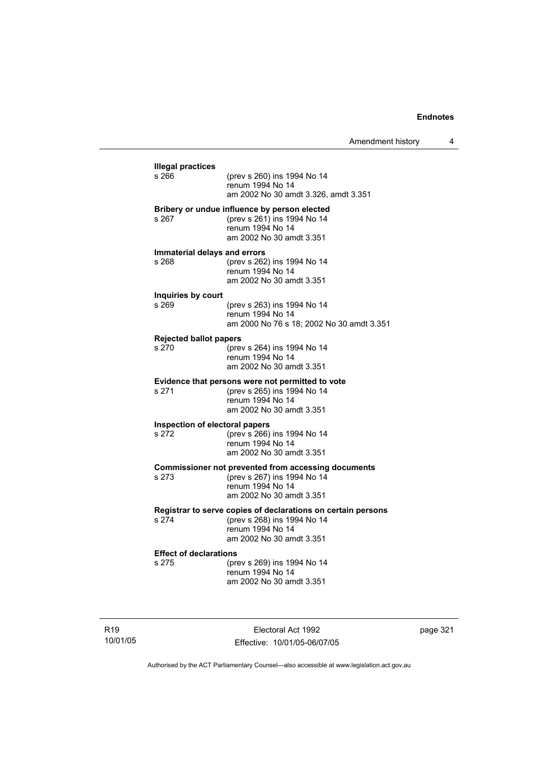**Illegal practices**

s 266 (prev s 260) ins 1994 No 14
renum 1994 No 14
am 2002 No 30 amdt 3.326, amdt 3.351

**Bribery or undue influence by person elected**

s 267 (prev s 261) ins 1994 No 14
renum 1994 No 14
am 2002 No 30 amdt 3.351

**Immaterial delays and errors**

s 268 (prev s 262) ins 1994 No 14
renum 1994 No 14
am 2002 No 30 amdt 3.351

**Inquiries by court**

s 269 (prev s 263) ins 1994 No 14
renum 1994 No 14
am 2000 No 76 s 18; 2002 No 30 amdt 3.351

**Rejected ballot papers**

s 270 (prev s 264) ins 1994 No 14
renum 1994 No 14
am 2002 No 30 amdt 3.351

**Evidence that persons were not permitted to vote**

s 271 (prev s 265) ins 1994 No 14
renum 1994 No 14
am 2002 No 30 amdt 3.351

**Inspection of electoral papers**

s 272 (prev s 266) ins 1994 No 14
renum 1994 No 14
am 2002 No 30 amdt 3.351

**Commissioner not prevented from accessing documents**

s 273 (prev s 267) ins 1994 No 14
renum 1994 No 14
am 2002 No 30 amdt 3.351

**Registrar to serve copies of declarations on certain persons**

s 274 (prev s 268) ins 1994 No 14
renum 1994 No 14
am 2002 No 30 amdt 3.351

**Effect of declarations**

s 275 (prev s 269) ins 1994 No 14
renum 1994 No 14
am 2002 No 30 amdt 3.351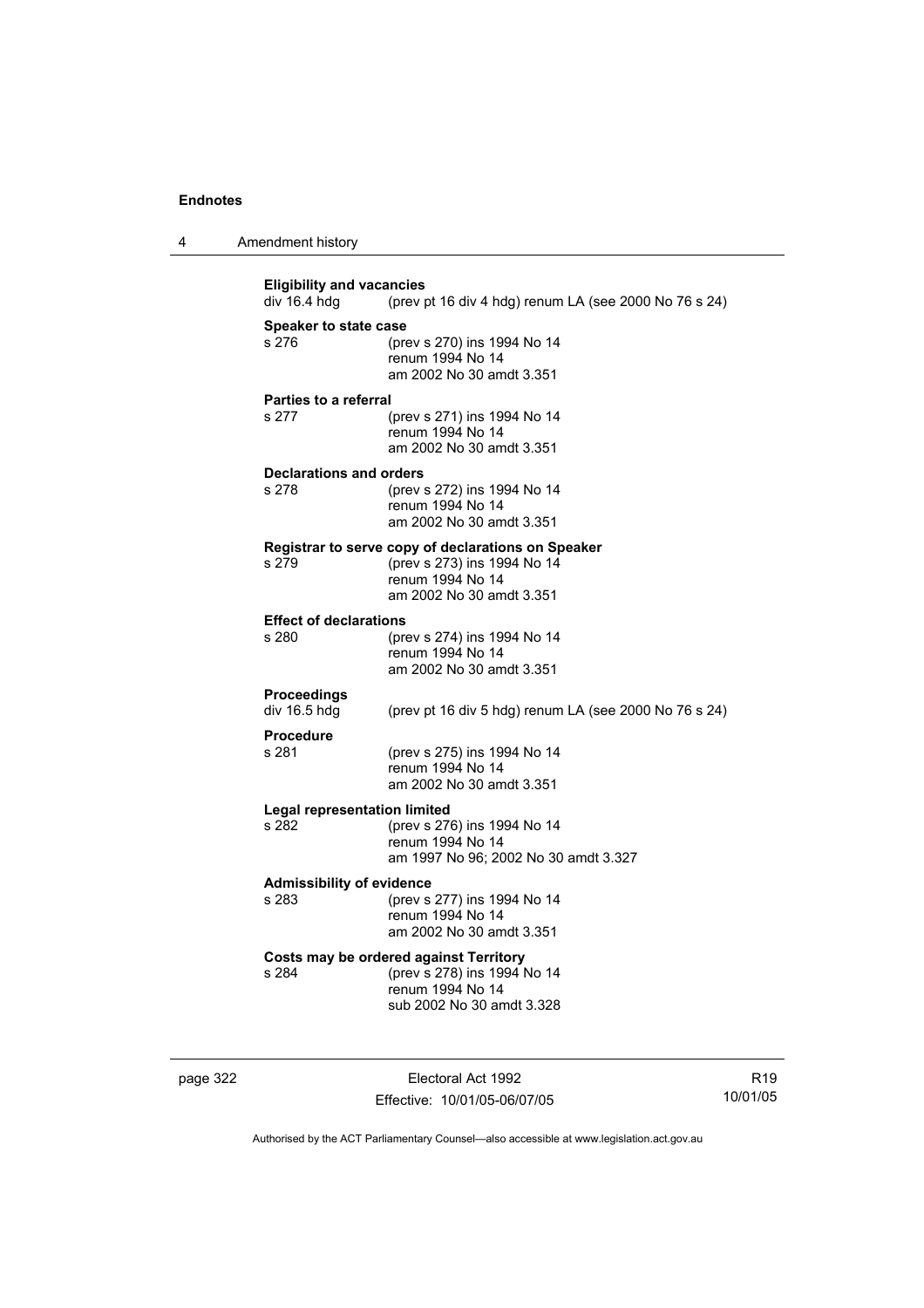**Eligibility and vacancies**
div 16.4 hdg (prev pt 16 div 4 hdg) renum LA (see 2000 No 76 s 24)

**Speaker to state case**
s 276 (prev s 270) ins 1994 No 14
renum 1994 No 14
am 2002 No 30 amdt 3.351

**Parties to a referral**
s 277 (prev s 271) ins 1994 No 14
renum 1994 No 14
am 2002 No 30 amdt 3.351

**Declarations and orders**
s 278 (prev s 272) ins 1994 No 14
renum 1994 No 14
am 2002 No 30 amdt 3.351

**Registrar to serve copy of declarations on Speaker**
s 279 (prev s 273) ins 1994 No 14
renum 1994 No 14
am 2002 No 30 amdt 3.351

**Effect of declarations**
s 280 (prev s 274) ins 1994 No 14
renum 1994 No 14
am 2002 No 30 amdt 3.351

**Proceedings**
div 16.5 hdg (prev pt 16 div 5 hdg) renum LA (see 2000 No 76 s 24)

**Procedure**
s 281 (prev s 275) ins 1994 No 14
renum 1994 No 14
am 2002 No 30 amdt 3.351

**Legal representation limited**
s 282 (prev s 276) ins 1994 No 14
renum 1994 No 14
am 1997 No 96; 2002 No 30 amdt 3.327

**Admissibility of evidence**
s 283 (prev s 277) ins 1994 No 14
renum 1994 No 14
am 2002 No 30 amdt 3.351

**Costs may be ordered against Territory**
s 284 (prev s 278) ins 1994 No 14
renum 1994 No 14
sub 2002 No 30 amdt 3.328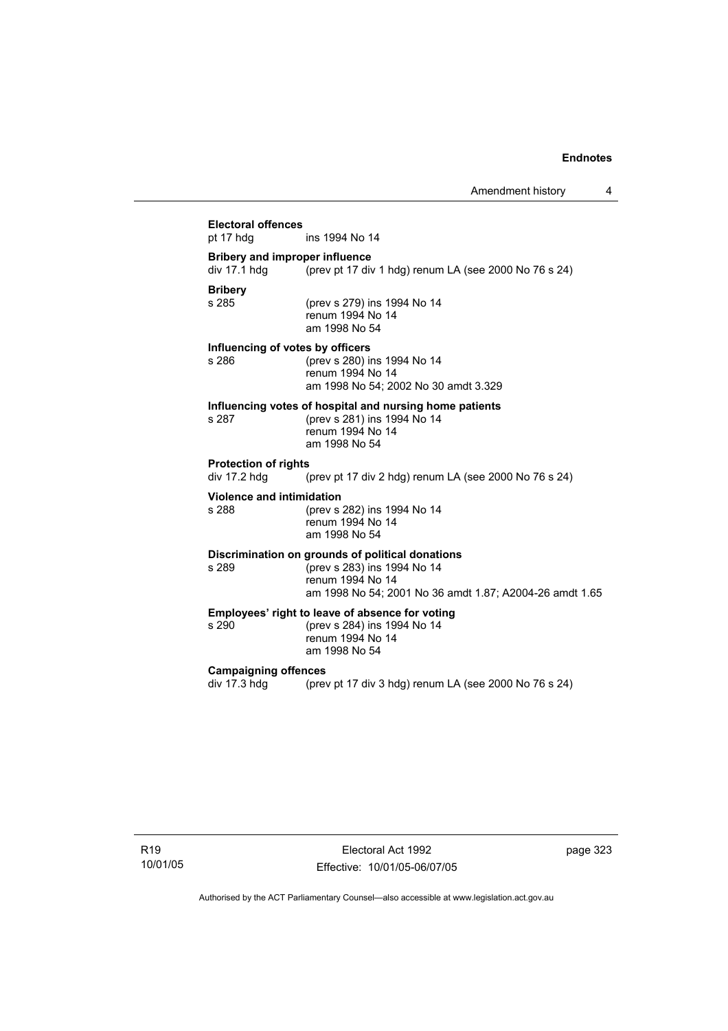**Electoral offences**

pt 17 hdg ins 1994 No 14

**Bribery and improper influence**

div 17.1 hdg (prev pt 17 div 1 hdg) renum LA (see 2000 No 76 s 24)

**Bribery**

s 285 (prev s 279) ins 1994 No 14
renum 1994 No 14
am 1998 No 54

**Influencing of votes by officers**

s 286 (prev s 280) ins 1994 No 14
renum 1994 No 14
am 1998 No 54; 2002 No 30 amdt 3.329

**Influencing votes of hospital and nursing home patients**

s 287 (prev s 281) ins 1994 No 14
renum 1994 No 14
am 1998 No 54

**Protection of rights**

div 17.2 hdg (prev pt 17 div 2 hdg) renum LA (see 2000 No 76 s 24)

**Violence and intimidation**

s 288 (prev s 282) ins 1994 No 14
renum 1994 No 14
am 1998 No 54

**Discrimination on grounds of political donations**

s 289 (prev s 283) ins 1994 No 14
renum 1994 No 14
am 1998 No 54; 2001 No 36 amdt 1.87; A2004-26 amdt 1.65

**Employees' right to leave of absence for voting**

s 290 (prev s 284) ins 1994 No 14
renum 1994 No 14
am 1998 No 54

**Campaigning offences**

div 17.3 hdg (prev pt 17 div 3 hdg) renum LA (see 2000 No 76 s 24)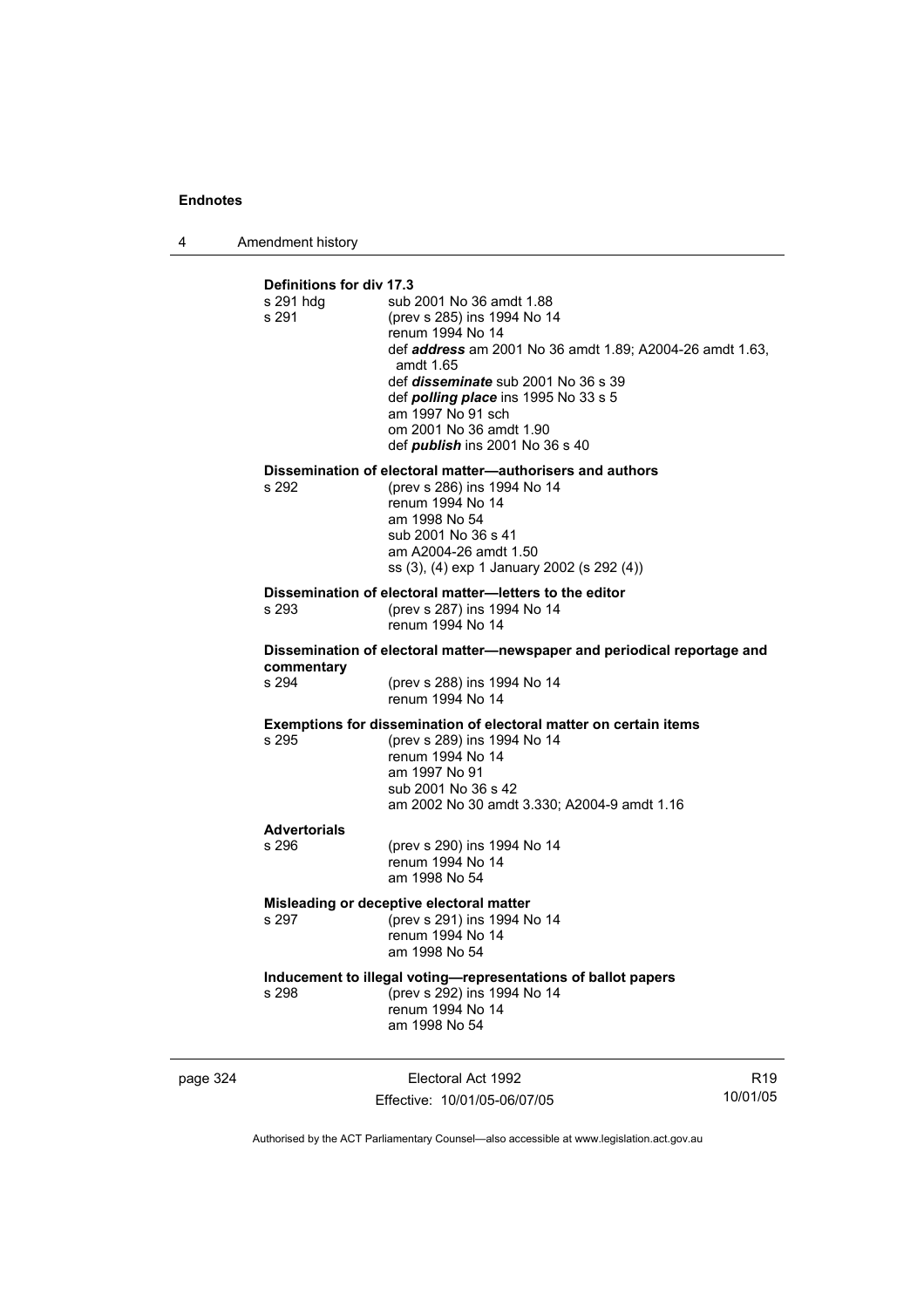**Definitions for div 17.3**

s 291 hdg sub 2001 No 36 amdt 1.88

s 291 (prev s 285) ins 1994 No 14
renum 1994 No 14
def ***address*** am 2001 No 36 amdt 1.89; A2004-26 amdt 1.63, amdt 1.65
def ***disseminate*** sub 2001 No 36 s 39
def ***polling place*** ins 1995 No 33 s 5
am 1997 No 91 sch
om 2001 No 36 amdt 1.90
def ***publish*** ins 2001 No 36 s 40

**Dissemination of electoral matter—authorisers and authors**

s 292 (prev s 286) ins 1994 No 14
renum 1994 No 14
am 1998 No 54
sub 2001 No 36 s 41
am A2004-26 amdt 1.50
ss (3), (4) exp 1 January 2002 (s 292 (4))

**Dissemination of electoral matter—letters to the editor**

s 293 (prev s 287) ins 1994 No 14
renum 1994 No 14

**Dissemination of electoral matter—newspaper and periodical reportage and commentary**

s 294 (prev s 288) ins 1994 No 14
renum 1994 No 14

**Exemptions for dissemination of electoral matter on certain items**

s 295 (prev s 289) ins 1994 No 14
renum 1994 No 14
am 1997 No 91
sub 2001 No 36 s 42
am 2002 No 30 amdt 3.330; A2004-9 amdt 1.16

**Advertorials**

s 296 (prev s 290) ins 1994 No 14
renum 1994 No 14
am 1998 No 54

**Misleading or deceptive electoral matter**

s 297 (prev s 291) ins 1994 No 14
renum 1994 No 14
am 1998 No 54

**Inducement to illegal voting—representations of ballot papers**

s 298 (prev s 292) ins 1994 No 14
renum 1994 No 14
am 1998 No 54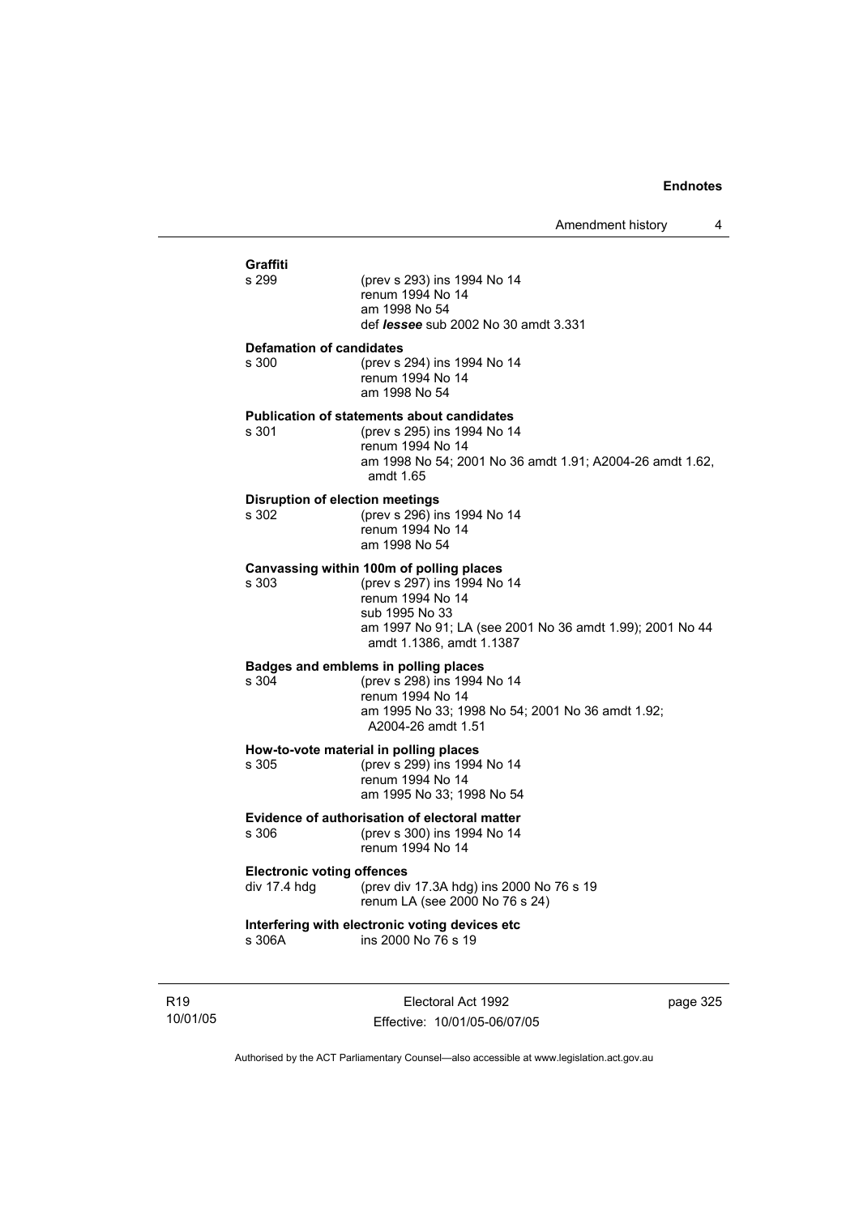**Graffiti**

s 299 (prev s 293) ins 1994 No 14
renum 1994 No 14
am 1998 No 54
def ***lessee*** sub 2002 No 30 amdt 3.331

**Defamation of candidates**

s 300 (prev s 294) ins 1994 No 14
renum 1994 No 14
am 1998 No 54

**Publication of statements about candidates**

s 301 (prev s 295) ins 1994 No 14
renum 1994 No 14
am 1998 No 54; 2001 No 36 amdt 1.91; A2004-26 amdt 1.62, amdt 1.65

**Disruption of election meetings**

s 302 (prev s 296) ins 1994 No 14
renum 1994 No 14
am 1998 No 54

**Canvassing within 100m of polling places**

s 303 (prev s 297) ins 1994 No 14
renum 1994 No 14
sub 1995 No 33
am 1997 No 91; LA (see 2001 No 36 amdt 1.99); 2001 No 44 amdt 1.1386, amdt 1.1387

**Badges and emblems in polling places**

s 304 (prev s 298) ins 1994 No 14
renum 1994 No 14
am 1995 No 33; 1998 No 54; 2001 No 36 amdt 1.92; A2004-26 amdt 1.51

**How-to-vote material in polling places**

s 305 (prev s 299) ins 1994 No 14
renum 1994 No 14
am 1995 No 33; 1998 No 54

**Evidence of authorisation of electoral matter**

s 306 (prev s 300) ins 1994 No 14
renum 1994 No 14

**Electronic voting offences**

div 17.4 hdg (prev div 17.3A hdg) ins 2000 No 76 s 19
renum LA (see 2000 No 76 s 24)

**Interfering with electronic voting devices etc**

s 306A ins 2000 No 76 s 19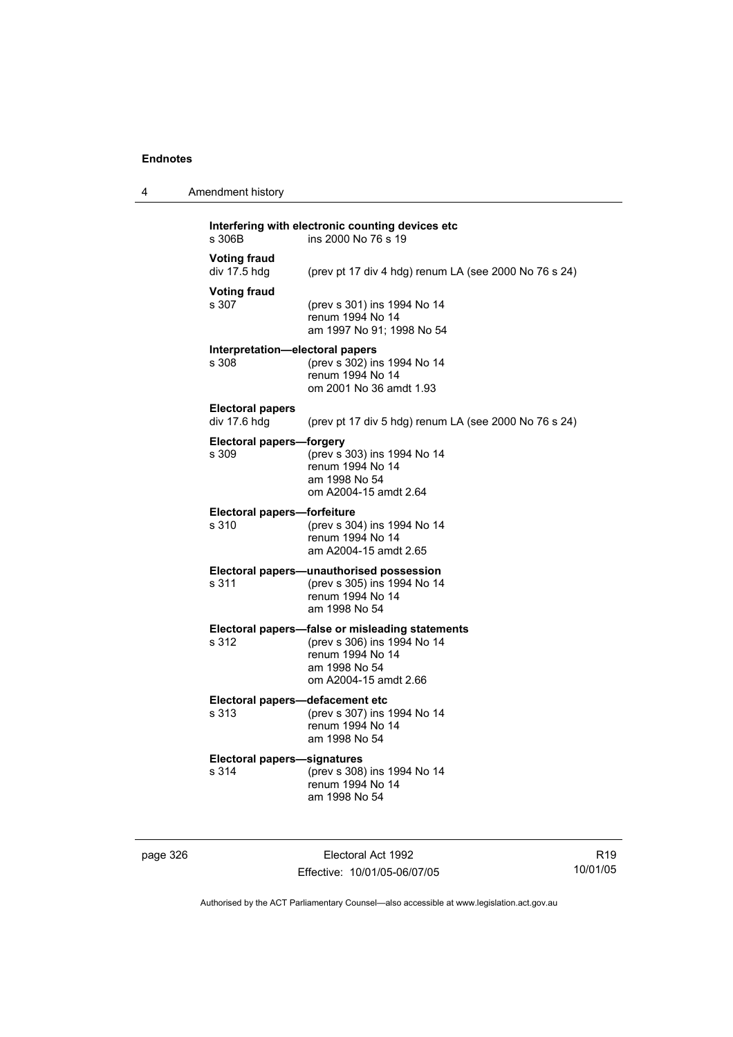**Interfering with electronic counting devices etc**
s 306B ins 2000 No 76 s 19

**Voting fraud**
div 17.5 hdg (prev pt 17 div 4 hdg) renum LA (see 2000 No 76 s 24)

**Voting fraud**
s 307 (prev s 301) ins 1994 No 14
renum 1994 No 14
am 1997 No 91; 1998 No 54

**Interpretation—electoral papers**
s 308 (prev s 302) ins 1994 No 14
renum 1994 No 14
om 2001 No 36 amdt 1.93

**Electoral papers**
div 17.6 hdg (prev pt 17 div 5 hdg) renum LA (see 2000 No 76 s 24)

**Electoral papers—forgery**
s 309 (prev s 303) ins 1994 No 14
renum 1994 No 14
am 1998 No 54
om A2004-15 amdt 2.64

**Electoral papers—forfeiture**
s 310 (prev s 304) ins 1994 No 14
renum 1994 No 14
am A2004-15 amdt 2.65

**Electoral papers—unauthorised possession**
s 311 (prev s 305) ins 1994 No 14
renum 1994 No 14
am 1998 No 54

**Electoral papers—false or misleading statements**
s 312 (prev s 306) ins 1994 No 14
renum 1994 No 14
am 1998 No 54
om A2004-15 amdt 2.66

**Electoral papers—defacement etc**
s 313 (prev s 307) ins 1994 No 14
renum 1994 No 14
am 1998 No 54

**Electoral papers—signatures**
s 314 (prev s 308) ins 1994 No 14
renum 1994 No 14
am 1998 No 54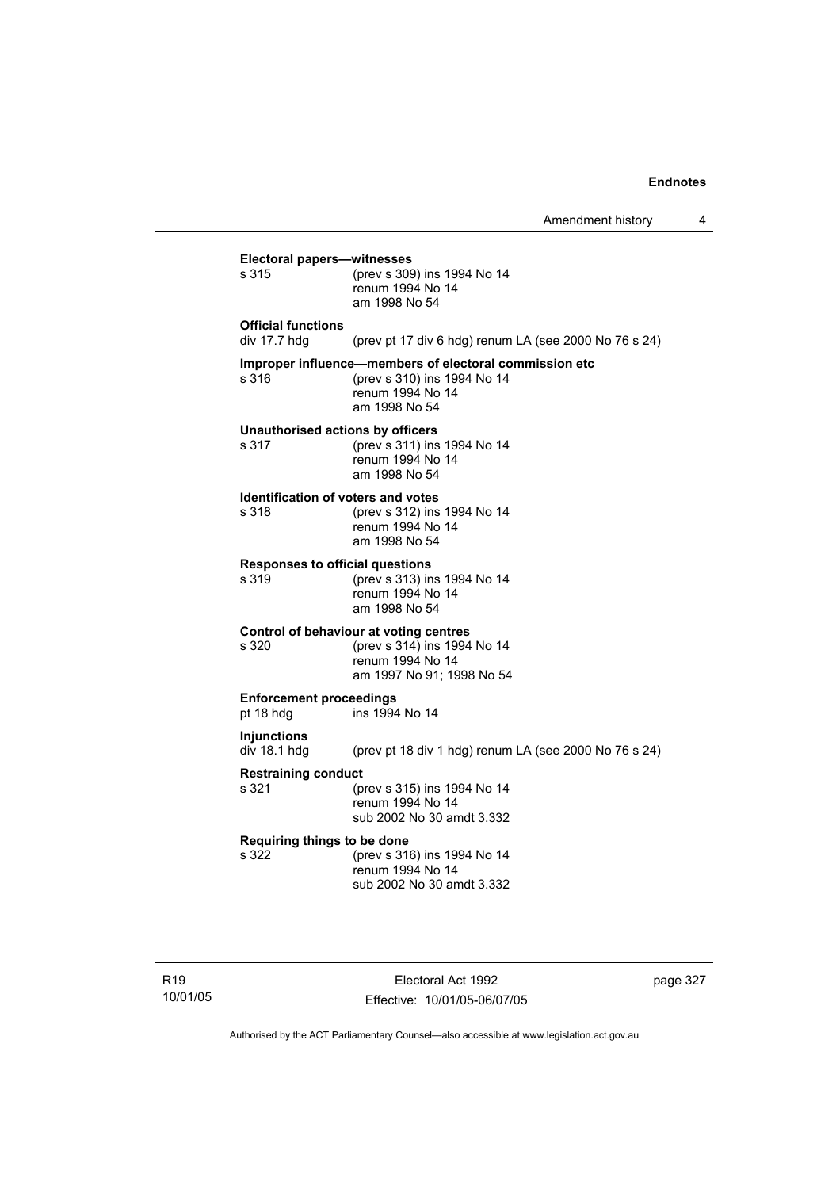**Electoral papers—witnesses**

s 315 (prev s 309) ins 1994 No 14
renum 1994 No 14
am 1998 No 54

**Official functions**

div 17.7 hdg (prev pt 17 div 6 hdg) renum LA (see 2000 No 76 s 24)

**Improper influence—members of electoral commission etc**

s 316 (prev s 310) ins 1994 No 14
renum 1994 No 14
am 1998 No 54

**Unauthorised actions by officers**

s 317 (prev s 311) ins 1994 No 14
renum 1994 No 14
am 1998 No 54

**Identification of voters and votes**

s 318 (prev s 312) ins 1994 No 14
renum 1994 No 14
am 1998 No 54

**Responses to official questions**

s 319 (prev s 313) ins 1994 No 14
renum 1994 No 14
am 1998 No 54

**Control of behaviour at voting centres**

s 320 (prev s 314) ins 1994 No 14
renum 1994 No 14
am 1997 No 91; 1998 No 54

**Enforcement proceedings**

pt 18 hdg ins 1994 No 14

**Injunctions**

div 18.1 hdg (prev pt 18 div 1 hdg) renum LA (see 2000 No 76 s 24)

**Restraining conduct**

s 321 (prev s 315) ins 1994 No 14
renum 1994 No 14
sub 2002 No 30 amdt 3.332

**Requiring things to be done**

s 322 (prev s 316) ins 1994 No 14
renum 1994 No 14
sub 2002 No 30 amdt 3.332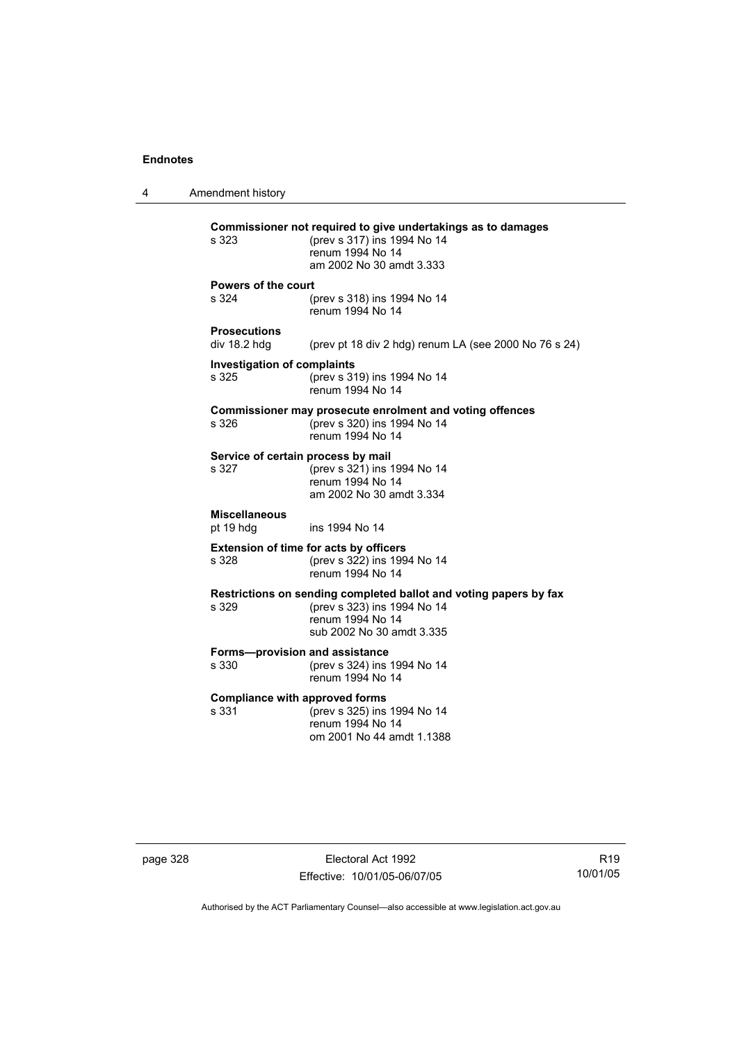**Commissioner not required to give undertakings as to damages**
s 323 (prev s 317) ins 1994 No 14
renum 1994 No 14
am 2002 No 30 amdt 3.333

**Powers of the court**
s 324 (prev s 318) ins 1994 No 14
renum 1994 No 14

**Prosecutions**
div 18.2 hdg (prev pt 18 div 2 hdg) renum LA (see 2000 No 76 s 24)

**Investigation of complaints**
s 325 (prev s 319) ins 1994 No 14
renum 1994 No 14

**Commissioner may prosecute enrolment and voting offences**
s 326 (prev s 320) ins 1994 No 14
renum 1994 No 14

**Service of certain process by mail**
s 327 (prev s 321) ins 1994 No 14
renum 1994 No 14
am 2002 No 30 amdt 3.334

**Miscellaneous**
pt 19 hdg ins 1994 No 14

**Extension of time for acts by officers**
s 328 (prev s 322) ins 1994 No 14
renum 1994 No 14

**Restrictions on sending completed ballot and voting papers by fax**
s 329 (prev s 323) ins 1994 No 14
renum 1994 No 14
sub 2002 No 30 amdt 3.335

**Forms—provision and assistance**
s 330 (prev s 324) ins 1994 No 14
renum 1994 No 14

**Compliance with approved forms**
s 331 (prev s 325) ins 1994 No 14
renum 1994 No 14
om 2001 No 44 amdt 1.1388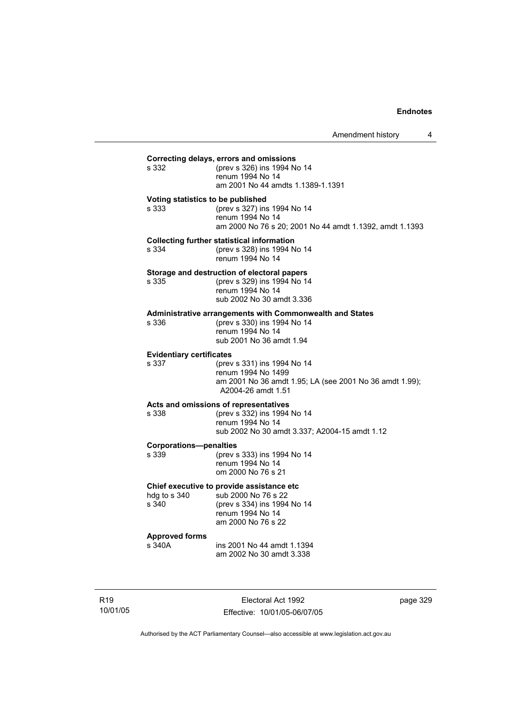**Correcting delays, errors and omissions**

s 332 (prev s 326) ins 1994 No 14
renum 1994 No 14
am 2001 No 44 amdts 1.1389-1.1391

**Voting statistics to be published**

s 333 (prev s 327) ins 1994 No 14
renum 1994 No 14
am 2000 No 76 s 20; 2001 No 44 amdt 1.1392, amdt 1.1393

**Collecting further statistical information**

s 334 (prev s 328) ins 1994 No 14
renum 1994 No 14

**Storage and destruction of electoral papers**

s 335 (prev s 329) ins 1994 No 14
renum 1994 No 14
sub 2002 No 30 amdt 3.336

**Administrative arrangements with Commonwealth and States**

s 336 (prev s 330) ins 1994 No 14
renum 1994 No 14
sub 2001 No 36 amdt 1.94

**Evidentiary certificates**

s 337 (prev s 331) ins 1994 No 14
renum 1994 No 1499
am 2001 No 36 amdt 1.95; LA (see 2001 No 36 amdt 1.99); A2004-26 amdt 1.51

**Acts and omissions of representatives**

s 338 (prev s 332) ins 1994 No 14
renum 1994 No 14
sub 2002 No 30 amdt 3.337; A2004-15 amdt 1.12

**Corporations—penalties**

s 339 (prev s 333) ins 1994 No 14
renum 1994 No 14
om 2000 No 76 s 21

**Chief executive to provide assistance etc**

hdg to s 340 sub 2000 No 76 s 22
s 340 (prev s 334) ins 1994 No 14
renum 1994 No 14
am 2000 No 76 s 22

**Approved forms**

s 340A ins 2001 No 44 amdt 1.1394
am 2002 No 30 amdt 3.338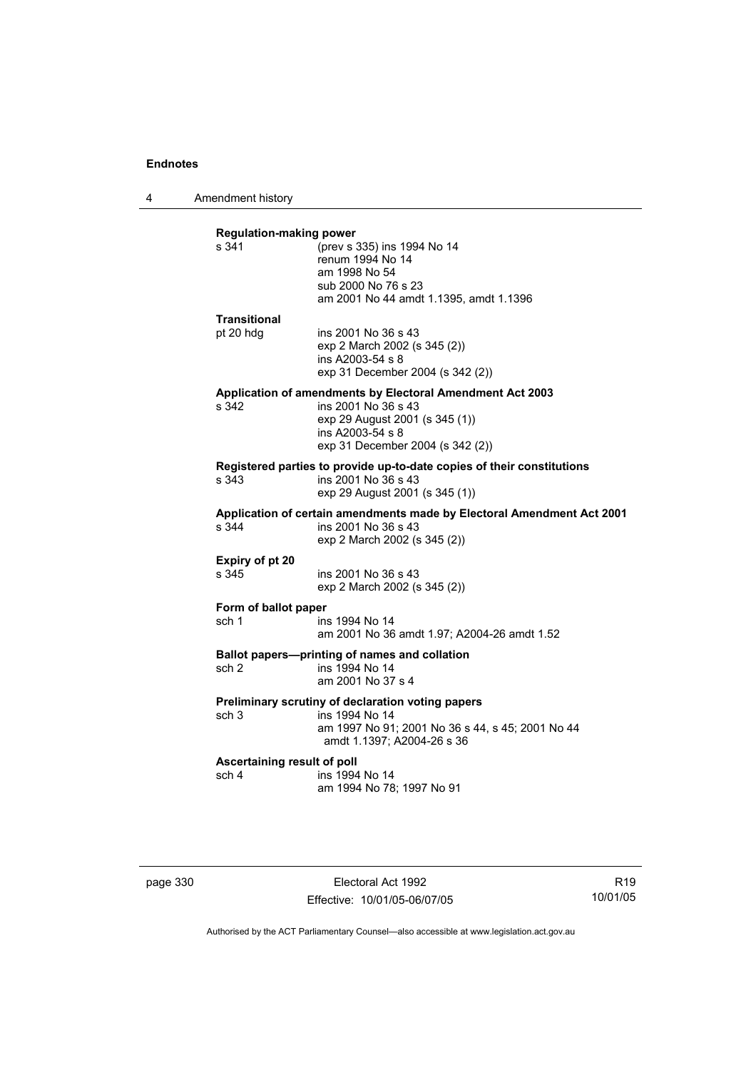**Regulation-making power**

s 341 (prev s 335) ins 1994 No 14
renum 1994 No 14
am 1998 No 54
sub 2000 No 76 s 23
am 2001 No 44 amdt 1.1395, amdt 1.1396

**Transitional**

pt 20 hdg ins 2001 No 36 s 43
exp 2 March 2002 (s 345 (2))
ins A2003-54 s 8
exp 31 December 2004 (s 342 (2))

**Application of amendments by Electoral Amendment Act 2003**

s 342 ins 2001 No 36 s 43
exp 29 August 2001 (s 345 (1))
ins A2003-54 s 8
exp 31 December 2004 (s 342 (2))

**Registered parties to provide up-to-date copies of their constitutions**

s 343 ins 2001 No 36 s 43
exp 29 August 2001 (s 345 (1))

**Application of certain amendments made by Electoral Amendment Act 2001**

s 344 ins 2001 No 36 s 43
exp 2 March 2002 (s 345 (2))

**Expiry of pt 20**

s 345 ins 2001 No 36 s 43
exp 2 March 2002 (s 345 (2))

**Form of ballot paper**

sch 1 ins 1994 No 14
am 2001 No 36 amdt 1.97; A2004-26 amdt 1.52

**Ballot papers—printing of names and collation**

sch 2 ins 1994 No 14
am 2001 No 37 s 4

**Preliminary scrutiny of declaration voting papers**

sch 3 ins 1994 No 14
am 1997 No 91; 2001 No 36 s 44, s 45; 2001 No 44 amdt 1.1397; A2004-26 s 36

**Ascertaining result of poll**

sch 4 ins 1994 No 14
am 1994 No 78; 1997 No 91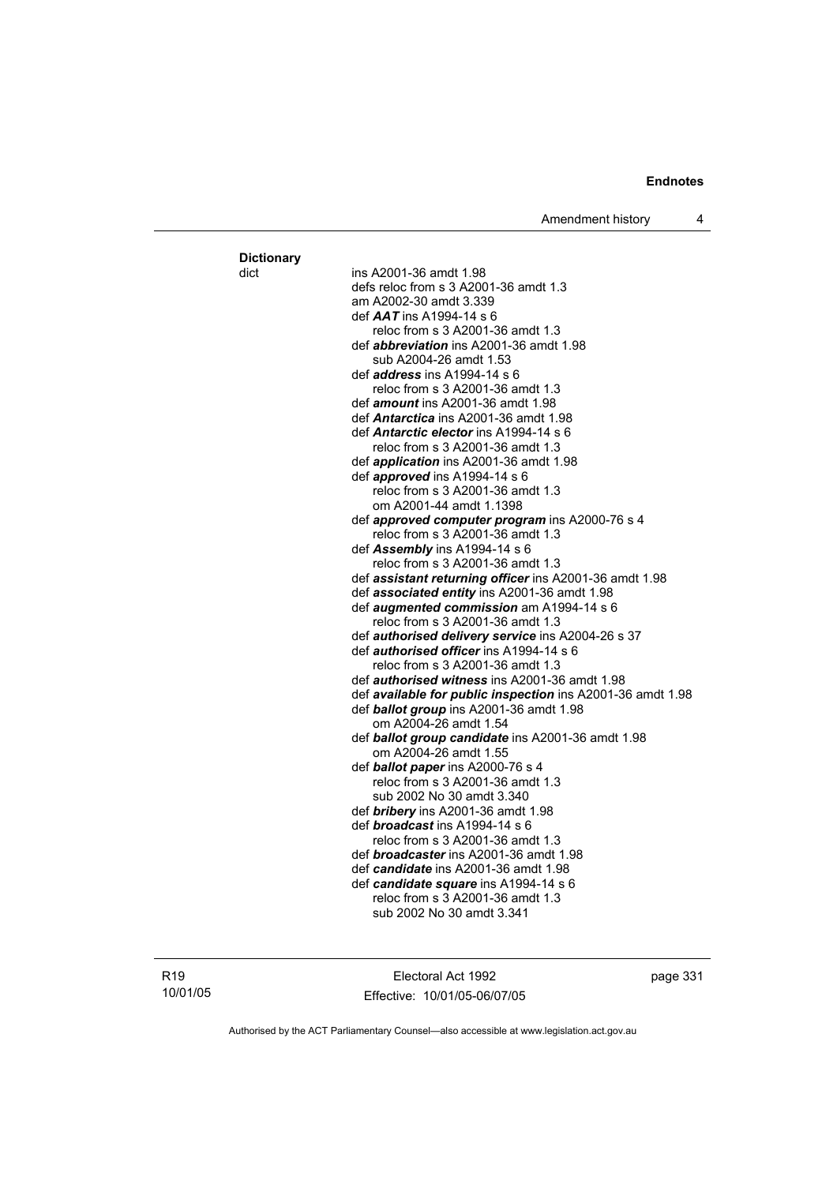**Dictionary**

dict ins A2001-36 amdt 1.98
defs reloc from s 3 A2001-36 amdt 1.3
am A2002-30 amdt 3.339
def ***AAT*** ins A1994-14 s 6
reloc from s 3 A2001-36 amdt 1.3
def ***abbreviation*** ins A2001-36 amdt 1.98
sub A2004-26 amdt 1.53
def ***address*** ins A1994-14 s 6
reloc from s 3 A2001-36 amdt 1.3
def ***amount*** ins A2001-36 amdt 1.98
def ***Antarctica*** ins A2001-36 amdt 1.98
def ***Antarctic elector*** ins A1994-14 s 6
reloc from s 3 A2001-36 amdt 1.3
def ***application*** ins A2001-36 amdt 1.98
def ***approved*** ins A1994-14 s 6
reloc from s 3 A2001-36 amdt 1.3
om A2001-44 amdt 1.1398
def ***approved computer program*** ins A2000-76 s 4
reloc from s 3 A2001-36 amdt 1.3
def ***Assembly*** ins A1994-14 s 6
reloc from s 3 A2001-36 amdt 1.3
def ***assistant returning officer*** ins A2001-36 amdt 1.98
def ***associated entity*** ins A2001-36 amdt 1.98
def ***augmented commission*** am A1994-14 s 6
reloc from s 3 A2001-36 amdt 1.3
def ***authorised delivery service*** ins A2004-26 s 37
def ***authorised officer*** ins A1994-14 s 6
reloc from s 3 A2001-36 amdt 1.3
def ***authorised witness*** ins A2001-36 amdt 1.98
def ***available for public inspection*** ins A2001-36 amdt 1.98
def ***ballot group*** ins A2001-36 amdt 1.98
om A2004-26 amdt 1.54
def ***ballot group candidate*** ins A2001-36 amdt 1.98
om A2004-26 amdt 1.55
def ***ballot paper*** ins A2000-76 s 4
reloc from s 3 A2001-36 amdt 1.3
sub 2002 No 30 amdt 3.340
def ***bribery*** ins A2001-36 amdt 1.98
def ***broadcast*** ins A1994-14 s 6
reloc from s 3 A2001-36 amdt 1.3
def ***broadcaster*** ins A2001-36 amdt 1.98
def ***candidate*** ins A2001-36 amdt 1.98
def ***candidate square*** ins A1994-14 s 6
reloc from s 3 A2001-36 amdt 1.3
sub 2002 No 30 amdt 3.341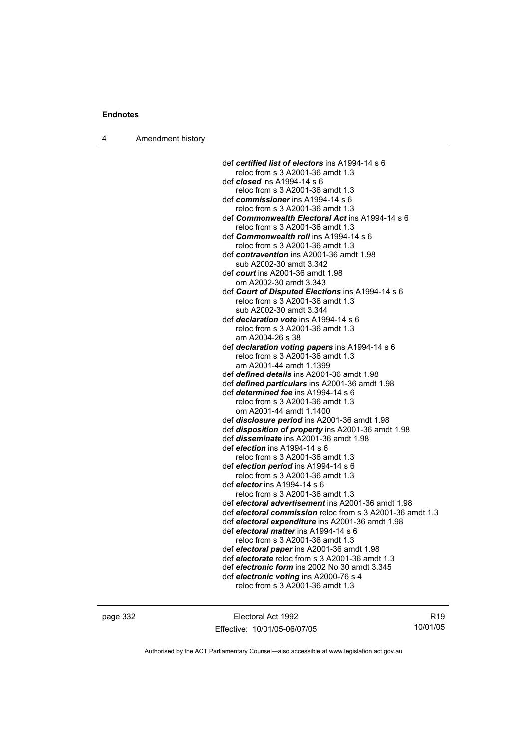def ***certified list of electors*** ins A1994-14 s 6
reloc from s 3 A2001-36 amdt 1.3
def ***closed*** ins A1994-14 s 6
reloc from s 3 A2001-36 amdt 1.3
def ***commissioner*** ins A1994-14 s 6
reloc from s 3 A2001-36 amdt 1.3
def ***Commonwealth Electoral Act*** ins A1994-14 s 6
reloc from s 3 A2001-36 amdt 1.3
def ***Commonwealth roll*** ins A1994-14 s 6
reloc from s 3 A2001-36 amdt 1.3
def ***contravention*** ins A2001-36 amdt 1.98
sub A2002-30 amdt 3.342
def ***court*** ins A2001-36 amdt 1.98
om A2002-30 amdt 3.343
def ***Court of Disputed Elections*** ins A1994-14 s 6
reloc from s 3 A2001-36 amdt 1.3
sub A2002-30 amdt 3.344
def ***declaration vote*** ins A1994-14 s 6
reloc from s 3 A2001-36 amdt 1.3
am A2004-26 s 38
def ***declaration voting papers*** ins A1994-14 s 6
reloc from s 3 A2001-36 amdt 1.3
am A2001-44 amdt 1.1399
def ***defined details*** ins A2001-36 amdt 1.98
def ***defined particulars*** ins A2001-36 amdt 1.98
def ***determined fee*** ins A1994-14 s 6
reloc from s 3 A2001-36 amdt 1.3
om A2001-44 amdt 1.1400
def ***disclosure period*** ins A2001-36 amdt 1.98
def ***disposition of property*** ins A2001-36 amdt 1.98
def ***disseminate*** ins A2001-36 amdt 1.98
def ***election*** ins A1994-14 s 6
reloc from s 3 A2001-36 amdt 1.3
def ***election period*** ins A1994-14 s 6
reloc from s 3 A2001-36 amdt 1.3
def ***elector*** ins A1994-14 s 6
reloc from s 3 A2001-36 amdt 1.3
def ***electoral advertisement*** ins A2001-36 amdt 1.98
def ***electoral commission*** reloc from s 3 A2001-36 amdt 1.3
def ***electoral expenditure*** ins A2001-36 amdt 1.98
def ***electoral matter*** ins A1994-14 s 6
reloc from s 3 A2001-36 amdt 1.3
def ***electoral paper*** ins A2001-36 amdt 1.98
def ***electorate*** reloc from s 3 A2001-36 amdt 1.3
def ***electronic form*** ins 2002 No 30 amdt 3.345
def ***electronic voting*** ins A2000-76 s 4
reloc from s 3 A2001-36 amdt 1.3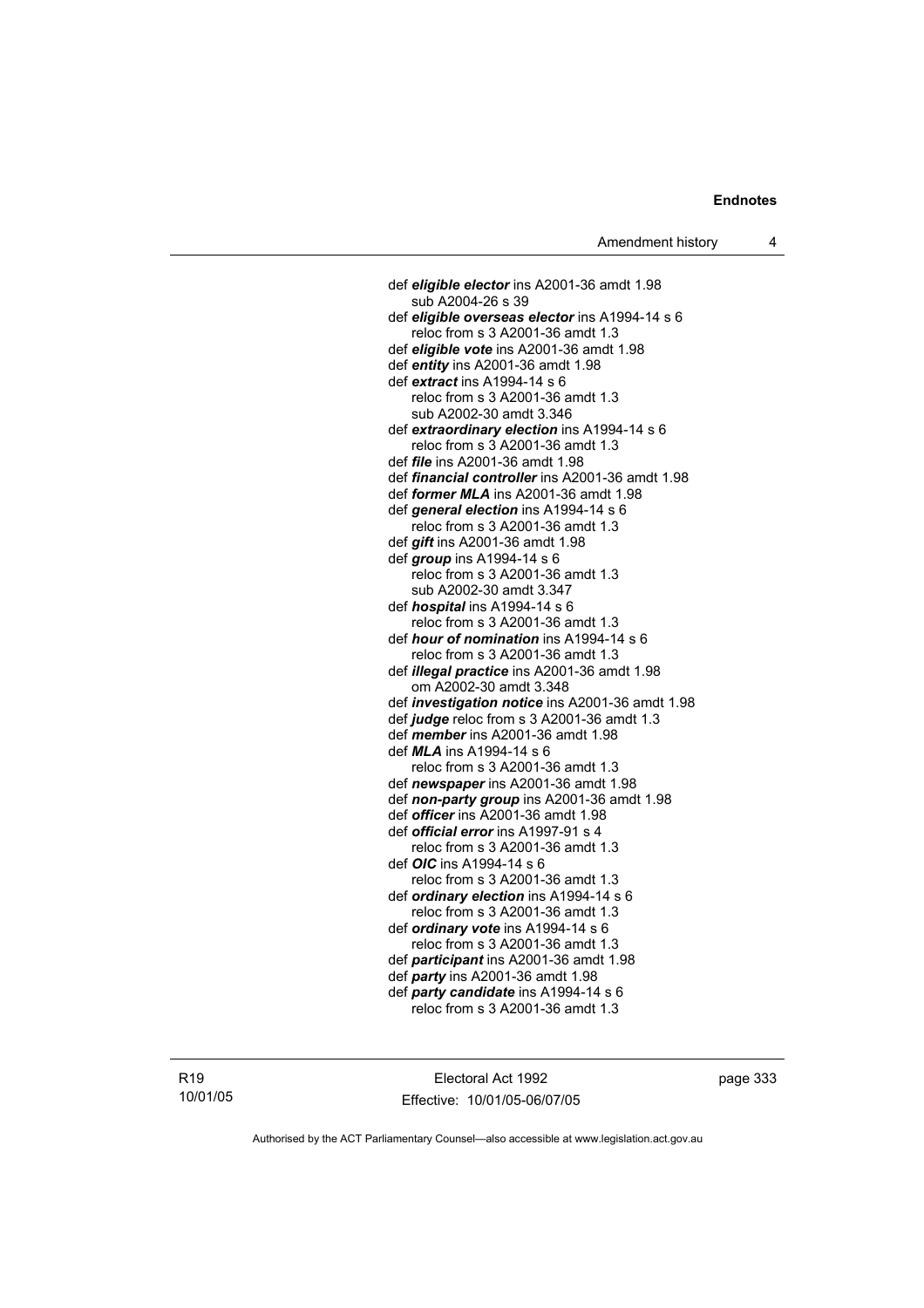def ***eligible elector*** ins A2001-36 amdt 1.98
  sub A2004-26 s 39
def ***eligible overseas elector*** ins A1994-14 s 6
  reloc from s 3 A2001-36 amdt 1.3
def ***eligible vote*** ins A2001-36 amdt 1.98
def ***entity*** ins A2001-36 amdt 1.98
def ***extract*** ins A1994-14 s 6
  reloc from s 3 A2001-36 amdt 1.3
  sub A2002-30 amdt 3.346
def ***extraordinary election*** ins A1994-14 s 6
  reloc from s 3 A2001-36 amdt 1.3
def ***file*** ins A2001-36 amdt 1.98
def ***financial controller*** ins A2001-36 amdt 1.98
def ***former MLA*** ins A2001-36 amdt 1.98
def ***general election*** ins A1994-14 s 6
  reloc from s 3 A2001-36 amdt 1.3
def ***gift*** ins A2001-36 amdt 1.98
def ***group*** ins A1994-14 s 6
  reloc from s 3 A2001-36 amdt 1.3
  sub A2002-30 amdt 3.347
def ***hospital*** ins A1994-14 s 6
  reloc from s 3 A2001-36 amdt 1.3
def ***hour of nomination*** ins A1994-14 s 6
  reloc from s 3 A2001-36 amdt 1.3
def ***illegal practice*** ins A2001-36 amdt 1.98
  om A2002-30 amdt 3.348
def ***investigation notice*** ins A2001-36 amdt 1.98
def ***judge*** reloc from s 3 A2001-36 amdt 1.3
def ***member*** ins A2001-36 amdt 1.98
def ***MLA*** ins A1994-14 s 6
  reloc from s 3 A2001-36 amdt 1.3
def ***newspaper*** ins A2001-36 amdt 1.98
def ***non-party group*** ins A2001-36 amdt 1.98
def ***officer*** ins A2001-36 amdt 1.98
def ***official error*** ins A1997-91 s 4
  reloc from s 3 A2001-36 amdt 1.3
def ***OIC*** ins A1994-14 s 6
  reloc from s 3 A2001-36 amdt 1.3
def ***ordinary election*** ins A1994-14 s 6
  reloc from s 3 A2001-36 amdt 1.3
def ***ordinary vote*** ins A1994-14 s 6
  reloc from s 3 A2001-36 amdt 1.3
def ***participant*** ins A2001-36 amdt 1.98
def ***party*** ins A2001-36 amdt 1.98
def ***party candidate*** ins A1994-14 s 6
  reloc from s 3 A2001-36 amdt 1.3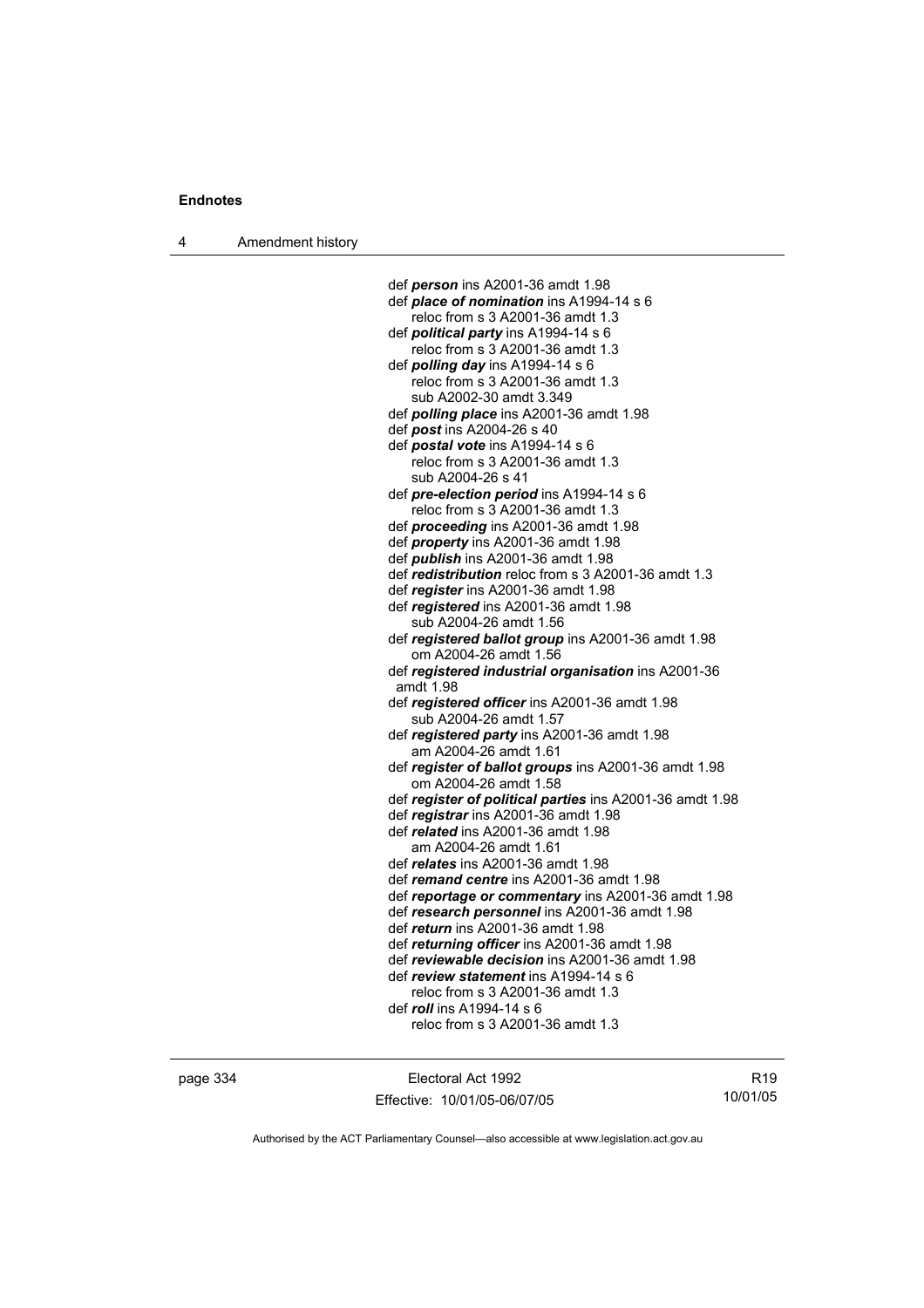def ***person*** ins A2001-36 amdt 1.98
def ***place of nomination*** ins A1994-14 s 6
  reloc from s 3 A2001-36 amdt 1.3
def ***political party*** ins A1994-14 s 6
  reloc from s 3 A2001-36 amdt 1.3
def ***polling day*** ins A1994-14 s 6
  reloc from s 3 A2001-36 amdt 1.3
  sub A2002-30 amdt 3.349
def ***polling place*** ins A2001-36 amdt 1.98
def ***post*** ins A2004-26 s 40
def ***postal vote*** ins A1994-14 s 6
  reloc from s 3 A2001-36 amdt 1.3
  sub A2004-26 s 41
def ***pre-election period*** ins A1994-14 s 6
  reloc from s 3 A2001-36 amdt 1.3
def ***proceeding*** ins A2001-36 amdt 1.98
def ***property*** ins A2001-36 amdt 1.98
def ***publish*** ins A2001-36 amdt 1.98
def ***redistribution*** reloc from s 3 A2001-36 amdt 1.3
def ***register*** ins A2001-36 amdt 1.98
def ***registered*** ins A2001-36 amdt 1.98
  sub A2004-26 amdt 1.56
def ***registered ballot group*** ins A2001-36 amdt 1.98
  om A2004-26 amdt 1.56
def ***registered industrial organisation*** ins A2001-36 amdt 1.98
def ***registered officer*** ins A2001-36 amdt 1.98
  sub A2004-26 amdt 1.57
def ***registered party*** ins A2001-36 amdt 1.98
  am A2004-26 amdt 1.61
def ***register of ballot groups*** ins A2001-36 amdt 1.98
  om A2004-26 amdt 1.58
def ***register of political parties*** ins A2001-36 amdt 1.98
def ***registrar*** ins A2001-36 amdt 1.98
def ***related*** ins A2001-36 amdt 1.98
  am A2004-26 amdt 1.61
def ***relates*** ins A2001-36 amdt 1.98
def ***remand centre*** ins A2001-36 amdt 1.98
def ***reportage or commentary*** ins A2001-36 amdt 1.98
def ***research personnel*** ins A2001-36 amdt 1.98
def ***return*** ins A2001-36 amdt 1.98
def ***returning officer*** ins A2001-36 amdt 1.98
def ***reviewable decision*** ins A2001-36 amdt 1.98
def ***review statement*** ins A1994-14 s 6
  reloc from s 3 A2001-36 amdt 1.3
def ***roll*** ins A1994-14 s 6
  reloc from s 3 A2001-36 amdt 1.3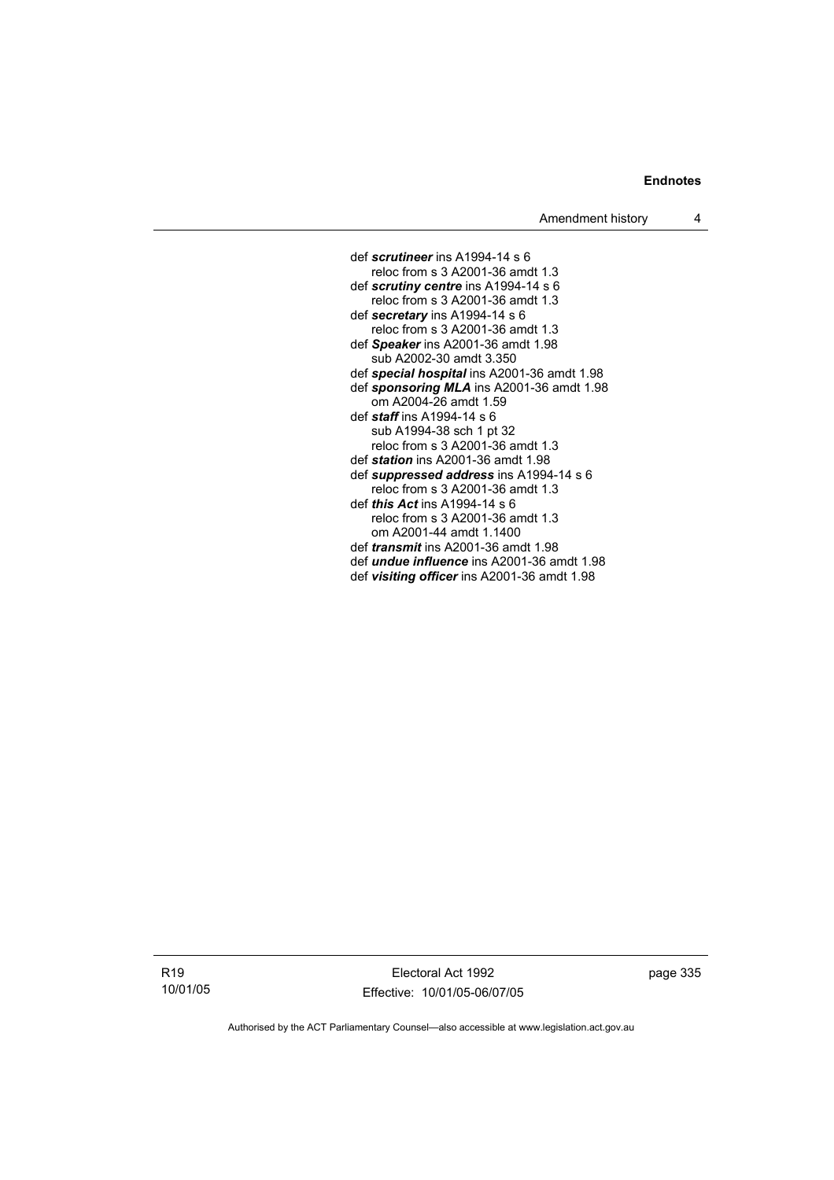def ***scrutineer*** ins A1994-14 s 6
    reloc from s 3 A2001-36 amdt 1.3
def ***scrutiny centre*** ins A1994-14 s 6
    reloc from s 3 A2001-36 amdt 1.3
def ***secretary*** ins A1994-14 s 6
    reloc from s 3 A2001-36 amdt 1.3
def ***Speaker*** ins A2001-36 amdt 1.98
    sub A2002-30 amdt 3.350
def ***special hospital*** ins A2001-36 amdt 1.98
def ***sponsoring MLA*** ins A2001-36 amdt 1.98
    om A2004-26 amdt 1.59
def ***staff*** ins A1994-14 s 6
    sub A1994-38 sch 1 pt 32
    reloc from s 3 A2001-36 amdt 1.3
def ***station*** ins A2001-36 amdt 1.98
def ***suppressed address*** ins A1994-14 s 6
    reloc from s 3 A2001-36 amdt 1.3
def ***this Act*** ins A1994-14 s 6
    reloc from s 3 A2001-36 amdt 1.3
    om A2001-44 amdt 1.1400
def ***transmit*** ins A2001-36 amdt 1.98
def ***undue influence*** ins A2001-36 amdt 1.98
def ***visiting officer*** ins A2001-36 amdt 1.98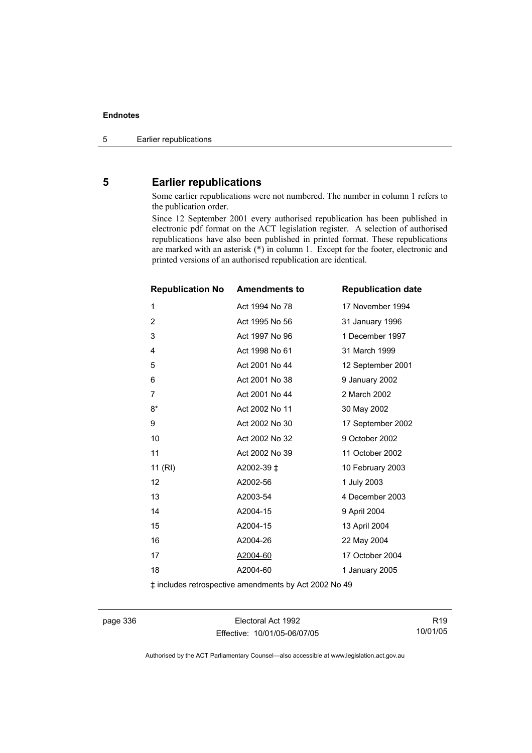## 5 Earlier republications

Some earlier republications were not numbered. The number in column 1 refers to the publication order.

Since 12 September 2001 every authorised republication has been published in electronic pdf format on the ACT legislation register. A selection of authorised republications have also been published in printed format. These republications are marked with an asterisk (*) in column 1. Except for the footer, electronic and printed versions of an authorised republication are identical.

| Republication No | Amendments to | Republication date |
|---|---|---|
| 1 | Act 1994 No 78 | 17 November 1994 |
| 2 | Act 1995 No 56 | 31 January 1996 |
| 3 | Act 1997 No 96 | 1 December 1997 |
| 4 | Act 1998 No 61 | 31 March 1999 |
| 5 | Act 2001 No 44 | 12 September 2001 |
| 6 | Act 2001 No 38 | 9 January 2002 |
| 7 | Act 2001 No 44 | 2 March 2002 |
| 8* | Act 2002 No 11 | 30 May 2002 |
| 9 | Act 2002 No 30 | 17 September 2002 |
| 10 | Act 2002 No 32 | 9 October 2002 |
| 11 | Act 2002 No 39 | 11 October 2002 |
| 11 (RI) | A2002-39 ‡ | 10 February 2003 |
| 12 | A2002-56 | 1 July 2003 |
| 13 | A2003-54 | 4 December 2003 |
| 14 | A2004-15 | 9 April 2004 |
| 15 | A2004-15 | 13 April 2004 |
| 16 | A2004-26 | 22 May 2004 |
| 17 | A2004-60 | 17 October 2004 |
| 18 | A2004-60 | 1 January 2005 |

‡ includes retrospective amendments by Act 2002 No 49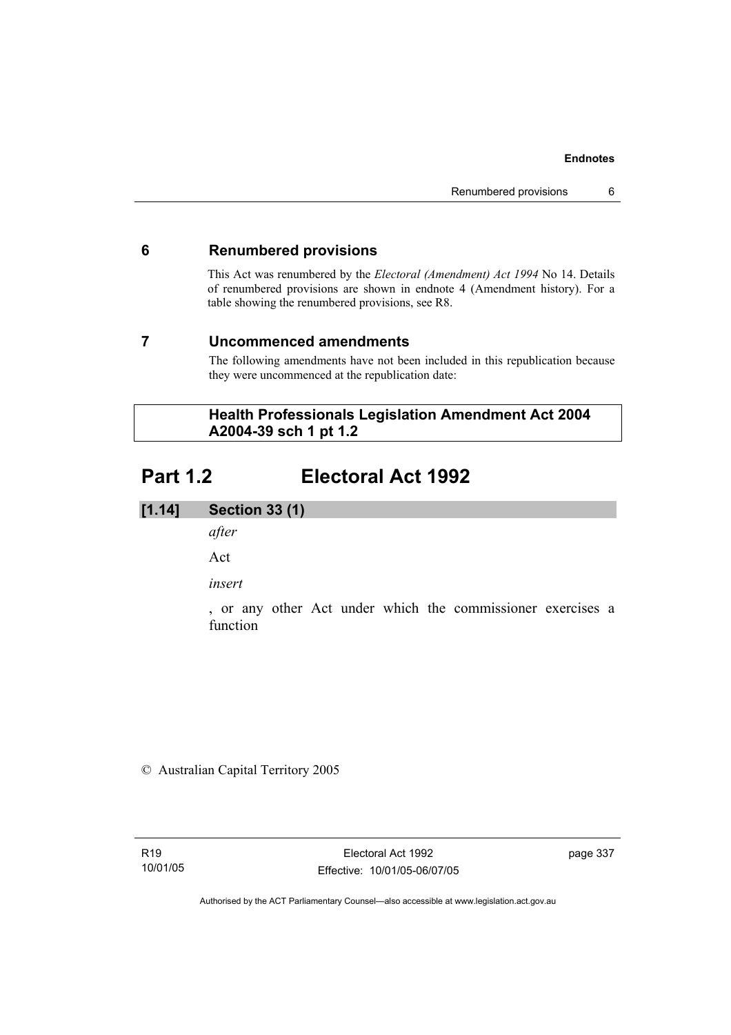## 6 Renumbered provisions

This Act was renumbered by the *Electoral (Amendment) Act 1994* No 14. Details of renumbered provisions are shown in endnote 4 (Amendment history). For a table showing the renumbered provisions, see R8.

## 7 Uncommenced amendments

The following amendments have not been included in this republication because they were uncommenced at the republication date:

**Health Professionals Legislation Amendment Act 2004 A2004-39 sch 1 pt 1.2**

# Part 1.2 Electoral Act 1992

### [1.14] Section 33 (1)

*after*

Act

*insert*

, or any other Act under which the commissioner exercises a function

© Australian Capital Territory 2005